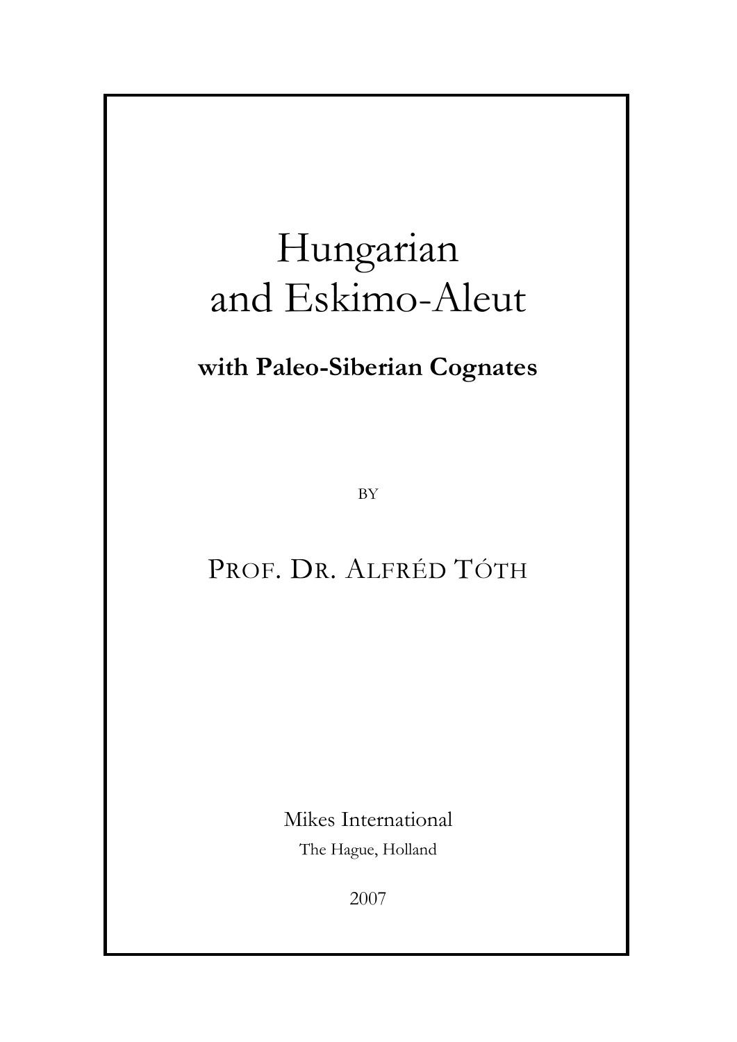# Hungarian and Eskimo-Aleut

**with Paleo-Siberian Cognates**

BY

PROF. DR. ALFRÉD TÓTH

Mikes International

The Hague, Holland

2007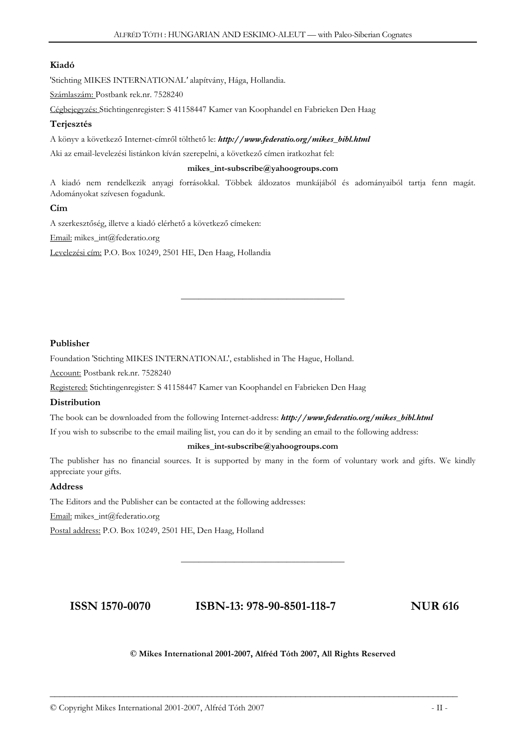**Kiadó**

'Stichting MIKES INTERNATIONAL' alapítvány, Hága, Hollandia.

Számlaszám: Postbank rek.nr. 7528240

Cégbejegyzés: Stichtingenregister: S 41158447 Kamer van Koophandel en Fabrieken Den Haag

**Terjesztés**

A könyv a következő Internet-címről tölthető le: ***http://www.federatio.org/mikes_bibl.html***

Aki az email-levelezési listánkon kíván szerepelni, a következő címen iratkozhat fel:

**mikes_int-subscribe@yahoogroups.com**

A kiadó nem rendelkezik anyagi forrásokkal. Többek áldozatos munkájából és adományaiból tartja fenn magát. Adományokat szívesen fogadunk.

**Cím**

A szerkesztőség, illetve a kiadó elérhető a következő címeken:

Email: mikes_int@federatio.org

Levelezési cím: P.O. Box 10249, 2501 HE, Den Haag, Hollandia

---

**Publisher**

Foundation 'Stichting MIKES INTERNATIONAL', established in The Hague, Holland.

Account: Postbank rek.nr. 7528240

Registered: Stichtingenregister: S 41158447 Kamer van Koophandel en Fabrieken Den Haag

**Distribution**

The book can be downloaded from the following Internet-address: ***http://www.federatio.org/mikes_bibl.html***

If you wish to subscribe to the email mailing list, you can do it by sending an email to the following address:

**mikes_int-subscribe@yahoogroups.com**

The publisher has no financial sources. It is supported by many in the form of voluntary work and gifts. We kindly appreciate your gifts.

**Address**

The Editors and the Publisher can be contacted at the following addresses:

Email: mikes_int@federatio.org

Postal address: P.O. Box 10249, 2501 HE, Den Haag, Holland

---

**ISSN 1570-0070** **ISBN-13: 978-90-8501-118-7** **NUR 616**

**© Mikes International 2001-2007, Alfréd Tóth 2007, All Rights Reserved**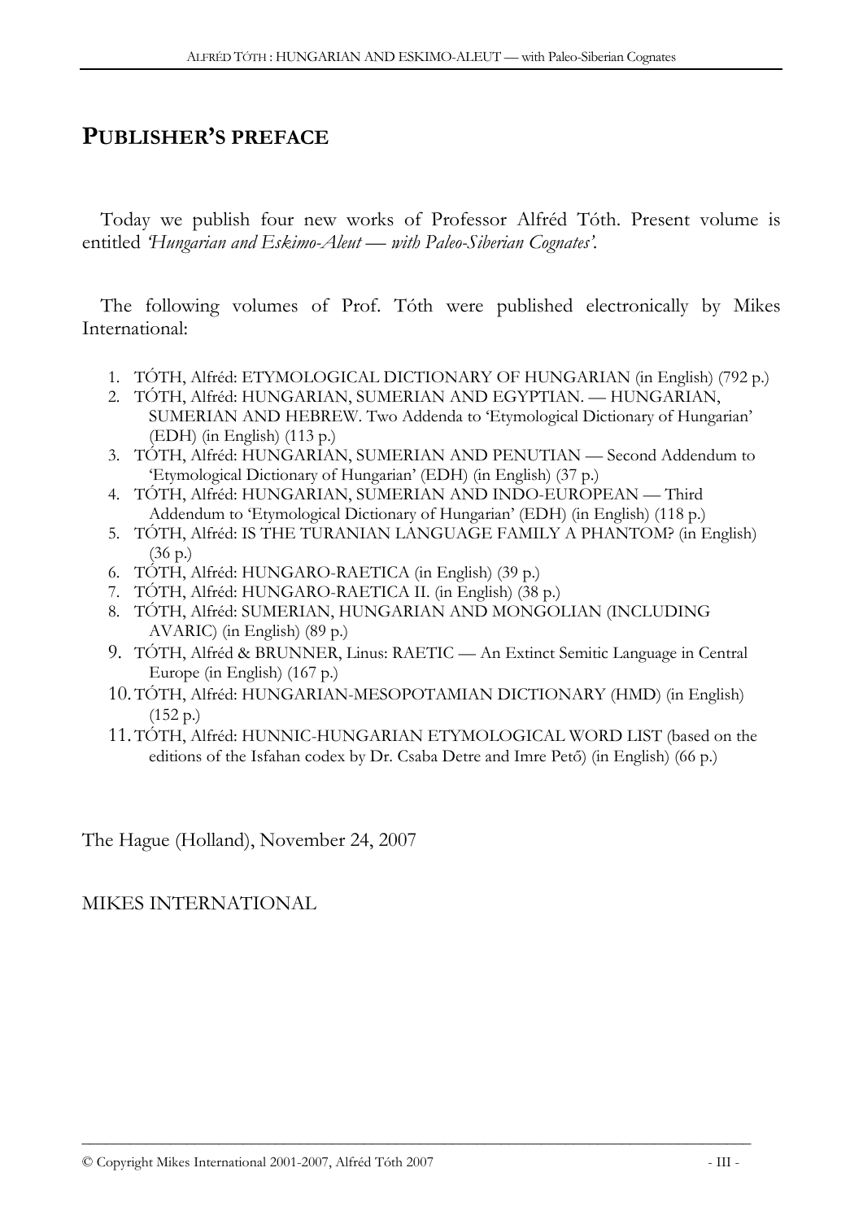## PUBLISHER'S PREFACE

Today we publish four new works of Professor Alfréd Tóth. Present volume is entitled *'Hungarian and Eskimo-Aleut — with Paleo-Siberian Cognates'*.

The following volumes of Prof. Tóth were published electronically by Mikes International:

1. TÓTH, Alfréd: ETYMOLOGICAL DICTIONARY OF HUNGARIAN (in English) (792 p.)
2. TÓTH, Alfréd: HUNGARIAN, SUMERIAN AND EGYPTIAN. — HUNGARIAN, SUMERIAN AND HEBREW. Two Addenda to 'Etymological Dictionary of Hungarian' (EDH) (in English) (113 p.)
3. TÓTH, Alfréd: HUNGARIAN, SUMERIAN AND PENUTIAN — Second Addendum to 'Etymological Dictionary of Hungarian' (EDH) (in English) (37 p.)
4. TÓTH, Alfréd: HUNGARIAN, SUMERIAN AND INDO-EUROPEAN — Third Addendum to 'Etymological Dictionary of Hungarian' (EDH) (in English) (118 p.)
5. TÓTH, Alfréd: IS THE TURANIAN LANGUAGE FAMILY A PHANTOM? (in English) (36 p.)
6. TÓTH, Alfréd: HUNGARO-RAETICA (in English) (39 p.)
7. TÓTH, Alfréd: HUNGARO-RAETICA II. (in English) (38 p.)
8. TÓTH, Alfréd: SUMERIAN, HUNGARIAN AND MONGOLIAN (INCLUDING AVARIC) (in English) (89 p.)
9. TÓTH, Alfréd & BRUNNER, Linus: RAETIC — An Extinct Semitic Language in Central Europe (in English) (167 p.)
10. TÓTH, Alfréd: HUNGARIAN-MESOPOTAMIAN DICTIONARY (HMD) (in English) (152 p.)
11. TÓTH, Alfréd: HUNNIC-HUNGARIAN ETYMOLOGICAL WORD LIST (based on the editions of the Isfahan codex by Dr. Csaba Detre and Imre Pető) (in English) (66 p.)

The Hague (Holland), November 24, 2007

MIKES INTERNATIONAL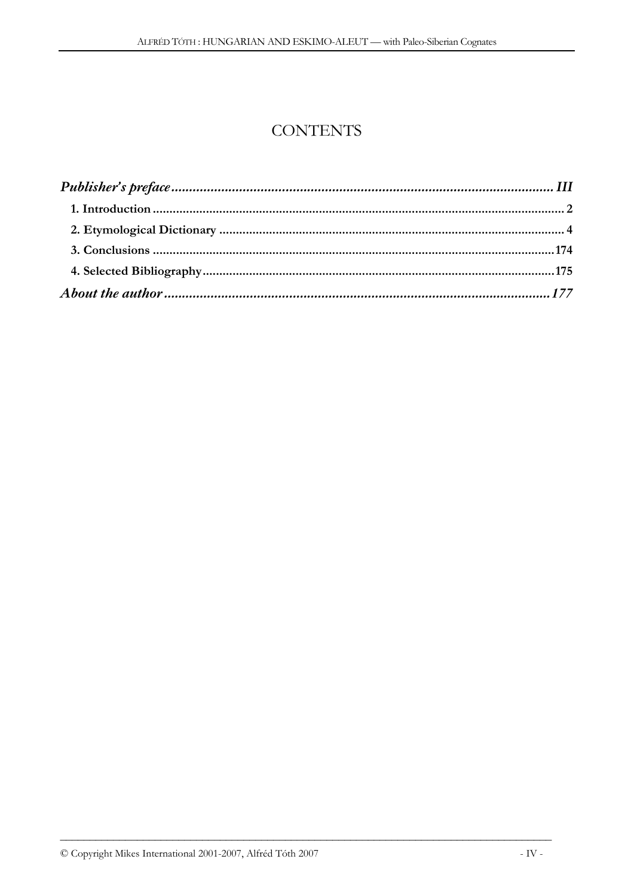# CONTENTS

***Publisher's preface*** ***III***

- **1. Introduction** **2**
- **2. Etymological Dictionary** **4**
- **3. Conclusions** **174**
- **4. Selected Bibliography** **175**

***About the author*** ***177***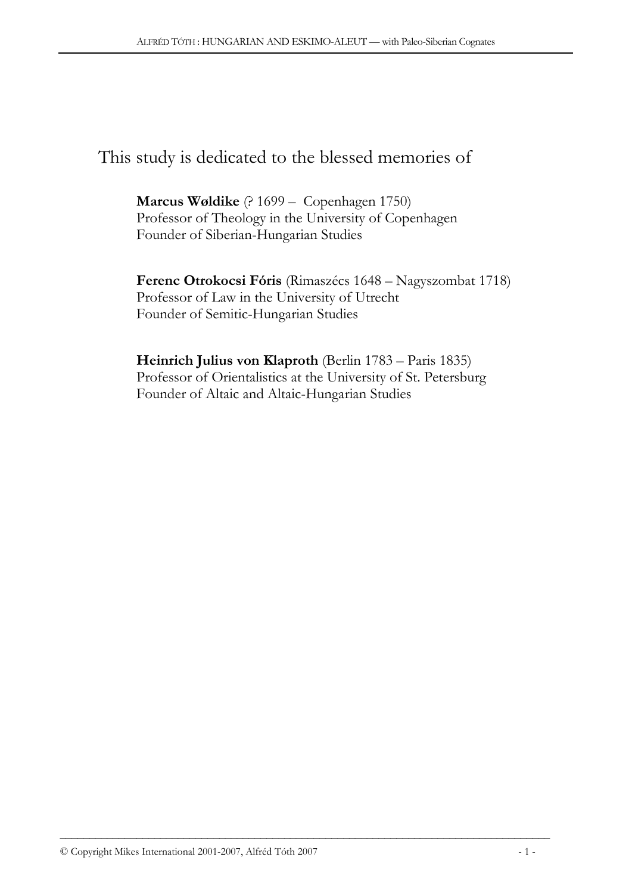This study is dedicated to the blessed memories of

**Marcus Wøldike** (? 1699 – Copenhagen 1750)
Professor of Theology in the University of Copenhagen
Founder of Siberian-Hungarian Studies

**Ferenc Otrokocsi Fóris** (Rimaszécs 1648 – Nagyszombat 1718)
Professor of Law in the University of Utrecht
Founder of Semitic-Hungarian Studies

**Heinrich Julius von Klaproth** (Berlin 1783 – Paris 1835)
Professor of Orientalistics at the University of St. Petersburg
Founder of Altaic and Altaic-Hungarian Studies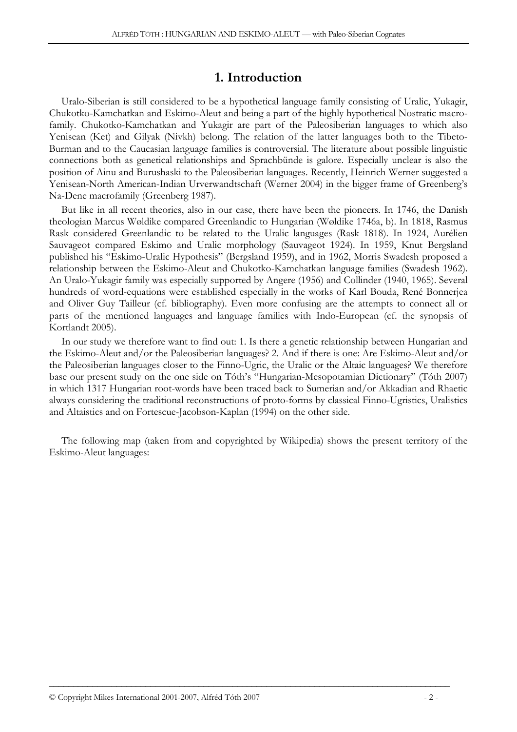# 1. Introduction

Uralo-Siberian is still considered to be a hypothetical language family consisting of Uralic, Yukagir, Chukotko-Kamchatkan and Eskimo-Aleut and being a part of the highly hypothetical Nostratic macro-family. Chukotko-Kamchatkan and Yukagir are part of the Paleosiberian languages to which also Yenisean (Ket) and Gilyak (Nivkh) belong. The relation of the latter languages both to the Tibeto-Burman and to the Caucasian language families is controversial. The literature about possible linguistic connections both as genetical relationships and Sprachbünde is galore. Especially unclear is also the position of Ainu and Burushaski to the Paleosiberian languages. Recently, Heinrich Werner suggested a Yenisean-North American-Indian Urverwandtschaft (Werner 2004) in the bigger frame of Greenberg's Na-Dene macrofamily (Greenberg 1987).

But like in all recent theories, also in our case, there have been the pioneers. In 1746, the Danish theologian Marcus Wøldike compared Greenlandic to Hungarian (Wøldike 1746a, b). In 1818, Rasmus Rask considered Greenlandic to be related to the Uralic languages (Rask 1818). In 1924, Aurélien Sauvageot compared Eskimo and Uralic morphology (Sauvageot 1924). In 1959, Knut Bergsland published his "Eskimo-Uralic Hypothesis" (Bergsland 1959), and in 1962, Morris Swadesh proposed a relationship between the Eskimo-Aleut and Chukotko-Kamchatkan language families (Swadesh 1962). An Uralo-Yukagir family was especially supported by Angere (1956) and Collinder (1940, 1965). Several hundreds of word-equations were established especially in the works of Karl Bouda, René Bonnerjea and Oliver Guy Tailleur (cf. bibliography). Even more confusing are the attempts to connect all or parts of the mentioned languages and language families with Indo-European (cf. the synopsis of Kortlandt 2005).

In our study we therefore want to find out: 1. Is there a genetic relationship between Hungarian and the Eskimo-Aleut and/or the Paleosiberian languages? 2. And if there is one: Are Eskimo-Aleut and/or the Paleosiberian languages closer to the Finno-Ugric, the Uralic or the Altaic languages? We therefore base our present study on the one side on Tóth's "Hungarian-Mesopotamian Dictionary" (Tóth 2007) in which 1317 Hungarian root-words have been traced back to Sumerian and/or Akkadian and Rhaetic always considering the traditional reconstructions of proto-forms by classical Finno-Ugristics, Uralistics and Altaistics and on Fortescue-Jacobson-Kaplan (1994) on the other side.

The following map (taken from and copyrighted by Wikipedia) shows the present territory of the Eskimo-Aleut languages: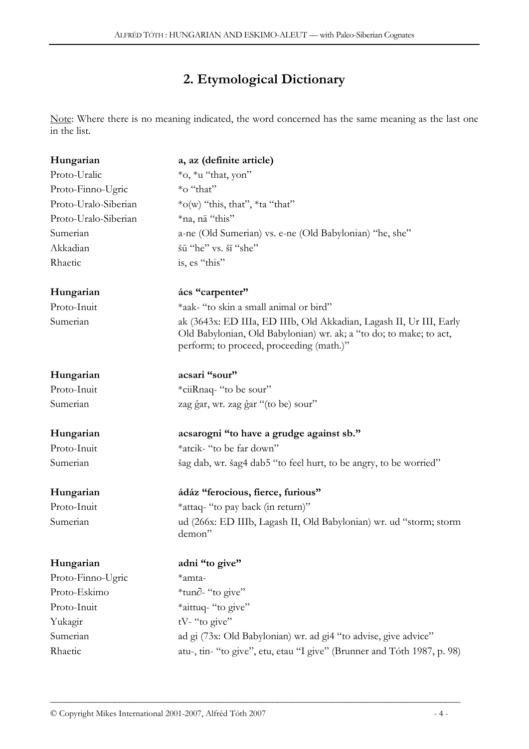## 2. Etymological Dictionary

Note: Where there is no meaning indicated, the word concerned has the same meaning as the last one in the list.

| | |
|---|---|
| **Hungarian** | **a, az (definite article)** |
| Proto-Uralic | *o, *u "that, yon" |
| Proto-Finno-Ugric | *o "that" |
| Proto-Uralo-Siberian | *o(w) "this, that", *ta "that" |
| Proto-Uralo-Siberian | *na, nä "this" |
| Sumerian | a-ne (Old Sumerian) vs. e-ne (Old Babylonian) "he, she" |
| Akkadian | šū "he" vs. šī "she" |
| Rhaetic | is, es "this" |

| | |
|---|---|
| **Hungarian** | **ács "carpenter"** |
| Proto-Inuit | *aak- "to skin a small animal or bird" |
| Sumerian | ak (3643x: ED IIIa, ED IIIb, Old Akkadian, Lagash II, Ur III, Early Old Babylonian, Old Babylonian) wr. ak; a "to do; to make; to act, perform; to proceed, proceeding (math.)" |

| | |
|---|---|
| **Hungarian** | **acsari "sour"** |
| Proto-Inuit | *ciiRnaq- "to be sour" |
| Sumerian | zag ĝar, wr. zag ĝar "(to be) sour" |

| | |
|---|---|
| **Hungarian** | **acsarogni "to have a grudge against sb."** |
| Proto-Inuit | *atcik- "to be far down" |
| Sumerian | šag dab, wr. šag4 dab5 "to feel hurt, to be angry, to be worried" |

| | |
|---|---|
| **Hungarian** | **ádáz "ferocious, fierce, furious"** |
| Proto-Inuit | *attaq- "to pay back (in return)" |
| Sumerian | ud (266x: ED IIIb, Lagash II, Old Babylonian) wr. ud "storm; storm demon" |

| | |
|---|---|
| **Hungarian** | **adni "to give"** |
| Proto-Finno-Ugric | *amta- |
| Proto-Eskimo | *tun∂- "to give" |
| Proto-Inuit | *aittuq- "to give" |
| Yukagir | tV- "to give" |
| Sumerian | ad gi (73x: Old Babylonian) wr. ad gi4 "to advise, give advice" |
| Rhaetic | atu-, tin- "to give", etu, etau "I give" (Brunner and Tóth 1987, p. 98) |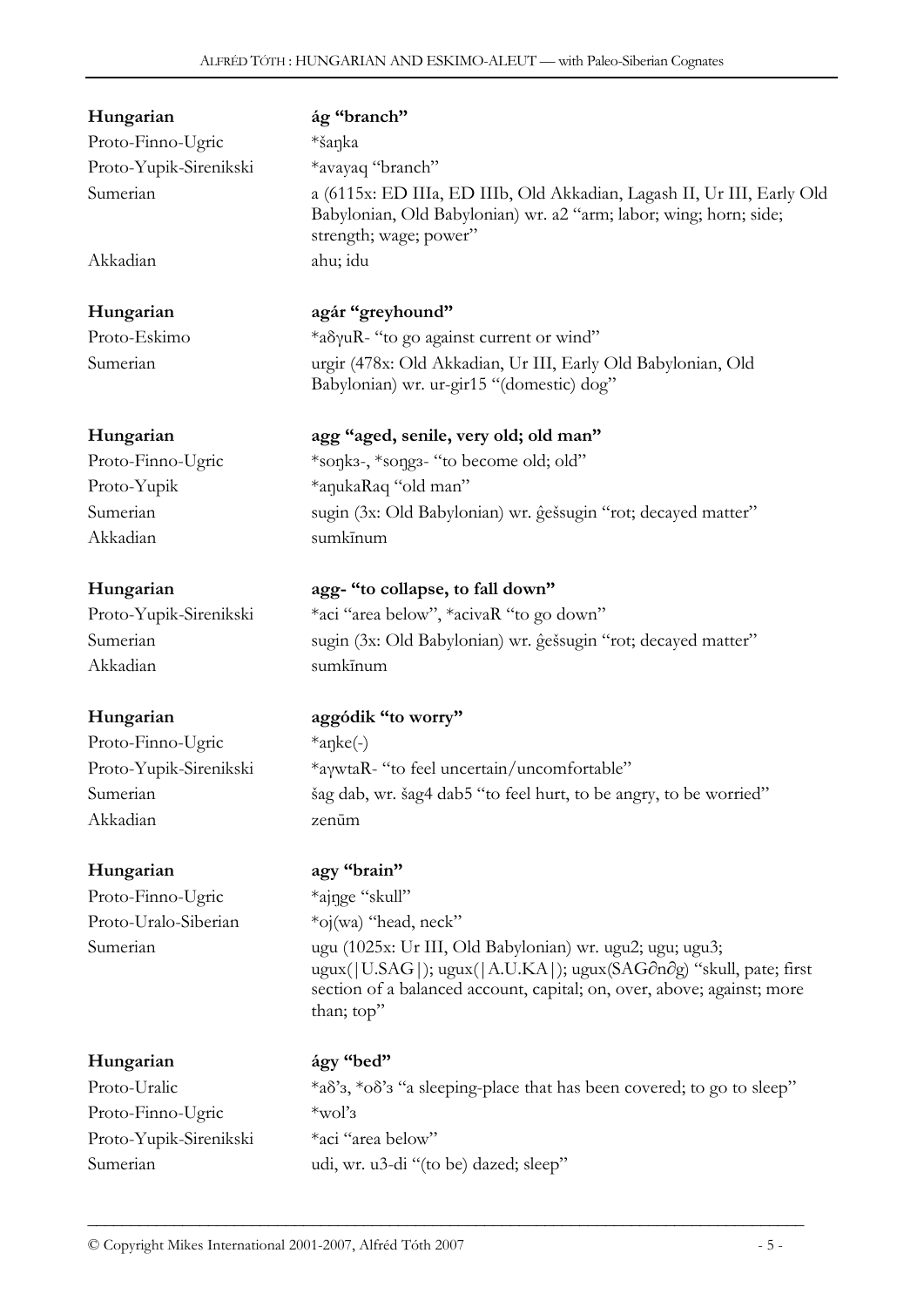| | |
|---|---|
| **Hungarian** | **ág "branch"** |
| Proto-Finno-Ugric | *šaŋka |
| Proto-Yupik-Sirenikski | *avayaq "branch" |
| Sumerian | a (6115x: ED IIIa, ED IIIb, Old Akkadian, Lagash II, Ur III, Early Old Babylonian, Old Babylonian) wr. a2 "arm; labor; wing; horn; side; strength; wage; power" |
| Akkadian | ahu; idu |

| | |
|---|---|
| **Hungarian** | **agár "greyhound"** |
| Proto-Eskimo | *aδγuR- "to go against current or wind" |
| Sumerian | urgir (478x: Old Akkadian, Ur III, Early Old Babylonian, Old Babylonian) wr. ur-gir15 "(domestic) dog" |

| | |
|---|---|
| **Hungarian** | **agg "aged, senile, very old; old man"** |
| Proto-Finno-Ugric | *soŋkз-, *soŋgз- "to become old; old" |
| Proto-Yupik | *aŋukaRaq "old man" |
| Sumerian | sugin (3x: Old Babylonian) wr. ĝešsugin "rot; decayed matter" |
| Akkadian | sumkīnum |

| | |
|---|---|
| **Hungarian** | **agg- "to collapse, to fall down"** |
| Proto-Yupik-Sirenikski | *aci "area below", *acivaR "to go down" |
| Sumerian | sugin (3x: Old Babylonian) wr. ĝešsugin "rot; decayed matter" |
| Akkadian | sumkīnum |

| | |
|---|---|
| **Hungarian** | **aggódik "to worry"** |
| Proto-Finno-Ugric | *aŋke(-) |
| Proto-Yupik-Sirenikski | *aγwtaR- "to feel uncertain/uncomfortable" |
| Sumerian | šag dab, wr. šag4 dab5 "to feel hurt, to be angry, to be worried" |
| Akkadian | zenūm |

| | |
|---|---|
| **Hungarian** | **agy "brain"** |
| Proto-Finno-Ugric | *ajŋge "skull" |
| Proto-Uralo-Siberian | *oj(wa) "head, neck" |
| Sumerian | ugu (1025x: Ur III, Old Babylonian) wr. ugu2; ugu; ugu3; ugux(\|U.SAG\|); ugux(\|A.U.KA\|); ugux(SAG∂n∂g) "skull, pate; first section of a balanced account, capital; on, over, above; against; more than; top" |

| | |
|---|---|
| **Hungarian** | **ágy "bed"** |
| Proto-Uralic | *aδ'з, *oδ'з "a sleeping-place that has been covered; to go to sleep" |
| Proto-Finno-Ugric | *wol'з |
| Proto-Yupik-Sirenikski | *aci "area below" |
| Sumerian | udi, wr. u3-di "(to be) dazed; sleep" |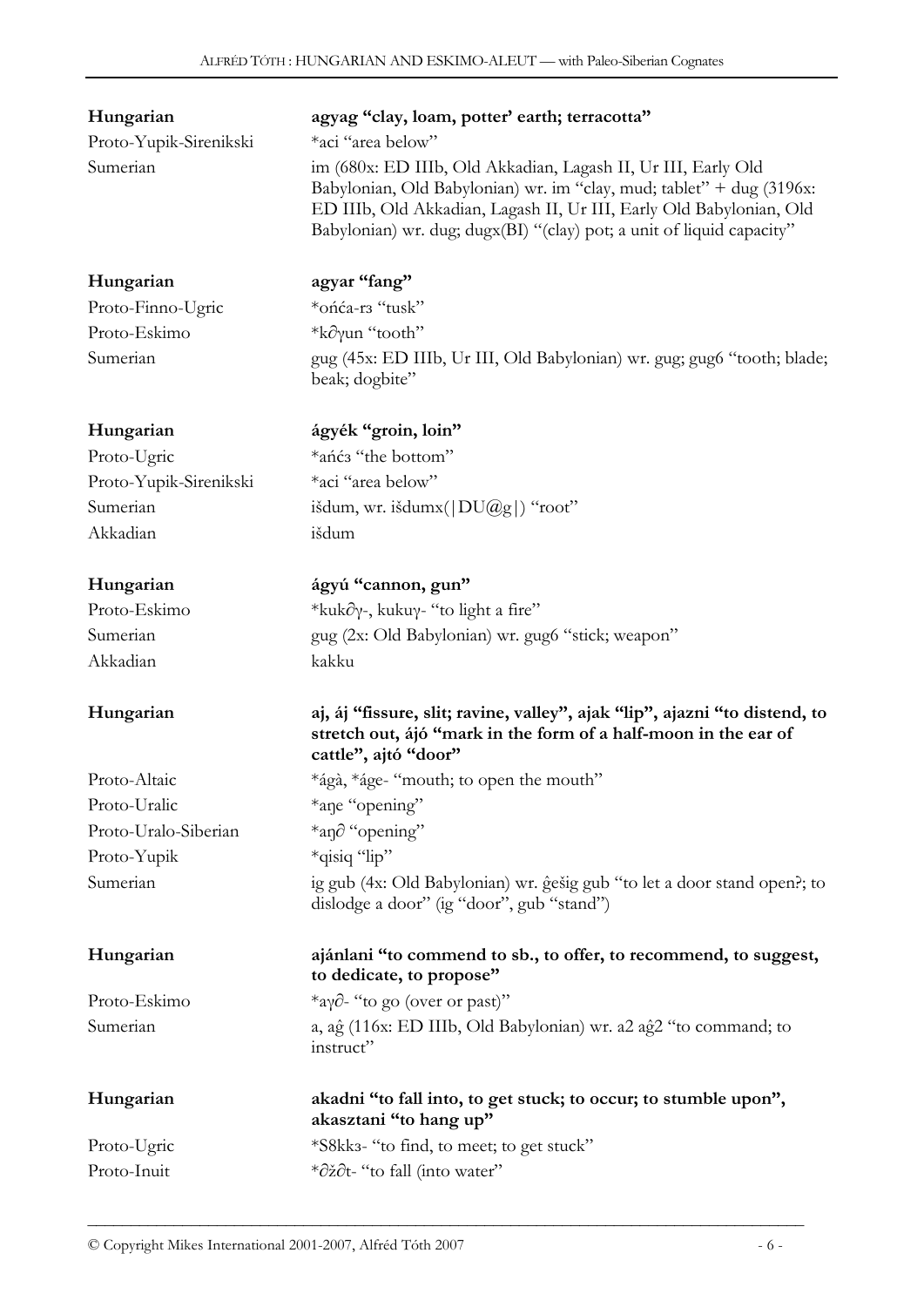| | |
|---|---|
| **Hungarian** | **agyag "clay, loam, potter' earth; terracotta"** |
| Proto-Yupik-Sirenikski | *aci "area below" |
| Sumerian | im (680x: ED IIIb, Old Akkadian, Lagash II, Ur III, Early Old Babylonian, Old Babylonian) wr. im "clay, mud; tablet" + dug (3196x: ED IIIb, Old Akkadian, Lagash II, Ur III, Early Old Babylonian, Old Babylonian) wr. dug; dugx(BI) "(clay) pot; a unit of liquid capacity" |
| | |
| **Hungarian** | **agyar "fang"** |
| Proto-Finno-Ugric | *ońća-rз "tusk" |
| Proto-Eskimo | *k∂γun "tooth" |
| Sumerian | gug (45x: ED IIIb, Ur III, Old Babylonian) wr. gug; gug6 "tooth; blade; beak; dogbite" |
| | |
| **Hungarian** | **ágyék "groin, loin"** |
| Proto-Ugric | *ańćз "the bottom" |
| Proto-Yupik-Sirenikski | *aci "area below" |
| Sumerian | išdum, wr. išdumx(\|DU@g\|) "root" |
| Akkadian | išdum |
| | |
| **Hungarian** | **ágyú "cannon, gun"** |
| Proto-Eskimo | *kuk∂γ-, kukuγ- "to light a fire" |
| Sumerian | gug (2x: Old Babylonian) wr. gug6 "stick; weapon" |
| Akkadian | kakku |
| | |
| **Hungarian** | **aj, áj "fissure, slit; ravine, valley", ajak "lip", ajazni "to distend, to stretch out, ájó "mark in the form of a half-moon in the ear of cattle", ajtó "door"** |
| Proto-Altaic | *ágà, *áge- "mouth; to open the mouth" |
| Proto-Uralic | *aŋe "opening" |
| Proto-Uralo-Siberian | *aŋ∂ "opening" |
| Proto-Yupik | *qisiq "lip" |
| Sumerian | ig gub (4x: Old Babylonian) wr. ĝešig gub "to let a door stand open?; to dislodge a door" (ig "door", gub "stand") |
| | |
| **Hungarian** | **ajánlani "to commend to sb., to offer, to recommend, to suggest, to dedicate, to propose"** |
| Proto-Eskimo | *aγ∂- "to go (over or past)" |
| Sumerian | a, aĝ (116x: ED IIIb, Old Babylonian) wr. a2 aĝ2 "to command; to instruct" |
| | |
| **Hungarian** | **akadni "to fall into, to get stuck; to occur; to stumble upon", akasztani "to hang up"** |
| Proto-Ugric | *S8kkз- "to find, to meet; to get stuck" |
| Proto-Inuit | *∂ž∂t- "to fall (into water" |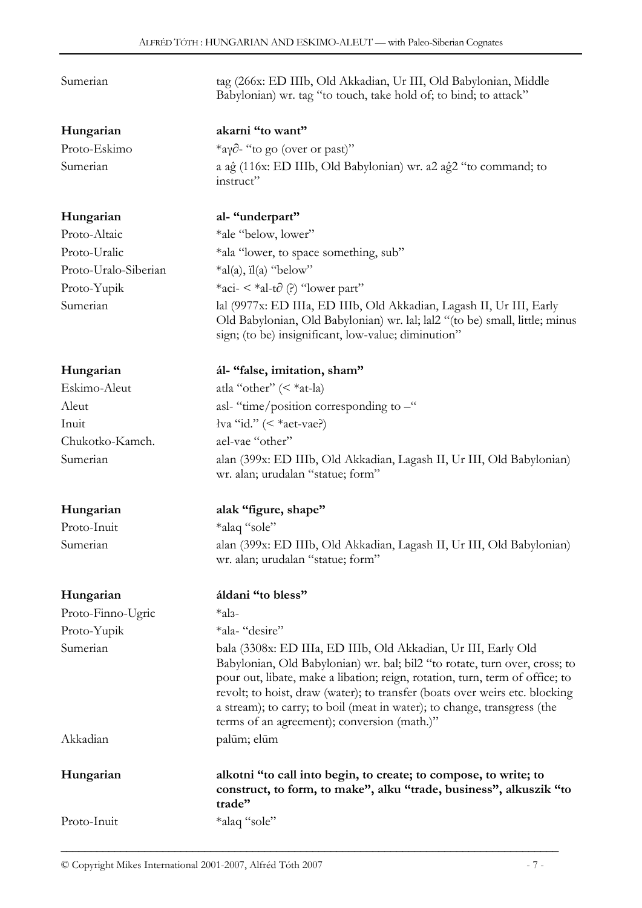Sumerian tag (266x: ED IIIb, Old Akkadian, Ur III, Old Babylonian, Middle Babylonian) wr. tag "to touch, take hold of; to bind; to attack"

**Hungarian** **akarni "to want"**
Proto-Eskimo *aγə- "to go (over or past)"
Sumerian a aĝ (116x: ED IIIb, Old Babylonian) wr. a2 aĝ2 "to command; to instruct"

**Hungarian** **al- "underpart"**
Proto-Altaic *ale "below, lower"
Proto-Uralic *ala "lower, to space something, sub"
Proto-Uralo-Siberian *al(a), ïl(a) "below"
Proto-Yupik *aci- < *al-tə (?) "lower part"
Sumerian lal (9977x: ED IIIa, ED IIIb, Old Akkadian, Lagash II, Ur III, Early Old Babylonian, Old Babylonian) wr. lal; lal2 "(to be) small, little; minus sign; (to be) insignificant, low-value; diminution"

**Hungarian** **ál- "false, imitation, sham"**
Eskimo-Aleut atla "other" (< *at-la)
Aleut asl- "time/position corresponding to –"
Inuit łva "id." (< *aet-vae?)
Chukotko-Kamch. ael-vae "other"
Sumerian alan (399x: ED IIIb, Old Akkadian, Lagash II, Ur III, Old Babylonian) wr. alan; urudalan "statue; form"

**Hungarian** **alak "figure, shape"**
Proto-Inuit *alaq "sole"
Sumerian alan (399x: ED IIIb, Old Akkadian, Lagash II, Ur III, Old Babylonian) wr. alan; urudalan "statue; form"

**Hungarian** **áldani "to bless"**
Proto-Finno-Ugric *alз-
Proto-Yupik *ala- "desire"
Sumerian bala (3308x: ED IIIa, ED IIIb, Old Akkadian, Ur III, Early Old Babylonian, Old Babylonian) wr. bal; bil2 "to rotate, turn over, cross; to pour out, libate, make a libation; reign, rotation, turn, term of office; to revolt; to hoist, draw (water); to transfer (boats over weirs etc. blocking a stream); to carry; to boil (meat in water); to change, transgress (the terms of an agreement); conversion (math.)"
Akkadian palūm; elūm

**Hungarian** **alkotni "to call into begin, to create; to compose, to write; to construct, to form, to make", alku "trade, business", alkuszik "to trade"**
Proto-Inuit *alaq "sole"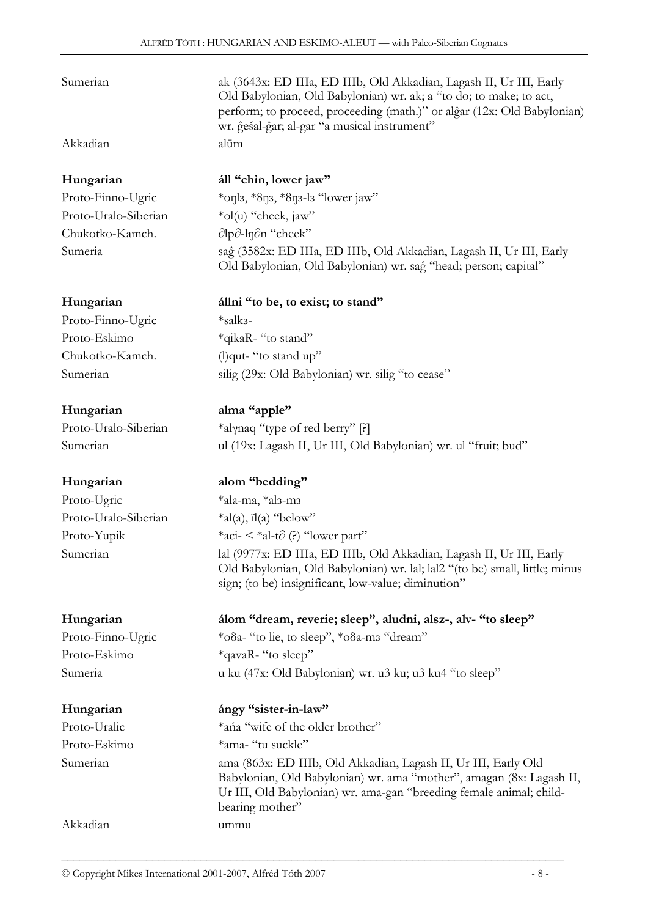| | |
|---|---|
| Sumerian | ak (3643x: ED IIIa, ED IIIb, Old Akkadian, Lagash II, Ur III, Early Old Babylonian, Old Babylonian) wr. ak; a "to do; to make; to act, perform; to proceed, proceeding (math.)" or alĝar (12x: Old Babylonian) wr. ĝešal-ĝar; al-gar "a musical instrument" |
| Akkadian | alūm |
| **Hungarian** | **áll "chin, lower jaw"** |
| Proto-Finno-Ugric | *oŋlз, *8ŋз, *8ŋз-lз "lower jaw" |
| Proto-Uralo-Siberian | *ol(u) "cheek, jaw" |
| Chukotko-Kamch. | ∂lp∂-lŋ∂n "cheek" |
| Sumeria | saĝ (3582x: ED IIIa, ED IIIb, Old Akkadian, Lagash II, Ur III, Early Old Babylonian, Old Babylonian) wr. saĝ "head; person; capital" |
| **Hungarian** | **állni "to be, to exist; to stand"** |
| Proto-Finno-Ugric | *salkз- |
| Proto-Eskimo | *qikaR- "to stand" |
| Chukotko-Kamch. | (l)qut- "to stand up" |
| Sumerian | silig (29x: Old Babylonian) wr. silig "to cease" |
| **Hungarian** | **alma "apple"** |
| Proto-Uralo-Siberian | *alγnaq "type of red berry" [?] |
| Sumerian | ul (19x: Lagash II, Ur III, Old Babylonian) wr. ul "fruit; bud" |
| **Hungarian** | **alom "bedding"** |
| Proto-Ugric | *ala-ma, *alз-mз |
| Proto-Uralo-Siberian | *al(a), ïl(a) "below" |
| Proto-Yupik | *aci- < *al-t∂ (?) "lower part" |
| Sumerian | lal (9977x: ED IIIa, ED IIIb, Old Akkadian, Lagash II, Ur III, Early Old Babylonian, Old Babylonian) wr. lal; lal2 "(to be) small, little; minus sign; (to be) insignificant, low-value; diminution" |
| **Hungarian** | **álom "dream, reverie; sleep", aludni, alsz-, alv- "to sleep"** |
| Proto-Finno-Ugric | *oδa- "to lie, to sleep", *oδa-mз "dream" |
| Proto-Eskimo | *qavaR- "to sleep" |
| Sumeria | u ku (47x: Old Babylonian) wr. u3 ku; u3 ku4 "to sleep" |
| **Hungarian** | **ángy "sister-in-law"** |
| Proto-Uralic | *ańa "wife of the older brother" |
| Proto-Eskimo | *ama- "tu suckle" |
| Sumerian | ama (863x: ED IIIb, Old Akkadian, Lagash II, Ur III, Early Old Babylonian, Old Babylonian) wr. ama "mother", amagan (8x: Lagash II, Ur III, Old Babylonian) wr. ama-gan "breeding female animal; child-bearing mother" |
| Akkadian | ummu |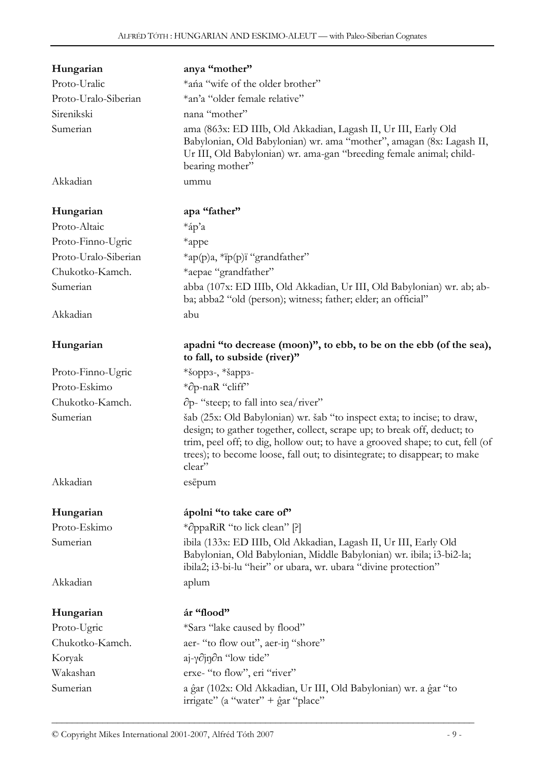| | |
|---|---|
| **Hungarian** | **anya "mother"** |
| Proto-Uralic | *ańa "wife of the older brother" |
| Proto-Uralo-Siberian | *an'a "older female relative" |
| Sirenikski | nana "mother" |
| Sumerian | ama (863x: ED IIIb, Old Akkadian, Lagash II, Ur III, Early Old Babylonian, Old Babylonian) wr. ama "mother", amagan (8x: Lagash II, Ur III, Old Babylonian) wr. ama-gan "breeding female animal; child-bearing mother" |
| Akkadian | ummu |

| | |
|---|---|
| **Hungarian** | **apa "father"** |
| Proto-Altaic | *áp'a |
| Proto-Finno-Ugric | *appe |
| Proto-Uralo-Siberian | *ap(p)a, *ïp(p)ï "grandfather" |
| Chukotko-Kamch. | *aepae "grandfather" |
| Sumerian | abba (107x: ED IIIb, Old Akkadian, Ur III, Old Babylonian) wr. ab; ab-ba; abba2 "old (person); witness; father; elder; an official" |
| Akkadian | abu |

| | |
|---|---|
| **Hungarian** | **apadni "to decrease (moon)", to ebb, to be on the ebb (of the sea), to fall, to subside (river)"** |
| Proto-Finno-Ugric | *šoppз-, *šappз- |
| Proto-Eskimo | *∂p-naR "cliff" |
| Chukotko-Kamch. | ∂p- "steep; to fall into sea/river" |
| Sumerian | šab (25x: Old Babylonian) wr. šab "to inspect exta; to incise; to draw, design; to gather together, collect, scrape up; to break off, deduct; to trim, peel off; to dig, hollow out; to have a grooved shape; to cut, fell (of trees); to become loose, fall out; to disintegrate; to disappear; to make clear" |
| Akkadian | esēpum |

| | |
|---|---|
| **Hungarian** | **ápolni "to take care of"** |
| Proto-Eskimo | *∂ppaRiR "to lick clean" [?] |
| Sumerian | ibila (133x: ED IIIb, Old Akkadian, Lagash II, Ur III, Early Old Babylonian, Old Babylonian, Middle Babylonian) wr. ibila; i3-bi2-la; ibila2; i3-bi-lu "heir" or ubara, wr. ubara "divine protection" |
| Akkadian | aplum |

| | |
|---|---|
| **Hungarian** | **ár "flood"** |
| Proto-Ugric | *Sarз "lake caused by flood" |
| Chukotko-Kamch. | aer- "to flow out", aer-iŋ "shore" |
| Koryak | aj-γ∂jŋ∂n "low tide" |
| Wakashan | erxe- "to flow", eri "river" |
| Sumerian | a ĝar (102x: Old Akkadian, Ur III, Old Babylonian) wr. a ĝar "to irrigate" (a "water" + ĝar "place" |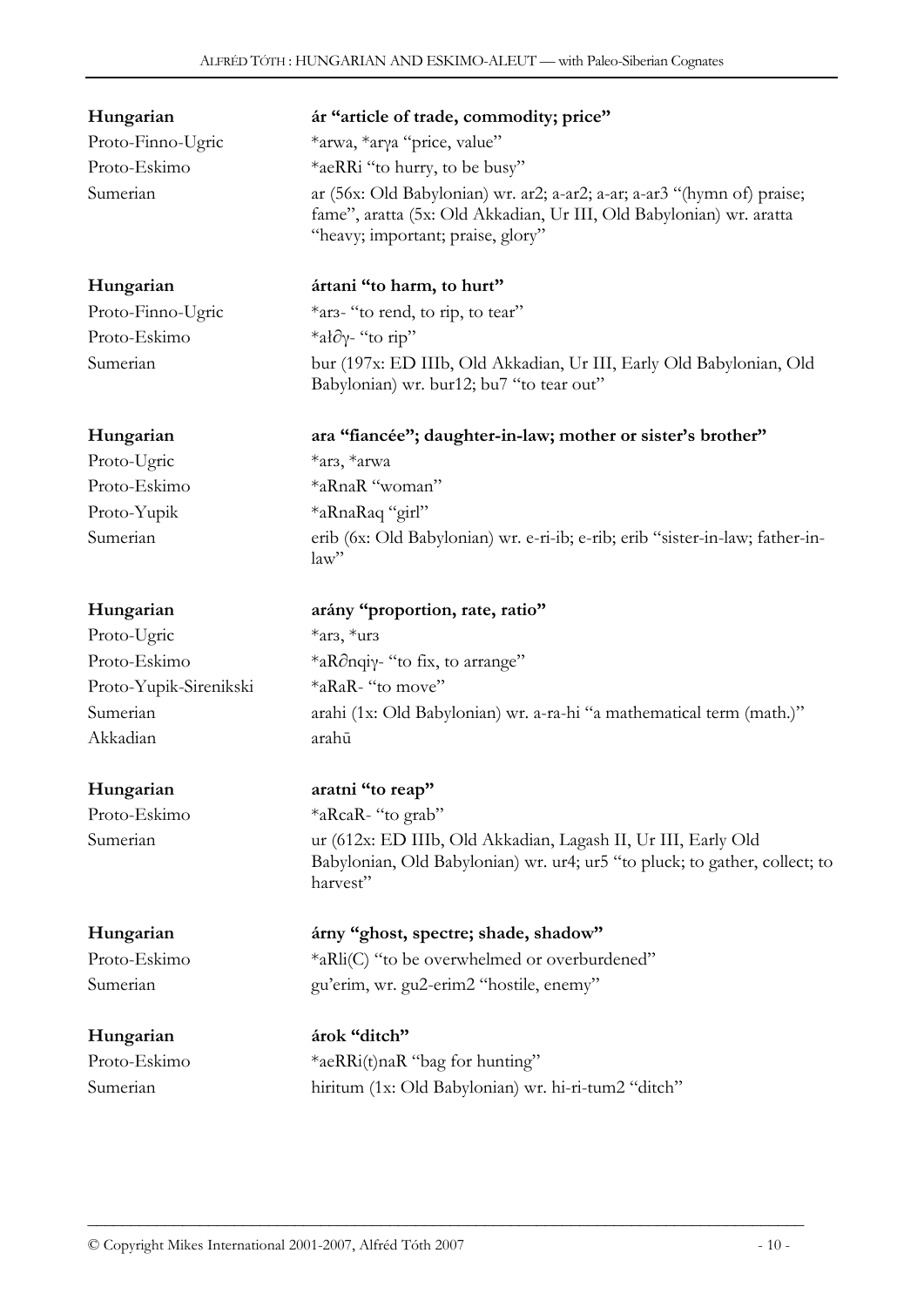| | |
|---|---|
| **Hungarian** | **ár "article of trade, commodity; price"** |
| Proto-Finno-Ugric | *arwa, *arγa "price, value" |
| Proto-Eskimo | *aeRRi "to hurry, to be busy" |
| Sumerian | ar (56x: Old Babylonian) wr. ar2; a-ar2; a-ar; a-ar3 "(hymn of) praise; fame", aratta (5x: Old Akkadian, Ur III, Old Babylonian) wr. aratta "heavy; important; praise, glory" |
| | |
| **Hungarian** | **ártani "to harm, to hurt"** |
| Proto-Finno-Ugric | *arз- "to rend, to rip, to tear" |
| Proto-Eskimo | *ał∂γ- "to rip" |
| Sumerian | bur (197x: ED IIIb, Old Akkadian, Ur III, Early Old Babylonian, Old Babylonian) wr. bur12; bu7 "to tear out" |
| | |
| **Hungarian** | **ara "fiancée"; daughter-in-law; mother or sister's brother"** |
| Proto-Ugric | *arз, *arwa |
| Proto-Eskimo | *aRnaR "woman" |
| Proto-Yupik | *aRnaRaq "girl" |
| Sumerian | erib (6x: Old Babylonian) wr. e-ri-ib; e-rib; erib "sister-in-law; father-in-law" |
| | |
| **Hungarian** | **arány "proportion, rate, ratio"** |
| Proto-Ugric | *arз, *urз |
| Proto-Eskimo | *aR∂nqiγ- "to fix, to arrange" |
| Proto-Yupik-Sirenikski | *aRaR- "to move" |
| Sumerian | arahi (1x: Old Babylonian) wr. a-ra-hi "a mathematical term (math.)" |
| Akkadian | arahū |
| | |
| **Hungarian** | **aratni "to reap"** |
| Proto-Eskimo | *aRcaR- "to grab" |
| Sumerian | ur (612x: ED IIIb, Old Akkadian, Lagash II, Ur III, Early Old Babylonian, Old Babylonian) wr. ur4; ur5 "to pluck; to gather, collect; to harvest" |
| | |
| **Hungarian** | **árny "ghost, spectre; shade, shadow"** |
| Proto-Eskimo | *aRli(C) "to be overwhelmed or overburdened" |
| Sumerian | gu'erim, wr. gu2-erim2 "hostile, enemy" |
| | |
| **Hungarian** | **árok "ditch"** |
| Proto-Eskimo | *aeRRi(t)naR "bag for hunting" |
| Sumerian | hiritum (1x: Old Babylonian) wr. hi-ri-tum2 "ditch" |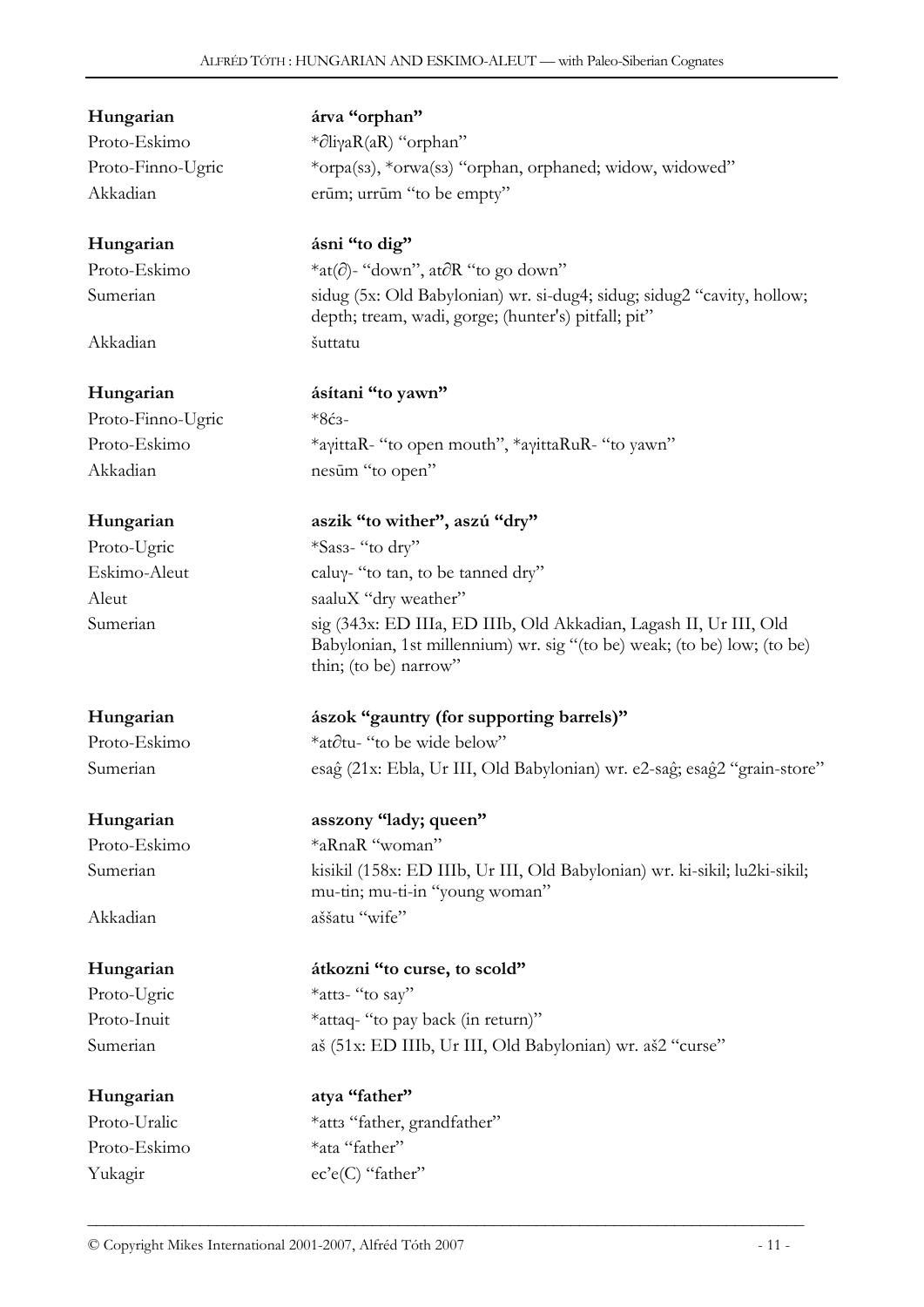**Hungarian** **árva "orphan"**
Proto-Eskimo *∂liγaR(aR) "orphan"
Proto-Finno-Ugric *orpa(sз), *orwa(sз) "orphan, orphaned; widow, widowed"
Akkadian erūm; urrūm "to be empty"

**Hungarian** **ásni "to dig"**
Proto-Eskimo *at(∂)- "down", at∂R "to go down"
Sumerian sidug (5x: Old Babylonian) wr. si-dug4; sidug; sidug2 "cavity, hollow; depth; tream, wadi, gorge; (hunter's) pitfall; pit"
Akkadian šuttatu

**Hungarian** **ásítani "to yawn"**
Proto-Finno-Ugric *8ćз-
Proto-Eskimo *aγittaR- "to open mouth", *aγittaRuR- "to yawn"
Akkadian nesūm "to open"

**Hungarian** **aszik "to wither", aszú "dry"**
Proto-Ugric *Sasз- "to dry"
Eskimo-Aleut caluγ- "to tan, to be tanned dry"
Aleut saaluX "dry weather"
Sumerian sig (343x: ED IIIa, ED IIIb, Old Akkadian, Lagash II, Ur III, Old Babylonian, 1st millennium) wr. sig "(to be) weak; (to be) low; (to be) thin; (to be) narrow"

**Hungarian** **ászok "gauntry (for supporting barrels)"**
Proto-Eskimo *at∂tu- "to be wide below"
Sumerian esaĝ (21x: Ebla, Ur III, Old Babylonian) wr. e2-saĝ; esaĝ2 "grain-store"

**Hungarian** **asszony "lady; queen"**
Proto-Eskimo *aRnaR "woman"
Sumerian kisikil (158x: ED IIIb, Ur III, Old Babylonian) wr. ki-sikil; lu2ki-sikil; mu-tin; mu-ti-in "young woman"
Akkadian aššatu "wife"

**Hungarian** **átkozni "to curse, to scold"**
Proto-Ugric *attз- "to say"
Proto-Inuit *attaq- "to pay back (in return)"
Sumerian aš (51x: ED IIIb, Ur III, Old Babylonian) wr. aš2 "curse"

**Hungarian** **atya "father"**
Proto-Uralic *attз "father, grandfather"
Proto-Eskimo *ata "father"
Yukagir ec'e(C) "father"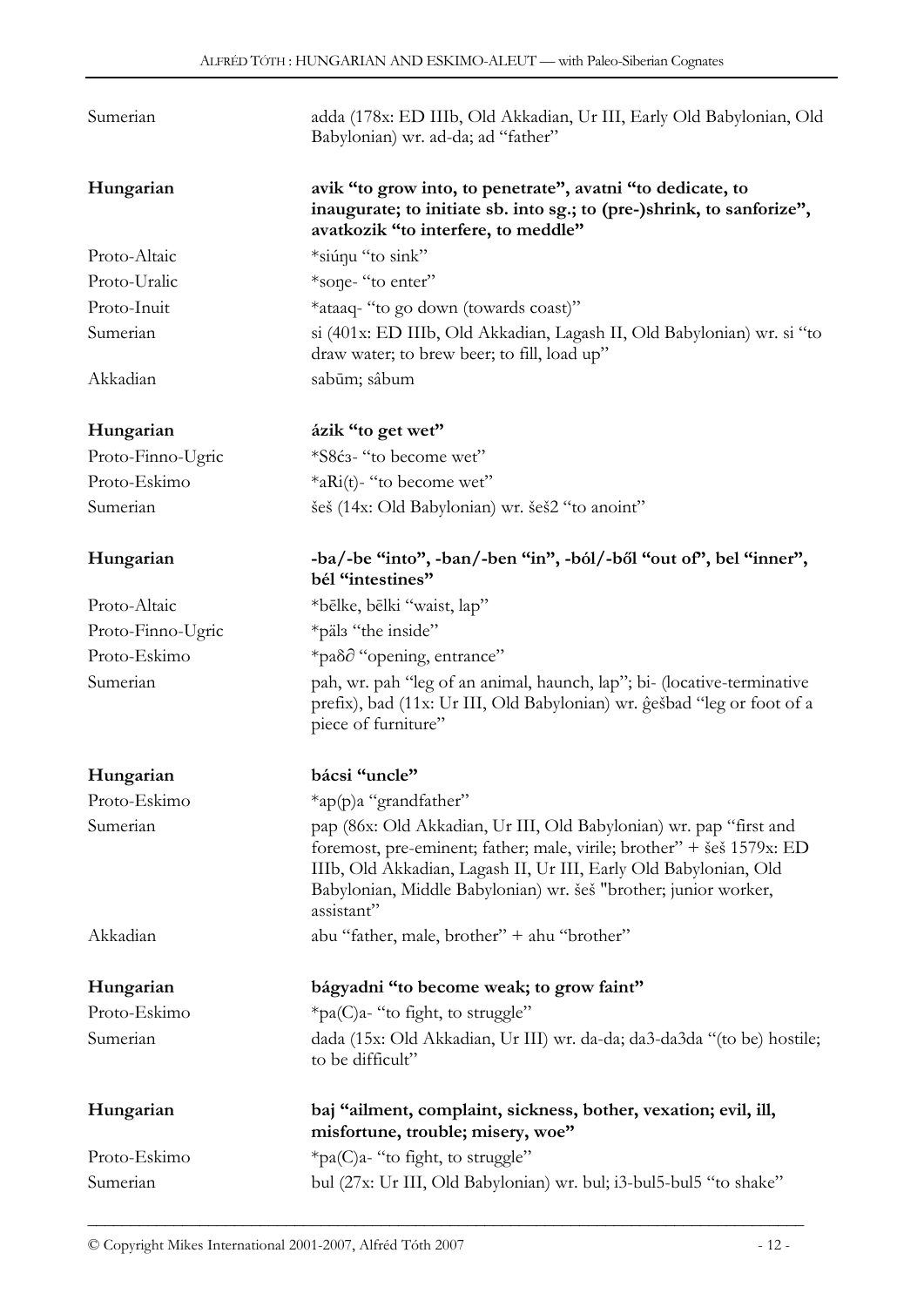| | |
|---|---|
| Sumerian | adda (178x: ED IIIb, Old Akkadian, Ur III, Early Old Babylonian, Old Babylonian) wr. ad-da; ad "father" |
| **Hungarian** | **avik "to grow into, to penetrate", avatni "to dedicate, to inaugurate; to initiate sb. into sg.; to (pre-)shrink, to sanforize", avatkozik "to interfere, to meddle"** |
| Proto-Altaic | *siúŋu "to sink" |
| Proto-Uralic | *soŋe- "to enter" |
| Proto-Inuit | *ataaq- "to go down (towards coast)" |
| Sumerian | si (401x: ED IIIb, Old Akkadian, Lagash II, Old Babylonian) wr. si "to draw water; to brew beer; to fill, load up" |
| Akkadian | sabūm; sâbum |
| **Hungarian** | **ázik "to get wet"** |
| Proto-Finno-Ugric | *S8ćз- "to become wet" |
| Proto-Eskimo | *aRi(t)- "to become wet" |
| Sumerian | šeš (14x: Old Babylonian) wr. šeš2 "to anoint" |
| **Hungarian** | **-ba/-be "into", -ban/-ben "in", -ból/-ből "out of", bel "inner", bél "intestines"** |
| Proto-Altaic | *bēlke, bēlki "waist, lap" |
| Proto-Finno-Ugric | *pälз "the inside" |
| Proto-Eskimo | *paδ∂ "opening, entrance" |
| Sumerian | pah, wr. pah "leg of an animal, haunch, lap"; bi- (locative-terminative prefix), bad (11x: Ur III, Old Babylonian) wr. ĝešbad "leg or foot of a piece of furniture" |
| **Hungarian** | **bácsi "uncle"** |
| Proto-Eskimo | *ap(p)a "grandfather" |
| Sumerian | pap (86x: Old Akkadian, Ur III, Old Babylonian) wr. pap "first and foremost, pre-eminent; father; male, virile; brother" + šeš 1579x: ED IIIb, Old Akkadian, Lagash II, Ur III, Early Old Babylonian, Old Babylonian, Middle Babylonian) wr. šeš "brother; junior worker, assistant" |
| Akkadian | abu "father, male, brother" + ahu "brother" |
| **Hungarian** | **bágyadni "to become weak; to grow faint"** |
| Proto-Eskimo | *pa(C)a- "to fight, to struggle" |
| Sumerian | dada (15x: Old Akkadian, Ur III) wr. da-da; da3-da3da "(to be) hostile; to be difficult" |
| **Hungarian** | **baj "ailment, complaint, sickness, bother, vexation; evil, ill, misfortune, trouble; misery, woe"** |
| Proto-Eskimo | *pa(C)a- "to fight, to struggle" |
| Sumerian | bul (27x: Ur III, Old Babylonian) wr. bul; i3-bul5-bul5 "to shake" |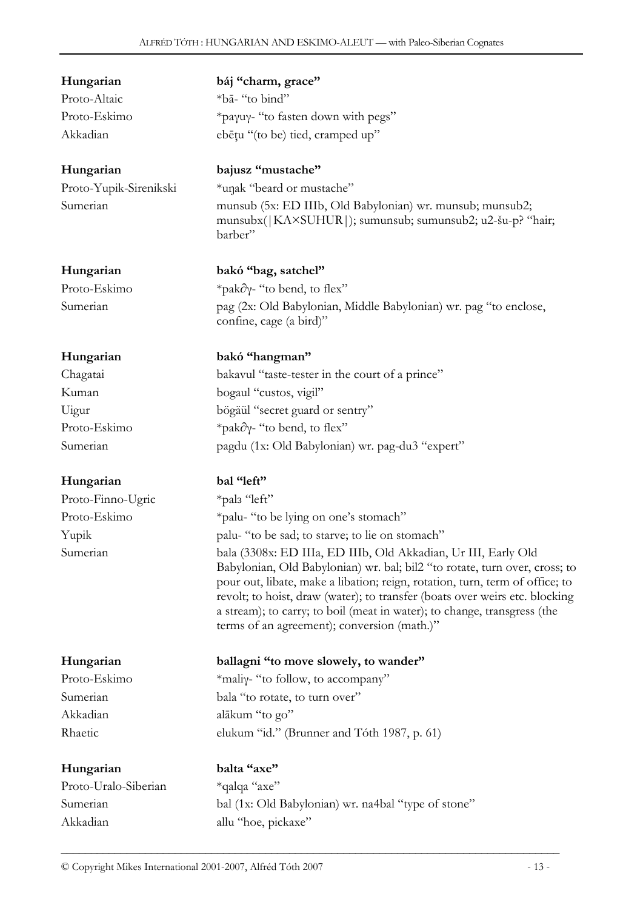**Hungarian** **báj "charm, grace"**
Proto-Altaic *bā- "to bind"
Proto-Eskimo *paγuγ- "to fasten down with pegs"
Akkadian ebēṭu "(to be) tied, cramped up"

**Hungarian** **bajusz "mustache"**
Proto-Yupik-Sirenikski *uŋak "beard or mustache"
Sumerian munsub (5x: ED IIIb, Old Babylonian) wr. munsub; munsub2; munsubx(|KA×SUHUR|); sumunsub; sumunsub2; u2-šu-p? "hair; barber"

**Hungarian** **bakó "bag, satchel"**
Proto-Eskimo *pak∂γ- "to bend, to flex"
Sumerian pag (2x: Old Babylonian, Middle Babylonian) wr. pag "to enclose, confine, cage (a bird)"

**Hungarian** **bakó "hangman"**
Chagatai bakavul "taste-tester in the court of a prince"
Kuman bogaul "custos, vigil"
Uigur bögäül "secret guard or sentry"
Proto-Eskimo *pak∂γ- "to bend, to flex"
Sumerian pagdu (1x: Old Babylonian) wr. pag-du3 "expert"

**Hungarian** **bal "left"**
Proto-Finno-Ugric *palз "left"
Proto-Eskimo *palu- "to be lying on one's stomach"
Yupik palu- "to be sad; to starve; to lie on stomach"
Sumerian bala (3308x: ED IIIa, ED IIIb, Old Akkadian, Ur III, Early Old Babylonian, Old Babylonian) wr. bal; bil2 "to rotate, turn over, cross; to pour out, libate, make a libation; reign, rotation, turn, term of office; to revolt; to hoist, draw (water); to transfer (boats over weirs etc. blocking a stream); to carry; to boil (meat in water); to change, transgress (the terms of an agreement); conversion (math.)"

**Hungarian** **ballagni "to move slowely, to wander"**
Proto-Eskimo *maliγ- "to follow, to accompany"
Sumerian bala "to rotate, to turn over"
Akkadian alākum "to go"
Rhaetic elukum "id." (Brunner and Tóth 1987, p. 61)

**Hungarian** **balta "axe"**
Proto-Uralo-Siberian *qalqa "axe"
Sumerian bal (1x: Old Babylonian) wr. na4bal "type of stone"
Akkadian allu "hoe, pickaxe"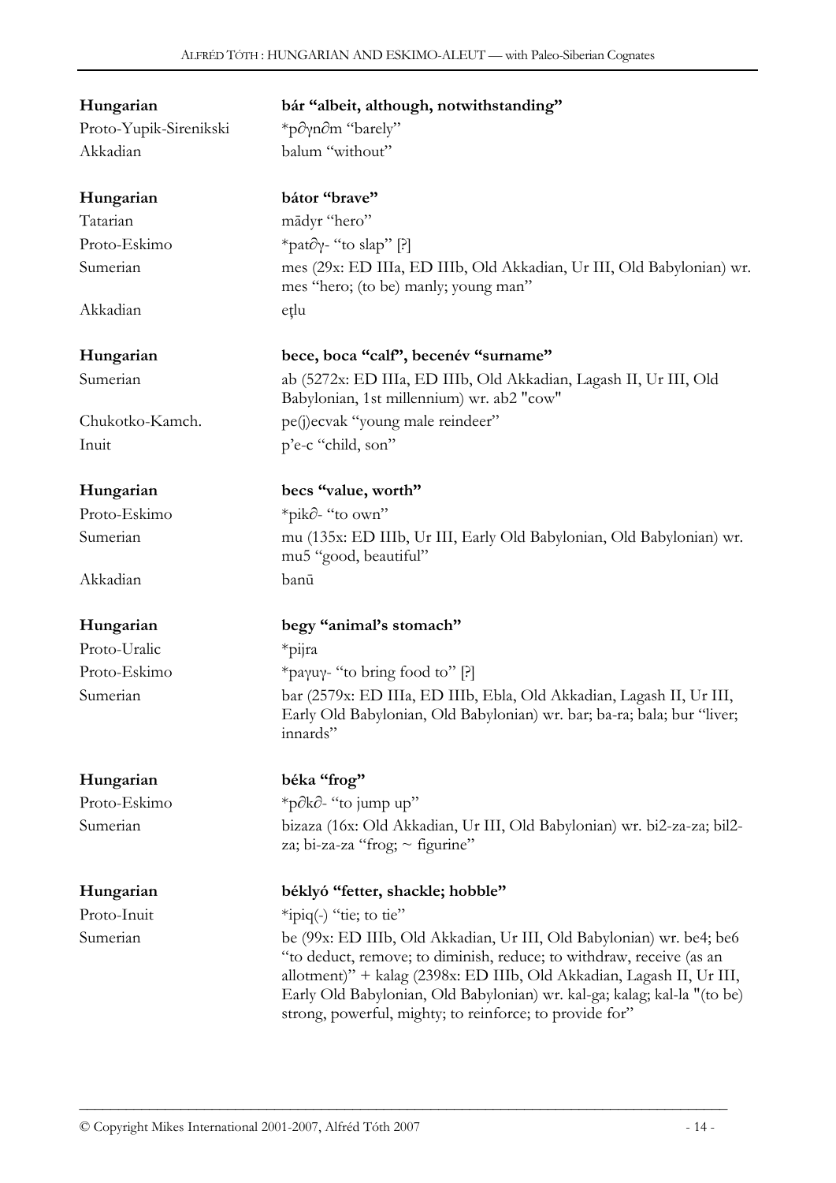**Hungarian** **bár "albeit, although, notwithstanding"**
Proto-Yupik-Sirenikski *p∂γn∂m "barely"
Akkadian balum "without"

**Hungarian** **bátor "brave"**
Tatarian mādyr "hero"
Proto-Eskimo *pat∂γ- "to slap" [?]
Sumerian mes (29x: ED IIIa, ED IIIb, Old Akkadian, Ur III, Old Babylonian) wr. mes "hero; (to be) manly; young man"
Akkadian eṭlu

**Hungarian** **bece, boca "calf", becenév "surname"**
Sumerian ab (5272x: ED IIIa, ED IIIb, Old Akkadian, Lagash II, Ur III, Old Babylonian, 1st millennium) wr. ab2 "cow"
Chukotko-Kamch. pe(j)ecvak "young male reindeer"
Inuit p'e-c "child, son"

**Hungarian** **becs "value, worth"**
Proto-Eskimo *pik∂- "to own"
Sumerian mu (135x: ED IIIb, Ur III, Early Old Babylonian, Old Babylonian) wr. mu5 "good, beautiful"
Akkadian banū

**Hungarian** **begy "animal's stomach"**
Proto-Uralic *pijra
Proto-Eskimo *paγuγ- "to bring food to" [?]
Sumerian bar (2579x: ED IIIa, ED IIIb, Ebla, Old Akkadian, Lagash II, Ur III, Early Old Babylonian, Old Babylonian) wr. bar; ba-ra; bala; bur "liver; innards"

**Hungarian** **béka "frog"**
Proto-Eskimo *p∂k∂- "to jump up"
Sumerian bizaza (16x: Old Akkadian, Ur III, Old Babylonian) wr. bi2-za-za; bil2-za; bi-za-za "frog; ~ figurine"

**Hungarian** **béklyó "fetter, shackle; hobble"**
Proto-Inuit *ipiq(-) "tie; to tie"
Sumerian be (99x: ED IIIb, Old Akkadian, Ur III, Old Babylonian) wr. be4; be6 "to deduct, remove; to diminish, reduce; to withdraw, receive (as an allotment)" + kalag (2398x: ED IIIb, Old Akkadian, Lagash II, Ur III, Early Old Babylonian, Old Babylonian) wr. kal-ga; kalag; kal-la "(to be) strong, powerful, mighty; to reinforce; to provide for"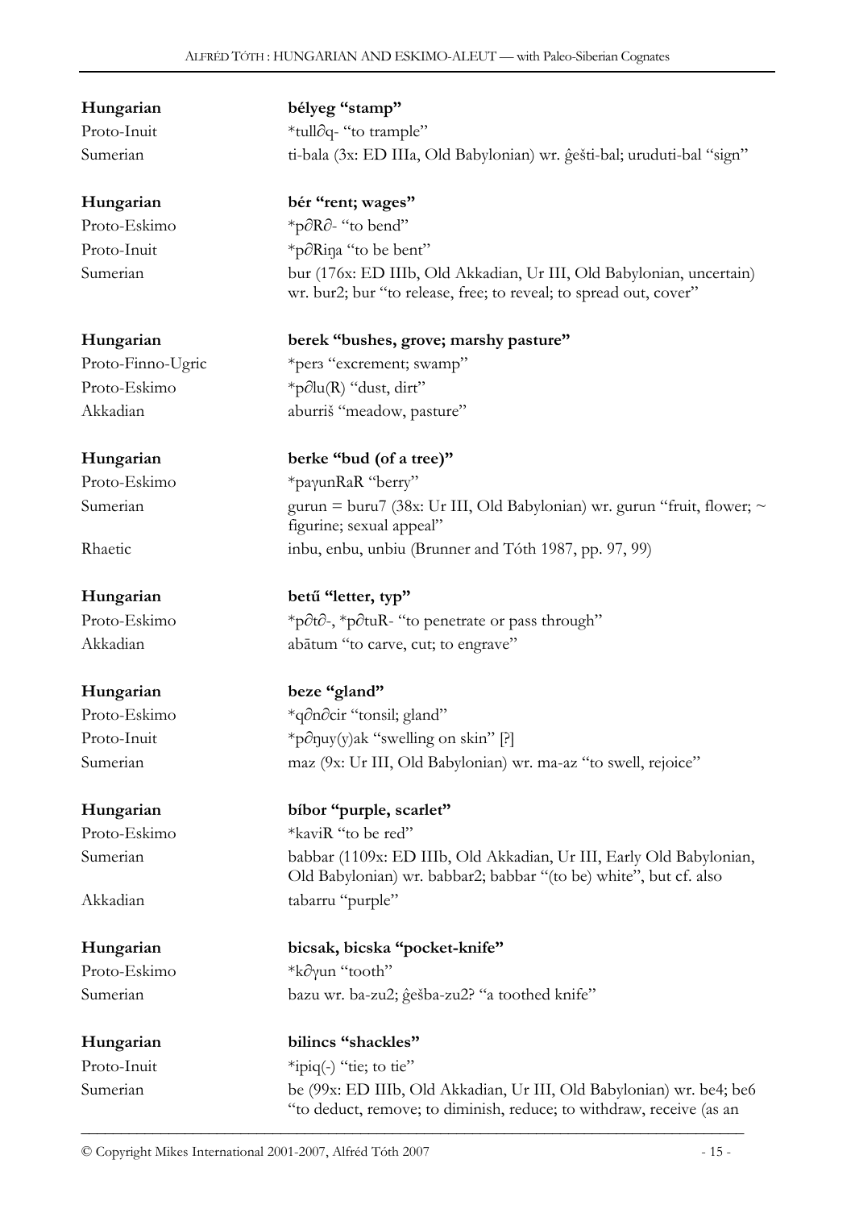**Hungarian** **bélyeg "stamp"**
Proto-Inuit *tull∂q- "to trample"
Sumerian ti-bala (3x: ED IIIa, Old Babylonian) wr. ĝešti-bal; uruduti-bal "sign"

**Hungarian** **bér "rent; wages"**
Proto-Eskimo *p∂R∂- "to bend"
Proto-Inuit *p∂Riŋa "to be bent"
Sumerian bur (176x: ED IIIb, Old Akkadian, Ur III, Old Babylonian, uncertain) wr. bur2; bur "to release, free; to reveal; to spread out, cover"

**Hungarian** **berek "bushes, grove; marshy pasture"**
Proto-Finno-Ugric *perз "excrement; swamp"
Proto-Eskimo *p∂lu(R) "dust, dirt"
Akkadian aburriš "meadow, pasture"

**Hungarian** **berke "bud (of a tree)"**
Proto-Eskimo *paγunRaR "berry"
Sumerian gurun = buru7 (38x: Ur III, Old Babylonian) wr. gurun "fruit, flower; ~ figurine; sexual appeal"
Rhaetic inbu, enbu, unbiu (Brunner and Tóth 1987, pp. 97, 99)

**Hungarian** **betű "letter, typ"**
Proto-Eskimo *p∂t∂-, *p∂tuR- "to penetrate or pass through"
Akkadian abātum "to carve, cut; to engrave"

**Hungarian** **beze "gland"**
Proto-Eskimo *q∂n∂cir "tonsil; gland"
Proto-Inuit *p∂ŋuy(y)ak "swelling on skin" [?]
Sumerian maz (9x: Ur III, Old Babylonian) wr. ma-az "to swell, rejoice"

**Hungarian** **bíbor "purple, scarlet"**
Proto-Eskimo *kaviR "to be red"
Sumerian babbar (1109x: ED IIIb, Old Akkadian, Ur III, Early Old Babylonian, Old Babylonian) wr. babbar2; babbar "(to be) white", but cf. also
Akkadian tabarru "purple"

**Hungarian** **bicsak, bicska "pocket-knife"**
Proto-Eskimo *k∂γun "tooth"
Sumerian bazu wr. ba-zu2; ĝešba-zu2? "a toothed knife"

**Hungarian** **bilincs "shackles"**
Proto-Inuit *ipiq(-) "tie; to tie"
Sumerian be (99x: ED IIIb, Old Akkadian, Ur III, Old Babylonian) wr. be4; be6 "to deduct, remove; to diminish, reduce; to withdraw, receive (as an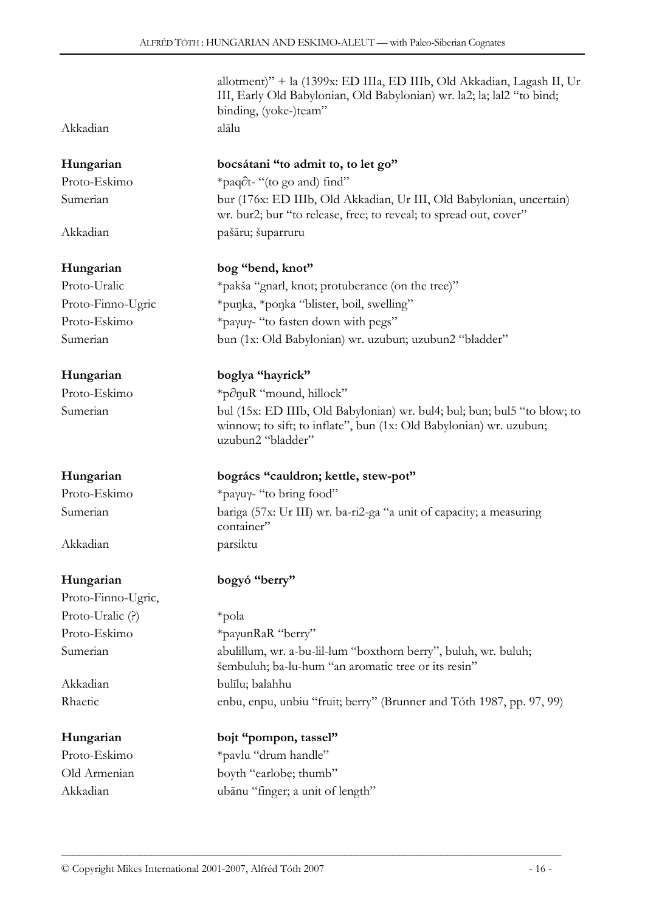| | |
|---|---|
| | allotment)" + la (1399x: ED IIIa, ED IIIb, Old Akkadian, Lagash II, Ur III, Early Old Babylonian, Old Babylonian) wr. la2; la; lal2 "to bind; binding, (yoke-)team" |
| Akkadian | alālu |

| | |
|---|---|
| **Hungarian** | **bocsátani "to admit to, to let go"** |
| Proto-Eskimo | *paq∂t- "(to go and) find" |
| Sumerian | bur (176x: ED IIIb, Old Akkadian, Ur III, Old Babylonian, uncertain) wr. bur2; bur "to release, free; to reveal; to spread out, cover" |
| Akkadian | pašāru; šuparruru |

| | |
|---|---|
| **Hungarian** | **bog "bend, knot"** |
| Proto-Uralic | *pakša "gnarl, knot; protuberance (on the tree)" |
| Proto-Finno-Ugric | *puŋka, *poŋka "blister, boil, swelling" |
| Proto-Eskimo | *paγuγ- "to fasten down with pegs" |
| Sumerian | bun (1x: Old Babylonian) wr. uzubun; uzubun2 "bladder" |

| | |
|---|---|
| **Hungarian** | **boglya "hayrick"** |
| Proto-Eskimo | *p∂ŋuR "mound, hillock" |
| Sumerian | bul (15x: ED IIIb, Old Babylonian) wr. bul4; bul; bun; bul5 "to blow; to winnow; to sift; to inflate", bun (1x: Old Babylonian) wr. uzubun; uzubun2 "bladder" |

| | |
|---|---|
| **Hungarian** | **bogrács "cauldron; kettle, stew-pot"** |
| Proto-Eskimo | *paγuγ- "to bring food" |
| Sumerian | bariga (57x: Ur III) wr. ba-ri2-ga "a unit of capacity; a measuring container" |
| Akkadian | parsiktu |

| | |
|---|---|
| **Hungarian** | **bogyó "berry"** |
| Proto-Finno-Ugric, Proto-Uralic (?) | *pola |
| Proto-Eskimo | *paγunRaR "berry" |
| Sumerian | abulillum, wr. a-bu-lil-lum "boxthorn berry", buluh, wr. buluh; šembuluh; ba-lu-hum "an aromatic tree or its resin" |
| Akkadian | bulīlu; balahhu |
| Rhaetic | enbu, enpu, unbiu "fruit; berry" (Brunner and Tóth 1987, pp. 97, 99) |

| | |
|---|---|
| **Hungarian** | **bojt "pompon, tassel"** |
| Proto-Eskimo | *pavlu "drum handle" |
| Old Armenian | boyth "earlobe; thumb" |
| Akkadian | ubānu "finger; a unit of length" |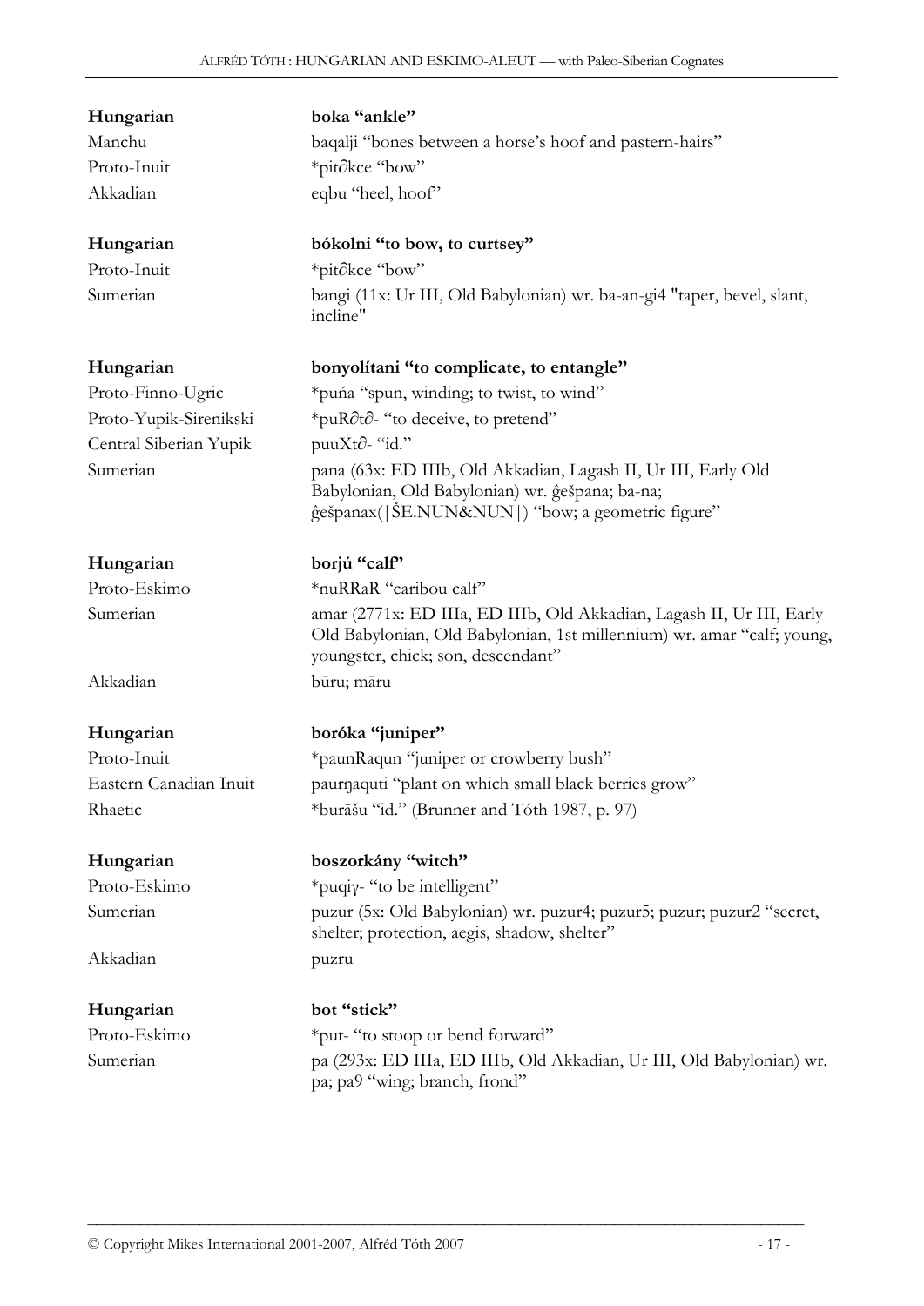| | |
|---|---|
| **Hungarian** | **boka "ankle"** |
| Manchu | baqalji "bones between a horse's hoof and pastern-hairs" |
| Proto-Inuit | *pit∂kce "bow" |
| Akkadian | eqbu "heel, hoof" |
| | |
| **Hungarian** | **bókolni "to bow, to curtsey"** |
| Proto-Inuit | *pit∂kce "bow" |
| Sumerian | bangi (11x: Ur III, Old Babylonian) wr. ba-an-gi4 "taper, bevel, slant, incline" |
| | |
| **Hungarian** | **bonyolítani "to complicate, to entangle"** |
| Proto-Finno-Ugric | *puńa "spun, winding; to twist, to wind" |
| Proto-Yupik-Sirenikski | *puR∂t∂- "to deceive, to pretend" |
| Central Siberian Yupik | puuXt∂- "id." |
| Sumerian | pana (63x: ED IIIb, Old Akkadian, Lagash II, Ur III, Early Old Babylonian, Old Babylonian) wr. ĝešpana; ba-na; ĝešpanax(\|ŠE.NUN&NUN\|) "bow; a geometric figure" |
| | |
| **Hungarian** | **borjú "calf"** |
| Proto-Eskimo | *nuRRaR "caribou calf" |
| Sumerian | amar (2771x: ED IIIa, ED IIIb, Old Akkadian, Lagash II, Ur III, Early Old Babylonian, Old Babylonian, 1st millennium) wr. amar "calf; young, youngster, chick; son, descendant" |
| Akkadian | būru; māru |
| | |
| **Hungarian** | **boróka "juniper"** |
| Proto-Inuit | *paunRaqun "juniper or crowberry bush" |
| Eastern Canadian Inuit | paurŋaquti "plant on which small black berries grow" |
| Rhaetic | *burāšu "id." (Brunner and Tóth 1987, p. 97) |
| | |
| **Hungarian** | **boszorkány "witch"** |
| Proto-Eskimo | *puqiɣ- "to be intelligent" |
| Sumerian | puzur (5x: Old Babylonian) wr. puzur4; puzur5; puzur; puzur2 "secret, shelter; protection, aegis, shadow, shelter" |
| Akkadian | puzru |
| | |
| **Hungarian** | **bot "stick"** |
| Proto-Eskimo | *put- "to stoop or bend forward" |
| Sumerian | pa (293x: ED IIIa, ED IIIb, Old Akkadian, Ur III, Old Babylonian) wr. pa; pa9 "wing; branch, frond" |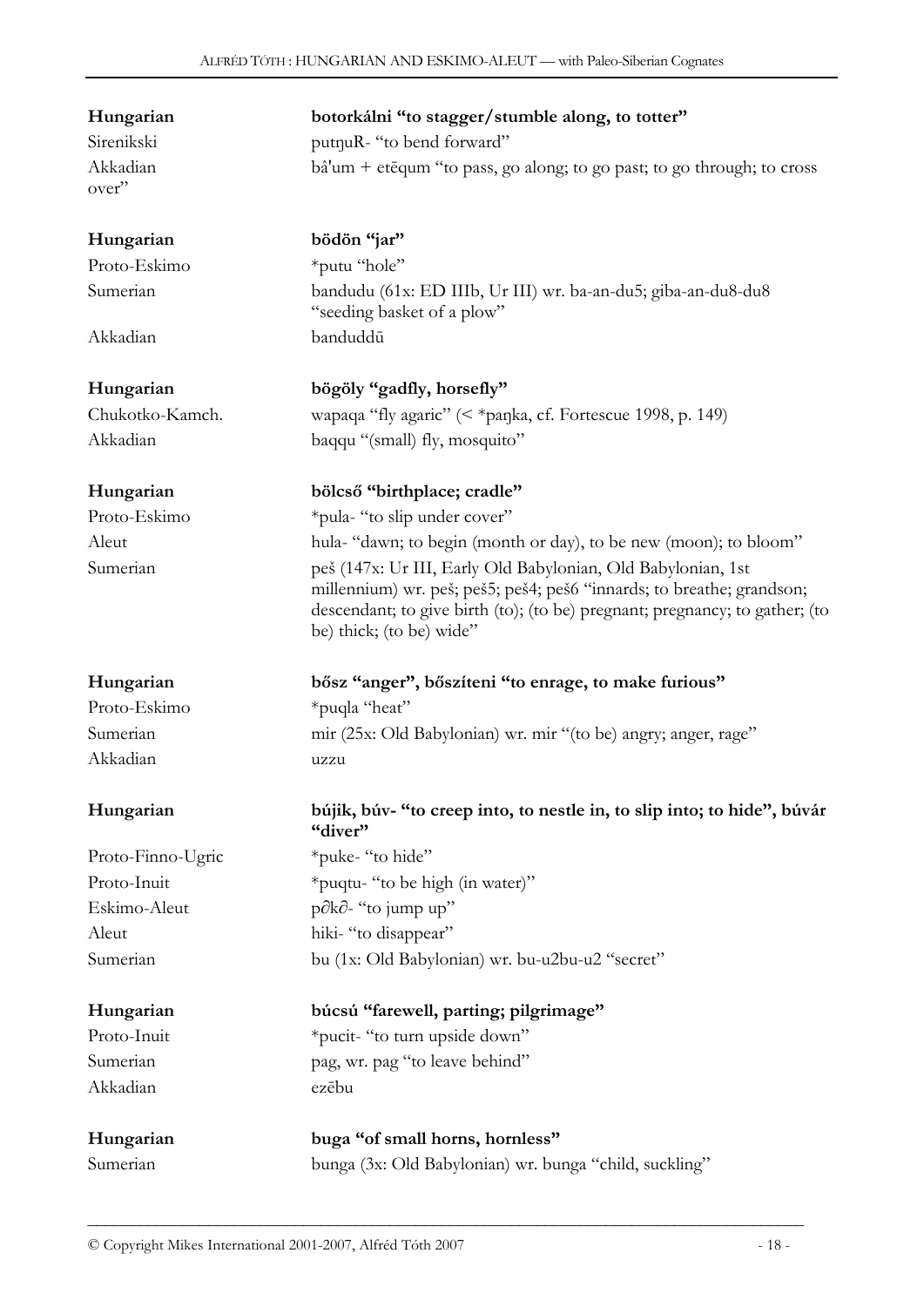**Hungarian** **botorkálni "to stagger/stumble along, to totter"**
Sirenikski putŋuR- "to bend forward"
Akkadian bâ'um + etēqum "to pass, go along; to go past; to go through; to cross over"

**Hungarian** **bödön "jar"**
Proto-Eskimo *putu "hole"
Sumerian bandudu (61x: ED IIIb, Ur III) wr. ba-an-du5; giba-an-du8-du8 "seeding basket of a plow"
Akkadian banduddū

**Hungarian** **bögöly "gadfly, horsefly"**
Chukotko-Kamch. wapaqa "fly agaric" (< *paŋka, cf. Fortescue 1998, p. 149)
Akkadian baqqu "(small) fly, mosquito"

**Hungarian** **bölcső "birthplace; cradle"**
Proto-Eskimo *pula- "to slip under cover"
Aleut hula- "dawn; to begin (month or day), to be new (moon); to bloom"
Sumerian peš (147x: Ur III, Early Old Babylonian, Old Babylonian, 1st millennium) wr. peš; peš5; peš4; peš6 "innards; to breathe; grandson; descendant; to give birth (to); (to be) pregnant; pregnancy; to gather; (to be) thick; (to be) wide"

**Hungarian** **bősz "anger", bőszíteni "to enrage, to make furious"**
Proto-Eskimo *puqla "heat"
Sumerian mir (25x: Old Babylonian) wr. mir "(to be) angry; anger, rage"
Akkadian uzzu

**Hungarian** **bújik, búv- "to creep into, to nestle in, to slip into; to hide", búvár "diver"**
Proto-Finno-Ugric *puke- "to hide"
Proto-Inuit *puqtu- "to be high (in water)"
Eskimo-Aleut p∂k∂- "to jump up"
Aleut hiki- "to disappear"
Sumerian bu (1x: Old Babylonian) wr. bu-u2bu-u2 "secret"

**Hungarian** **búcsú "farewell, parting; pilgrimage"**
Proto-Inuit *pucit- "to turn upside down"
Sumerian pag, wr. pag "to leave behind"
Akkadian ezēbu

**Hungarian** **buga "of small horns, hornless"**
Sumerian bunga (3x: Old Babylonian) wr. bunga "child, suckling"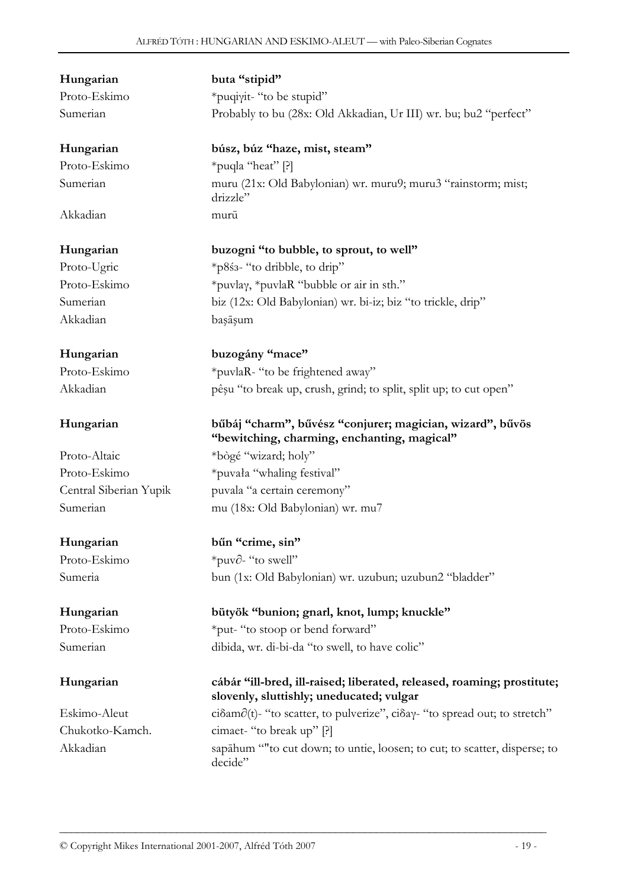| | |
|---|---|
| **Hungarian** | **buta "stipid"** |
| Proto-Eskimo | *puqiɣit- "to be stupid" |
| Sumerian | Probably to bu (28x: Old Akkadian, Ur III) wr. bu; bu2 "perfect" |
| | |
| **Hungarian** | **búsz, búz "haze, mist, steam"** |
| Proto-Eskimo | *puqla "heat" [?] |
| Sumerian | muru (21x: Old Babylonian) wr. muru9; muru3 "rainstorm; mist; drizzle" |
| Akkadian | murū |
| | |
| **Hungarian** | **buzogni "to bubble, to sprout, to well"** |
| Proto-Ugric | *p8ś3- "to dribble, to drip" |
| Proto-Eskimo | *puvlaɣ, *puvlaR "bubble or air in sth." |
| Sumerian | biz (12x: Old Babylonian) wr. bi-iz; biz "to trickle, drip" |
| Akkadian | baṣāṣum |
| | |
| **Hungarian** | **buzogány "mace"** |
| Proto-Eskimo | *puvlaR- "to be frightened away" |
| Akkadian | pêṣu "to break up, crush, grind; to split, split up; to cut open" |
| | |
| **Hungarian** | **bűbáj "charm", bűvész "conjurer; magician, wizard", bűvös "bewitching, charming, enchanting, magical"** |
| Proto-Altaic | *bògé "wizard; holy" |
| Proto-Eskimo | *puvała "whaling festival" |
| Central Siberian Yupik | puvala "a certain ceremony" |
| Sumerian | mu (18x: Old Babylonian) wr. mu7 |
| | |
| **Hungarian** | **bűn "crime, sin"** |
| Proto-Eskimo | *puv∂- "to swell" |
| Sumeria | bun (1x: Old Babylonian) wr. uzubun; uzubun2 "bladder" |
| | |
| **Hungarian** | **bütyök "bunion; gnarl, knot, lump; knuckle"** |
| Proto-Eskimo | *put- "to stoop or bend forward" |
| Sumerian | dibida, wr. di-bi-da "to swell, to have colic" |
| | |
| **Hungarian** | **cábár "ill-bred, ill-raised; liberated, released, roaming; prostitute; slovenly, sluttishly; uneducated; vulgar** |
| Eskimo-Aleut | ciδam∂(t)- "to scatter, to pulverize", ciδaɣ- "to spread out; to stretch" |
| Chukotko-Kamch. | cimaet- "to break up" [?] |
| Akkadian | sapāhum ""to cut down; to untie, loosen; to cut; to scatter, disperse; to decide" |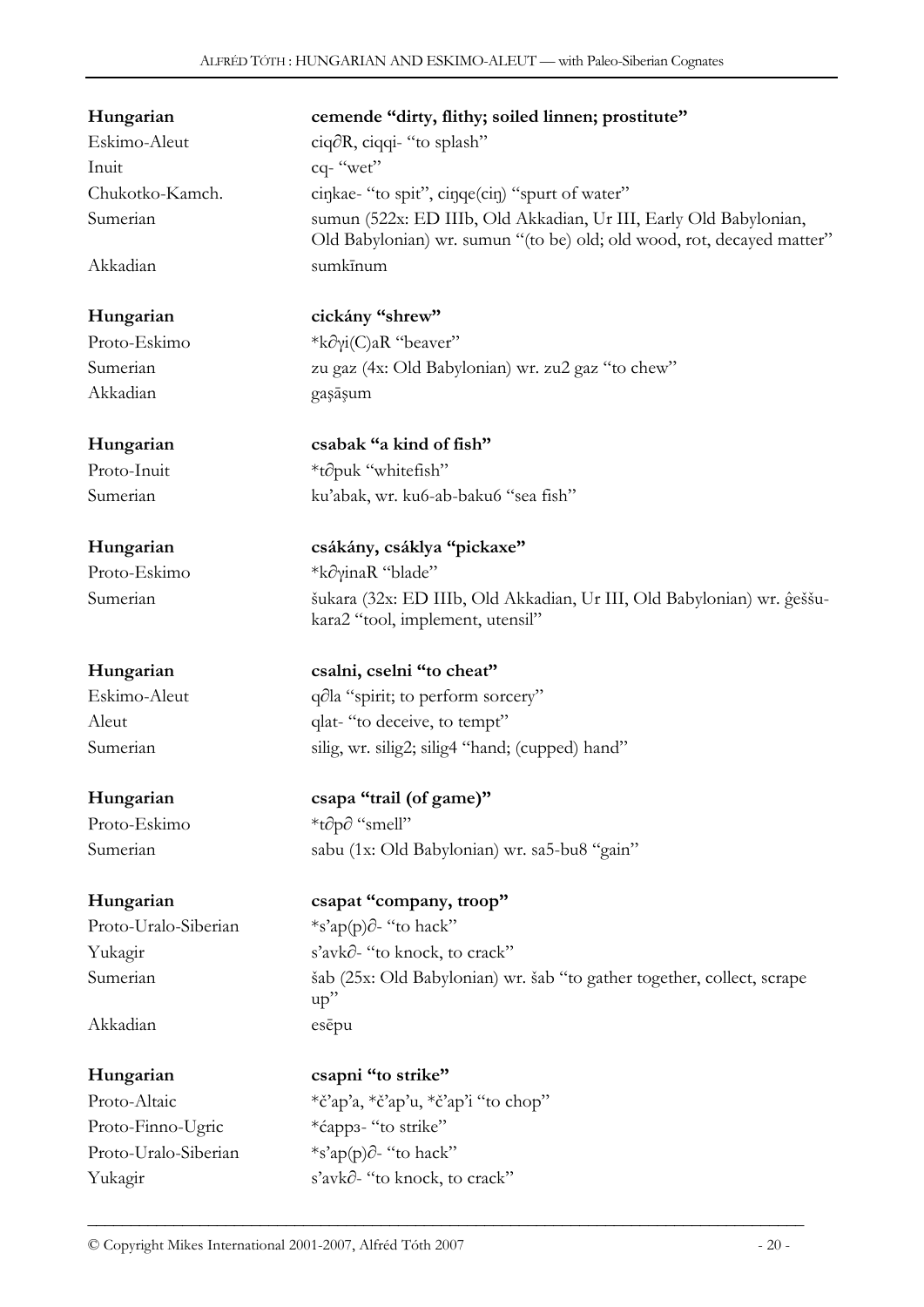| | |
|---|---|
| **Hungarian** | **cemende "dirty, flithy; soiled linnen; prostitute"** |
| Eskimo-Aleut | ciq∂R, ciqqi- "to splash" |
| Inuit | cq- "wet" |
| Chukotko-Kamch. | ciŋkae- "to spit", ciŋqe(ciŋ) "spurt of water" |
| Sumerian | sumun (522x: ED IIIb, Old Akkadian, Ur III, Early Old Babylonian, Old Babylonian) wr. sumun "(to be) old; old wood, rot, decayed matter" |
| Akkadian | sumkīnum |

| | |
|---|---|
| **Hungarian** | **cickány "shrew"** |
| Proto-Eskimo | *k∂γi(C)aR "beaver" |
| Sumerian | zu gaz (4x: Old Babylonian) wr. zu2 gaz "to chew" |
| Akkadian | gaṣāṣum |

| | |
|---|---|
| **Hungarian** | **csabak "a kind of fish"** |
| Proto-Inuit | *t∂puk "whitefish" |
| Sumerian | ku'abak, wr. ku6-ab-baku6 "sea fish" |

| | |
|---|---|
| **Hungarian** | **csákány, csáklya "pickaxe"** |
| Proto-Eskimo | *k∂γinaR "blade" |
| Sumerian | šukara (32x: ED IIIb, Old Akkadian, Ur III, Old Babylonian) wr. ĝeššu-kara2 "tool, implement, utensil" |

| | |
|---|---|
| **Hungarian** | **csalni, cselni "to cheat"** |
| Eskimo-Aleut | q∂la "spirit; to perform sorcery" |
| Aleut | qlat- "to deceive, to tempt" |
| Sumerian | silig, wr. silig2; silig4 "hand; (cupped) hand" |

| | |
|---|---|
| **Hungarian** | **csapa "trail (of game)"** |
| Proto-Eskimo | *t∂p∂ "smell" |
| Sumerian | sabu (1x: Old Babylonian) wr. sa5-bu8 "gain" |

| | |
|---|---|
| **Hungarian** | **csapat "company, troop"** |
| Proto-Uralo-Siberian | *s'ap(p)∂- "to hack" |
| Yukagir | s'avk∂- "to knock, to crack" |
| Sumerian | šab (25x: Old Babylonian) wr. šab "to gather together, collect, scrape up" |
| Akkadian | esēpu |

| | |
|---|---|
| **Hungarian** | **csapni "to strike"** |
| Proto-Altaic | *č'ap'a, *č'ap'u, *č'ap'i "to chop" |
| Proto-Finno-Ugric | *ćappз- "to strike" |
| Proto-Uralo-Siberian | *s'ap(p)∂- "to hack" |
| Yukagir | s'avk∂- "to knock, to crack" |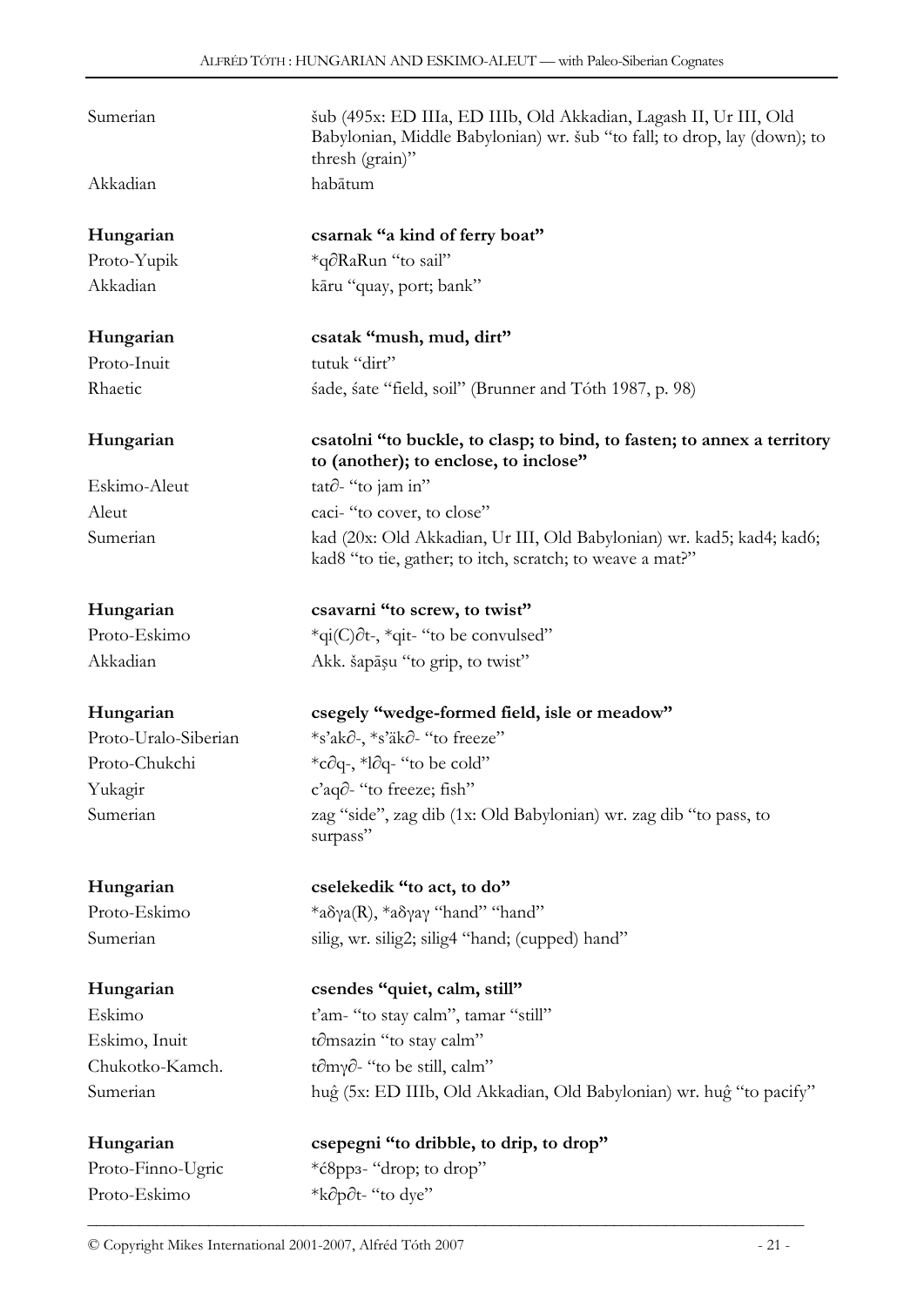| | |
|---|---|
| Sumerian | šub (495x: ED IIIa, ED IIIb, Old Akkadian, Lagash II, Ur III, Old Babylonian, Middle Babylonian) wr. šub "to fall; to drop, lay (down); to thresh (grain)" |
| Akkadian | habātum |
| **Hungarian** | **csarnak "a kind of ferry boat"** |
| Proto-Yupik | *q∂RaRun "to sail" |
| Akkadian | kāru "quay, port; bank" |
| **Hungarian** | **csatak "mush, mud, dirt"** |
| Proto-Inuit | tutuk "dirt" |
| Rhaetic | śade, śate "field, soil" (Brunner and Tóth 1987, p. 98) |
| **Hungarian** | **csatolni "to buckle, to clasp; to bind, to fasten; to annex a territory to (another); to enclose, to inclose"** |
| Eskimo-Aleut | tat∂- "to jam in" |
| Aleut | caci- "to cover, to close" |
| Sumerian | kad (20x: Old Akkadian, Ur III, Old Babylonian) wr. kad5; kad4; kad6; kad8 "to tie, gather; to itch, scratch; to weave a mat?" |
| **Hungarian** | **csavarni "to screw, to twist"** |
| Proto-Eskimo | *qi(C)∂t-, *qit- "to be convulsed" |
| Akkadian | Akk. šapāṣu "to grip, to twist" |
| **Hungarian** | **csegely "wedge-formed field, isle or meadow"** |
| Proto-Uralo-Siberian | *s'ak∂-, *s'äk∂- "to freeze" |
| Proto-Chukchi | *c∂q-, *l∂q- "to be cold" |
| Yukagir | c'aq∂- "to freeze; fish" |
| Sumerian | zag "side", zag dib (1x: Old Babylonian) wr. zag dib "to pass, to surpass" |
| **Hungarian** | **cselekedik "to act, to do"** |
| Proto-Eskimo | *aδγa(R), *aδγaγ "hand" "hand" |
| Sumerian | silig, wr. silig2; silig4 "hand; (cupped) hand" |
| **Hungarian** | **csendes "quiet, calm, still"** |
| Eskimo | t'am- "to stay calm", tamar "still" |
| Eskimo, Inuit | t∂msazin "to stay calm" |
| Chukotko-Kamch. | t∂mγ∂- "to be still, calm" |
| Sumerian | huĝ (5x: ED IIIb, Old Akkadian, Old Babylonian) wr. huĝ "to pacify" |
| **Hungarian** | **csepegni "to dribble, to drip, to drop"** |
| Proto-Finno-Ugric | *ć8ppз- "drop; to drop" |
| Proto-Eskimo | *k∂p∂t- "to dye" |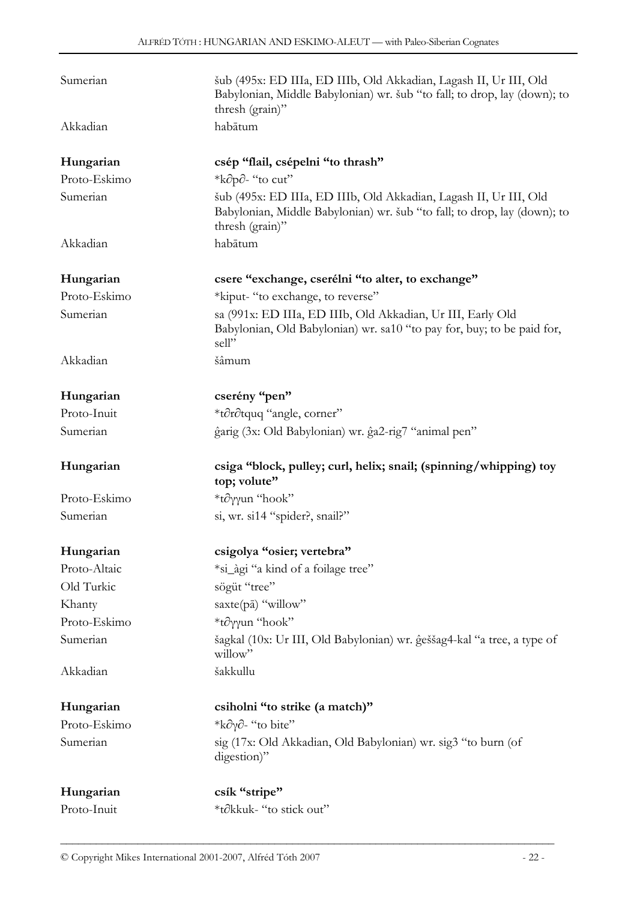| | |
|---|---|
| Sumerian | šub (495x: ED IIIa, ED IIIb, Old Akkadian, Lagash II, Ur III, Old Babylonian, Middle Babylonian) wr. šub "to fall; to drop, lay (down); to thresh (grain)" |
| Akkadian | habātum |
| | |
| **Hungarian** | **csép "flail, csépelni "to thrash"** |
| Proto-Eskimo | *k∂p∂- "to cut" |
| Sumerian | šub (495x: ED IIIa, ED IIIb, Old Akkadian, Lagash II, Ur III, Old Babylonian, Middle Babylonian) wr. šub "to fall; to drop, lay (down); to thresh (grain)" |
| Akkadian | habātum |
| | |
| **Hungarian** | **csere "exchange, cserélni "to alter, to exchange"** |
| Proto-Eskimo | *kiput- "to exchange, to reverse" |
| Sumerian | sa (991x: ED IIIa, ED IIIb, Old Akkadian, Ur III, Early Old Babylonian, Old Babylonian) wr. sa10 "to pay for, buy; to be paid for, sell" |
| Akkadian | šâmum |
| | |
| **Hungarian** | **cserény "pen"** |
| Proto-Inuit | *t∂r∂tquq "angle, corner" |
| Sumerian | ĝarig (3x: Old Babylonian) wr. ĝa2-rig7 "animal pen" |
| | |
| **Hungarian** | **csiga "block, pulley; curl, helix; snail; (spinning/whipping) toy top; volute"** |
| Proto-Eskimo | *t∂γγun "hook" |
| Sumerian | si, wr. si14 "spider?, snail?" |
| | |
| **Hungarian** | **csigolya "osier; vertebra"** |
| Proto-Altaic | *si_àgi "a kind of a foilage tree" |
| Old Turkic | sögüt "tree" |
| Khanty | saxte(pā) "willow" |
| Proto-Eskimo | *t∂γγun "hook" |
| Sumerian | šagkal (10x: Ur III, Old Babylonian) wr. ĝeššag4-kal "a tree, a type of willow" |
| Akkadian | šakkullu |
| | |
| **Hungarian** | **csiholni "to strike (a match)"** |
| Proto-Eskimo | *k∂γ∂- "to bite" |
| Sumerian | sig (17x: Old Akkadian, Old Babylonian) wr. sig3 "to burn (of digestion)" |
| | |
| **Hungarian** | **csík "stripe"** |
| Proto-Inuit | *t∂kkuk- "to stick out" |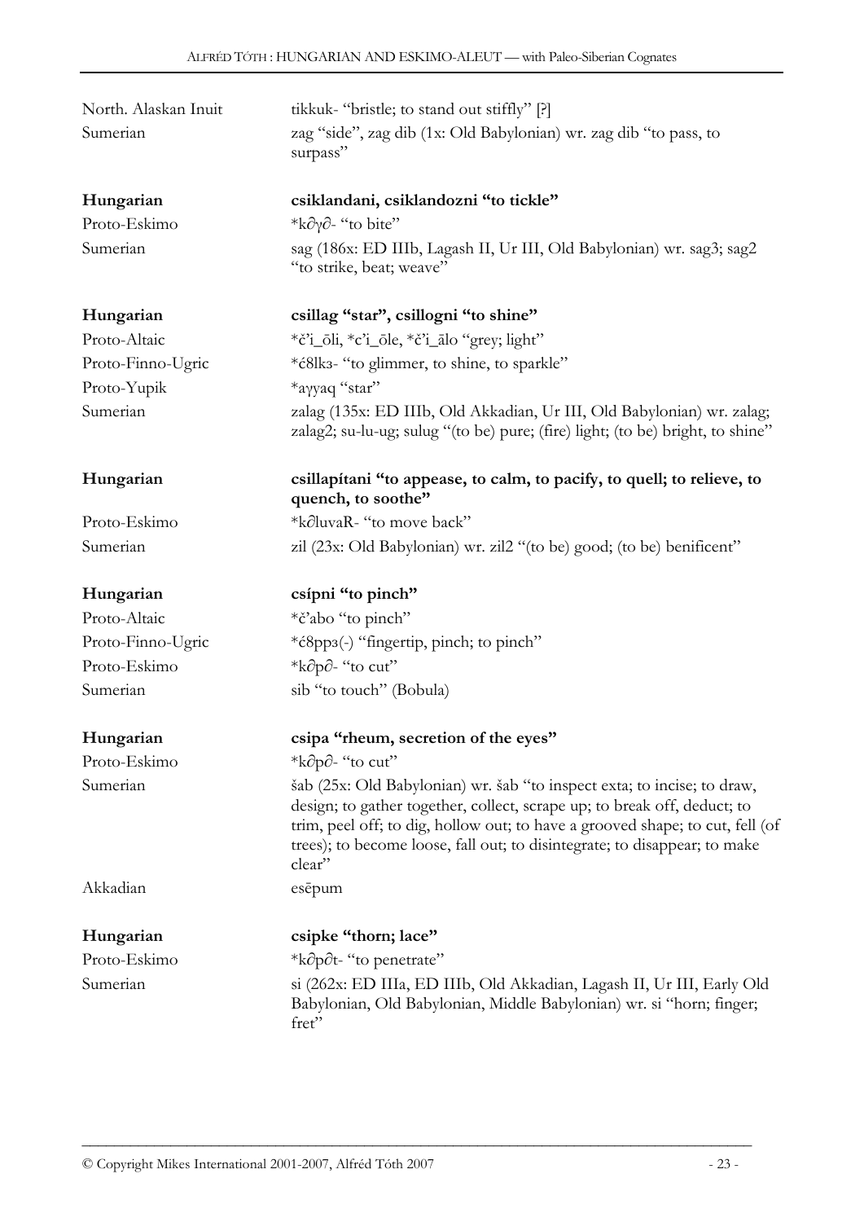| | |
|---|---|
| North. Alaskan Inuit | tikkuk- "bristle; to stand out stiffly" [?] |
| Sumerian | zag "side", zag dib (1x: Old Babylonian) wr. zag dib "to pass, to surpass" |

| | |
|---|---|
| **Hungarian** | **csiklandani, csiklandozni "to tickle"** |
| Proto-Eskimo | *k∂γ∂- "to bite" |
| Sumerian | sag (186x: ED IIIb, Lagash II, Ur III, Old Babylonian) wr. sag3; sag2 "to strike, beat; weave" |

| | |
|---|---|
| **Hungarian** | **csillag "star", csillogni "to shine"** |
| Proto-Altaic | *č'i_ōli, *c'i_ōle, *č'i_ālo "grey; light" |
| Proto-Finno-Ugric | *ć8lkз- "to glimmer, to shine, to sparkle" |
| Proto-Yupik | *aγγaq "star" |
| Sumerian | zalag (135x: ED IIIb, Old Akkadian, Ur III, Old Babylonian) wr. zalag; zalag2; su-lu-ug; sulug "(to be) pure; (fire) light; (to be) bright, to shine" |

| | |
|---|---|
| **Hungarian** | **csillapítani "to appease, to calm, to pacify, to quell; to relieve, to quench, to soothe"** |
| Proto-Eskimo | *k∂luvaR- "to move back" |
| Sumerian | zil (23x: Old Babylonian) wr. zil2 "(to be) good; (to be) benificent" |

| | |
|---|---|
| **Hungarian** | **csípni "to pinch"** |
| Proto-Altaic | *č'abo "to pinch" |
| Proto-Finno-Ugric | *ć8ppз(-) "fingertip, pinch; to pinch" |
| Proto-Eskimo | *k∂p∂- "to cut" |
| Sumerian | sib "to touch" (Bobula) |

| | |
|---|---|
| **Hungarian** | **csipa "rheum, secretion of the eyes"** |
| Proto-Eskimo | *k∂p∂- "to cut" |
| Sumerian | šab (25x: Old Babylonian) wr. šab "to inspect exta; to incise; to draw, design; to gather together, collect, scrape up; to break off, deduct; to trim, peel off; to dig, hollow out; to have a grooved shape; to cut, fell (of trees); to become loose, fall out; to disintegrate; to disappear; to make clear" |
| Akkadian | esēpum |

| | |
|---|---|
| **Hungarian** | **csipke "thorn; lace"** |
| Proto-Eskimo | *k∂p∂t- "to penetrate" |
| Sumerian | si (262x: ED IIIa, ED IIIb, Old Akkadian, Lagash II, Ur III, Early Old Babylonian, Old Babylonian, Middle Babylonian) wr. si "horn; finger; fret" |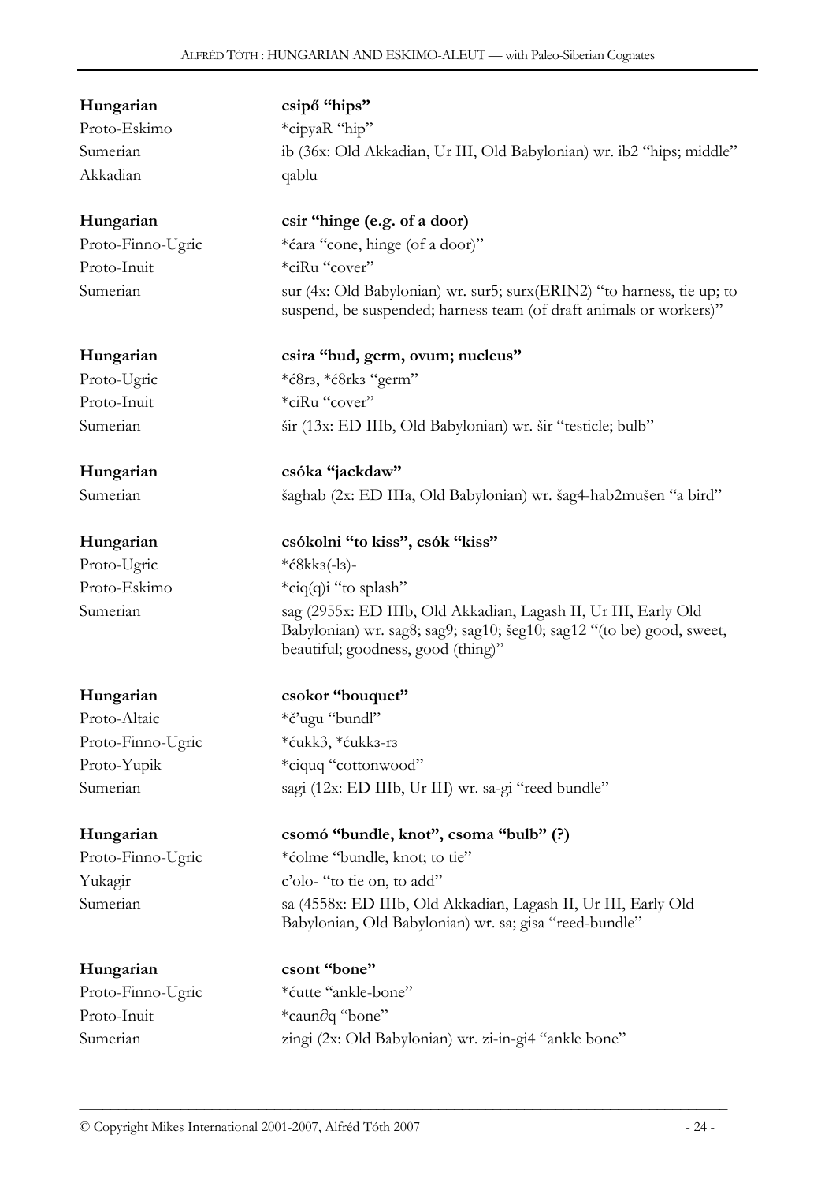**Hungarian** **csipő "hips"**
Proto-Eskimo *cipyaR "hip"
Sumerian ib (36x: Old Akkadian, Ur III, Old Babylonian) wr. ib2 "hips; middle"
Akkadian qablu

**Hungarian** **csir "hinge (e.g. of a door)**
Proto-Finno-Ugric *ćara "cone, hinge (of a door)"
Proto-Inuit *ciRu "cover"
Sumerian sur (4x: Old Babylonian) wr. sur5; surx(ERIN2) "to harness, tie up; to suspend, be suspended; harness team (of draft animals or workers)"

**Hungarian** **csira "bud, germ, ovum; nucleus"**
Proto-Ugric *ć8rз, *ć8rkз "germ"
Proto-Inuit *ciRu "cover"
Sumerian šir (13x: ED IIIb, Old Babylonian) wr. šir "testicle; bulb"

**Hungarian** **csóka "jackdaw"**
Sumerian šaghab (2x: ED IIIa, Old Babylonian) wr. šag4-hab2mušen "a bird"

**Hungarian** **csókolni "to kiss", csók "kiss"**
Proto-Ugric *ć8kkз(-lз)-
Proto-Eskimo *ciq(q)i "to splash"
Sumerian sag (2955x: ED IIIb, Old Akkadian, Lagash II, Ur III, Early Old Babylonian) wr. sag8; sag9; sag10; šeg10; sag12 "(to be) good, sweet, beautiful; goodness, good (thing)"

**Hungarian** **csokor "bouquet"**
Proto-Altaic *č'ugu "bundl"
Proto-Finno-Ugric *ćukk3, *ćukkз-rз
Proto-Yupik *ciquq "cottonwood"
Sumerian sagi (12x: ED IIIb, Ur III) wr. sa-gi "reed bundle"

**Hungarian** **csomó "bundle, knot", csoma "bulb" (?)**
Proto-Finno-Ugric *ćolme "bundle, knot; to tie"
Yukagir c'olo- "to tie on, to add"
Sumerian sa (4558x: ED IIIb, Old Akkadian, Lagash II, Ur III, Early Old Babylonian, Old Babylonian) wr. sa; gisa "reed-bundle"

**Hungarian** **csont "bone"**
Proto-Finno-Ugric *ćutte "ankle-bone"
Proto-Inuit *caun∂q "bone"
Sumerian zingi (2x: Old Babylonian) wr. zi-in-gi4 "ankle bone"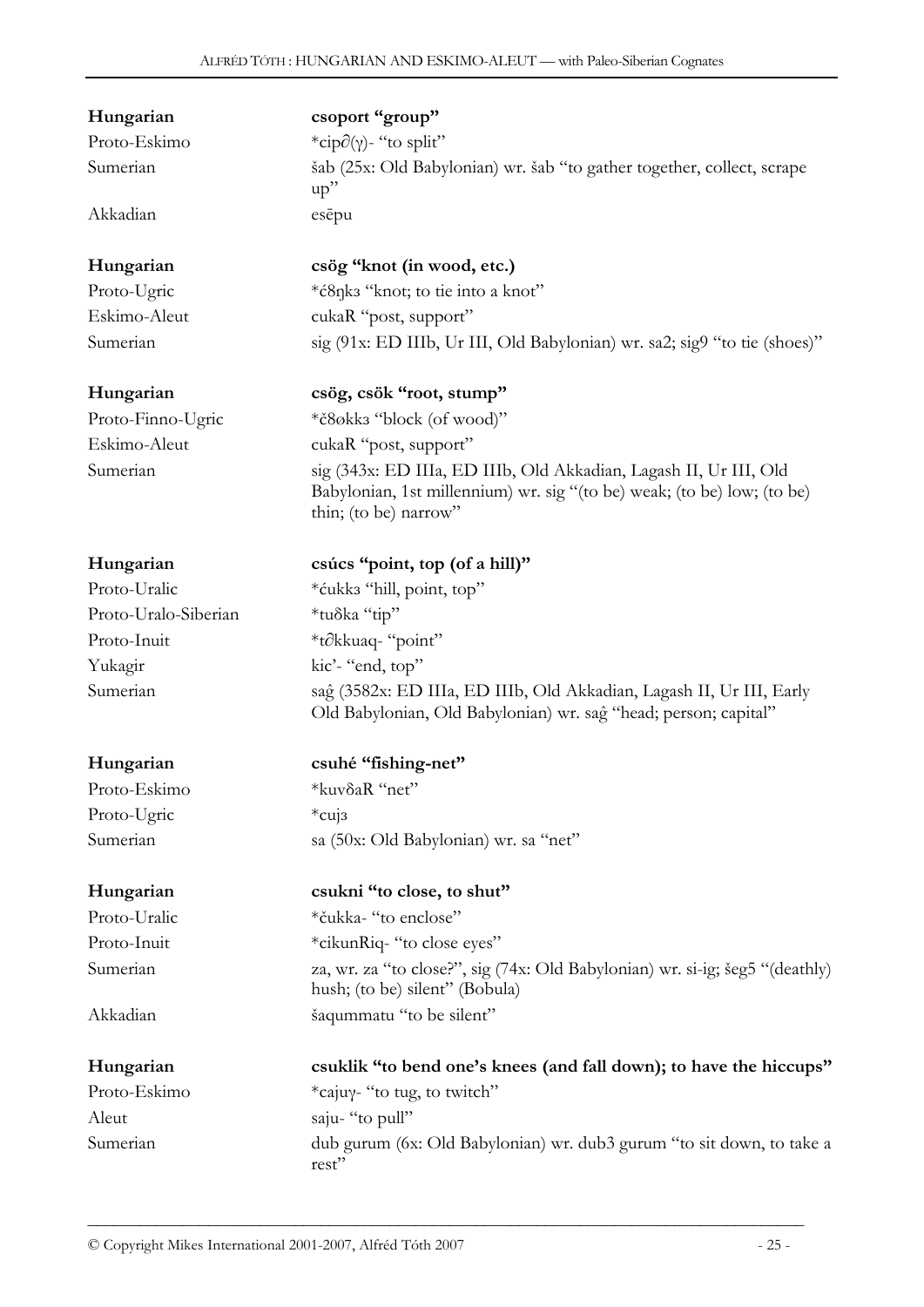| | |
|---|---|
| **Hungarian** | **csoport "group"** |
| Proto-Eskimo | *cip∂(γ)- "to split" |
| Sumerian | šab (25x: Old Babylonian) wr. šab "to gather together, collect, scrape up" |
| Akkadian | esēpu |

| | |
|---|---|
| **Hungarian** | **csög "knot (in wood, etc.)** |
| Proto-Ugric | *ć8ŋkз "knot; to tie into a knot" |
| Eskimo-Aleut | cukaR "post, support" |
| Sumerian | sig (91x: ED IIIb, Ur III, Old Babylonian) wr. sa2; sig9 "to tie (shoes)" |

| | |
|---|---|
| **Hungarian** | **csög, csök "root, stump"** |
| Proto-Finno-Ugric | *č8økkз "block (of wood)" |
| Eskimo-Aleut | cukaR "post, support" |
| Sumerian | sig (343x: ED IIIa, ED IIIb, Old Akkadian, Lagash II, Ur III, Old Babylonian, 1st millennium) wr. sig "(to be) weak; (to be) low; (to be) thin; (to be) narrow" |

| | |
|---|---|
| **Hungarian** | **csúcs "point, top (of a hill)"** |
| Proto-Uralic | *ćukkз "hill, point, top" |
| Proto-Uralo-Siberian | *tuδka "tip" |
| Proto-Inuit | *t∂kkuaq- "point" |
| Yukagir | kic'- "end, top" |
| Sumerian | saĝ (3582x: ED IIIa, ED IIIb, Old Akkadian, Lagash II, Ur III, Early Old Babylonian, Old Babylonian) wr. saĝ "head; person; capital" |

| | |
|---|---|
| **Hungarian** | **csuhé "fishing-net"** |
| Proto-Eskimo | *kuvδaR "net" |
| Proto-Ugric | *cujз |
| Sumerian | sa (50x: Old Babylonian) wr. sa "net" |

| | |
|---|---|
| **Hungarian** | **csukni "to close, to shut"** |
| Proto-Uralic | *čukka- "to enclose" |
| Proto-Inuit | *cikunRiq- "to close eyes" |
| Sumerian | za, wr. za "to close?", sig (74x: Old Babylonian) wr. si-ig; šeg5 "(deathly) hush; (to be) silent" (Bobula) |
| Akkadian | šaqummatu "to be silent" |

| | |
|---|---|
| **Hungarian** | **csuklik "to bend one's knees (and fall down); to have the hiccups"** |
| Proto-Eskimo | *cajuγ- "to tug, to twitch" |
| Aleut | saju- "to pull" |
| Sumerian | dub gurum (6x: Old Babylonian) wr. dub3 gurum "to sit down, to take a rest" |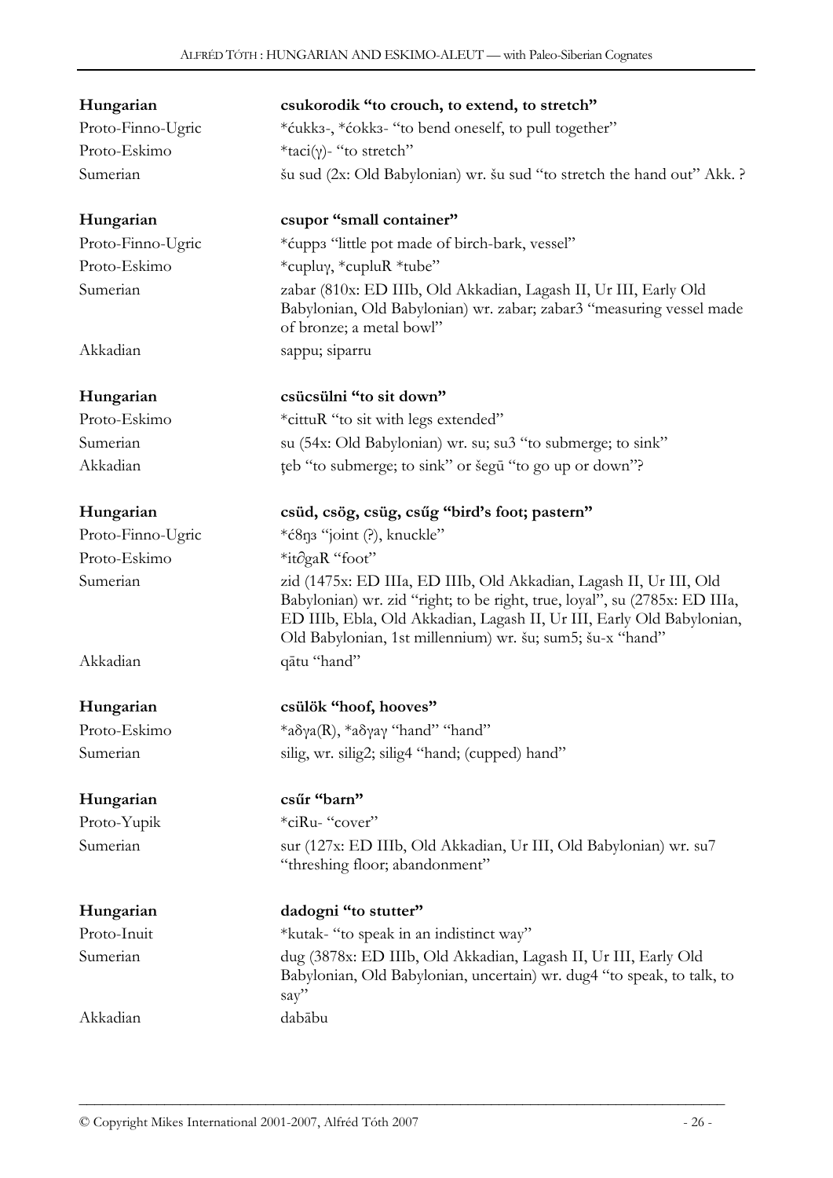**Hungarian** **csukorodik "to crouch, to extend, to stretch"**
Proto-Finno-Ugric *ćukkз-, *ćokkз- "to bend oneself, to pull together"
Proto-Eskimo *taci(γ)- "to stretch"
Sumerian šu sud (2x: Old Babylonian) wr. šu sud "to stretch the hand out" Akk. ?

**Hungarian** **csupor "small container"**
Proto-Finno-Ugric *ćuppз "little pot made of birch-bark, vessel"
Proto-Eskimo *cupluγ, *cupluR *tube"
Sumerian zabar (810x: ED IIIb, Old Akkadian, Lagash II, Ur III, Early Old Babylonian, Old Babylonian) wr. zabar; zabar3 "measuring vessel made of bronze; a metal bowl"
Akkadian sappu; siparru

**Hungarian** **csücsülni "to sit down"**
Proto-Eskimo *cittuR "to sit with legs extended"
Sumerian su (54x: Old Babylonian) wr. su; su3 "to submerge; to sink"
Akkadian ţeb "to submerge; to sink" or šegū "to go up or down"?

**Hungarian** **csüd, csög, csüg, csűg "bird's foot; pastern"**
Proto-Finno-Ugric *ć8ŋз "joint (?), knuckle"
Proto-Eskimo *it∂gaR "foot"
Sumerian zid (1475x: ED IIIa, ED IIIb, Old Akkadian, Lagash II, Ur III, Old Babylonian) wr. zid "right; to be right, true, loyal", su (2785x: ED IIIa, ED IIIb, Ebla, Old Akkadian, Lagash II, Ur III, Early Old Babylonian, Old Babylonian, 1st millennium) wr. šu; sum5; šu-x "hand"
Akkadian qātu "hand"

**Hungarian** **csülök "hoof, hooves"**
Proto-Eskimo *aδγa(R), *aδγaγ "hand" "hand"
Sumerian silig, wr. silig2; silig4 "hand; (cupped) hand"

**Hungarian** **csűr "barn"**
Proto-Yupik *ciRu- "cover"
Sumerian sur (127x: ED IIIb, Old Akkadian, Ur III, Old Babylonian) wr. su7 "threshing floor; abandonment"

**Hungarian** **dadogni "to stutter"**
Proto-Inuit *kutak- "to speak in an indistinct way"
Sumerian dug (3878x: ED IIIb, Old Akkadian, Lagash II, Ur III, Early Old Babylonian, Old Babylonian, uncertain) wr. dug4 "to speak, to talk, to say"
Akkadian dabābu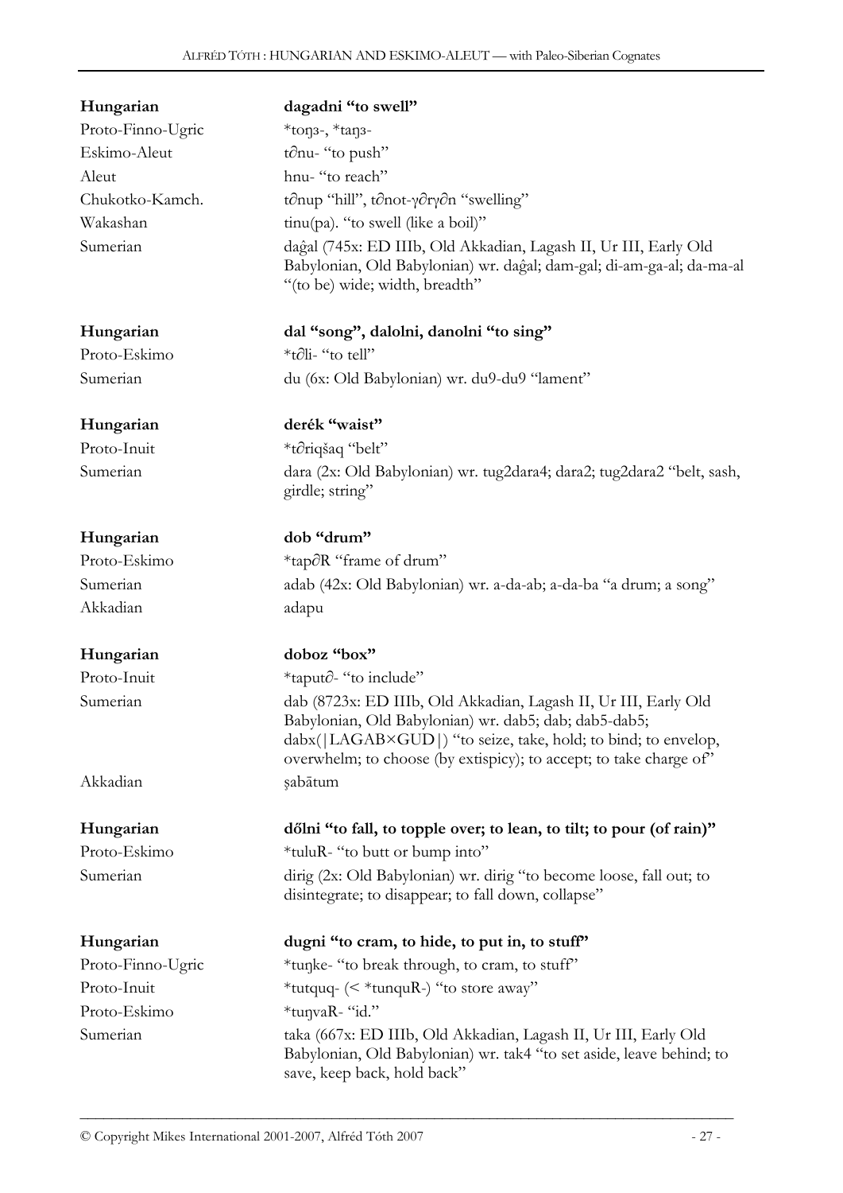| | |
|---|---|
| **Hungarian** | **dagadni "to swell"** |
| Proto-Finno-Ugric | *toŋз-, *taŋз- |
| Eskimo-Aleut | t∂nu- "to push" |
| Aleut | hnu- "to reach" |
| Chukotko-Kamch. | t∂nup "hill", t∂not-γ∂rγ∂n "swelling" |
| Wakashan | tinu(pa). "to swell (like a boil)" |
| Sumerian | daĝal (745x: ED IIIb, Old Akkadian, Lagash II, Ur III, Early Old Babylonian, Old Babylonian) wr. daĝal; dam-gal; di-am-ga-al; da-ma-al "(to be) wide; width, breadth" |

| | |
|---|---|
| **Hungarian** | **dal "song", dalolni, danolni "to sing"** |
| Proto-Eskimo | *t∂li- "to tell" |
| Sumerian | du (6x: Old Babylonian) wr. du9-du9 "lament" |

| | |
|---|---|
| **Hungarian** | **derék "waist"** |
| Proto-Inuit | *t∂riqšaq "belt" |
| Sumerian | dara (2x: Old Babylonian) wr. tug2dara4; dara2; tug2dara2 "belt, sash, girdle; string" |

| | |
|---|---|
| **Hungarian** | **dob "drum"** |
| Proto-Eskimo | *tap∂R "frame of drum" |
| Sumerian | adab (42x: Old Babylonian) wr. a-da-ab; a-da-ba "a drum; a song" |
| Akkadian | adapu |

| | |
|---|---|
| **Hungarian** | **doboz "box"** |
| Proto-Inuit | *taput∂- "to include" |
| Sumerian | dab (8723x: ED IIIb, Old Akkadian, Lagash II, Ur III, Early Old Babylonian, Old Babylonian) wr. dab5; dab; dab5-dab5; dabx(\|LAGAB×GUD\|) "to seize, take, hold; to bind; to envelop, overwhelm; to choose (by extispicy); to accept; to take charge of" |
| Akkadian | ṣabātum |

| | |
|---|---|
| **Hungarian** | **dőlni "to fall, to topple over; to lean, to tilt; to pour (of rain)"** |
| Proto-Eskimo | *tuluR- "to butt or bump into" |
| Sumerian | dirig (2x: Old Babylonian) wr. dirig "to become loose, fall out; to disintegrate; to disappear; to fall down, collapse" |

| | |
|---|---|
| **Hungarian** | **dugni "to cram, to hide, to put in, to stuff"** |
| Proto-Finno-Ugric | *tuŋke- "to break through, to cram, to stuff" |
| Proto-Inuit | *tutquq- (< *tunquR-) "to store away" |
| Proto-Eskimo | *tuŋvaR- "id." |
| Sumerian | taka (667x: ED IIIb, Old Akkadian, Lagash II, Ur III, Early Old Babylonian, Old Babylonian) wr. tak4 "to set aside, leave behind; to save, keep back, hold back" |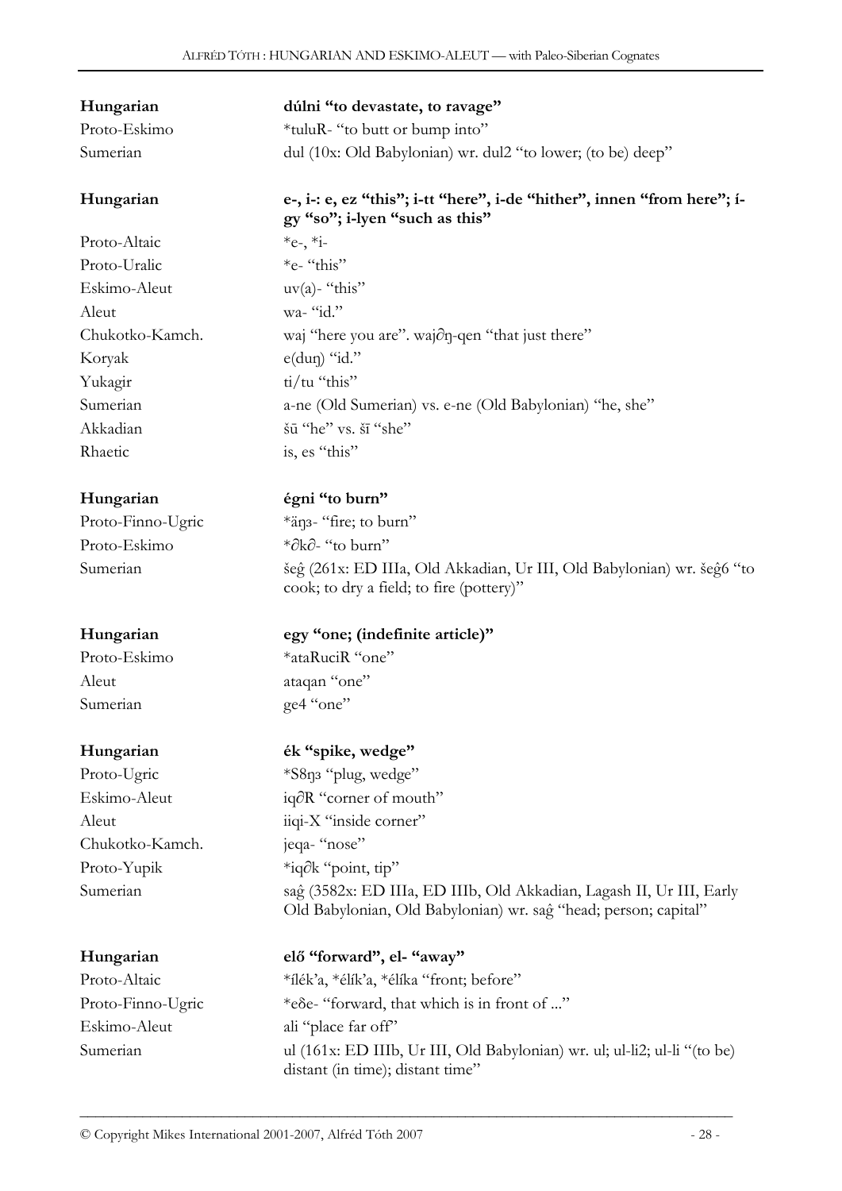| | |
|---|---|
| **Hungarian** | **dúlni "to devastate, to ravage"** |
| Proto-Eskimo | *tuluR- "to butt or bump into" |
| Sumerian | dul (10x: Old Babylonian) wr. dul2 "to lower; (to be) deep" |

| | |
|---|---|
| **Hungarian** | **e-, i-: e, ez "this"; i-tt "here", i-de "hither", innen "from here"; í-gy "so"; i-lyen "such as this"** |
| Proto-Altaic | *e-, *i- |
| Proto-Uralic | *e- "this" |
| Eskimo-Aleut | uv(a)- "this" |
| Aleut | wa- "id." |
| Chukotko-Kamch. | waj "here you are". waj∂ŋ-qen "that just there" |
| Koryak | e(duŋ) "id." |
| Yukagir | ti/tu "this" |
| Sumerian | a-ne (Old Sumerian) vs. e-ne (Old Babylonian) "he, she" |
| Akkadian | šū "he" vs. šī "she" |
| Rhaetic | is, es "this" |

| | |
|---|---|
| **Hungarian** | **égni "to burn"** |
| Proto-Finno-Ugric | *äŋз- "fire; to burn" |
| Proto-Eskimo | *∂k∂- "to burn" |
| Sumerian | šeĝ (261x: ED IIIa, Old Akkadian, Ur III, Old Babylonian) wr. šeĝ6 "to cook; to dry a field; to fire (pottery)" |

| | |
|---|---|
| **Hungarian** | **egy "one; (indefinite article)"** |
| Proto-Eskimo | *ataRuciR "one" |
| Aleut | ataqan "one" |
| Sumerian | ge4 "one" |

| | |
|---|---|
| **Hungarian** | **ék "spike, wedge"** |
| Proto-Ugric | *S8ŋз "plug, wedge" |
| Eskimo-Aleut | iq∂R "corner of mouth" |
| Aleut | iiqi-X "inside corner" |
| Chukotko-Kamch. | jeqa- "nose" |
| Proto-Yupik | *iq∂k "point, tip" |
| Sumerian | saĝ (3582x: ED IIIa, ED IIIb, Old Akkadian, Lagash II, Ur III, Early Old Babylonian, Old Babylonian) wr. saĝ "head; person; capital" |

| | |
|---|---|
| **Hungarian** | **elő "forward", el- "away"** |
| Proto-Altaic | *ílék'a, *élík'a, *élíka "front; before" |
| Proto-Finno-Ugric | *eδe- "forward, that which is in front of ..." |
| Eskimo-Aleut | ali "place far off" |
| Sumerian | ul (161x: ED IIIb, Ur III, Old Babylonian) wr. ul; ul-li2; ul-li "(to be) distant (in time); distant time" |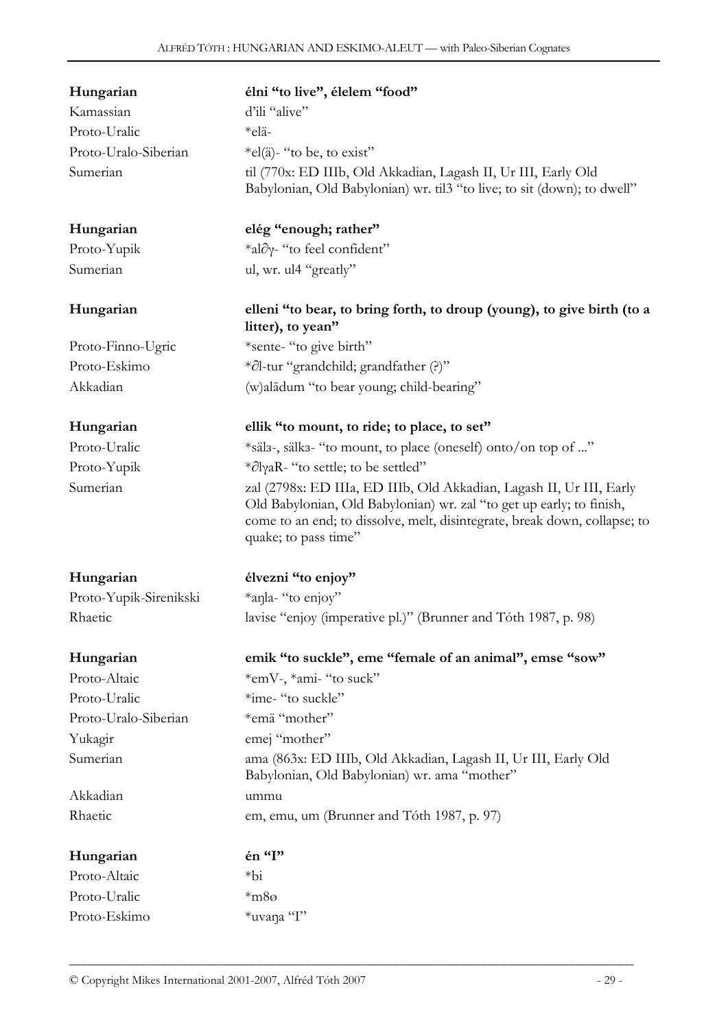| | |
|---|---|
| **Hungarian** | **élni "to live", élelem "food"** |
| Kamassian | d'ili "alive" |
| Proto-Uralic | *elä- |
| Proto-Uralo-Siberian | *el(ä)- "to be, to exist" |
| Sumerian | til (770x: ED IIIb, Old Akkadian, Lagash II, Ur III, Early Old Babylonian, Old Babylonian) wr. til3 "to live; to sit (down); to dwell" |
| | |
| **Hungarian** | **elég "enough; rather"** |
| Proto-Yupik | *al∂γ- "to feel confident" |
| Sumerian | ul, wr. ul4 "greatly" |
| | |
| **Hungarian** | **elleni "to bear, to bring forth, to droup (young), to give birth (to a litter), to yean"** |
| Proto-Finno-Ugric | *sente- "to give birth" |
| Proto-Eskimo | *∂l-tur "grandchild; grandfather (?)" |
| Akkadian | (w)alādum "to bear young; child-bearing" |
| | |
| **Hungarian** | **ellik "to mount, to ride; to place, to set"** |
| Proto-Uralic | *sälз-, sälkз- "to mount, to place (oneself) onto/on top of ..." |
| Proto-Yupik | *∂lγaR- "to settle; to be settled" |
| Sumerian | zal (2798x: ED IIIa, ED IIIb, Old Akkadian, Lagash II, Ur III, Early Old Babylonian, Old Babylonian) wr. zal "to get up early; to finish, come to an end; to dissolve, melt, disintegrate, break down, collapse; to quake; to pass time" |
| | |
| **Hungarian** | **élvezni "to enjoy"** |
| Proto-Yupik-Sirenikski | *aŋla- "to enjoy" |
| Rhaetic | lavise "enjoy (imperative pl.)" (Brunner and Tóth 1987, p. 98) |
| | |
| **Hungarian** | **emik "to suckle", eme "female of an animal", emse "sow"** |
| Proto-Altaic | *emV-, *ami- "to suck" |
| Proto-Uralic | *ime- "to suckle" |
| Proto-Uralo-Siberian | *emä "mother" |
| Yukagir | emej "mother" |
| Sumerian | ama (863x: ED IIIb, Old Akkadian, Lagash II, Ur III, Early Old Babylonian, Old Babylonian) wr. ama "mother" |
| Akkadian | ummu |
| Rhaetic | em, emu, um (Brunner and Tóth 1987, p. 97) |
| | |
| **Hungarian** | **én "I"** |
| Proto-Altaic | *bi |
| Proto-Uralic | *m8ø |
| Proto-Eskimo | *uvaŋa "I" |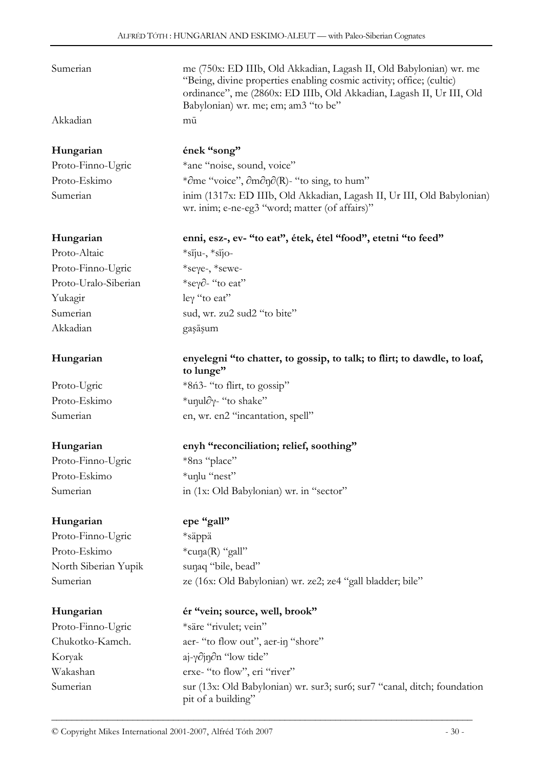| | |
|---|---|
| Sumerian | me (750x: ED IIIb, Old Akkadian, Lagash II, Old Babylonian) wr. me "Being, divine properties enabling cosmic activity; office; (cultic) ordinance", me (2860x: ED IIIb, Old Akkadian, Lagash II, Ur III, Old Babylonian) wr. me; em; am3 "to be" |
| Akkadian | mū |

| | |
|---|---|
| **Hungarian** | **ének "song"** |
| Proto-Finno-Ugric | *ane "noise, sound, voice" |
| Proto-Eskimo | *∂me "voice", ∂m∂ŋ∂(R)- "to sing, to hum" |
| Sumerian | inim (1317x: ED IIIb, Old Akkadian, Lagash II, Ur III, Old Babylonian) wr. inim; e-ne-eg3 "word; matter (of affairs)" |

| | |
|---|---|
| **Hungarian** | **enni, esz-, ev- "to eat", étek, étel "food", etetni "to feed"** |
| Proto-Altaic | *sīǯu-, *sīǯo- |
| Proto-Finno-Ugric | *seγe-, *sewe- |
| Proto-Uralo-Siberian | *seγ∂- "to eat" |
| Yukagir | leγ "to eat" |
| Sumerian | sud, wr. zu2 sud2 "to bite" |
| Akkadian | gaṣāṣum |

| | |
|---|---|
| **Hungarian** | **enyelegni "to chatter, to gossip, to talk; to flirt; to dawdle, to loaf, to lunge"** |
| Proto-Ugric | *8ń3- "to flirt, to gossip" |
| Proto-Eskimo | *uŋul∂γ- "to shake" |
| Sumerian | en, wr. en2 "incantation, spell" |

| | |
|---|---|
| **Hungarian** | **enyh "reconciliation; relief, soothing"** |
| Proto-Finno-Ugric | *8nз "place" |
| Proto-Eskimo | *uŋlu "nest" |
| Sumerian | in (1x: Old Babylonian) wr. in "sector" |

| | |
|---|---|
| **Hungarian** | **epe "gall"** |
| Proto-Finno-Ugric | *säppä |
| Proto-Eskimo | *cuŋa(R) "gall" |
| North Siberian Yupik | suŋaq "bile, bead" |
| Sumerian | ze (16x: Old Babylonian) wr. ze2; ze4 "gall bladder; bile" |

| | |
|---|---|
| **Hungarian** | **ér "vein; source, well, brook"** |
| Proto-Finno-Ugric | *säre "rivulet; vein" |
| Chukotko-Kamch. | aer- "to flow out", aer-iŋ "shore" |
| Koryak | aj-γ∂jŋ∂n "low tide" |
| Wakashan | erxe- "to flow", eri "river" |
| Sumerian | sur (13x: Old Babylonian) wr. sur3; sur6; sur7 "canal, ditch; foundation pit of a building" |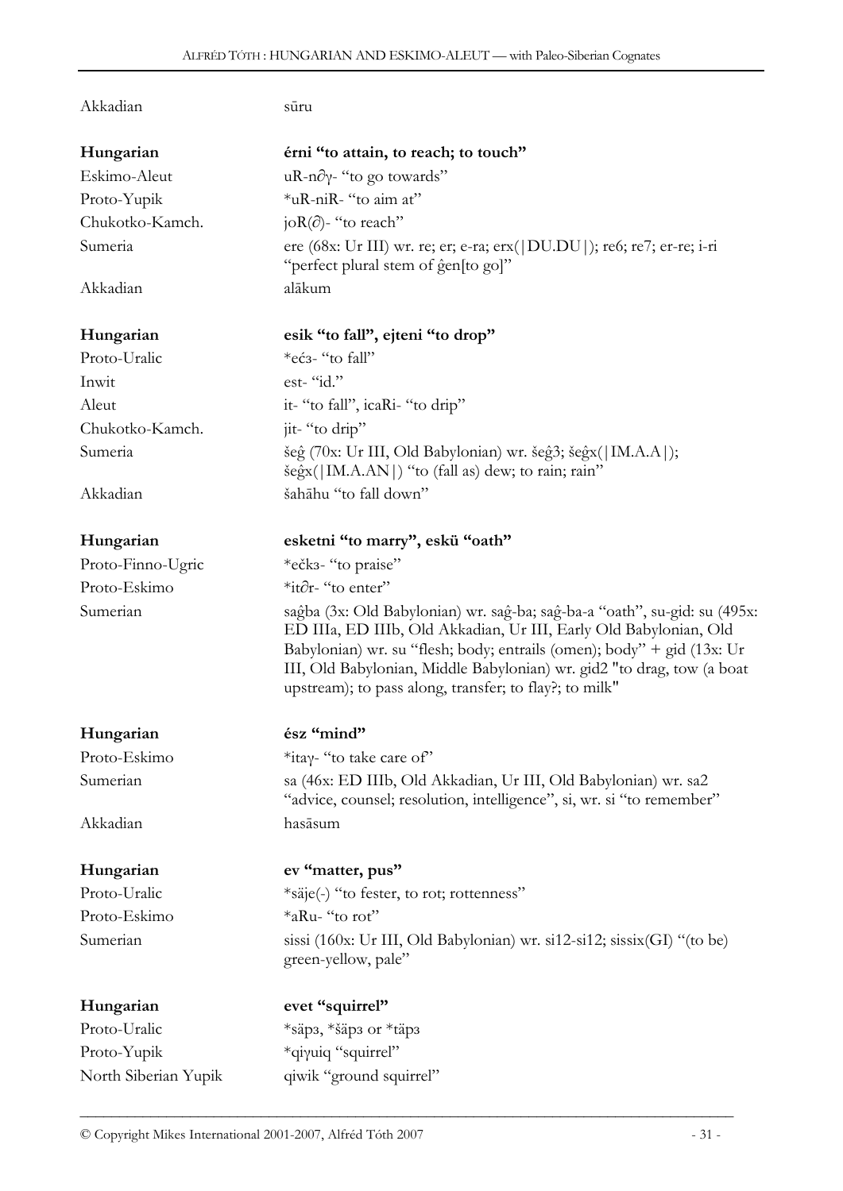| | |
|---|---|
| Akkadian | sūru |
| | |
| **Hungarian** | **érni "to attain, to reach; to touch"** |
| Eskimo-Aleut | uR-n∂γ- "to go towards" |
| Proto-Yupik | *uR-niR- "to aim at" |
| Chukotko-Kamch. | joR(∂)- "to reach" |
| Sumeria | ere (68x: Ur III) wr. re; er; e-ra; erx(\|DU.DU\|); re6; re7; er-re; i-ri "perfect plural stem of ĝen[to go]" |
| Akkadian | alākum |
| | |
| **Hungarian** | **esik "to fall", ejteni "to drop"** |
| Proto-Uralic | *eć з- "to fall" |
| Inwit | est- "id." |
| Aleut | it- "to fall", icaRi- "to drip" |
| Chukotko-Kamch. | jit- "to drip" |
| Sumeria | šeĝ (70x: Ur III, Old Babylonian) wr. šeĝ3; šeĝx(\|IM.A.A\|); šeĝx(\|IM.A.AN\|) "to (fall as) dew; to rain; rain" |
| Akkadian | šahāhu "to fall down" |
| | |
| **Hungarian** | **esketni "to marry", eskü "oath"** |
| Proto-Finno-Ugric | *ečkз- "to praise" |
| Proto-Eskimo | *it∂r- "to enter" |
| Sumerian | saĝba (3x: Old Babylonian) wr. saĝ-ba; saĝ-ba-a "oath", su-gid: su (495x: ED IIIa, ED IIIb, Old Akkadian, Ur III, Early Old Babylonian, Old Babylonian) wr. su "flesh; body; entrails (omen); body" + gid (13x: Ur III, Old Babylonian, Middle Babylonian) wr. gid2 "to drag, tow (a boat upstream); to pass along, transfer; to flay?; to milk" |
| | |
| **Hungarian** | **ész "mind"** |
| Proto-Eskimo | *itaγ- "to take care of" |
| Sumerian | sa (46x: ED IIIb, Old Akkadian, Ur III, Old Babylonian) wr. sa2 "advice, counsel; resolution, intelligence", si, wr. si "to remember" |
| Akkadian | hasāsum |
| | |
| **Hungarian** | **ev "matter, pus"** |
| Proto-Uralic | *säje(-) "to fester, to rot; rottenness" |
| Proto-Eskimo | *aRu- "to rot" |
| Sumerian | sissi (160x: Ur III, Old Babylonian) wr. si12-si12; sissix(GI) "(to be) green-yellow, pale" |
| | |
| **Hungarian** | **evet "squirrel"** |
| Proto-Uralic | *säpз, *šäpз or *täpз |
| Proto-Yupik | *qiγuiq "squirrel" |
| North Siberian Yupik | qiwik "ground squirrel" |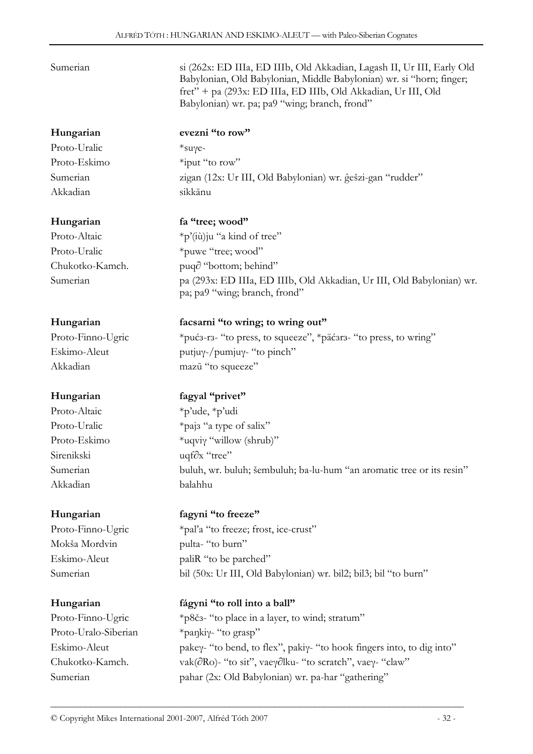| | |
|---|---|
| Sumerian | si (262x: ED IIIa, ED IIIb, Old Akkadian, Lagash II, Ur III, Early Old Babylonian, Old Babylonian, Middle Babylonian) wr. si "horn; finger; fret" + pa (293x: ED IIIa, ED IIIb, Old Akkadian, Ur III, Old Babylonian) wr. pa; pa9 "wing; branch, frond" |
| **Hungarian** | **evezni "to row"** |
| Proto-Uralic | *suγe- |
| Proto-Eskimo | *iput "to row" |
| Sumerian | zigan (12x: Ur III, Old Babylonian) wr. ĝešzi-gan "rudder" |
| Akkadian | sikkānu |
| **Hungarian** | **fa "tree; wood"** |
| Proto-Altaic | *p'(iù)ju "a kind of tree" |
| Proto-Uralic | *puwe "tree; wood" |
| Chukotko-Kamch. | puq∂ "bottom; behind" |
| Sumerian | pa (293x: ED IIIa, ED IIIb, Old Akkadian, Ur III, Old Babylonian) wr. pa; pa9 "wing; branch, frond" |
| **Hungarian** | **facsarni "to wring; to wring out"** |
| Proto-Finno-Ugric | *pućз-rз- "to press, to squeeze", *päćзrз- "to press, to wring" |
| Eskimo-Aleut | putjuγ-/pumjuγ- "to pinch" |
| Akkadian | mazū "to squeeze" |
| **Hungarian** | **fagyal "privet"** |
| Proto-Altaic | *p'ude, *p'udi |
| Proto-Uralic | *pajз "a type of salix" |
| Proto-Eskimo | *uqviγ "willow (shrub)" |
| Sirenikski | uqf∂x "tree" |
| Sumerian | buluh, wr. buluh; šembuluh; ba-lu-hum "an aromatic tree or its resin" |
| Akkadian | balahhu |
| **Hungarian** | **fagyni "to freeze"** |
| Proto-Finno-Ugric | *pal'a "to freeze; frost, ice-crust" |
| Mokša Mordvin | pulta- "to burn" |
| Eskimo-Aleut | paliR "to be parched" |
| Sumerian | bil (50x: Ur III, Old Babylonian) wr. bil2; bil3; bil "to burn" |
| **Hungarian** | **fágyni "to roll into a ball"** |
| Proto-Finno-Ugric | *p8čз- "to place in a layer, to wind; stratum" |
| Proto-Uralo-Siberian | *paŋkiγ- "to grasp" |
| Eskimo-Aleut | pakeγ- "to bend, to flex", pakiγ- "to hook fingers into, to dig into" |
| Chukotko-Kamch. | vak(∂Ro)- "to sit", vaeγ∂lku- "to scratch", vaeγ- "claw" |
| Sumerian | pahar (2x: Old Babylonian) wr. pa-har "gathering" |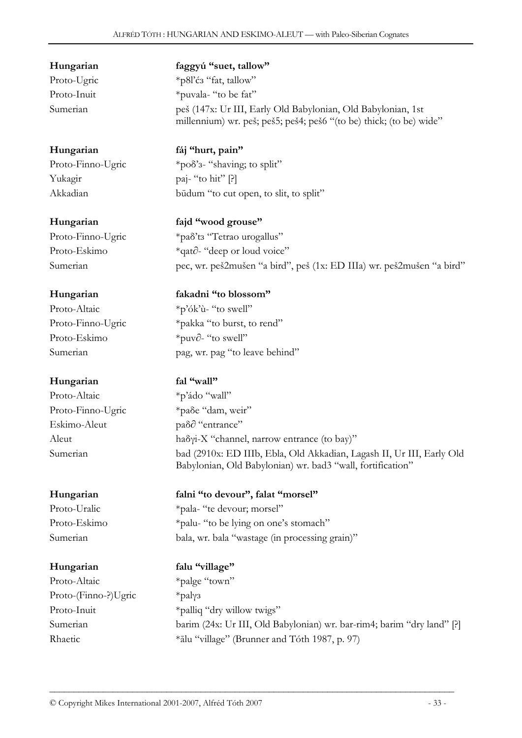| | |
|---|---|
| **Hungarian** | **faggyú "suet, tallow"** |
| Proto-Ugric | *p8l'ćɜ "fat, tallow" |
| Proto-Inuit | *puvala- "to be fat" |
| Sumerian | peš (147x: Ur III, Early Old Babylonian, Old Babylonian, 1st millennium) wr. peš; peš5; peš4; peš6 "(to be) thick; (to be) wide" |

| | |
|---|---|
| **Hungarian** | **fáj "hurt, pain"** |
| Proto-Finno-Ugric | *poδ'ɜ- "shaving; to split" |
| Yukagir | paj- "to hit" [?] |
| Akkadian | būdum "to cut open, to slit, to split" |

| | |
|---|---|
| **Hungarian** | **fajd "wood grouse"** |
| Proto-Finno-Ugric | *paδ'tɜ "Tetrao urogallus" |
| Proto-Eskimo | *qat∂- "deep or loud voice" |
| Sumerian | pec, wr. peš2mušen "a bird", peš (1x: ED IIIa) wr. peš2mušen "a bird" |

| | |
|---|---|
| **Hungarian** | **fakadni "to blossom"** |
| Proto-Altaic | *p'ók'ù- "to swell" |
| Proto-Finno-Ugric | *pakka "to burst, to rend" |
| Proto-Eskimo | *puv∂- "to swell" |
| Sumerian | pag, wr. pag "to leave behind" |

| | |
|---|---|
| **Hungarian** | **fal "wall"** |
| Proto-Altaic | *p'ádo "wall" |
| Proto-Finno-Ugric | *paδe "dam, weir" |
| Eskimo-Aleut | paδ∂ "entrance" |
| Aleut | haδγi-X "channel, narrow entrance (to bay)" |
| Sumerian | bad (2910x: ED IIIb, Ebla, Old Akkadian, Lagash II, Ur III, Early Old Babylonian, Old Babylonian) wr. bad3 "wall, fortification" |

| | |
|---|---|
| **Hungarian** | **falni "to devour", falat "morsel"** |
| Proto-Uralic | *pala- "te devour; morsel" |
| Proto-Eskimo | *palu- "to be lying on one's stomach" |
| Sumerian | bala, wr. bala "wastage (in processing grain)" |

| | |
|---|---|
| **Hungarian** | **falu "village"** |
| Proto-Altaic | *palge "town" |
| Proto-(Finno-?)Ugric | *palγɜ |
| Proto-Inuit | *palliq "dry willow twigs" |
| Sumerian | barim (24x: Ur III, Old Babylonian) wr. bar-rim4; barim "dry land" [?] |
| Rhaetic | *ālu "village" (Brunner and Tóth 1987, p. 97) |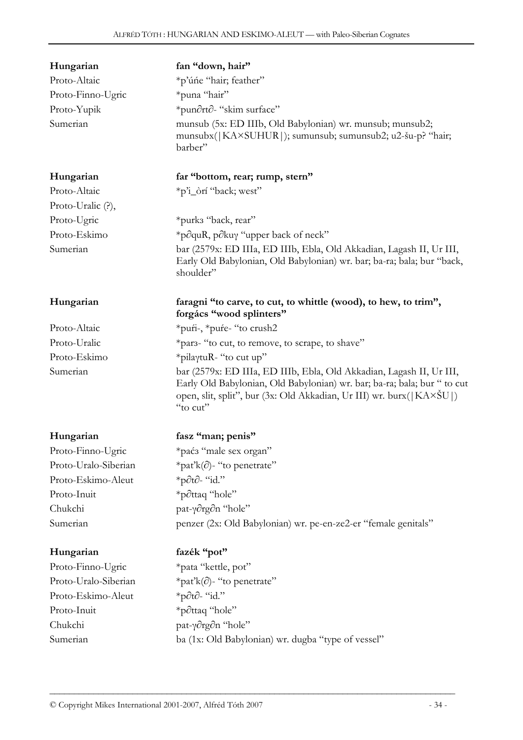| | |
|---|---|
| **Hungarian** | **fan "down, hair"** |
| Proto-Altaic | *p'úńe "hair; feather" |
| Proto-Finno-Ugric | *puna "hair" |
| Proto-Yupik | *pun∂rt∂- "skim surface" |
| Sumerian | munsub (5x: ED IIIb, Old Babylonian) wr. munsub; munsub2; munsubx(\|KA×SUHUR\|); sumunsub; sumunsub2; u2-šu-p? "hair; barber" |

| | |
|---|---|
| **Hungarian** | **far "bottom, rear; rump, stern"** |
| Proto-Altaic | *p'i_òrí "back; west" |
| Proto-Uralic (?), | |
| Proto-Ugric | *purkз "back, rear" |
| Proto-Eskimo | *p∂quR, p∂kuγ "upper back of neck" |
| Sumerian | bar (2579x: ED IIIa, ED IIIb, Ebla, Old Akkadian, Lagash II, Ur III, Early Old Babylonian, Old Babylonian) wr. bar; ba-ra; bala; bur "back, shoulder" |

| | |
|---|---|
| **Hungarian** | **faragni "to carve, to cut, to whittle (wood), to hew, to trim", forgács "wood splinters"** |
| Proto-Altaic | *puŕi-, *puŕe- "to crush2 |
| Proto-Uralic | *parз- "to cut, to remove, to scrape, to shave" |
| Proto-Eskimo | *pilaγtuR- "to cut up" |
| Sumerian | bar (2579x: ED IIIa, ED IIIb, Ebla, Old Akkadian, Lagash II, Ur III, Early Old Babylonian, Old Babylonian) wr. bar; ba-ra; bala; bur " to cut open, slit, split", bur (3x: Old Akkadian, Ur III) wr. burx(\|KA×ŠU\|) "to cut" |

| | |
|---|---|
| **Hungarian** | **fasz "man; penis"** |
| Proto-Finno-Ugric | *paćз "male sex organ" |
| Proto-Uralo-Siberian | *pat'k(∂)- "to penetrate" |
| Proto-Eskimo-Aleut | *p∂t∂- "id." |
| Proto-Inuit | *p∂ttaq "hole" |
| Chukchi | pat-γ∂rg∂n "hole" |
| Sumerian | penzer (2x: Old Babylonian) wr. pe-en-ze2-er "female genitals" |

| | |
|---|---|
| **Hungarian** | **fazék "pot"** |
| Proto-Finno-Ugric | *pata "kettle, pot" |
| Proto-Uralo-Siberian | *pat'k(∂)- "to penetrate" |
| Proto-Eskimo-Aleut | *p∂t∂- "id." |
| Proto-Inuit | *p∂ttaq "hole" |
| Chukchi | pat-γ∂rg∂n "hole" |
| Sumerian | ba (1x: Old Babylonian) wr. dugba "type of vessel" |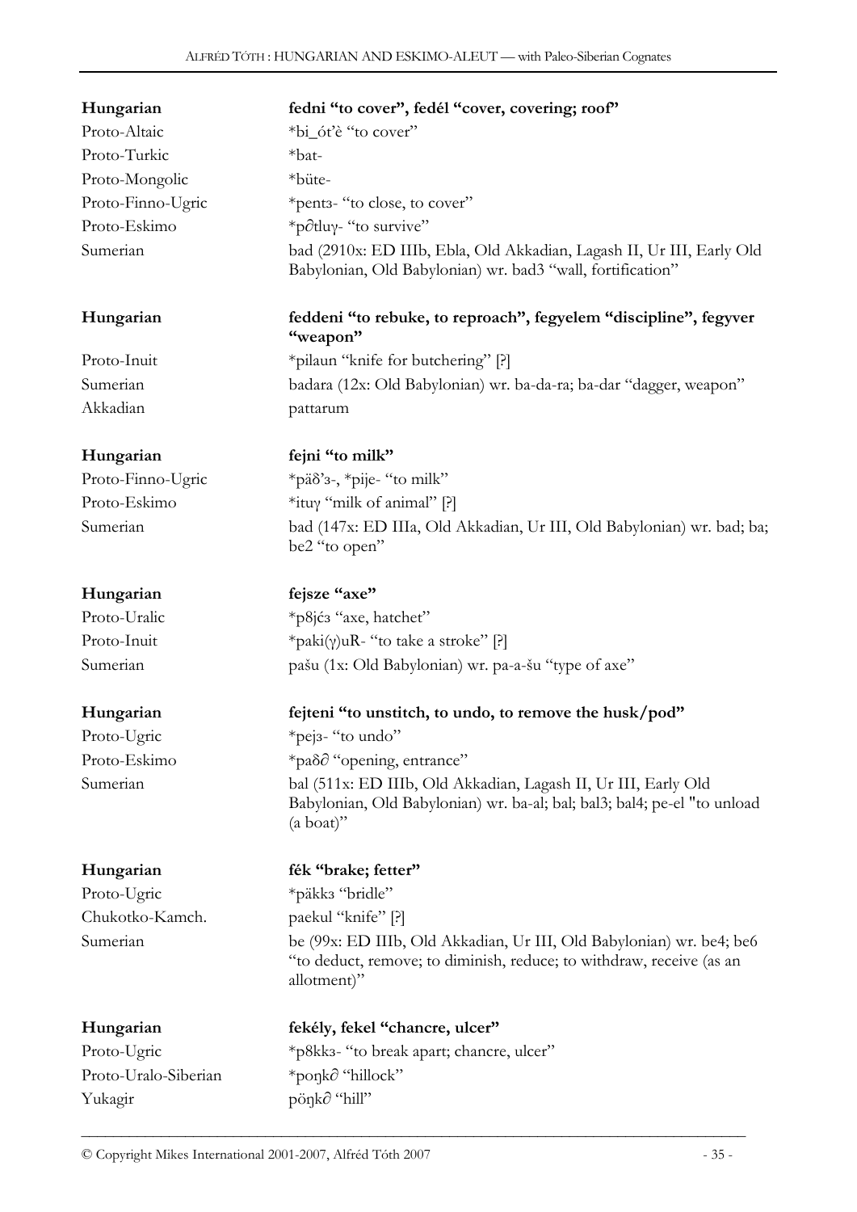| | |
|---|---|
| **Hungarian** | **fedni "to cover", fedél "cover, covering; roof"** |
| Proto-Altaic | *bi_ót'è "to cover" |
| Proto-Turkic | *bat- |
| Proto-Mongolic | *büte- |
| Proto-Finno-Ugric | *pentз- "to close, to cover" |
| Proto-Eskimo | *p∂tluɣ- "to survive" |
| Sumerian | bad (2910x: ED IIIb, Ebla, Old Akkadian, Lagash II, Ur III, Early Old Babylonian, Old Babylonian) wr. bad3 "wall, fortification" |

| | |
|---|---|
| **Hungarian** | **feddeni "to rebuke, to reproach", fegyelem "discipline", fegyver "weapon"** |
| Proto-Inuit | *pilaun "knife for butchering" [?] |
| Sumerian | badara (12x: Old Babylonian) wr. ba-da-ra; ba-dar "dagger, weapon" |
| Akkadian | pattarum |

| | |
|---|---|
| **Hungarian** | **fejni "to milk"** |
| Proto-Finno-Ugric | *päδ'з-, *pije- "to milk" |
| Proto-Eskimo | *ituɣ "milk of animal" [?] |
| Sumerian | bad (147x: ED IIIa, Old Akkadian, Ur III, Old Babylonian) wr. bad; ba; be2 "to open" |

| | |
|---|---|
| **Hungarian** | **fejsze "axe"** |
| Proto-Uralic | *p8jćз "axe, hatchet" |
| Proto-Inuit | *paki(ɣ)uR- "to take a stroke" [?] |
| Sumerian | pašu (1x: Old Babylonian) wr. pa-a-šu "type of axe" |

| | |
|---|---|
| **Hungarian** | **fejteni "to unstitch, to undo, to remove the husk/pod"** |
| Proto-Ugric | *pejз- "to undo" |
| Proto-Eskimo | *paδ∂ "opening, entrance" |
| Sumerian | bal (511x: ED IIIb, Old Akkadian, Lagash II, Ur III, Early Old Babylonian, Old Babylonian) wr. ba-al; bal; bal3; bal4; pe-el "to unload (a boat)" |

| | |
|---|---|
| **Hungarian** | **fék "brake; fetter"** |
| Proto-Ugric | *päkkз "bridle" |
| Chukotko-Kamch. | paekul "knife" [?] |
| Sumerian | be (99x: ED IIIb, Old Akkadian, Ur III, Old Babylonian) wr. be4; be6 "to deduct, remove; to diminish, reduce; to withdraw, receive (as an allotment)" |

| | |
|---|---|
| **Hungarian** | **fekély, fekel "chancre, ulcer"** |
| Proto-Ugric | *p8kkз- "to break apart; chancre, ulcer" |
| Proto-Uralo-Siberian | *poŋk∂ "hillock" |
| Yukagir | pöŋk∂ "hill" |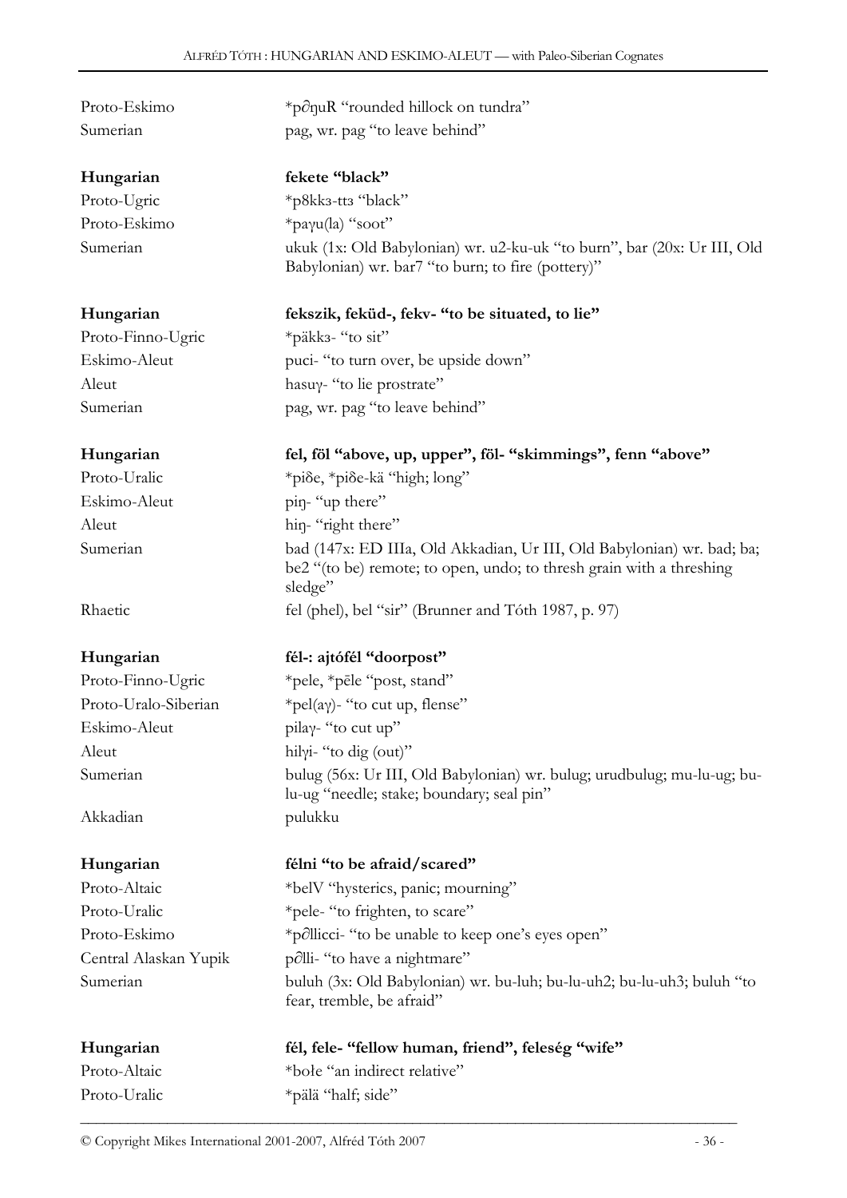| | |
|---|---|
| Proto-Eskimo | *p∂ŋuR "rounded hillock on tundra" |
| Sumerian | pag, wr. pag "to leave behind" |

| | |
|---|---|
| **Hungarian** | **fekete "black"** |
| Proto-Ugric | *p8kkз-ttз "black" |
| Proto-Eskimo | *paγu(la) "soot" |
| Sumerian | ukuk (1x: Old Babylonian) wr. u2-ku-uk "to burn", bar (20x: Ur III, Old Babylonian) wr. bar7 "to burn; to fire (pottery)" |

| | |
|---|---|
| **Hungarian** | **fekszik, feküd-, fekv- "to be situated, to lie"** |
| Proto-Finno-Ugric | *päkkз- "to sit" |
| Eskimo-Aleut | puci- "to turn over, be upside down" |
| Aleut | hasuγ- "to lie prostrate" |
| Sumerian | pag, wr. pag "to leave behind" |

| | |
|---|---|
| **Hungarian** | **fel, föl "above, up, upper", föl- "skimmings", fenn "above"** |
| Proto-Uralic | *piδe, *piδe-kä "high; long" |
| Eskimo-Aleut | piŋ- "up there" |
| Aleut | hiŋ- "right there" |
| Sumerian | bad (147x: ED IIIa, Old Akkadian, Ur III, Old Babylonian) wr. bad; ba; be2 "(to be) remote; to open, undo; to thresh grain with a threshing sledge" |
| Rhaetic | fel (phel), bel "sir" (Brunner and Tóth 1987, p. 97) |

| | |
|---|---|
| **Hungarian** | **fél-: ajtófél "doorpost"** |
| Proto-Finno-Ugric | *pele, *pēle "post, stand" |
| Proto-Uralo-Siberian | *pel(aγ)- "to cut up, flense" |
| Eskimo-Aleut | pilaγ- "to cut up" |
| Aleut | hilγi- "to dig (out)" |
| Sumerian | bulug (56x: Ur III, Old Babylonian) wr. bulug; urudbulug; mu-lu-ug; bu-lu-ug "needle; stake; boundary; seal pin" |
| Akkadian | pulukku |

| | |
|---|---|
| **Hungarian** | **félni "to be afraid/scared"** |
| Proto-Altaic | *belV "hysterics, panic; mourning" |
| Proto-Uralic | *pele- "to frighten, to scare" |
| Proto-Eskimo | *p∂llicci- "to be unable to keep one's eyes open" |
| Central Alaskan Yupik | p∂lli- "to have a nightmare" |
| Sumerian | buluh (3x: Old Babylonian) wr. bu-luh; bu-lu-uh2; bu-lu-uh3; buluh "to fear, tremble, be afraid" |

| | |
|---|---|
| **Hungarian** | **fél, fele- "fellow human, friend", feleség "wife"** |
| Proto-Altaic | *bołe "an indirect relative" |
| Proto-Uralic | *pälä "half; side" |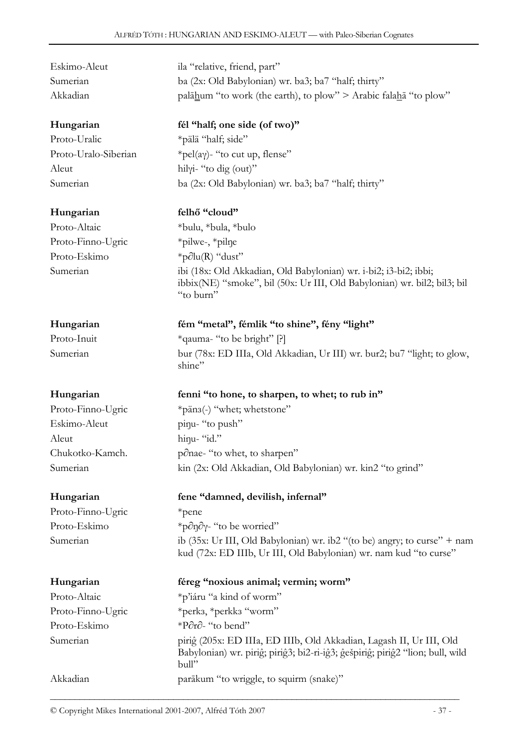| | |
|---|---|
| Eskimo-Aleut | ila "relative, friend, part" |
| Sumerian | ba (2x: Old Babylonian) wr. ba3; ba7 "half; thirty" |
| Akkadian | palāḫum "to work (the earth), to plow" > Arabic falaḥā "to plow" |

| | |
|---|---|
| **Hungarian** | **fél "half; one side (of two)"** |
| Proto-Uralic | *pälä "half; side" |
| Proto-Uralo-Siberian | *pel(aγ)- "to cut up, flense" |
| Aleut | hilγi- "to dig (out)" |
| Sumerian | ba (2x: Old Babylonian) wr. ba3; ba7 "half; thirty" |

| | |
|---|---|
| **Hungarian** | **felhő "cloud"** |
| Proto-Altaic | *bulu, *bula, *bulo |
| Proto-Finno-Ugric | *pilwe-, *pilŋe |
| Proto-Eskimo | *p∂lu(R) "dust" |
| Sumerian | ibi (18x: Old Akkadian, Old Babylonian) wr. i-bi2; i3-bi2; ibbi; ibbix(NE) "smoke", bil (50x: Ur III, Old Babylonian) wr. bil2; bil3; bil "to burn" |

| | |
|---|---|
| **Hungarian** | **fém "metal", fémlik "to shine", fény "light"** |
| Proto-Inuit | *qauma- "to be bright" [?] |
| Sumerian | bur (78x: ED IIIa, Old Akkadian, Ur III) wr. bur2; bu7 "light; to glow, shine" |

| | |
|---|---|
| **Hungarian** | **fenni "to hone, to sharpen, to whet; rub in"** |
| Proto-Finno-Ugric | *pänз(-) "whet; whetstone" |
| Eskimo-Aleut | piŋu- "to push" |
| Aleut | hiŋu- "id." |
| Chukotko-Kamch. | p∂nae- "to whet, to sharpen" |
| Sumerian | kin (2x: Old Akkadian, Old Babylonian) wr. kin2 "to grind" |

| | |
|---|---|
| **Hungarian** | **fene "damned, devilish, infernal"** |
| Proto-Finno-Ugric | *pene |
| Proto-Eskimo | *p∂ŋ∂γ- "to be worried" |
| Sumerian | ib (35x: Ur III, Old Babylonian) wr. ib2 "(to be) angry; to curse" + nam kud (72x: ED IIIb, Ur III, Old Babylonian) wr. nam kud "to curse" |

| | |
|---|---|
| **Hungarian** | **féreg "noxious animal; vermin; worm"** |
| Proto-Altaic | *p'iáru "a kind of worm" |
| Proto-Finno-Ugric | *perkз, *perkkз "worm" |
| Proto-Eskimo | *P∂r∂- "to bend" |
| Sumerian | piriĝ (205x: ED IIIa, ED IIIb, Old Akkadian, Lagash II, Ur III, Old Babylonian) wr. piriĝ; piriĝ3; bi2-ri-iĝ3; ĝešpiriĝ; piriĝ2 "lion; bull, wild bull" |
| Akkadian | parākum "to wriggle, to squirm (snake)" |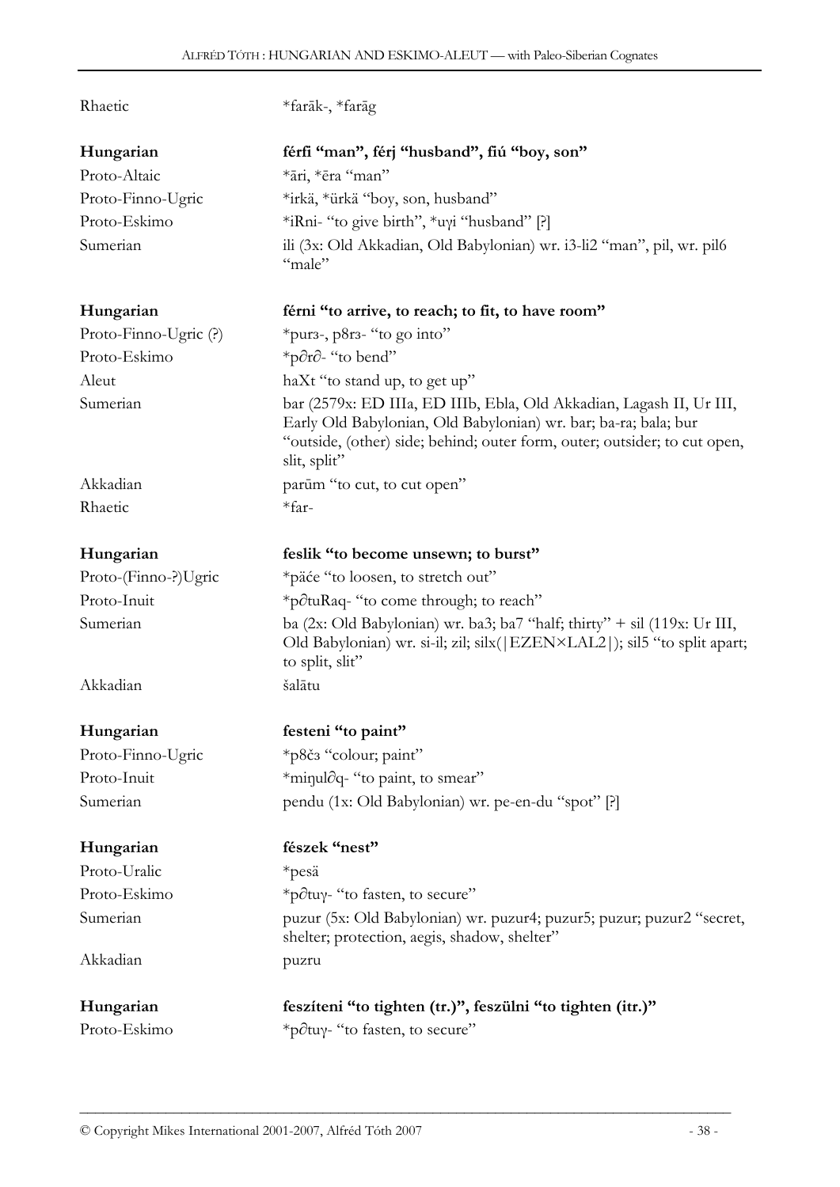| | |
|---|---|
| Rhaetic | *farāk-, *farāg |
| **Hungarian** | **férfi "man", férj "husband", fiú "boy, son"** |
| Proto-Altaic | *āri, *ēra "man" |
| Proto-Finno-Ugric | *irkä, *ürkä "boy, son, husband" |
| Proto-Eskimo | *iRni- "to give birth", *uγi "husband" [?] |
| Sumerian | ili (3x: Old Akkadian, Old Babylonian) wr. i3-li2 "man", pil, wr. pil6 "male" |
| **Hungarian** | **férni "to arrive, to reach; to fit, to have room"** |
| Proto-Finno-Ugric (?) | *purз-, p8rз- "to go into" |
| Proto-Eskimo | *p∂r∂- "to bend" |
| Aleut | haXt "to stand up, to get up" |
| Sumerian | bar (2579x: ED IIIa, ED IIIb, Ebla, Old Akkadian, Lagash II, Ur III, Early Old Babylonian, Old Babylonian) wr. bar; ba-ra; bala; bur "outside, (other) side; behind; outer form, outer; outsider; to cut open, slit, split" |
| Akkadian | parūm "to cut, to cut open" |
| Rhaetic | *far- |
| **Hungarian** | **feslik "to become unsewn; to burst"** |
| Proto-(Finno-?)Ugric | *päće "to loosen, to stretch out" |
| Proto-Inuit | *p∂tuRaq- "to come through; to reach" |
| Sumerian | ba (2x: Old Babylonian) wr. ba3; ba7 "half; thirty" + sil (119x: Ur III, Old Babylonian) wr. si-il; zil; silx(\|EZEN×LAL2\|); sil5 "to split apart; to split, slit" |
| Akkadian | šalātu |
| **Hungarian** | **festeni "to paint"** |
| Proto-Finno-Ugric | *p8čз "colour; paint" |
| Proto-Inuit | *miŋul∂q- "to paint, to smear" |
| Sumerian | pendu (1x: Old Babylonian) wr. pe-en-du "spot" [?] |
| **Hungarian** | **fészek "nest"** |
| Proto-Uralic | *pesä |
| Proto-Eskimo | *p∂tuγ- "to fasten, to secure" |
| Sumerian | puzur (5x: Old Babylonian) wr. puzur4; puzur5; puzur; puzur2 "secret, shelter; protection, aegis, shadow, shelter" |
| Akkadian | puzru |
| **Hungarian** | **feszíteni "to tighten (tr.)", feszülni "to tighten (itr.)"** |
| Proto-Eskimo | *p∂tuγ- "to fasten, to secure" |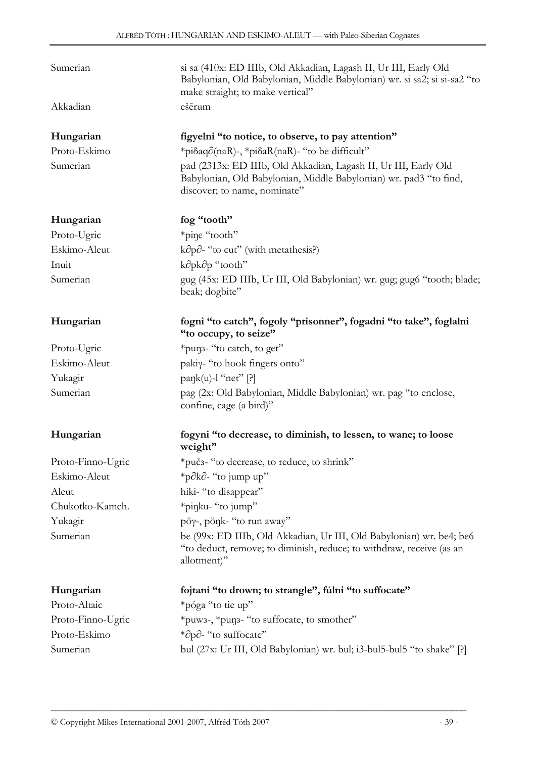| | |
|---|---|
| Sumerian | si sa (410x: ED IIIb, Old Akkadian, Lagash II, Ur III, Early Old Babylonian, Old Babylonian, Middle Babylonian) wr. si sa2; si si-sa2 "to make straight; to make vertical" |
| Akkadian | ešērum |

| | |
|---|---|
| **Hungarian** | **figyelni "to notice, to observe, to pay attention"** |
| Proto-Eskimo | \*piδaq∂(naR)-, \*piδaR(naR)- "to be difficult" |
| Sumerian | pad (2313x: ED IIIb, Old Akkadian, Lagash II, Ur III, Early Old Babylonian, Old Babylonian, Middle Babylonian) wr. pad3 "to find, discover; to name, nominate" |

| | |
|---|---|
| **Hungarian** | **fog "tooth"** |
| Proto-Ugric | \*piŋe "tooth" |
| Eskimo-Aleut | k∂p∂- "to cut" (with metathesis?) |
| Inuit | k∂pk∂p "tooth" |
| Sumerian | gug (45x: ED IIIb, Ur III, Old Babylonian) wr. gug; gug6 "tooth; blade; beak; dogbite" |

| | |
|---|---|
| **Hungarian** | **fogni "to catch", fogoly "prisonner", fogadni "to take", foglalni "to occupy, to seize"** |
| Proto-Ugric | \*puŋз- "to catch, to get" |
| Eskimo-Aleut | pakiγ- "to hook fingers onto" |
| Yukagir | paŋk(u)-l "net" [?] |
| Sumerian | pag (2x: Old Babylonian, Middle Babylonian) wr. pag "to enclose, confine, cage (a bird)" |

| | |
|---|---|
| **Hungarian** | **fogyni "to decrease, to diminish, to lessen, to wane; to loose weight"** |
| Proto-Finno-Ugric | \*pučз- "to decrease, to reduce, to shrink" |
| Eskimo-Aleut | \*p∂k∂- "to jump up" |
| Aleut | hiki- "to disappear" |
| Chukotko-Kamch. | \*piŋku- "to jump" |
| Yukagir | pöγ-, pöŋk- "to run away" |
| Sumerian | be (99x: ED IIIb, Old Akkadian, Ur III, Old Babylonian) wr. be4; be6 "to deduct, remove; to diminish, reduce; to withdraw, receive (as an allotment)" |

| | |
|---|---|
| **Hungarian** | **fojtani "to drown; to strangle", fúlni "to suffocate"** |
| Proto-Altaic | \*póga "to tie up" |
| Proto-Finno-Ugric | \*puwз-, \*puŋз- "to suffocate, to smother" |
| Proto-Eskimo | \*∂p∂- "to suffocate" |
| Sumerian | bul (27x: Ur III, Old Babylonian) wr. bul; i3-bul5-bul5 "to shake" [?] |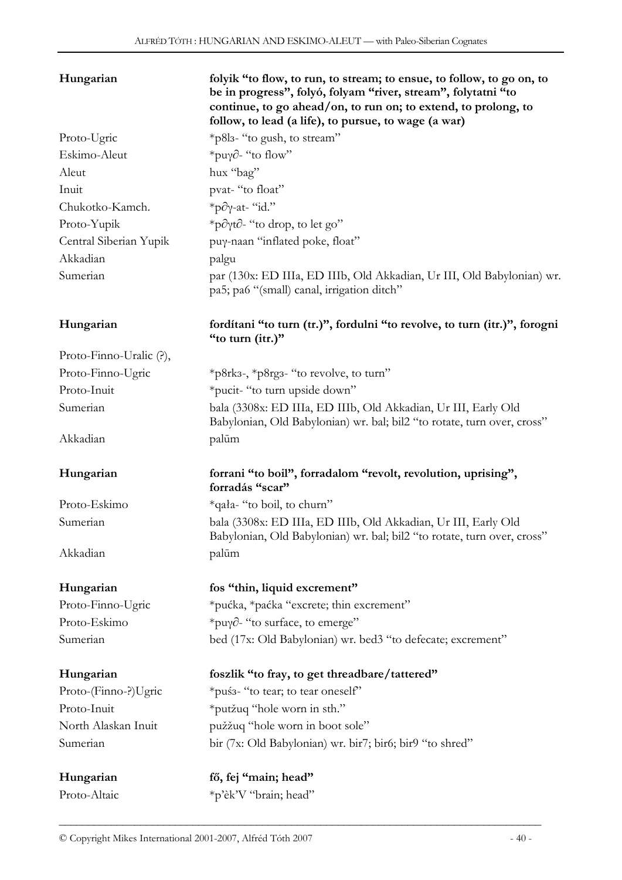| | |
|---|---|
| **Hungarian** | **folyik "to flow, to run, to stream; to ensue, to follow, to go on, to be in progress", folyó, folyam "river, stream", folytatni "to continue, to go ahead/on, to run on; to extend, to prolong, to follow, to lead (a life), to pursue, to wage (a war)** |
| Proto-Ugric | *p8lз- "to gush, to stream" |
| Eskimo-Aleut | *puγ∂- "to flow" |
| Aleut | hux "bag" |
| Inuit | pvat- "to float" |
| Chukotko-Kamch. | *p∂γ-at- "id." |
| Proto-Yupik | *p∂γt∂- "to drop, to let go" |
| Central Siberian Yupik | puγ-naan "inflated poke, float" |
| Akkadian | palgu |
| Sumerian | par (130x: ED IIIa, ED IIIb, Old Akkadian, Ur III, Old Babylonian) wr. pa5; pa6 "(small) canal, irrigation ditch" |

| | |
|---|---|
| **Hungarian** | **fordítani "to turn (tr.)", fordulni "to revolve, to turn (itr.)", forogni "to turn (itr.)"** |
| Proto-Finno-Uralic (?), | |
| Proto-Finno-Ugric | *p8rkз-, *p8rgз- "to revolve, to turn" |
| Proto-Inuit | *pucit- "to turn upside down" |
| Sumerian | bala (3308x: ED IIIa, ED IIIb, Old Akkadian, Ur III, Early Old Babylonian, Old Babylonian) wr. bal; bil2 "to rotate, turn over, cross" |
| Akkadian | palūm |

| | |
|---|---|
| **Hungarian** | **forrani "to boil", forradalom "revolt, revolution, uprising", forradás "scar"** |
| Proto-Eskimo | *qała- "to boil, to churn" |
| Sumerian | bala (3308x: ED IIIa, ED IIIb, Old Akkadian, Ur III, Early Old Babylonian, Old Babylonian) wr. bal; bil2 "to rotate, turn over, cross" |
| Akkadian | palūm |

| | |
|---|---|
| **Hungarian** | **fos "thin, liquid excrement"** |
| Proto-Finno-Ugric | *pućka, *paćka "excrete; thin excrement" |
| Proto-Eskimo | *puγ∂- "to surface, to emerge" |
| Sumerian | bed (17x: Old Babylonian) wr. bed3 "to defecate; excrement" |

| | |
|---|---|
| **Hungarian** | **foszlik "to fray, to get threadbare/tattered"** |
| Proto-(Finno-?)Ugric | *puśз- "to tear; to tear oneself" |
| Proto-Inuit | *putžuq "hole worn in sth." |
| North Alaskan Inuit | pužžuq "hole worn in boot sole" |
| Sumerian | bir (7x: Old Babylonian) wr. bir7; bir6; bir9 "to shred" |

| | |
|---|---|
| **Hungarian** | **fő, fej "main; head"** |
| Proto-Altaic | *p'èk'V "brain; head" |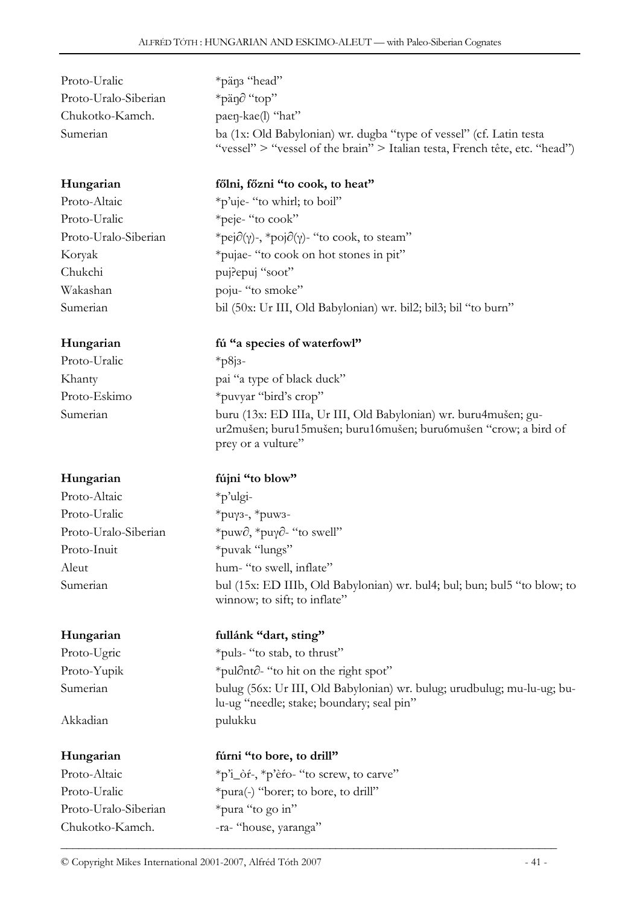| | |
|---|---|
| Proto-Uralic | *päŋз "head" |
| Proto-Uralo-Siberian | *päŋ∂ "top" |
| Chukotko-Kamch. | paeŋ-kae(l) "hat" |
| Sumerian | ba (1x: Old Babylonian) wr. dugba "type of vessel" (cf. Latin testa "vessel" > "vessel of the brain" > Italian testa, French tête, etc. "head") |

| | |
|---|---|
| **Hungarian** | **főlni, főzni "to cook, to heat"** |
| Proto-Altaic | *p'uje- "to whirl; to boil" |
| Proto-Uralic | *peje- "to cook" |
| Proto-Uralo-Siberian | *pej∂(γ)-, *poj∂(γ)- "to cook, to steam" |
| Koryak | *pujae- "to cook on hot stones in pit" |
| Chukchi | puj?epuj "soot" |
| Wakashan | poju- "to smoke" |
| Sumerian | bil (50x: Ur III, Old Babylonian) wr. bil2; bil3; bil "to burn" |

| | |
|---|---|
| **Hungarian** | **fú "a species of waterfowl"** |
| Proto-Uralic | *p8jз- |
| Khanty | pai "a type of black duck" |
| Proto-Eskimo | *puvyar "bird's crop" |
| Sumerian | buru (13x: ED IIIa, Ur III, Old Babylonian) wr. buru4mušen; gu-ur2mušen; buru15mušen; buru16mušen; buru6mušen "crow; a bird of prey or a vulture" |

| | |
|---|---|
| **Hungarian** | **fújni "to blow"** |
| Proto-Altaic | *p'ulgi- |
| Proto-Uralic | *puγз-, *puwз- |
| Proto-Uralo-Siberian | *puw∂, *puγ∂- "to swell" |
| Proto-Inuit | *puvak "lungs" |
| Aleut | hum- "to swell, inflate" |
| Sumerian | bul (15x: ED IIIb, Old Babylonian) wr. bul4; bul; bun; bul5 "to blow; to winnow; to sift; to inflate" |

| | |
|---|---|
| **Hungarian** | **fullánk "dart, sting"** |
| Proto-Ugric | *pulз- "to stab, to thrust" |
| Proto-Yupik | *pul∂nt∂- "to hit on the right spot" |
| Sumerian | bulug (56x: Ur III, Old Babylonian) wr. bulug; urudbulug; mu-lu-ug; bu-lu-ug "needle; stake; boundary; seal pin" |
| Akkadian | pulukku |

| | |
|---|---|
| **Hungarian** | **fúrni "to bore, to drill"** |
| Proto-Altaic | *p'i_òŕ-, *p'èŕo- "to screw, to carve" |
| Proto-Uralic | *pura(-) "borer; to bore, to drill" |
| Proto-Uralo-Siberian | *pura "to go in" |
| Chukotko-Kamch. | -ra- "house, yaranga" |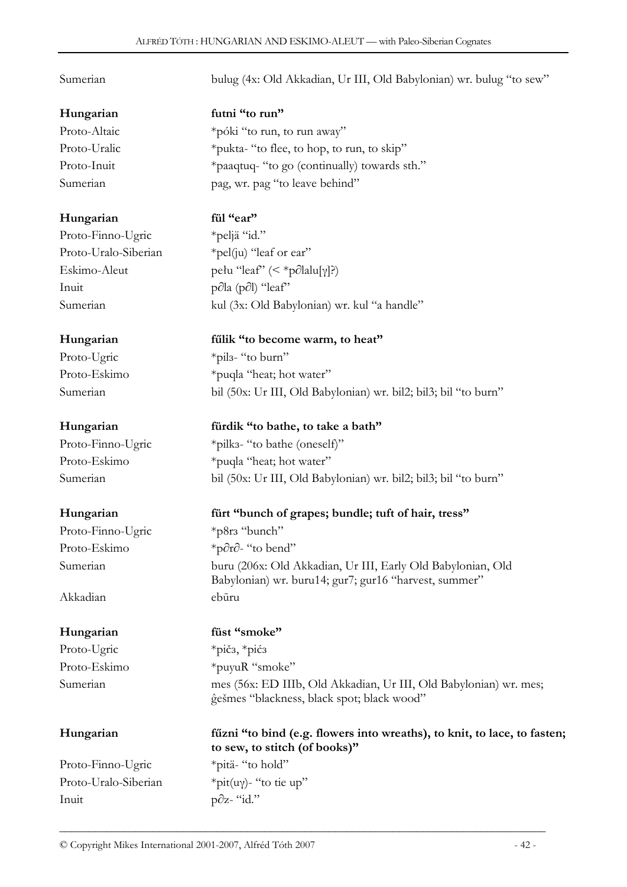Sumerian bulug (4x: Old Akkadian, Ur III, Old Babylonian) wr. bulug "to sew"

**Hungarian** **futni "to run"**
Proto-Altaic *póki "to run, to run away"
Proto-Uralic *pukta- "to flee, to hop, to run, to skip"
Proto-Inuit *paaqtuq- "to go (continually) towards sth."
Sumerian pag, wr. pag "to leave behind"

**Hungarian** **fül "ear"**
Proto-Finno-Ugric *peljä "id."
Proto-Uralo-Siberian *pel(ju) "leaf or ear"
Eskimo-Aleut pełu "leaf" (< *p∂lalu[γ]?)
Inuit p∂la (p∂l) "leaf"
Sumerian kul (3x: Old Babylonian) wr. kul "a handle"

**Hungarian** **fűlik "to become warm, to heat"**
Proto-Ugric *pilз- "to burn"
Proto-Eskimo *puqla "heat; hot water"
Sumerian bil (50x: Ur III, Old Babylonian) wr. bil2; bil3; bil "to burn"

**Hungarian** **fürdik "to bathe, to take a bath"**
Proto-Finno-Ugric *pilkз- "to bathe (oneself)"
Proto-Eskimo *puqla "heat; hot water"
Sumerian bil (50x: Ur III, Old Babylonian) wr. bil2; bil3; bil "to burn"

**Hungarian** **fürt "bunch of grapes; bundle; tuft of hair, tress"**
Proto-Finno-Ugric *p8rз "bunch"
Proto-Eskimo *p∂r∂- "to bend"
Sumerian buru (206x: Old Akkadian, Ur III, Early Old Babylonian, Old Babylonian) wr. buru14; gur7; gur16 "harvest, summer"
Akkadian ebūru

**Hungarian** **füst "smoke"**
Proto-Ugric *pičз, *pićз
Proto-Eskimo *puyuR "smoke"
Sumerian mes (56x: ED IIIb, Old Akkadian, Ur III, Old Babylonian) wr. mes; ĝešmes "blackness, black spot; black wood"

**Hungarian** **fűzni "to bind (e.g. flowers into wreaths), to knit, to lace, to fasten; to sew, to stitch (of books)"**
Proto-Finno-Ugric *pitä- "to hold"
Proto-Uralo-Siberian *pit(uγ)- "to tie up"
Inuit p∂z- "id."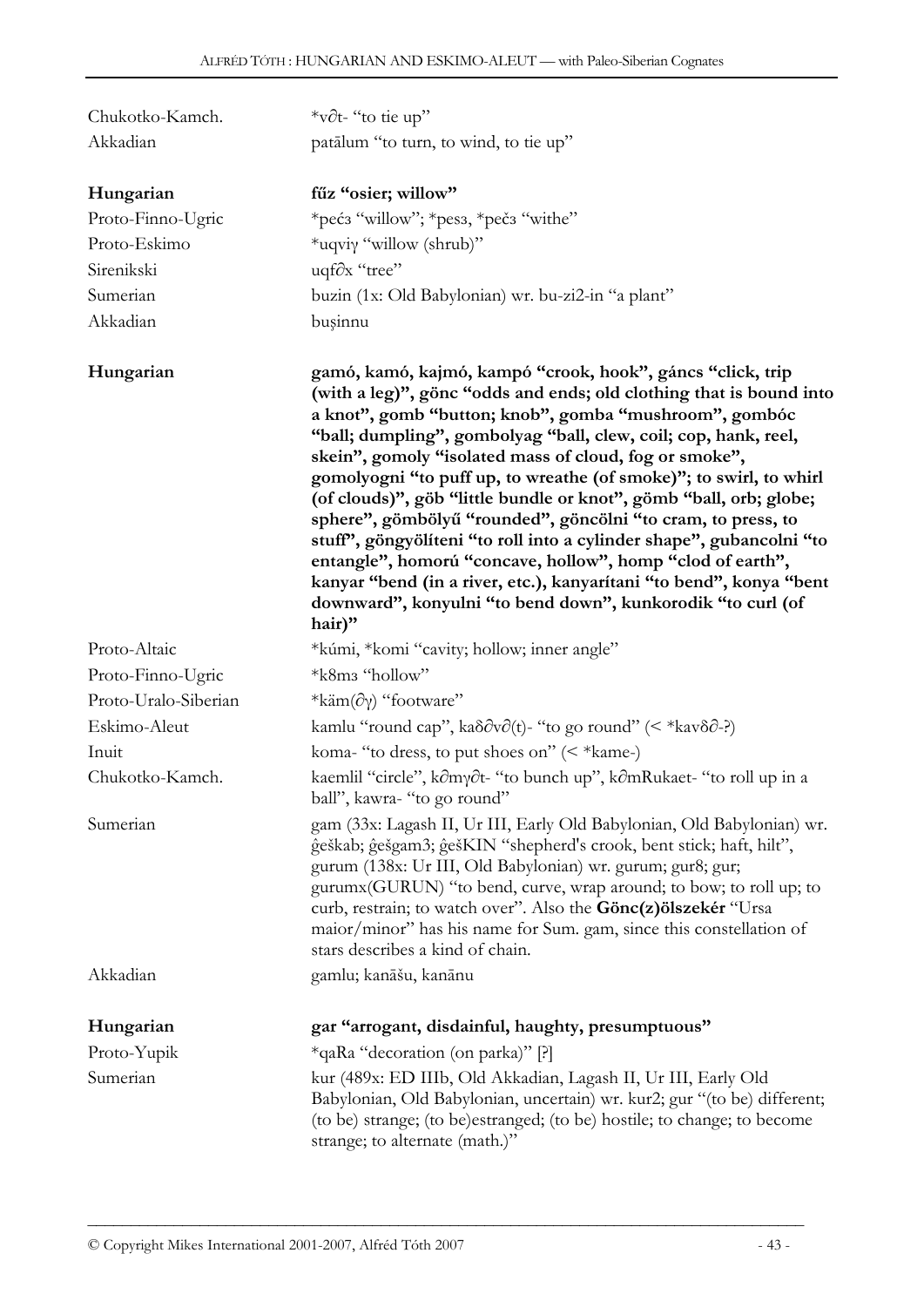| | |
|---|---|
| Chukotko-Kamch. | *v∂t- "to tie up" |
| Akkadian | patālum "to turn, to wind, to tie up" |

| | |
|---|---|
| **Hungarian** | **fűz "osier; willow"** |
| Proto-Finno-Ugric | *pećз "willow"; *pesз, *pečз "withe" |
| Proto-Eskimo | *uqviγ "willow (shrub)" |
| Sirenikski | uqf∂x "tree" |
| Sumerian | buzin (1x: Old Babylonian) wr. bu-zi2-in "a plant" |
| Akkadian | buṣinnu |

| | |
|---|---|
| **Hungarian** | **gamó, kamó, kajmó, kampó "crook, hook", gáncs "click, trip (with a leg)", gönc "odds and ends; old clothing that is bound into a knot", gomb "button; knob", gomba "mushroom", gombóc "ball; dumpling", gombolyag "ball, clew, coil; cop, hank, reel, skein", gomoly "isolated mass of cloud, fog or smoke", gomolyogni "to puff up, to wreathe (of smoke)"; to swirl, to whirl (of clouds)", göb "little bundle or knot", gömb "ball, orb; globe; sphere", gömbölyű "rounded", göncölni "to cram, to press, to stuff", göngyölíteni "to roll into a cylinder shape", gubancolni "to entangle", homorú "concave, hollow", homp "clod of earth", kanyar "bend (in a river, etc.), kanyarítani "to bend", konya "bent downward", konyulni "to bend down", kunkorodik "to curl (of hair)"** |
| Proto-Altaic | *kúmi, *komi "cavity; hollow; inner angle" |
| Proto-Finno-Ugric | *k8mз "hollow" |
| Proto-Uralo-Siberian | *käm(∂γ) "footware" |
| Eskimo-Aleut | kamlu "round cap", kaδ∂v∂(t)- "to go round" (< *kavδ∂-?) |
| Inuit | koma- "to dress, to put shoes on" (< *kame-) |
| Chukotko-Kamch. | kaemlil "circle", k∂mγ∂t- "to bunch up", k∂mRukaet- "to roll up in a ball", kawra- "to go round" |
| Sumerian | gam (33x: Lagash II, Ur III, Early Old Babylonian, Old Babylonian) wr. ĝeškab; ĝešgam3; ĝešKIN "shepherd's crook, bent stick; haft, hilt", gurum (138x: Ur III, Old Babylonian) wr. gurum; gur8; gur; gurumx(GURUN) "to bend, curve, wrap around; to bow; to roll up; to curb, restrain; to watch over". Also the **Gönc(z)ölszekér** "Ursa maior/minor" has his name for Sum. gam, since this constellation of stars describes a kind of chain. |
| Akkadian | gamlu; kanāšu, kanānu |

| | |
|---|---|
| **Hungarian** | **gar "arrogant, disdainful, haughty, presumptuous"** |
| Proto-Yupik | *qaRa "decoration (on parka)" [?] |
| Sumerian | kur (489x: ED IIIb, Old Akkadian, Lagash II, Ur III, Early Old Babylonian, Old Babylonian, uncertain) wr. kur2; gur "(to be) different; (to be) strange; (to be)estranged; (to be) hostile; to change; to become strange; to alternate (math.)" |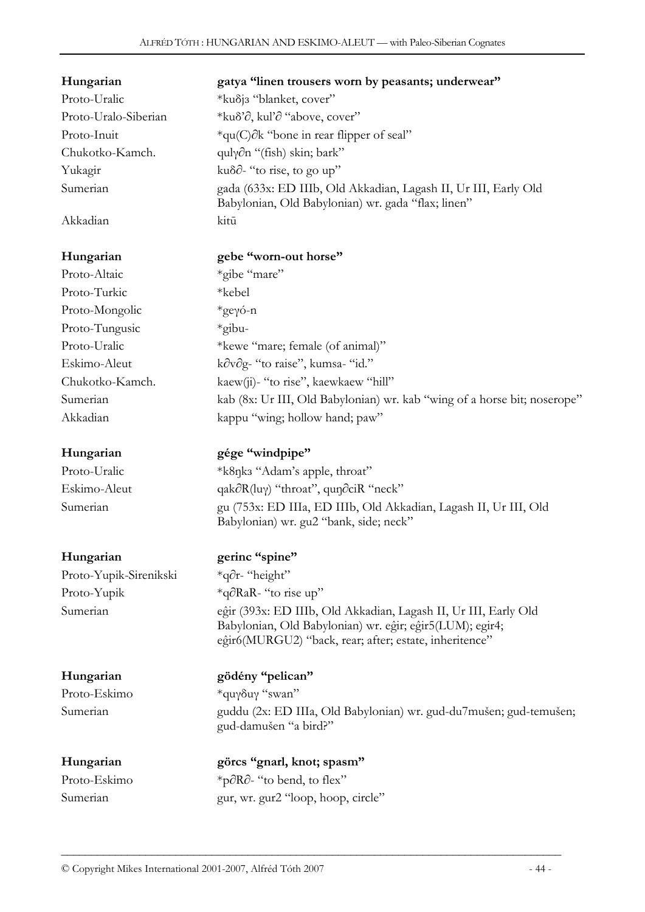| Hungarian | **gatya "linen trousers worn by peasants; underwear"** |
|---|---|
| Proto-Uralic | *kuδjɜ "blanket, cover" |
| Proto-Uralo-Siberian | *kuδ'∂, kul'∂ "above, cover" |
| Proto-Inuit | *qu(C)∂k "bone in rear flipper of seal" |
| Chukotko-Kamch. | qulγ∂n "(fish) skin; bark" |
| Yukagir | kuδ∂- "to rise, to go up" |
| Sumerian | gada (633x: ED IIIb, Old Akkadian, Lagash II, Ur III, Early Old Babylonian, Old Babylonian) wr. gada "flax; linen" |
| Akkadian | kitū |

| Hungarian | **gebe "worn-out horse"** |
|---|---|
| Proto-Altaic | *gibe "mare" |
| Proto-Turkic | *kebel |
| Proto-Mongolic | *geγó-n |
| Proto-Tungusic | *gibu- |
| Proto-Uralic | *kewe "mare; female (of animal)" |
| Eskimo-Aleut | k∂v∂g- "to raise", kumsa- "id." |
| Chukotko-Kamch. | kaew(ji)- "to rise", kaewkaew "hill" |
| Sumerian | kab (8x: Ur III, Old Babylonian) wr. kab "wing of a horse bit; noserope" |
| Akkadian | kappu "wing; hollow hand; paw" |

| Hungarian | **gége "windpipe"** |
|---|---|
| Proto-Uralic | *k8ŋkɜ "Adam's apple, throat" |
| Eskimo-Aleut | qak∂R(luγ) "throat", quŋ∂ciR "neck" |
| Sumerian | gu (753x: ED IIIa, ED IIIb, Old Akkadian, Lagash II, Ur III, Old Babylonian) wr. gu2 "bank, side; neck" |

| Hungarian | **gerinc "spine"** |
|---|---|
| Proto-Yupik-Sirenikski | *q∂r- "height" |
| Proto-Yupik | *q∂RaR- "to rise up" |
| Sumerian | eĝir (393x: ED IIIb, Old Akkadian, Lagash II, Ur III, Early Old Babylonian, Old Babylonian) wr. eĝir; eĝir5(LUM); egir4; eĝir6(MURGU2) "back, rear; after; estate, inheritence" |

| Hungarian | **gödény "pelican"** |
|---|---|
| Proto-Eskimo | *quγδuγ "swan" |
| Sumerian | guddu (2x: ED IIIa, Old Babylonian) wr. gud-du7mušen; gud-temušen; gud-damušen "a bird?" |

| Hungarian | **görcs "gnarl, knot; spasm"** |
|---|---|
| Proto-Eskimo | *p∂R∂- "to bend, to flex" |
| Sumerian | gur, wr. gur2 "loop, hoop, circle" |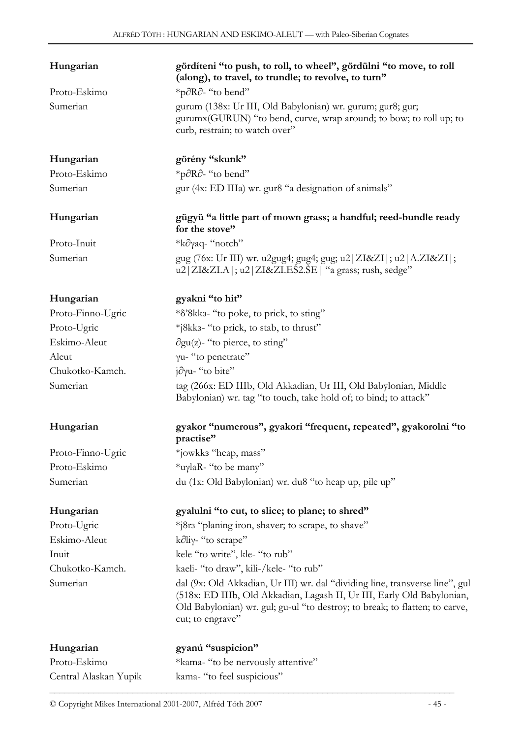| | |
|---|---|
| **Hungarian** | **gördíteni "to push, to roll, to wheel", gördülni "to move, to roll (along), to travel, to trundle; to revolve, to turn"** |
| Proto-Eskimo | *p∂R∂- "to bend" |
| Sumerian | gurum (138x: Ur III, Old Babylonian) wr. gurum; gur8; gur; gurumx(GURUN) "to bend, curve, wrap around; to bow; to roll up; to curb, restrain; to watch over" |
| | |
| **Hungarian** | **görény "skunk"** |
| Proto-Eskimo | *p∂R∂- "to bend" |
| Sumerian | gur (4x: ED IIIa) wr. gur8 "a designation of animals" |
| | |
| **Hungarian** | **gügyü "a little part of mown grass; a handful; reed-bundle ready for the stove"** |
| Proto-Inuit | *k∂γaq- "notch" |
| Sumerian | gug (76x: Ur III) wr. u2gug4; gug4; gug; u2\|ZI&ZI\|; u2\|A.ZI&ZI\|; u2\|ZI&ZI.A\|; u2\|ZI&ZI.EŠ2.ŠE\| "a grass; rush, sedge" |
| | |
| **Hungarian** | **gyakni "to hit"** |
| Proto-Finno-Ugric | *δ'8kkз- "to poke, to prick, to sting" |
| Proto-Ugric | *j8kkз- "to prick, to stab, to thrust" |
| Eskimo-Aleut | ∂gu(z)- "to pierce, to sting" |
| Aleut | γu- "to penetrate" |
| Chukotko-Kamch. | j∂γu- "to bite" |
| Sumerian | tag (266x: ED IIIb, Old Akkadian, Ur III, Old Babylonian, Middle Babylonian) wr. tag "to touch, take hold of; to bind; to attack" |
| | |
| **Hungarian** | **gyakor "numerous", gyakori "frequent, repeated", gyakorolni "to practise"** |
| Proto-Finno-Ugric | *jowkkз "heap, mass" |
| Proto-Eskimo | *uγlaR- "to be many" |
| Sumerian | du (1x: Old Babylonian) wr. du8 "to heap up, pile up" |
| | |
| **Hungarian** | **gyalulni "to cut, to slice; to plane; to shred"** |
| Proto-Ugric | *j8rз "planing iron, shaver; to scrape, to shave" |
| Eskimo-Aleut | k∂liγ- "to scrape" |
| Inuit | kele "to write", kle- "to rub" |
| Chukotko-Kamch. | kaeli- "to draw", kili-/kele- "to rub" |
| Sumerian | dal (9x: Old Akkadian, Ur III) wr. dal "dividing line, transverse line", gul (518x: ED IIIb, Old Akkadian, Lagash II, Ur III, Early Old Babylonian, Old Babylonian) wr. gul; gu-ul "to destroy; to break; to flatten; to carve, cut; to engrave" |
| | |
| **Hungarian** | **gyanú "suspicion"** |
| Proto-Eskimo | *kama- "to be nervously attentive" |
| Central Alaskan Yupik | kama- "to feel suspicious" |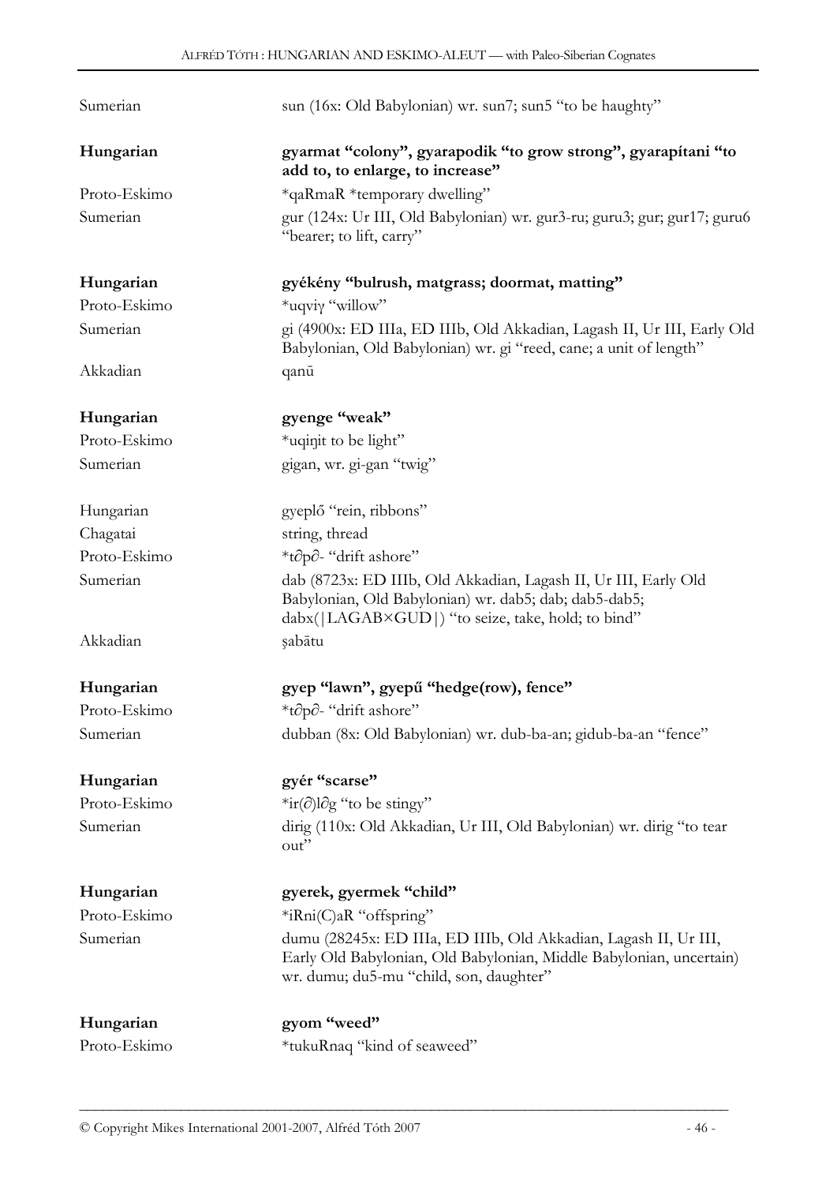| | |
|---|---|
| Sumerian | sun (16x: Old Babylonian) wr. sun7; sun5 "to be haughty" |
| **Hungarian** | **gyarmat "colony", gyarapodik "to grow strong", gyarapítani "to add to, to enlarge, to increase"** |
| Proto-Eskimo | *qaRmaR *temporary dwelling" |
| Sumerian | gur (124x: Ur III, Old Babylonian) wr. gur3-ru; guru3; gur; gur17; guru6 "bearer; to lift, carry" |
| **Hungarian** | **gyékény "bulrush, matgrass; doormat, matting"** |
| Proto-Eskimo | *uqviɣ "willow" |
| Sumerian | gi (4900x: ED IIIa, ED IIIb, Old Akkadian, Lagash II, Ur III, Early Old Babylonian, Old Babylonian) wr. gi "reed, cane; a unit of length" |
| Akkadian | qanû |
| **Hungarian** | **gyenge "weak"** |
| Proto-Eskimo | *uqiŋit to be light" |
| Sumerian | gigan, wr. gi-gan "twig" |
| Hungarian | gyeplő "rein, ribbons" |
| Chagatai | string, thread |
| Proto-Eskimo | *t∂p∂- "drift ashore" |
| Sumerian | dab (8723x: ED IIIb, Old Akkadian, Lagash II, Ur III, Early Old Babylonian, Old Babylonian) wr. dab5; dab; dab5-dab5; dabx(\|LAGAB×GUD\|) "to seize, take, hold; to bind" |
| Akkadian | ṣabātu |
| **Hungarian** | **gyep "lawn", gyepű "hedge(row), fence"** |
| Proto-Eskimo | *t∂p∂- "drift ashore" |
| Sumerian | dubban (8x: Old Babylonian) wr. dub-ba-an; gidub-ba-an "fence" |
| **Hungarian** | **gyér "scarse"** |
| Proto-Eskimo | *ir(∂)l∂g "to be stingy" |
| Sumerian | dirig (110x: Old Akkadian, Ur III, Old Babylonian) wr. dirig "to tear out" |
| **Hungarian** | **gyerek, gyermek "child"** |
| Proto-Eskimo | *iRni(C)aR "offspring" |
| Sumerian | dumu (28245x: ED IIIa, ED IIIb, Old Akkadian, Lagash II, Ur III, Early Old Babylonian, Old Babylonian, Middle Babylonian, uncertain) wr. dumu; du5-mu "child, son, daughter" |
| **Hungarian** | **gyom "weed"** |
| Proto-Eskimo | *tukuRnaq "kind of seaweed" |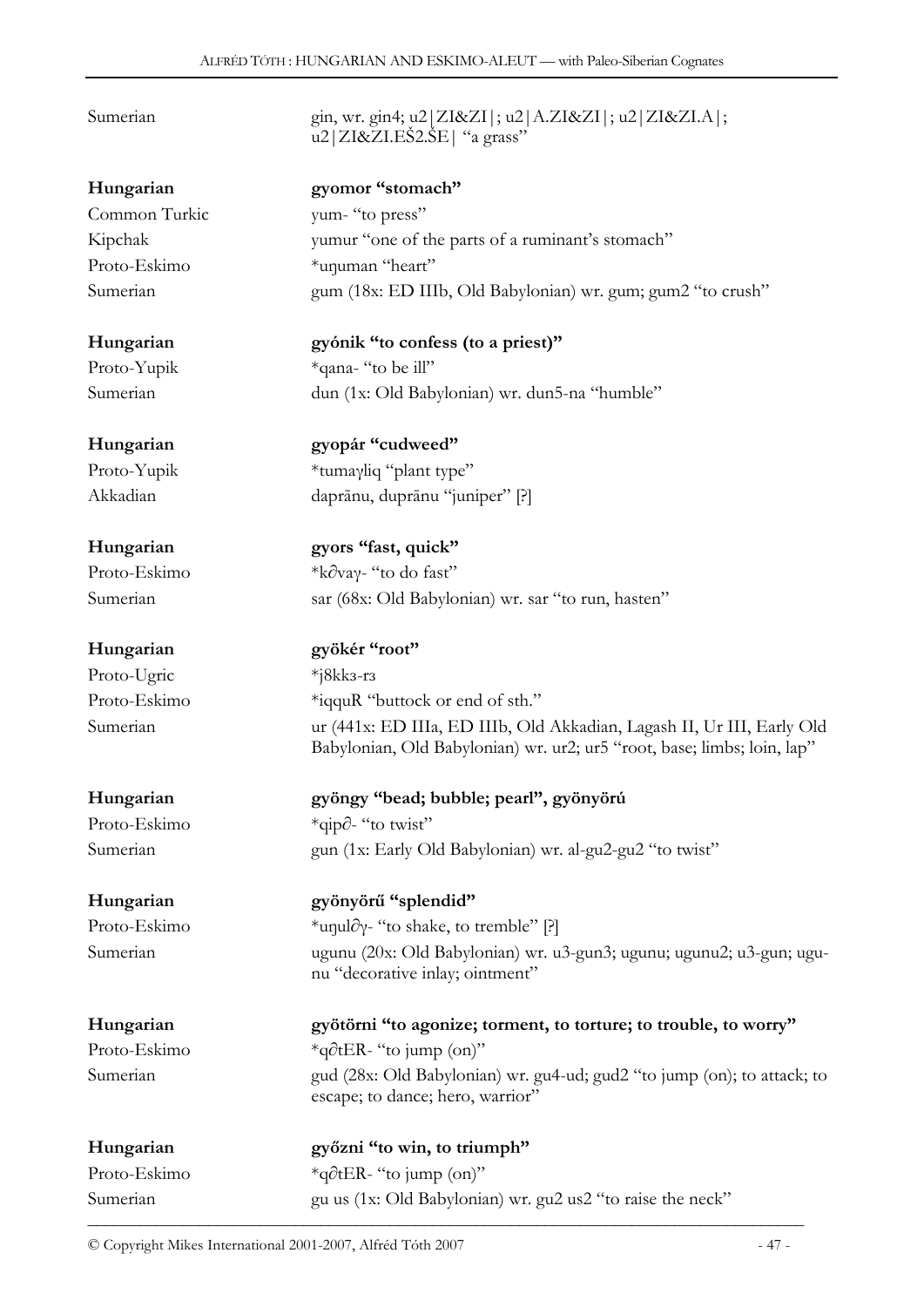| | |
|---|---|
| Sumerian | gin, wr. gin4; u2\|ZI&ZI\|; u2\|A.ZI&ZI\|; u2\|ZI&ZI.A\|; u2\|ZI&ZI.EŠ2.ŠE\| "a grass" |
| **Hungarian** | **gyomor "stomach"** |
| Common Turkic | yum- "to press" |
| Kipchak | yumur "one of the parts of a ruminant's stomach" |
| Proto-Eskimo | *uŋuman "heart" |
| Sumerian | gum (18x: ED IIIb, Old Babylonian) wr. gum; gum2 "to crush" |
| **Hungarian** | **gyónik "to confess (to a priest)"** |
| Proto-Yupik | *qana- "to be ill" |
| Sumerian | dun (1x: Old Babylonian) wr. dun5-na "humble" |
| **Hungarian** | **gyopár "cudweed"** |
| Proto-Yupik | *tumaγliq "plant type" |
| Akkadian | daprānu, duprānu "juniper" [?] |
| **Hungarian** | **gyors "fast, quick"** |
| Proto-Eskimo | *k∂vaγ- "to do fast" |
| Sumerian | sar (68x: Old Babylonian) wr. sar "to run, hasten" |
| **Hungarian** | **gyökér "root"** |
| Proto-Ugric | *j8kkз-rз |
| Proto-Eskimo | *iqquR "buttock or end of sth." |
| Sumerian | ur (441x: ED IIIa, ED IIIb, Old Akkadian, Lagash II, Ur III, Early Old Babylonian, Old Babylonian) wr. ur2; ur5 "root, base; limbs; loin, lap" |
| **Hungarian** | **gyöngy "bead; bubble; pearl", gyönyörú** |
| Proto-Eskimo | *qip∂- "to twist" |
| Sumerian | gun (1x: Early Old Babylonian) wr. al-gu2-gu2 "to twist" |
| **Hungarian** | **gyönyörű "splendid"** |
| Proto-Eskimo | *uŋul∂γ- "to shake, to tremble" [?] |
| Sumerian | ugunu (20x: Old Babylonian) wr. u3-gun3; ugunu; ugunu2; u3-gun; ugu-nu "decorative inlay; ointment" |
| **Hungarian** | **gyötörni "to agonize; torment, to torture; to trouble, to worry"** |
| Proto-Eskimo | *q∂tER- "to jump (on)" |
| Sumerian | gud (28x: Old Babylonian) wr. gu4-ud; gud2 "to jump (on); to attack; to escape; to dance; hero, warrior" |
| **Hungarian** | **győzni "to win, to triumph"** |
| Proto-Eskimo | *q∂tER- "to jump (on)" |
| Sumerian | gu us (1x: Old Babylonian) wr. gu2 us2 "to raise the neck" |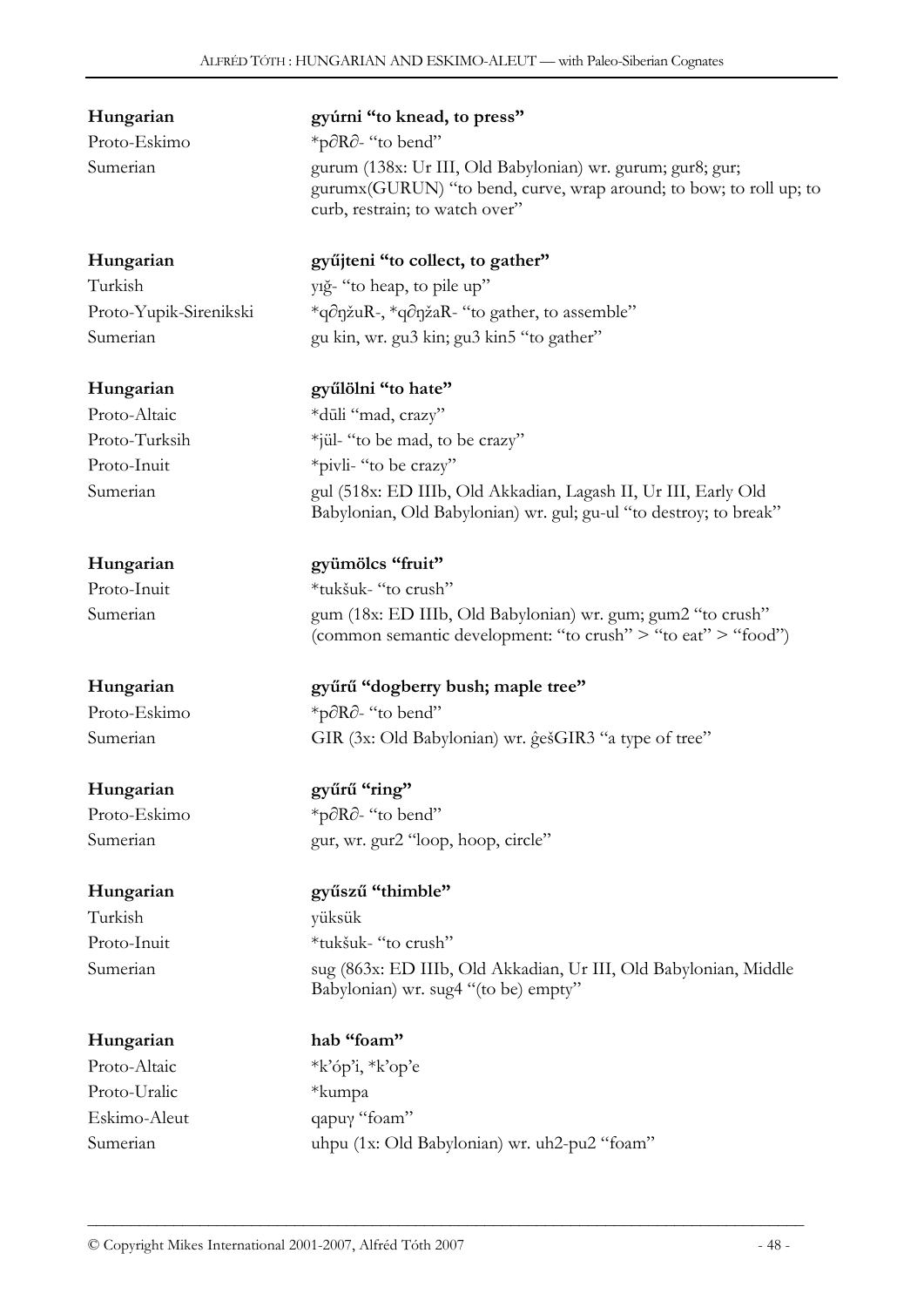**Hungarian** **gyúrni "to knead, to press"**
Proto-Eskimo *p∂R∂- "to bend"
Sumerian gurum (138x: Ur III, Old Babylonian) wr. gurum; gur8; gur; gurumx(GURUN) "to bend, curve, wrap around; to bow; to roll up; to curb, restrain; to watch over"

**Hungarian** **gyűjteni "to collect, to gather"**
Turkish yığ- "to heap, to pile up"
Proto-Yupik-Sirenikski *q∂ŋžuR-, *q∂ŋžaR- "to gather, to assemble"
Sumerian gu kin, wr. gu3 kin; gu3 kin5 "to gather"

**Hungarian** **gyűlölni "to hate"**
Proto-Altaic *dūli "mad, crazy"
Proto-Turksih *jül- "to be mad, to be crazy"
Proto-Inuit *pivli- "to be crazy"
Sumerian gul (518x: ED IIIb, Old Akkadian, Lagash II, Ur III, Early Old Babylonian, Old Babylonian) wr. gul; gu-ul "to destroy; to break"

**Hungarian** **gyümölcs "fruit"**
Proto-Inuit *tukšuk- "to crush"
Sumerian gum (18x: ED IIIb, Old Babylonian) wr. gum; gum2 "to crush" (common semantic development: "to crush" > "to eat" > "food")

**Hungarian** **gyűrű "dogberry bush; maple tree"**
Proto-Eskimo *p∂R∂- "to bend"
Sumerian GIR (3x: Old Babylonian) wr. ĝešGIR3 "a type of tree"

**Hungarian** **gyűrű "ring"**
Proto-Eskimo *p∂R∂- "to bend"
Sumerian gur, wr. gur2 "loop, hoop, circle"

**Hungarian** **gyűszű "thimble"**
Turkish yüksük
Proto-Inuit *tukšuk- "to crush"
Sumerian sug (863x: ED IIIb, Old Akkadian, Ur III, Old Babylonian, Middle Babylonian) wr. sug4 "(to be) empty"

**Hungarian** **hab "foam"**
Proto-Altaic *k'óp'i, *k'op'e
Proto-Uralic *kumpa
Eskimo-Aleut qapuγ "foam"
Sumerian uhpu (1x: Old Babylonian) wr. uh2-pu2 "foam"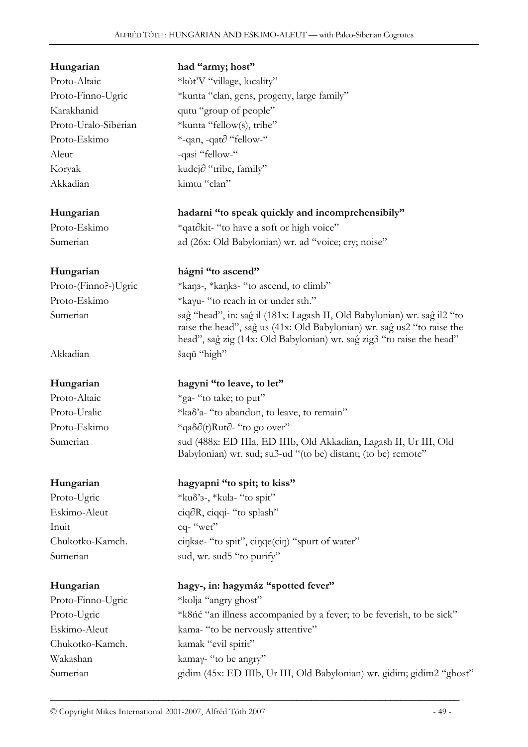| Hungarian | had "army; host" |
|---|---|
| Proto-Altaic | *kòt'V "village, locality" |
| Proto-Finno-Ugric | *kunta "clan, gens, progeny, large family" |
| Karakhanid | qutu "group of people" |
| Proto-Uralo-Siberian | *kunta "fellow(s), tribe" |
| Proto-Eskimo | *-qan, -qat∂ "fellow-" |
| Aleut | -qasi "fellow-" |
| Koryak | kudej∂ "tribe, family" |
| Akkadian | kimtu "clan" |

| Hungarian | hadarni "to speak quickly and incomprehensibily" |
|---|---|
| Proto-Eskimo | *qat∂kit- "to have a soft or high voice" |
| Sumerian | ad (26x: Old Babylonian) wr. ad "voice; cry; noise" |

| Hungarian | hágni "to ascend" |
|---|---|
| Proto-(Finno?-)Ugric | *kaŋɜ-, *kaŋkɜ- "to ascend, to climb" |
| Proto-Eskimo | *kaɣu- "to reach in or under sth." |
| Sumerian | saĝ "head", in: saĝ il (181x: Lagash II, Old Babylonian) wr. saĝ il2 "to raise the head", saĝ us (41x: Old Babylonian) wr. saĝ us2 "to raise the head", saĝ zig (14x: Old Babylonian) wr. saĝ zig3 "to raise the head" |
| Akkadian | šaqū "high" |

| Hungarian | hagyni "to leave, to let" |
|---|---|
| Proto-Altaic | *ga- "to take; to put" |
| Proto-Uralic | *kaδ'a- "to abandon, to leave, to remain" |
| Proto-Eskimo | *qaδ∂(t)Rut∂- "to go over" |
| Sumerian | sud (488x: ED IIIa, ED IIIb, Old Akkadian, Lagash II, Ur III, Old Babylonian) wr. sud; su3-ud "(to be) distant; (to be) remote" |

| Hungarian | hagyapni "to spit; to kiss" |
|---|---|
| Proto-Ugric | *kuδ'ɜ-, *kulɜ- "to spit" |
| Eskimo-Aleut | ciq∂R, ciqqi- "to splash" |
| Inuit | cq- "wet" |
| Chukotko-Kamch. | ciŋkae- "to spit", ciŋqe(ciŋ) "spurt of water" |
| Sumerian | sud, wr. sud5 "to purify" |

| Hungarian | hagy-, in: hagymáz "spotted fever" |
|---|---|
| Proto-Finno-Ugric | *kolja "angry ghost" |
| Proto-Ugric | *k8ńć "an illness accompanied by a fever; to be feverish, to be sick" |
| Eskimo-Aleut | kama- "to be nervously attentive" |
| Chukotko-Kamch. | kamak "evil spirit" |
| Wakashan | kamaɣ- "to be angry" |
| Sumerian | gidim (45x: ED IIIb, Ur III, Old Babylonian) wr. gidim; gidim2 "ghost" |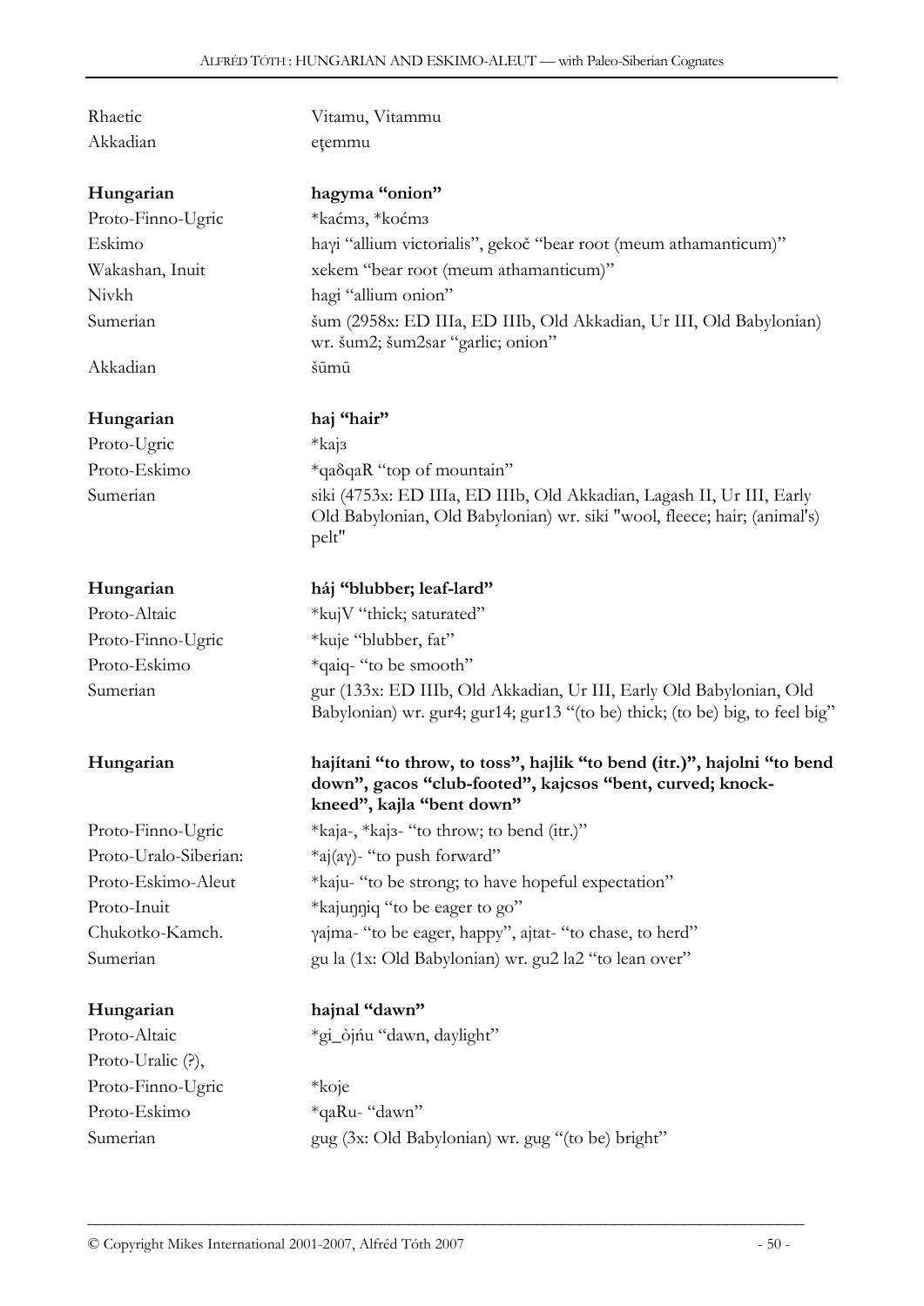| | |
|---|---|
| Rhaetic | Vitamu, Vitammu |
| Akkadian | eṭemmu |
| **Hungarian** | **hagyma "onion"** |
| Proto-Finno-Ugric | *kaćmз, *koćmз |
| Eskimo | haɣi "allium victorialis", gekoč "bear root (meum athamanticum)" |
| Wakashan, Inuit | xekem "bear root (meum athamanticum)" |
| Nivkh | hagi "allium onion" |
| Sumerian | šum (2958x: ED IIIa, ED IIIb, Old Akkadian, Ur III, Old Babylonian) wr. šum2; šum2sar "garlic; onion" |
| Akkadian | šūmū |
| **Hungarian** | **haj "hair"** |
| Proto-Ugric | *kajз |
| Proto-Eskimo | *qaδqaR "top of mountain" |
| Sumerian | siki (4753x: ED IIIa, ED IIIb, Old Akkadian, Lagash II, Ur III, Early Old Babylonian, Old Babylonian) wr. siki "wool, fleece; hair; (animal's) pelt" |
| **Hungarian** | **háj "blubber; leaf-lard"** |
| Proto-Altaic | *kujV "thick; saturated" |
| Proto-Finno-Ugric | *kuje "blubber, fat" |
| Proto-Eskimo | *qaiq- "to be smooth" |
| Sumerian | gur (133x: ED IIIb, Old Akkadian, Ur III, Early Old Babylonian, Old Babylonian) wr. gur4; gur14; gur13 "(to be) thick; (to be) big, to feel big" |
| **Hungarian** | **hajítani "to throw, to toss", hajlik "to bend (itr.)", hajolni "to bend down", gacos "club-footed", kajcsos "bent, curved; knock-kneed", kajla "bent down"** |
| Proto-Finno-Ugric | *kaja-, *kajз- "to throw; to bend (itr.)" |
| Proto-Uralo-Siberian: | *aj(aɣ)- "to push forward" |
| Proto-Eskimo-Aleut | *kaju- "to be strong; to have hopeful expectation" |
| Proto-Inuit | *kajuŋŋiq "to be eager to go" |
| Chukotko-Kamch. | ɣajma- "to be eager, happy", ajtat- "to chase, to herd" |
| Sumerian | gu la (1x: Old Babylonian) wr. gu2 la2 "to lean over" |
| **Hungarian** | **hajnal "dawn"** |
| Proto-Altaic | *gi_òjńu "dawn, daylight" |
| Proto-Uralic (?), | |
| Proto-Finno-Ugric | *koje |
| Proto-Eskimo | *qaRu- "dawn" |
| Sumerian | gug (3x: Old Babylonian) wr. gug "(to be) bright" |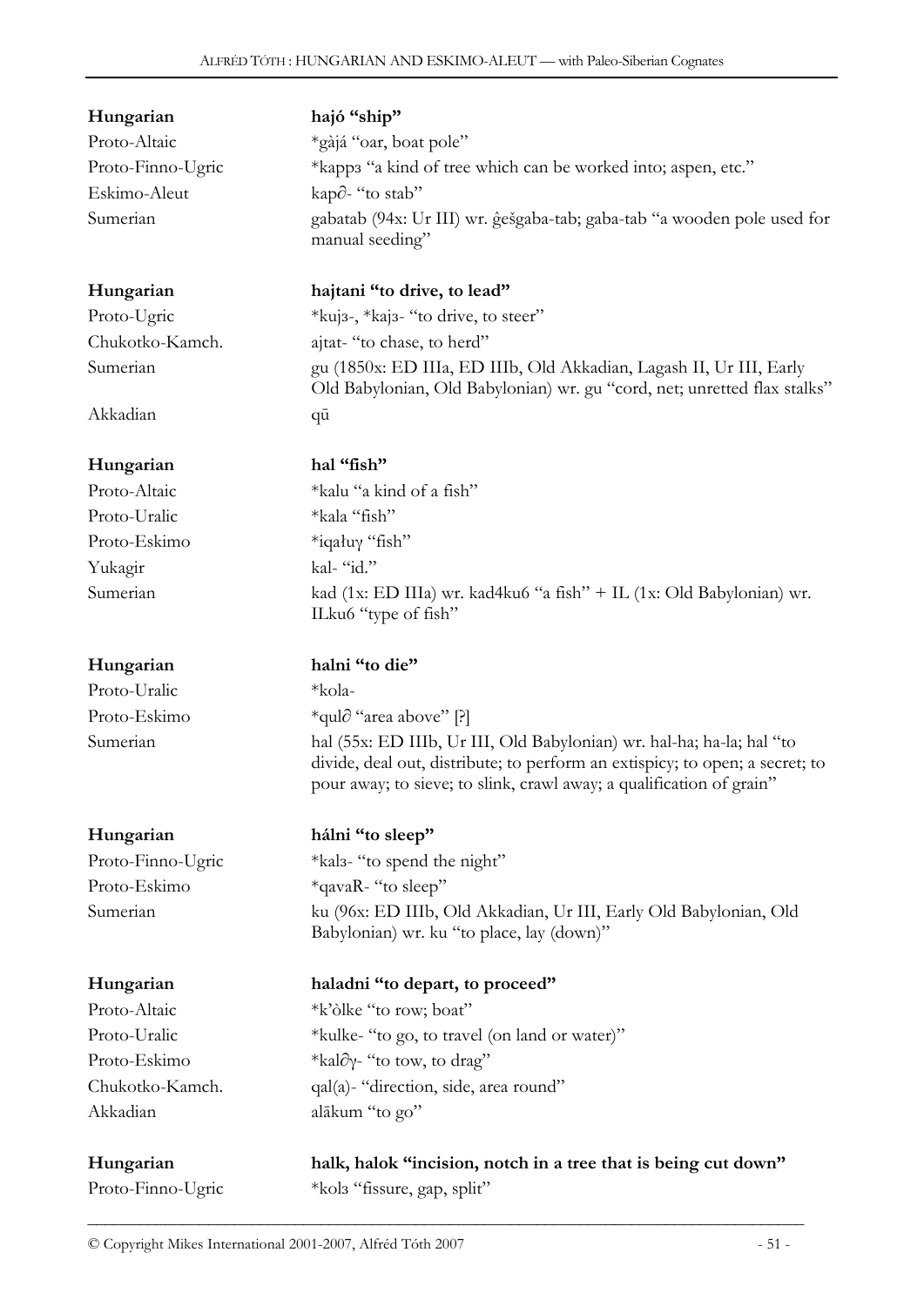| | |
|---|---|
| **Hungarian** | **hajó "ship"** |
| Proto-Altaic | *gàjá "oar, boat pole" |
| Proto-Finno-Ugric | *kappз "a kind of tree which can be worked into; aspen, etc." |
| Eskimo-Aleut | kap∂- "to stab" |
| Sumerian | gabatab (94x: Ur III) wr. ĝešgaba-tab; gaba-tab "a wooden pole used for manual seeding" |

| | |
|---|---|
| **Hungarian** | **hajtani "to drive, to lead"** |
| Proto-Ugric | *kujз-, *kajз- "to drive, to steer" |
| Chukotko-Kamch. | ajtat- "to chase, to herd" |
| Sumerian | gu (1850x: ED IIIa, ED IIIb, Old Akkadian, Lagash II, Ur III, Early Old Babylonian, Old Babylonian) wr. gu "cord, net; unretted flax stalks" |
| Akkadian | qū |

| | |
|---|---|
| **Hungarian** | **hal "fish"** |
| Proto-Altaic | *kalu "a kind of a fish" |
| Proto-Uralic | *kala "fish" |
| Proto-Eskimo | *iqałuγ "fish" |
| Yukagir | kal- "id." |
| Sumerian | kad (1x: ED IIIa) wr. kad4ku6 "a fish" + IL (1x: Old Babylonian) wr. ILku6 "type of fish" |

| | |
|---|---|
| **Hungarian** | **halni "to die"** |
| Proto-Uralic | *kola- |
| Proto-Eskimo | *qul∂ "area above" [?] |
| Sumerian | hal (55x: ED IIIb, Ur III, Old Babylonian) wr. hal-ha; ha-la; hal "to divide, deal out, distribute; to perform an extispicy; to open; a secret; to pour away; to sieve; to slink, crawl away; a qualification of grain" |

| | |
|---|---|
| **Hungarian** | **hálni "to sleep"** |
| Proto-Finno-Ugric | *kalз- "to spend the night" |
| Proto-Eskimo | *qavaR- "to sleep" |
| Sumerian | ku (96x: ED IIIb, Old Akkadian, Ur III, Early Old Babylonian, Old Babylonian) wr. ku "to place, lay (down)" |

| | |
|---|---|
| **Hungarian** | **haladni "to depart, to proceed"** |
| Proto-Altaic | *k'òlke "to row; boat" |
| Proto-Uralic | *kulke- "to go, to travel (on land or water)" |
| Proto-Eskimo | *kal∂γ- "to tow, to drag" |
| Chukotko-Kamch. | qal(a)- "direction, side, area round" |
| Akkadian | alākum "to go" |

| | |
|---|---|
| **Hungarian** | **halk, halok "incision, notch in a tree that is being cut down"** |
| Proto-Finno-Ugric | *kolз "fissure, gap, split" |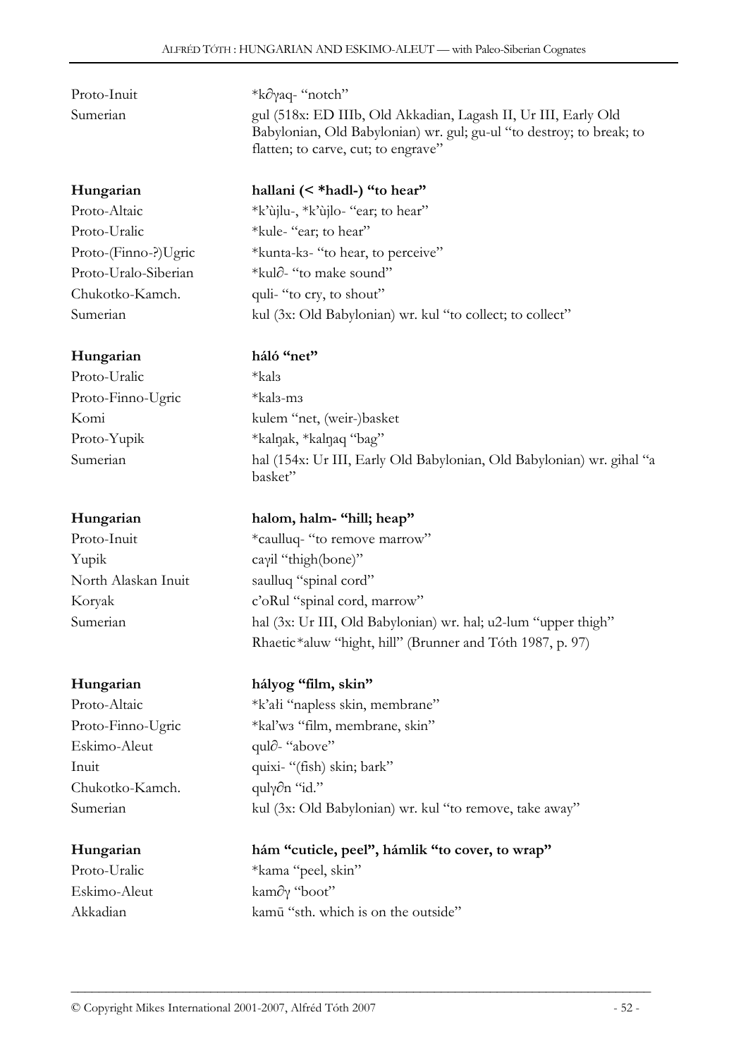| | |
|---|---|
| Proto-Inuit | *k∂γaq- "notch" |
| Sumerian | gul (518x: ED IIIb, Old Akkadian, Lagash II, Ur III, Early Old Babylonian, Old Babylonian) wr. gul; gu-ul "to destroy; to break; to flatten; to carve, cut; to engrave" |

| | |
|---|---|
| **Hungarian** | **hallani (< *hadl-) "to hear"** |
| Proto-Altaic | *k'ùjlu-, *k'ùjlo- "ear; to hear" |
| Proto-Uralic | *kule- "ear; to hear" |
| Proto-(Finno-?)Ugric | *kunta-kз- "to hear, to perceive" |
| Proto-Uralo-Siberian | *kul∂- "to make sound" |
| Chukotko-Kamch. | quli- "to cry, to shout" |
| Sumerian | kul (3x: Old Babylonian) wr. kul "to collect; to collect" |

| | |
|---|---|
| **Hungarian** | **háló "net"** |
| Proto-Uralic | *kalз |
| Proto-Finno-Ugric | *kalз-mз |
| Komi | kulem "net, (weir-)basket |
| Proto-Yupik | *kalŋak, *kalŋaq "bag" |
| Sumerian | hal (154x: Ur III, Early Old Babylonian, Old Babylonian) wr. gihal "a basket" |

| | |
|---|---|
| **Hungarian** | **halom, halm- "hill; heap"** |
| Proto-Inuit | *caulluq- "to remove marrow" |
| Yupik | caγil "thigh(bone)" |
| North Alaskan Inuit | saulluq "spinal cord" |
| Koryak | c'oRul "spinal cord, marrow" |
| Sumerian | hal (3x: Ur III, Old Babylonian) wr. hal; u2-lum "upper thigh" Rhaetic*aluw "hight, hill" (Brunner and Tóth 1987, p. 97) |

| | |
|---|---|
| **Hungarian** | **hályog "film, skin"** |
| Proto-Altaic | *k'ałi "napless skin, membrane" |
| Proto-Finno-Ugric | *kal'wз "film, membrane, skin" |
| Eskimo-Aleut | qul∂- "above" |
| Inuit | quixi- "(fish) skin; bark" |
| Chukotko-Kamch. | qulγ∂n "id." |
| Sumerian | kul (3x: Old Babylonian) wr. kul "to remove, take away" |

| | |
|---|---|
| **Hungarian** | **hám "cuticle, peel", hámlik "to cover, to wrap"** |
| Proto-Uralic | *kama "peel, skin" |
| Eskimo-Aleut | kam∂γ "boot" |
| Akkadian | kamū "sth. which is on the outside" |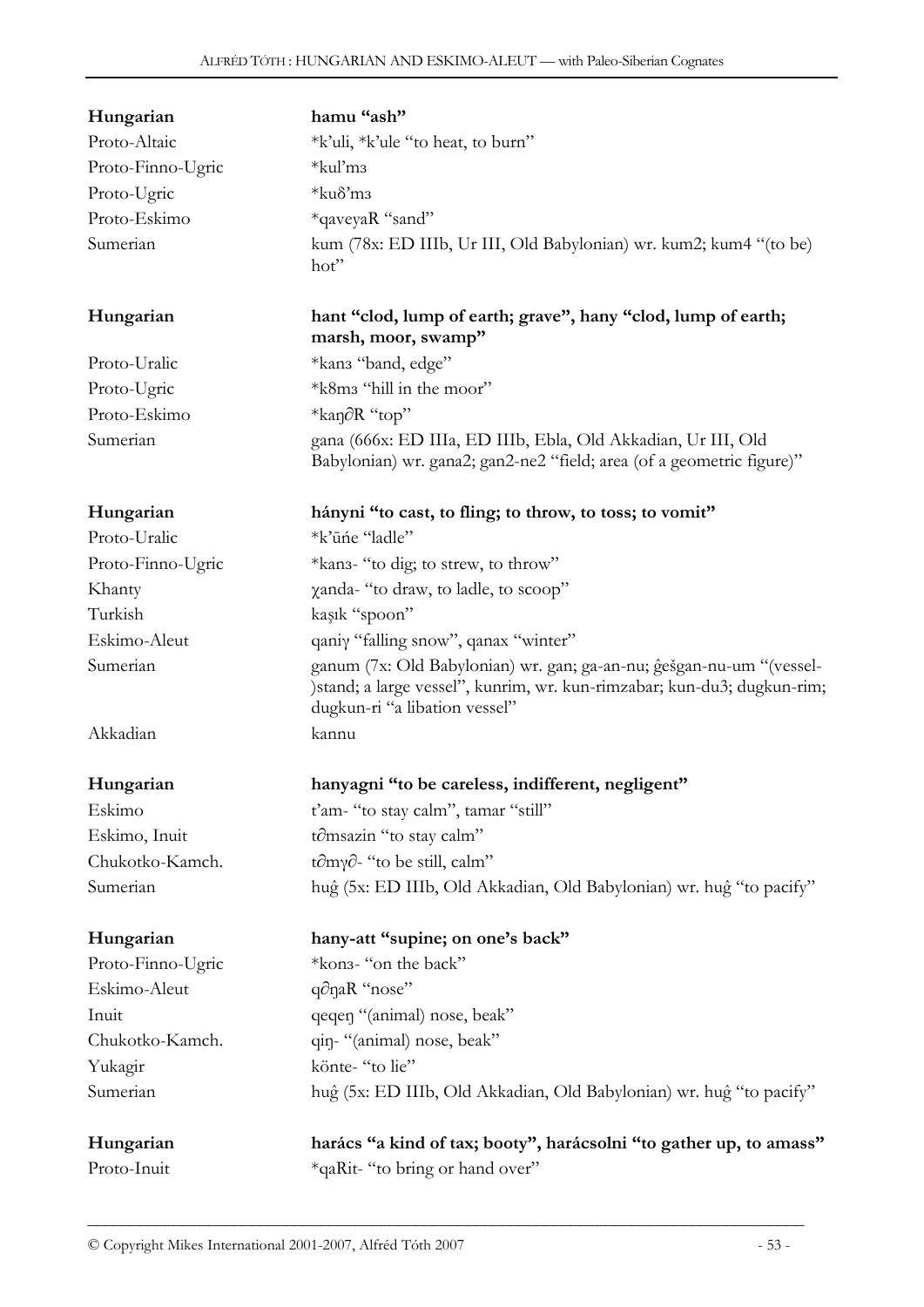| | |
|---|---|
| **Hungarian** | **hamu "ash"** |
| Proto-Altaic | *k'uli, *k'ule "to heat, to burn" |
| Proto-Finno-Ugric | *kul'mз |
| Proto-Ugric | *kuδ'mз |
| Proto-Eskimo | *qaveyaR "sand" |
| Sumerian | kum (78x: ED IIIb, Ur III, Old Babylonian) wr. kum2; kum4 "(to be) hot" |

| | |
|---|---|
| **Hungarian** | **hant "clod, lump of earth; grave", hany "clod, lump of earth; marsh, moor, swamp"** |
| Proto-Uralic | *kanз "band, edge" |
| Proto-Ugric | *k8mз "hill in the moor" |
| Proto-Eskimo | *kaŋ∂R "top" |
| Sumerian | gana (666x: ED IIIa, ED IIIb, Ebla, Old Akkadian, Ur III, Old Babylonian) wr. gana2; gan2-ne2 "field; area (of a geometric figure)" |

| | |
|---|---|
| **Hungarian** | **hányni "to cast, to fling; to throw, to toss; to vomit"** |
| Proto-Uralic | *k'ūńe "ladle" |
| Proto-Finno-Ugric | *kanз- "to dig; to strew, to throw" |
| Khanty | χanda- "to draw, to ladle, to scoop" |
| Turkish | kaşık "spoon" |
| Eskimo-Aleut | qaniγ "falling snow", qanax "winter" |
| Sumerian | ganum (7x: Old Babylonian) wr. gan; ga-an-nu; ĝešgan-nu-um "(vessel-)stand; a large vessel", kunrim, wr. kun-rimzabar; kun-du3; dugkun-rim; dugkun-ri "a libation vessel" |
| Akkadian | kannu |

| | |
|---|---|
| **Hungarian** | **hanyagni "to be careless, indifferent, negligent"** |
| Eskimo | t'am- "to stay calm", tamar "still" |
| Eskimo, Inuit | t∂msazin "to stay calm" |
| Chukotko-Kamch. | t∂mγ∂- "to be still, calm" |
| Sumerian | huĝ (5x: ED IIIb, Old Akkadian, Old Babylonian) wr. huĝ "to pacify" |

| | |
|---|---|
| **Hungarian** | **hany-att "supine; on one's back"** |
| Proto-Finno-Ugric | *konз- "on the back" |
| Eskimo-Aleut | q∂ŋaR "nose" |
| Inuit | qeqeŋ "(animal) nose, beak" |
| Chukotko-Kamch. | qiŋ- "(animal) nose, beak" |
| Yukagir | könte- "to lie" |
| Sumerian | huĝ (5x: ED IIIb, Old Akkadian, Old Babylonian) wr. huĝ "to pacify" |

| | |
|---|---|
| **Hungarian** | **harács "a kind of tax; booty", harácsolni "to gather up, to amass"** |
| Proto-Inuit | *qaRit- "to bring or hand over" |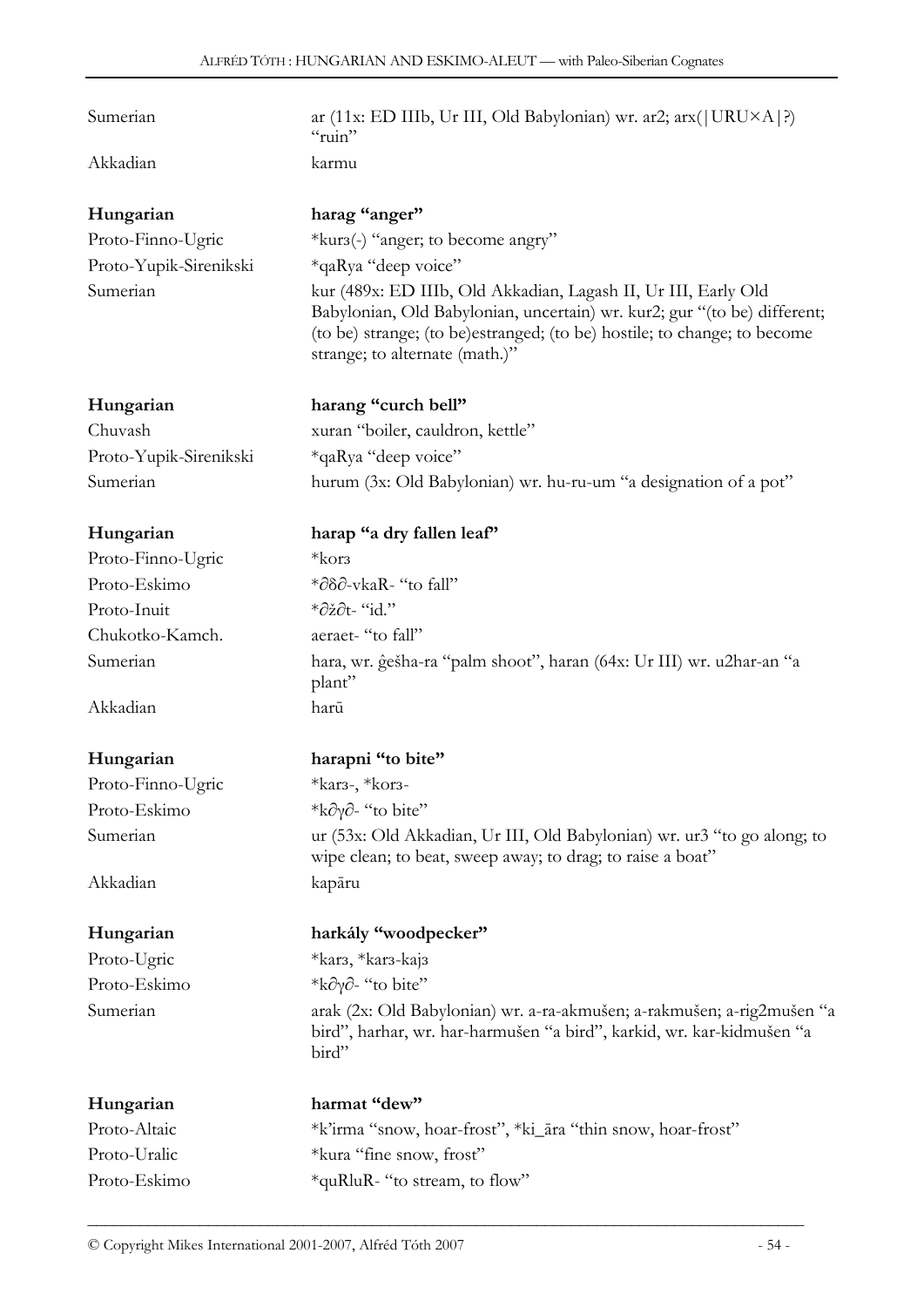Sumerian ar (11x: ED IIIb, Ur III, Old Babylonian) wr. ar2; arx(|URU×A|?) "ruin"

Akkadian karmu

**Hungarian** **harag "anger"**

Proto-Finno-Ugric *kurз(-) "anger; to become angry"

Proto-Yupik-Sirenikski *qaRya "deep voice"

Sumerian kur (489x: ED IIIb, Old Akkadian, Lagash II, Ur III, Early Old Babylonian, Old Babylonian, uncertain) wr. kur2; gur "(to be) different; (to be) strange; (to be)estranged; (to be) hostile; to change; to become strange; to alternate (math.)"

**Hungarian** **harang "curch bell"**

Chuvash xuran "boiler, cauldron, kettle"

Proto-Yupik-Sirenikski *qaRya "deep voice"

Sumerian hurum (3x: Old Babylonian) wr. hu-ru-um "a designation of a pot"

**Hungarian** **harap "a dry fallen leaf"**

Proto-Finno-Ugric *korз

Proto-Eskimo *∂δ∂-vkaR- "to fall"

Proto-Inuit *∂ž∂t- "id."

Chukotko-Kamch. aeraet- "to fall"

Sumerian hara, wr. ĝešha-ra "palm shoot", haran (64x: Ur III) wr. u2har-an "a plant"

Akkadian harū

**Hungarian** **harapni "to bite"**

Proto-Finno-Ugric *karз-, *korз-

Proto-Eskimo *k∂γ∂- "to bite"

Sumerian ur (53x: Old Akkadian, Ur III, Old Babylonian) wr. ur3 "to go along; to wipe clean; to beat, sweep away; to drag; to raise a boat"

Akkadian kapāru

**Hungarian** **harkály "woodpecker"**

Proto-Ugric *karз, *karз-kajз

Proto-Eskimo *k∂γ∂- "to bite"

Sumerian arak (2x: Old Babylonian) wr. a-ra-akmušen; a-rakmušen; a-rig2mušen "a bird", harhar, wr. har-harmušen "a bird", karkid, wr. kar-kidmušen "a bird"

**Hungarian** **harmat "dew"**

Proto-Altaic *k'irma "snow, hoar-frost", *ki_āra "thin snow, hoar-frost"

Proto-Uralic *kura "fine snow, frost"

Proto-Eskimo *quRluR- "to stream, to flow"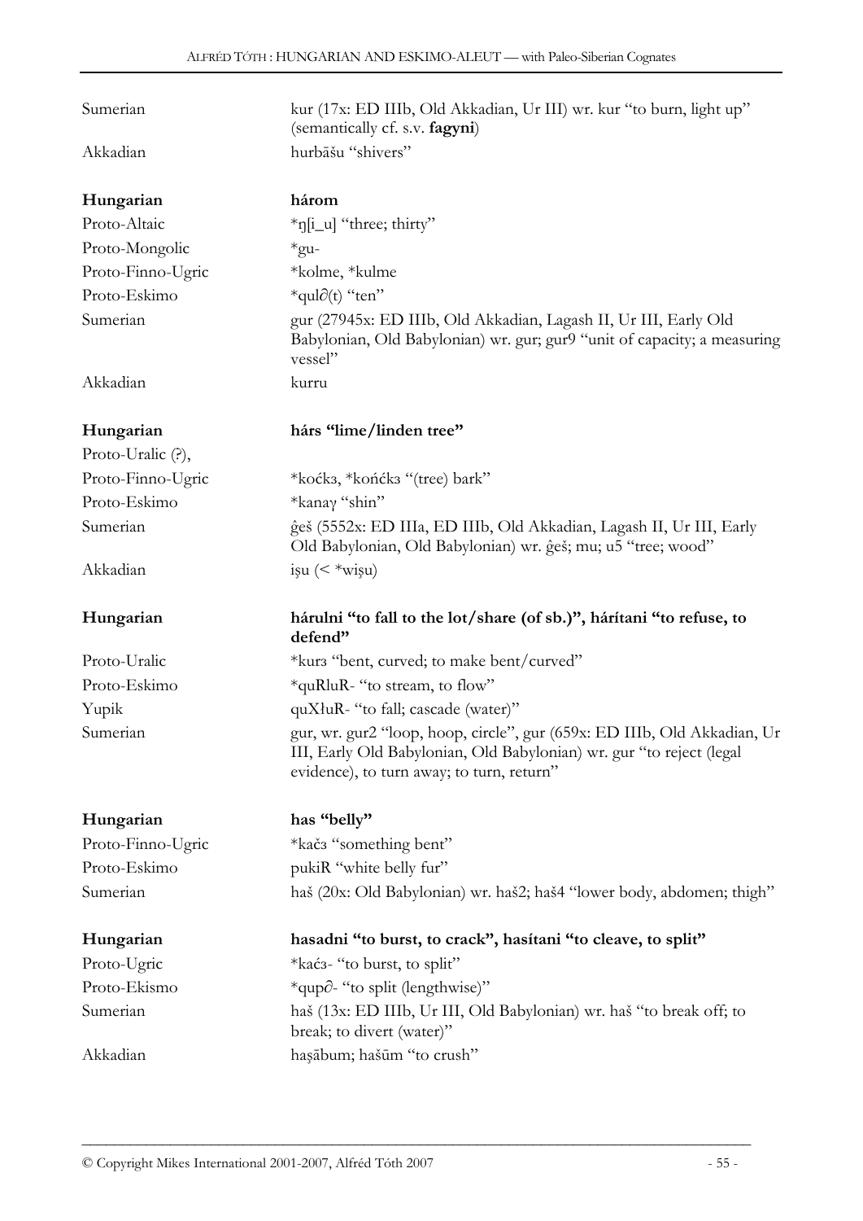| | |
|---|---|
| Sumerian | kur (17x: ED IIIb, Old Akkadian, Ur III) wr. kur "to burn, light up" (semantically cf. s.v. **fagyni**) |
| Akkadian | hurbāšu "shivers" |

| | |
|---|---|
| **Hungarian** | **három** |
| Proto-Altaic | *ŋ[i_u] "three; thirty" |
| Proto-Mongolic | *gu- |
| Proto-Finno-Ugric | *kolme, *kulme |
| Proto-Eskimo | *qul∂(t) "ten" |
| Sumerian | gur (27945x: ED IIIb, Old Akkadian, Lagash II, Ur III, Early Old Babylonian, Old Babylonian) wr. gur; gur9 "unit of capacity; a measuring vessel" |
| Akkadian | kurru |

| | |
|---|---|
| **Hungarian** | **hárs "lime/linden tree"** |
| Proto-Uralic (?), | |
| Proto-Finno-Ugric | *koćkɜ, *końćkɜ "(tree) bark" |
| Proto-Eskimo | *kanaɣ "shin" |
| Sumerian | ĝeš (5552x: ED IIIa, ED IIIb, Old Akkadian, Lagash II, Ur III, Early Old Babylonian, Old Babylonian) wr. ĝeš; mu; u5 "tree; wood" |
| Akkadian | işu (< *wişu) |

| | |
|---|---|
| **Hungarian** | **hárulni "to fall to the lot/share (of sb.)", hárítani "to refuse, to defend"** |
| Proto-Uralic | *kurɜ "bent, curved; to make bent/curved" |
| Proto-Eskimo | *quRluR- "to stream, to flow" |
| Yupik | quXłuR- "to fall; cascade (water)" |
| Sumerian | gur, wr. gur2 "loop, hoop, circle", gur (659x: ED IIIb, Old Akkadian, Ur III, Early Old Babylonian, Old Babylonian) wr. gur "to reject (legal evidence), to turn away; to turn, return" |

| | |
|---|---|
| **Hungarian** | **has "belly"** |
| Proto-Finno-Ugric | *kačɜ "something bent" |
| Proto-Eskimo | pukiR "white belly fur" |
| Sumerian | haš (20x: Old Babylonian) wr. haš2; haš4 "lower body, abdomen; thigh" |

| | |
|---|---|
| **Hungarian** | **hasadni "to burst, to crack", hasítani "to cleave, to split"** |
| Proto-Ugric | *kaćɜ- "to burst, to split" |
| Proto-Ekismo | *qup∂- "to split (lengthwise)" |
| Sumerian | haš (13x: ED IIIb, Ur III, Old Babylonian) wr. haš "to break off; to break; to divert (water)" |
| Akkadian | haşābum; hašūm "to crush" |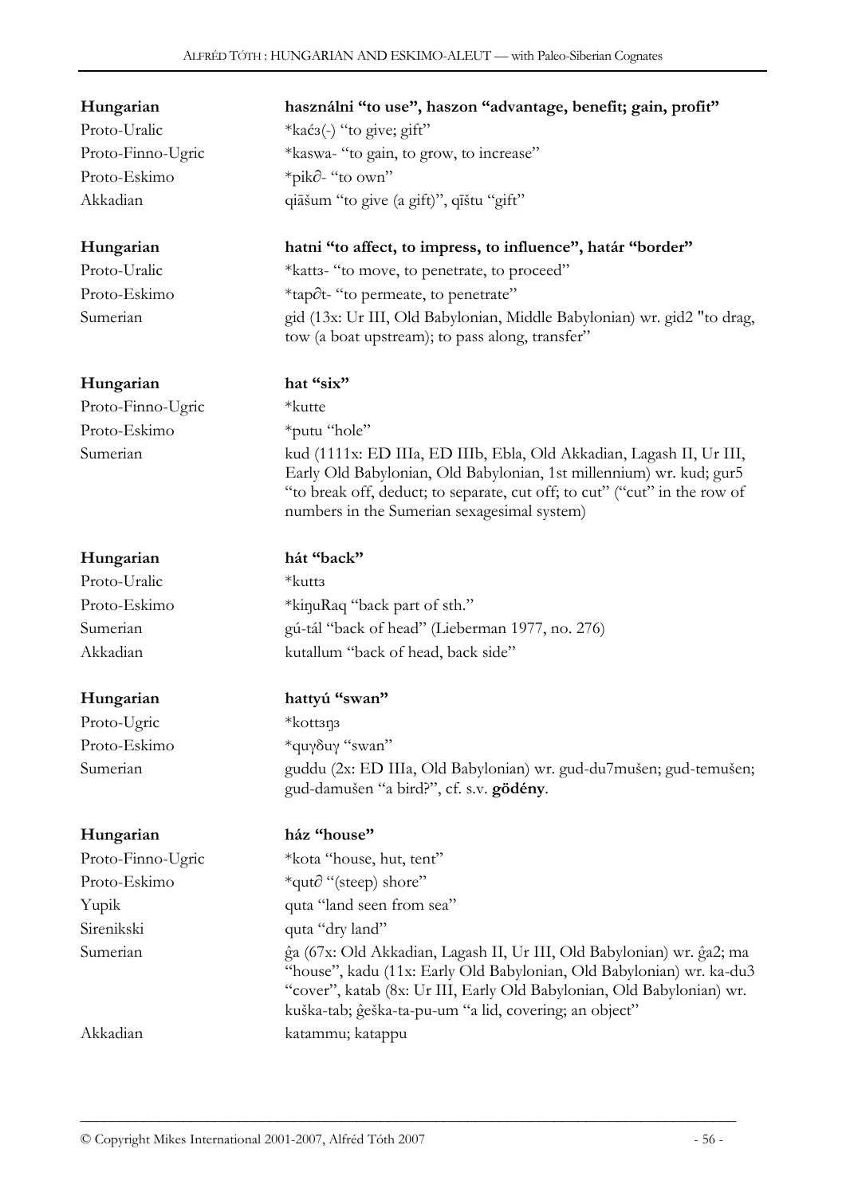| | |
|---|---|
| **Hungarian** | **használni "to use", haszon "advantage, benefit; gain, profit"** |
| Proto-Uralic | *kaćɜ(-) "to give; gift" |
| Proto-Finno-Ugric | *kaswa- "to gain, to grow, to increase" |
| Proto-Eskimo | *pik∂- "to own" |
| Akkadian | qiāšum "to give (a gift)", qīštu "gift" |

| | |
|---|---|
| **Hungarian** | **hatni "to affect, to impress, to influence", határ "border"** |
| Proto-Uralic | *kattɜ- "to move, to penetrate, to proceed" |
| Proto-Eskimo | *tap∂t- "to permeate, to penetrate" |
| Sumerian | gid (13x: Ur III, Old Babylonian, Middle Babylonian) wr. gid2 "to drag, tow (a boat upstream); to pass along, transfer" |

| | |
|---|---|
| **Hungarian** | **hat "six"** |
| Proto-Finno-Ugric | *kutte |
| Proto-Eskimo | *putu "hole" |
| Sumerian | kud (1111x: ED IIIa, ED IIIb, Ebla, Old Akkadian, Lagash II, Ur III, Early Old Babylonian, Old Babylonian, 1st millennium) wr. kud; gur5 "to break off, deduct; to separate, cut off; to cut" ("cut" in the row of numbers in the Sumerian sexagesimal system) |

| | |
|---|---|
| **Hungarian** | **hát "back"** |
| Proto-Uralic | *kuttɜ |
| Proto-Eskimo | *kiŋuRaq "back part of sth." |
| Sumerian | gú-tál "back of head" (Lieberman 1977, no. 276) |
| Akkadian | kutallum "back of head, back side" |

| | |
|---|---|
| **Hungarian** | **hattyú "swan"** |
| Proto-Ugric | *kottɜŋɜ |
| Proto-Eskimo | *quɣδuɣ "swan" |
| Sumerian | guddu (2x: ED IIIa, Old Babylonian) wr. gud-du7mušen; gud-temušen; gud-damušen "a bird?", cf. s.v. **gödény**. |

| | |
|---|---|
| **Hungarian** | **ház "house"** |
| Proto-Finno-Ugric | *kota "house, hut, tent" |
| Proto-Eskimo | *qut∂ "(steep) shore" |
| Yupik | quta "land seen from sea" |
| Sirenikski | quta "dry land" |
| Sumerian | ĝa (67x: Old Akkadian, Lagash II, Ur III, Old Babylonian) wr. ĝa2; ma "house", kadu (11x: Early Old Babylonian, Old Babylonian) wr. ka-du3 "cover", katab (8x: Ur III, Early Old Babylonian, Old Babylonian) wr. kuška-tab; ĝeška-ta-pu-um "a lid, covering; an object" |
| Akkadian | katammu; katappu |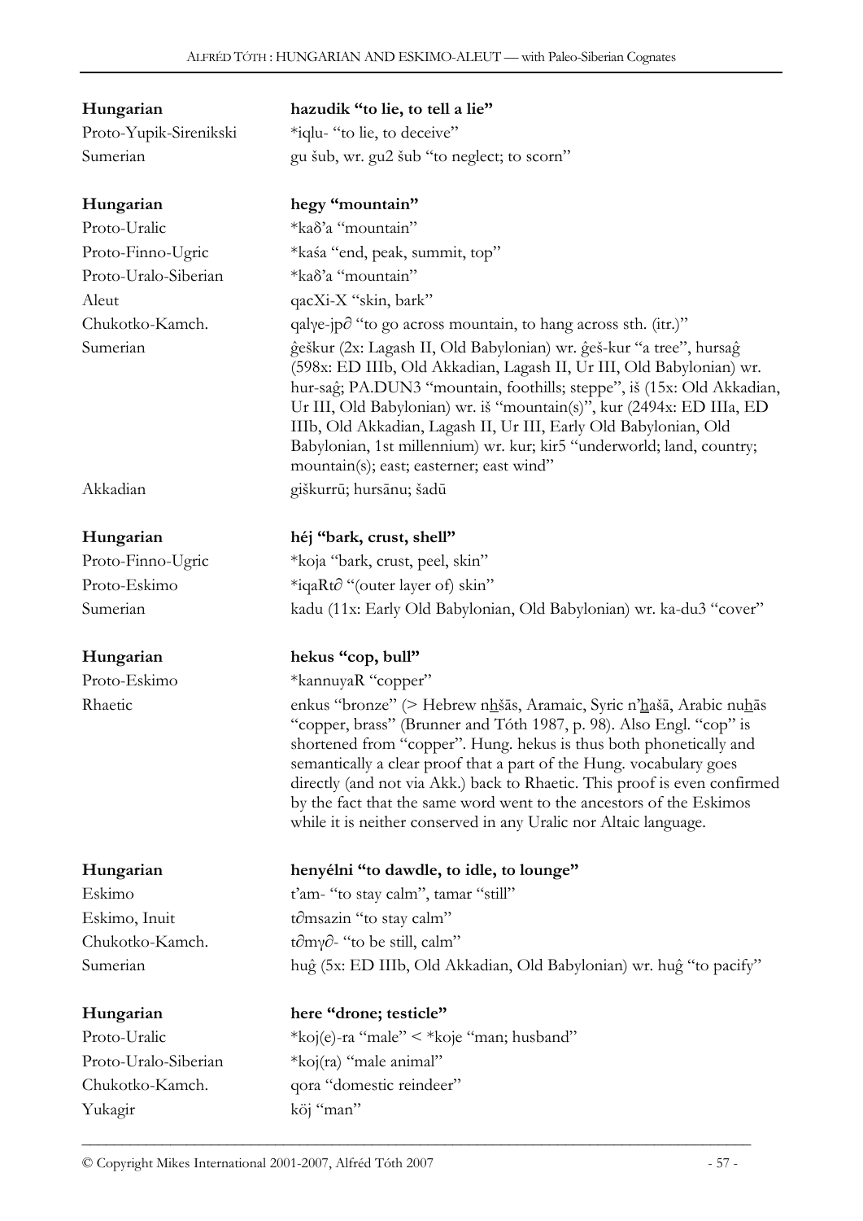| | |
|---|---|
| **Hungarian** | **hazudik "to lie, to tell a lie"** |
| Proto-Yupik-Sirenikski | *iqlu- "to lie, to deceive" |
| Sumerian | gu šub, wr. gu2 šub "to neglect; to scorn" |
| | |
| **Hungarian** | **hegy "mountain"** |
| Proto-Uralic | *kaδ'a "mountain" |
| Proto-Finno-Ugric | *kaśa "end, peak, summit, top" |
| Proto-Uralo-Siberian | *kaδ'a "mountain" |
| Aleut | qacXi-X "skin, bark" |
| Chukotko-Kamch. | qalγe-jp∂ "to go across mountain, to hang across sth. (itr.)" |
| Sumerian | ĝeškur (2x: Lagash II, Old Babylonian) wr. ĝeš-kur "a tree", hursaĝ (598x: ED IIIb, Old Akkadian, Lagash II, Ur III, Old Babylonian) wr. hur-saĝ; PA.DUN3 "mountain, foothills; steppe", iš (15x: Old Akkadian, Ur III, Old Babylonian) wr. iš "mountain(s)", kur (2494x: ED IIIa, ED IIIb, Old Akkadian, Lagash II, Ur III, Early Old Babylonian, Old Babylonian, 1st millennium) wr. kur; kir5 "underworld; land, country; mountain(s); east; easterner; east wind" |
| Akkadian | giškurrū; hursānu; šadū |
| | |
| **Hungarian** | **héj "bark, crust, shell"** |
| Proto-Finno-Ugric | *koja "bark, crust, peel, skin" |
| Proto-Eskimo | *iqaRt∂ "(outer layer of) skin" |
| Sumerian | kadu (11x: Early Old Babylonian, Old Babylonian) wr. ka-du3 "cover" |
| | |
| **Hungarian** | **hekus "cop, bull"** |
| Proto-Eskimo | *kannuyaR "copper" |
| Rhaetic | enkus "bronze" (> Hebrew nẖšās, Aramaic, Syric n'ẖašā, Arabic nuẖās "copper, brass" (Brunner and Tóth 1987, p. 98). Also Engl. "cop" is shortened from "copper". Hung. hekus is thus both phonetically and semantically a clear proof that a part of the Hung. vocabulary goes directly (and not via Akk.) back to Rhaetic. This proof is even confirmed by the fact that the same word went to the ancestors of the Eskimos while it is neither conserved in any Uralic nor Altaic language. |
| | |
| **Hungarian** | **henyélni "to dawdle, to idle, to lounge"** |
| Eskimo | t'am- "to stay calm", tamar "still" |
| Eskimo, Inuit | t∂msazin "to stay calm" |
| Chukotko-Kamch. | t∂mγ∂- "to be still, calm" |
| Sumerian | huĝ (5x: ED IIIb, Old Akkadian, Old Babylonian) wr. huĝ "to pacify" |
| | |
| **Hungarian** | **here "drone; testicle"** |
| Proto-Uralic | *koj(e)-ra "male" < *koje "man; husband" |
| Proto-Uralo-Siberian | *koj(ra) "male animal" |
| Chukotko-Kamch. | qora "domestic reindeer" |
| Yukagir | köj "man" |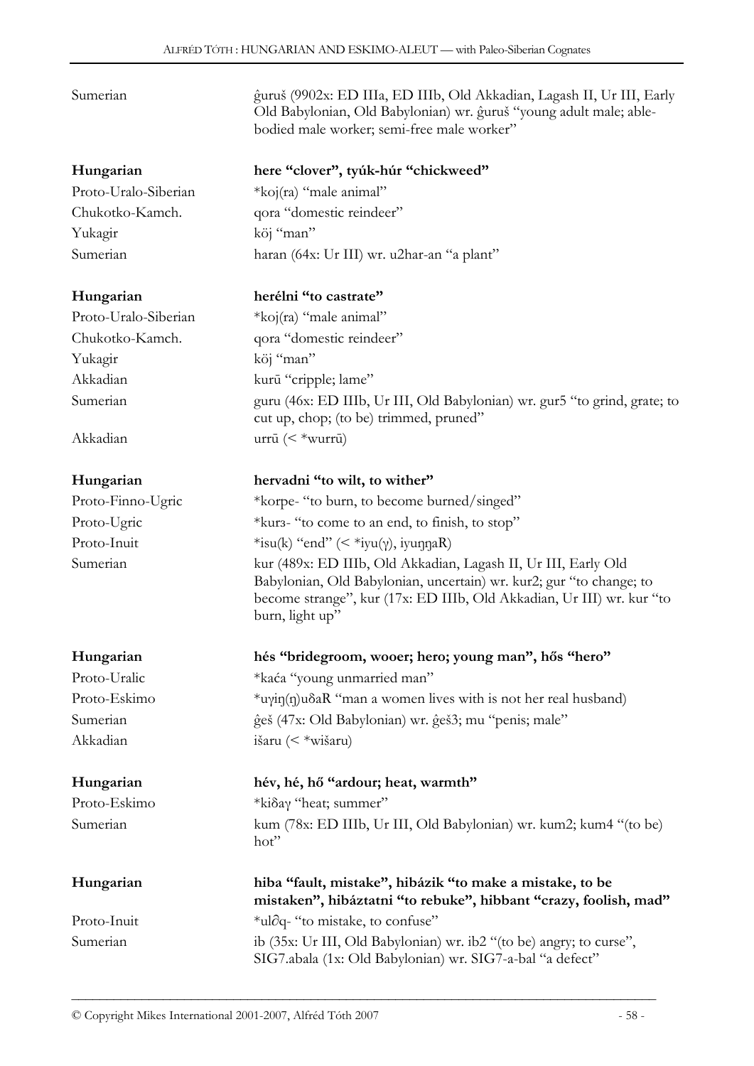| | |
|---|---|
| Sumerian | ĝuruš (9902x: ED IIIa, ED IIIb, Old Akkadian, Lagash II, Ur III, Early Old Babylonian, Old Babylonian) wr. ĝuruš "young adult male; able-bodied male worker; semi-free male worker" |
| | |
| **Hungarian** | **here "clover", tyúk-húr "chickweed"** |
| Proto-Uralo-Siberian | *koj(ra) "male animal" |
| Chukotko-Kamch. | qora "domestic reindeer" |
| Yukagir | köj "man" |
| Sumerian | haran (64x: Ur III) wr. u2har-an "a plant" |
| | |
| **Hungarian** | **herélni "to castrate"** |
| Proto-Uralo-Siberian | *koj(ra) "male animal" |
| Chukotko-Kamch. | qora "domestic reindeer" |
| Yukagir | köj "man" |
| Akkadian | kurū "cripple; lame" |
| Sumerian | guru (46x: ED IIIb, Ur III, Old Babylonian) wr. gur5 "to grind, grate; to cut up, chop; (to be) trimmed, pruned" |
| Akkadian | urrū (< *wurrū) |
| | |
| **Hungarian** | **hervadni "to wilt, to wither"** |
| Proto-Finno-Ugric | *korpe- "to burn, to become burned/singed" |
| Proto-Ugric | *kurз- "to come to an end, to finish, to stop" |
| Proto-Inuit | *isu(k) "end" (< *iyu(γ), iyuŋŋaR) |
| Sumerian | kur (489x: ED IIIb, Old Akkadian, Lagash II, Ur III, Early Old Babylonian, Old Babylonian, uncertain) wr. kur2; gur "to change; to become strange", kur (17x: ED IIIb, Old Akkadian, Ur III) wr. kur "to burn, light up" |
| | |
| **Hungarian** | **hés "bridegroom, wooer; hero; young man", hős "hero"** |
| Proto-Uralic | *kaća "young unmarried man" |
| Proto-Eskimo | *uγiŋ(ŋ)uδaR "man a women lives with is not her real husband) |
| Sumerian | ĝeš (47x: Old Babylonian) wr. ĝeš3; mu "penis; male" |
| Akkadian | išaru (< *wišaru) |
| | |
| **Hungarian** | **hév, hé, hő "ardour; heat, warmth"** |
| Proto-Eskimo | *kiδaγ "heat; summer" |
| Sumerian | kum (78x: ED IIIb, Ur III, Old Babylonian) wr. kum2; kum4 "(to be) hot" |
| | |
| **Hungarian** | **hiba "fault, mistake", hibázik "to make a mistake, to be mistaken", hibáztatni "to rebuke", hibbant "crazy, foolish, mad"** |
| Proto-Inuit | *ul∂q- "to mistake, to confuse" |
| Sumerian | ib (35x: Ur III, Old Babylonian) wr. ib2 "(to be) angry; to curse", SIG7.abala (1x: Old Babylonian) wr. SIG7-a-bal "a defect" |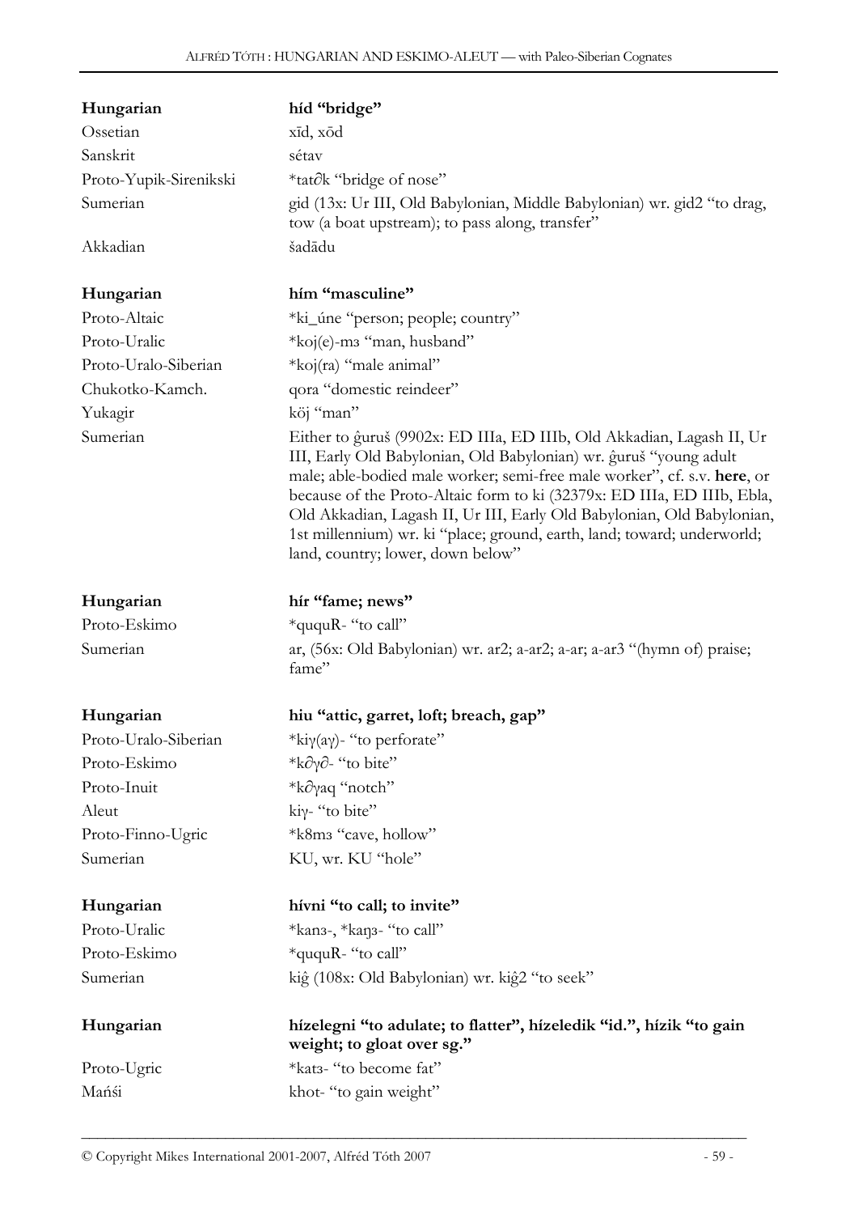| | |
|---|---|
| **Hungarian** | **híd "bridge"** |
| Ossetian | xīd, xōd |
| Sanskrit | sétav |
| Proto-Yupik-Sirenikski | *tat∂k "bridge of nose" |
| Sumerian | gid (13x: Ur III, Old Babylonian, Middle Babylonian) wr. gid2 "to drag, tow (a boat upstream); to pass along, transfer" |
| Akkadian | šadādu |

| | |
|---|---|
| **Hungarian** | **hím "masculine"** |
| Proto-Altaic | *ki_úne "person; people; country" |
| Proto-Uralic | *koj(e)-mз "man, husband" |
| Proto-Uralo-Siberian | *koj(ra) "male animal" |
| Chukotko-Kamch. | qora "domestic reindeer" |
| Yukagir | köj "man" |
| Sumerian | Either to ĝuruš (9902x: ED IIIa, ED IIIb, Old Akkadian, Lagash II, Ur III, Early Old Babylonian, Old Babylonian) wr. ĝuruš "young adult male; able-bodied male worker; semi-free male worker", cf. s.v. **here**, or because of the Proto-Altaic form to ki (32379x: ED IIIa, ED IIIb, Ebla, Old Akkadian, Lagash II, Ur III, Early Old Babylonian, Old Babylonian, 1st millennium) wr. ki "place; ground, earth, land; toward; underworld; land, country; lower, down below" |

| | |
|---|---|
| **Hungarian** | **hír "fame; news"** |
| Proto-Eskimo | *ququR- "to call" |
| Sumerian | ar, (56x: Old Babylonian) wr. ar2; a-ar2; a-ar; a-ar3 "(hymn of) praise; fame" |

| | |
|---|---|
| **Hungarian** | **hiu "attic, garret, loft; breach, gap"** |
| Proto-Uralo-Siberian | *kiγ(aγ)- "to perforate" |
| Proto-Eskimo | *k∂γ∂- "to bite" |
| Proto-Inuit | *k∂γaq "notch" |
| Aleut | kiγ- "to bite" |
| Proto-Finno-Ugric | *k8mз "cave, hollow" |
| Sumerian | KU, wr. KU "hole" |

| | |
|---|---|
| **Hungarian** | **hívni "to call; to invite"** |
| Proto-Uralic | *kanз-, *kaŋз- "to call" |
| Proto-Eskimo | *ququR- "to call" |
| Sumerian | kiĝ (108x: Old Babylonian) wr. kiĝ2 "to seek" |

| | |
|---|---|
| **Hungarian** | **hízelegni "to adulate; to flatter", hízeledik "id.", hízik "to gain weight; to gloat over sg."** |
| Proto-Ugric | *katз- "to become fat" |
| Mańśi | khot- "to gain weight" |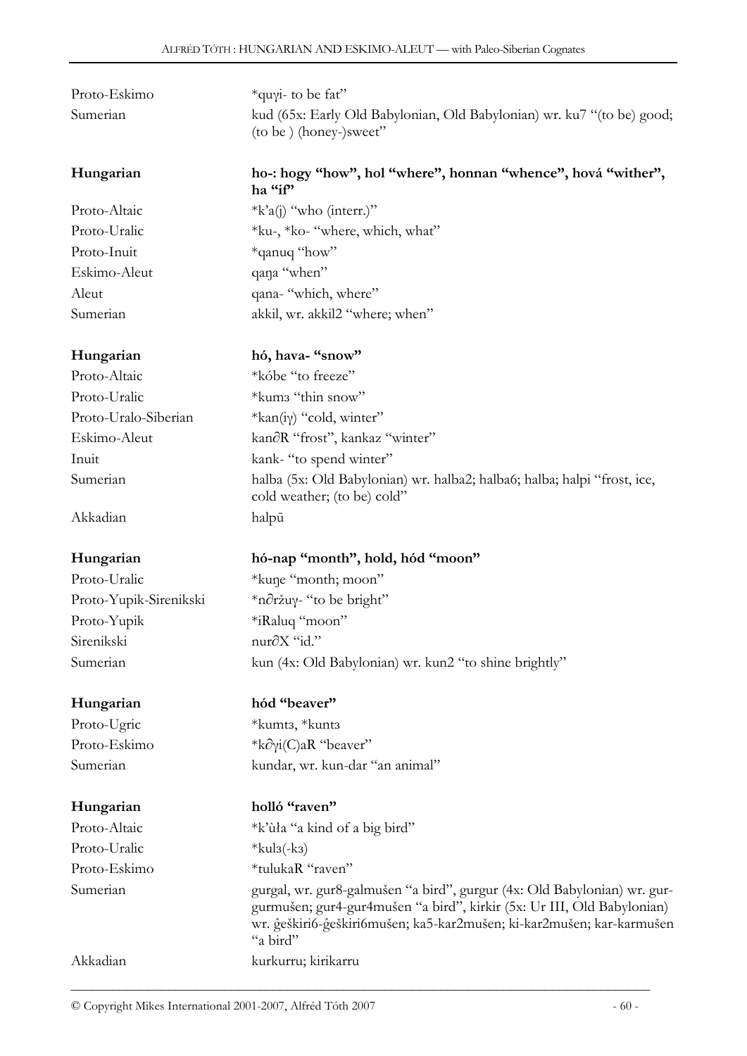| | |
|---|---|
| Proto-Eskimo | *quɣi- to be fat" |
| Sumerian | kud (65x: Early Old Babylonian, Old Babylonian) wr. ku7 "(to be) good; (to be ) (honey-)sweet" |

| | |
|---|---|
| **Hungarian** | **ho-: hogy "how", hol "where", honnan "whence", hová "wither", ha "if"** |
| Proto-Altaic | *k'a(j) "who (interr.)" |
| Proto-Uralic | *ku-, *ko- "where, which, what" |
| Proto-Inuit | *qanuq "how" |
| Eskimo-Aleut | qaŋa "when" |
| Aleut | qana- "which, where" |
| Sumerian | akkil, wr. akkil2 "where; when" |

| | |
|---|---|
| **Hungarian** | **hó, hava- "snow"** |
| Proto-Altaic | *kóbe "to freeze" |
| Proto-Uralic | *kumз "thin snow" |
| Proto-Uralo-Siberian | *kan(iɣ) "cold, winter" |
| Eskimo-Aleut | kan∂R "frost", kankaz "winter" |
| Inuit | kank- "to spend winter" |
| Sumerian | halba (5x: Old Babylonian) wr. halba2; halba6; halba; halpi "frost, ice, cold weather; (to be) cold" |
| Akkadian | halpū |

| | |
|---|---|
| **Hungarian** | **hó-nap "month", hold, hód "moon"** |
| Proto-Uralic | *kuŋe "month; moon" |
| Proto-Yupik-Sirenikski | *n∂ržuɣ- "to be bright" |
| Proto-Yupik | *iRaluq "moon" |
| Sirenikski | nur∂X "id." |
| Sumerian | kun (4x: Old Babylonian) wr. kun2 "to shine brightly" |

| | |
|---|---|
| **Hungarian** | **hód "beaver"** |
| Proto-Ugric | *kumtз, *kuntз |
| Proto-Eskimo | *k∂ɣi(C)aR "beaver" |
| Sumerian | kundar, wr. kun-dar "an animal" |

| | |
|---|---|
| **Hungarian** | **holló "raven"** |
| Proto-Altaic | *k'ùła "a kind of a big bird" |
| Proto-Uralic | *kulз(-kз) |
| Proto-Eskimo | *tulukaR "raven" |
| Sumerian | gurgal, wr. gur8-galmušen "a bird", gurgur (4x: Old Babylonian) wr. gur-gurmušen; gur4-gur4mušen "a bird", kirkir (5x: Ur III, Old Babylonian) wr. ĝeškiri6-ĝeškiri6mušen; ka5-kar2mušen; ki-kar2mušen; kar-karmušen "a bird" |
| Akkadian | kurkurru; kirikarru |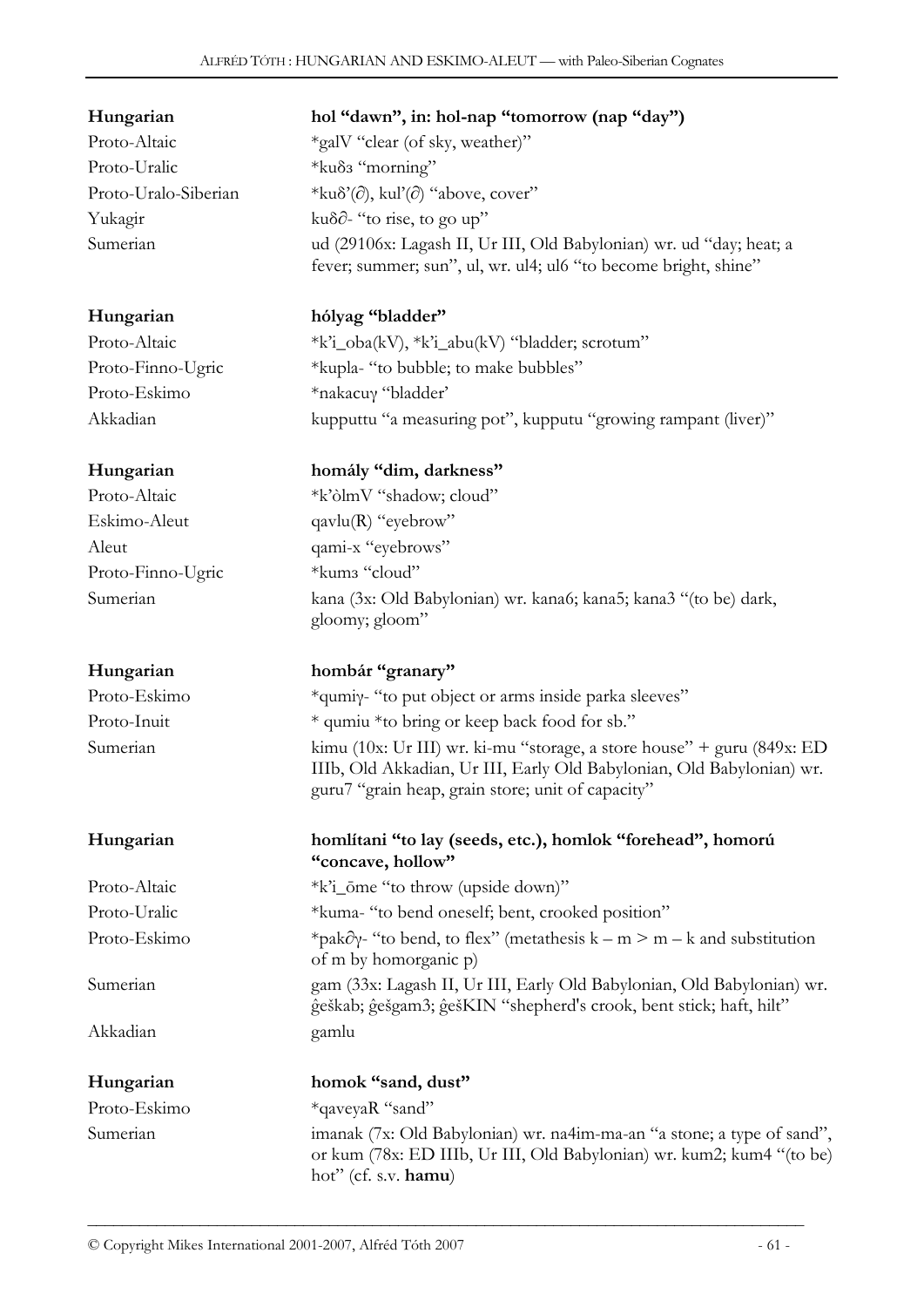| **Hungarian** | **hol "dawn", in: hol-nap "tomorrow (nap "day")** |
|---|---|
| Proto-Altaic | *galV "clear (of sky, weather)" |
| Proto-Uralic | *kuδз "morning" |
| Proto-Uralo-Siberian | *kuδ'(∂), kul'(∂) "above, cover" |
| Yukagir | kuδ∂- "to rise, to go up" |
| Sumerian | ud (29106x: Lagash II, Ur III, Old Babylonian) wr. ud "day; heat; a fever; summer; sun", ul, wr. ul4; ul6 "to become bright, shine" |

| **Hungarian** | **hólyag "bladder"** |
|---|---|
| Proto-Altaic | *k'i_oba(kV), *k'i_abu(kV) "bladder; scrotum" |
| Proto-Finno-Ugric | *kupla- "to bubble; to make bubbles" |
| Proto-Eskimo | *nakacuγ "bladder' |
| Akkadian | kupputtu "a measuring pot", kupputu "growing rampant (liver)" |

| **Hungarian** | **homály "dim, darkness"** |
|---|---|
| Proto-Altaic | *k'òlmV "shadow; cloud" |
| Eskimo-Aleut | qavlu(R) "eyebrow" |
| Aleut | qami-x "eyebrows" |
| Proto-Finno-Ugric | *kumз "cloud" |
| Sumerian | kana (3x: Old Babylonian) wr. kana6; kana5; kana3 "(to be) dark, gloomy; gloom" |

| **Hungarian** | **hombár "granary"** |
|---|---|
| Proto-Eskimo | *qumiγ- "to put object or arms inside parka sleeves" |
| Proto-Inuit | * qumiu *to bring or keep back food for sb." |
| Sumerian | kimu (10x: Ur III) wr. ki-mu "storage, a store house" + guru (849x: ED IIIb, Old Akkadian, Ur III, Early Old Babylonian, Old Babylonian) wr. guru7 "grain heap, grain store; unit of capacity" |

| **Hungarian** | **homlítani "to lay (seeds, etc.), homlok "forehead", homorú "concave, hollow"** |
|---|---|
| Proto-Altaic | *k'i_ōme "to throw (upside down)" |
| Proto-Uralic | *kuma- "to bend oneself; bent, crooked position" |
| Proto-Eskimo | *pak∂γ- "to bend, to flex" (metathesis k – m > m – k and substitution of m by homorganic p) |
| Sumerian | gam (33x: Lagash II, Ur III, Early Old Babylonian, Old Babylonian) wr. ĝeškab; ĝešgam3; ĝešKIN "shepherd's crook, bent stick; haft, hilt" |
| Akkadian | gamlu |

| **Hungarian** | **homok "sand, dust"** |
|---|---|
| Proto-Eskimo | *qaveyaR "sand" |
| Sumerian | imanak (7x: Old Babylonian) wr. na4im-ma-an "a stone; a type of sand", or kum (78x: ED IIIb, Ur III, Old Babylonian) wr. kum2; kum4 "(to be) hot" (cf. s.v. **hamu**) |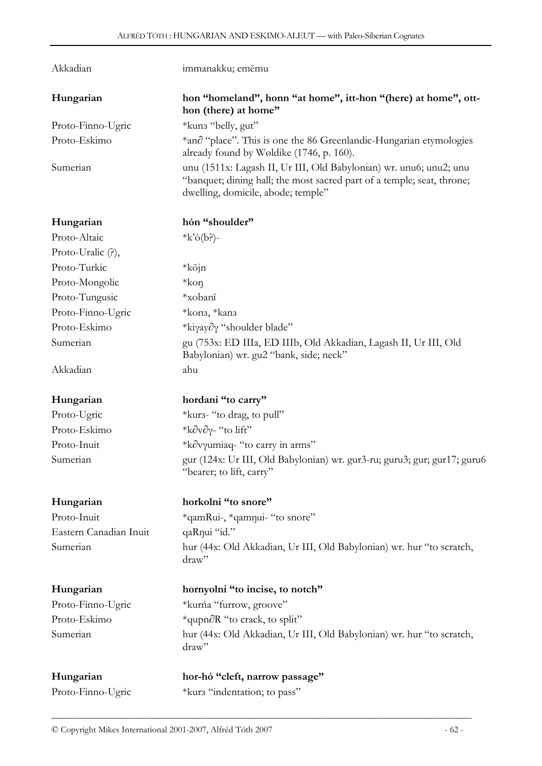| | |
|---|---|
| Akkadian | immanakku; emēmu |
| **Hungarian** | **hon "homeland", honn "at home", itt-hon "(here) at home", ott-hon (there) at home"** |
| Proto-Finno-Ugric | *kunз "belly, gut" |
| Proto-Eskimo | *an∂ "place". This is one the 86 Greenlandic-Hungarian etymologies already found by Wøldike (1746, p. 160). |
| Sumerian | unu (1511x: Lagash II, Ur III, Old Babylonian) wr. unu6; unu2; unu "banquet; dining hall; the most sacred part of a temple; seat, throne; dwelling, domicile, abode; temple" |
| **Hungarian** | **hón "shoulder"** |
| Proto-Altaic | *k'ò(b?)- |
| Proto-Uralic (?), | |
| Proto-Turkic | *kōjn |
| Proto-Mongolic | *koŋ |
| Proto-Tungusic | *xobanī |
| Proto-Finno-Ugric | *konз, *kanз |
| Proto-Eskimo | *kiγay∂γ "shoulder blade" |
| Sumerian | gu (753x: ED IIIa, ED IIIb, Old Akkadian, Lagash II, Ur III, Old Babylonian) wr. gu2 "bank, side; neck" |
| Akkadian | ahu |
| **Hungarian** | **hordani "to carry"** |
| Proto-Ugric | *kurз- "to drag, to pull" |
| Proto-Eskimo | *k∂v∂γ- "to lift" |
| Proto-Inuit | *k∂vγumiaq- "to carry in arms" |
| Sumerian | gur (124x: Ur III, Old Babylonian) wr. gur3-ru; guru3; gur; gur17; guru6 "bearer; to lift, carry" |
| **Hungarian** | **horkolni "to snore"** |
| Proto-Inuit | *qamRui-, *qamŋui- "to snore" |
| Eastern Canadian Inuit | qaRŋui "id." |
| Sumerian | hur (44x: Old Akkadian, Ur III, Old Babylonian) wr. hur "to scratch, draw" |
| **Hungarian** | **hornyolni "to incise, to notch"** |
| Proto-Finno-Ugric | *kurńa "furrow, groove" |
| Proto-Eskimo | *qupn∂R "to crack, to split" |
| Sumerian | hur (44x: Old Akkadian, Ur III, Old Babylonian) wr. hur "to scratch, draw" |
| **Hungarian** | **hor-hó "cleft, narrow passage"** |
| Proto-Finno-Ugric | *kurз "indentation; to pass" |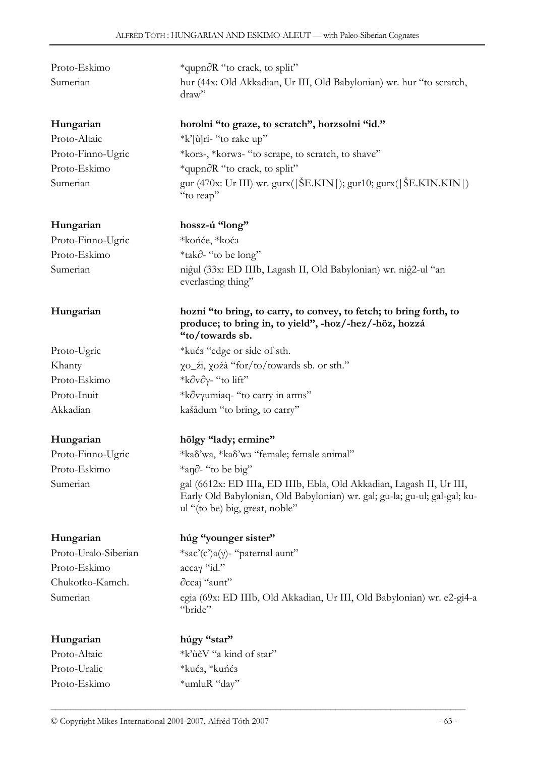| | |
|---|---|
| Proto-Eskimo | *qupn∂R "to crack, to split" |
| Sumerian | hur (44x: Old Akkadian, Ur III, Old Babylonian) wr. hur "to scratch, draw" |

| | |
|---|---|
| **Hungarian** | **horolni "to graze, to scratch", horzsolni "id."** |
| Proto-Altaic | *k'[ù]ri- "to rake up" |
| Proto-Finno-Ugric | *korз-, *korwз- "to scrape, to scratch, to shave" |
| Proto-Eskimo | *qupn∂R "to crack, to split" |
| Sumerian | gur (470x: Ur III) wr. gurx(\|ŠE.KIN\|); gur10; gurx(\|ŠE.KIN.KIN\|) "to reap" |

| | |
|---|---|
| **Hungarian** | **hossz-ú "long"** |
| Proto-Finno-Ugric | *końće, *koćз |
| Proto-Eskimo | *tak∂- "to be long" |
| Sumerian | niĝul (33x: ED IIIb, Lagash II, Old Babylonian) wr. niĝ2-ul "an everlasting thing" |

| | |
|---|---|
| **Hungarian** | **hozni "to bring, to carry, to convey, to fetch; to bring forth, to produce; to bring in, to yield", -hoz/-hez/-höz, hozzá "to/towards sb.** |
| Proto-Ugric | *kućз "edge or side of sth. |
| Khanty | χo_źi, χoźà "for/to/towards sb. or sth." |
| Proto-Eskimo | *k∂v∂γ- "to lift" |
| Proto-Inuit | *k∂vγumiaq- "to carry in arms" |
| Akkadian | kašādum "to bring, to carry" |

| | |
|---|---|
| **Hungarian** | **hölgy "lady; ermine"** |
| Proto-Finno-Ugric | *kaδ'wa, *kaδ'wз "female; female animal" |
| Proto-Eskimo | *aŋ∂- "to be big" |
| Sumerian | gal (6612x: ED IIIa, ED IIIb, Ebla, Old Akkadian, Lagash II, Ur III, Early Old Babylonian, Old Babylonian) wr. gal; gu-la; gu-ul; gal-gal; ku-ul "(to be) big, great, noble" |

| | |
|---|---|
| **Hungarian** | **húg "younger sister"** |
| Proto-Uralo-Siberian | *sac'(c')a(γ)- "paternal aunt" |
| Proto-Eskimo | accaγ "id." |
| Chukotko-Kamch. | ∂ccaj "aunt" |
| Sumerian | egia (69x: ED IIIb, Old Akkadian, Ur III, Old Babylonian) wr. e2-gi4-a "bride" |

| | |
|---|---|
| **Hungarian** | **húgy "star"** |
| Proto-Altaic | *k'ùčV "a kind of star" |
| Proto-Uralic | *kućз, *kuńćз |
| Proto-Eskimo | *umluR "day" |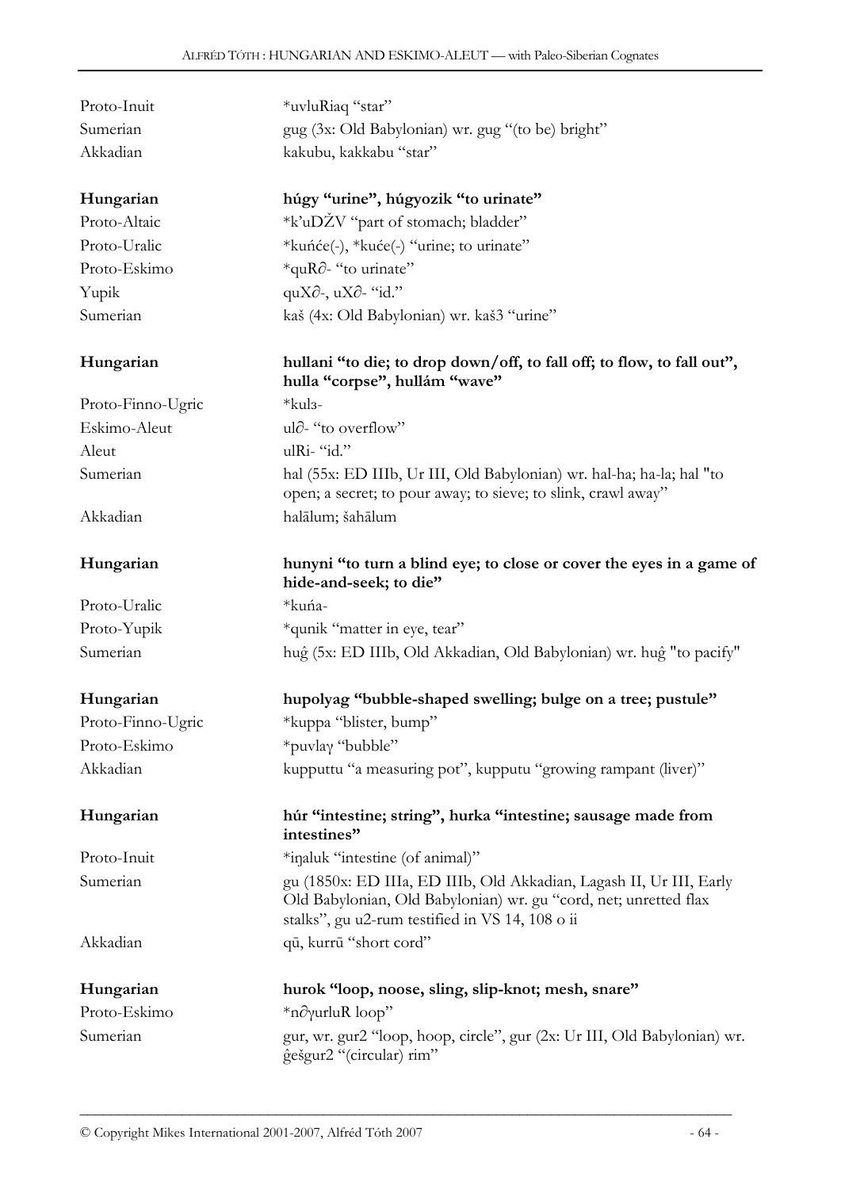Proto-Inuit *uvluRiaq "star"
Sumerian gug (3x: Old Babylonian) wr. gug "(to be) bright"
Akkadian kakubu, kakkabu "star"

| | |
|---|---|
| **Hungarian** | **húgy "urine", húgyozik "to urinate"** |
| Proto-Altaic | *k'uDŽV "part of stomach; bladder" |
| Proto-Uralic | *kuńće(-), *kuće(-) "urine; to urinate" |
| Proto-Eskimo | *quR∂- "to urinate" |
| Yupik | quX∂-, uX∂- "id." |
| Sumerian | kaš (4x: Old Babylonian) wr. kaš3 "urine" |

| | |
|---|---|
| **Hungarian** | **hullani "to die; to drop down/off, to fall off; to flow, to fall out", hulla "corpse", hullám "wave"** |
| Proto-Finno-Ugric | *kulз- |
| Eskimo-Aleut | ul∂- "to overflow" |
| Aleut | ulRi- "id." |
| Sumerian | hal (55x: ED IIIb, Ur III, Old Babylonian) wr. hal-ha; ha-la; hal "to open; a secret; to pour away; to sieve; to slink, crawl away" |
| Akkadian | halālum; šahālum |

| | |
|---|---|
| **Hungarian** | **hunyni "to turn a blind eye; to close or cover the eyes in a game of hide-and-seek; to die"** |
| Proto-Uralic | *kuńa- |
| Proto-Yupik | *qunik "matter in eye, tear" |
| Sumerian | huĝ (5x: ED IIIb, Old Akkadian, Old Babylonian) wr. huĝ "to pacify" |

| | |
|---|---|
| **Hungarian** | **hupolyag "bubble-shaped swelling; bulge on a tree; pustule"** |
| Proto-Finno-Ugric | *kuppa "blister, bump" |
| Proto-Eskimo | *puvlaγ "bubble" |
| Akkadian | kupputtu "a measuring pot", kupputu "growing rampant (liver)" |

| | |
|---|---|
| **Hungarian** | **húr "intestine; string", hurka "intestine; sausage made from intestines"** |
| Proto-Inuit | *iŋaluk "intestine (of animal)" |
| Sumerian | gu (1850x: ED IIIa, ED IIIb, Old Akkadian, Lagash II, Ur III, Early Old Babylonian, Old Babylonian) wr. gu "cord, net; unretted flax stalks", gu u2-rum testified in VS 14, 108 o ii |
| Akkadian | qū, kurrū "short cord" |

| | |
|---|---|
| **Hungarian** | **hurok "loop, noose, sling, slip-knot; mesh, snare"** |
| Proto-Eskimo | *n∂γurluR loop" |
| Sumerian | gur, wr. gur2 "loop, hoop, circle", gur (2x: Ur III, Old Babylonian) wr. ĝešgur2 "(circular) rim" |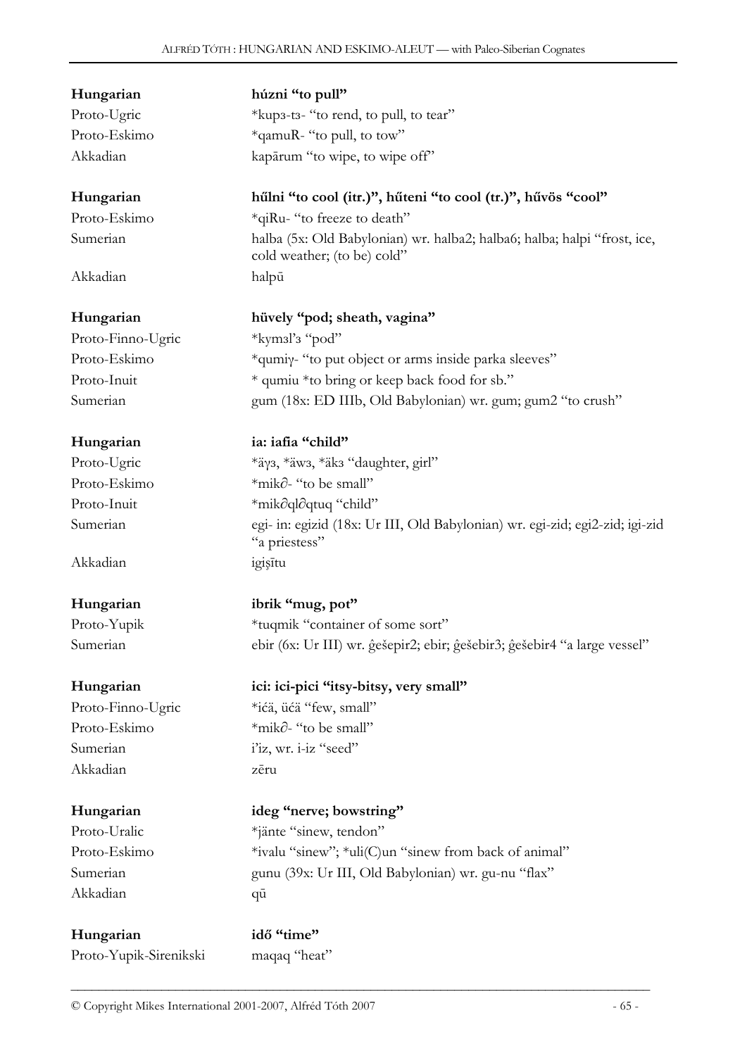| | |
|---|---|
| **Hungarian** | **húzni "to pull"** |
| Proto-Ugric | *kupз-tз- "to rend, to pull, to tear" |
| Proto-Eskimo | *qamuR- "to pull, to tow" |
| Akkadian | kapārum "to wipe, to wipe off" |
| | |
| **Hungarian** | **hűlni "to cool (itr.)", hűteni "to cool (tr.)", hűvös "cool"** |
| Proto-Eskimo | *qiRu- "to freeze to death" |
| Sumerian | halba (5x: Old Babylonian) wr. halba2; halba6; halba; halpi "frost, ice, cold weather; (to be) cold" |
| Akkadian | halpū |
| | |
| **Hungarian** | **hüvely "pod; sheath, vagina"** |
| Proto-Finno-Ugric | *kymзl'з "pod" |
| Proto-Eskimo | *qumiγ- "to put object or arms inside parka sleeves" |
| Proto-Inuit | * qumiu *to bring or keep back food for sb." |
| Sumerian | gum (18x: ED IIIb, Old Babylonian) wr. gum; gum2 "to crush" |
| | |
| **Hungarian** | **ia: iafia "child"** |
| Proto-Ugric | *äγз, *äwз, *äkз "daughter, girl" |
| Proto-Eskimo | *mik∂- "to be small" |
| Proto-Inuit | *mik∂ql∂qtuq "child" |
| Sumerian | egi- in: egizid (18x: Ur III, Old Babylonian) wr. egi-zid; egi2-zid; igi-zid "a priestess" |
| Akkadian | igiṣītu |
| | |
| **Hungarian** | **ibrik "mug, pot"** |
| Proto-Yupik | *tuqmik "container of some sort" |
| Sumerian | ebir (6x: Ur III) wr. ĝešepir2; ebir; ĝešebir3; ĝešebir4 "a large vessel" |
| | |
| **Hungarian** | **ici: ici-pici "itsy-bitsy, very small"** |
| Proto-Finno-Ugric | *ićä, üćä "few, small" |
| Proto-Eskimo | *mik∂- "to be small" |
| Sumerian | i'iz, wr. i-iz "seed" |
| Akkadian | zēru |
| | |
| **Hungarian** | **ideg "nerve; bowstring"** |
| Proto-Uralic | *jänte "sinew, tendon" |
| Proto-Eskimo | *ivalu "sinew"; *uli(C)un "sinew from back of animal" |
| Sumerian | gunu (39x: Ur III, Old Babylonian) wr. gu-nu "flax" |
| Akkadian | qū |
| | |
| **Hungarian** | **idő "time"** |
| Proto-Yupik-Sirenikski | maqaq "heat" |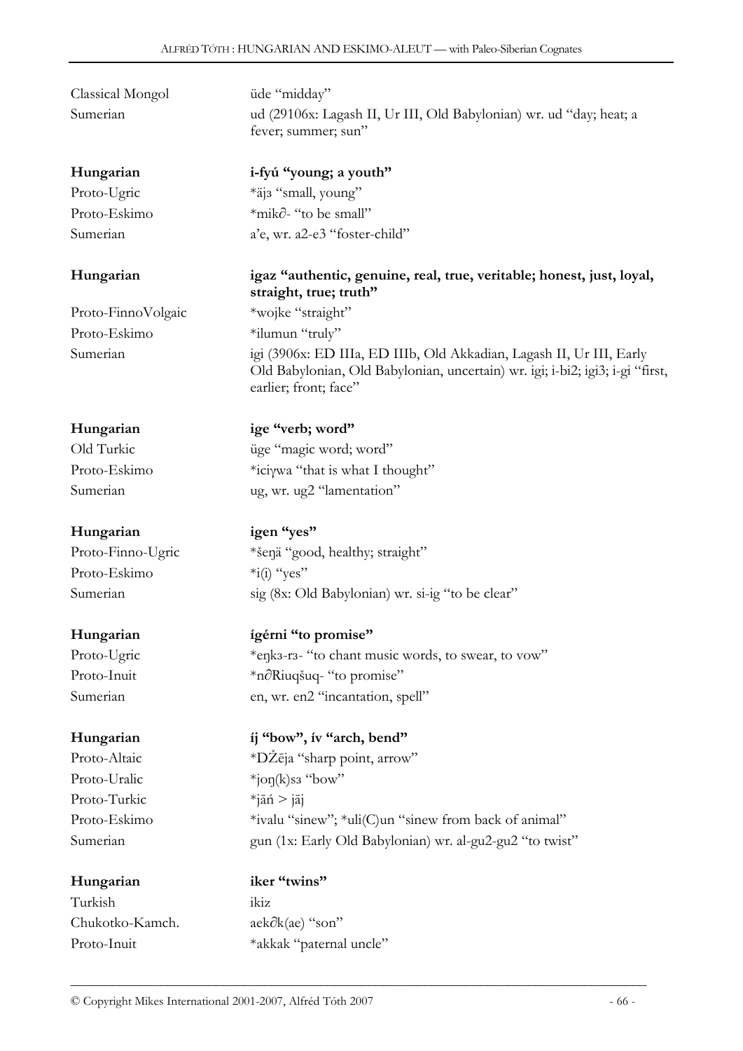Classical Mongol üde "midday"
Sumerian ud (29106x: Lagash II, Ur III, Old Babylonian) wr. ud "day; heat; a fever; summer; sun"

**Hungarian** **i-fyú "young; a youth"**
Proto-Ugric *äjз "small, young"
Proto-Eskimo *mik∂- "to be small"
Sumerian a'e, wr. a2-e3 "foster-child"

**Hungarian** **igaz "authentic, genuine, real, true, veritable; honest, just, loyal, straight, true; truth"**
Proto-FinnoVolgaic *wojke "straight"
Proto-Eskimo *ilumun "truly"
Sumerian igi (3906x: ED IIIa, ED IIIb, Old Akkadian, Lagash II, Ur III, Early Old Babylonian, Old Babylonian, uncertain) wr. igi; i-bi2; igi3; i-gi "first, earlier; front; face"

**Hungarian** **ige "verb; word"**
Old Turkic üge "magic word; word"
Proto-Eskimo *iciγwa "that is what I thought"
Sumerian ug, wr. ug2 "lamentation"

**Hungarian** **igen "yes"**
Proto-Finno-Ugric *šeŋä "good, healthy; straight"
Proto-Eskimo *i(i) "yes"
Sumerian sig (8x: Old Babylonian) wr. si-ig "to be clear"

**Hungarian** **ígérni "to promise"**
Proto-Ugric *eŋkз-rз- "to chant music words, to swear, to vow"
Proto-Inuit *n∂Riuqšuq- "to promise"
Sumerian en, wr. en2 "incantation, spell"

**Hungarian** **íj "bow", ív "arch, bend"**
Proto-Altaic *DŽēja "sharp point, arrow"
Proto-Uralic *joŋ(k)sз "bow"
Proto-Turkic *jāń > jāj
Proto-Eskimo *ivalu "sinew"; *uli(C)un "sinew from back of animal"
Sumerian gun (1x: Early Old Babylonian) wr. al-gu2-gu2 "to twist"

**Hungarian** **iker "twins"**
Turkish ikiz
Chukotko-Kamch. aek∂k(ae) "son"
Proto-Inuit *akkak "paternal uncle"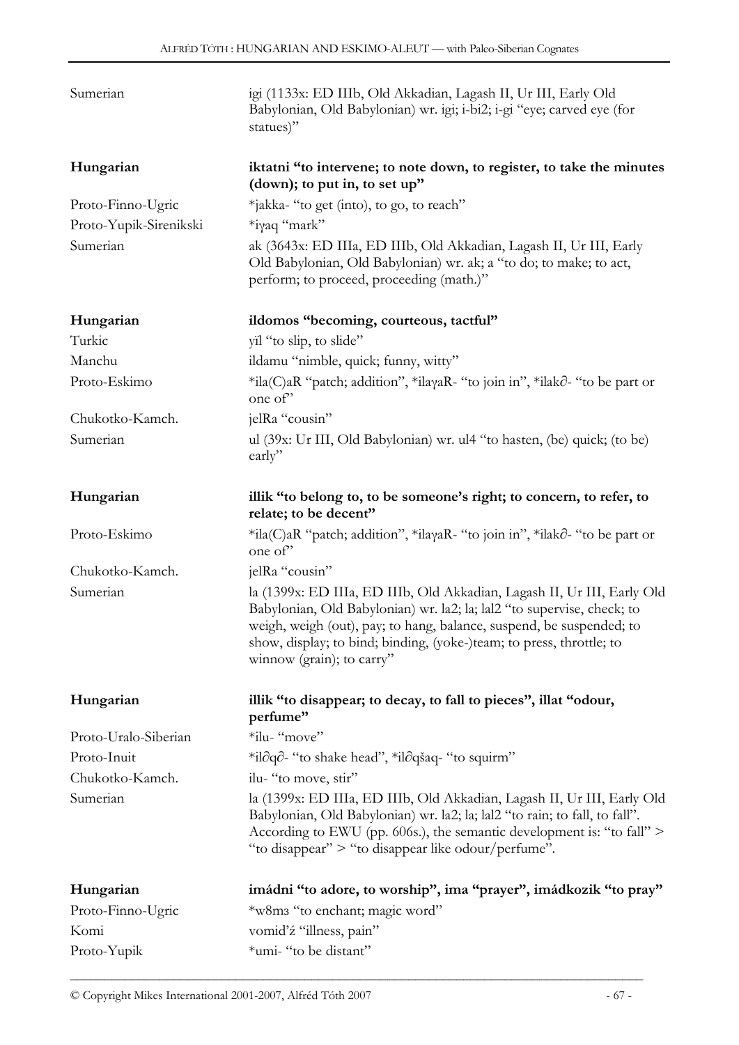| | |
|---|---|
| Sumerian | igi (1133x: ED IIIb, Old Akkadian, Lagash II, Ur III, Early Old Babylonian, Old Babylonian) wr. igi; i-bi2; i-gi "eye; carved eye (for statues)" |
| **Hungarian** | **iktatni "to intervene; to note down, to register, to take the minutes (down); to put in, to set up"** |
| Proto-Finno-Ugric | *jakka- "to get (into), to go, to reach" |
| Proto-Yupik-Sirenikski | *iγaq "mark" |
| Sumerian | ak (3643x: ED IIIa, ED IIIb, Old Akkadian, Lagash II, Ur III, Early Old Babylonian, Old Babylonian) wr. ak; a "to do; to make; to act, perform; to proceed, proceeding (math.)" |
| **Hungarian** | **ildomos "becoming, courteous, tactful"** |
| Turkic | yïl "to slip, to slide" |
| Manchu | ildamu "nimble, quick; funny, witty" |
| Proto-Eskimo | *ila(C)aR "patch; addition", *ilaγaR- "to join in", *ilak∂- "to be part or one of" |
| Chukotko-Kamch. | jelRa "cousin" |
| Sumerian | ul (39x: Ur III, Old Babylonian) wr. ul4 "to hasten, (be) quick; (to be) early" |
| **Hungarian** | **illik "to belong to, to be someone's right; to concern, to refer, to relate; to be decent"** |
| Proto-Eskimo | *ila(C)aR "patch; addition", *ilaγaR- "to join in", *ilak∂- "to be part or one of" |
| Chukotko-Kamch. | jelRa "cousin" |
| Sumerian | la (1399x: ED IIIa, ED IIIb, Old Akkadian, Lagash II, Ur III, Early Old Babylonian, Old Babylonian) wr. la2; la; lal2 "to supervise, check; to weigh, weigh (out), pay; to hang, balance, suspend, be suspended; to show, display; to bind; binding, (yoke-)team; to press, throttle; to winnow (grain); to carry" |
| **Hungarian** | **illik "to disappear; to decay, to fall to pieces", illat "odour, perfume"** |
| Proto-Uralo-Siberian | *ilu- "move" |
| Proto-Inuit | *il∂q∂- "to shake head", *il∂qšaq- "to squirm" |
| Chukotko-Kamch. | ilu- "to move, stir" |
| Sumerian | la (1399x: ED IIIa, ED IIIb, Old Akkadian, Lagash II, Ur III, Early Old Babylonian, Old Babylonian) wr. la2; la; lal2 "to rain; to fall, to fall". According to EWU (pp. 606s.), the semantic development is: "to fall" > "to disappear" > "to disappear like odour/perfume". |
| **Hungarian** | **imádni "to adore, to worship", ima "prayer", imádkozik "to pray"** |
| Proto-Finno-Ugric | *w8mз "to enchant; magic word" |
| Komi | vomid'ź "illness, pain" |
| Proto-Yupik | *umi- "to be distant" |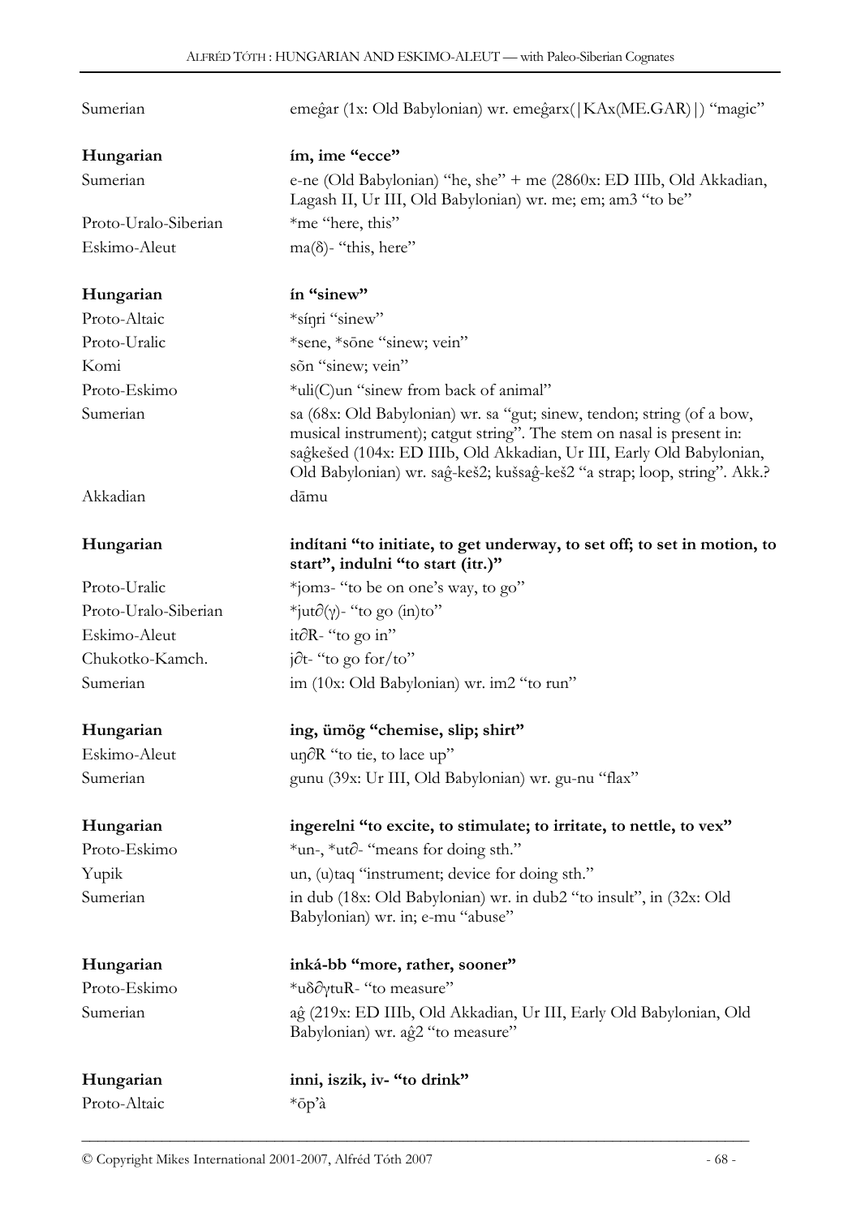| | |
|---|---|
| Sumerian | emeĝar (1x: Old Babylonian) wr. emeĝarx(\|KAx(ME.GAR)\|) "magic" |

| | |
|---|---|
| **Hungarian** | **ím, ime "ecce"** |
| Sumerian | e-ne (Old Babylonian) "he, she" + me (2860x: ED IIIb, Old Akkadian, Lagash II, Ur III, Old Babylonian) wr. me; em; am3 "to be" |
| Proto-Uralo-Siberian | *me "here, this" |
| Eskimo-Aleut | ma(δ)- "this, here" |

| | |
|---|---|
| **Hungarian** | **ín "sinew"** |
| Proto-Altaic | *síŋri "sinew" |
| Proto-Uralic | *sene, *sōne "sinew; vein" |
| Komi | sõn "sinew; vein" |
| Proto-Eskimo | *uli(C)un "sinew from back of animal" |
| Sumerian | sa (68x: Old Babylonian) wr. sa "gut; sinew, tendon; string (of a bow, musical instrument); catgut string". The stem on nasal is present in: saĝkešed (104x: ED IIIb, Old Akkadian, Ur III, Early Old Babylonian, Old Babylonian) wr. saĝ-keš2; kušsaĝ-keš2 "a strap; loop, string". Akk.? |
| Akkadian | dāmu |

| | |
|---|---|
| **Hungarian** | **indítani "to initiate, to get underway, to set off; to set in motion, to start", indulni "to start (itr.)"** |
| Proto-Uralic | *jomз- "to be on one's way, to go" |
| Proto-Uralo-Siberian | *jut∂(γ)- "to go (in)to" |
| Eskimo-Aleut | it∂R- "to go in" |
| Chukotko-Kamch. | j∂t- "to go for/to" |
| Sumerian | im (10x: Old Babylonian) wr. im2 "to run" |

| | |
|---|---|
| **Hungarian** | **ing, ümög "chemise, slip; shirt"** |
| Eskimo-Aleut | uŋ∂R "to tie, to lace up" |
| Sumerian | gunu (39x: Ur III, Old Babylonian) wr. gu-nu "flax" |

| | |
|---|---|
| **Hungarian** | **ingerelni "to excite, to stimulate; to irritate, to nettle, to vex"** |
| Proto-Eskimo | *un-, *ut∂- "means for doing sth." |
| Yupik | un, (u)taq "instrument; device for doing sth." |
| Sumerian | in dub (18x: Old Babylonian) wr. in dub2 "to insult", in (32x: Old Babylonian) wr. in; e-mu "abuse" |

| | |
|---|---|
| **Hungarian** | **inká-bb "more, rather, sooner"** |
| Proto-Eskimo | *uδ∂γtuR- "to measure" |
| Sumerian | aĝ (219x: ED IIIb, Old Akkadian, Ur III, Early Old Babylonian, Old Babylonian) wr. aĝ2 "to measure" |

| | |
|---|---|
| **Hungarian** | **inni, iszik, iv- "to drink"** |
| Proto-Altaic | *ōp'à |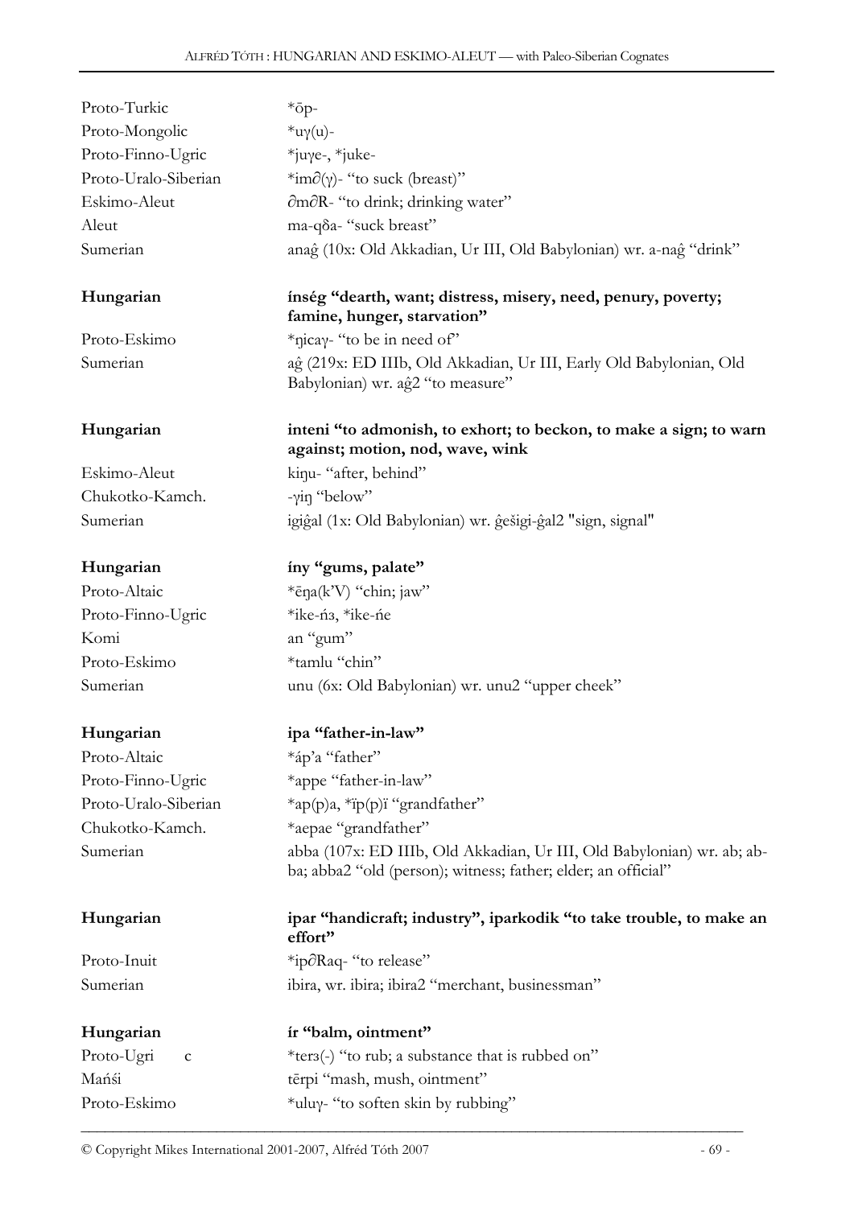| | |
|---|---|
| Proto-Turkic | *ōp- |
| Proto-Mongolic | *uγ(u)- |
| Proto-Finno-Ugric | *juγe-, *juke- |
| Proto-Uralo-Siberian | *im∂(γ)- "to suck (breast)" |
| Eskimo-Aleut | ∂m∂R- "to drink; drinking water" |
| Aleut | ma-qδa- "suck breast" |
| Sumerian | anaĝ (10x: Old Akkadian, Ur III, Old Babylonian) wr. a-naĝ "drink" |

| | |
|---|---|
| **Hungarian** | **ínség "dearth, want; distress, misery, need, penury, poverty; famine, hunger, starvation"** |
| Proto-Eskimo | *ŋicaγ- "to be in need of" |
| Sumerian | aĝ (219x: ED IIIb, Old Akkadian, Ur III, Early Old Babylonian, Old Babylonian) wr. aĝ2 "to measure" |

| | |
|---|---|
| **Hungarian** | **inteni "to admonish, to exhort; to beckon, to make a sign; to warn against; motion, nod, wave, wink** |
| Eskimo-Aleut | kiŋu- "after, behind" |
| Chukotko-Kamch. | -γiŋ "below" |
| Sumerian | igiĝal (1x: Old Babylonian) wr. ĝešigi-ĝal2 "sign, signal" |

| | |
|---|---|
| **Hungarian** | **íny "gums, palate"** |
| Proto-Altaic | *ēŋa(k'V) "chin; jaw" |
| Proto-Finno-Ugric | *ike-ńз, *ike-ńe |
| Komi | an "gum" |
| Proto-Eskimo | *tamlu "chin" |
| Sumerian | unu (6x: Old Babylonian) wr. unu2 "upper cheek" |

| | |
|---|---|
| **Hungarian** | **ipa "father-in-law"** |
| Proto-Altaic | *áp'a "father" |
| Proto-Finno-Ugric | *appe "father-in-law" |
| Proto-Uralo-Siberian | *ap(p)a, *ïp(p)ï "grandfather" |
| Chukotko-Kamch. | *aepae "grandfather" |
| Sumerian | abba (107x: ED IIIb, Old Akkadian, Ur III, Old Babylonian) wr. ab; ab-ba; abba2 "old (person); witness; father; elder; an official" |

| | |
|---|---|
| **Hungarian** | **ipar "handicraft; industry", iparkodik "to take trouble, to make an effort"** |
| Proto-Inuit | *ip∂Raq- "to release" |
| Sumerian | ibira, wr. ibira; ibira2 "merchant, businessman" |

| | |
|---|---|
| **Hungarian** | **ír "balm, ointment"** |
| Proto-Ugric | *terз(-) "to rub; a substance that is rubbed on" |
| Mańśi | tērpi "mash, mush, ointment" |
| Proto-Eskimo | *uluγ- "to soften skin by rubbing" |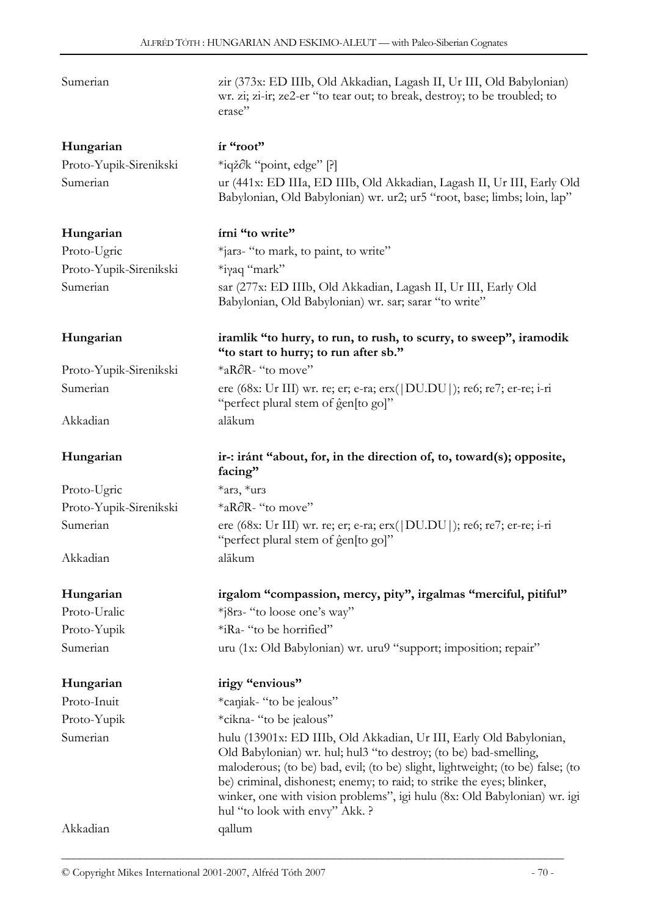| | |
|---|---|
| Sumerian | zir (373x: ED IIIb, Old Akkadian, Lagash II, Ur III, Old Babylonian) wr. zi; zi-ir; ze2-er "to tear out; to break, destroy; to be troubled; to erase" |
| **Hungarian** | **ír "root"** |
| Proto-Yupik-Sirenikski | *iqž∂k "point, edge" [?] |
| Sumerian | ur (441x: ED IIIa, ED IIIb, Old Akkadian, Lagash II, Ur III, Early Old Babylonian, Old Babylonian) wr. ur2; ur5 "root, base; limbs; loin, lap" |
| **Hungarian** | **írni "to write"** |
| Proto-Ugric | *jarз- "to mark, to paint, to write" |
| Proto-Yupik-Sirenikski | *iγaq "mark" |
| Sumerian | sar (277x: ED IIIb, Old Akkadian, Lagash II, Ur III, Early Old Babylonian, Old Babylonian) wr. sar; sarar "to write" |
| **Hungarian** | **iramlik "to hurry, to run, to rush, to scurry, to sweep", iramodik "to start to hurry; to run after sb."** |
| Proto-Yupik-Sirenikski | *aR∂R- "to move" |
| Sumerian | ere (68x: Ur III) wr. re; er; e-ra; erx(\|DU.DU\|); re6; re7; er-re; i-ri "perfect plural stem of ĝen[to go]" |
| Akkadian | alākum |
| **Hungarian** | **ir-: iránt "about, for, in the direction of, to, toward(s); opposite, facing"** |
| Proto-Ugric | *arз, *urз |
| Proto-Yupik-Sirenikski | *aR∂R- "to move" |
| Sumerian | ere (68x: Ur III) wr. re; er; e-ra; erx(\|DU.DU\|); re6; re7; er-re; i-ri "perfect plural stem of ĝen[to go]" |
| Akkadian | alākum |
| **Hungarian** | **irgalom "compassion, mercy, pity", irgalmas "merciful, pitiful"** |
| Proto-Uralic | *j8rз- "to loose one's way" |
| Proto-Yupik | *iRa- "to be horrified" |
| Sumerian | uru (1x: Old Babylonian) wr. uru9 "support; imposition; repair" |
| **Hungarian** | **irigy "envious"** |
| Proto-Inuit | *caŋiak- "to be jealous" |
| Proto-Yupik | *cikna- "to be jealous" |
| Sumerian | hulu (13901x: ED IIIb, Old Akkadian, Ur III, Early Old Babylonian, Old Babylonian) wr. hul; hul3 "to destroy; (to be) bad-smelling, maloderous; (to be) bad, evil; (to be) slight, lightweight; (to be) false; (to be) criminal, dishonest; enemy; to raid; to strike the eyes; blinker, winker, one with vision problems", igi hulu (8x: Old Babylonian) wr. igi hul "to look with envy" Akk. ? |
| Akkadian | qallum |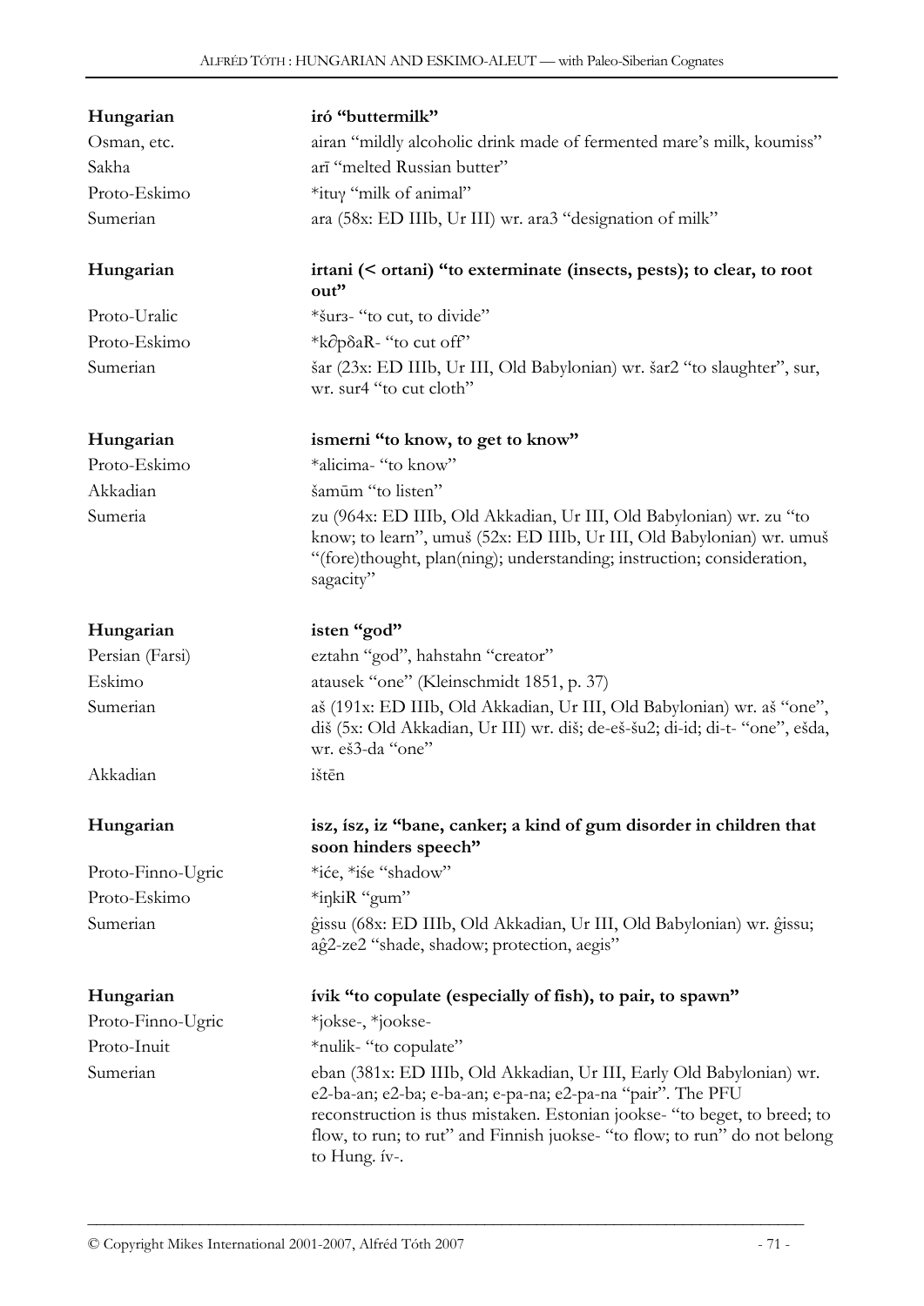| | |
|---|---|
| **Hungarian** | **iró "buttermilk"** |
| Osman, etc. | airan "mildly alcoholic drink made of fermented mare's milk, koumiss" |
| Sakha | arī "melted Russian butter" |
| Proto-Eskimo | *ituɣ "milk of animal" |
| Sumerian | ara (58x: ED IIIb, Ur III) wr. ara3 "designation of milk" |
| | |
| **Hungarian** | **irtani (< ortani) "to exterminate (insects, pests); to clear, to root out"** |
| Proto-Uralic | *šurз- "to cut, to divide" |
| Proto-Eskimo | *kǝpδaR- "to cut off" |
| Sumerian | šar (23x: ED IIIb, Ur III, Old Babylonian) wr. šar2 "to slaughter", sur, wr. sur4 "to cut cloth" |
| | |
| **Hungarian** | **ismerni "to know, to get to know"** |
| Proto-Eskimo | *alicima- "to know" |
| Akkadian | šamūm "to listen" |
| Sumeria | zu (964x: ED IIIb, Old Akkadian, Ur III, Old Babylonian) wr. zu "to know; to learn", umuš (52x: ED IIIb, Ur III, Old Babylonian) wr. umuš "(fore)thought, plan(ning); understanding; instruction; consideration, sagacity" |
| | |
| **Hungarian** | **isten "god"** |
| Persian (Farsi) | eztahn "god", hahstahn "creator" |
| Eskimo | atausek "one" (Kleinschmidt 1851, p. 37) |
| Sumerian | aš (191x: ED IIIb, Old Akkadian, Ur III, Old Babylonian) wr. aš "one", diš (5x: Old Akkadian, Ur III) wr. diš; de-eš-šu2; di-id; di-t- "one", ešda, wr. eš3-da "one" |
| Akkadian | ištēn |
| | |
| **Hungarian** | **isz, ísz, iz "bane, canker; a kind of gum disorder in children that soon hinders speech"** |
| Proto-Finno-Ugric | *iće, *iśe "shadow" |
| Proto-Eskimo | *iŋkiR "gum" |
| Sumerian | ĝissu (68x: ED IIIb, Old Akkadian, Ur III, Old Babylonian) wr. ĝissu; aĝ2-ze2 "shade, shadow; protection, aegis" |
| | |
| **Hungarian** | **ívik "to copulate (especially of fish), to pair, to spawn"** |
| Proto-Finno-Ugric | *jokse-, *jookse- |
| Proto-Inuit | *nulik- "to copulate" |
| Sumerian | eban (381x: ED IIIb, Old Akkadian, Ur III, Early Old Babylonian) wr. e2-ba-an; e2-ba; e-ba-an; e-pa-na; e2-pa-na "pair". The PFU reconstruction is thus mistaken. Estonian jookse- "to beget, to breed; to flow, to run; to rut" and Finnish juokse- "to flow; to run" do not belong to Hung. ív-. |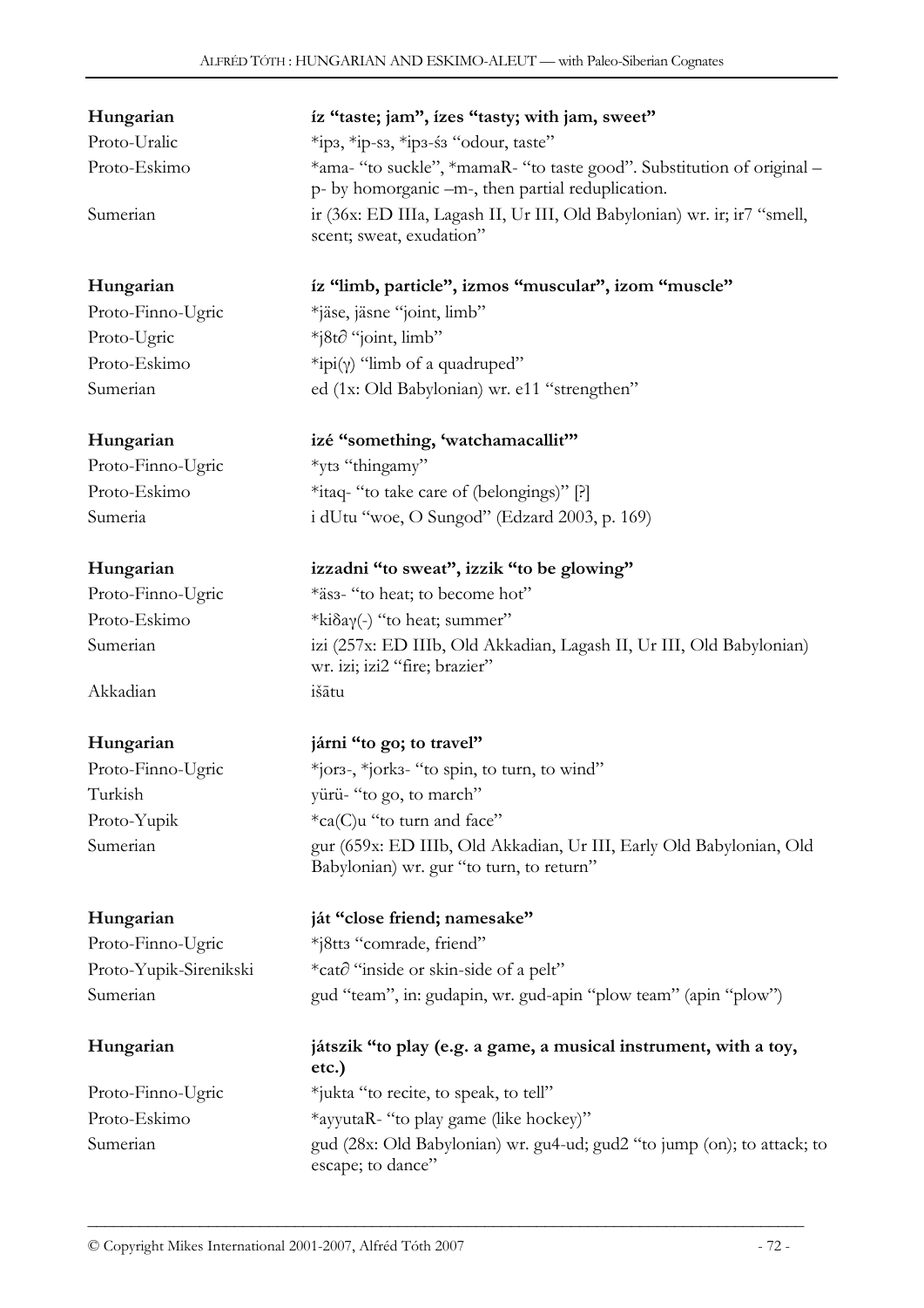| | |
|---|---|
| **Hungarian** | **íz "taste; jam", ízes "tasty; with jam, sweet"** |
| Proto-Uralic | *ipз, *ip-sз, *ipз-śз "odour, taste" |
| Proto-Eskimo | *ama- "to suckle", *mamaR- "to taste good". Substitution of original –p- by homorganic –m-, then partial reduplication. |
| Sumerian | ir (36x: ED IIIa, Lagash II, Ur III, Old Babylonian) wr. ir; ir7 "smell, scent; sweat, exudation" |
| | |
| **Hungarian** | **íz "limb, particle", izmos "muscular", izom "muscle"** |
| Proto-Finno-Ugric | *jäse, jäsne "joint, limb" |
| Proto-Ugric | *j8t∂ "joint, limb" |
| Proto-Eskimo | *ipi(γ) "limb of a quadruped" |
| Sumerian | ed (1x: Old Babylonian) wr. e11 "strengthen" |
| | |
| **Hungarian** | **izé "something, 'watchamacallit'"** |
| Proto-Finno-Ugric | *ytз "thingamy" |
| Proto-Eskimo | *itaq- "to take care of (belongings)" [?] |
| Sumeria | i dUtu "woe, O Sungod" (Edzard 2003, p. 169) |
| | |
| **Hungarian** | **izzadni "to sweat", izzik "to be glowing"** |
| Proto-Finno-Ugric | *äsз- "to heat; to become hot" |
| Proto-Eskimo | *kiδaγ(-) "to heat; summer" |
| Sumerian | izi (257x: ED IIIb, Old Akkadian, Lagash II, Ur III, Old Babylonian) wr. izi; izi2 "fire; brazier" |
| Akkadian | išātu |
| | |
| **Hungarian** | **járni "to go; to travel"** |
| Proto-Finno-Ugric | *jorз-, *jorkз- "to spin, to turn, to wind" |
| Turkish | yürü- "to go, to march" |
| Proto-Yupik | *ca(C)u "to turn and face" |
| Sumerian | gur (659x: ED IIIb, Old Akkadian, Ur III, Early Old Babylonian, Old Babylonian) wr. gur "to turn, to return" |
| | |
| **Hungarian** | **ját "close friend; namesake"** |
| Proto-Finno-Ugric | *j8ttз "comrade, friend" |
| Proto-Yupik-Sirenikski | *cat∂ "inside or skin-side of a pelt" |
| Sumerian | gud "team", in: gudapin, wr. gud-apin "plow team" (apin "plow") |
| | |
| **Hungarian** | **játszik "to play (e.g. a game, a musical instrument, with a toy, etc.)** |
| Proto-Finno-Ugric | *jukta "to recite, to speak, to tell" |
| Proto-Eskimo | *ayyutaR- "to play game (like hockey)" |
| Sumerian | gud (28x: Old Babylonian) wr. gu4-ud; gud2 "to jump (on); to attack; to escape; to dance" |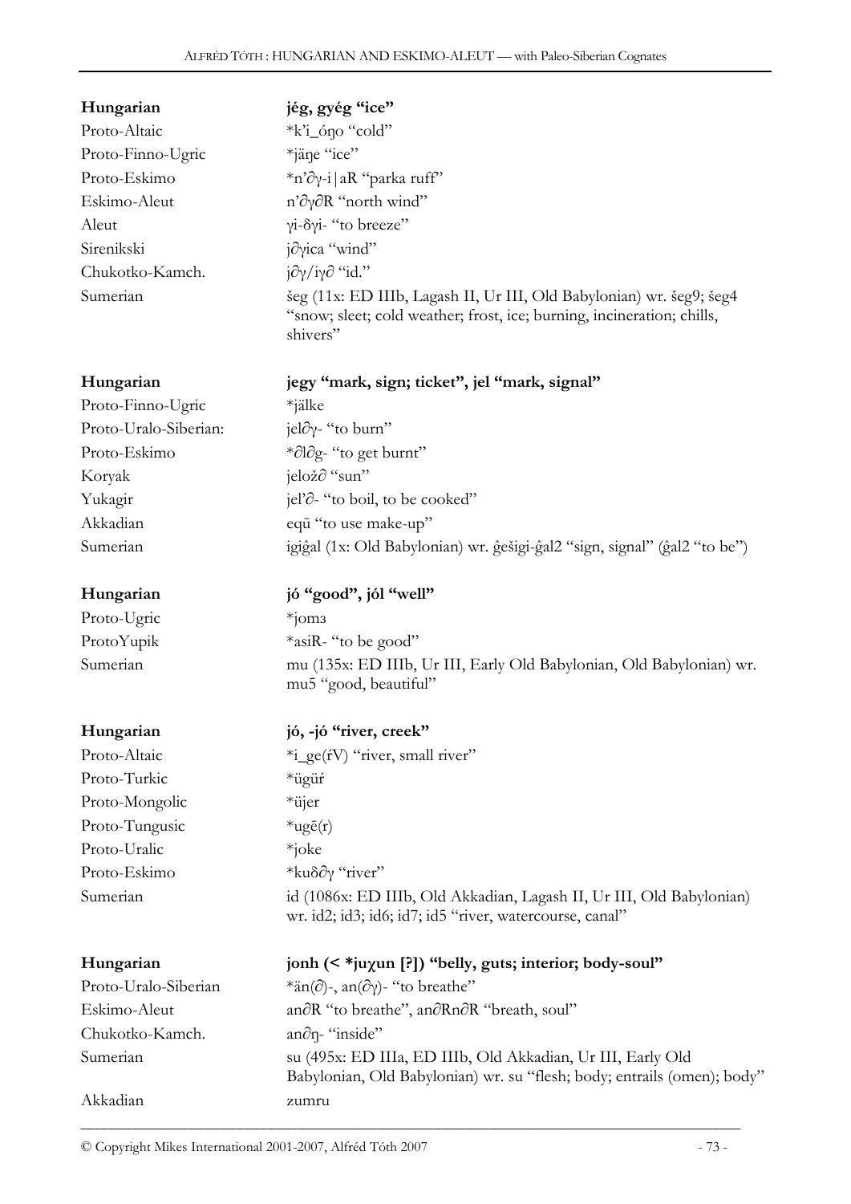| | |
|---|---|
| **Hungarian** | **jég, gyég "ice"** |
| Proto-Altaic | *k'i_óŋo "cold" |
| Proto-Finno-Ugric | *jäŋe "ice" |
| Proto-Eskimo | *n'∂γ-i\|aR "parka ruff" |
| Eskimo-Aleut | n'∂γ∂R "north wind" |
| Aleut | γi-δγi- "to breeze" |
| Sirenikski | j∂γica "wind" |
| Chukotko-Kamch. | j∂γ/iγ∂ "id." |
| Sumerian | šeg (11x: ED IIIb, Lagash II, Ur III, Old Babylonian) wr. šeg9; šeg4 "snow; sleet; cold weather; frost, ice; burning, incineration; chills, shivers" |

| | |
|---|---|
| **Hungarian** | **jegy "mark, sign; ticket", jel "mark, signal"** |
| Proto-Finno-Ugric | *jälke |
| Proto-Uralo-Siberian: | jel∂γ- "to burn" |
| Proto-Eskimo | *∂l∂g- "to get burnt" |
| Koryak | jelož∂ "sun" |
| Yukagir | jel'∂- "to boil, to be cooked" |
| Akkadian | eqū "to use make-up" |
| Sumerian | igiĝal (1x: Old Babylonian) wr. ĝešigi-ĝal2 "sign, signal" (ĝal2 "to be") |

| | |
|---|---|
| **Hungarian** | **jó "good", jól "well"** |
| Proto-Ugric | *jomз |
| ProtoYupik | *asiR- "to be good" |
| Sumerian | mu (135x: ED IIIb, Ur III, Early Old Babylonian, Old Babylonian) wr. mu5 "good, beautiful" |

| | |
|---|---|
| **Hungarian** | **jó, -jó "river, creek"** |
| Proto-Altaic | *i_ge(ŕV) "river, small river" |
| Proto-Turkic | *ügüŕ |
| Proto-Mongolic | *üjer |
| Proto-Tungusic | *ugē(r) |
| Proto-Uralic | *joke |
| Proto-Eskimo | *kuδ∂γ "river" |
| Sumerian | id (1086x: ED IIIb, Old Akkadian, Lagash II, Ur III, Old Babylonian) wr. id2; id3; id6; id7; id5 "river, watercourse, canal" |

| | |
|---|---|
| **Hungarian** | **jonh (< *juχun [?]) "belly, guts; interior; body-soul"** |
| Proto-Uralo-Siberian | *än(∂)-, an(∂γ)- "to breathe" |
| Eskimo-Aleut | an∂R "to breathe", an∂Rn∂R "breath, soul" |
| Chukotko-Kamch. | an∂ŋ- "inside" |
| Sumerian | su (495x: ED IIIa, ED IIIb, Old Akkadian, Ur III, Early Old Babylonian, Old Babylonian) wr. su "flesh; body; entrails (omen); body" |
| Akkadian | zumru |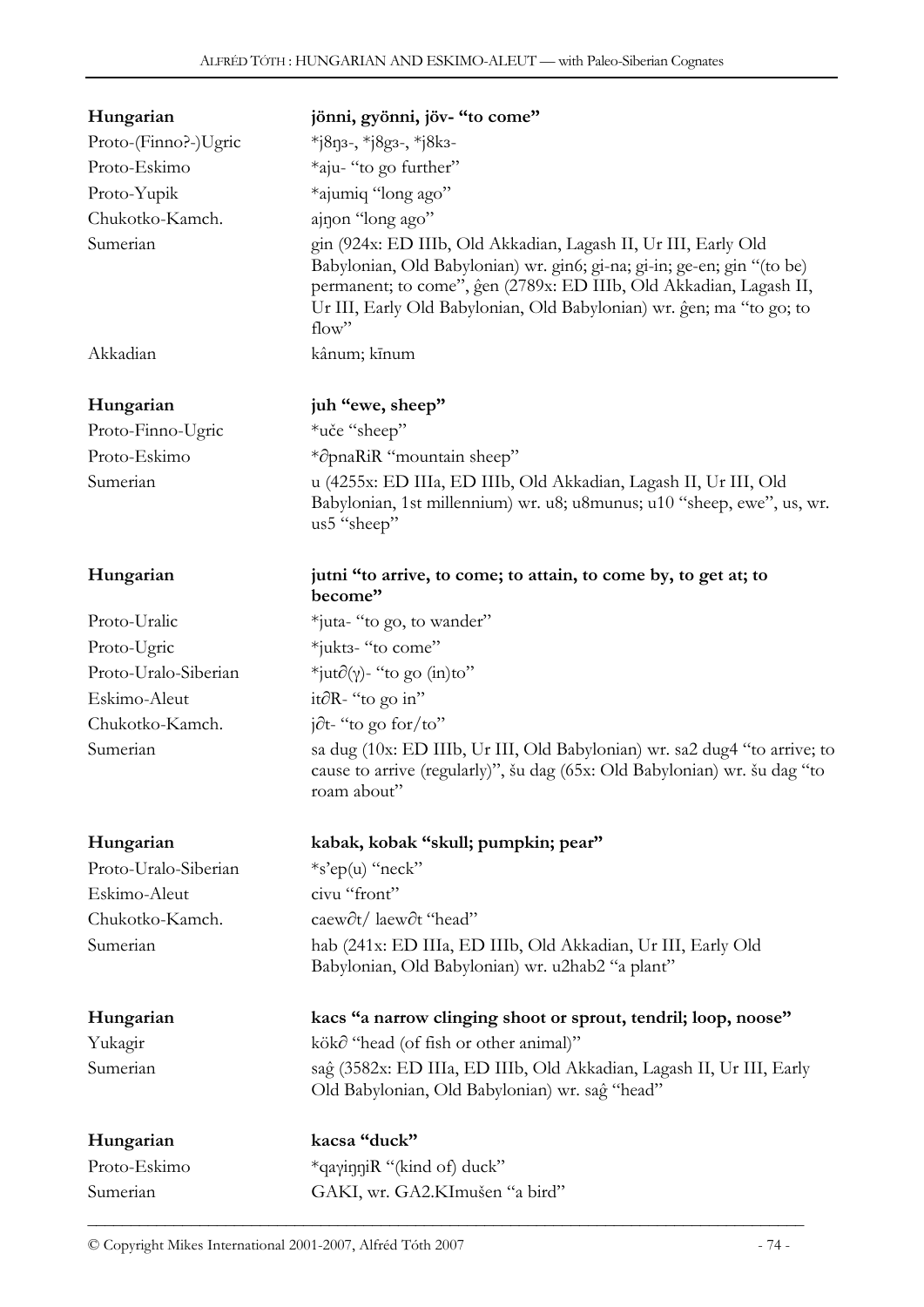| **Hungarian** | **jönni, gyönni, jöv- "to come"** |
|---|---|
| Proto-(Finno?-)Ugric | *j8ŋɜ-, *j8gɜ-, *j8kɜ- |
| Proto-Eskimo | *aju- "to go further" |
| Proto-Yupik | *ajumiq "long ago" |
| Chukotko-Kamch. | ajŋon "long ago" |
| Sumerian | gin (924x: ED IIIb, Old Akkadian, Lagash II, Ur III, Early Old Babylonian, Old Babylonian) wr. gin6; gi-na; gi-in; ge-en; gin "(to be) permanent; to come", ĝen (2789x: ED IIIb, Old Akkadian, Lagash II, Ur III, Early Old Babylonian, Old Babylonian) wr. ĝen; ma "to go; to flow" |
| Akkadian | kânum; kīnum |

| **Hungarian** | **juh "ewe, sheep"** |
|---|---|
| Proto-Finno-Ugric | *uče "sheep" |
| Proto-Eskimo | *∂pnaRiR "mountain sheep" |
| Sumerian | u (4255x: ED IIIa, ED IIIb, Old Akkadian, Lagash II, Ur III, Old Babylonian, 1st millennium) wr. u8; u8munus; u10 "sheep, ewe", us, wr. us5 "sheep" |

| **Hungarian** | **jutni "to arrive, to come; to attain, to come by, to get at; to become"** |
|---|---|
| Proto-Uralic | *juta- "to go, to wander" |
| Proto-Ugric | *juktɜ- "to come" |
| Proto-Uralo-Siberian | *jut∂(γ)- "to go (in)to" |
| Eskimo-Aleut | it∂R- "to go in" |
| Chukotko-Kamch. | j∂t- "to go for/to" |
| Sumerian | sa dug (10x: ED IIIb, Ur III, Old Babylonian) wr. sa2 dug4 "to arrive; to cause to arrive (regularly)", šu dag (65x: Old Babylonian) wr. šu dag "to roam about" |

| **Hungarian** | **kabak, kobak "skull; pumpkin; pear"** |
|---|---|
| Proto-Uralo-Siberian | *s'ep(u) "neck" |
| Eskimo-Aleut | civu "front" |
| Chukotko-Kamch. | caew∂t/ laew∂t "head" |
| Sumerian | hab (241x: ED IIIa, ED IIIb, Old Akkadian, Ur III, Early Old Babylonian, Old Babylonian) wr. u2hab2 "a plant" |

| **Hungarian** | **kacs "a narrow clinging shoot or sprout, tendril; loop, noose"** |
|---|---|
| Yukagir | kök∂ "head (of fish or other animal)" |
| Sumerian | saĝ (3582x: ED IIIa, ED IIIb, Old Akkadian, Lagash II, Ur III, Early Old Babylonian, Old Babylonian) wr. saĝ "head" |

| **Hungarian** | **kacsa "duck"** |
|---|---|
| Proto-Eskimo | *qaγiŋŋiR "(kind of) duck" |
| Sumerian | GAKI, wr. GA2.KImušen "a bird" |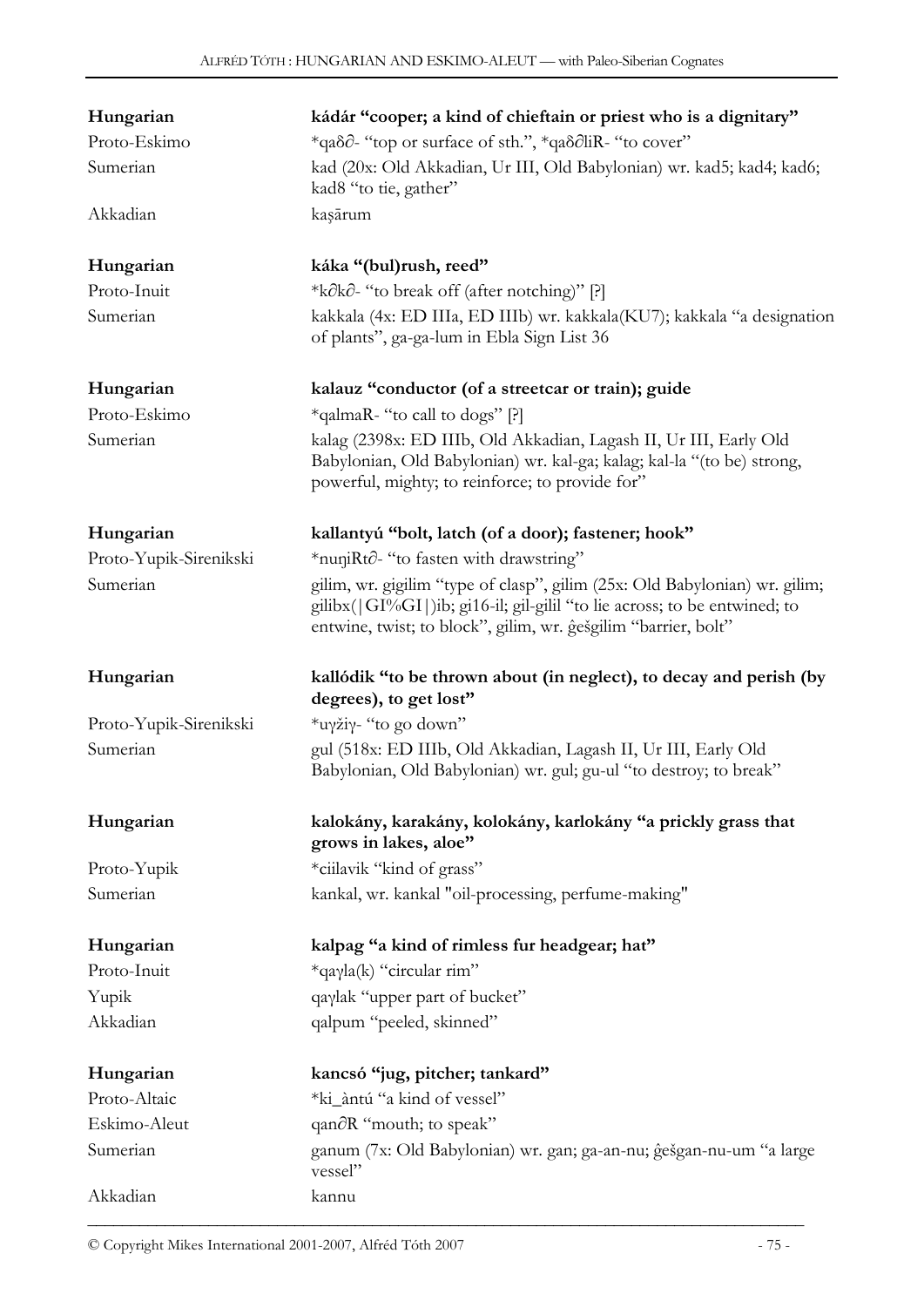| | |
|---|---|
| **Hungarian** | **kádár "cooper; a kind of chieftain or priest who is a dignitary"** |
| Proto-Eskimo | *qaδ∂- "top or surface of sth.", *qaδ∂liR- "to cover" |
| Sumerian | kad (20x: Old Akkadian, Ur III, Old Babylonian) wr. kad5; kad4; kad6; kad8 "to tie, gather" |
| Akkadian | kaṣārum |
| **Hungarian** | **káka "(bul)rush, reed"** |
| Proto-Inuit | *k∂k∂- "to break off (after notching)" [?] |
| Sumerian | kakkala (4x: ED IIIa, ED IIIb) wr. kakkala(KU7); kakkala "a designation of plants", ga-ga-lum in Ebla Sign List 36 |
| **Hungarian** | **kalauz "conductor (of a streetcar or train); guide** |
| Proto-Eskimo | *qalmaR- "to call to dogs" [?] |
| Sumerian | kalag (2398x: ED IIIb, Old Akkadian, Lagash II, Ur III, Early Old Babylonian, Old Babylonian) wr. kal-ga; kalag; kal-la "(to be) strong, powerful, mighty; to reinforce; to provide for" |
| **Hungarian** | **kallantyú "bolt, latch (of a door); fastener; hook"** |
| Proto-Yupik-Sirenikski | *nuŋiRt∂- "to fasten with drawstring" |
| Sumerian | gilim, wr. gigilim "type of clasp", gilim (25x: Old Babylonian) wr. gilim; gilibx(\|GI%GI\|)ib; gi16-il; gil-gilil "to lie across; to be entwined; to entwine, twist; to block", gilim, wr. ĝešgilim "barrier, bolt" |
| **Hungarian** | **kallódik "to be thrown about (in neglect), to decay and perish (by degrees), to get lost"** |
| Proto-Yupik-Sirenikski | *uγžiγ- "to go down" |
| Sumerian | gul (518x: ED IIIb, Old Akkadian, Lagash II, Ur III, Early Old Babylonian, Old Babylonian) wr. gul; gu-ul "to destroy; to break" |
| **Hungarian** | **kalokány, karakány, kolokány, karlokány "a prickly grass that grows in lakes, aloe"** |
| Proto-Yupik | *ciilavik "kind of grass" |
| Sumerian | kankal, wr. kankal "oil-processing, perfume-making" |
| **Hungarian** | **kalpag "a kind of rimless fur headgear; hat"** |
| Proto-Inuit | *qaγla(k) "circular rim" |
| Yupik | qaγlak "upper part of bucket" |
| Akkadian | qalpum "peeled, skinned" |
| **Hungarian** | **kancsó "jug, pitcher; tankard"** |
| Proto-Altaic | *ki_àntú "a kind of vessel" |
| Eskimo-Aleut | qan∂R "mouth; to speak" |
| Sumerian | ganum (7x: Old Babylonian) wr. gan; ga-an-nu; ĝešgan-nu-um "a large vessel" |
| Akkadian | kannu |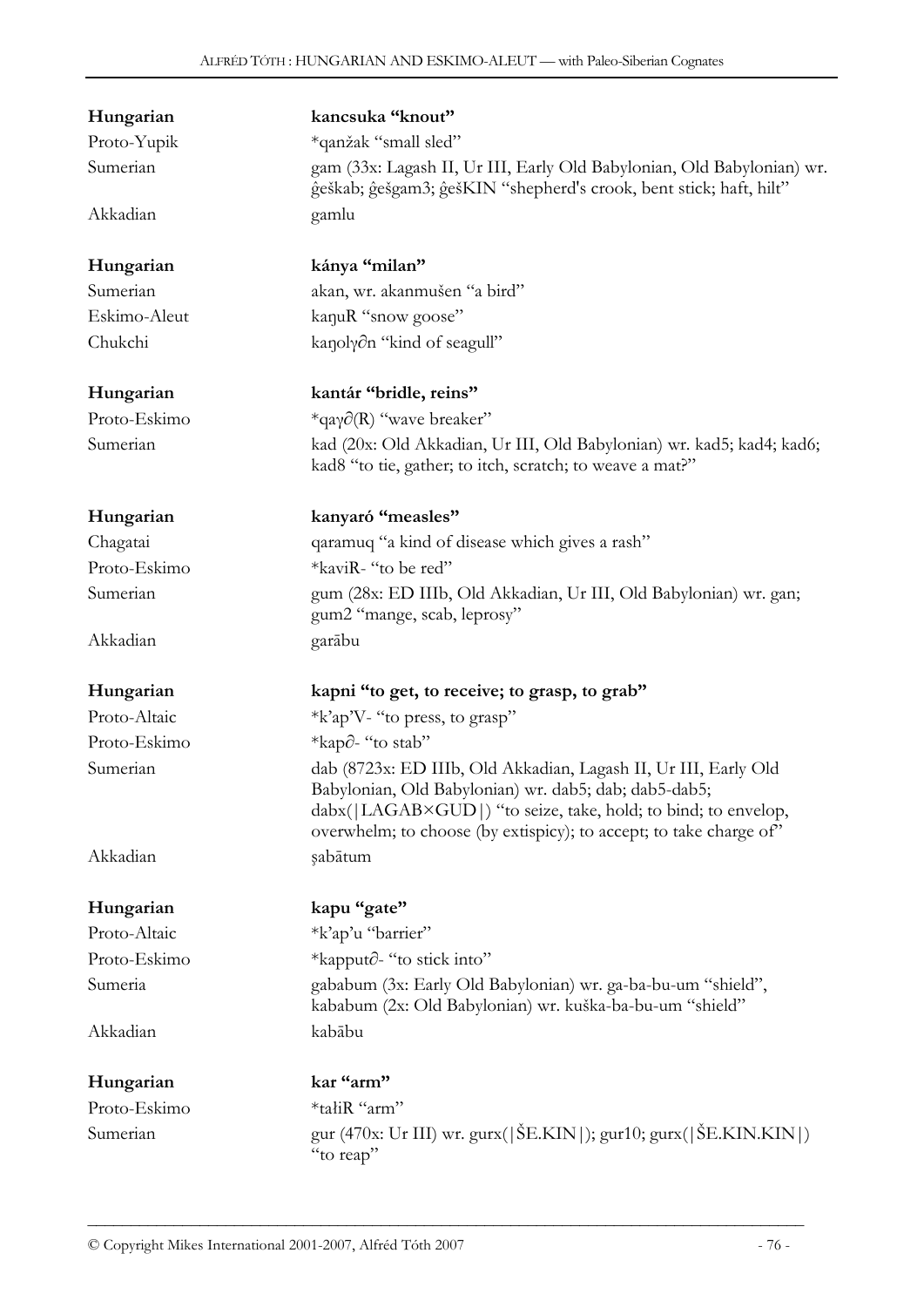| | |
|---|---|
| **Hungarian** | **kancsuka “knout”** |
| Proto-Yupik | *qanžak “small sled” |
| Sumerian | gam (33x: Lagash II, Ur III, Early Old Babylonian, Old Babylonian) wr. ĝeškab; ĝešgam3; ĝešKIN “shepherd's crook, bent stick; haft, hilt” |
| Akkadian | gamlu |
| | |
| **Hungarian** | **kánya “milan”** |
| Sumerian | akan, wr. akanmušen “a bird” |
| Eskimo-Aleut | kaŋuR “snow goose” |
| Chukchi | kaŋolγ∂n “kind of seagull” |
| | |
| **Hungarian** | **kantár “bridle, reins”** |
| Proto-Eskimo | *qaγ∂(R) “wave breaker” |
| Sumerian | kad (20x: Old Akkadian, Ur III, Old Babylonian) wr. kad5; kad4; kad6; kad8 “to tie, gather; to itch, scratch; to weave a mat?” |
| | |
| **Hungarian** | **kanyaró “measles”** |
| Chagatai | qaramuq “a kind of disease which gives a rash” |
| Proto-Eskimo | *kaviR- “to be red” |
| Sumerian | gum (28x: ED IIIb, Old Akkadian, Ur III, Old Babylonian) wr. gan; gum2 “mange, scab, leprosy” |
| Akkadian | garābu |
| | |
| **Hungarian** | **kapni “to get, to receive; to grasp, to grab”** |
| Proto-Altaic | *k’ap’V- “to press, to grasp” |
| Proto-Eskimo | *kap∂- “to stab” |
| Sumerian | dab (8723x: ED IIIb, Old Akkadian, Lagash II, Ur III, Early Old Babylonian, Old Babylonian) wr. dab5; dab; dab5-dab5; dabx(\|LAGAB×GUD\|) “to seize, take, hold; to bind; to envelop, overwhelm; to choose (by extispicy); to accept; to take charge of” |
| Akkadian | ṣabātum |
| | |
| **Hungarian** | **kapu “gate”** |
| Proto-Altaic | *k’ap’u “barrier” |
| Proto-Eskimo | *kapput∂- “to stick into” |
| Sumeria | gababum (3x: Early Old Babylonian) wr. ga-ba-bu-um “shield”, kababum (2x: Old Babylonian) wr. kuška-ba-bu-um “shield” |
| Akkadian | kabābu |
| | |
| **Hungarian** | **kar “arm”** |
| Proto-Eskimo | *tałiR “arm” |
| Sumerian | gur (470x: Ur III) wr. gurx(\|ŠE.KIN\|); gur10; gurx(\|ŠE.KIN.KIN\|) “to reap” |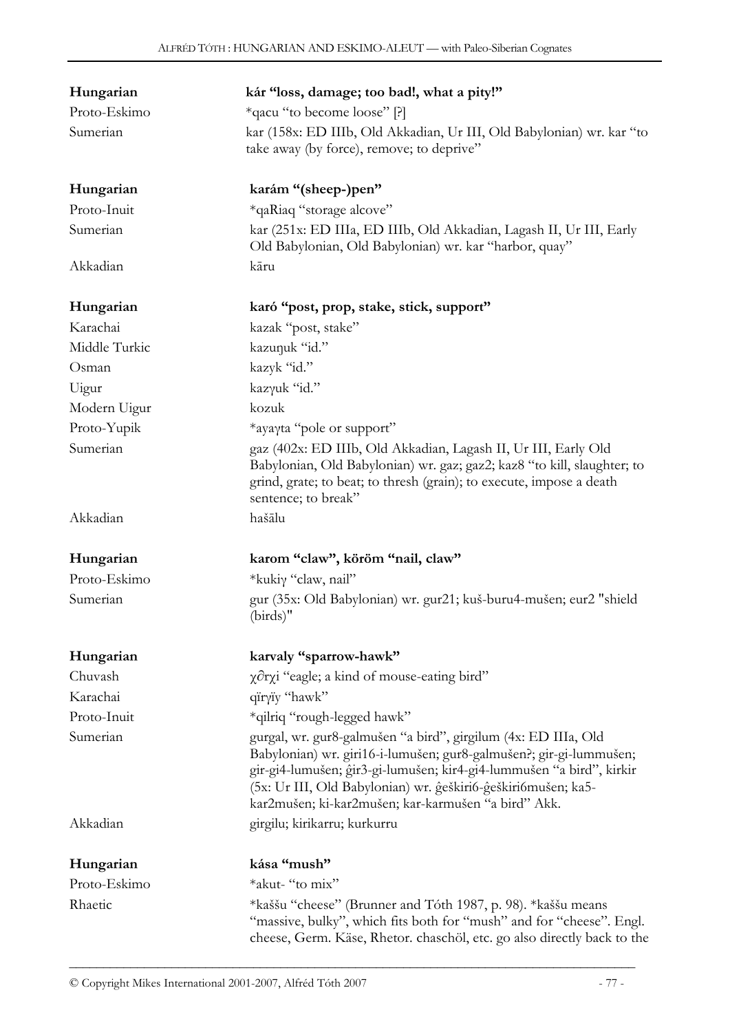| | |
|---|---|
| **Hungarian** | **kár "loss, damage; too bad!, what a pity!"** |
| Proto-Eskimo | *qacu "to become loose" [?] |
| Sumerian | kar (158x: ED IIIb, Old Akkadian, Ur III, Old Babylonian) wr. kar "to take away (by force), remove; to deprive" |
| | |
| **Hungarian** | **karám "(sheep-)pen"** |
| Proto-Inuit | *qaRiaq "storage alcove" |
| Sumerian | kar (251x: ED IIIa, ED IIIb, Old Akkadian, Lagash II, Ur III, Early Old Babylonian, Old Babylonian) wr. kar "harbor, quay" |
| Akkadian | kāru |
| | |
| **Hungarian** | **karó "post, prop, stake, stick, support"** |
| Karachai | kazak "post, stake" |
| Middle Turkic | kazuŋuk "id." |
| Osman | kazyk "id." |
| Uigur | kazγuk "id." |
| Modern Uigur | kozuk |
| Proto-Yupik | *ayaγta "pole or support" |
| Sumerian | gaz (402x: ED IIIb, Old Akkadian, Lagash II, Ur III, Early Old Babylonian, Old Babylonian) wr. gaz; gaz2; kaz8 "to kill, slaughter; to grind, grate; to beat; to thresh (grain); to execute, impose a death sentence; to break" |
| Akkadian | hašālu |
| | |
| **Hungarian** | **karom "claw", köröm "nail, claw"** |
| Proto-Eskimo | *kukiγ "claw, nail" |
| Sumerian | gur (35x: Old Babylonian) wr. gur21; kuš-buru4-mušen; eur2 "shield (birds)" |
| | |
| **Hungarian** | **karvaly "sparrow-hawk"** |
| Chuvash | χ∂rχi "eagle; a kind of mouse-eating bird" |
| Karachai | qïrγïy "hawk" |
| Proto-Inuit | *qilriq "rough-legged hawk" |
| Sumerian | gurgal, wr. gur8-galmušen "a bird", girgilum (4x: ED IIIa, Old Babylonian) wr. giri16-i-lumušen; gur8-galmušen?; gir-gi-lummušen; gir-gi4-lumušen; ĝir3-gi-lumušen; kir4-gi4-lummušen "a bird", kirkir (5x: Ur III, Old Babylonian) wr. ĝeškiri6-ĝeškiri6mušen; ka5-kar2mušen; ki-kar2mušen; kar-karmušen "a bird" Akk. |
| Akkadian | girgilu; kirikarru; kurkurru |
| | |
| **Hungarian** | **kása "mush"** |
| Proto-Eskimo | *akut- "to mix" |
| Rhaetic | *kaššu "cheese" (Brunner and Tóth 1987, p. 98). *kaššu means "massive, bulky", which fits both for "mush" and for "cheese". Engl. cheese, Germ. Käse, Rhetor. chaschöl, etc. go also directly back to the |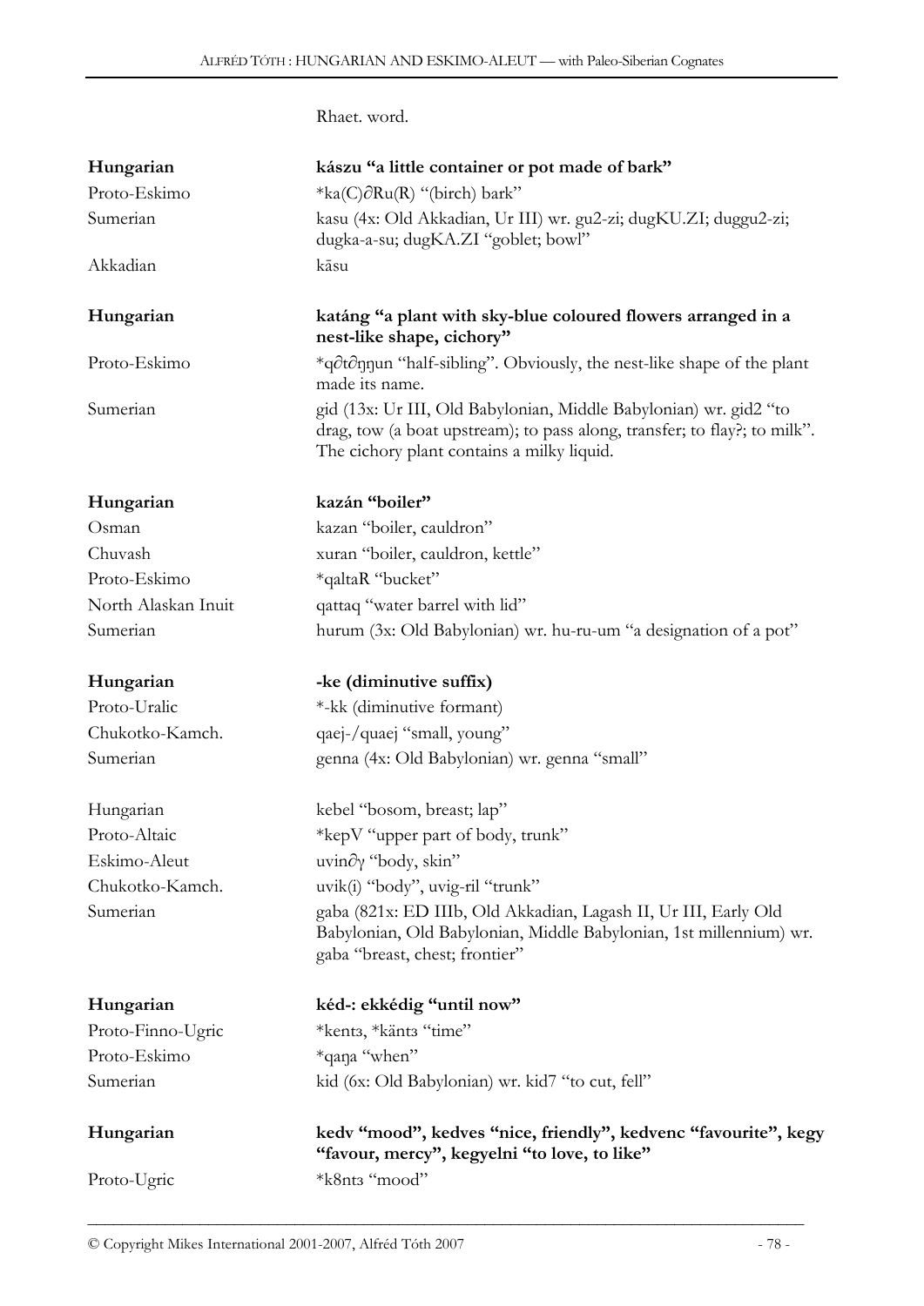Rhaet. word.

| | |
|---|---|
| **Hungarian** | **kászu "a little container or pot made of bark"** |
| Proto-Eskimo | *ka(C)∂Ru(R) "(birch) bark" |
| Sumerian | kasu (4x: Old Akkadian, Ur III) wr. gu2-zi; dugKU.ZI; duggu2-zi; dugka-a-su; dugKA.ZI "goblet; bowl" |
| Akkadian | kāsu |
| | |
| **Hungarian** | **katáng "a plant with sky-blue coloured flowers arranged in a nest-like shape, cichory"** |
| Proto-Eskimo | *q∂t∂ŋŋun "half-sibling". Obviously, the nest-like shape of the plant made its name. |
| Sumerian | gid (13x: Ur III, Old Babylonian, Middle Babylonian) wr. gid2 "to drag, tow (a boat upstream); to pass along, transfer; to flay?; to milk". The cichory plant contains a milky liquid. |
| | |
| **Hungarian** | **kazán "boiler"** |
| Osman | kazan "boiler, cauldron" |
| Chuvash | xuran "boiler, cauldron, kettle" |
| Proto-Eskimo | *qaltaR "bucket" |
| North Alaskan Inuit | qattaq "water barrel with lid" |
| Sumerian | hurum (3x: Old Babylonian) wr. hu-ru-um "a designation of a pot" |
| | |
| **Hungarian** | **-ke (diminutive suffix)** |
| Proto-Uralic | *-kk (diminutive formant) |
| Chukotko-Kamch. | qaej-/quaej "small, young" |
| Sumerian | genna (4x: Old Babylonian) wr. genna "small" |
| | |
| Hungarian | kebel "bosom, breast; lap" |
| Proto-Altaic | *kepV "upper part of body, trunk" |
| Eskimo-Aleut | uvin∂γ "body, skin" |
| Chukotko-Kamch. | uvik(i) "body", uvig-ril "trunk" |
| Sumerian | gaba (821x: ED IIIb, Old Akkadian, Lagash II, Ur III, Early Old Babylonian, Old Babylonian, Middle Babylonian, 1st millennium) wr. gaba "breast, chest; frontier" |
| | |
| **Hungarian** | **kéd-: ekkédig "until now"** |
| Proto-Finno-Ugric | *kentз, *käntз "time" |
| Proto-Eskimo | *qaŋa "when" |
| Sumerian | kid (6x: Old Babylonian) wr. kid7 "to cut, fell" |
| | |
| **Hungarian** | **kedv "mood", kedves "nice, friendly", kedvenc "favourite", kegy "favour, mercy", kegyelni "to love, to like"** |
| Proto-Ugric | *k8ntз "mood" |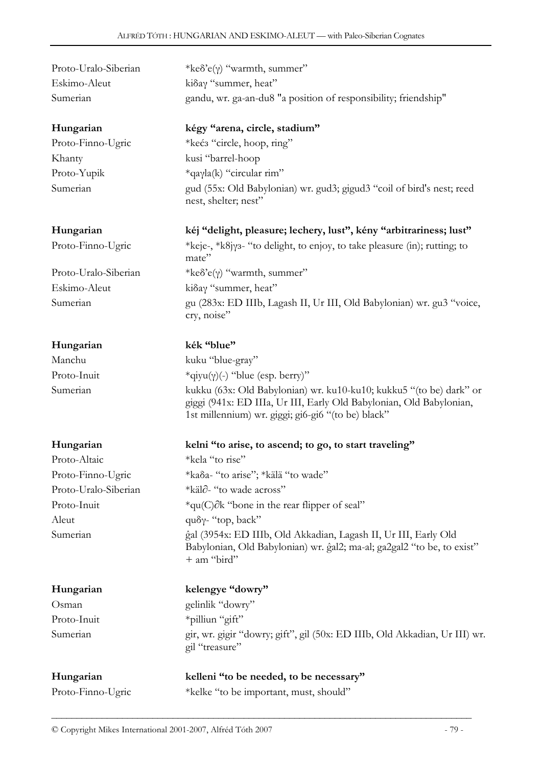| | |
|---|---|
| Proto-Uralo-Siberian | *keδ'e(γ) "warmth, summer" |
| Eskimo-Aleut | kiδaγ "summer, heat" |
| Sumerian | gandu, wr. ga-an-du8 "a position of responsibility; friendship" |

| | |
|---|---|
| **Hungarian** | **kégy "arena, circle, stadium"** |
| Proto-Finno-Ugric | *kećз "circle, hoop, ring" |
| Khanty | kusi "barrel-hoop |
| Proto-Yupik | *qaγla(k) "circular rim" |
| Sumerian | gud (55x: Old Babylonian) wr. gud3; gigud3 "coil of bird's nest; reed nest, shelter; nest" |

| | |
|---|---|
| **Hungarian** | **kéj "delight, pleasure; lechery, lust", kény "arbitrariness; lust"** |
| Proto-Finno-Ugric | *keje-, *k8jγз- "to delight, to enjoy, to take pleasure (in); rutting; to mate" |
| Proto-Uralo-Siberian | *keδ'e(γ) "warmth, summer" |
| Eskimo-Aleut | kiδaγ "summer, heat" |
| Sumerian | gu (283x: ED IIIb, Lagash II, Ur III, Old Babylonian) wr. gu3 "voice, cry, noise" |

| | |
|---|---|
| **Hungarian** | **kék "blue"** |
| Manchu | kuku "blue-gray" |
| Proto-Inuit | *qiγu(γ)(-) "blue (esp. berry)" |
| Sumerian | kukku (63x: Old Babylonian) wr. ku10-ku10; kukku5 "(to be) dark" or giggi (941x: ED IIIa, Ur III, Early Old Babylonian, Old Babylonian, 1st millennium) wr. giggi; gi6-gi6 "(to be) black" |

| | |
|---|---|
| **Hungarian** | **kelni "to arise, to ascend; to go, to start traveling"** |
| Proto-Altaic | *kela "to rise" |
| Proto-Finno-Ugric | *kaδa- "to arise"; *kälä "to wade" |
| Proto-Uralo-Siberian | *käl∂- "to wade across" |
| Proto-Inuit | *qu(C)∂k "bone in the rear flipper of seal" |
| Aleut | quδγ- "top, back" |
| Sumerian | ĝal (3954x: ED IIIb, Old Akkadian, Lagash II, Ur III, Early Old Babylonian, Old Babylonian) wr. ĝal2; ma-al; ga2gal2 "to be, to exist" + am "bird" |

| | |
|---|---|
| **Hungarian** | **kelengye "dowry"** |
| Osman | gelinlik "dowry" |
| Proto-Inuit | *pilliun "gift" |
| Sumerian | gir, wr. gigir "dowry; gift", gil (50x: ED IIIb, Old Akkadian, Ur III) wr. gil "treasure" |

| | |
|---|---|
| **Hungarian** | **kelleni "to be needed, to be necessary"** |
| Proto-Finno-Ugric | *kelke "to be important, must, should" |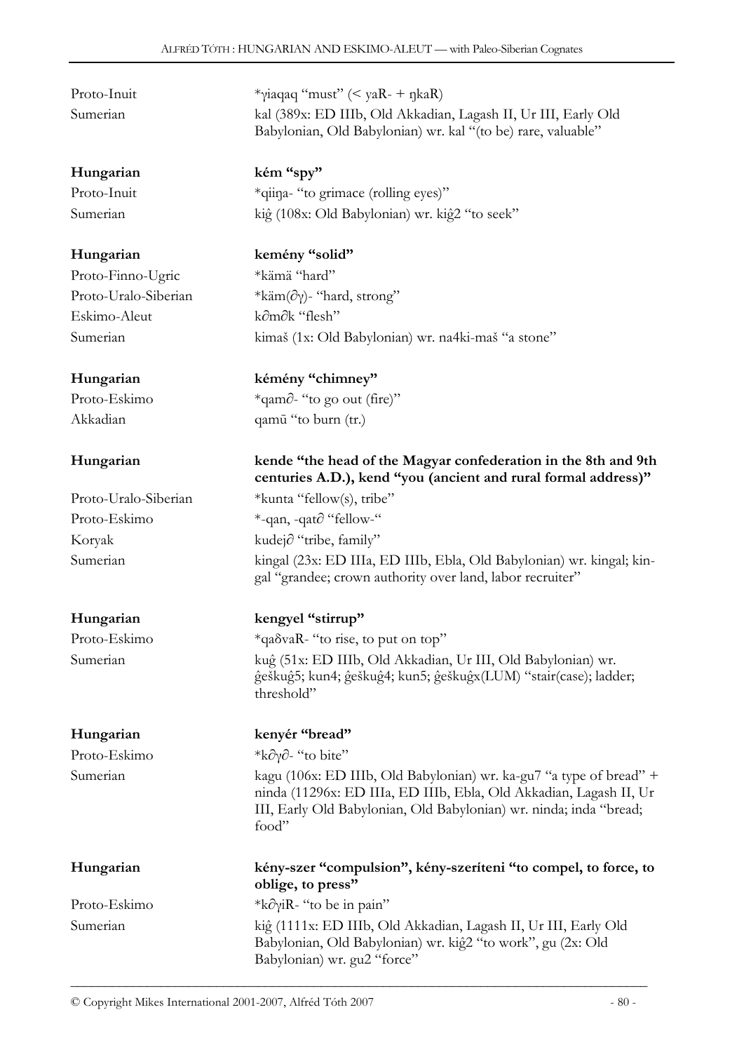Proto-Inuit *ɣiaqaq "must" (< yaR- + ŋkaR)
Sumerian kal (389x: ED IIIb, Old Akkadian, Lagash II, Ur III, Early Old Babylonian, Old Babylonian) wr. kal "(to be) rare, valuable"

**Hungarian** **kém "spy"**
Proto-Inuit *qiiŋa- "to grimace (rolling eyes)"
Sumerian kiĝ (108x: Old Babylonian) wr. kiĝ2 "to seek"

**Hungarian** **kemény "solid"**
Proto-Finno-Ugric *kämä "hard"
Proto-Uralo-Siberian *käm(∂ɣ)- "hard, strong"
Eskimo-Aleut k∂m∂k "flesh"
Sumerian kimaš (1x: Old Babylonian) wr. na4ki-maš "a stone"

**Hungarian** **kémény "chimney"**
Proto-Eskimo *qam∂- "to go out (fire)"
Akkadian qamū "to burn (tr.)

**Hungarian** **kende "the head of the Magyar confederation in the 8th and 9th centuries A.D.), kend "you (ancient and rural formal address)"**
Proto-Uralo-Siberian *kunta "fellow(s), tribe"
Proto-Eskimo *-qan, -qat∂ "fellow-"
Koryak kudej∂ "tribe, family"
Sumerian kingal (23x: ED IIIa, ED IIIb, Ebla, Old Babylonian) wr. kingal; kin-gal "grandee; crown authority over land, labor recruiter"

**Hungarian** **kengyel "stirrup"**
Proto-Eskimo *qaδvaR- "to rise, to put on top"
Sumerian kuĝ (51x: ED IIIb, Old Akkadian, Ur III, Old Babylonian) wr. ĝeškuĝ5; kun4; ĝeškuĝ4; kun5; ĝeškuĝx(LUM) "stair(case); ladder; threshold"

**Hungarian** **kenyér "bread"**
Proto-Eskimo *k∂ɣ∂- "to bite"
Sumerian kagu (106x: ED IIIb, Old Babylonian) wr. ka-gu7 "a type of bread" + ninda (11296x: ED IIIa, ED IIIb, Ebla, Old Akkadian, Lagash II, Ur III, Early Old Babylonian, Old Babylonian) wr. ninda; inda "bread; food"

**Hungarian** **kény-szer "compulsion", kény-szeríteni "to compel, to force, to oblige, to press"**
Proto-Eskimo *k∂ɣiR- "to be in pain"
Sumerian kiĝ (1111x: ED IIIb, Old Akkadian, Lagash II, Ur III, Early Old Babylonian, Old Babylonian) wr. kiĝ2 "to work", gu (2x: Old Babylonian) wr. gu2 "force"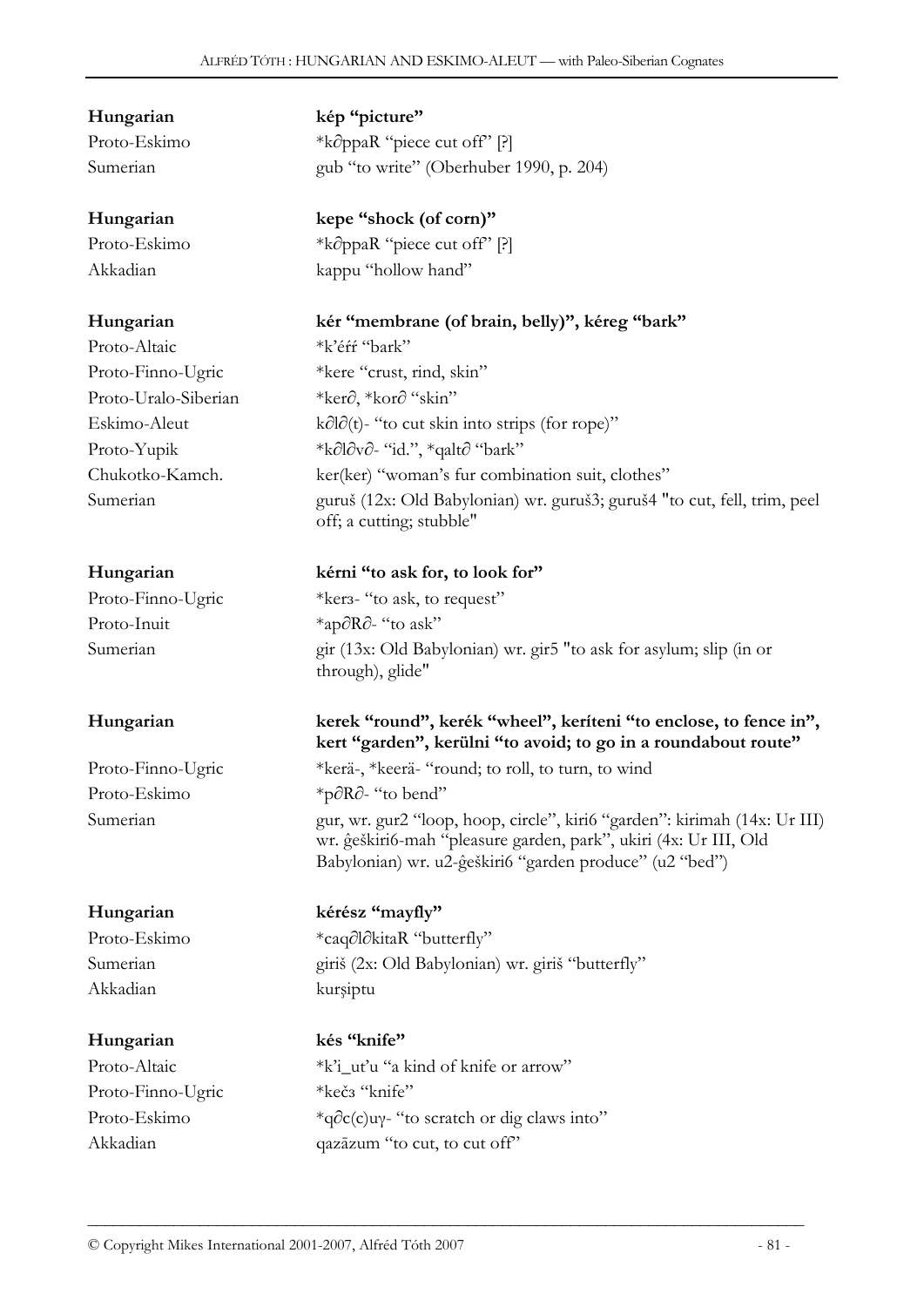| | |
|---|---|
| **Hungarian** | **kép "picture"** |
| Proto-Eskimo | *k∂ppaR "piece cut off" [?] |
| Sumerian | gub "to write" (Oberhuber 1990, p. 204) |

| | |
|---|---|
| **Hungarian** | **kepe "shock (of corn)"** |
| Proto-Eskimo | *k∂ppaR "piece cut off" [?] |
| Akkadian | kappu "hollow hand" |

| | |
|---|---|
| **Hungarian** | **kér "membrane (of brain, belly)", kéreg "bark"** |
| Proto-Altaic | *k'éŕí "bark" |
| Proto-Finno-Ugric | *kere "crust, rind, skin" |
| Proto-Uralo-Siberian | *ker∂, *kor∂ "skin" |
| Eskimo-Aleut | k∂l∂(t)- "to cut skin into strips (for rope)" |
| Proto-Yupik | *k∂l∂v∂- "id.", *qalt∂ "bark" |
| Chukotko-Kamch. | ker(ker) "woman's fur combination suit, clothes" |
| Sumerian | guruš (12x: Old Babylonian) wr. guruš3; guruš4 "to cut, fell, trim, peel off; a cutting; stubble" |

| | |
|---|---|
| **Hungarian** | **kérni "to ask for, to look for"** |
| Proto-Finno-Ugric | *kerɜ- "to ask, to request" |
| Proto-Inuit | *ap∂R∂- "to ask" |
| Sumerian | gir (13x: Old Babylonian) wr. gir5 "to ask for asylum; slip (in or through), glide" |

| | |
|---|---|
| **Hungarian** | **kerek "round", kerék "wheel", keríteni "to enclose, to fence in", kert "garden", kerülni "to avoid; to go in a roundabout route"** |
| Proto-Finno-Ugric | *kerä-, *keerä- "round; to roll, to turn, to wind |
| Proto-Eskimo | *p∂R∂- "to bend" |
| Sumerian | gur, wr. gur2 "loop, hoop, circle", kiri6 "garden": kirimah (14x: Ur III) wr. ĝeškiri6-mah "pleasure garden, park", ukiri (4x: Ur III, Old Babylonian) wr. u2-ĝeškiri6 "garden produce" (u2 "bed") |

| | |
|---|---|
| **Hungarian** | **kérész "mayfly"** |
| Proto-Eskimo | *caq∂l∂kitaR "butterfly" |
| Sumerian | giriš (2x: Old Babylonian) wr. giriš "butterfly" |
| Akkadian | kurṣiptu |

| | |
|---|---|
| **Hungarian** | **kés "knife"** |
| Proto-Altaic | *k'i_ut'u "a kind of knife or arrow" |
| Proto-Finno-Ugric | *kečɜ "knife" |
| Proto-Eskimo | *q∂c(c)uɣ- "to scratch or dig claws into" |
| Akkadian | qazāzum "to cut, to cut off" |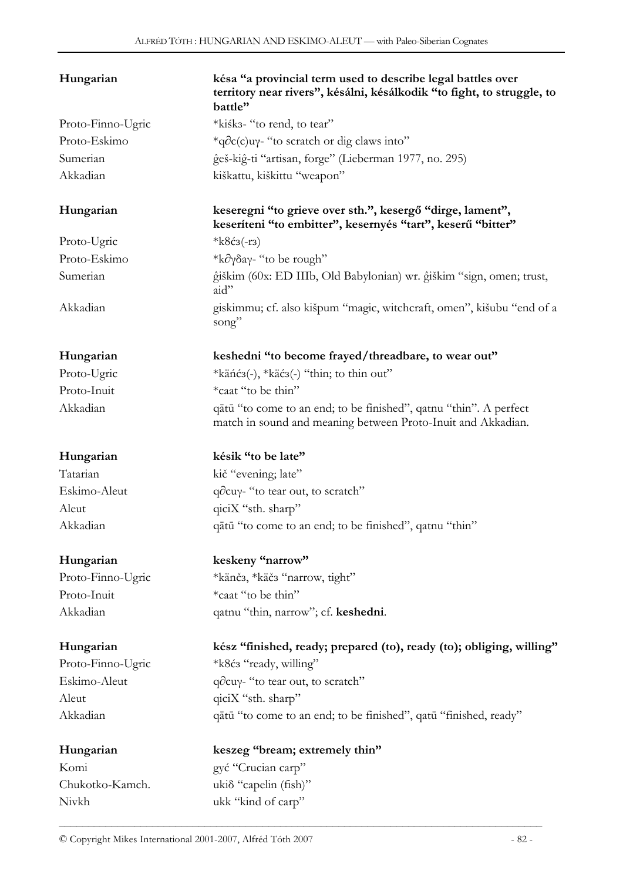| | |
|---|---|
| **Hungarian** | **késa "a provincial term used to describe legal battles over territory near rivers", késálni, késálkodik "to fight, to struggle, to battle"** |
| Proto-Finno-Ugric | *kiśkз- "to rend, to tear" |
| Proto-Eskimo | *q∂c(c)uγ- "to scratch or dig claws into" |
| Sumerian | ĝeš-kiĝ-ti "artisan, forge" (Lieberman 1977, no. 295) |
| Akkadian | kiškattu, kiškittu "weapon" |

| | |
|---|---|
| **Hungarian** | **keseregni "to grieve over sth.", kesergő "dirge, lament", keseríteni "to embitter", kesernyés "tart", keserű "bitter"** |
| Proto-Ugric | *k8ćз(-rз) |
| Proto-Eskimo | *k∂γδaγ- "to be rough" |
| Sumerian | ĝiškim (60x: ED IIIb, Old Babylonian) wr. ĝiškim "sign, omen; trust, aid" |
| Akkadian | giskimmu; cf. also kišpum "magic, witchcraft, omen", kišubu "end of a song" |

| | |
|---|---|
| **Hungarian** | **keshedni "to become frayed/threadbare, to wear out"** |
| Proto-Ugric | *käńćз(-), *käćз(-) "thin; to thin out" |
| Proto-Inuit | *caat "to be thin" |
| Akkadian | qātū "to come to an end; to be finished", qatnu "thin". A perfect match in sound and meaning between Proto-Inuit and Akkadian. |

| | |
|---|---|
| **Hungarian** | **késik "to be late"** |
| Tatarian | kič "evening; late" |
| Eskimo-Aleut | q∂cuγ- "to tear out, to scratch" |
| Aleut | qiciX "sth. sharp" |
| Akkadian | qātū "to come to an end; to be finished", qatnu "thin" |

| | |
|---|---|
| **Hungarian** | **keskeny "narrow"** |
| Proto-Finno-Ugric | *känčз, *käčз "narrow, tight" |
| Proto-Inuit | *caat "to be thin" |
| Akkadian | qatnu "thin, narrow"; cf. **keshedni**. |

| | |
|---|---|
| **Hungarian** | **kész "finished, ready; prepared (to), ready (to); obliging, willing"** |
| Proto-Finno-Ugric | *k8ćз "ready, willing" |
| Eskimo-Aleut | q∂cuγ- "to tear out, to scratch" |
| Aleut | qiciX "sth. sharp" |
| Akkadian | qātū "to come to an end; to be finished", qatū "finished, ready" |

| | |
|---|---|
| **Hungarian** | **keszeg "bream; extremely thin"** |
| Komi | gyć "Crucian carp" |
| Chukotko-Kamch. | ukiδ "capelin (fish)" |
| Nivkh | ukk "kind of carp" |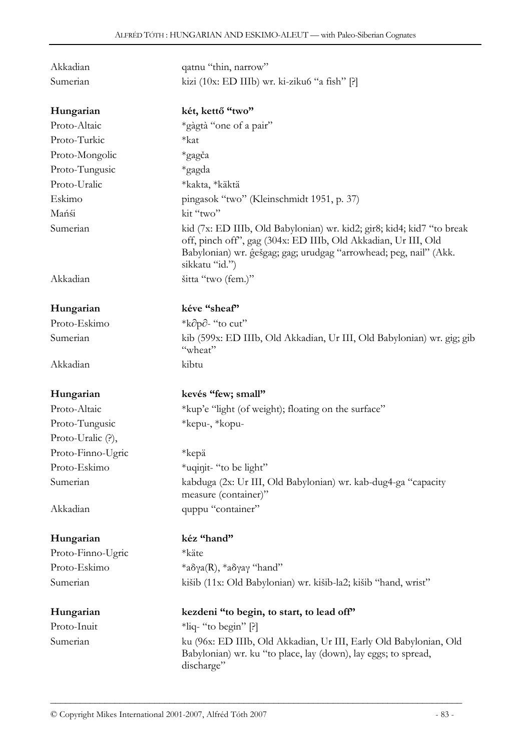| | |
|---|---|
| Akkadian | qatnu "thin, narrow" |
| Sumerian | kizi (10x: ED IIIb) wr. ki-ziku6 "a fish" [?] |
| | |
| **Hungarian** | **két, kettő "two"** |
| Proto-Altaic | *gàgtà "one of a pair" |
| Proto-Turkic | *kat |
| Proto-Mongolic | *gagča |
| Proto-Tungusic | *gagda |
| Proto-Uralic | *kakta, *käktä |
| Eskimo | pingasok "two" (Kleinschmidt 1951, p. 37) |
| Mańśi | kit "two" |
| Sumerian | kid (7x: ED IIIb, Old Babylonian) wr. kid2; gir8; kid4; kid7 "to break off, pinch off", gag (304x: ED IIIb, Old Akkadian, Ur III, Old Babylonian) wr. ĝešgag; gag; urudgag "arrowhead; peg, nail" (Akk. sikkatu "id.") |
| Akkadian | šitta "two (fem.)" |
| | |
| **Hungarian** | **kéve "sheaf"** |
| Proto-Eskimo | *k∂p∂- "to cut" |
| Sumerian | kib (599x: ED IIIb, Old Akkadian, Ur III, Old Babylonian) wr. gig; gib "wheat" |
| Akkadian | kibtu |
| | |
| **Hungarian** | **kevés "few; small"** |
| Proto-Altaic | *kup'e "light (of weight); floating on the surface" |
| Proto-Tungusic | *kepu-, *kopu- |
| Proto-Uralic (?), | |
| Proto-Finno-Ugric | *kepä |
| Proto-Eskimo | *uqiŋit- "to be light" |
| Sumerian | kabduga (2x: Ur III, Old Babylonian) wr. kab-dug4-ga "capacity measure (container)" |
| Akkadian | quppu "container" |
| | |
| **Hungarian** | **kéz "hand"** |
| Proto-Finno-Ugric | *käte |
| Proto-Eskimo | *aδγa(R), *aδγaγ "hand" |
| Sumerian | kišib (11x: Old Babylonian) wr. kišib-la2; kišib "hand, wrist" |
| | |
| **Hungarian** | **kezdeni "to begin, to start, to lead off"** |
| Proto-Inuit | *liq- "to begin" [?] |
| Sumerian | ku (96x: ED IIIb, Old Akkadian, Ur III, Early Old Babylonian, Old Babylonian) wr. ku "to place, lay (down), lay eggs; to spread, discharge" |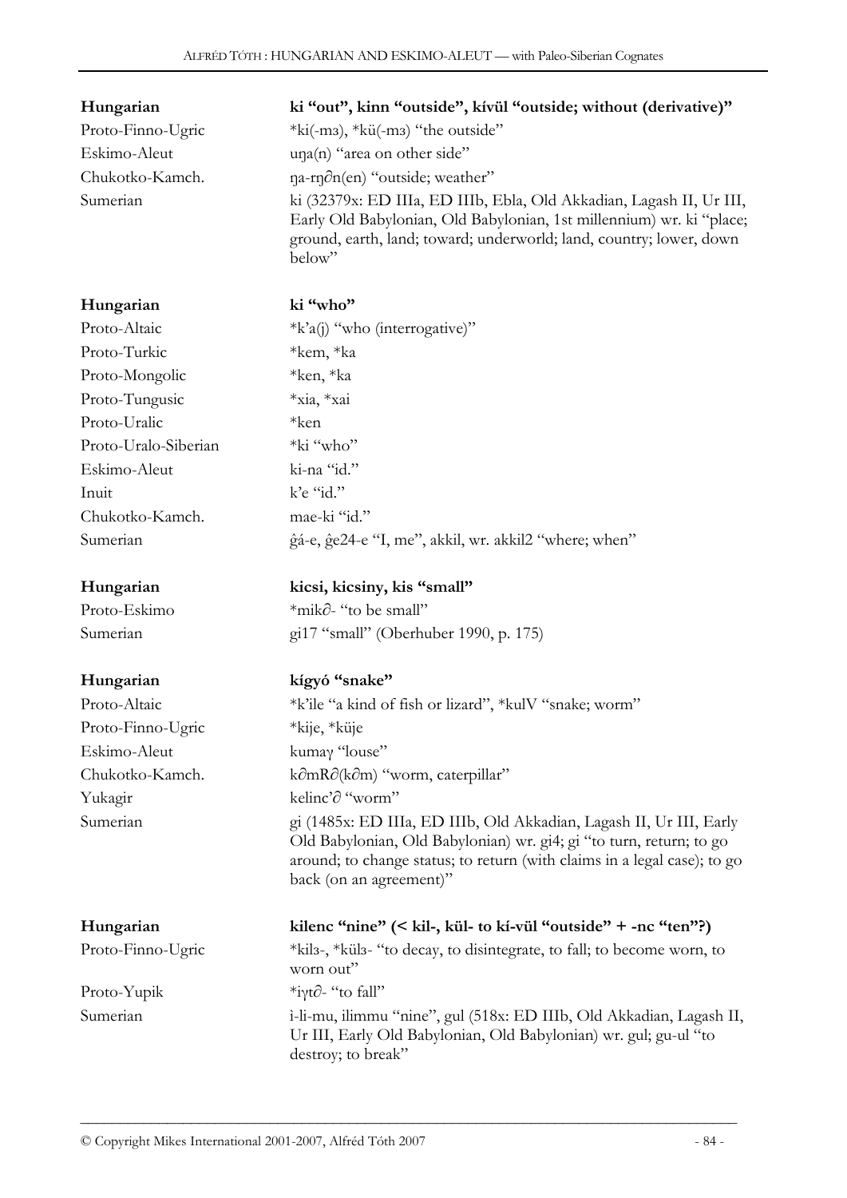| | |
|---|---|
| **Hungarian** | **ki "out", kinn "outside", kívül "outside; without (derivative)"** |
| Proto-Finno-Ugric | *ki(-mз), *kü(-mз) "the outside" |
| Eskimo-Aleut | uŋa(n) "area on other side" |
| Chukotko-Kamch. | ŋa-rŋ∂n(en) "outside; weather" |
| Sumerian | ki (32379x: ED IIIa, ED IIIb, Ebla, Old Akkadian, Lagash II, Ur III, Early Old Babylonian, Old Babylonian, 1st millennium) wr. ki "place; ground, earth, land; toward; underworld; land, country; lower, down below" |

| | |
|---|---|
| **Hungarian** | **ki "who"** |
| Proto-Altaic | *k'a(j) "who (interrogative)" |
| Proto-Turkic | *kem, *ka |
| Proto-Mongolic | *ken, *ka |
| Proto-Tungusic | *xia, *xai |
| Proto-Uralic | *ken |
| Proto-Uralo-Siberian | *ki "who" |
| Eskimo-Aleut | ki-na "id." |
| Inuit | k'e "id." |
| Chukotko-Kamch. | mae-ki "id." |
| Sumerian | ĝá-e, ĝe24-e "I, me", akkil, wr. akkil2 "where; when" |

| | |
|---|---|
| **Hungarian** | **kicsi, kicsiny, kis "small"** |
| Proto-Eskimo | *mik∂- "to be small" |
| Sumerian | gi17 "small" (Oberhuber 1990, p. 175) |

| | |
|---|---|
| **Hungarian** | **kígyó "snake"** |
| Proto-Altaic | *k'ile "a kind of fish or lizard", *kulV "snake; worm" |
| Proto-Finno-Ugric | *kije, *küje |
| Eskimo-Aleut | kumaγ "louse" |
| Chukotko-Kamch. | k∂mR∂(k∂m) "worm, caterpillar" |
| Yukagir | kelinc'∂ "worm" |
| Sumerian | gi (1485x: ED IIIa, ED IIIb, Old Akkadian, Lagash II, Ur III, Early Old Babylonian, Old Babylonian) wr. gi4; gi "to turn, return; to go around; to change status; to return (with claims in a legal case); to go back (on an agreement)" |

| | |
|---|---|
| **Hungarian** | **kilenc "nine" (< kil-, kül- to kí-vül "outside" + -nc "ten"?)** |
| Proto-Finno-Ugric | *kilз-, *külз- "to decay, to disintegrate, to fall; to become worn, to worn out" |
| Proto-Yupik | *iγt∂- "to fall" |
| Sumerian | ì-li-mu, ilimmu "nine", gul (518x: ED IIIb, Old Akkadian, Lagash II, Ur III, Early Old Babylonian, Old Babylonian) wr. gul; gu-ul "to destroy; to break" |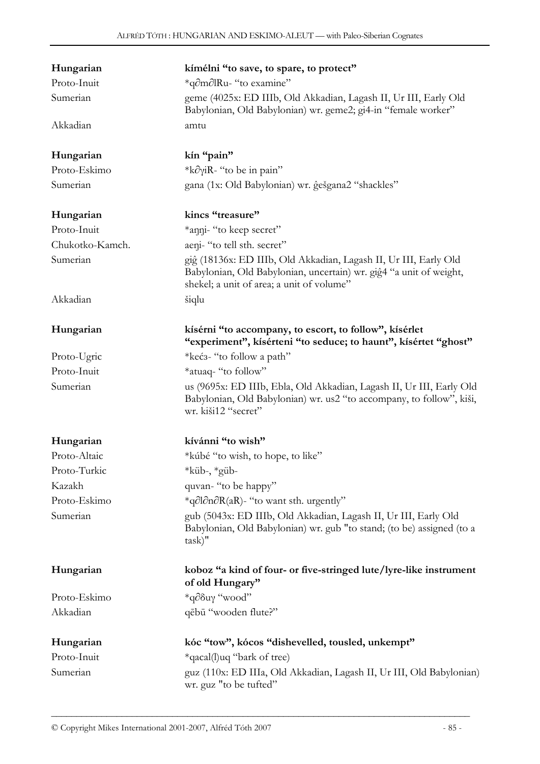| | |
|---|---|
| **Hungarian** | **kímélni "to save, to spare, to protect"** |
| Proto-Inuit | *q∂m∂lRu- "to examine" |
| Sumerian | geme (4025x: ED IIIb, Old Akkadian, Lagash II, Ur III, Early Old Babylonian, Old Babylonian) wr. geme2; gi4-in "female worker" |
| Akkadian | amtu |
| | |
| **Hungarian** | **kín "pain"** |
| Proto-Eskimo | *k∂γiR- "to be in pain" |
| Sumerian | gana (1x: Old Babylonian) wr. ĝešgana2 "shackles" |
| | |
| **Hungarian** | **kincs "treasure"** |
| Proto-Inuit | *aŋŋi- "to keep secret" |
| Chukotko-Kamch. | aeŋi- "to tell sth. secret" |
| Sumerian | giĝ (18136x: ED IIIb, Old Akkadian, Lagash II, Ur III, Early Old Babylonian, Old Babylonian, uncertain) wr. giĝ4 "a unit of weight, shekel; a unit of area; a unit of volume" |
| Akkadian | šiqlu |
| | |
| **Hungarian** | **kísérni "to accompany, to escort, to follow", kísérlet "experiment", kísérteni "to seduce; to haunt", kísértet "ghost"** |
| Proto-Ugric | *kećз- "to follow a path" |
| Proto-Inuit | *atuaq- "to follow" |
| Sumerian | us (9695x: ED IIIb, Ebla, Old Akkadian, Lagash II, Ur III, Early Old Babylonian, Old Babylonian) wr. us2 "to accompany, to follow", kiši, wr. kiši12 "secret" |
| | |
| **Hungarian** | **kívánni "to wish"** |
| Proto-Altaic | *kúbé "to wish, to hope, to like" |
| Proto-Turkic | *küb-, *güb- |
| Kazakh | quvan- "to be happy" |
| Proto-Eskimo | *q∂l∂n∂R(aR)- "to want sth. urgently" |
| Sumerian | gub (5043x: ED IIIb, Old Akkadian, Lagash II, Ur III, Early Old Babylonian, Old Babylonian) wr. gub "to stand; (to be) assigned (to a task)" |
| | |
| **Hungarian** | **koboz "a kind of four- or five-stringed lute/lyre-like instrument of old Hungary"** |
| Proto-Eskimo | *q∂δuγ "wood" |
| Akkadian | qēbū "wooden flute?" |
| | |
| **Hungarian** | **kóc "tow", kócos "dishevelled, tousled, unkempt"** |
| Proto-Inuit | *qacal(l)uq "bark of tree) |
| Sumerian | guz (110x: ED IIIa, Old Akkadian, Lagash II, Ur III, Old Babylonian) wr. guz "to be tufted" |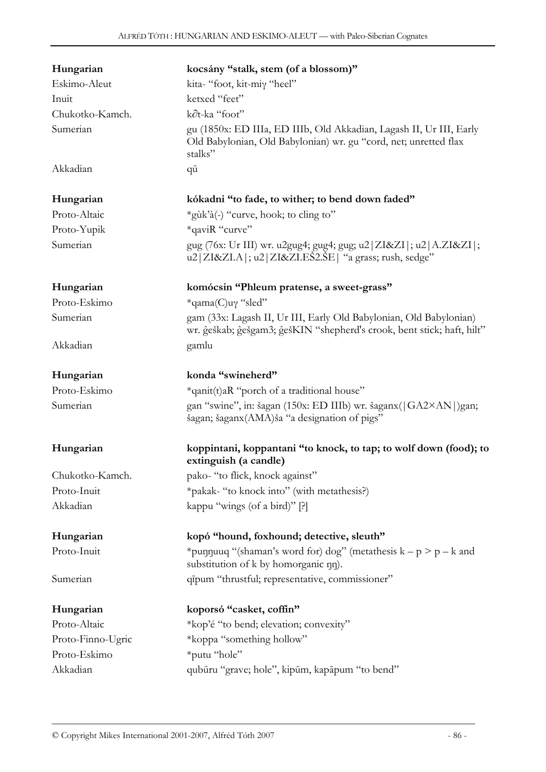| | |
|---|---|
| **Hungarian** | **kocsány "stalk, stem (of a blossom)"** |
| Eskimo-Aleut | kita- "foot, kit-miγ "heel" |
| Inuit | ketxed "feet" |
| Chukotko-Kamch. | kə̂t-ka "foot" |
| Sumerian | gu (1850x: ED IIIa, ED IIIb, Old Akkadian, Lagash II, Ur III, Early Old Babylonian, Old Babylonian) wr. gu "cord, net; unretted flax stalks" |
| Akkadian | qū |
| **Hungarian** | **kókadni "to fade, to wither; to bend down faded"** |
| Proto-Altaic | *gùk'à(-) "curve, hook; to cling to" |
| Proto-Yupik | *qaviR "curve" |
| Sumerian | gug (76x: Ur III) wr. u2gug4; gug4; gug; u2\|ZI&ZI\|; u2\|A.ZI&ZI\|; u2\|ZI&ZI.A\|; u2\|ZI&ZI.EŠ2.ŠE\| "a grass; rush, sedge" |
| **Hungarian** | **komócsin "Phleum pratense, a sweet-grass"** |
| Proto-Eskimo | *qama(C)uγ "sled" |
| Sumerian | gam (33x: Lagash II, Ur III, Early Old Babylonian, Old Babylonian) wr. ĝeškab; ĝešgam3; ĝešKIN "shepherd's crook, bent stick; haft, hilt" |
| Akkadian | gamlu |
| **Hungarian** | **konda "swineherd"** |
| Proto-Eskimo | *qanit(t)aR "porch of a traditional house" |
| Sumerian | gan "swine", in: šagan (150x: ED IIIb) wr. šaganx(\|GA2×AN\|)gan; šagan; šaganx(AMA)ša "a designation of pigs" |
| **Hungarian** | **koppintani, koppantani "to knock, to tap; to wolf down (food); to extinguish (a candle)** |
| Chukotko-Kamch. | pako- "to flick, knock against" |
| Proto-Inuit | *pakak- "to knock into" (with metathesis?) |
| Akkadian | kappu "wings (of a bird)" [?] |
| **Hungarian** | **kopó "hound, foxhound; detective, sleuth"** |
| Proto-Inuit | *puŋŋuuq "(shaman's word for) dog" (metathesis k – p > p – k and substitution of k by homorganic ŋŋ). |
| Sumerian | qīpum "thrustful; representative, commissioner" |
| **Hungarian** | **koporsó "casket, coffin"** |
| Proto-Altaic | *kop'é "to bend; elevation; convexity" |
| Proto-Finno-Ugric | *koppa "something hollow" |
| Proto-Eskimo | *putu "hole" |
| Akkadian | qubūru "grave; hole", kipūm, kapāpum "to bend" |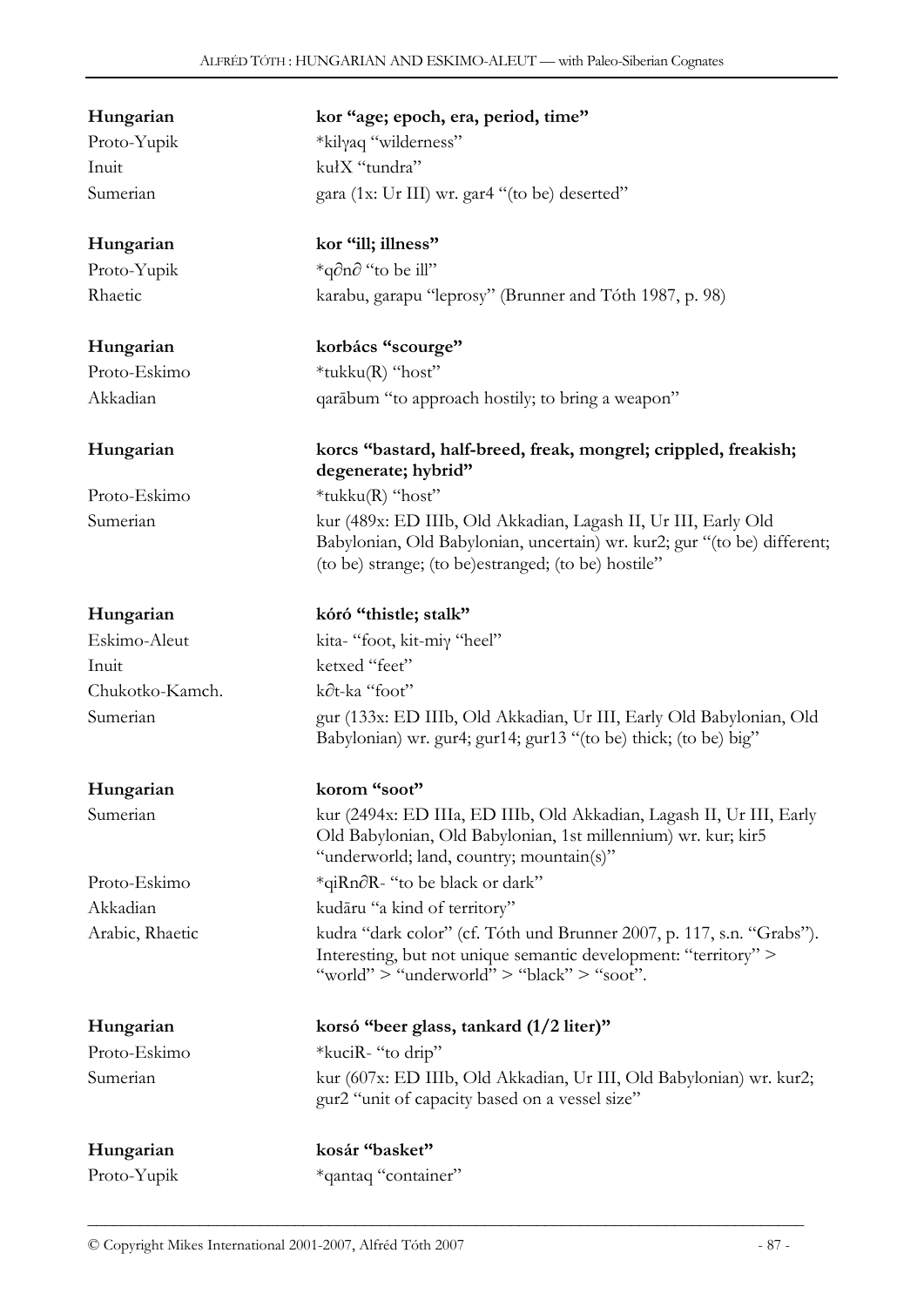| | |
|---|---|
| **Hungarian** | **kor "age; epoch, era, period, time"** |
| Proto-Yupik | *kilγaq "wilderness" |
| Inuit | kułX "tundra" |
| Sumerian | gara (1x: Ur III) wr. gar4 "(to be) deserted" |
| | |
| **Hungarian** | **kor "ill; illness"** |
| Proto-Yupik | *q∂n∂ "to be ill" |
| Rhaetic | karabu, garapu "leprosy" (Brunner and Tóth 1987, p. 98) |
| | |
| **Hungarian** | **korbács "scourge"** |
| Proto-Eskimo | *tukku(R) "host" |
| Akkadian | qarābum "to approach hostily; to bring a weapon" |
| | |
| **Hungarian** | **korcs "bastard, half-breed, freak, mongrel; crippled, freakish; degenerate; hybrid"** |
| Proto-Eskimo | *tukku(R) "host" |
| Sumerian | kur (489x: ED IIIb, Old Akkadian, Lagash II, Ur III, Early Old Babylonian, Old Babylonian, uncertain) wr. kur2; gur "(to be) different; (to be) strange; (to be)estranged; (to be) hostile" |
| | |
| **Hungarian** | **kóró "thistle; stalk"** |
| Eskimo-Aleut | kita- "foot, kit-miγ "heel" |
| Inuit | ketxed "feet" |
| Chukotko-Kamch. | k∂t-ka "foot" |
| Sumerian | gur (133x: ED IIIb, Old Akkadian, Ur III, Early Old Babylonian, Old Babylonian) wr. gur4; gur14; gur13 "(to be) thick; (to be) big" |
| | |
| **Hungarian** | **korom "soot"** |
| Sumerian | kur (2494x: ED IIIa, ED IIIb, Old Akkadian, Lagash II, Ur III, Early Old Babylonian, Old Babylonian, 1st millennium) wr. kur; kir5 "underworld; land, country; mountain(s)" |
| Proto-Eskimo | *qiRn∂R- "to be black or dark" |
| Akkadian | kudāru "a kind of territory" |
| Arabic, Rhaetic | kudra "dark color" (cf. Tóth und Brunner 2007, p. 117, s.n. "Grabs"). Interesting, but not unique semantic development: "territory" > "world" > "underworld" > "black" > "soot". |
| | |
| **Hungarian** | **korsó "beer glass, tankard (1/2 liter)"** |
| Proto-Eskimo | *kuciR- "to drip" |
| Sumerian | kur (607x: ED IIIb, Old Akkadian, Ur III, Old Babylonian) wr. kur2; gur2 "unit of capacity based on a vessel size" |
| | |
| **Hungarian** | **kosár "basket"** |
| Proto-Yupik | *qantaq "container" |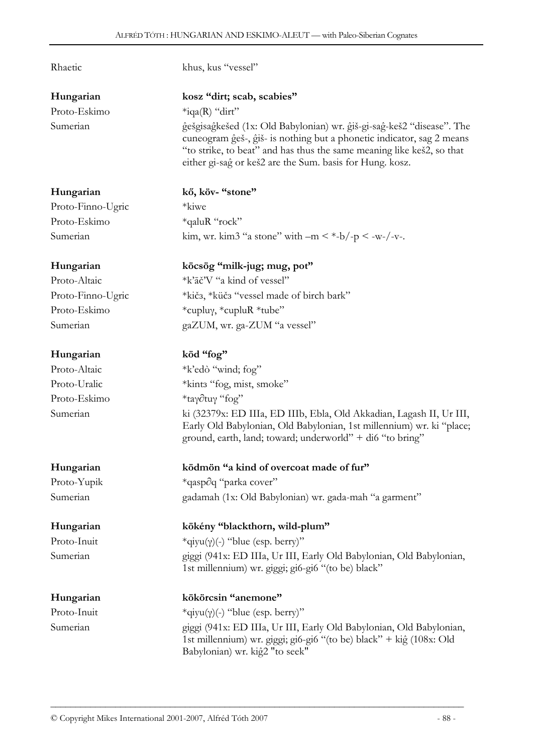Rhaetic khus, kus "vessel"

**Hungarian** **kosz "dirt; scab, scabies"**
Proto-Eskimo *iqa(R) "dirt"
Sumerian ĝešgisaĝkešed (1x: Old Babylonian) wr. ĝiš-gi-saĝ-keš2 "disease". The cuneogram ĝeš-, ĝiš- is nothing but a phonetic indicator, sag 2 means "to strike, to beat" and has thus the same meaning like keš2, so that either gi-saĝ or keš2 are the Sum. basis for Hung. kosz.

**Hungarian** **kő, köv- "stone"**
Proto-Finno-Ugric *kiwe
Proto-Eskimo *qaluR "rock"
Sumerian kim, wr. kim3 "a stone" with –m < *-b/-p < -w-/-v-.

**Hungarian** **köcsög "milk-jug; mug, pot"**
Proto-Altaic *k'āč'V "a kind of vessel"
Proto-Finno-Ugric *kičз, *küčз "vessel made of birch bark"
Proto-Eskimo *cupluγ, *cupluR *tube"
Sumerian gaZUM, wr. ga-ZUM "a vessel"

**Hungarian** **köd "fog"**
Proto-Altaic *k'edò "wind; fog"
Proto-Uralic *kintз "fog, mist, smoke"
Proto-Eskimo *taγ∂tuγ "fog"
Sumerian ki (32379x: ED IIIa, ED IIIb, Ebla, Old Akkadian, Lagash II, Ur III, Early Old Babylonian, Old Babylonian, 1st millennium) wr. ki "place; ground, earth, land; toward; underworld" + di6 "to bring"

**Hungarian** **ködmön "a kind of overcoat made of fur"**
Proto-Yupik *qasp∂q "parka cover"
Sumerian gadamah (1x: Old Babylonian) wr. gada-mah "a garment"

**Hungarian** **kökény "blackthorn, wild-plum"**
Proto-Inuit *qiyu(γ)(-) "blue (esp. berry)"
Sumerian giggi (941x: ED IIIa, Ur III, Early Old Babylonian, Old Babylonian, 1st millennium) wr. giggi; gi6-gi6 "(to be) black"

**Hungarian** **kökörcsin "anemone"**
Proto-Inuit *qiyu(γ)(-) "blue (esp. berry)"
Sumerian giggi (941x: ED IIIa, Ur III, Early Old Babylonian, Old Babylonian, 1st millennium) wr. giggi; gi6-gi6 "(to be) black" + kiĝ (108x: Old Babylonian) wr. kiĝ2 "to seek"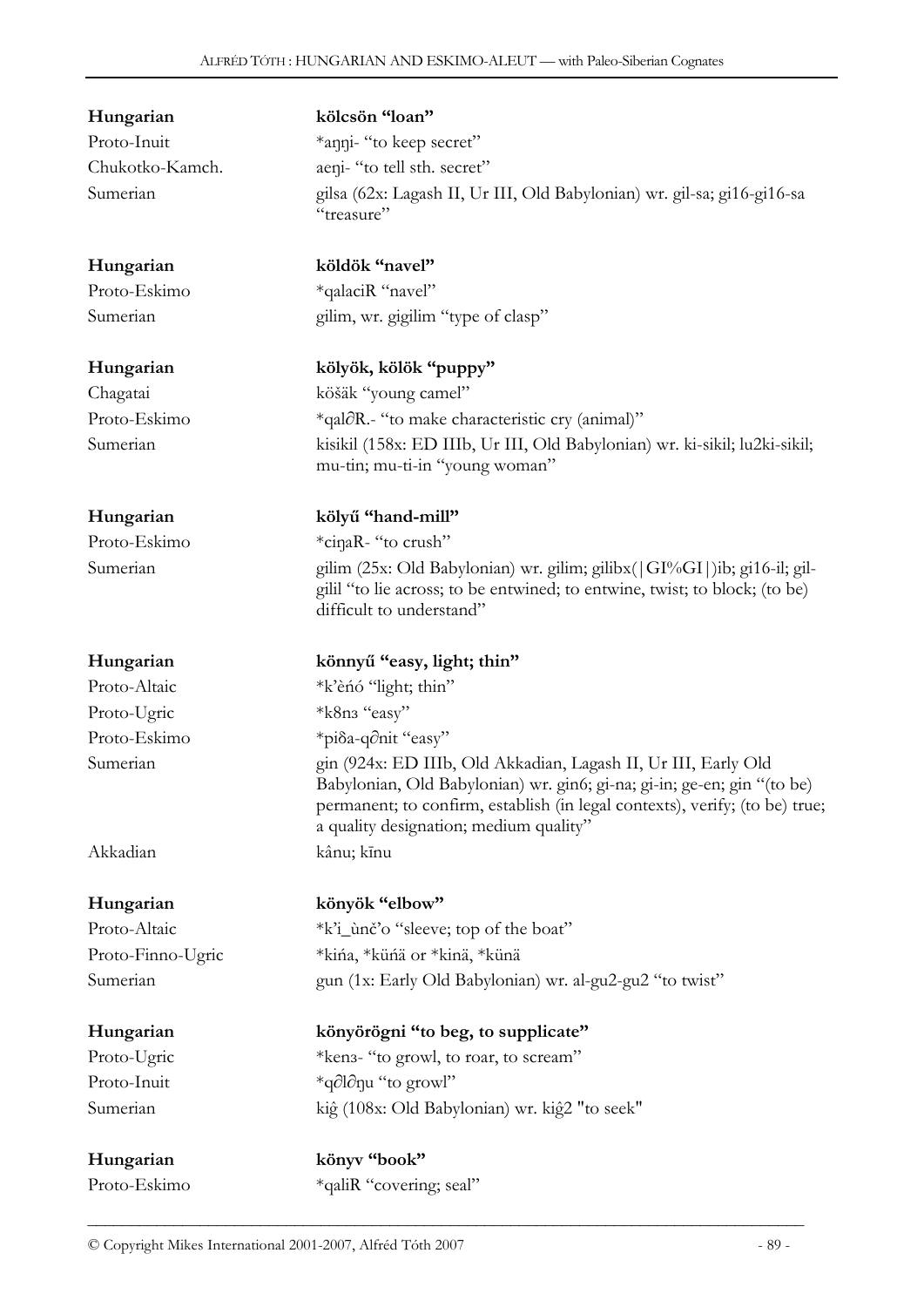| | |
|---|---|
| **Hungarian** | **kölcsön "loan"** |
| Proto-Inuit | *aŋŋi- "to keep secret" |
| Chukotko-Kamch. | aeŋi- "to tell sth. secret" |
| Sumerian | gilsa (62x: Lagash II, Ur III, Old Babylonian) wr. gil-sa; gi16-gi16-sa "treasure" |
| | |
| **Hungarian** | **köldök "navel"** |
| Proto-Eskimo | *qalaciR "navel" |
| Sumerian | gilim, wr. gigilim "type of clasp" |
| | |
| **Hungarian** | **kölyök, kölök "puppy"** |
| Chagatai | kösäk "young camel" |
| Proto-Eskimo | *qal∂R.- "to make characteristic cry (animal)" |
| Sumerian | kisikil (158x: ED IIIb, Ur III, Old Babylonian) wr. ki-sikil; lu2ki-sikil; mu-tin; mu-ti-in "young woman" |
| | |
| **Hungarian** | **kölyű "hand-mill"** |
| Proto-Eskimo | *ciŋaR- "to crush" |
| Sumerian | gilim (25x: Old Babylonian) wr. gilim; gilibx(\|GI%GI\|)ib; gi16-il; gil-gilil "to lie across; to be entwined; to entwine, twist; to block; (to be) difficult to understand" |
| | |
| **Hungarian** | **könnyű "easy, light; thin"** |
| Proto-Altaic | *k'èńó "light; thin" |
| Proto-Ugric | *k8nз "easy" |
| Proto-Eskimo | *piδa-q∂nit "easy" |
| Sumerian | gin (924x: ED IIIb, Old Akkadian, Lagash II, Ur III, Early Old Babylonian, Old Babylonian) wr. gin6; gi-na; gi-in; ge-en; gin "(to be) permanent; to confirm, establish (in legal contexts), verify; (to be) true; a quality designation; medium quality" |
| Akkadian | kânu; kīnu |
| | |
| **Hungarian** | **könyök "elbow"** |
| Proto-Altaic | *k'i_ùnč'o "sleeve; top of the boat" |
| Proto-Finno-Ugric | *kińa, *küńä or *kinä, *künä |
| Sumerian | gun (1x: Early Old Babylonian) wr. al-gu2-gu2 "to twist" |
| | |
| **Hungarian** | **könyörögni "to beg, to supplicate"** |
| Proto-Ugric | *kenз- "to growl, to roar, to scream" |
| Proto-Inuit | *q∂l∂ŋu "to growl" |
| Sumerian | kiĝ (108x: Old Babylonian) wr. kiĝ2 "to seek" |
| | |
| **Hungarian** | **könyv "book"** |
| Proto-Eskimo | *qaliR "covering; seal" |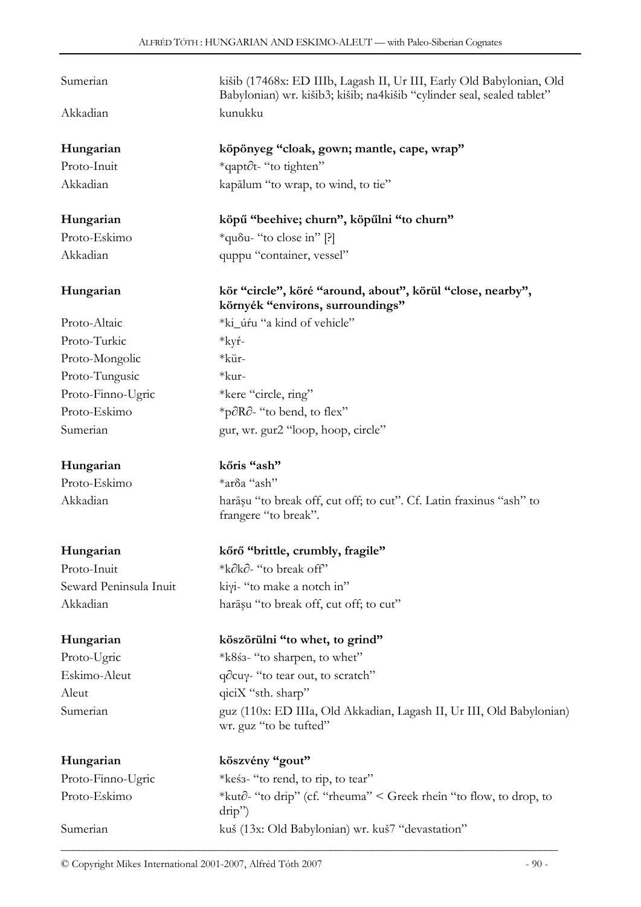| | |
|---|---|
| Sumerian | kišib (17468x: ED IIIb, Lagash II, Ur III, Early Old Babylonian, Old Babylonian) wr. kišib3; kišib; na4kišib "cylinder seal, sealed tablet" |
| Akkadian | kunukku |

| | |
|---|---|
| **Hungarian** | **köpönyeg "cloak, gown; mantle, cape, wrap"** |
| Proto-Inuit | *qapt∂t- "to tighten" |
| Akkadian | kapālum "to wrap, to wind, to tie" |

| | |
|---|---|
| **Hungarian** | **köpű "beehive; churn", köpűlni "to churn"** |
| Proto-Eskimo | *quδu- "to close in" [?] |
| Akkadian | quppu "container, vessel" |

| | |
|---|---|
| **Hungarian** | **kör "circle", köré "around, about", körül "close, nearby", környék "environs, surroundings"** |
| Proto-Altaic | *ki_úŕu "a kind of vehicle" |
| Proto-Turkic | *kyŕ- |
| Proto-Mongolic | *kür- |
| Proto-Tungusic | *kur- |
| Proto-Finno-Ugric | *kere "circle, ring" |
| Proto-Eskimo | *p∂R∂- "to bend, to flex" |
| Sumerian | gur, wr. gur2 "loop, hoop, circle" |

| | |
|---|---|
| **Hungarian** | **kőris "ash"** |
| Proto-Eskimo | *arδa "ash" |
| Akkadian | harāṣu "to break off, cut off; to cut". Cf. Latin fraxinus "ash" to frangere "to break". |

| | |
|---|---|
| **Hungarian** | **kőrő "brittle, crumbly, fragile"** |
| Proto-Inuit | *k∂k∂- "to break off" |
| Seward Peninsula Inuit | kiγi- "to make a notch in" |
| Akkadian | harāṣu "to break off, cut off; to cut" |

| | |
|---|---|
| **Hungarian** | **köszörülni "to whet, to grind"** |
| Proto-Ugric | *k8śз- "to sharpen, to whet" |
| Eskimo-Aleut | q∂cuγ- "to tear out, to scratch" |
| Aleut | qiciX "sth. sharp" |
| Sumerian | guz (110x: ED IIIa, Old Akkadian, Lagash II, Ur III, Old Babylonian) wr. guz "to be tufted" |

| | |
|---|---|
| **Hungarian** | **köszvény "gout"** |
| Proto-Finno-Ugric | *keśз- "to rend, to rip, to tear" |
| Proto-Eskimo | *kut∂- "to drip" (cf. "rheuma" < Greek rhein "to flow, to drop, to drip") |
| Sumerian | kuš (13x: Old Babylonian) wr. kuš7 "devastation" |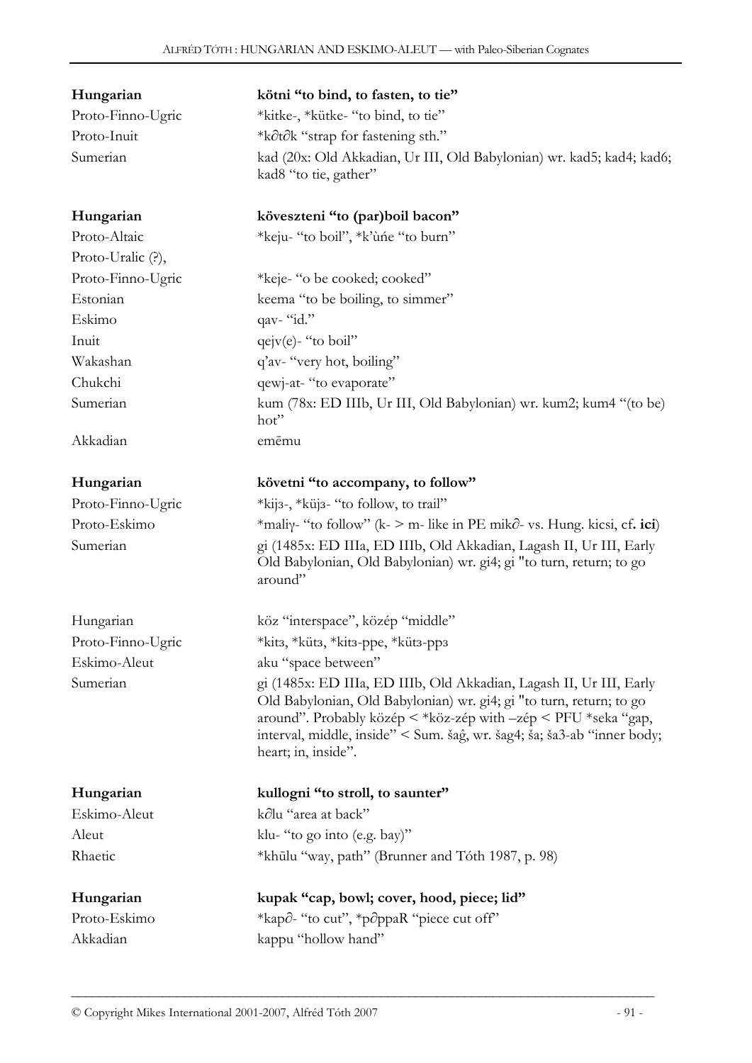| | |
|---|---|
| **Hungarian** | **kötni "to bind, to fasten, to tie"** |
| Proto-Finno-Ugric | *kitke-, *kütke- "to bind, to tie" |
| Proto-Inuit | *k∂t∂k "strap for fastening sth." |
| Sumerian | kad (20x: Old Akkadian, Ur III, Old Babylonian) wr. kad5; kad4; kad6; kad8 "to tie, gather" |
| | |
| **Hungarian** | **köveszteni "to (par)boil bacon"** |
| Proto-Altaic | *keju- "to boil", *k'ùńe "to burn" |
| Proto-Uralic (?), | |
| Proto-Finno-Ugric | *keje- "o be cooked; cooked" |
| Estonian | keema "to be boiling, to simmer" |
| Eskimo | qav- "id." |
| Inuit | qejv(e)- "to boil" |
| Wakashan | q'av- "very hot, boiling" |
| Chukchi | qewj-at- "to evaporate" |
| Sumerian | kum (78x: ED IIIb, Ur III, Old Babylonian) wr. kum2; kum4 "(to be) hot" |
| Akkadian | emēmu |
| | |
| **Hungarian** | **követni "to accompany, to follow"** |
| Proto-Finno-Ugric | *kijз-, *küjз- "to follow, to trail" |
| Proto-Eskimo | *maliγ- "to follow" (k- > m- like in PE mik∂- vs. Hung. kicsi, cf**. ici**) |
| Sumerian | gi (1485x: ED IIIa, ED IIIb, Old Akkadian, Lagash II, Ur III, Early Old Babylonian, Old Babylonian) wr. gi4; gi "to turn, return; to go around" |
| | |
| Hungarian | köz "interspace", közép "middle" |
| Proto-Finno-Ugric | *kitз, *kütз, *kitз-ppe, *kütз-ppз |
| Eskimo-Aleut | aku "space between" |
| Sumerian | gi (1485x: ED IIIa, ED IIIb, Old Akkadian, Lagash II, Ur III, Early Old Babylonian, Old Babylonian) wr. gi4; gi "to turn, return; to go around". Probably közép < *köz-zép with –zép < PFU *seka "gap, interval, middle, inside" < Sum. šaĝ, wr. šag4; ša; ša3-ab "inner body; heart; in, inside". |
| | |
| **Hungarian** | **kullogni "to stroll, to saunter"** |
| Eskimo-Aleut | k∂lu "area at back" |
| Aleut | klu- "to go into (e.g. bay)" |
| Rhaetic | *khūlu "way, path" (Brunner and Tóth 1987, p. 98) |
| | |
| **Hungarian** | **kupak "cap, bowl; cover, hood, piece; lid"** |
| Proto-Eskimo | *kap∂- "to cut", *p∂ppaR "piece cut off" |
| Akkadian | kappu "hollow hand" |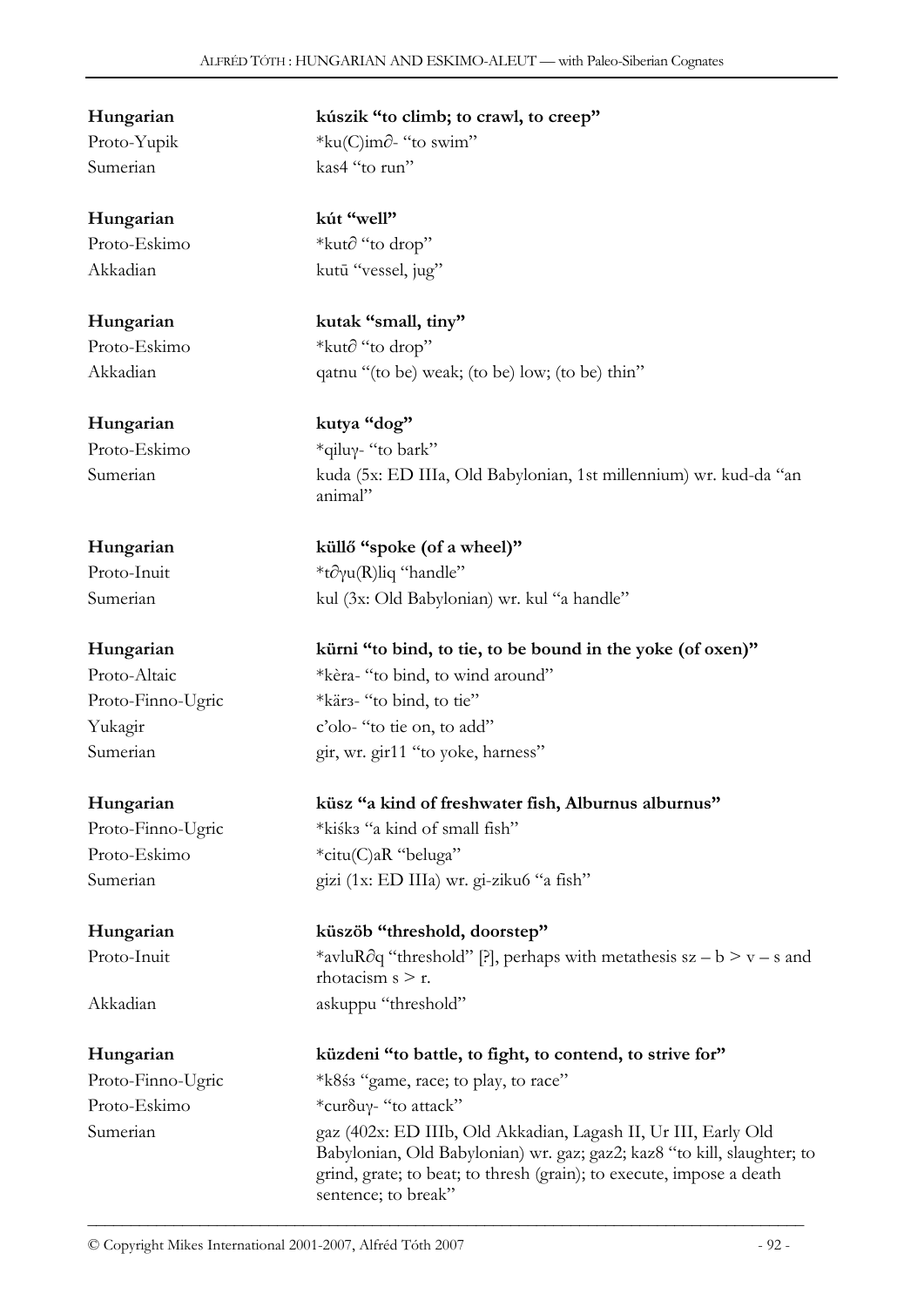**Hungarian** **kúszik "to climb; to crawl, to creep"**
Proto-Yupik *ku(C)im∂- "to swim"
Sumerian kas4 "to run"

**Hungarian** **kút "well"**
Proto-Eskimo *kut∂ "to drop"
Akkadian kutū "vessel, jug"

**Hungarian** **kutak "small, tiny"**
Proto-Eskimo *kut∂ "to drop"
Akkadian qatnu "(to be) weak; (to be) low; (to be) thin"

**Hungarian** **kutya "dog"**
Proto-Eskimo *qiluɣ- "to bark"
Sumerian kuda (5x: ED IIIa, Old Babylonian, 1st millennium) wr. kud-da "an animal"

**Hungarian** **küllő "spoke (of a wheel)"**
Proto-Inuit *t∂ɣu(R)liq "handle"
Sumerian kul (3x: Old Babylonian) wr. kul "a handle"

**Hungarian** **kürni "to bind, to tie, to be bound in the yoke (of oxen)"**
Proto-Altaic *kèra- "to bind, to wind around"
Proto-Finno-Ugric *kärз- "to bind, to tie"
Yukagir c'olo- "to tie on, to add"
Sumerian gir, wr. gir11 "to yoke, harness"

**Hungarian** **küsz "a kind of freshwater fish, Alburnus alburnus"**
Proto-Finno-Ugric *kiśkз "a kind of small fish"
Proto-Eskimo *citu(C)aR "beluga"
Sumerian gizi (1x: ED IIIa) wr. gi-ziku6 "a fish"

**Hungarian** **küszöb "threshold, doorstep"**
Proto-Inuit *avluR∂q "threshold" [?], perhaps with metathesis sz – b > v – s and rhotacism s > r.
Akkadian askuppu "threshold"

**Hungarian** **küzdeni "to battle, to fight, to contend, to strive for"**
Proto-Finno-Ugric *k8śз "game, race; to play, to race"
Proto-Eskimo *curδuɣ- "to attack"
Sumerian gaz (402x: ED IIIb, Old Akkadian, Lagash II, Ur III, Early Old Babylonian, Old Babylonian) wr. gaz; gaz2; kaz8 "to kill, slaughter; to grind, grate; to beat; to thresh (grain); to execute, impose a death sentence; to break"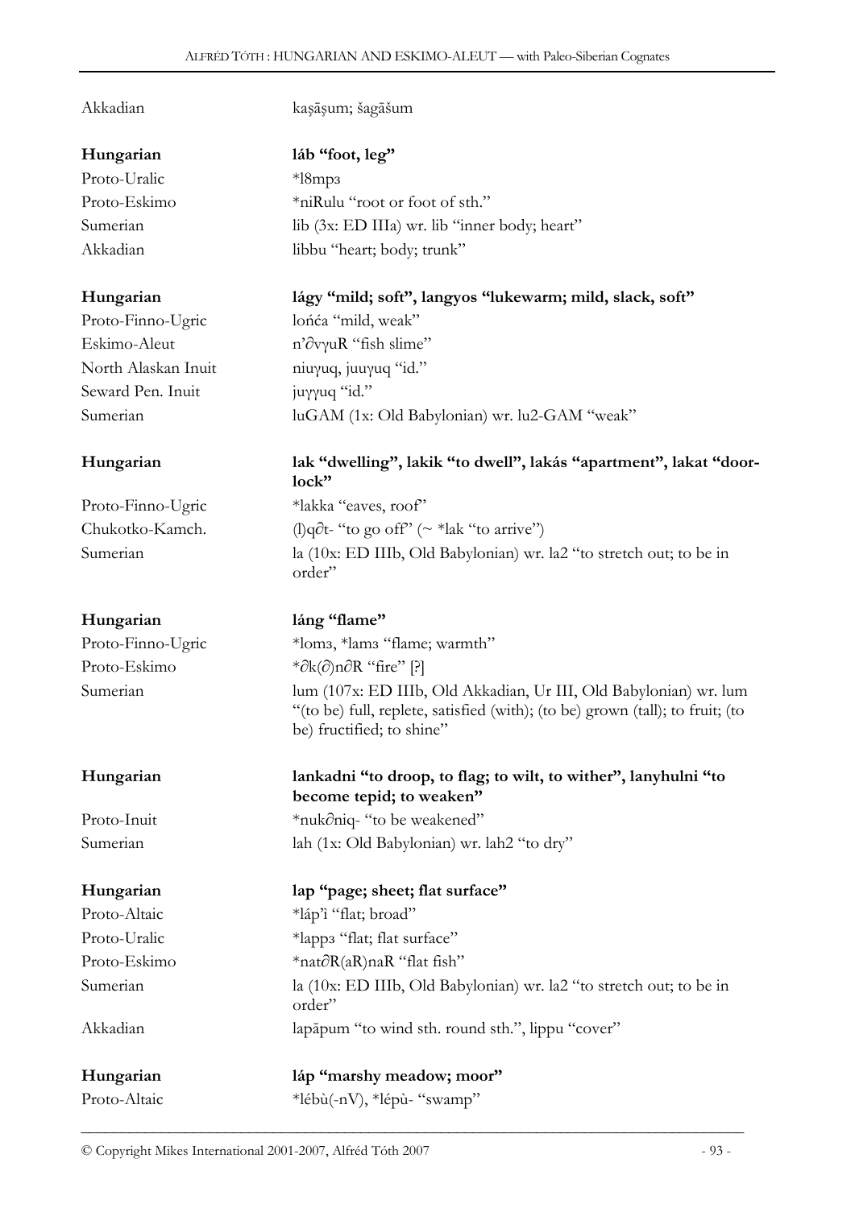| | |
|---|---|
| Akkadian | kaşāşum; šagāšum |
| **Hungarian** | **láb "foot, leg"** |
| Proto-Uralic | *l8mpз |
| Proto-Eskimo | *niRulu "root or foot of sth." |
| Sumerian | lib (3x: ED IIIa) wr. lib "inner body; heart" |
| Akkadian | libbu "heart; body; trunk" |
| **Hungarian** | **lágy "mild; soft", langyos "lukewarm; mild, slack, soft"** |
| Proto-Finno-Ugric | lońća "mild, weak" |
| Eskimo-Aleut | n'∂vγuR "fish slime" |
| North Alaskan Inuit | niuγuq, juuγuq "id." |
| Seward Pen. Inuit | juγγuq "id." |
| Sumerian | luGAM (1x: Old Babylonian) wr. lu2-GAM "weak" |
| **Hungarian** | **lak "dwelling", lakik "to dwell", lakás "apartment", lakat "door-lock"** |
| Proto-Finno-Ugric | *lakka "eaves, roof" |
| Chukotko-Kamch. | (l)q∂t- "to go off" (~ *lak "to arrive") |
| Sumerian | la (10x: ED IIIb, Old Babylonian) wr. la2 "to stretch out; to be in order" |
| **Hungarian** | **láng "flame"** |
| Proto-Finno-Ugric | *lomз, *lamз "flame; warmth" |
| Proto-Eskimo | *∂k(∂)n∂R "fire" [?] |
| Sumerian | lum (107x: ED IIIb, Old Akkadian, Ur III, Old Babylonian) wr. lum "(to be) full, replete, satisfied (with); (to be) grown (tall); to fruit; (to be) fructified; to shine" |
| **Hungarian** | **lankadni "to droop, to flag; to wilt, to wither", lanyhulni "to become tepid; to weaken"** |
| Proto-Inuit | *nuk∂niq- "to be weakened" |
| Sumerian | lah (1x: Old Babylonian) wr. lah2 "to dry" |
| **Hungarian** | **lap "page; sheet; flat surface"** |
| Proto-Altaic | *láp'ì "flat; broad" |
| Proto-Uralic | *lappз "flat; flat surface" |
| Proto-Eskimo | *nat∂R(aR)naR "flat fish" |
| Sumerian | la (10x: ED IIIb, Old Babylonian) wr. la2 "to stretch out; to be in order" |
| Akkadian | lapāpum "to wind sth. round sth.", lippu "cover" |
| **Hungarian** | **láp "marshy meadow; moor"** |
| Proto-Altaic | *lébù(-nV), *lépù- "swamp" |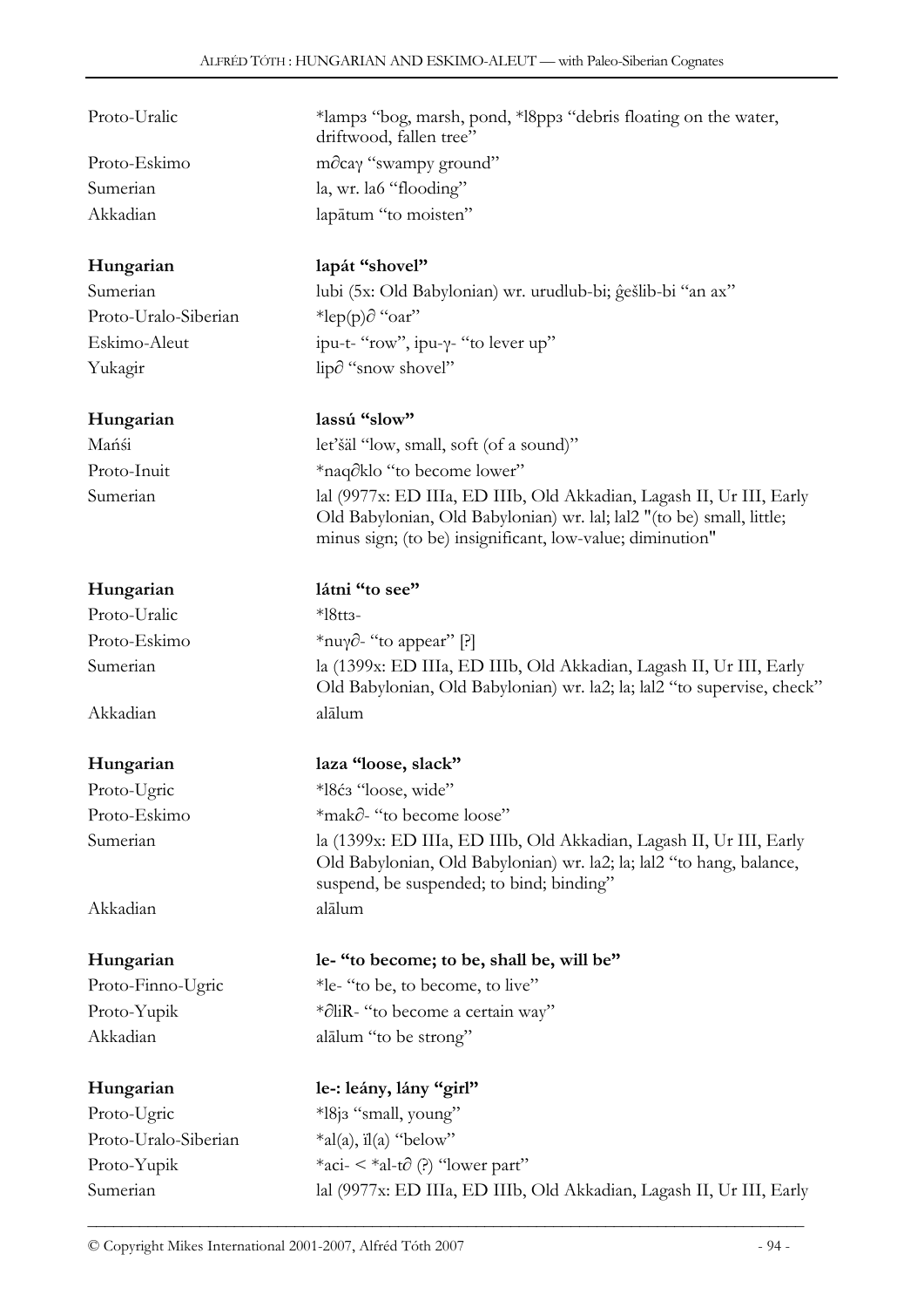| | |
|---|---|
| Proto-Uralic | *lampɜ "bog, marsh, pond, *l8ppɜ "debris floating on the water, driftwood, fallen tree" |
| Proto-Eskimo | m∂caγ "swampy ground" |
| Sumerian | la, wr. la6 "flooding" |
| Akkadian | lapātum "to moisten" |

| | |
|---|---|
| **Hungarian** | **lapát "shovel"** |
| Sumerian | lubi (5x: Old Babylonian) wr. urudlub-bi; ĝešlib-bi "an ax" |
| Proto-Uralo-Siberian | *lep(p)∂ "oar" |
| Eskimo-Aleut | ipu-t- "row", ipu-γ- "to lever up" |
| Yukagir | lip∂ "snow shovel" |

| | |
|---|---|
| **Hungarian** | **lassú "slow"** |
| Mańśi | let'šäl "low, small, soft (of a sound)" |
| Proto-Inuit | *naq∂klo "to become lower" |
| Sumerian | lal (9977x: ED IIIa, ED IIIb, Old Akkadian, Lagash II, Ur III, Early Old Babylonian, Old Babylonian) wr. lal; lal2 "(to be) small, little; minus sign; (to be) insignificant, low-value; diminution" |

| | |
|---|---|
| **Hungarian** | **látni "to see"** |
| Proto-Uralic | *l8ttɜ- |
| Proto-Eskimo | *nuγ∂- "to appear" [?] |
| Sumerian | la (1399x: ED IIIa, ED IIIb, Old Akkadian, Lagash II, Ur III, Early Old Babylonian, Old Babylonian) wr. la2; la; lal2 "to supervise, check" |
| Akkadian | alālum |

| | |
|---|---|
| **Hungarian** | **laza "loose, slack"** |
| Proto-Ugric | *l8ćɜ "loose, wide" |
| Proto-Eskimo | *mak∂- "to become loose" |
| Sumerian | la (1399x: ED IIIa, ED IIIb, Old Akkadian, Lagash II, Ur III, Early Old Babylonian, Old Babylonian) wr. la2; la; lal2 "to hang, balance, suspend, be suspended; to bind; binding" |
| Akkadian | alālum |

| | |
|---|---|
| **Hungarian** | **le- "to become; to be, shall be, will be"** |
| Proto-Finno-Ugric | *le- "to be, to become, to live" |
| Proto-Yupik | *∂liR- "to become a certain way" |
| Akkadian | alālum "to be strong" |

| | |
|---|---|
| **Hungarian** | **le-: leány, lány "girl"** |
| Proto-Ugric | *l8jɜ "small, young" |
| Proto-Uralo-Siberian | *al(a), ïl(a) "below" |
| Proto-Yupik | *aci- < *al-t∂ (?) "lower part" |
| Sumerian | lal (9977x: ED IIIa, ED IIIb, Old Akkadian, Lagash II, Ur III, Early |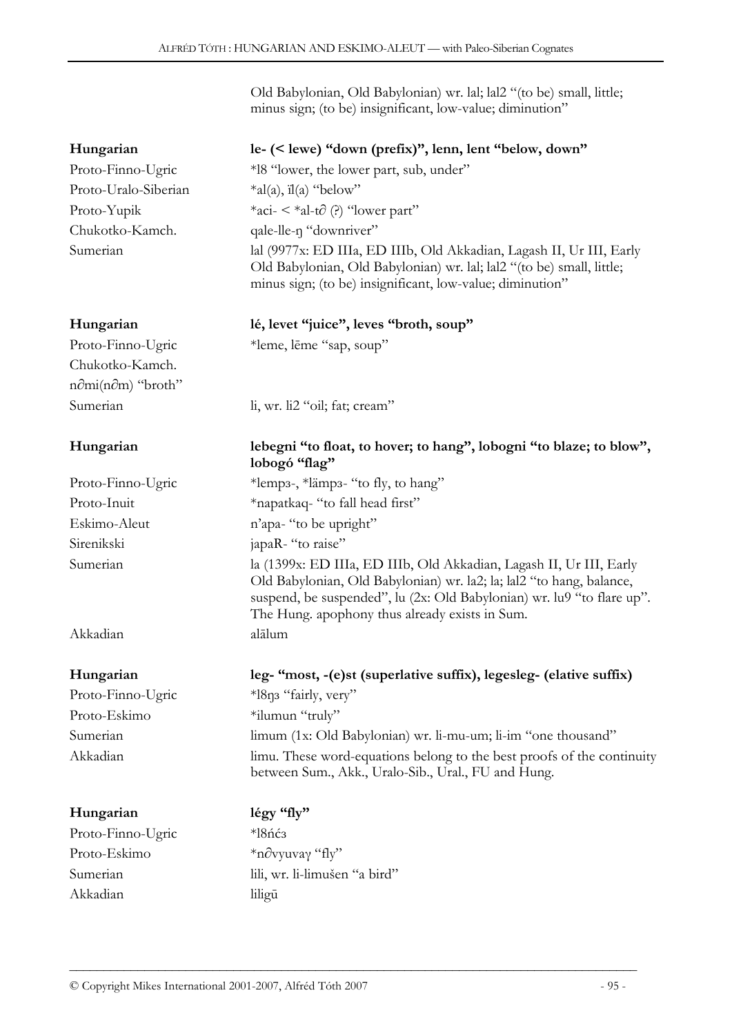Old Babylonian, Old Babylonian) wr. lal; lal2 "(to be) small, little; minus sign; (to be) insignificant, low-value; diminution"

| | |
|---|---|
| **Hungarian** | **le- (< lewe) "down (prefix)", lenn, lent "below, down"** |
| Proto-Finno-Ugric | *l8 "lower, the lower part, sub, under" |
| Proto-Uralo-Siberian | *al(a), ïl(a) "below" |
| Proto-Yupik | *aci- < *al-t∂ (?) "lower part" |
| Chukotko-Kamch. | qale-lle-ŋ "downriver" |
| Sumerian | lal (9977x: ED IIIa, ED IIIb, Old Akkadian, Lagash II, Ur III, Early Old Babylonian, Old Babylonian) wr. lal; lal2 "(to be) small, little; minus sign; (to be) insignificant, low-value; diminution" |

| | |
|---|---|
| **Hungarian** | **lé, levet "juice", leves "broth, soup"** |
| Proto-Finno-Ugric | *leme, lēme "sap, soup" |
| Chukotko-Kamch. | |
| n∂mi(n∂m) "broth" | |
| Sumerian | li, wr. li2 "oil; fat; cream" |

| | |
|---|---|
| **Hungarian** | **lebegni "to float, to hover; to hang", lobogni "to blaze; to blow", lobogó "flag"** |
| Proto-Finno-Ugric | *lempз-, *lämpз- "to fly, to hang" |
| Proto-Inuit | *napatkaq- "to fall head first" |
| Eskimo-Aleut | n'apa- "to be upright" |
| Sirenikski | japaR- "to raise" |
| Sumerian | la (1399x: ED IIIa, ED IIIb, Old Akkadian, Lagash II, Ur III, Early Old Babylonian, Old Babylonian) wr. la2; la; lal2 "to hang, balance, suspend, be suspended", lu (2x: Old Babylonian) wr. lu9 "to flare up". The Hung. apophony thus already exists in Sum. |
| Akkadian | alālum |

| | |
|---|---|
| **Hungarian** | **leg- "most, -(e)st (superlative suffix), legesleg- (elative suffix)** |
| Proto-Finno-Ugric | *l8ŋз "fairly, very" |
| Proto-Eskimo | *ilumun "truly" |
| Sumerian | limum (1x: Old Babylonian) wr. li-mu-um; li-im "one thousand" |
| Akkadian | limu. These word-equations belong to the best proofs of the continuity between Sum., Akk., Uralo-Sib., Ural., FU and Hung. |

| | |
|---|---|
| **Hungarian** | **légy "fly"** |
| Proto-Finno-Ugric | *l8ńćз |
| Proto-Eskimo | *n∂vyuvaγ "fly" |
| Sumerian | lili, wr. li-limušen "a bird" |
| Akkadian | liligū |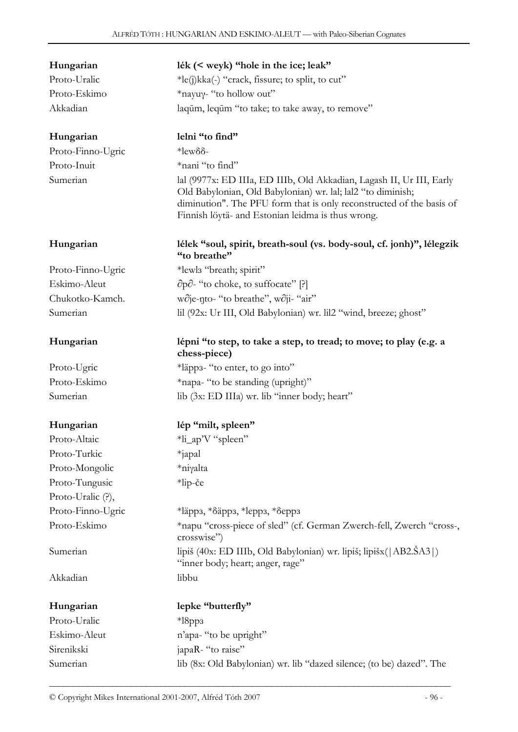| | |
|---|---|
| **Hungarian** | **lék (< weyk) "hole in the ice; leak"** |
| Proto-Uralic | *le(j)kka(-) "crack, fissure; to split, to cut" |
| Proto-Eskimo | *nayuγ- "to hollow out" |
| Akkadian | laqūm, leqūm "to take; to take away, to remove" |
| | |
| **Hungarian** | **lelni "to find"** |
| Proto-Finno-Ugric | *lewδδ- |
| Proto-Inuit | *nani "to find" |
| Sumerian | lal (9977x: ED IIIa, ED IIIb, Old Akkadian, Lagash II, Ur III, Early Old Babylonian, Old Babylonian) wr. lal; lal2 "to diminish; diminution". The PFU form that is only reconstructed of the basis of Finnish löytä- and Estonian leidma is thus wrong. |
| | |
| **Hungarian** | **lélek "soul, spirit, breath-soul (vs. body-soul, cf. jonh)", lélegzik "to breathe"** |
| Proto-Finno-Ugric | *lewlɜ "breath; spirit" |
| Eskimo-Aleut | ∂p∂- "to choke, to suffocate" [?] |
| Chukotko-Kamch. | w∂je-ŋto- "to breathe", w∂ji- "air" |
| Sumerian | lil (92x: Ur III, Old Babylonian) wr. lil2 "wind, breeze; ghost" |
| | |
| **Hungarian** | **lépni "to step, to take a step, to tread; to move; to play (e.g. a chess-piece)** |
| Proto-Ugric | *läppɜ- "to enter, to go into" |
| Proto-Eskimo | *napa- "to be standing (upright)" |
| Sumerian | lib (3x: ED IIIa) wr. lib "inner body; heart" |
| | |
| **Hungarian** | **lép "milt, spleen"** |
| Proto-Altaic | *li_ap'V "spleen" |
| Proto-Turkic | *japal |
| Proto-Mongolic | *niγalta |
| Proto-Tungusic | *lip-če |
| Proto-Uralic (?), | |
| Proto-Finno-Ugric | *läppɜ, *δäppɜ, *leppɜ, *δeppɜ |
| Proto-Eskimo | *napu "cross-piece of sled" (cf. German Zwerch-fell, Zwerch "cross-, crosswise") |
| Sumerian | lipiš (40x: ED IIIb, Old Babylonian) wr. lipiš; lipišx(\|AB2.ŠA3\|) "inner body; heart; anger, rage" |
| Akkadian | libbu |
| | |
| **Hungarian** | **lepke "butterfly"** |
| Proto-Uralic | *l8ppɜ |
| Eskimo-Aleut | n'apa- "to be upright" |
| Sirenikski | japaR- "to raise" |
| Sumerian | lib (8x: Old Babylonian) wr. lib "dazed silence; (to be) dazed". The |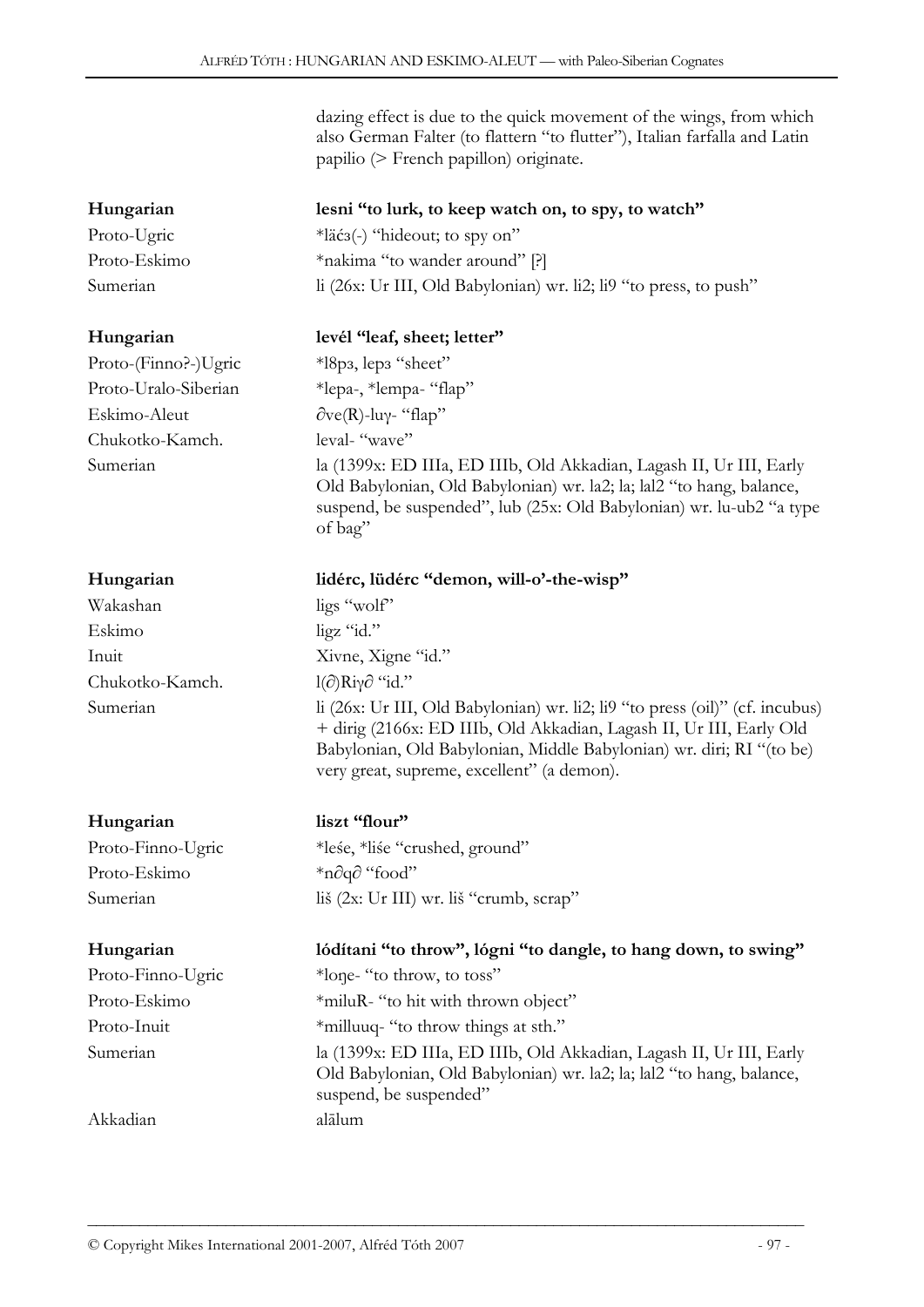dazing effect is due to the quick movement of the wings, from which also German Falter (to flattern "to flutter"), Italian farfalla and Latin papilio (> French papillon) originate.

| | |
|---|---|
| **Hungarian** | **lesni "to lurk, to keep watch on, to spy, to watch"** |
| Proto-Ugric | *läćз(-) "hideout; to spy on" |
| Proto-Eskimo | *nakima "to wander around" [?] |
| Sumerian | li (26x: Ur III, Old Babylonian) wr. li2; li9 "to press, to push" |

| | |
|---|---|
| **Hungarian** | **levél "leaf, sheet; letter"** |
| Proto-(Finno?-)Ugric | *l8pз, lepз "sheet" |
| Proto-Uralo-Siberian | *lepa-, *lempa- "flap" |
| Eskimo-Aleut | ∂ve(R)-luγ- "flap" |
| Chukotko-Kamch. | leval- "wave" |
| Sumerian | la (1399x: ED IIIa, ED IIIb, Old Akkadian, Lagash II, Ur III, Early Old Babylonian, Old Babylonian) wr. la2; la; lal2 "to hang, balance, suspend, be suspended", lub (25x: Old Babylonian) wr. lu-ub2 "a type of bag" |

| | |
|---|---|
| **Hungarian** | **lidérc, lüdérc "demon, will-o'-the-wisp"** |
| Wakashan | ligs "wolf" |
| Eskimo | ligz "id." |
| Inuit | Xivne, Xigne "id." |
| Chukotko-Kamch. | l(∂)Riγ∂ "id." |
| Sumerian | li (26x: Ur III, Old Babylonian) wr. li2; li9 "to press (oil)" (cf. incubus) + dirig (2166x: ED IIIb, Old Akkadian, Lagash II, Ur III, Early Old Babylonian, Old Babylonian, Middle Babylonian) wr. diri; RI "(to be) very great, supreme, excellent" (a demon). |

| | |
|---|---|
| **Hungarian** | **liszt "flour"** |
| Proto-Finno-Ugric | *leśe, *liśe "crushed, ground" |
| Proto-Eskimo | *n∂q∂ "food" |
| Sumerian | liš (2x: Ur III) wr. liš "crumb, scrap" |

| | |
|---|---|
| **Hungarian** | **lódítani "to throw", lógni "to dangle, to hang down, to swing"** |
| Proto-Finno-Ugric | *loŋe- "to throw, to toss" |
| Proto-Eskimo | *miluR- "to hit with thrown object" |
| Proto-Inuit | *milluuq- "to throw things at sth." |
| Sumerian | la (1399x: ED IIIa, ED IIIb, Old Akkadian, Lagash II, Ur III, Early Old Babylonian, Old Babylonian) wr. la2; la; lal2 "to hang, balance, suspend, be suspended" |
| Akkadian | alālum |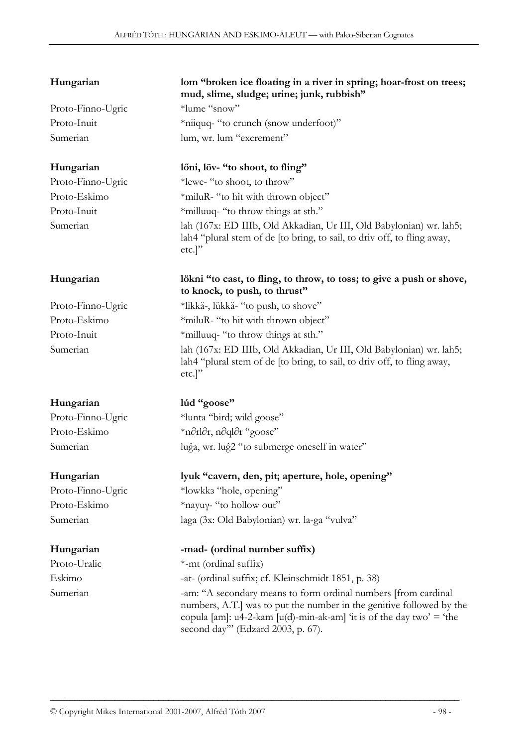| | |
|---|---|
| **Hungarian** | **lom "broken ice floating in a river in spring; hoar-frost on trees; mud, slime, sludge; urine; junk, rubbish"** |
| Proto-Finno-Ugric | *lume "snow" |
| Proto-Inuit | *niiquq- "to crunch (snow underfoot)" |
| Sumerian | lum, wr. lum "excrement" |
| | |
| **Hungarian** | **lőni, löv- "to shoot, to fling"** |
| Proto-Finno-Ugric | *lewe- "to shoot, to throw" |
| Proto-Eskimo | *miluR- "to hit with thrown object" |
| Proto-Inuit | *milluuq- "to throw things at sth." |
| Sumerian | lah (167x: ED IIIb, Old Akkadian, Ur III, Old Babylonian) wr. lah5; lah4 "plural stem of de [to bring, to sail, to driv off, to fling away, etc.]" |
| | |
| **Hungarian** | **lökni "to cast, to fling, to throw, to toss; to give a push or shove, to knock, to push, to thrust"** |
| Proto-Finno-Ugric | *likkä-, lükkä- "to push, to shove" |
| Proto-Eskimo | *miluR- "to hit with thrown object" |
| Proto-Inuit | *milluuq- "to throw things at sth." |
| Sumerian | lah (167x: ED IIIb, Old Akkadian, Ur III, Old Babylonian) wr. lah5; lah4 "plural stem of de [to bring, to sail, to driv off, to fling away, etc.]" |
| | |
| **Hungarian** | **lúd "goose"** |
| Proto-Finno-Ugric | *lunta "bird; wild goose" |
| Proto-Eskimo | *n∂rl∂r, n∂ql∂r "goose" |
| Sumerian | luĝa, wr. luĝ2 "to submerge oneself in water" |
| | |
| **Hungarian** | **lyuk "cavern, den, pit; aperture, hole, opening"** |
| Proto-Finno-Ugric | *lowkkз "hole, opening" |
| Proto-Eskimo | *nayuγ- "to hollow out" |
| Sumerian | laga (3x: Old Babylonian) wr. la-ga "vulva" |
| | |
| **Hungarian** | **-mad- (ordinal number suffix)** |
| Proto-Uralic | *-mt (ordinal suffix) |
| Eskimo | -at- (ordinal suffix; cf. Kleinschmidt 1851, p. 38) |
| Sumerian | -am: "A secondary means to form ordinal numbers [from cardinal numbers, A.T.] was to put the number in the genitive followed by the copula [am]: u4-2-kam [u(d)-min-ak-am] 'it is of the day two' = 'the second day'" (Edzard 2003, p. 67). |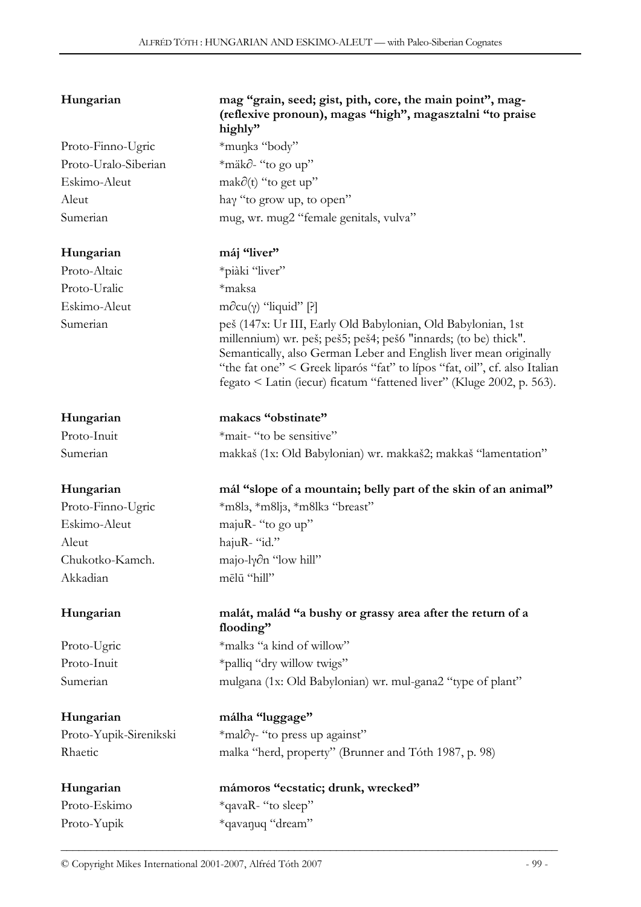| | |
|---|---|
| **Hungarian** | **mag "grain, seed; gist, pith, core, the main point", mag- (reflexive pronoun), magas "high", magasztalni "to praise highly"** |
| Proto-Finno-Ugric | *muŋkз "body" |
| Proto-Uralo-Siberian | *mäk∂- "to go up" |
| Eskimo-Aleut | mak∂(t) "to get up" |
| Aleut | haγ "to grow up, to open" |
| Sumerian | mug, wr. mug2 "female genitals, vulva" |

| | |
|---|---|
| **Hungarian** | **máj "liver"** |
| Proto-Altaic | *piàki "liver" |
| Proto-Uralic | *maksa |
| Eskimo-Aleut | m∂cu(γ) "liquid" [?] |
| Sumerian | peš (147x: Ur III, Early Old Babylonian, Old Babylonian, 1st millennium) wr. peš; peš5; peš4; peš6 "innards; (to be) thick". Semantically, also German Leber and English liver mean originally "the fat one" < Greek liparós "fat" to lípos "fat, oil", cf. also Italian fegato < Latin (iecur) ficatum "fattened liver" (Kluge 2002, p. 563). |

| | |
|---|---|
| **Hungarian** | **makacs "obstinate"** |
| Proto-Inuit | *mait- "to be sensitive" |
| Sumerian | makkaš (1x: Old Babylonian) wr. makkaš2; makkaš "lamentation" |

| | |
|---|---|
| **Hungarian** | **mál "slope of a mountain; belly part of the skin of an animal"** |
| Proto-Finno-Ugric | *m8lз, *m8ljз, *m8lkз "breast" |
| Eskimo-Aleut | majuR- "to go up" |
| Aleut | hajuR- "id." |
| Chukotko-Kamch. | majo-lγ∂n "low hill" |
| Akkadian | mēlū "hill" |

| | |
|---|---|
| **Hungarian** | **malát, malád "a bushy or grassy area after the return of a flooding"** |
| Proto-Ugric | *malkз "a kind of willow" |
| Proto-Inuit | *palliq "dry willow twigs" |
| Sumerian | mulgana (1x: Old Babylonian) wr. mul-gana2 "type of plant" |

| | |
|---|---|
| **Hungarian** | **málha "luggage"** |
| Proto-Yupik-Sirenikski | *mal∂γ- "to press up against" |
| Rhaetic | malka "herd, property" (Brunner and Tóth 1987, p. 98) |

| | |
|---|---|
| **Hungarian** | **mámoros "ecstatic; drunk, wrecked"** |
| Proto-Eskimo | *qavaR- "to sleep" |
| Proto-Yupik | *qavaŋuq "dream" |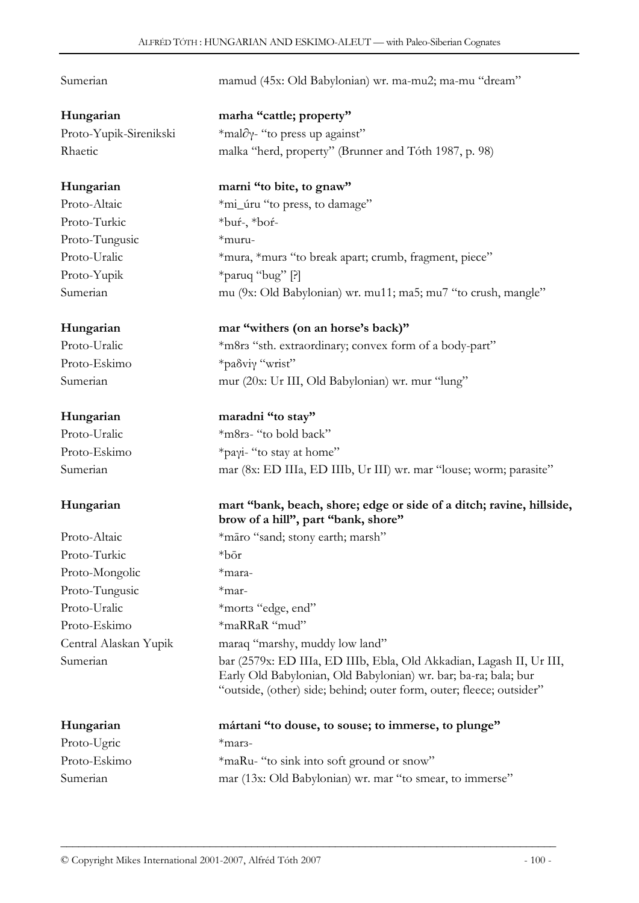| | |
|---|---|
| Sumerian | mamud (45x: Old Babylonian) wr. ma-mu2; ma-mu "dream" |

| | |
|---|---|
| **Hungarian** | **marha "cattle; property"** |
| Proto-Yupik-Sirenikski | *mal∂γ- "to press up against" |
| Rhaetic | malka "herd, property" (Brunner and Tóth 1987, p. 98) |

| | |
|---|---|
| **Hungarian** | **marni "to bite, to gnaw"** |
| Proto-Altaic | *mi_úru "to press, to damage" |
| Proto-Turkic | *buŕ-, *boŕ- |
| Proto-Tungusic | *muru- |
| Proto-Uralic | *mura, *murз "to break apart; crumb, fragment, piece" |
| Proto-Yupik | *paruq "bug" [?] |
| Sumerian | mu (9x: Old Babylonian) wr. mu11; ma5; mu7 "to crush, mangle" |

| | |
|---|---|
| **Hungarian** | **mar "withers (on an horse's back)"** |
| Proto-Uralic | *m8rз "sth. extraordinary; convex form of a body-part" |
| Proto-Eskimo | *paδviγ "wrist" |
| Sumerian | mur (20x: Ur III, Old Babylonian) wr. mur "lung" |

| | |
|---|---|
| **Hungarian** | **maradni "to stay"** |
| Proto-Uralic | *m8rз- "to bold back" |
| Proto-Eskimo | *paγi- "to stay at home" |
| Sumerian | mar (8x: ED IIIa, ED IIIb, Ur III) wr. mar "louse; worm; parasite" |

| | |
|---|---|
| **Hungarian** | **mart "bank, beach, shore; edge or side of a ditch; ravine, hillside, brow of a hill", part "bank, shore"** |
| Proto-Altaic | *māro "sand; stony earth; marsh" |
| Proto-Turkic | *bōr |
| Proto-Mongolic | *mara- |
| Proto-Tungusic | *mar- |
| Proto-Uralic | *mortз "edge, end" |
| Proto-Eskimo | *maRRaR "mud" |
| Central Alaskan Yupik | maraq "marshy, muddy low land" |
| Sumerian | bar (2579x: ED IIIa, ED IIIb, Ebla, Old Akkadian, Lagash II, Ur III, Early Old Babylonian, Old Babylonian) wr. bar; ba-ra; bala; bur "outside, (other) side; behind; outer form, outer; fleece; outsider" |

| | |
|---|---|
| **Hungarian** | **mártani "to douse, to souse; to immerse, to plunge"** |
| Proto-Ugric | *marз- |
| Proto-Eskimo | *maRu- "to sink into soft ground or snow" |
| Sumerian | mar (13x: Old Babylonian) wr. mar "to smear, to immerse" |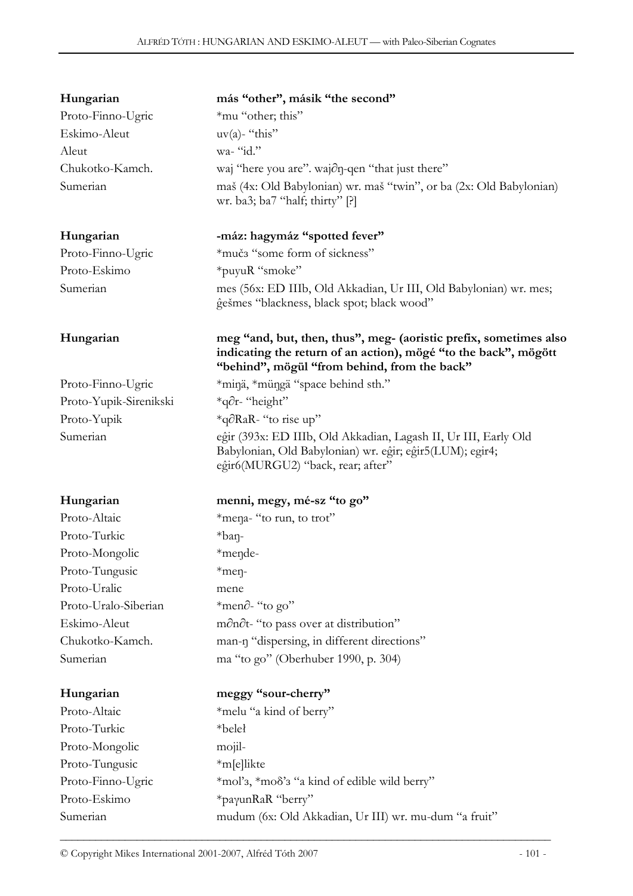| | |
|---|---|
| **Hungarian** | **más "other", másik "the second"** |
| Proto-Finno-Ugric | *mu "other; this" |
| Eskimo-Aleut | uv(a)- "this" |
| Aleut | wa- "id." |
| Chukotko-Kamch. | waj "here you are". wajəŋ-qen "that just there" |
| Sumerian | maš (4x: Old Babylonian) wr. maš "twin", or ba (2x: Old Babylonian) wr. ba3; ba7 "half; thirty" [?] |

| | |
|---|---|
| **Hungarian** | **-máz: hagymáz "spotted fever"** |
| Proto-Finno-Ugric | *mučз "some form of sickness" |
| Proto-Eskimo | *puyuR "smoke" |
| Sumerian | mes (56x: ED IIIb, Old Akkadian, Ur III, Old Babylonian) wr. mes; ĝešmes "blackness, black spot; black wood" |

| | |
|---|---|
| **Hungarian** | **meg "and, but, then, thus", meg- (aoristic prefix, sometimes also indicating the return of an action), mögé "to the back", mögött "behind", mögül "from behind, from the back"** |
| Proto-Finno-Ugric | *miŋä, *müŋgä "space behind sth." |
| Proto-Yupik-Sirenikski | *qər- "height" |
| Proto-Yupik | *qəRaR- "to rise up" |
| Sumerian | eĝir (393x: ED IIIb, Old Akkadian, Lagash II, Ur III, Early Old Babylonian, Old Babylonian) wr. eĝir; eĝir5(LUM); egir4; eĝir6(MURGU2) "back, rear; after" |

| | |
|---|---|
| **Hungarian** | **menni, megy, mé-sz "to go"** |
| Proto-Altaic | *meŋa- "to run, to trot" |
| Proto-Turkic | *baŋ- |
| Proto-Mongolic | *meŋde- |
| Proto-Tungusic | *meŋ- |
| Proto-Uralic | mene |
| Proto-Uralo-Siberian | *menə- "to go" |
| Eskimo-Aleut | mənət- "to pass over at distribution" |
| Chukotko-Kamch. | man-ŋ "dispersing, in different directions" |
| Sumerian | ma "to go" (Oberhuber 1990, p. 304) |

| | |
|---|---|
| **Hungarian** | **meggy "sour-cherry"** |
| Proto-Altaic | *melu "a kind of berry" |
| Proto-Turkic | *beleł |
| Proto-Mongolic | mojil- |
| Proto-Tungusic | *m[e]likte |
| Proto-Finno-Ugric | *mol'з, *moδ'з "a kind of edible wild berry" |
| Proto-Eskimo | *paγunRaR "berry" |
| Sumerian | mudum (6x: Old Akkadian, Ur III) wr. mu-dum "a fruit" |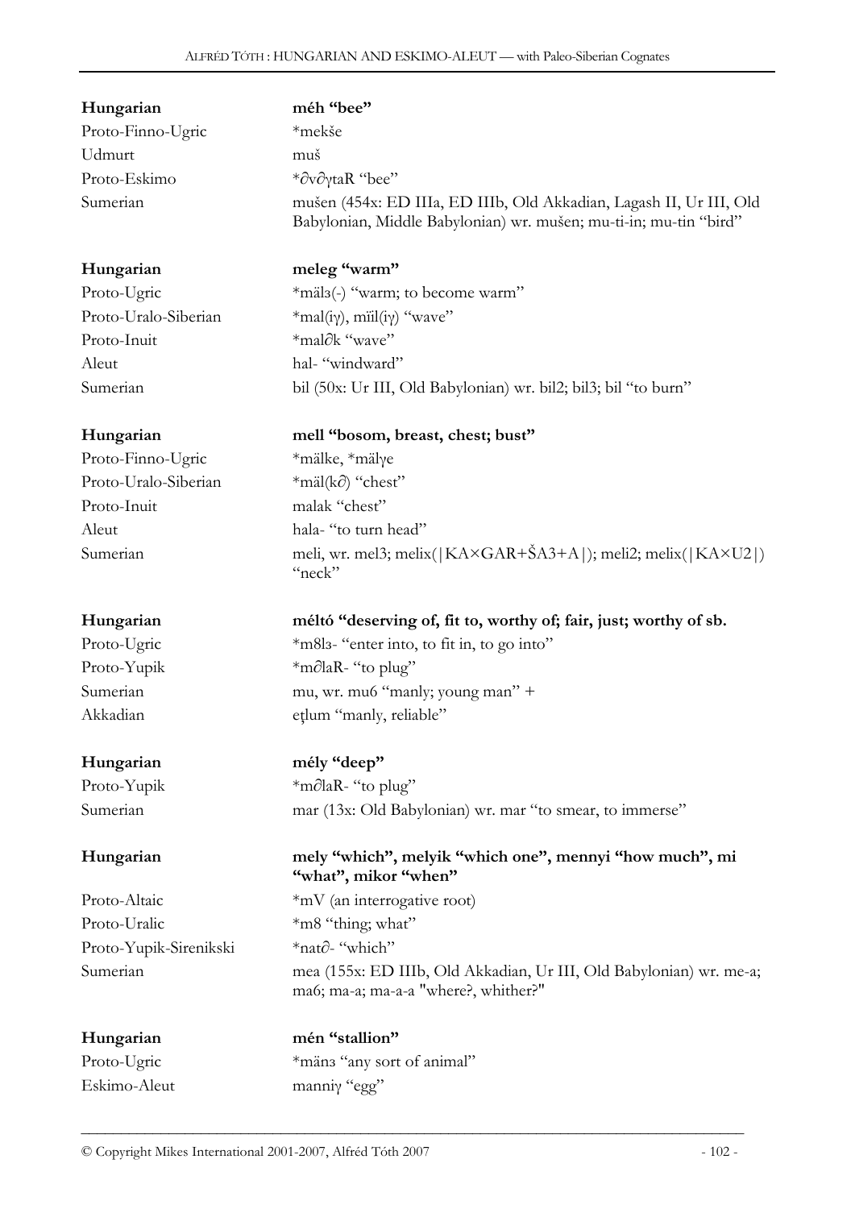| | |
|---|---|
| **Hungarian** | **méh "bee"** |
| Proto-Finno-Ugric | *mekše |
| Udmurt | muš |
| Proto-Eskimo | *∂v∂γtaR "bee" |
| Sumerian | mušen (454x: ED IIIa, ED IIIb, Old Akkadian, Lagash II, Ur III, Old Babylonian, Middle Babylonian) wr. mušen; mu-ti-in; mu-tin "bird" |

| | |
|---|---|
| **Hungarian** | **meleg "warm"** |
| Proto-Ugric | *mälз(-) "warm; to become warm" |
| Proto-Uralo-Siberian | *mal(iγ), mïil(iγ) "wave" |
| Proto-Inuit | *mal∂k "wave" |
| Aleut | hal- "windward" |
| Sumerian | bil (50x: Ur III, Old Babylonian) wr. bil2; bil3; bil "to burn" |

| | |
|---|---|
| **Hungarian** | **mell "bosom, breast, chest; bust"** |
| Proto-Finno-Ugric | *mälke, *mälγe |
| Proto-Uralo-Siberian | *mäl(k∂) "chest" |
| Proto-Inuit | malak "chest" |
| Aleut | hala- "to turn head" |
| Sumerian | meli, wr. mel3; melix(\|KA×GAR+ŠA3+A\|); meli2; melix(\|KA×U2\|) "neck" |

| | |
|---|---|
| **Hungarian** | **méltó "deserving of, fit to, worthy of; fair, just; worthy of sb.** |
| Proto-Ugric | *m8lз- "enter into, to fit in, to go into" |
| Proto-Yupik | *m∂laR- "to plug" |
| Sumerian | mu, wr. mu6 "manly; young man" + |
| Akkadian | eṭlum "manly, reliable" |

| | |
|---|---|
| **Hungarian** | **mély "deep"** |
| Proto-Yupik | *m∂laR- "to plug" |
| Sumerian | mar (13x: Old Babylonian) wr. mar "to smear, to immerse" |

| | |
|---|---|
| **Hungarian** | **mely "which", melyik "which one", mennyi "how much", mi "what", mikor "when"** |
| Proto-Altaic | *mV (an interrogative root) |
| Proto-Uralic | *m8 "thing; what" |
| Proto-Yupik-Sirenikski | *nat∂- "which" |
| Sumerian | mea (155x: ED IIIb, Old Akkadian, Ur III, Old Babylonian) wr. me-a; ma6; ma-a; ma-a-a "where?, whither?" |

| | |
|---|---|
| **Hungarian** | **mén "stallion"** |
| Proto-Ugric | *mänз "any sort of animal" |
| Eskimo-Aleut | manniγ "egg" |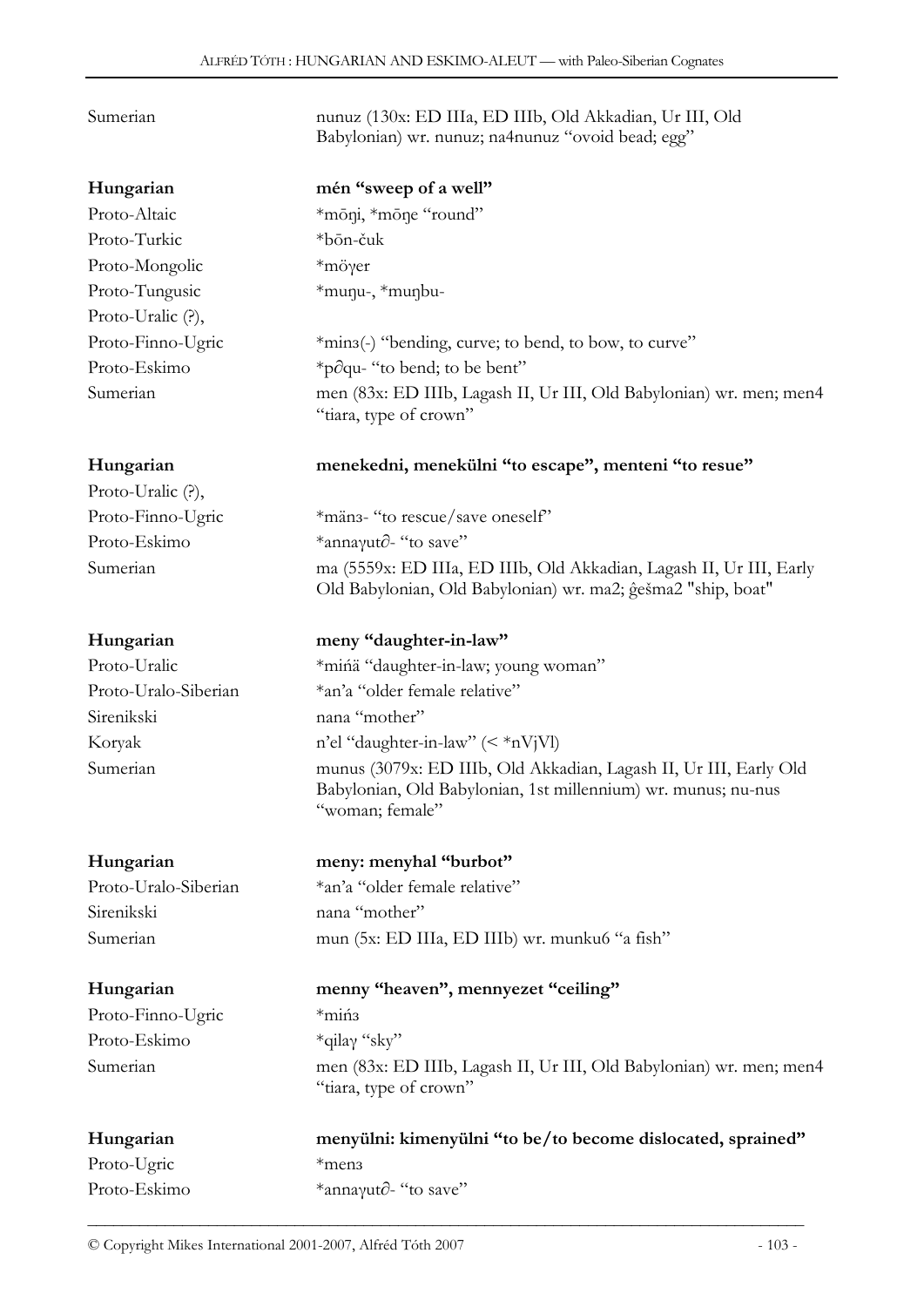| | |
|---|---|
| Sumerian | nunuz (130x: ED IIIa, ED IIIb, Old Akkadian, Ur III, Old Babylonian) wr. nunuz; na4nunuz "ovoid bead; egg" |
| | |
| **Hungarian** | **mén "sweep of a well"** |
| Proto-Altaic | *mōŋi, *mōŋe "round" |
| Proto-Turkic | *bōn-čuk |
| Proto-Mongolic | *möγer |
| Proto-Tungusic | *muŋu-, *muŋbu- |
| Proto-Uralic (?), | |
| Proto-Finno-Ugric | *minз(-) "bending, curve; to bend, to bow, to curve" |
| Proto-Eskimo | *p∂qu- "to bend; to be bent" |
| Sumerian | men (83x: ED IIIb, Lagash II, Ur III, Old Babylonian) wr. men; men4 "tiara, type of crown" |
| | |
| **Hungarian** | **menekedni, menekülni "to escape", menteni "to resue"** |
| Proto-Uralic (?), | |
| Proto-Finno-Ugric | *mänз- "to rescue/save oneself" |
| Proto-Eskimo | *annaγut∂- "to save" |
| Sumerian | ma (5559x: ED IIIa, ED IIIb, Old Akkadian, Lagash II, Ur III, Early Old Babylonian, Old Babylonian) wr. ma2; ĝešma2 "ship, boat" |
| | |
| **Hungarian** | **meny "daughter-in-law"** |
| Proto-Uralic | *mińä "daughter-in-law; young woman" |
| Proto-Uralo-Siberian | *an'a "older female relative" |
| Sirenikski | nana "mother" |
| Koryak | n'el "daughter-in-law" (< *nVjVl) |
| Sumerian | munus (3079x: ED IIIb, Old Akkadian, Lagash II, Ur III, Early Old Babylonian, Old Babylonian, 1st millennium) wr. munus; nu-nus "woman; female" |
| | |
| **Hungarian** | **meny: menyhal "burbot"** |
| Proto-Uralo-Siberian | *an'a "older female relative" |
| Sirenikski | nana "mother" |
| Sumerian | mun (5x: ED IIIa, ED IIIb) wr. munku6 "a fish" |
| | |
| **Hungarian** | **menny "heaven", mennyezet "ceiling"** |
| Proto-Finno-Ugric | *mińз |
| Proto-Eskimo | *qilaγ "sky" |
| Sumerian | men (83x: ED IIIb, Lagash II, Ur III, Old Babylonian) wr. men; men4 "tiara, type of crown" |
| | |
| **Hungarian** | **menyülni: kimenyülni "to be/to become dislocated, sprained"** |
| Proto-Ugric | *menз |
| Proto-Eskimo | *annaγut∂- "to save" |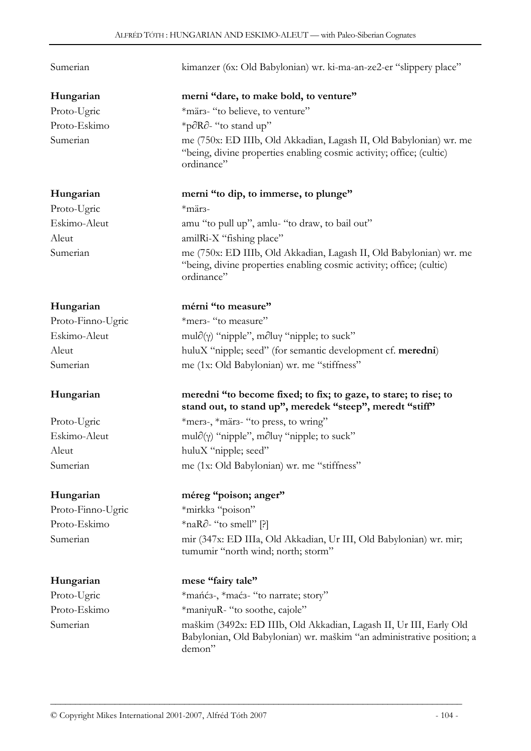| | |
|---|---|
| Sumerian | kimanzer (6x: Old Babylonian) wr. ki-ma-an-ze2-er "slippery place" |
| **Hungarian** | **merni "dare, to make bold, to venture"** |
| Proto-Ugric | *märɜ- "to believe, to venture" |
| Proto-Eskimo | *p∂R∂- "to stand up" |
| Sumerian | me (750x: ED IIIb, Old Akkadian, Lagash II, Old Babylonian) wr. me "being, divine properties enabling cosmic activity; office; (cultic) ordinance" |
| **Hungarian** | **merni "to dip, to immerse, to plunge"** |
| Proto-Ugric | *märɜ- |
| Eskimo-Aleut | amu "to pull up", amlu- "to draw, to bail out" |
| Aleut | amilRi-X "fishing place" |
| Sumerian | me (750x: ED IIIb, Old Akkadian, Lagash II, Old Babylonian) wr. me "being, divine properties enabling cosmic activity; office; (cultic) ordinance" |
| **Hungarian** | **mérni "to measure"** |
| Proto-Finno-Ugric | *merɜ- "to measure" |
| Eskimo-Aleut | mul∂(γ) "nipple", m∂luγ "nipple; to suck" |
| Aleut | huluX "nipple; seed" (for semantic development cf. **meredni**) |
| Sumerian | me (1x: Old Babylonian) wr. me "stiffness" |
| **Hungarian** | **meredni "to become fixed; to fix; to gaze, to stare; to rise; to stand out, to stand up", meredek "steep", meredt "stiff"** |
| Proto-Ugric | *merɜ-, *märɜ- "to press, to wring" |
| Eskimo-Aleut | mul∂(γ) "nipple", m∂luγ "nipple; to suck" |
| Aleut | huluX "nipple; seed" |
| Sumerian | me (1x: Old Babylonian) wr. me "stiffness" |
| **Hungarian** | **méreg "poison; anger"** |
| Proto-Finno-Ugric | *mirkkɜ "poison" |
| Proto-Eskimo | *naR∂- "to smell" [?] |
| Sumerian | mir (347x: ED IIIa, Old Akkadian, Ur III, Old Babylonian) wr. mir; tumumir "north wind; north; storm" |
| **Hungarian** | **mese "fairy tale"** |
| Proto-Ugric | *mańćɜ-, *maćɜ- "to narrate; story" |
| Proto-Eskimo | *maniγuR- "to soothe, cajole" |
| Sumerian | maškim (3492x: ED IIIb, Old Akkadian, Lagash II, Ur III, Early Old Babylonian, Old Babylonian) wr. maškim "an administrative position; a demon" |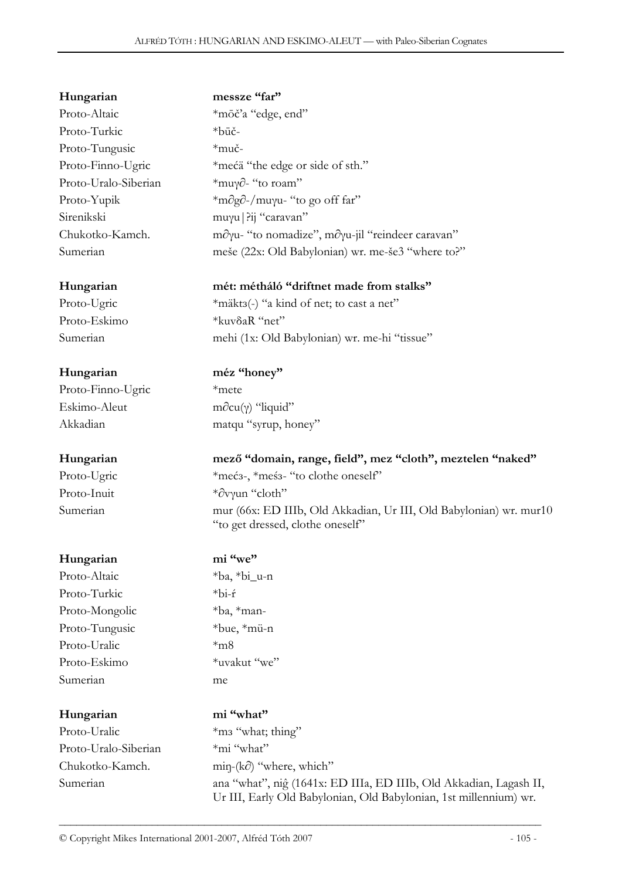**Hungarian** **messze "far"**
Proto-Altaic *mōč'a "edge, end"
Proto-Turkic *būč-
Proto-Tungusic *muč-
Proto-Finno-Ugric *mećä "the edge or side of sth."
Proto-Uralo-Siberian *muγ∂- "to roam"
Proto-Yupik *m∂g∂-/muγu- "to go off far"
Sirenikski muγu|ʔij "caravan"
Chukotko-Kamch. m∂γu- "to nomadize", m∂γu-jil "reindeer caravan"
Sumerian meše (22x: Old Babylonian) wr. me-še3 "where to?"

**Hungarian** **mét: métháló "driftnet made from stalks"**
Proto-Ugric *mäktз(-) "a kind of net; to cast a net"
Proto-Eskimo *kuvδaR "net"
Sumerian mehi (1x: Old Babylonian) wr. me-hi "tissue"

**Hungarian** **méz "honey"**
Proto-Finno-Ugric *mete
Eskimo-Aleut m∂cu(γ) "liquid"
Akkadian matqu "syrup, honey"

**Hungarian** **mező "domain, range, field", mez "cloth", meztelen "naked"**
Proto-Ugric *mećз-, *meśз- "to clothe oneself"
Proto-Inuit *∂vγun "cloth"
Sumerian mur (66x: ED IIIb, Old Akkadian, Ur III, Old Babylonian) wr. mur10 "to get dressed, clothe oneself"

**Hungarian** **mi "we"**
Proto-Altaic *ba, *bi_u-n
Proto-Turkic *bi-ŕ
Proto-Mongolic *ba, *man-
Proto-Tungusic *bue, *mü-n
Proto-Uralic *m8
Proto-Eskimo *uvakut "we"
Sumerian me

**Hungarian** **mi "what"**
Proto-Uralic *mз "what; thing"
Proto-Uralo-Siberian *mi "what"
Chukotko-Kamch. miŋ-(k∂) "where, which"
Sumerian ana "what", niĝ (1641x: ED IIIa, ED IIIb, Old Akkadian, Lagash II, Ur III, Early Old Babylonian, Old Babylonian, 1st millennium) wr.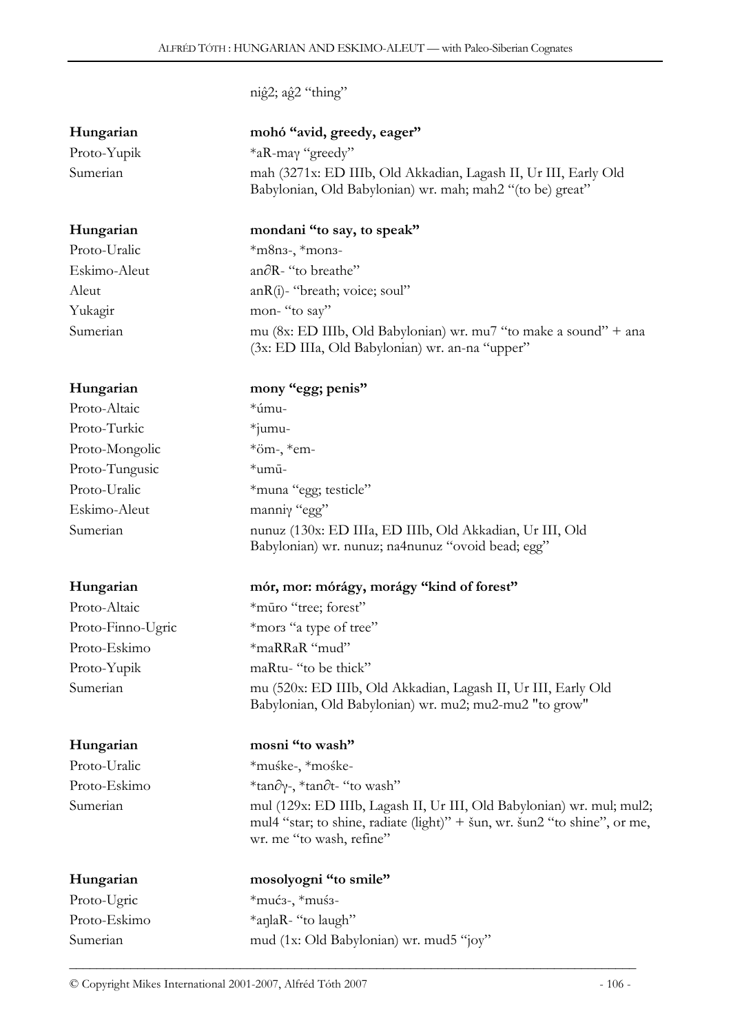niĝ2; aĝ2 "thing"

| | |
|---|---|
| **Hungarian** | **mohó "avid, greedy, eager"** |
| Proto-Yupik | *aR-maγ "greedy" |
| Sumerian | mah (3271x: ED IIIb, Old Akkadian, Lagash II, Ur III, Early Old Babylonian, Old Babylonian) wr. mah; mah2 "(to be) great" |

| | |
|---|---|
| **Hungarian** | **mondani "to say, to speak"** |
| Proto-Uralic | *m8nз-, *monз- |
| Eskimo-Aleut | an∂R- "to breathe" |
| Aleut | anR(i)- "breath; voice; soul" |
| Yukagir | mon- "to say" |
| Sumerian | mu (8x: ED IIIb, Old Babylonian) wr. mu7 "to make a sound" + ana (3x: ED IIIa, Old Babylonian) wr. an-na "upper" |

| | |
|---|---|
| **Hungarian** | **mony "egg; penis"** |
| Proto-Altaic | *úmu- |
| Proto-Turkic | *jumu- |
| Proto-Mongolic | *öm-, *em- |
| Proto-Tungusic | *umū- |
| Proto-Uralic | *muna "egg; testicle" |
| Eskimo-Aleut | manniγ "egg" |
| Sumerian | nunuz (130x: ED IIIa, ED IIIb, Old Akkadian, Ur III, Old Babylonian) wr. nunuz; na4nunuz "ovoid bead; egg" |

| | |
|---|---|
| **Hungarian** | **mór, mor: mórágy, morágy "kind of forest"** |
| Proto-Altaic | *mūro "tree; forest" |
| Proto-Finno-Ugric | *morз "a type of tree" |
| Proto-Eskimo | *maRRaR "mud" |
| Proto-Yupik | maRtu- "to be thick" |
| Sumerian | mu (520x: ED IIIb, Old Akkadian, Lagash II, Ur III, Early Old Babylonian, Old Babylonian) wr. mu2; mu2-mu2 "to grow" |

| | |
|---|---|
| **Hungarian** | **mosni "to wash"** |
| Proto-Uralic | *muśke-, *mośke- |
| Proto-Eskimo | *tan∂γ-, *tan∂t- "to wash" |
| Sumerian | mul (129x: ED IIIb, Lagash II, Ur III, Old Babylonian) wr. mul; mul2; mul4 "star; to shine, radiate (light)" + šun, wr. šun2 "to shine", or me, wr. me "to wash, refine" |

| | |
|---|---|
| **Hungarian** | **mosolyogni "to smile"** |
| Proto-Ugric | *mućз-, *muśз- |
| Proto-Eskimo | *aŋlaR- "to laugh" |
| Sumerian | mud (1x: Old Babylonian) wr. mud5 "joy" |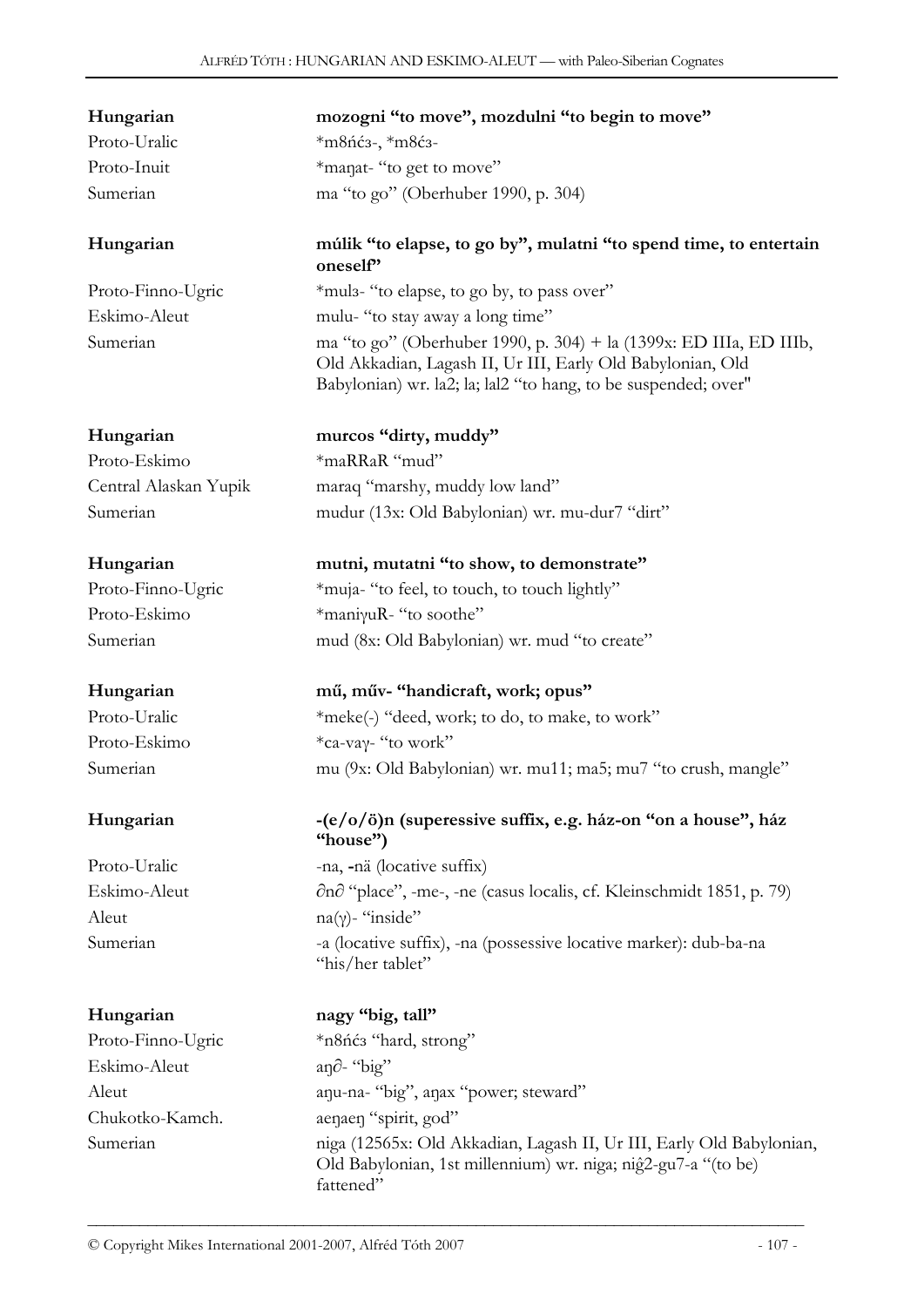| | |
|---|---|
| **Hungarian** | **mozogni "to move", mozdulni "to begin to move"** |
| Proto-Uralic | *m8ńćз-, *m8ćз- |
| Proto-Inuit | *maŋat- "to get to move" |
| Sumerian | ma "to go" (Oberhuber 1990, p. 304) |
| | |
| **Hungarian** | **múlik "to elapse, to go by", mulatni "to spend time, to entertain oneself"** |
| Proto-Finno-Ugric | *mulз- "to elapse, to go by, to pass over" |
| Eskimo-Aleut | mulu- "to stay away a long time" |
| Sumerian | ma "to go" (Oberhuber 1990, p. 304) + la (1399x: ED IIIa, ED IIIb, Old Akkadian, Lagash II, Ur III, Early Old Babylonian, Old Babylonian) wr. la2; la; lal2 "to hang, to be suspended; over" |
| | |
| **Hungarian** | **murcos "dirty, muddy"** |
| Proto-Eskimo | *maRRaR "mud" |
| Central Alaskan Yupik | maraq "marshy, muddy low land" |
| Sumerian | mudur (13x: Old Babylonian) wr. mu-dur7 "dirt" |
| | |
| **Hungarian** | **mutni, mutatni "to show, to demonstrate"** |
| Proto-Finno-Ugric | *muja- "to feel, to touch, to touch lightly" |
| Proto-Eskimo | *maniγuR- "to soothe" |
| Sumerian | mud (8x: Old Babylonian) wr. mud "to create" |
| | |
| **Hungarian** | **mű, műv- "handicraft, work; opus"** |
| Proto-Uralic | *meke(-) "deed, work; to do, to make, to work" |
| Proto-Eskimo | *ca-vaγ- "to work" |
| Sumerian | mu (9x: Old Babylonian) wr. mu11; ma5; mu7 "to crush, mangle" |
| | |
| **Hungarian** | **-(e/o/ö)n (superessive suffix, e.g. ház-on "on a house", ház "house")** |
| Proto-Uralic | -na, -nä (locative suffix) |
| Eskimo-Aleut | ∂n∂ "place", -me-, -ne (casus localis, cf. Kleinschmidt 1851, p. 79) |
| Aleut | na(γ)- "inside" |
| Sumerian | -a (locative suffix), -na (possessive locative marker): dub-ba-na "his/her tablet" |
| | |
| **Hungarian** | **nagy "big, tall"** |
| Proto-Finno-Ugric | *n8ńćз "hard, strong" |
| Eskimo-Aleut | aŋ∂- "big" |
| Aleut | aŋu-na- "big", aŋax "power; steward" |
| Chukotko-Kamch. | aeŋaeŋ "spirit, god" |
| Sumerian | niga (12565x: Old Akkadian, Lagash II, Ur III, Early Old Babylonian, Old Babylonian, 1st millennium) wr. niga; niĝ2-gu7-a "(to be) fattened" |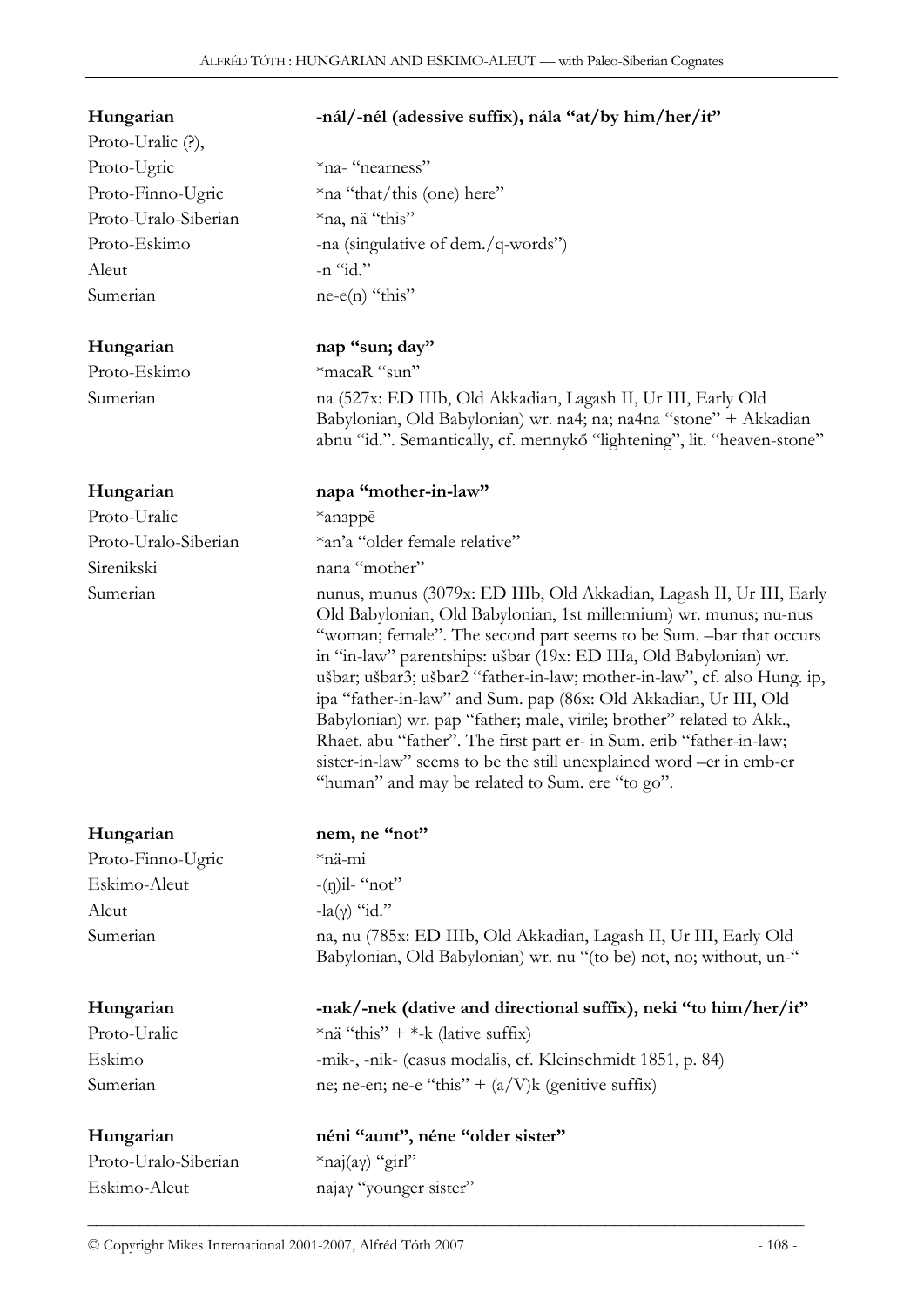| | |
|---|---|
| **Hungarian** | **-nál/-nél (adessive suffix), nála "at/by him/her/it"** |
| Proto-Uralic (?), | |
| Proto-Ugric | *na- "nearness" |
| Proto-Finno-Ugric | *na "that/this (one) here" |
| Proto-Uralo-Siberian | *na, nä "this" |
| Proto-Eskimo | -na (singulative of dem./q-words") |
| Aleut | -n "id." |
| Sumerian | ne-e(n) "this" |
| | |
| **Hungarian** | **nap "sun; day"** |
| Proto-Eskimo | *macaR "sun" |
| Sumerian | na (527x: ED IIIb, Old Akkadian, Lagash II, Ur III, Early Old Babylonian, Old Babylonian) wr. na4; na; na4na "stone" + Akkadian abnu "id.". Semantically, cf. mennykő "lightening", lit. "heaven-stone" |
| | |
| **Hungarian** | **napa "mother-in-law"** |
| Proto-Uralic | *anзppē |
| Proto-Uralo-Siberian | *an'a "older female relative" |
| Sirenikski | nana "mother" |
| Sumerian | nunus, munus (3079x: ED IIIb, Old Akkadian, Lagash II, Ur III, Early Old Babylonian, Old Babylonian, 1st millennium) wr. munus; nu-nus "woman; female". The second part seems to be Sum. –bar that occurs in "in-law" parentships: ušbar (19x: ED IIIa, Old Babylonian) wr. ušbar; ušbar3; ušbar2 "father-in-law; mother-in-law", cf. also Hung. ip, ipa "father-in-law" and Sum. pap (86x: Old Akkadian, Ur III, Old Babylonian) wr. pap "father; male, virile; brother" related to Akk., Rhaet. abu "father". The first part er- in Sum. erib "father-in-law; sister-in-law" seems to be the still unexplained word –er in emb-er "human" and may be related to Sum. ere "to go". |
| | |
| **Hungarian** | **nem, ne "not"** |
| Proto-Finno-Ugric | *nä-mi |
| Eskimo-Aleut | -(ŋ)il- "not" |
| Aleut | -la(γ) "id." |
| Sumerian | na, nu (785x: ED IIIb, Old Akkadian, Lagash II, Ur III, Early Old Babylonian, Old Babylonian) wr. nu "(to be) not, no; without, un-" |
| | |
| **Hungarian** | **-nak/-nek (dative and directional suffix), neki "to him/her/it"** |
| Proto-Uralic | *nä "this" + *-k (lative suffix) |
| Eskimo | -mik-, -nik- (casus modalis, cf. Kleinschmidt 1851, p. 84) |
| Sumerian | ne; ne-en; ne-e "this" + (a/V)k (genitive suffix) |
| | |
| **Hungarian** | **néni "aunt", néne "older sister"** |
| Proto-Uralo-Siberian | *naj(aγ) "girl" |
| Eskimo-Aleut | najaγ "younger sister" |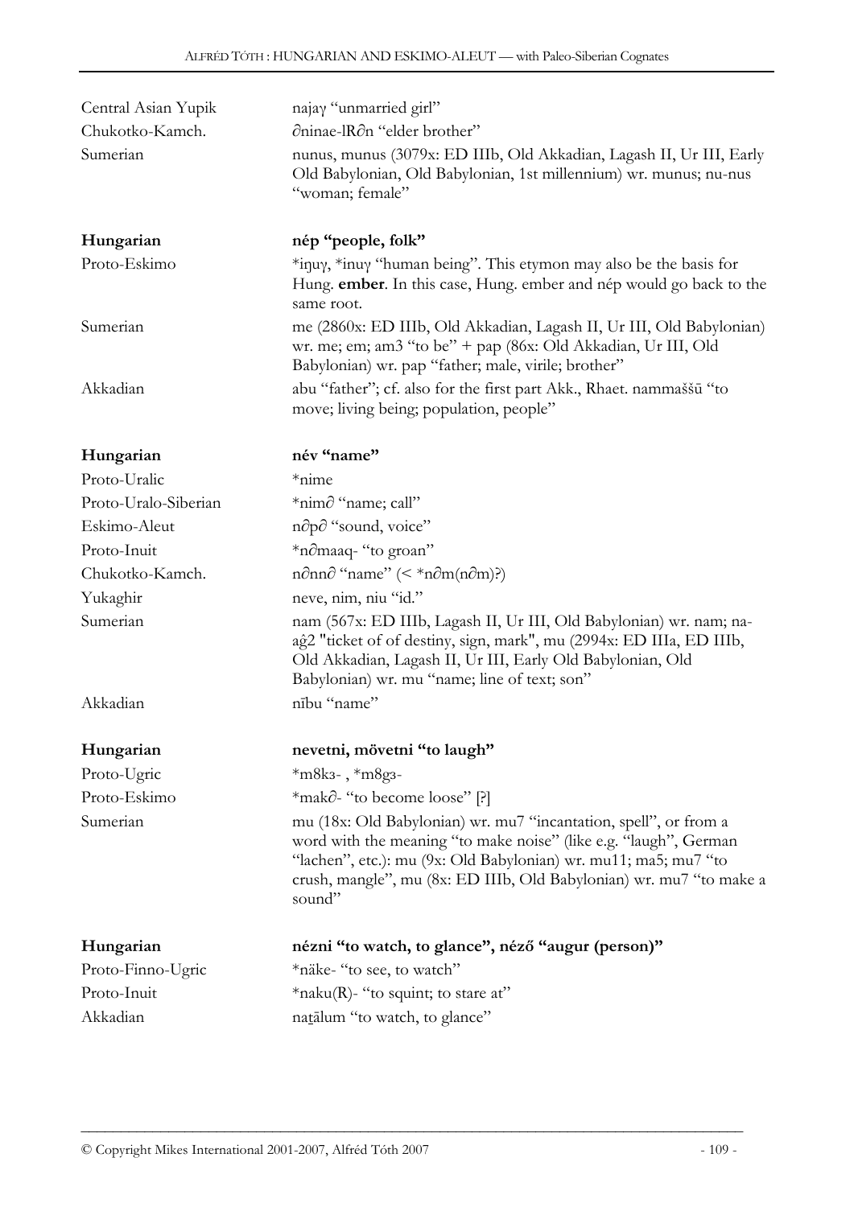| | |
|---|---|
| Central Asian Yupik | najaγ "unmarried girl" |
| Chukotko-Kamch. | ∂ninae-lR∂n "elder brother" |
| Sumerian | nunus, munus (3079x: ED IIIb, Old Akkadian, Lagash II, Ur III, Early Old Babylonian, Old Babylonian, 1st millennium) wr. munus; nu-nus "woman; female" |

| | |
|---|---|
| **Hungarian** | **nép "people, folk"** |
| Proto-Eskimo | *iŋuγ, *inuγ "human being". This etymon may also be the basis for Hung. **ember**. In this case, Hung. ember and nép would go back to the same root. |
| Sumerian | me (2860x: ED IIIb, Old Akkadian, Lagash II, Ur III, Old Babylonian) wr. me; em; am3 "to be" + pap (86x: Old Akkadian, Ur III, Old Babylonian) wr. pap "father; male, virile; brother" |
| Akkadian | abu "father"; cf. also for the first part Akk., Rhaet. nammaššū "to move; living being; population, people" |

| | |
|---|---|
| **Hungarian** | **név "name"** |
| Proto-Uralic | *nime |
| Proto-Uralo-Siberian | *nim∂ "name; call" |
| Eskimo-Aleut | n∂p∂ "sound, voice" |
| Proto-Inuit | *n∂maaq- "to groan" |
| Chukotko-Kamch. | n∂nn∂ "name" (< *n∂m(n∂m)?) |
| Yukaghir | neve, nim, niu "id." |
| Sumerian | nam (567x: ED IIIb, Lagash II, Ur III, Old Babylonian) wr. nam; na-aĝ2 "ticket of of destiny, sign, mark", mu (2994x: ED IIIa, ED IIIb, Old Akkadian, Lagash II, Ur III, Early Old Babylonian, Old Babylonian) wr. mu "name; line of text; son" |
| Akkadian | nību "name" |

| | |
|---|---|
| **Hungarian** | **nevetni, mövetni "to laugh"** |
| Proto-Ugric | *m8kз- , *m8gз- |
| Proto-Eskimo | *mak∂- "to become loose" [?] |
| Sumerian | mu (18x: Old Babylonian) wr. mu7 "incantation, spell", or from a word with the meaning "to make noise" (like e.g. "laugh", German "lachen", etc.): mu (9x: Old Babylonian) wr. mu11; ma5; mu7 "to crush, mangle", mu (8x: ED IIIb, Old Babylonian) wr. mu7 "to make a sound" |

| | |
|---|---|
| **Hungarian** | **nézni "to watch, to glance", néző "augur (person)"** |
| Proto-Finno-Ugric | *näke- "to see, to watch" |
| Proto-Inuit | *naku(R)- "to squint; to stare at" |
| Akkadian | naṯālum "to watch, to glance" |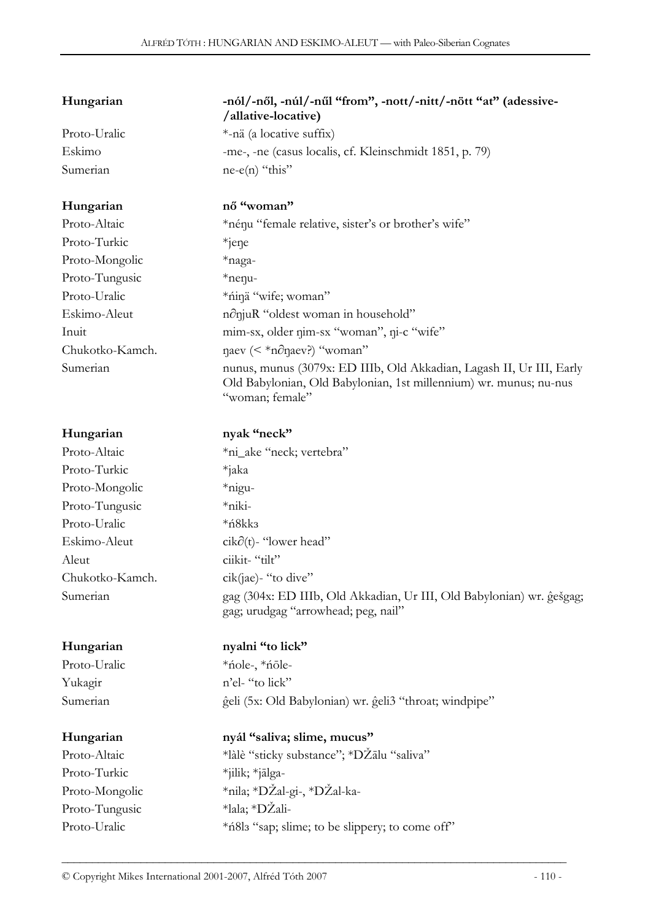| | |
|---|---|
| **Hungarian** | **-nól/-nől, -núl/-nűl "from", -nott/-nitt/-nött "at" (adessive-/allative-locative)** |
| Proto-Uralic | *-nä (a locative suffix) |
| Eskimo | -me-, -ne (casus localis, cf. Kleinschmidt 1851, p. 79) |
| Sumerian | ne-e(n) "this" |

| | |
|---|---|
| **Hungarian** | **nő "woman"** |
| Proto-Altaic | *néŋu "female relative, sister's or brother's wife" |
| Proto-Turkic | *jeŋe |
| Proto-Mongolic | *naga- |
| Proto-Tungusic | *neŋu- |
| Proto-Uralic | *ńiŋä "wife; woman" |
| Eskimo-Aleut | n∂ŋjuR "oldest woman in household" |
| Inuit | mim-sx, older ŋim-sx "woman", ŋi-c "wife" |
| Chukotko-Kamch. | ŋaev (< *n∂ŋaev?) "woman" |
| Sumerian | nunus, munus (3079x: ED IIIb, Old Akkadian, Lagash II, Ur III, Early Old Babylonian, Old Babylonian, 1st millennium) wr. munus; nu-nus "woman; female" |

| | |
|---|---|
| **Hungarian** | **nyak "neck"** |
| Proto-Altaic | *ni_ake "neck; vertebra" |
| Proto-Turkic | *jaka |
| Proto-Mongolic | *nigu- |
| Proto-Tungusic | *niki- |
| Proto-Uralic | *ń8kkз |
| Eskimo-Aleut | cik∂(t)- "lower head" |
| Aleut | ciikit- "tilt" |
| Chukotko-Kamch. | cik(jae)- "to dive" |
| Sumerian | gag (304x: ED IIIb, Old Akkadian, Ur III, Old Babylonian) wr. ĝešgag; gag; urudgag "arrowhead; peg, nail" |

| | |
|---|---|
| **Hungarian** | **nyalni "to lick"** |
| Proto-Uralic | *ńole-, *ńōle- |
| Yukagir | n'el- "to lick" |
| Sumerian | ĝeli (5x: Old Babylonian) wr. ĝeli3 "throat; windpipe" |

| | |
|---|---|
| **Hungarian** | **nyál "saliva; slime, mucus"** |
| Proto-Altaic | *làlè "sticky substance"; *DŽālu "saliva" |
| Proto-Turkic | *jilik; *jālga- |
| Proto-Mongolic | *nila; *DŽal-gi-, *DŽal-ka- |
| Proto-Tungusic | *lala; *DŽali- |
| Proto-Uralic | *ń8lз "sap; slime; to be slippery; to come off" |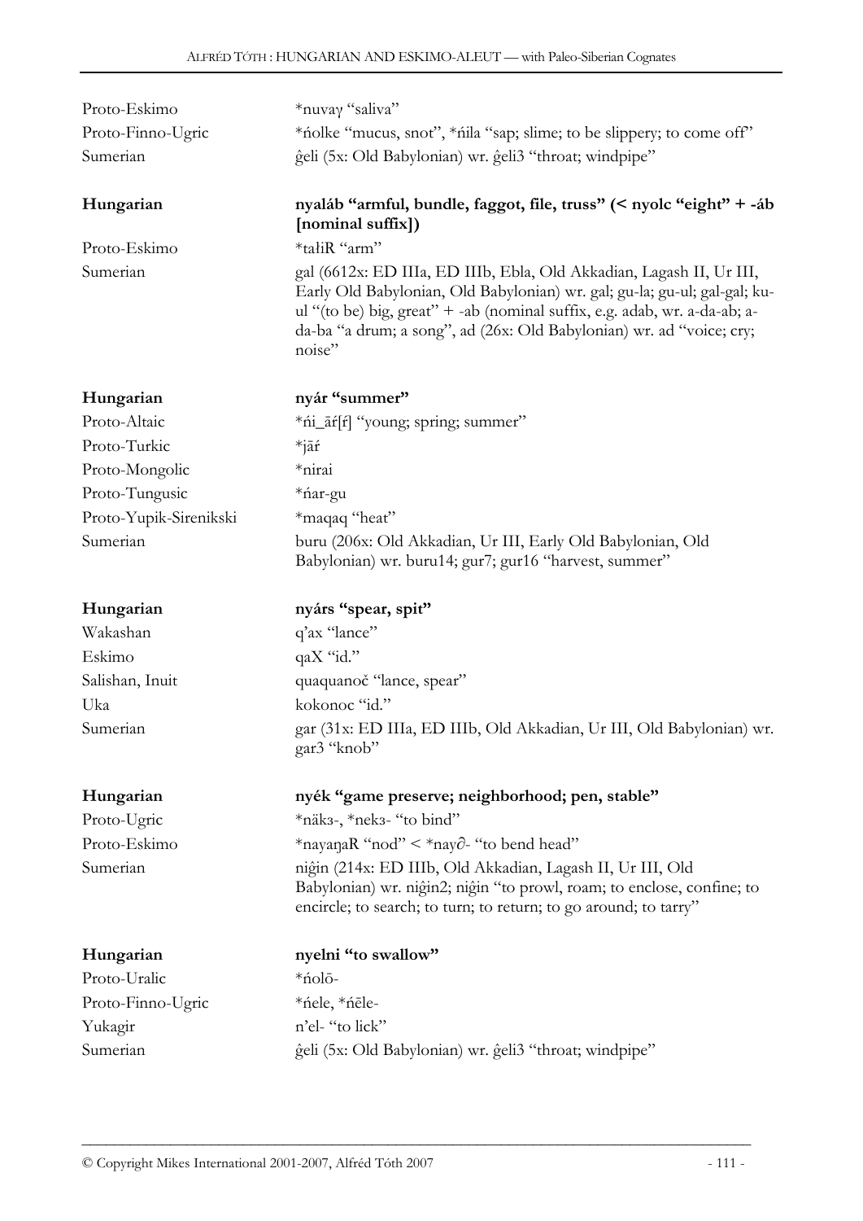| | |
|---|---|
| Proto-Eskimo | *nuvaγ "saliva" |
| Proto-Finno-Ugric | *ńolke "mucus, snot", *ńila "sap; slime; to be slippery; to come off" |
| Sumerian | ĝeli (5x: Old Babylonian) wr. ĝeli3 "throat; windpipe" |

| | |
|---|---|
| **Hungarian** | **nyaláb "armful, bundle, faggot, file, truss" (< nyolc "eight" + -áb [nominal suffix])** |
| Proto-Eskimo | *tałiR "arm" |
| Sumerian | gal (6612x: ED IIIa, ED IIIb, Ebla, Old Akkadian, Lagash II, Ur III, Early Old Babylonian, Old Babylonian) wr. gal; gu-la; gu-ul; gal-gal; ku-ul "(to be) big, great" + -ab (nominal suffix, e.g. adab, wr. a-da-ab; a-da-ba "a drum; a song", ad (26x: Old Babylonian) wr. ad "voice; cry; noise" |

| | |
|---|---|
| **Hungarian** | **nyár "summer"** |
| Proto-Altaic | *ńi_āŕ[ŕ] "young; spring; summer" |
| Proto-Turkic | *jāŕ |
| Proto-Mongolic | *nirai |
| Proto-Tungusic | *ńar-gu |
| Proto-Yupik-Sirenikski | *maqaq "heat" |
| Sumerian | buru (206x: Old Akkadian, Ur III, Early Old Babylonian, Old Babylonian) wr. buru14; gur7; gur16 "harvest, summer" |

| | |
|---|---|
| **Hungarian** | **nyárs "spear, spit"** |
| Wakashan | q'ax "lance" |
| Eskimo | qaX "id." |
| Salishan, Inuit | quaquanoč "lance, spear" |
| Uka | kokonoc "id." |
| Sumerian | gar (31x: ED IIIa, ED IIIb, Old Akkadian, Ur III, Old Babylonian) wr. gar3 "knob" |

| | |
|---|---|
| **Hungarian** | **nyék "game preserve; neighborhood; pen, stable"** |
| Proto-Ugric | *näkз-, *nekз- "to bind" |
| Proto-Eskimo | *nayaŋaR "nod" < *nay∂- "to bend head" |
| Sumerian | niĝin (214x: ED IIIb, Old Akkadian, Lagash II, Ur III, Old Babylonian) wr. niĝin2; niĝin "to prowl, roam; to enclose, confine; to encircle; to search; to turn; to return; to go around; to tarry" |

| | |
|---|---|
| **Hungarian** | **nyelni "to swallow"** |
| Proto-Uralic | *ńolō- |
| Proto-Finno-Ugric | *ńele, *ńēle- |
| Yukagir | n'el- "to lick" |
| Sumerian | ĝeli (5x: Old Babylonian) wr. ĝeli3 "throat; windpipe" |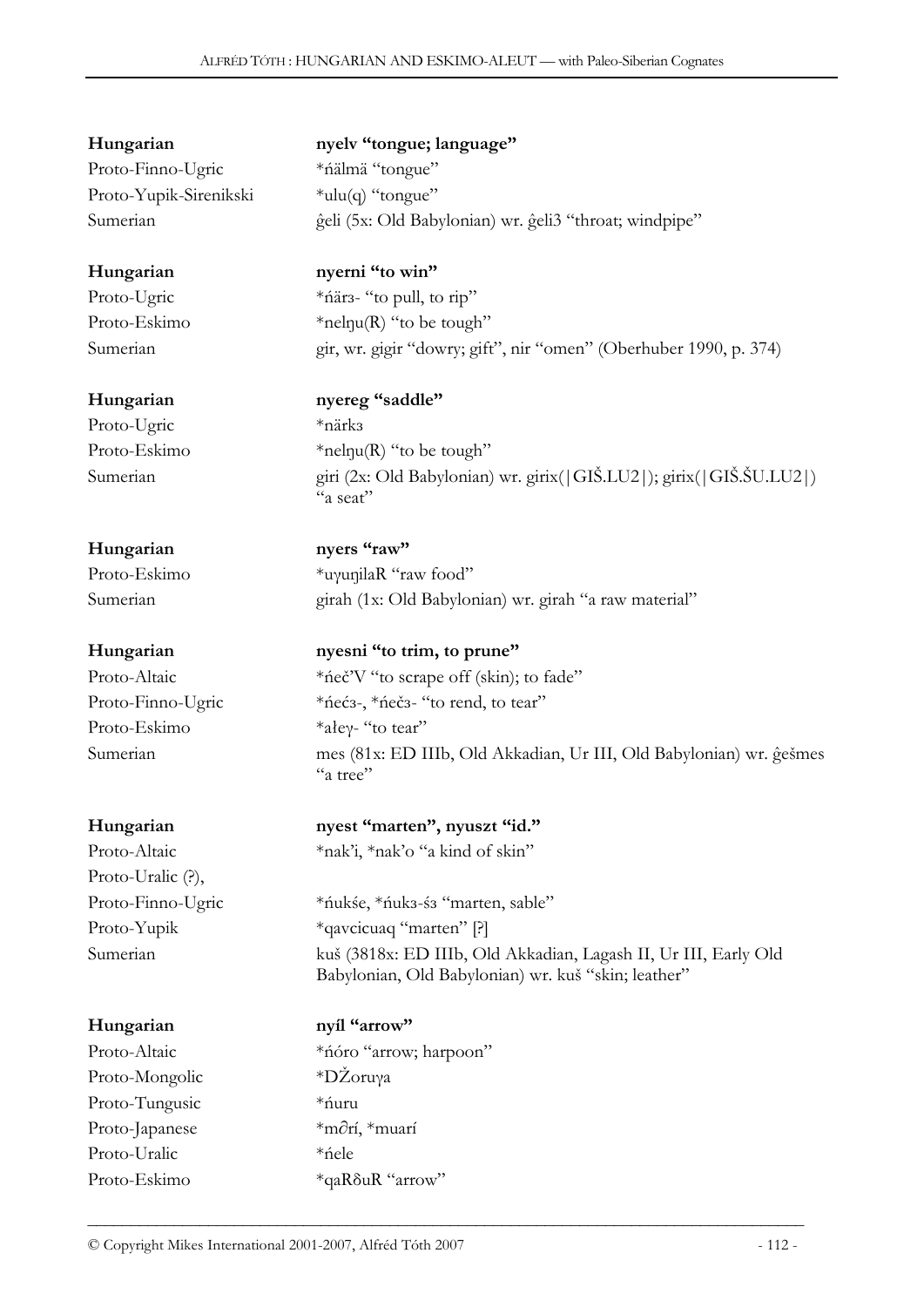| | |
|---|---|
| **Hungarian** | **nyelv "tongue; language"** |
| Proto-Finno-Ugric | *ńälmä "tongue" |
| Proto-Yupik-Sirenikski | *ulu(q) "tongue" |
| Sumerian | ĝeli (5x: Old Babylonian) wr. ĝeli3 "throat; windpipe" |

| | |
|---|---|
| **Hungarian** | **nyerni "to win"** |
| Proto-Ugric | *ńärз- "to pull, to rip" |
| Proto-Eskimo | *nelŋu(R) "to be tough" |
| Sumerian | gir, wr. gigir "dowry; gift", nir "omen" (Oberhuber 1990, p. 374) |

| | |
|---|---|
| **Hungarian** | **nyereg "saddle"** |
| Proto-Ugric | *närkз |
| Proto-Eskimo | *nelŋu(R) "to be tough" |
| Sumerian | giri (2x: Old Babylonian) wr. girix(\|GIŠ.LU2\|); girix(\|GIŠ.ŠU.LU2\|) "a seat" |

| | |
|---|---|
| **Hungarian** | **nyers "raw"** |
| Proto-Eskimo | *uγuŋilaR "raw food" |
| Sumerian | girah (1x: Old Babylonian) wr. girah "a raw material" |

| | |
|---|---|
| **Hungarian** | **nyesni "to trim, to prune"** |
| Proto-Altaic | *ńeč'V "to scrape off (skin); to fade" |
| Proto-Finno-Ugric | *ńećз-, *ńečз- "to rend, to tear" |
| Proto-Eskimo | *ałeγ- "to tear" |
| Sumerian | mes (81x: ED IIIb, Old Akkadian, Ur III, Old Babylonian) wr. ĝešmes "a tree" |

| | |
|---|---|
| **Hungarian** | **nyest "marten", nyuszt "id."** |
| Proto-Altaic | *nak'i, *nak'o "a kind of skin" |
| Proto-Uralic (?), | |
| Proto-Finno-Ugric | *ńukśe, *ńukз-śз "marten, sable" |
| Proto-Yupik | *qavcicuaq "marten" [?] |
| Sumerian | kuš (3818x: ED IIIb, Old Akkadian, Lagash II, Ur III, Early Old Babylonian, Old Babylonian) wr. kuš "skin; leather" |

| | |
|---|---|
| **Hungarian** | **nyíl "arrow"** |
| Proto-Altaic | *ńóro "arrow; harpoon" |
| Proto-Mongolic | *DŽoruγa |
| Proto-Tungusic | *ńuru |
| Proto-Japanese | *m∂rí, *muarí |
| Proto-Uralic | *ńele |
| Proto-Eskimo | *qaRδuR "arrow" |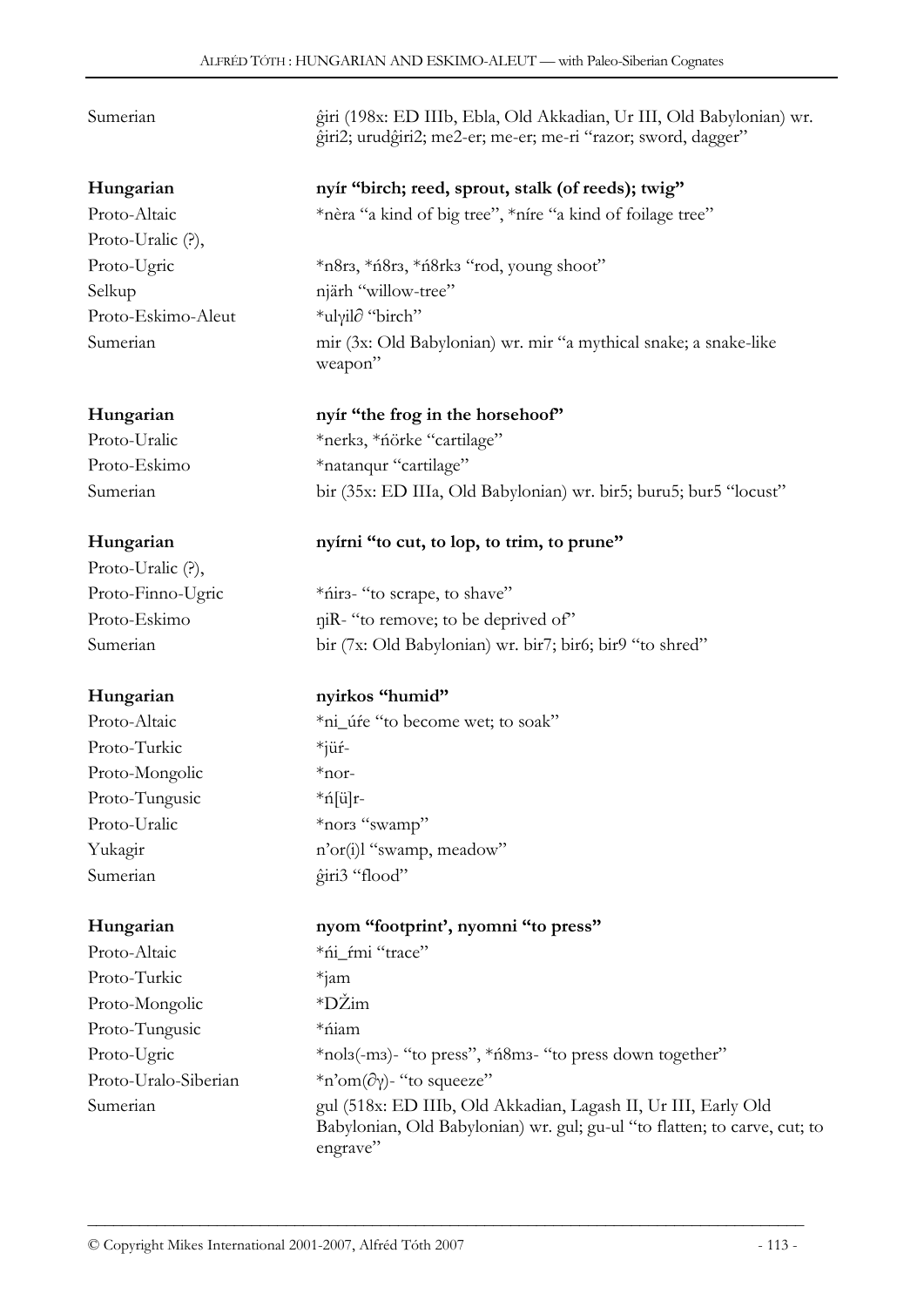| | |
|---|---|
| Sumerian | ĝiri (198x: ED IIIb, Ebla, Old Akkadian, Ur III, Old Babylonian) wr. ĝiri2; urudĝiri2; me2-er; me-er; me-ri "razor; sword, dagger" |

| | |
|---|---|
| **Hungarian** | **nyír "birch; reed, sprout, stalk (of reeds); twig"** |
| Proto-Altaic | *nèra "a kind of big tree", *níre "a kind of foilage tree" |
| Proto-Uralic (?), | |
| Proto-Ugric | *n8rз, *ń8rз, *ń8rkз "rod, young shoot" |
| Selkup | njärh "willow-tree" |
| Proto-Eskimo-Aleut | *ulγil∂ "birch" |
| Sumerian | mir (3x: Old Babylonian) wr. mir "a mythical snake; a snake-like weapon" |

| | |
|---|---|
| **Hungarian** | **nyír "the frog in the horsehoof"** |
| Proto-Uralic | *nerkз, *ńörke "cartilage" |
| Proto-Eskimo | *natanqur "cartilage" |
| Sumerian | bir (35x: ED IIIa, Old Babylonian) wr. bir5; buru5; bur5 "locust" |

| | |
|---|---|
| **Hungarian** | **nyírni "to cut, to lop, to trim, to prune"** |
| Proto-Uralic (?), | |
| Proto-Finno-Ugric | *ńirз- "to scrape, to shave" |
| Proto-Eskimo | ŋiR- "to remove; to be deprived of" |
| Sumerian | bir (7x: Old Babylonian) wr. bir7; bir6; bir9 "to shred" |

| | |
|---|---|
| **Hungarian** | **nyirkos "humid"** |
| Proto-Altaic | *ni_úŕe "to become wet; to soak" |
| Proto-Turkic | *jüŕ- |
| Proto-Mongolic | *nor- |
| Proto-Tungusic | *ń[ü]r- |
| Proto-Uralic | *norз "swamp" |
| Yukagir | n'or(i)l "swamp, meadow" |
| Sumerian | ĝiri3 "flood" |

| | |
|---|---|
| **Hungarian** | **nyom "footprint', nyomni "to press"** |
| Proto-Altaic | *ńi_ŕmi "trace" |
| Proto-Turkic | *jam |
| Proto-Mongolic | *DŽim |
| Proto-Tungusic | *ńiam |
| Proto-Ugric | *nolз(-mз)- "to press", *ń8mз- "to press down together" |
| Proto-Uralo-Siberian | *n'om(∂γ)- "to squeeze" |
| Sumerian | gul (518x: ED IIIb, Old Akkadian, Lagash II, Ur III, Early Old Babylonian, Old Babylonian) wr. gul; gu-ul "to flatten; to carve, cut; to engrave" |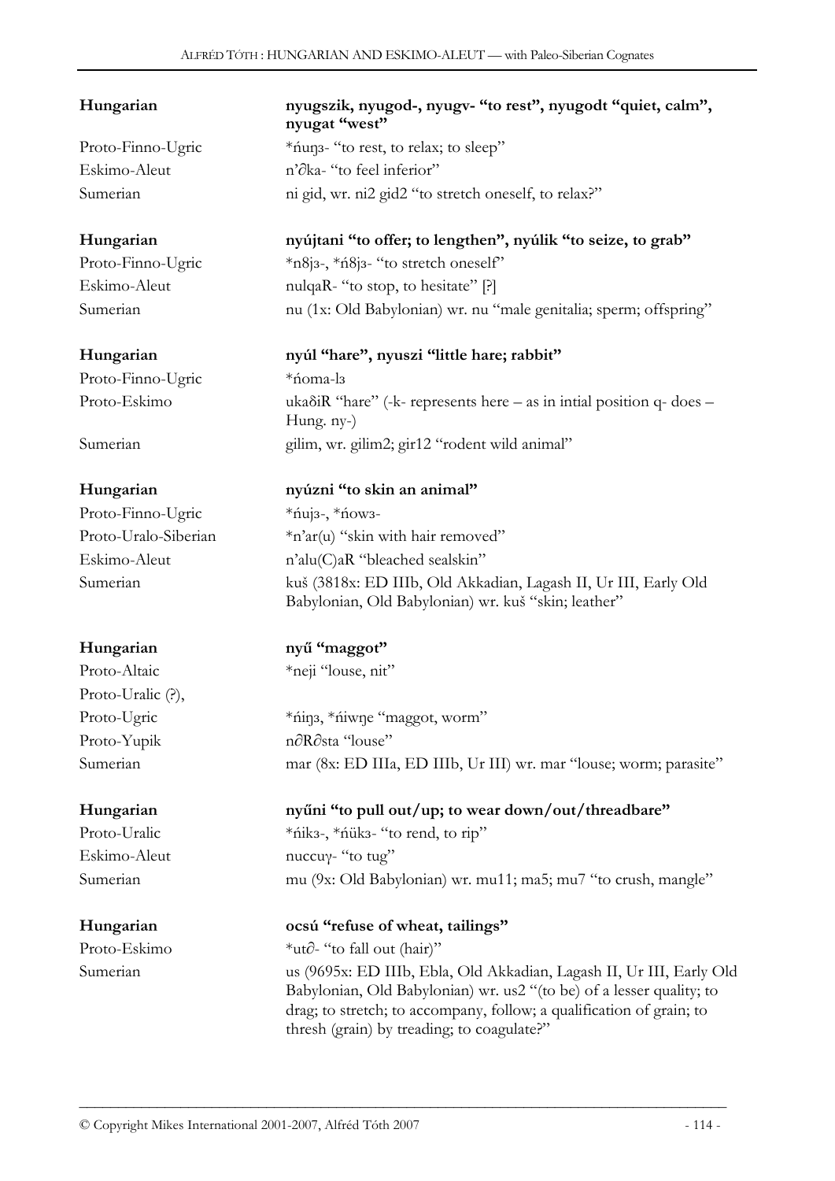| | |
|---|---|
| **Hungarian** | **nyugszik, nyugod-, nyugv- "to rest", nyugodt "quiet, calm", nyugat "west"** |
| Proto-Finno-Ugric | *ńuŋз- "to rest, to relax; to sleep" |
| Eskimo-Aleut | n'∂ka- "to feel inferior" |
| Sumerian | ni gid, wr. ni2 gid2 "to stretch oneself, to relax?" |

| | |
|---|---|
| **Hungarian** | **nyújtani "to offer; to lengthen", nyúlik "to seize, to grab"** |
| Proto-Finno-Ugric | *n8jз-, *ń8jз- "to stretch oneself" |
| Eskimo-Aleut | nulqaR- "to stop, to hesitate" [?] |
| Sumerian | nu (1x: Old Babylonian) wr. nu "male genitalia; sperm; offspring" |

| | |
|---|---|
| **Hungarian** | **nyúl "hare", nyuszi "little hare; rabbit"** |
| Proto-Finno-Ugric | *ńoma-lз |
| Proto-Eskimo | ukaδiR "hare" (-k- represents here – as in intial position q- does – Hung. ny-) |
| Sumerian | gilim, wr. gilim2; gir12 "rodent wild animal" |

| | |
|---|---|
| **Hungarian** | **nyúzni "to skin an animal"** |
| Proto-Finno-Ugric | *ńujз-, *ńowз- |
| Proto-Uralo-Siberian | *n'ar(u) "skin with hair removed" |
| Eskimo-Aleut | n'alu(C)aR "bleached sealskin" |
| Sumerian | kuš (3818x: ED IIIb, Old Akkadian, Lagash II, Ur III, Early Old Babylonian, Old Babylonian) wr. kuš "skin; leather" |

| | |
|---|---|
| **Hungarian** | **nyű "maggot"** |
| Proto-Altaic | *neji "louse, nit" |
| Proto-Uralic (?), | |
| Proto-Ugric | *ńiŋз, *ńiwŋe "maggot, worm" |
| Proto-Yupik | n∂R∂sta "louse" |
| Sumerian | mar (8x: ED IIIa, ED IIIb, Ur III) wr. mar "louse; worm; parasite" |

| | |
|---|---|
| **Hungarian** | **nyűni "to pull out/up; to wear down/out/threadbare"** |
| Proto-Uralic | *ńikз-, *ńükз- "to rend, to rip" |
| Eskimo-Aleut | nuccuγ- "to tug" |
| Sumerian | mu (9x: Old Babylonian) wr. mu11; ma5; mu7 "to crush, mangle" |

| | |
|---|---|
| **Hungarian** | **ocsú "refuse of wheat, tailings"** |
| Proto-Eskimo | *ut∂- "to fall out (hair)" |
| Sumerian | us (9695x: ED IIIb, Ebla, Old Akkadian, Lagash II, Ur III, Early Old Babylonian, Old Babylonian) wr. us2 "(to be) of a lesser quality; to drag; to stretch; to accompany, follow; a qualification of grain; to thresh (grain) by treading; to coagulate?" |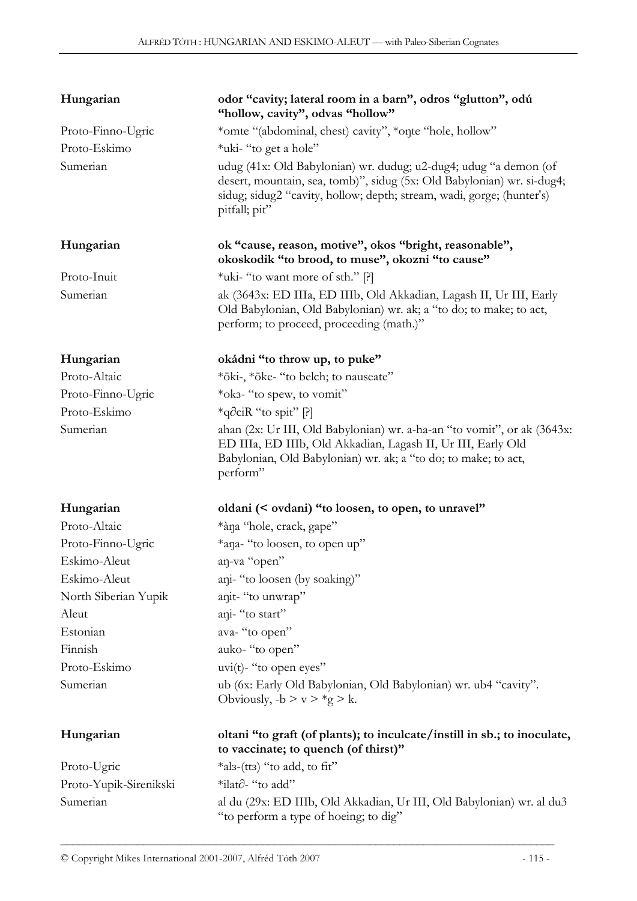| | |
|---|---|
| **Hungarian** | **odor "cavity; lateral room in a barn", odros "glutton", odú "hollow, cavity", odvas "hollow"** |
| Proto-Finno-Ugric | *omte "(abdominal, chest) cavity", *oŋte "hole, hollow" |
| Proto-Eskimo | *uki- "to get a hole" |
| Sumerian | udug (41x: Old Babylonian) wr. dudug; u2-dug4; udug "a demon (of desert, mountain, sea, tomb)", sidug (5x: Old Babylonian) wr. si-dug4; sidug; sidug2 "cavity, hollow; depth; stream, wadi, gorge; (hunter's) pitfall; pit" |

| | |
|---|---|
| **Hungarian** | **ok "cause, reason, motive", okos "bright, reasonable", okoskodik "to brood, to muse", okozni "to cause"** |
| Proto-Inuit | *uki- "to want more of sth." [?] |
| Sumerian | ak (3643x: ED IIIa, ED IIIb, Old Akkadian, Lagash II, Ur III, Early Old Babylonian, Old Babylonian) wr. ak; a "to do; to make; to act, perform; to proceed, proceeding (math.)" |

| | |
|---|---|
| **Hungarian** | **okádni "to throw up, to puke"** |
| Proto-Altaic | *ōki-, *ōke- "to belch; to nauseate" |
| Proto-Finno-Ugric | *okз- "to spew, to vomit" |
| Proto-Eskimo | *qə̂ciR "to spit" [?] |
| Sumerian | ahan (2x: Ur III, Old Babylonian) wr. a-ha-an "to vomit", or ak (3643x: ED IIIa, ED IIIb, Old Akkadian, Lagash II, Ur III, Early Old Babylonian, Old Babylonian) wr. ak; a "to do; to make; to act, perform" |

| | |
|---|---|
| **Hungarian** | **oldani (< ovdani) "to loosen, to open, to unravel"** |
| Proto-Altaic | *àŋa "hole, crack, gape" |
| Proto-Finno-Ugric | *aŋa- "to loosen, to open up" |
| Eskimo-Aleut | aŋ-va "open" |
| Eskimo-Aleut | aŋi- "to loosen (by soaking)" |
| North Siberian Yupik | aŋit- "to unwrap" |
| Aleut | aŋi- "to start" |
| Estonian | ava- "to open" |
| Finnish | auko- "to open" |
| Proto-Eskimo | uvi(t)- "to open eyes" |
| Sumerian | ub (6x: Early Old Babylonian, Old Babylonian) wr. ub4 "cavity". Obviously, -b > v > *g > k. |

| | |
|---|---|
| **Hungarian** | **oltani "to graft (of plants); to inculcate/instill in sb.; to inoculate, to vaccinate; to quench (of thirst)"** |
| Proto-Ugric | *alз-(ttз) "to add, to fit" |
| Proto-Yupik-Sirenikski | *ilatə̂- "to add" |
| Sumerian | al du (29x: ED IIIb, Old Akkadian, Ur III, Old Babylonian) wr. al du3 "to perform a type of hoeing; to dig" |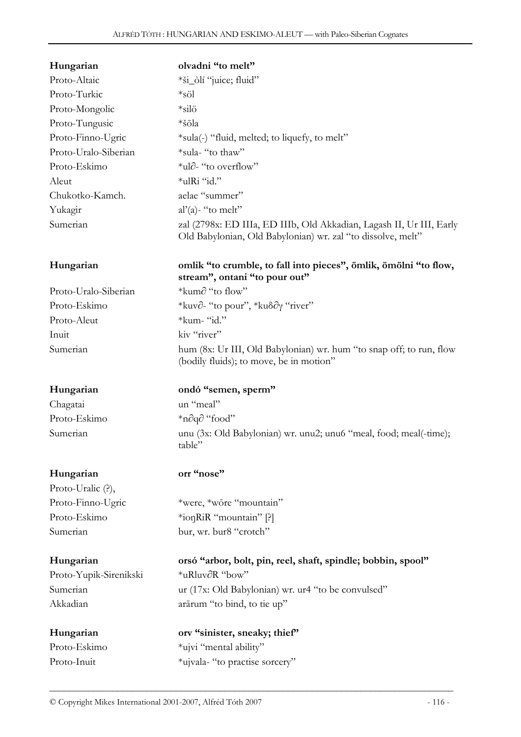| Hungarian | **olvadni "to melt"** |
|---|---|
| Proto-Altaic | *ši_òlí "juice; fluid" |
| Proto-Turkic | *söl |
| Proto-Mongolic | *silö |
| Proto-Tungusic | *šōla |
| Proto-Finno-Ugric | *sula(-) "fluid, melted; to liquefy, to melt" |
| Proto-Uralo-Siberian | *sula- "to thaw" |
| Proto-Eskimo | *ul∂- "to overflow" |
| Aleut | *ulRi "id." |
| Chukotko-Kamch. | aelae "summer" |
| Yukagir | al'(a)- "to melt" |
| Sumerian | zal (2798x: ED IIIa, ED IIIb, Old Akkadian, Lagash II, Ur III, Early Old Babylonian, Old Babylonian) wr. zal "to dissolve, melt" |

| Hungarian | **omlik "to crumble, to fall into pieces", ömlik, ömölni "to flow, stream", ontani "to pour out"** |
|---|---|
| Proto-Uralo-Siberian | *kum∂ "to flow" |
| Proto-Eskimo | *kuv∂- "to pour", *kuδ∂γ "river" |
| Proto-Aleut | *kum- "id." |
| Inuit | kiv "river" |
| Sumerian | hum (8x: Ur III, Old Babylonian) wr. hum "to snap off; to run, flow (bodily fluids); to move, be in motion" |

| Hungarian | **ondó "semen, sperm"** |
|---|---|
| Chagatai | un "meal" |
| Proto-Eskimo | *n∂q∂ "food" |
| Sumerian | unu (3x: Old Babylonian) wr. unu2; unu6 "meal, food; meal(-time); table" |

| Hungarian | **orr "nose"** |
|---|---|
| Proto-Uralic (?), | |
| Proto-Finno-Ugric | *were, *wōre "mountain" |
| Proto-Eskimo | *ioŋRiR "mountain" [?] |
| Sumerian | bur, wr. bur8 "crotch" |

| Hungarian | **orsó "arbor, bolt, pin, reel, shaft, spindle; bobbin, spool"** |
|---|---|
| Proto-Yupik-Sirenikski | *uRluv∂R "bow" |
| Sumerian | ur (17x: Old Babylonian) wr. ur4 "to be convulsed" |
| Akkadian | arārum "to bind, to tie up" |

| Hungarian | **orv "sinister, sneaky; thief"** |
|---|---|
| Proto-Eskimo | *ujvi "mental ability" |
| Proto-Inuit | *ujvala- "to practise sorcery" |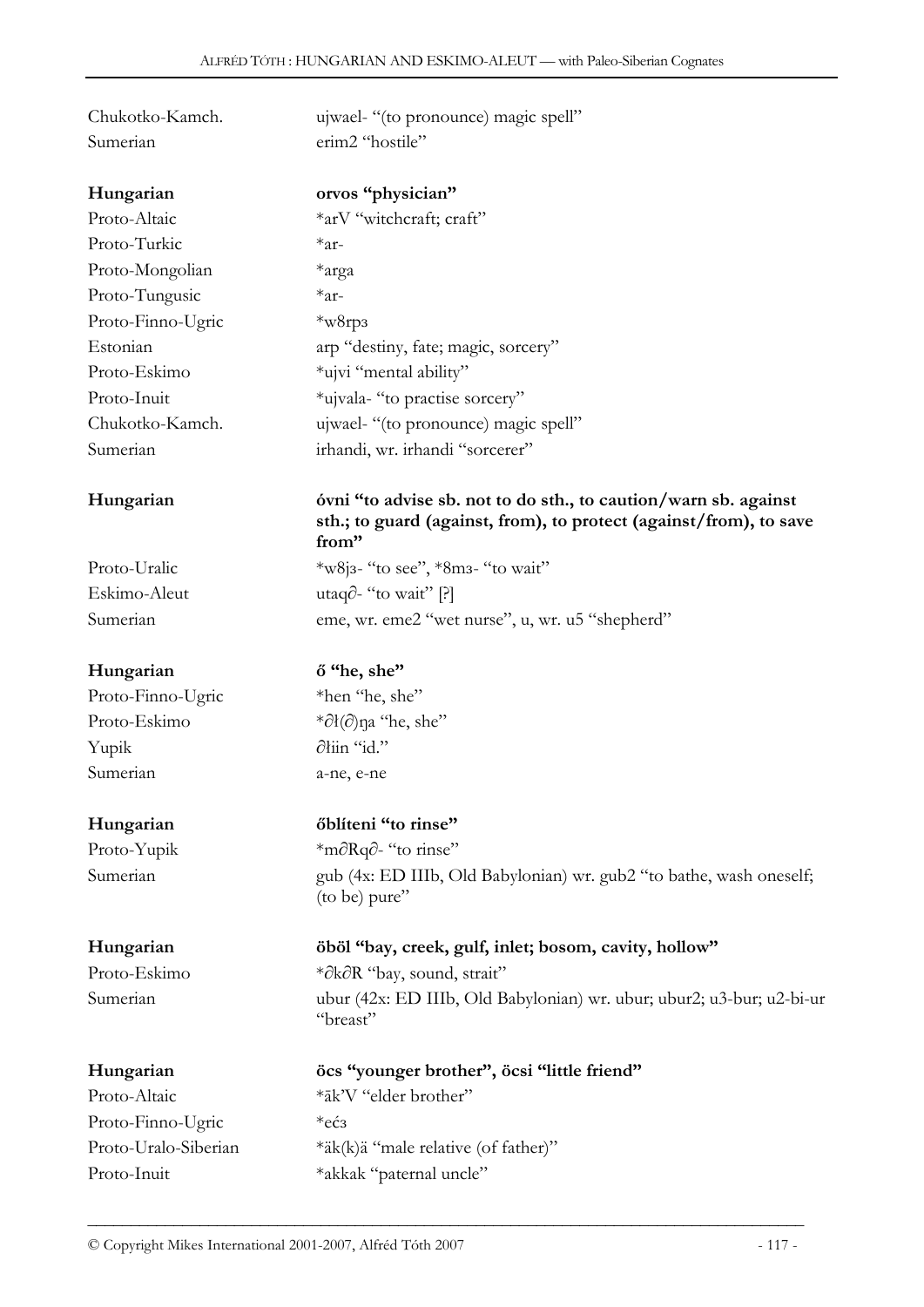| | |
|---|---|
| Chukotko-Kamch. | ujwael- "(to pronounce) magic spell" |
| Sumerian | erim2 "hostile" |

| **Hungarian** | **orvos "physician"** |
|---|---|
| Proto-Altaic | *arV "witchcraft; craft" |
| Proto-Turkic | *ar- |
| Proto-Mongolian | *arga |
| Proto-Tungusic | *ar- |
| Proto-Finno-Ugric | *w8rpз |
| Estonian | arp "destiny, fate; magic, sorcery" |
| Proto-Eskimo | *ujvi "mental ability" |
| Proto-Inuit | *ujvala- "to practise sorcery" |
| Chukotko-Kamch. | ujwael- "(to pronounce) magic spell" |
| Sumerian | irhandi, wr. irhandi "sorcerer" |

| **Hungarian** | **óvni "to advise sb. not to do sth., to caution/warn sb. against sth.; to guard (against, from), to protect (against/from), to save from"** |
|---|---|
| Proto-Uralic | *w8jз- "to see", *8mз- "to wait" |
| Eskimo-Aleut | utaq∂- "to wait" [?] |
| Sumerian | eme, wr. eme2 "wet nurse", u, wr. u5 "shepherd" |

| **Hungarian** | **ő "he, she"** |
|---|---|
| Proto-Finno-Ugric | *hen "he, she" |
| Proto-Eskimo | *∂ł(∂)ŋa "he, she" |
| Yupik | ∂łiin "id." |
| Sumerian | a-ne, e-ne |

| **Hungarian** | **őblíteni "to rinse"** |
|---|---|
| Proto-Yupik | *m∂Rq∂- "to rinse" |
| Sumerian | gub (4x: ED IIIb, Old Babylonian) wr. gub2 "to bathe, wash oneself; (to be) pure" |

| **Hungarian** | **öböl "bay, creek, gulf, inlet; bosom, cavity, hollow"** |
|---|---|
| Proto-Eskimo | *∂k∂R "bay, sound, strait" |
| Sumerian | ubur (42x: ED IIIb, Old Babylonian) wr. ubur; ubur2; u3-bur; u2-bi-ur "breast" |

| **Hungarian** | **öcs "younger brother", öcsi "little friend"** |
|---|---|
| Proto-Altaic | *āk'V "elder brother" |
| Proto-Finno-Ugric | *ećз |
| Proto-Uralo-Siberian | *äk(k)ä "male relative (of father)" |
| Proto-Inuit | *akkak "paternal uncle" |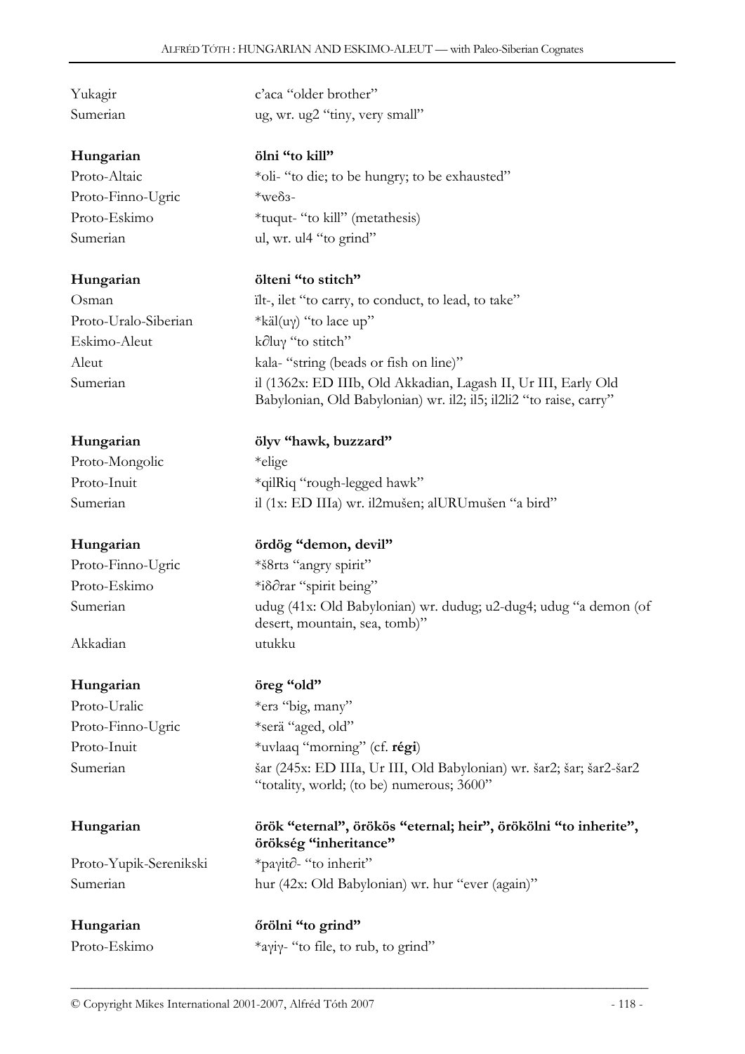| | |
|---|---|
| Yukagir | c'aca "older brother" |
| Sumerian | ug, wr. ug2 "tiny, very small" |

| | |
|---|---|
| **Hungarian** | **ölni "to kill"** |
| Proto-Altaic | *oli- "to die; to be hungry; to be exhausted" |
| Proto-Finno-Ugric | *weδз- |
| Proto-Eskimo | *tuqut- "to kill" (metathesis) |
| Sumerian | ul, wr. ul4 "to grind" |

| | |
|---|---|
| **Hungarian** | **ölteni "to stitch"** |
| Osman | ïlt-, ilet "to carry, to conduct, to lead, to take" |
| Proto-Uralo-Siberian | *käl(uγ) "to lace up" |
| Eskimo-Aleut | k∂luγ "to stitch" |
| Aleut | kala- "string (beads or fish on line)" |
| Sumerian | il (1362x: ED IIIb, Old Akkadian, Lagash II, Ur III, Early Old Babylonian, Old Babylonian) wr. il2; il5; il2li2 "to raise, carry" |

| | |
|---|---|
| **Hungarian** | **ölyv "hawk, buzzard"** |
| Proto-Mongolic | *elige |
| Proto-Inuit | *qilRiq "rough-legged hawk" |
| Sumerian | il (1x: ED IIIa) wr. il2mušen; alURUmušen "a bird" |

| | |
|---|---|
| **Hungarian** | **ördög "demon, devil"** |
| Proto-Finno-Ugric | *š8rtз "angry spirit" |
| Proto-Eskimo | *iδ∂rar "spirit being" |
| Sumerian | udug (41x: Old Babylonian) wr. dudug; u2-dug4; udug "a demon (of desert, mountain, sea, tomb)" |
| Akkadian | utukku |

| | |
|---|---|
| **Hungarian** | **öreg "old"** |
| Proto-Uralic | *erз "big, many" |
| Proto-Finno-Ugric | *serä "aged, old" |
| Proto-Inuit | *uvlaaq "morning" (cf. **régi**) |
| Sumerian | šar (245x: ED IIIa, Ur III, Old Babylonian) wr. šar2; šar; šar2-šar2 "totality, world; (to be) numerous; 3600" |

| | |
|---|---|
| **Hungarian** | **örök "eternal", örökös "eternal; heir", örökölni "to inherite", örökség "inheritance"** |
| Proto-Yupik-Serenikski | *paγit∂- "to inherit" |
| Sumerian | hur (42x: Old Babylonian) wr. hur "ever (again)" |

| | |
|---|---|
| **Hungarian** | **őrölni "to grind"** |
| Proto-Eskimo | *aγiγ- "to file, to rub, to grind" |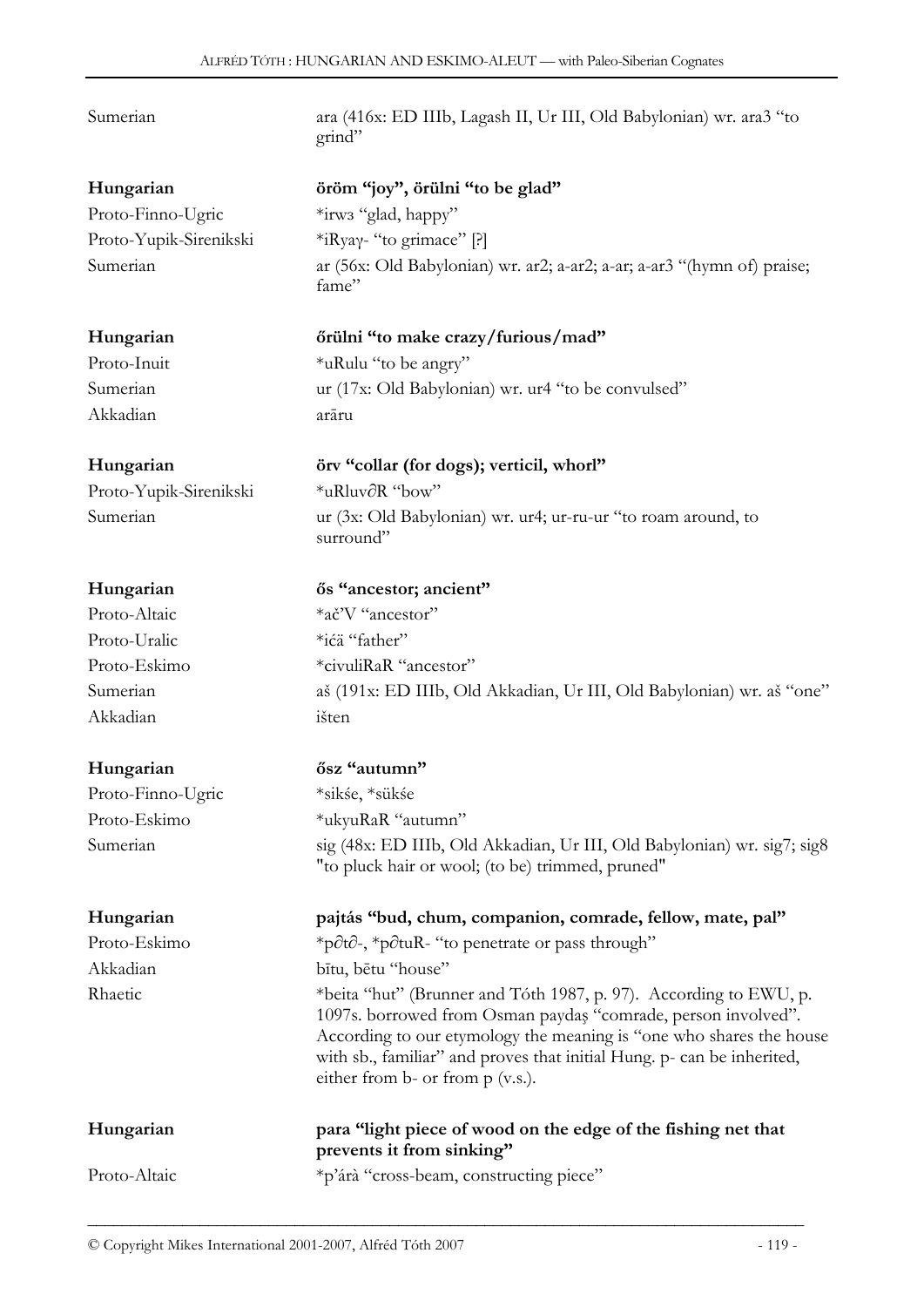| | |
|---|---|
| Sumerian | ara (416x: ED IIIb, Lagash II, Ur III, Old Babylonian) wr. ara3 "to grind" |

| | |
|---|---|
| **Hungarian** | **öröm "joy", örülni "to be glad"** |
| Proto-Finno-Ugric | *irwз "glad, happy" |
| Proto-Yupik-Sirenikski | *iRyaγ- "to grimace" [?] |
| Sumerian | ar (56x: Old Babylonian) wr. ar2; a-ar2; a-ar; a-ar3 "(hymn of) praise; fame" |

| | |
|---|---|
| **Hungarian** | **őrülni "to make crazy/furious/mad"** |
| Proto-Inuit | *uRulu "to be angry" |
| Sumerian | ur (17x: Old Babylonian) wr. ur4 "to be convulsed" |
| Akkadian | arāru |

| | |
|---|---|
| **Hungarian** | **örv "collar (for dogs); verticil, whorl"** |
| Proto-Yupik-Sirenikski | *uRluv∂R "bow" |
| Sumerian | ur (3x: Old Babylonian) wr. ur4; ur-ru-ur "to roam around, to surround" |

| | |
|---|---|
| **Hungarian** | **ős "ancestor; ancient"** |
| Proto-Altaic | *ač'V "ancestor" |
| Proto-Uralic | *ićä "father" |
| Proto-Eskimo | *civuliRaR "ancestor" |
| Sumerian | aš (191x: ED IIIb, Old Akkadian, Ur III, Old Babylonian) wr. aš "one" |
| Akkadian | išten |

| | |
|---|---|
| **Hungarian** | **ősz "autumn"** |
| Proto-Finno-Ugric | *sikśe, *sükśe |
| Proto-Eskimo | *ukyuRaR "autumn" |
| Sumerian | sig (48x: ED IIIb, Old Akkadian, Ur III, Old Babylonian) wr. sig7; sig8 "to pluck hair or wool; (to be) trimmed, pruned" |

| | |
|---|---|
| **Hungarian** | **pajtás "bud, chum, companion, comrade, fellow, mate, pal"** |
| Proto-Eskimo | *p∂t∂-, *p∂tuR- "to penetrate or pass through" |
| Akkadian | bītu, bētu "house" |
| Rhaetic | *beita "hut" (Brunner and Tóth 1987, p. 97). According to EWU, p. 1097s. borrowed from Osman paydaş "comrade, person involved". According to our etymology the meaning is "one who shares the house with sb., familiar" and proves that initial Hung. p- can be inherited, either from b- or from p (v.s.). |

| | |
|---|---|
| **Hungarian** | **para "light piece of wood on the edge of the fishing net that prevents it from sinking"** |
| Proto-Altaic | *p'árà "cross-beam, constructing piece" |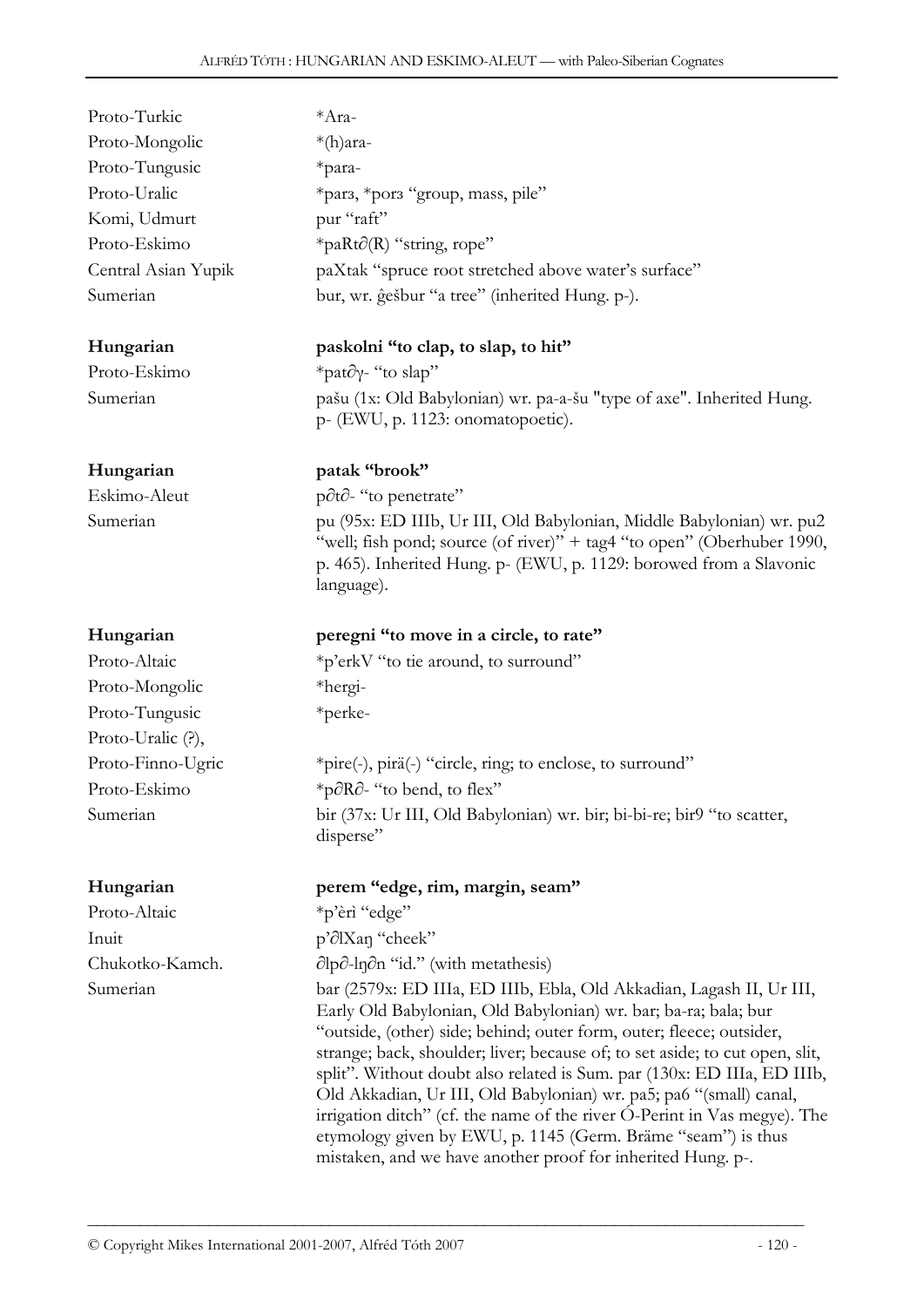Proto-Turkic *Ara-
Proto-Mongolic *(h)ara-
Proto-Tungusic *para-
Proto-Uralic *parз, *porз "group, mass, pile"
Komi, Udmurt pur "raft"
Proto-Eskimo *paRt∂(R) "string, rope"
Central Asian Yupik paXtak "spruce root stretched above water's surface"
Sumerian bur, wr. ĝešbur "a tree" (inherited Hung. p-).

**Hungarian** **paskolni "to clap, to slap, to hit"**
Proto-Eskimo *pat∂γ- "to slap"
Sumerian pašu (1x: Old Babylonian) wr. pa-a-šu "type of axe". Inherited Hung. p- (EWU, p. 1123: onomatopoetic).

**Hungarian** **patak "brook"**
Eskimo-Aleut p∂t∂- "to penetrate"
Sumerian pu (95x: ED IIIb, Ur III, Old Babylonian, Middle Babylonian) wr. pu2 "well; fish pond; source (of river)" + tag4 "to open" (Oberhuber 1990, p. 465). Inherited Hung. p- (EWU, p. 1129: borowed from a Slavonic language).

**Hungarian** **peregni "to move in a circle, to rate"**
Proto-Altaic *p'erkV "to tie around, to surround"
Proto-Mongolic *hergi-
Proto-Tungusic *perke-
Proto-Uralic (?),
Proto-Finno-Ugric *pire(-), pirä(-) "circle, ring; to enclose, to surround"
Proto-Eskimo *p∂R∂- "to bend, to flex"
Sumerian bir (37x: Ur III, Old Babylonian) wr. bir; bi-bi-re; bir9 "to scatter, disperse"

**Hungarian** **perem "edge, rim, margin, seam"**
Proto-Altaic *p'èrì "edge"
Inuit p'∂lXaŋ "cheek"
Chukotko-Kamch. ∂lp∂-lŋ∂n "id." (with metathesis)
Sumerian bar (2579x: ED IIIa, ED IIIb, Ebla, Old Akkadian, Lagash II, Ur III, Early Old Babylonian, Old Babylonian) wr. bar; ba-ra; bala; bur "outside, (other) side; behind; outer form, outer; fleece; outsider, strange; back, shoulder; liver; because of; to set aside; to cut open, slit, split". Without doubt also related is Sum. par (130x: ED IIIa, ED IIIb, Old Akkadian, Ur III, Old Babylonian) wr. pa5; pa6 "(small) canal, irrigation ditch" (cf. the name of the river Ó-Perint in Vas megye). The etymology given by EWU, p. 1145 (Germ. Bräme "seam") is thus mistaken, and we have another proof for inherited Hung. p-.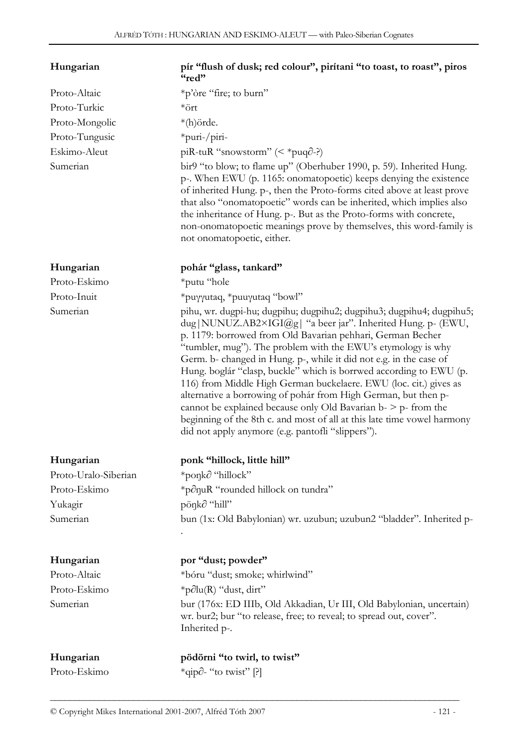| | |
|---|---|
| **Hungarian** | **pír "flush of dusk; red colour", pirítani "to toast, to roast", piros "red"** |
| Proto-Altaic | *p'òre "fire; to burn" |
| Proto-Turkic | *ört |
| Proto-Mongolic | *(h)örde. |
| Proto-Tungusic | *puri-/piri- |
| Eskimo-Aleut | piR-tuR "snowstorm" (< *puq∂-?) |
| Sumerian | bir9 "to blow; to flame up" (Oberhuber 1990, p. 59). Inherited Hung. p-. When EWU (p. 1165: onomatopoetic) keeps denying the existence of inherited Hung. p-, then the Proto-forms cited above at least prove that also "onomatopoetic" words can be inherited, which implies also the inheritance of Hung. p-. But as the Proto-forms with concrete, non-onomatopoetic meanings prove by themselves, this word-family is not onomatopoetic, either. |

| | |
|---|---|
| **Hungarian** | **pohár "glass, tankard"** |
| Proto-Eskimo | *putu "hole |
| Proto-Inuit | *puγγutaq, *puuγutaq "bowl" |
| Sumerian | pihu, wr. dugpi-hu; dugpihu; dugpihu2; dugpihu3; dugpihu4; dugpihu5; dug\|NUNUZ.AB2×IGI@g\| "a beer jar". Inherited Hung. p- (EWU, p. 1179: borrowed from Old Bavarian pehhari, German Becher "tumbler, mug"). The problem with the EWU's etymology is why Germ. b- changed in Hung. p-, while it did not e.g. in the case of Hung. boglár "clasp, buckle" which is borrwed according to EWU (p. 116) from Middle High German buckelaere. EWU (loc. cit.) gives as alternative a borrowing of pohár from High German, but then p- cannot be explained because only Old Bavarian b- > p- from the beginning of the 8th c. and most of all at this late time vowel harmony did not apply anymore (e.g. pantofli "slippers"). |

| | |
|---|---|
| **Hungarian** | **ponk "hillock, little hill"** |
| Proto-Uralo-Siberian | *poŋk∂ "hillock" |
| Proto-Eskimo | *p∂ŋuR "rounded hillock on tundra" |
| Yukagir | pöŋk∂ "hill" |
| Sumerian | bun (1x: Old Babylonian) wr. uzubun; uzubun2 "bladder". Inherited p-. |

| | |
|---|---|
| **Hungarian** | **por "dust; powder"** |
| Proto-Altaic | *bóru "dust; smoke; whirlwind" |
| Proto-Eskimo | *p∂lu(R) "dust, dirt" |
| Sumerian | bur (176x: ED IIIb, Old Akkadian, Ur III, Old Babylonian, uncertain) wr. bur2; bur "to release, free; to reveal; to spread out, cover". Inherited p-. |

| | |
|---|---|
| **Hungarian** | **pödörni "to twirl, to twist"** |
| Proto-Eskimo | *qip∂- "to twist" [?] |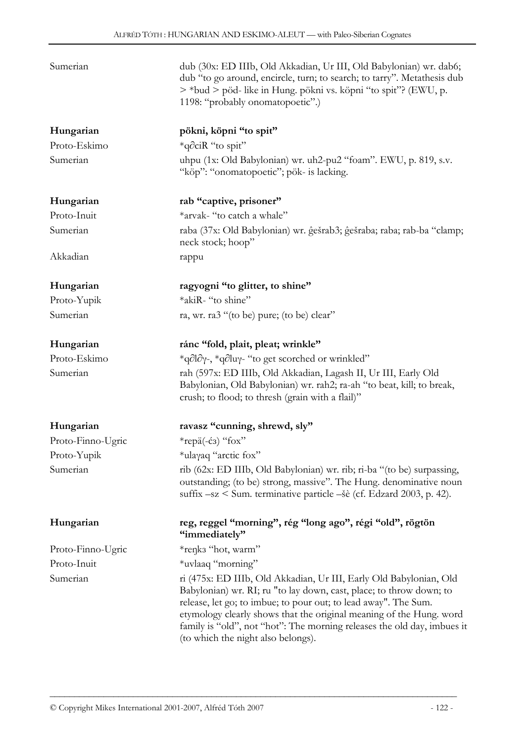| | |
|---|---|
| Sumerian | dub (30x: ED IIIb, Old Akkadian, Ur III, Old Babylonian) wr. dab6; dub "to go around, encircle, turn; to search; to tarry". Metathesis dub > *bud > pöd- like in Hung. pökni vs. köpni "to spit"? (EWU, p. 1198: "probably onomatopoetic".) |
| **Hungarian** | **pökni, köpni "to spit"** |
| Proto-Eskimo | *qəciR "to spit" |
| Sumerian | uhpu (1x: Old Babylonian) wr. uh2-pu2 "foam". EWU, p. 819, s.v. "köp": "onomatopoetic"; pök- is lacking. |
| **Hungarian** | **rab "captive, prisoner"** |
| Proto-Inuit | *arvak- "to catch a whale" |
| Sumerian | raba (37x: Old Babylonian) wr. ĝešrab3; ĝešraba; raba; rab-ba "clamp; neck stock; hoop" |
| Akkadian | rappu |
| **Hungarian** | **ragyogni "to glitter, to shine"** |
| Proto-Yupik | *akiR- "to shine" |
| Sumerian | ra, wr. ra3 "(to be) pure; (to be) clear" |
| **Hungarian** | **ránc "fold, plait, pleat; wrinkle"** |
| Proto-Eskimo | *qələγ-, *qəluγ- "to get scorched or wrinkled" |
| Sumerian | rah (597x: ED IIIb, Old Akkadian, Lagash II, Ur III, Early Old Babylonian, Old Babylonian) wr. rah2; ra-ah "to beat, kill; to break, crush; to flood; to thresh (grain with a flail)" |
| **Hungarian** | **ravasz "cunning, shrewd, sly"** |
| Proto-Finno-Ugric | *repä(-ćɜ) "fox" |
| Proto-Yupik | *ulaγaq "arctic fox" |
| Sumerian | rib (62x: ED IIIb, Old Babylonian) wr. rib; ri-ba "(to be) surpassing, outstanding; (to be) strong, massive". The Hung. denominative noun suffix –sz < Sum. terminative particle –šè (cf. Edzard 2003, p. 42). |
| **Hungarian** | **reg, reggel "morning", rég "long ago", régi "old", rögtön "immediately"** |
| Proto-Finno-Ugric | *reŋkɜ "hot, warm" |
| Proto-Inuit | *uvlaaq "morning" |
| Sumerian | ri (475x: ED IIIb, Old Akkadian, Ur III, Early Old Babylonian, Old Babylonian) wr. RI; ru "to lay down, cast, place; to throw down; to release, let go; to imbue; to pour out; to lead away". The Sum. etymology clearly shows that the original meaning of the Hung. word family is "old", not "hot": The morning releases the old day, imbues it (to which the night also belongs). |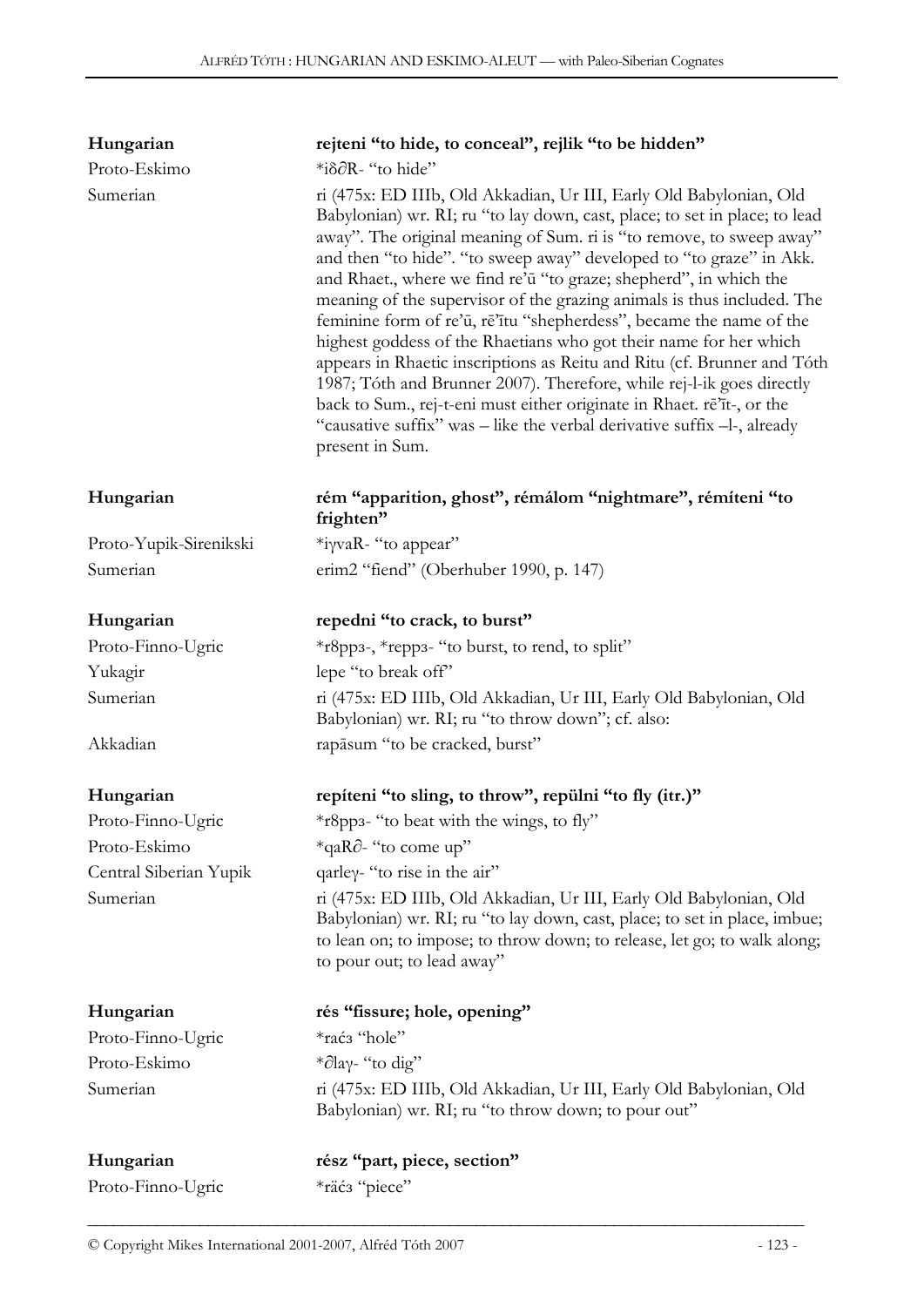| | |
|---|---|
| **Hungarian** | **rejteni "to hide, to conceal", rejlik "to be hidden"** |
| Proto-Eskimo | *iδ∂R- "to hide" |
| Sumerian | ri (475x: ED IIIb, Old Akkadian, Ur III, Early Old Babylonian, Old Babylonian) wr. RI; ru "to lay down, cast, place; to set in place; to lead away". The original meaning of Sum. ri is "to remove, to sweep away" and then "to hide". "to sweep away" developed to "to graze" in Akk. and Rhaet., where we find re'ū "to graze; shepherd", in which the meaning of the supervisor of the grazing animals is thus included. The feminine form of re'ū, rē'ītu "shepherdess", became the name of the highest goddess of the Rhaetians who got their name for her which appears in Rhaetic inscriptions as Reitu and Ritu (cf. Brunner and Tóth 1987; Tóth and Brunner 2007). Therefore, while rej-l-ik goes directly back to Sum., rej-t-eni must either originate in Rhaet. rē'īt-, or the "causative suffix" was – like the verbal derivative suffix –l-, already present in Sum. |
| **Hungarian** | **rém "apparition, ghost", rémálom "nightmare", rémíteni "to frighten"** |
| Proto-Yupik-Sirenikski | *iγvaR- "to appear" |
| Sumerian | erim2 "fiend" (Oberhuber 1990, p. 147) |
| **Hungarian** | **repedni "to crack, to burst"** |
| Proto-Finno-Ugric | *r8ppɜ-, *reppɜ- "to burst, to rend, to split" |
| Yukagir | lepe "to break off" |
| Sumerian | ri (475x: ED IIIb, Old Akkadian, Ur III, Early Old Babylonian, Old Babylonian) wr. RI; ru "to throw down"; cf. also: |
| Akkadian | rapāsum "to be cracked, burst" |
| **Hungarian** | **repíteni "to sling, to throw", repülni "to fly (itr.)"** |
| Proto-Finno-Ugric | *r8ppɜ- "to beat with the wings, to fly" |
| Proto-Eskimo | *qaR∂- "to come up" |
| Central Siberian Yupik | qarleγ- "to rise in the air" |
| Sumerian | ri (475x: ED IIIb, Old Akkadian, Ur III, Early Old Babylonian, Old Babylonian) wr. RI; ru "to lay down, cast, place; to set in place, imbue; to lean on; to impose; to throw down; to release, let go; to walk along; to pour out; to lead away" |
| **Hungarian** | **rés "fissure; hole, opening"** |
| Proto-Finno-Ugric | *raćɜ "hole" |
| Proto-Eskimo | *∂laγ- "to dig" |
| Sumerian | ri (475x: ED IIIb, Old Akkadian, Ur III, Early Old Babylonian, Old Babylonian) wr. RI; ru "to throw down; to pour out" |
| **Hungarian** | **rész "part, piece, section"** |
| Proto-Finno-Ugric | *räćɜ "piece" |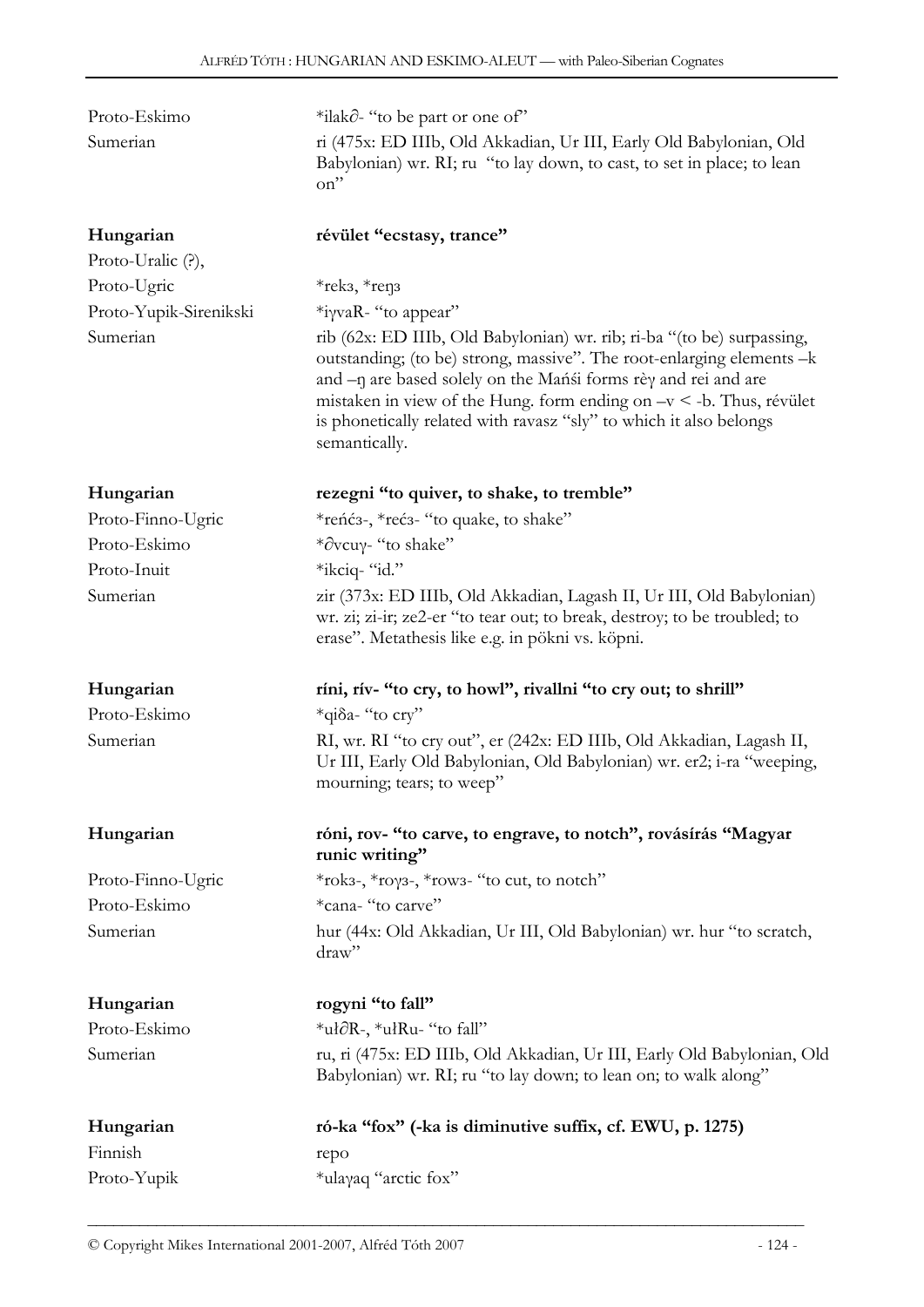| | |
|---|---|
| Proto-Eskimo | *ilak∂- "to be part or one of" |
| Sumerian | ri (475x: ED IIIb, Old Akkadian, Ur III, Early Old Babylonian, Old Babylonian) wr. RI; ru "to lay down, to cast, to set in place; to lean on" |

| | |
|---|---|
| **Hungarian** | **révület "ecstasy, trance"** |
| Proto-Uralic (?), | |
| Proto-Ugric | *rekз, *reŋз |
| Proto-Yupik-Sirenikski | *iγvaR- "to appear" |
| Sumerian | rib (62x: ED IIIb, Old Babylonian) wr. rib; ri-ba "(to be) surpassing, outstanding; (to be) strong, massive". The root-enlarging elements –k and –ŋ are based solely on the Mańśi forms rèγ and rei and are mistaken in view of the Hung. form ending on –v < -b. Thus, révület is phonetically related with ravasz "sly" to which it also belongs semantically. |

| | |
|---|---|
| **Hungarian** | **rezegni "to quiver, to shake, to tremble"** |
| Proto-Finno-Ugric | *reńćз-, *rećз- "to quake, to shake" |
| Proto-Eskimo | *∂vcuγ- "to shake" |
| Proto-Inuit | *ikciq- "id." |
| Sumerian | zir (373x: ED IIIb, Old Akkadian, Lagash II, Ur III, Old Babylonian) wr. zi; zi-ir; ze2-er "to tear out; to break, destroy; to be troubled; to erase". Metathesis like e.g. in pökni vs. köpni. |

| | |
|---|---|
| **Hungarian** | **ríni, rív- "to cry, to howl", rivallni "to cry out; to shrill"** |
| Proto-Eskimo | *qiδa- "to cry" |
| Sumerian | RI, wr. RI "to cry out", er (242x: ED IIIb, Old Akkadian, Lagash II, Ur III, Early Old Babylonian, Old Babylonian) wr. er2; i-ra "weeping, mourning; tears; to weep" |

| | |
|---|---|
| **Hungarian** | **róni, rov- "to carve, to engrave, to notch", rovásírás "Magyar runic writing"** |
| Proto-Finno-Ugric | *rokз-, *roγз-, *rowз- "to cut, to notch" |
| Proto-Eskimo | *cana- "to carve" |
| Sumerian | hur (44x: Old Akkadian, Ur III, Old Babylonian) wr. hur "to scratch, draw" |

| | |
|---|---|
| **Hungarian** | **rogyni "to fall"** |
| Proto-Eskimo | *uł∂R-, *ułRu- "to fall" |
| Sumerian | ru, ri (475x: ED IIIb, Old Akkadian, Ur III, Early Old Babylonian, Old Babylonian) wr. RI; ru "to lay down; to lean on; to walk along" |

| | |
|---|---|
| **Hungarian** | **ró-ka "fox" (-ka is diminutive suffix, cf. EWU, p. 1275)** |
| Finnish | repo |
| Proto-Yupik | *ulaγaq "arctic fox" |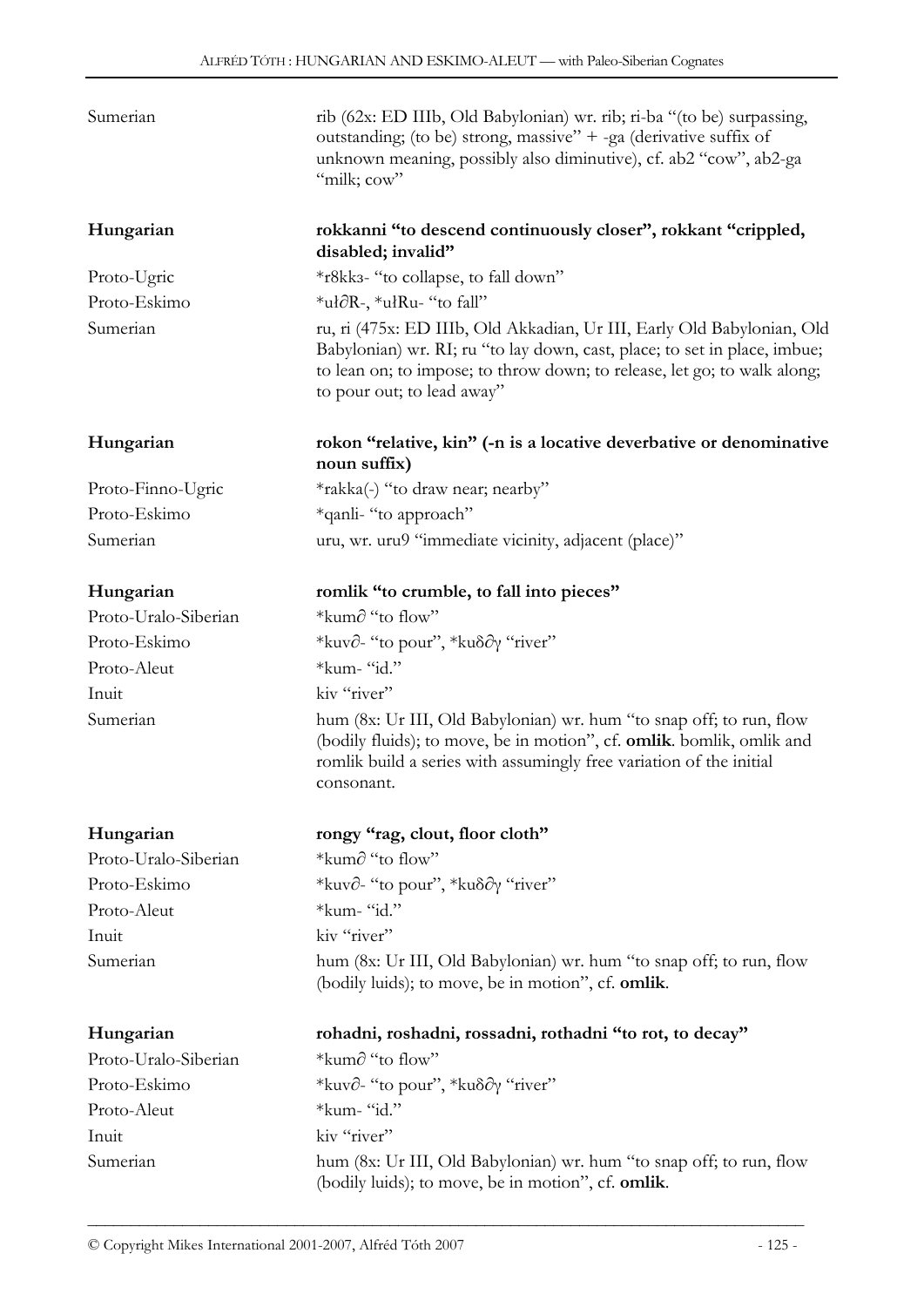| | |
|---|---|
| Sumerian | rib (62x: ED IIIb, Old Babylonian) wr. rib; ri-ba "(to be) surpassing, outstanding; (to be) strong, massive" + -ga (derivative suffix of unknown meaning, possibly also diminutive), cf. ab2 "cow", ab2-ga "milk; cow" |

| | |
|---|---|
| **Hungarian** | **rokkanni "to descend continuously closer", rokkant "crippled, disabled; invalid"** |
| Proto-Ugric | *r8kkз- "to collapse, to fall down" |
| Proto-Eskimo | *uł∂R-, *ułRu- "to fall" |
| Sumerian | ru, ri (475x: ED IIIb, Old Akkadian, Ur III, Early Old Babylonian, Old Babylonian) wr. RI; ru "to lay down, cast, place; to set in place, imbue; to lean on; to impose; to throw down; to release, let go; to walk along; to pour out; to lead away" |

| | |
|---|---|
| **Hungarian** | **rokon "relative, kin" (-n is a locative deverbative or denominative noun suffix)** |
| Proto-Finno-Ugric | *rakka(-) "to draw near; nearby" |
| Proto-Eskimo | *qanli- "to approach" |
| Sumerian | uru, wr. uru9 "immediate vicinity, adjacent (place)" |

| | |
|---|---|
| **Hungarian** | **romlik "to crumble, to fall into pieces"** |
| Proto-Uralo-Siberian | *kum∂ "to flow" |
| Proto-Eskimo | *kuv∂- "to pour", *kuδ∂γ "river" |
| Proto-Aleut | *kum- "id." |
| Inuit | kiv "river" |
| Sumerian | hum (8x: Ur III, Old Babylonian) wr. hum "to snap off; to run, flow (bodily fluids); to move, be in motion", cf. **omlik**. bomlik, omlik and romlik build a series with assumingly free variation of the initial consonant. |

| | |
|---|---|
| **Hungarian** | **rongy "rag, clout, floor cloth"** |
| Proto-Uralo-Siberian | *kum∂ "to flow" |
| Proto-Eskimo | *kuv∂- "to pour", *kuδ∂γ "river" |
| Proto-Aleut | *kum- "id." |
| Inuit | kiv "river" |
| Sumerian | hum (8x: Ur III, Old Babylonian) wr. hum "to snap off; to run, flow (bodily luids); to move, be in motion", cf. **omlik**. |

| | |
|---|---|
| **Hungarian** | **rohadni, roshadni, rossadni, rothadni "to rot, to decay"** |
| Proto-Uralo-Siberian | *kum∂ "to flow" |
| Proto-Eskimo | *kuv∂- "to pour", *kuδ∂γ "river" |
| Proto-Aleut | *kum- "id." |
| Inuit | kiv "river" |
| Sumerian | hum (8x: Ur III, Old Babylonian) wr. hum "to snap off; to run, flow (bodily luids); to move, be in motion", cf. **omlik**. |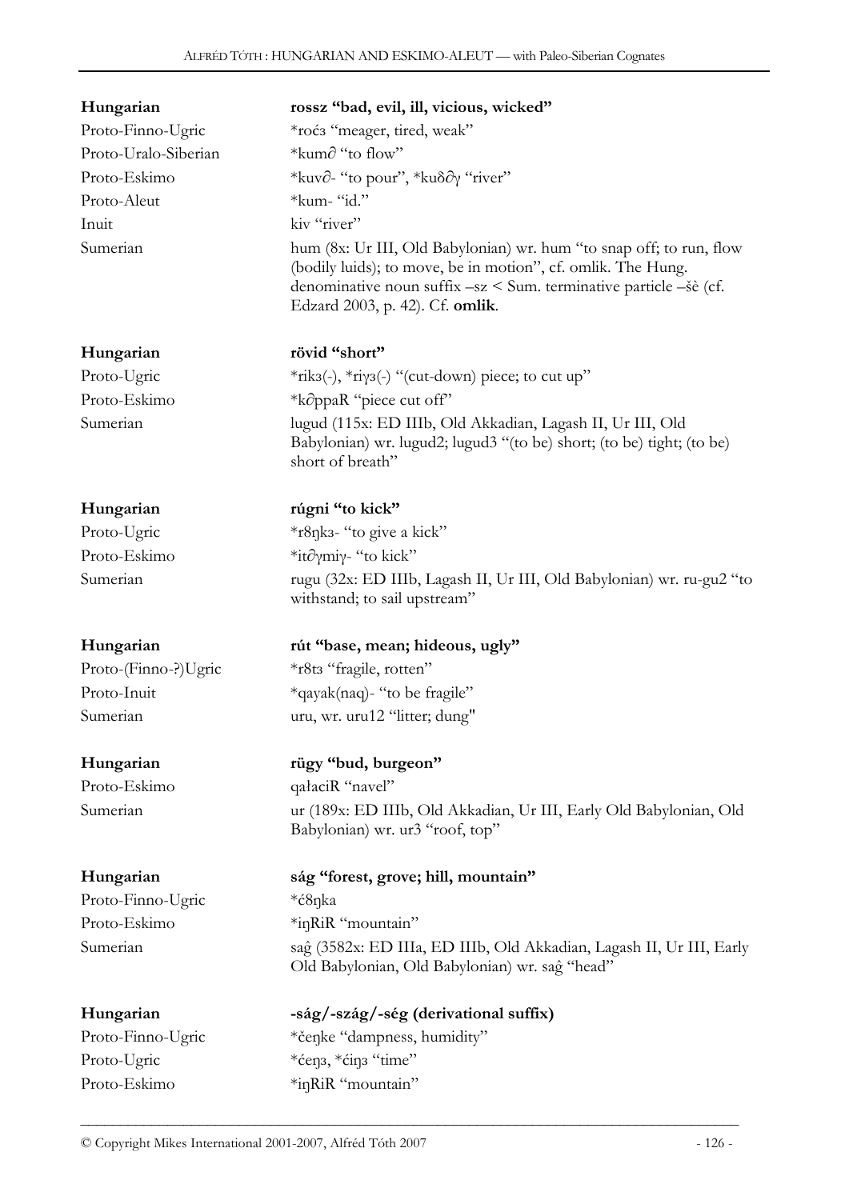**Hungarian** **rossz "bad, evil, ill, vicious, wicked"**
Proto-Finno-Ugric *roćз "meager, tired, weak"
Proto-Uralo-Siberian *kum∂ "to flow"
Proto-Eskimo *kuv∂- "to pour", *kuδ∂γ "river"
Proto-Aleut *kum- "id."
Inuit kiv "river"
Sumerian hum (8x: Ur III, Old Babylonian) wr. hum "to snap off; to run, flow (bodily luids); to move, be in motion", cf. omlik. The Hung. denominative noun suffix –sz < Sum. terminative particle –šè (cf. Edzard 2003, p. 42). Cf. **omlik**.

**Hungarian** **rövid "short"**
Proto-Ugric *rikз(-), *riγз(-) "(cut-down) piece; to cut up"
Proto-Eskimo *k∂ppaR "piece cut off"
Sumerian lugud (115x: ED IIIb, Old Akkadian, Lagash II, Ur III, Old Babylonian) wr. lugud2; lugud3 "(to be) short; (to be) tight; (to be) short of breath"

**Hungarian** **rúgni "to kick"**
Proto-Ugric *r8ŋkз- "to give a kick"
Proto-Eskimo *it∂γmiγ- "to kick"
Sumerian rugu (32x: ED IIIb, Lagash II, Ur III, Old Babylonian) wr. ru-gu2 "to withstand; to sail upstream"

**Hungarian** **rút "base, mean; hideous, ugly"**
Proto-(Finno-?)Ugric *r8tз "fragile, rotten"
Proto-Inuit *qayak(naq)- "to be fragile"
Sumerian uru, wr. uru12 "litter; dung"

**Hungarian** **rügy "bud, burgeon"**
Proto-Eskimo qałaciR "navel"
Sumerian ur (189x: ED IIIb, Old Akkadian, Ur III, Early Old Babylonian, Old Babylonian) wr. ur3 "roof, top"

**Hungarian** **ság "forest, grove; hill, mountain"**
Proto-Finno-Ugric *ć8ŋka
Proto-Eskimo *iŋRiR "mountain"
Sumerian saĝ (3582x: ED IIIa, ED IIIb, Old Akkadian, Lagash II, Ur III, Early Old Babylonian, Old Babylonian) wr. saĝ "head"

**Hungarian** **-ság/-szág/-ség (derivational suffix)**
Proto-Finno-Ugric *čeŋke "dampness, humidity"
Proto-Ugric *ćeŋз, *ćiŋз "time"
Proto-Eskimo *iŋRiR "mountain"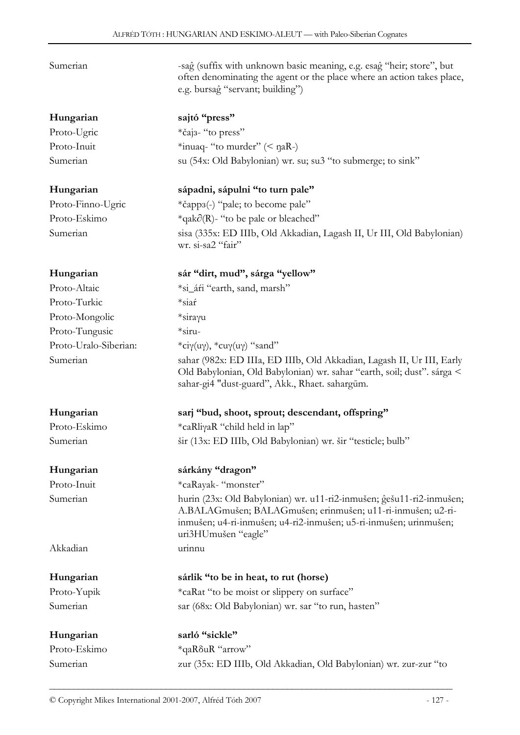| | |
|---|---|
| Sumerian | -saĝ (suffix with unknown basic meaning, e.g. esaĝ "heir; store", but often denominating the agent or the place where an action takes place, e.g. bursaĝ "servant; building") |
| **Hungarian** | **sajtó "press"** |
| Proto-Ugric | *čajз- "to press" |
| Proto-Inuit | *inuaq- "to murder" (< ŋaR-) |
| Sumerian | su (54x: Old Babylonian) wr. su; su3 "to submerge; to sink" |
| **Hungarian** | **sápadni, sápulni "to turn pale"** |
| Proto-Finno-Ugric | *čappз(-) "pale; to become pale" |
| Proto-Eskimo | *qak∂(R)- "to be pale or bleached" |
| Sumerian | sisa (335x: ED IIIb, Old Akkadian, Lagash II, Ur III, Old Babylonian) wr. si-sa2 "fair" |
| **Hungarian** | **sár "dirt, mud", sárga "yellow"** |
| Proto-Altaic | *si_áŕi "earth, sand, marsh" |
| Proto-Turkic | *siaŕ |
| Proto-Mongolic | *siraγu |
| Proto-Tungusic | *siru- |
| Proto-Uralo-Siberian: | *ciγ(uγ), *cuγ(uγ) "sand" |
| Sumerian | sahar (982x: ED IIIa, ED IIIb, Old Akkadian, Lagash II, Ur III, Early Old Babylonian, Old Babylonian) wr. sahar "earth, soil; dust". sárga < sahar-gi4 "dust-guard", Akk., Rhaet. sahargūm. |
| **Hungarian** | **sarj "bud, shoot, sprout; descendant, offspring"** |
| Proto-Eskimo | *caRliγaR "child held in lap" |
| Sumerian | šir (13x: ED IIIb, Old Babylonian) wr. šir "testicle; bulb" |
| **Hungarian** | **sárkány "dragon"** |
| Proto-Inuit | *caRayak- "monster" |
| Sumerian | hurin (23x: Old Babylonian) wr. u11-ri2-inmušen; ĝešu11-ri2-inmušen; A.BALAGmušen; BALAGmušen; erinmušen; u11-ri-inmušen; u2-ri-inmušen; u4-ri-inmušen; u4-ri2-inmušen; u5-ri-inmušen; urinmušen; uri3HUmušen "eagle" |
| Akkadian | urinnu |
| **Hungarian** | **sárlik "to be in heat, to rut (horse)** |
| Proto-Yupik | *caRat "to be moist or slippery on surface" |
| Sumerian | sar (68x: Old Babylonian) wr. sar "to run, hasten" |
| **Hungarian** | **sarló "sickle"** |
| Proto-Eskimo | *qaRδuR "arrow" |
| Sumerian | zur (35x: ED IIIb, Old Akkadian, Old Babylonian) wr. zur-zur "to |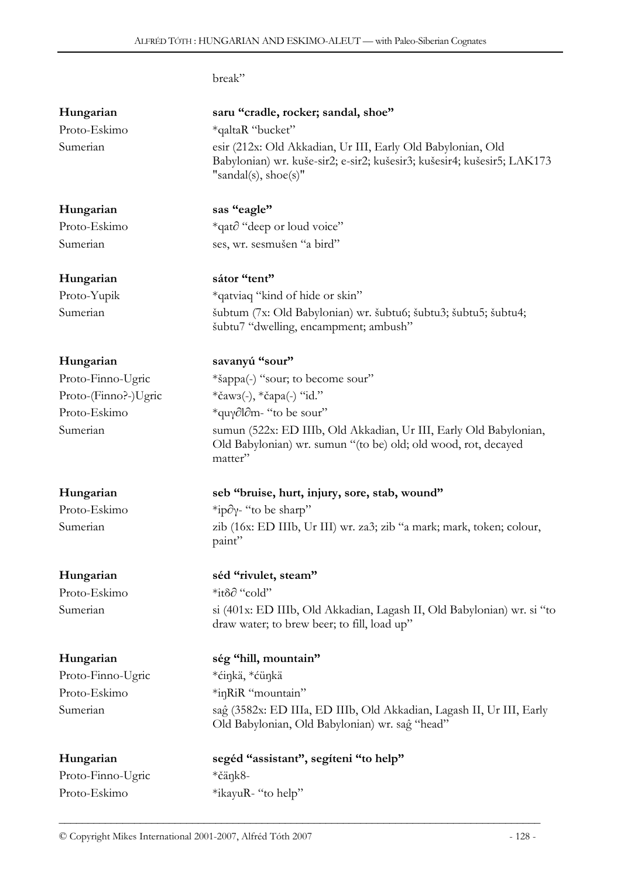break"

| | |
|---|---|
| **Hungarian** | **saru "cradle, rocker; sandal, shoe"** |
| Proto-Eskimo | *qaltaR "bucket" |
| Sumerian | esir (212x: Old Akkadian, Ur III, Early Old Babylonian, Old Babylonian) wr. kuše-sir2; e-sir2; kušesir3; kušesir4; kušesir5; LAK173 "sandal(s), shoe(s)" |

| | |
|---|---|
| **Hungarian** | **sas "eagle"** |
| Proto-Eskimo | *qat∂ "deep or loud voice" |
| Sumerian | ses, wr. sesmušen "a bird" |

| | |
|---|---|
| **Hungarian** | **sátor "tent"** |
| Proto-Yupik | *qatviaq "kind of hide or skin" |
| Sumerian | šubtum (7x: Old Babylonian) wr. šubtu6; šubtu3; šubtu5; šubtu4; šubtu7 "dwelling, encampment; ambush" |

| | |
|---|---|
| **Hungarian** | **savanyú "sour"** |
| Proto-Finno-Ugric | *šappa(-) "sour; to become sour" |
| Proto-(Finno?-)Ugric | *čawз(-), *čapa(-) "id." |
| Proto-Eskimo | *quγ∂l∂m- "to be sour" |
| Sumerian | sumun (522x: ED IIIb, Old Akkadian, Ur III, Early Old Babylonian, Old Babylonian) wr. sumun "(to be) old; old wood, rot, decayed matter" |

| | |
|---|---|
| **Hungarian** | **seb "bruise, hurt, injury, sore, stab, wound"** |
| Proto-Eskimo | *ip∂γ- "to be sharp" |
| Sumerian | zib (16x: ED IIIb, Ur III) wr. za3; zib "a mark; mark, token; colour, paint" |

| | |
|---|---|
| **Hungarian** | **séd "rivulet, steam"** |
| Proto-Eskimo | *itδ∂ "cold" |
| Sumerian | si (401x: ED IIIb, Old Akkadian, Lagash II, Old Babylonian) wr. si "to draw water; to brew beer; to fill, load up" |

| | |
|---|---|
| **Hungarian** | **ség "hill, mountain"** |
| Proto-Finno-Ugric | *ćiŋkä, *ćüŋkä |
| Proto-Eskimo | *iŋRiR "mountain" |
| Sumerian | saĝ (3582x: ED IIIa, ED IIIb, Old Akkadian, Lagash II, Ur III, Early Old Babylonian, Old Babylonian) wr. saĝ "head" |

| | |
|---|---|
| **Hungarian** | **segéd "assistant", segíteni "to help"** |
| Proto-Finno-Ugric | *čäŋk8- |
| Proto-Eskimo | *ikayuR- "to help" |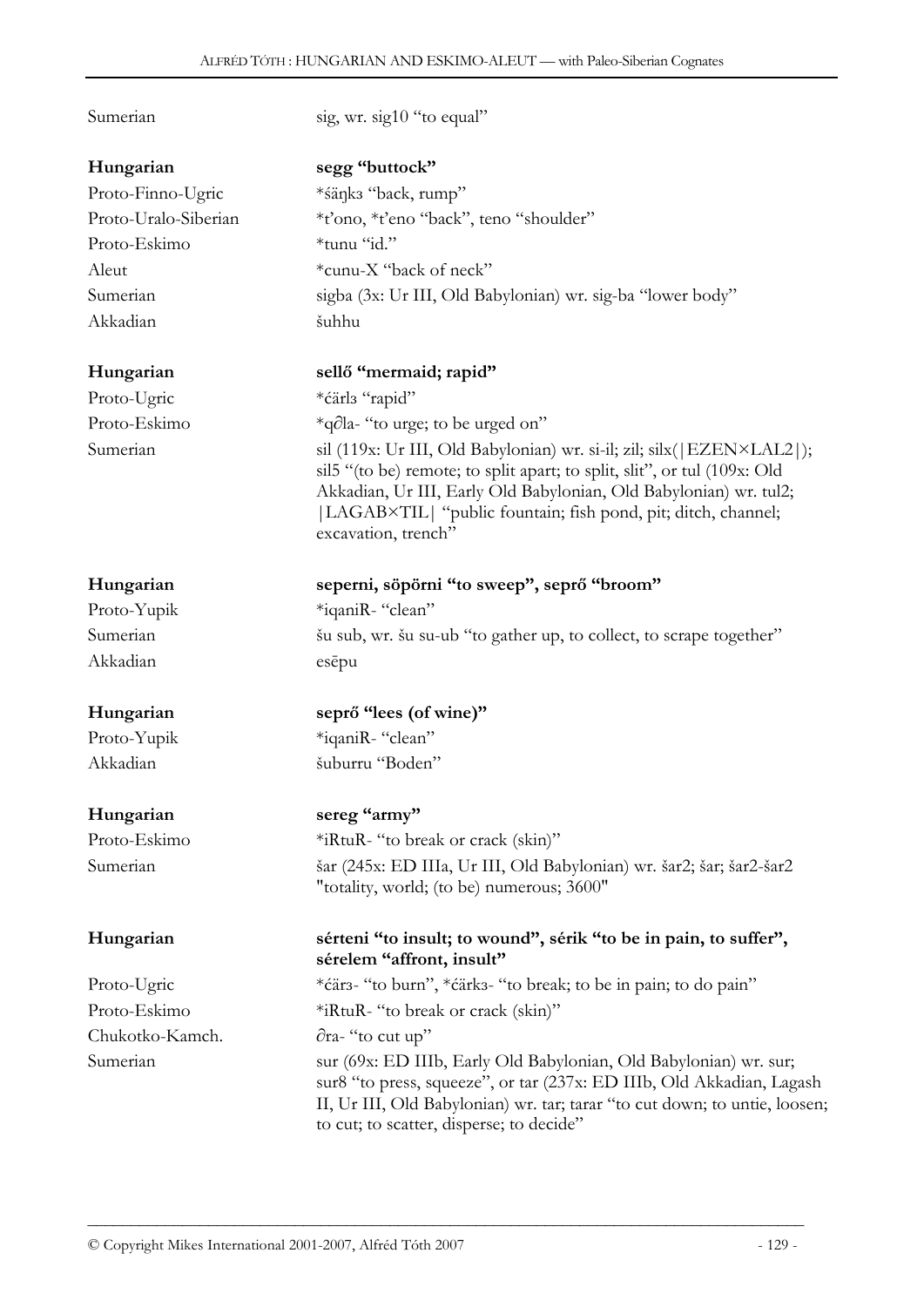| | |
|---|---|
| Sumerian | sig, wr. sig10 "to equal" |
| **Hungarian** | **segg "buttock"** |
| Proto-Finno-Ugric | *śäŋkз "back, rump" |
| Proto-Uralo-Siberian | *t'ono, *t'eno "back", teno "shoulder" |
| Proto-Eskimo | *tunu "id." |
| Aleut | *cunu-X "back of neck" |
| Sumerian | sigba (3x: Ur III, Old Babylonian) wr. sig-ba "lower body" |
| Akkadian | šuhhu |
| **Hungarian** | **sellő "mermaid; rapid"** |
| Proto-Ugric | *ćärlз "rapid" |
| Proto-Eskimo | *q∂la- "to urge; to be urged on" |
| Sumerian | sil (119x: Ur III, Old Babylonian) wr. si-il; zil; silx(\|EZEN×LAL2\|); sil5 "(to be) remote; to split apart; to split, slit", or tul (109x: Old Akkadian, Ur III, Early Old Babylonian, Old Babylonian) wr. tul2; \|LAGAB×TIL\| "public fountain; fish pond, pit; ditch, channel; excavation, trench" |
| **Hungarian** | **seperni, söpörni "to sweep", seprő "broom"** |
| Proto-Yupik | *iqaniR- "clean" |
| Sumerian | šu sub, wr. šu su-ub "to gather up, to collect, to scrape together" |
| Akkadian | esēpu |
| **Hungarian** | **seprő "lees (of wine)"** |
| Proto-Yupik | *iqaniR- "clean" |
| Akkadian | šuburru "Boden" |
| **Hungarian** | **sereg "army"** |
| Proto-Eskimo | *iRtuR- "to break or crack (skin)" |
| Sumerian | šar (245x: ED IIIa, Ur III, Old Babylonian) wr. šar2; šar; šar2-šar2 "totality, world; (to be) numerous; 3600" |
| **Hungarian** | **sérteni "to insult; to wound", sérik "to be in pain, to suffer", sérelem "affront, insult"** |
| Proto-Ugric | *ćärз- "to burn", *ćärkз- "to break; to be in pain; to do pain" |
| Proto-Eskimo | *iRtuR- "to break or crack (skin)" |
| Chukotko-Kamch. | ∂ra- "to cut up" |
| Sumerian | sur (69x: ED IIIb, Early Old Babylonian, Old Babylonian) wr. sur; sur8 "to press, squeeze", or tar (237x: ED IIIb, Old Akkadian, Lagash II, Ur III, Old Babylonian) wr. tar; tarar "to cut down; to untie, loosen; to cut; to scatter, disperse; to decide" |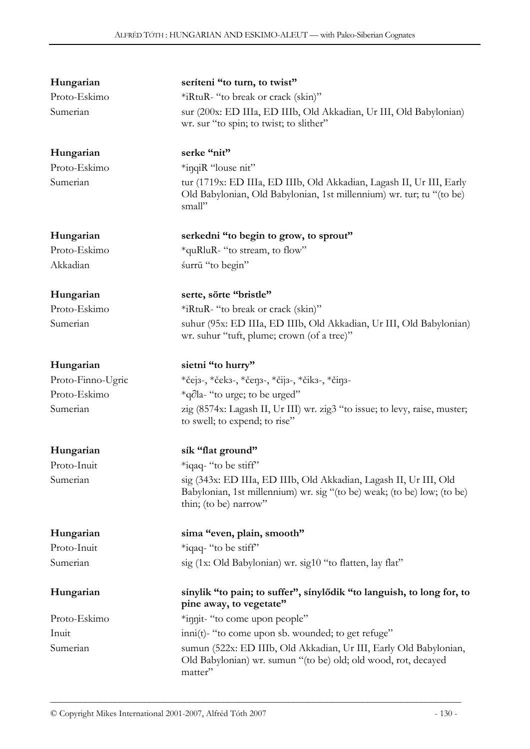| | |
|---|---|
| **Hungarian** | **seríteni "to turn, to twist"** |
| Proto-Eskimo | *iRtuR- "to break or crack (skin)" |
| Sumerian | sur (200x: ED IIIa, ED IIIb, Old Akkadian, Ur III, Old Babylonian) wr. sur "to spin; to twist; to slither" |
| | |
| **Hungarian** | **serke "nit"** |
| Proto-Eskimo | *iŋqiR "louse nit" |
| Sumerian | tur (1719x: ED IIIa, ED IIIb, Old Akkadian, Lagash II, Ur III, Early Old Babylonian, Old Babylonian, 1st millennium) wr. tur; tu "(to be) small" |
| | |
| **Hungarian** | **serkedni "to begin to grow, to sprout"** |
| Proto-Eskimo | *quRluR- "to stream, to flow" |
| Akkadian | śurrū "to begin" |
| | |
| **Hungarian** | **serte, sörte "bristle"** |
| Proto-Eskimo | *iRtuR- "to break or crack (skin)" |
| Sumerian | suhur (95x: ED IIIa, ED IIIb, Old Akkadian, Ur III, Old Babylonian) wr. suhur "tuft, plume; crown (of a tree)" |
| | |
| **Hungarian** | **sietni "to hurry"** |
| Proto-Finno-Ugric | *čejз-, *čekз-, *čeŋз-, *čijз-, *čikз-, *čiŋз- |
| Proto-Eskimo | *qǝ̂la- "to urge; to be urged" |
| Sumerian | zig (8574x: Lagash II, Ur III) wr. zig3 "to issue; to levy, raise, muster; to swell; to expend; to rise" |
| | |
| **Hungarian** | **sík "flat ground"** |
| Proto-Inuit | *iqaq- "to be stiff" |
| Sumerian | sig (343x: ED IIIa, ED IIIb, Old Akkadian, Lagash II, Ur III, Old Babylonian, 1st millennium) wr. sig "(to be) weak; (to be) low; (to be) thin; (to be) narrow" |
| | |
| **Hungarian** | **sima "even, plain, smooth"** |
| Proto-Inuit | *iqaq- "to be stiff" |
| Sumerian | sig (1x: Old Babylonian) wr. sig10 "to flatten, lay flat" |
| | |
| **Hungarian** | **sínylik "to pain; to suffer", sínylődik "to languish, to long for, to pine away, to vegetate"** |
| Proto-Eskimo | *iŋŋit- "to come upon people" |
| Inuit | inni(t)- "to come upon sb. wounded; to get refuge" |
| Sumerian | sumun (522x: ED IIIb, Old Akkadian, Ur III, Early Old Babylonian, Old Babylonian) wr. sumun "(to be) old; old wood, rot, decayed matter" |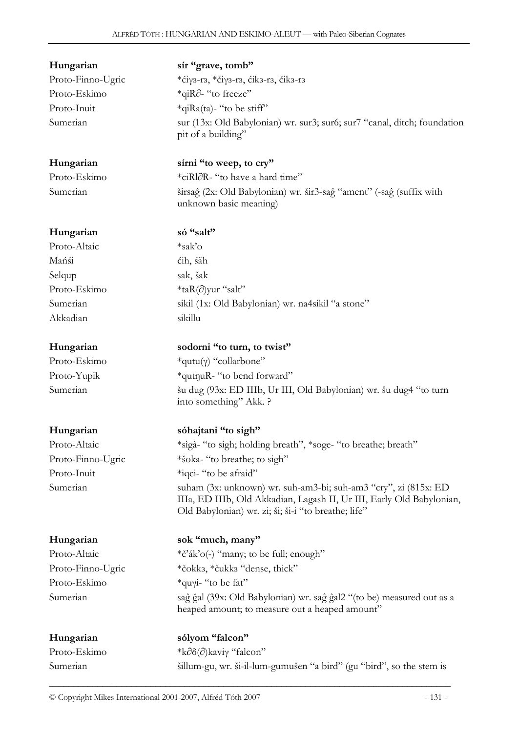**Hungarian** **sír "grave, tomb"**
Proto-Finno-Ugric *ćiγз-rз, *čiγз-rз, ćikз-rз, čikз-rз
Proto-Eskimo *qiR∂- "to freeze"
Proto-Inuit *qiRa(ta)- "to be stiff"
Sumerian sur (13x: Old Babylonian) wr. sur3; sur6; sur7 "canal, ditch; foundation pit of a building"

**Hungarian** **sírni "to weep, to cry"**
Proto-Eskimo *ciRl∂R- "to have a hard time"
Sumerian širsaĝ (2x: Old Babylonian) wr. šir3-saĝ "ament" (-saĝ (suffix with unknown basic meaning)

**Hungarian** **só "salt"**
Proto-Altaic *sak'o
Mańśi ćih, śäh
Selqup sak, šak
Proto-Eskimo *taR(∂)yur "salt"
Sumerian sikil (1x: Old Babylonian) wr. na4sikil "a stone"
Akkadian sikillu

**Hungarian** **sodorni "to turn, to twist"**
Proto-Eskimo *qutu(γ) "collarbone"
Proto-Yupik *qutŋuR- "to bend forward"
Sumerian šu dug (93x: ED IIIb, Ur III, Old Babylonian) wr. šu dug4 "to turn into something" Akk. ?

**Hungarian** **sóhajtani "to sigh"**
Proto-Altaic *sìgà- "to sigh; holding breath", *soge- "to breathe; breath"
Proto-Finno-Ugric *šoka- "to breathe; to sigh"
Proto-Inuit *iqci- "to be afraid"
Sumerian suham (3x: unknown) wr. suh-am3-bi; suh-am3 "cry", zi (815x: ED IIIa, ED IIIb, Old Akkadian, Lagash II, Ur III, Early Old Babylonian, Old Babylonian) wr. zi; ši; ši-i "to breathe; life"

**Hungarian** **sok "much, many"**
Proto-Altaic *č'ák'o(-) "many; to be full; enough"
Proto-Finno-Ugric *čokkз, *čukkз "dense, thick"
Proto-Eskimo *quγi- "to be fat"
Sumerian saĝ ĝal (39x: Old Babylonian) wr. saĝ ĝal2 "(to be) measured out as a heaped amount; to measure out a heaped amount"

**Hungarian** **sólyom "falcon"**
Proto-Eskimo *k∂δ(∂)kaviγ "falcon"
Sumerian šillum-gu, wr. ši-il-lum-gumušen "a bird" (gu "bird", so the stem is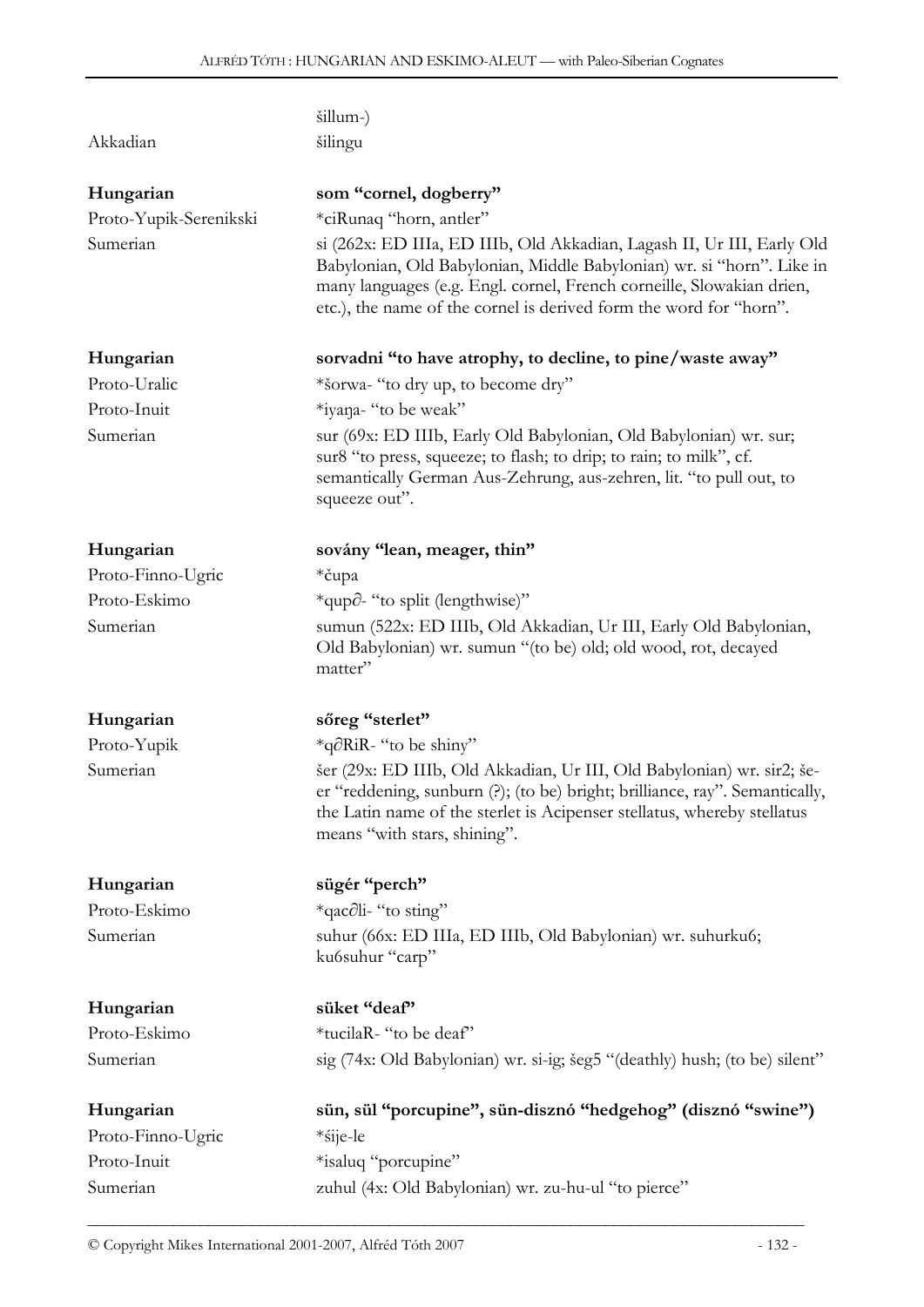|  | šillum-) |
|---|---|
| Akkadian | šilingu |

| **Hungarian** | **som "cornel, dogberry"** |
|---|---|
| Proto-Yupik-Serenikski | *ciRunaq "horn, antler" |
| Sumerian | si (262x: ED IIIa, ED IIIb, Old Akkadian, Lagash II, Ur III, Early Old Babylonian, Old Babylonian, Middle Babylonian) wr. si "horn". Like in many languages (e.g. Engl. cornel, French corneille, Slowakian drien, etc.), the name of the cornel is derived form the word for "horn". |

| **Hungarian** | **sorvadni "to have atrophy, to decline, to pine/waste away"** |
|---|---|
| Proto-Uralic | *šorwa- "to dry up, to become dry" |
| Proto-Inuit | *iyaŋa- "to be weak" |
| Sumerian | sur (69x: ED IIIb, Early Old Babylonian, Old Babylonian) wr. sur; sur8 "to press, squeeze; to flash; to drip; to rain; to milk", cf. semantically German Aus-Zehrung, aus-zehren, lit. "to pull out, to squeeze out". |

| **Hungarian** | **sovány "lean, meager, thin"** |
|---|---|
| Proto-Finno-Ugric | *čupa |
| Proto-Eskimo | *qup∂- "to split (lengthwise)" |
| Sumerian | sumun (522x: ED IIIb, Old Akkadian, Ur III, Early Old Babylonian, Old Babylonian) wr. sumun "(to be) old; old wood, rot, decayed matter" |

| **Hungarian** | **sőreg "sterlet"** |
|---|---|
| Proto-Yupik | *q∂RiR- "to be shiny" |
| Sumerian | šer (29x: ED IIIb, Old Akkadian, Ur III, Old Babylonian) wr. sir2; še-er "reddening, sunburn (?); (to be) bright; brilliance, ray". Semantically, the Latin name of the sterlet is Acipenser stellatus, whereby stellatus means "with stars, shining". |

| **Hungarian** | **sügér "perch"** |
|---|---|
| Proto-Eskimo | *qac∂li- "to sting" |
| Sumerian | suhur (66x: ED IIIa, ED IIIb, Old Babylonian) wr. suhurku6; ku6suhur "carp" |

| **Hungarian** | **süket "deaf"** |
|---|---|
| Proto-Eskimo | *tucilaR- "to be deaf" |
| Sumerian | sig (74x: Old Babylonian) wr. si-ig; šeg5 "(deathly) hush; (to be) silent" |

| **Hungarian** | **sün, sül "porcupine", sün-disznó "hedgehog" (disznó "swine")** |
|---|---|
| Proto-Finno-Ugric | *śije-le |
| Proto-Inuit | *isaluq "porcupine" |
| Sumerian | zuhul (4x: Old Babylonian) wr. zu-hu-ul "to pierce" |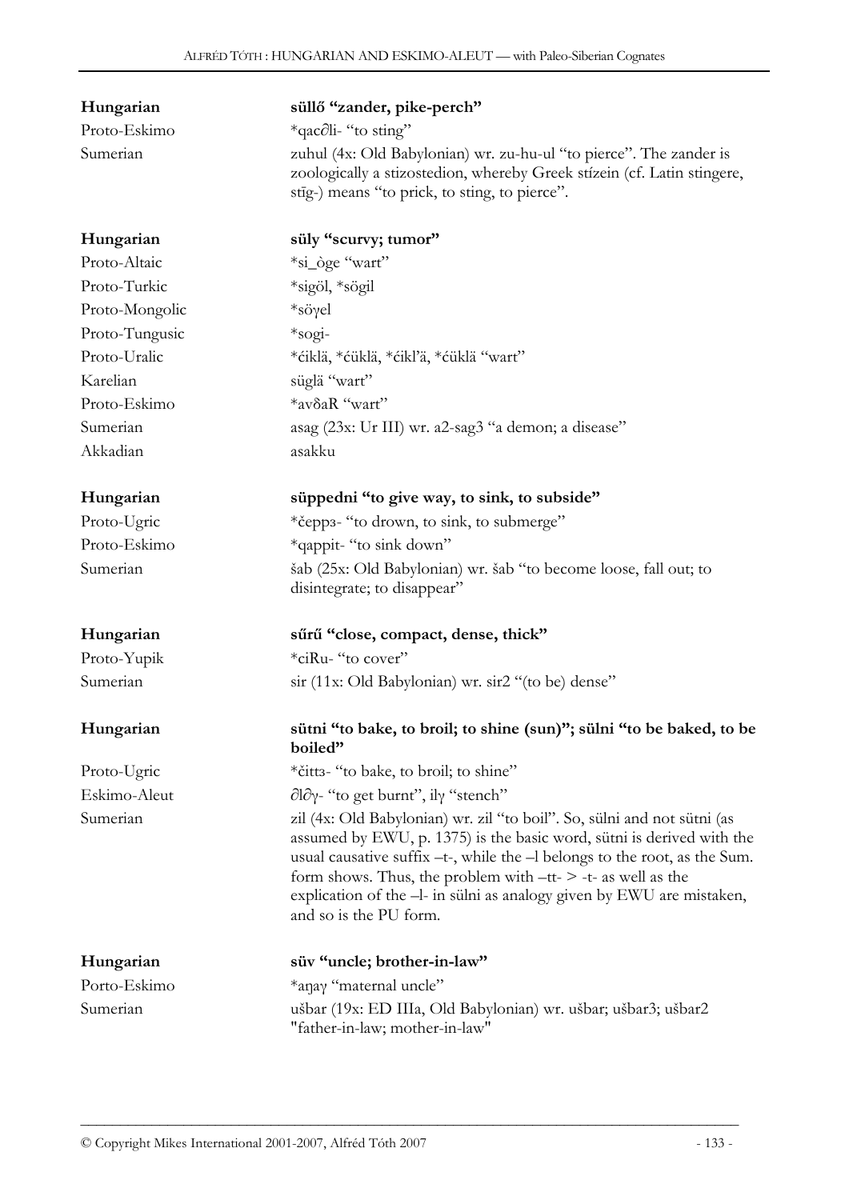| | |
|---|---|
| **Hungarian** | **süllő "zander, pike-perch"** |
| Proto-Eskimo | *qac∂li- "to sting" |
| Sumerian | zuhul (4x: Old Babylonian) wr. zu-hu-ul "to pierce". The zander is zoologically a stizostedion, whereby Greek stízein (cf. Latin stingere, stīg-) means "to prick, to sting, to pierce". |

| | |
|---|---|
| **Hungarian** | **süly "scurvy; tumor"** |
| Proto-Altaic | *si_òge "wart" |
| Proto-Turkic | *sigöl, *sögil |
| Proto-Mongolic | *söɣel |
| Proto-Tungusic | *sogi- |
| Proto-Uralic | *ćiklä, *ćüklä, *ćikl'ä, *ćüklä "wart" |
| Karelian | süglä "wart" |
| Proto-Eskimo | *avδaR "wart" |
| Sumerian | asag (23x: Ur III) wr. a2-sag3 "a demon; a disease" |
| Akkadian | asakku |

| | |
|---|---|
| **Hungarian** | **süppedni "to give way, to sink, to subside"** |
| Proto-Ugric | *čeppз- "to drown, to sink, to submerge" |
| Proto-Eskimo | *qappit- "to sink down" |
| Sumerian | šab (25x: Old Babylonian) wr. šab "to become loose, fall out; to disintegrate; to disappear" |

| | |
|---|---|
| **Hungarian** | **sűrű "close, compact, dense, thick"** |
| Proto-Yupik | *ciRu- "to cover" |
| Sumerian | sir (11x: Old Babylonian) wr. sir2 "(to be) dense" |

| | |
|---|---|
| **Hungarian** | **sütni "to bake, to broil; to shine (sun)"; sülni "to be baked, to be boiled"** |
| Proto-Ugric | *čittз- "to bake, to broil; to shine" |
| Eskimo-Aleut | ∂l∂ɣ- "to get burnt", ilɣ "stench" |
| Sumerian | zil (4x: Old Babylonian) wr. zil "to boil". So, sülni and not sütni (as assumed by EWU, p. 1375) is the basic word, sütni is derived with the usual causative suffix –t-, while the –l belongs to the root, as the Sum. form shows. Thus, the problem with –tt- > -t- as well as the explication of the –l- in sülni as analogy given by EWU are mistaken, and so is the PU form. |

| | |
|---|---|
| **Hungarian** | **süv "uncle; brother-in-law"** |
| Porto-Eskimo | *aŋaɣ "maternal uncle" |
| Sumerian | ušbar (19x: ED IIIa, Old Babylonian) wr. ušbar; ušbar3; ušbar2 "father-in-law; mother-in-law" |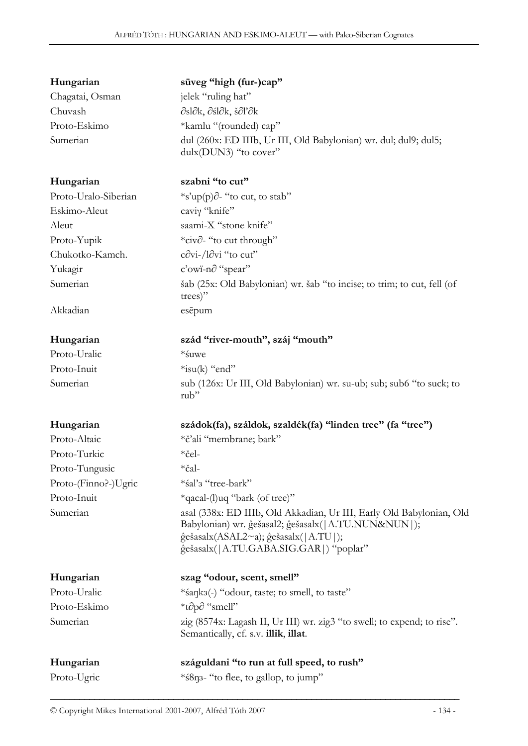| | |
|---|---|
| **Hungarian** | **süveg "high (fur-)cap"** |
| Chagatai, Osman | jelek "ruling hat" |
| Chuvash | ∂sl∂k, ∂śl∂k, š∂l'∂k |
| Proto-Eskimo | *kamlu "(rounded) cap" |
| Sumerian | dul (260x: ED IIIb, Ur III, Old Babylonian) wr. dul; dul9; dul5; dulx(DUN3) "to cover" |

| | |
|---|---|
| **Hungarian** | **szabni "to cut"** |
| Proto-Uralo-Siberian | *s'up(p)∂- "to cut, to stab" |
| Eskimo-Aleut | caviγ "knife" |
| Aleut | saami-X "stone knife" |
| Proto-Yupik | *civ∂- "to cut through" |
| Chukotko-Kamch. | c∂vi-/l∂vi "to cut" |
| Yukagir | c'owï-n∂ "spear" |
| Sumerian | šab (25x: Old Babylonian) wr. šab "to incise; to trim; to cut, fell (of trees)" |
| Akkadian | esēpum |

| | |
|---|---|
| **Hungarian** | **szád "river-mouth", száj "mouth"** |
| Proto-Uralic | *śuwe |
| Proto-Inuit | *isu(k) "end" |
| Sumerian | sub (126x: Ur III, Old Babylonian) wr. su-ub; sub; sub6 "to suck; to rub" |

| | |
|---|---|
| **Hungarian** | **szádok(fa), száldok, szaldék(fa) "linden tree" (fa "tree")** |
| Proto-Altaic | *č'ali "membrane; bark" |
| Proto-Turkic | *čel- |
| Proto-Tungusic | *čal- |
| Proto-(Finno?-)Ugric | *śal'з "tree-bark" |
| Proto-Inuit | *qacal-(l)uq "bark (of tree)" |
| Sumerian | asal (338x: ED IIIb, Old Akkadian, Ur III, Early Old Babylonian, Old Babylonian) wr. ĝešasal2; ĝešasalx(\|A.TU.NUN&NUN\|); ĝešasalx(ASAL2~a); ĝešasalx(\|A.TU\|); ĝešasalx(\|A.TU.GABA.SIG.GAR\|) "poplar" |

| | |
|---|---|
| **Hungarian** | **szag "odour, scent, smell"** |
| Proto-Uralic | *śaŋkз(-) "odour, taste; to smell, to taste" |
| Proto-Eskimo | *t∂p∂ "smell" |
| Sumerian | zig (8574x: Lagash II, Ur III) wr. zig3 "to swell; to expend; to rise". Semantically, cf. s.v. **illik**, **illat**. |

| | |
|---|---|
| **Hungarian** | **száguldani "to run at full speed, to rush"** |
| Proto-Ugric | *ś8ŋз- "to flee, to gallop, to jump" |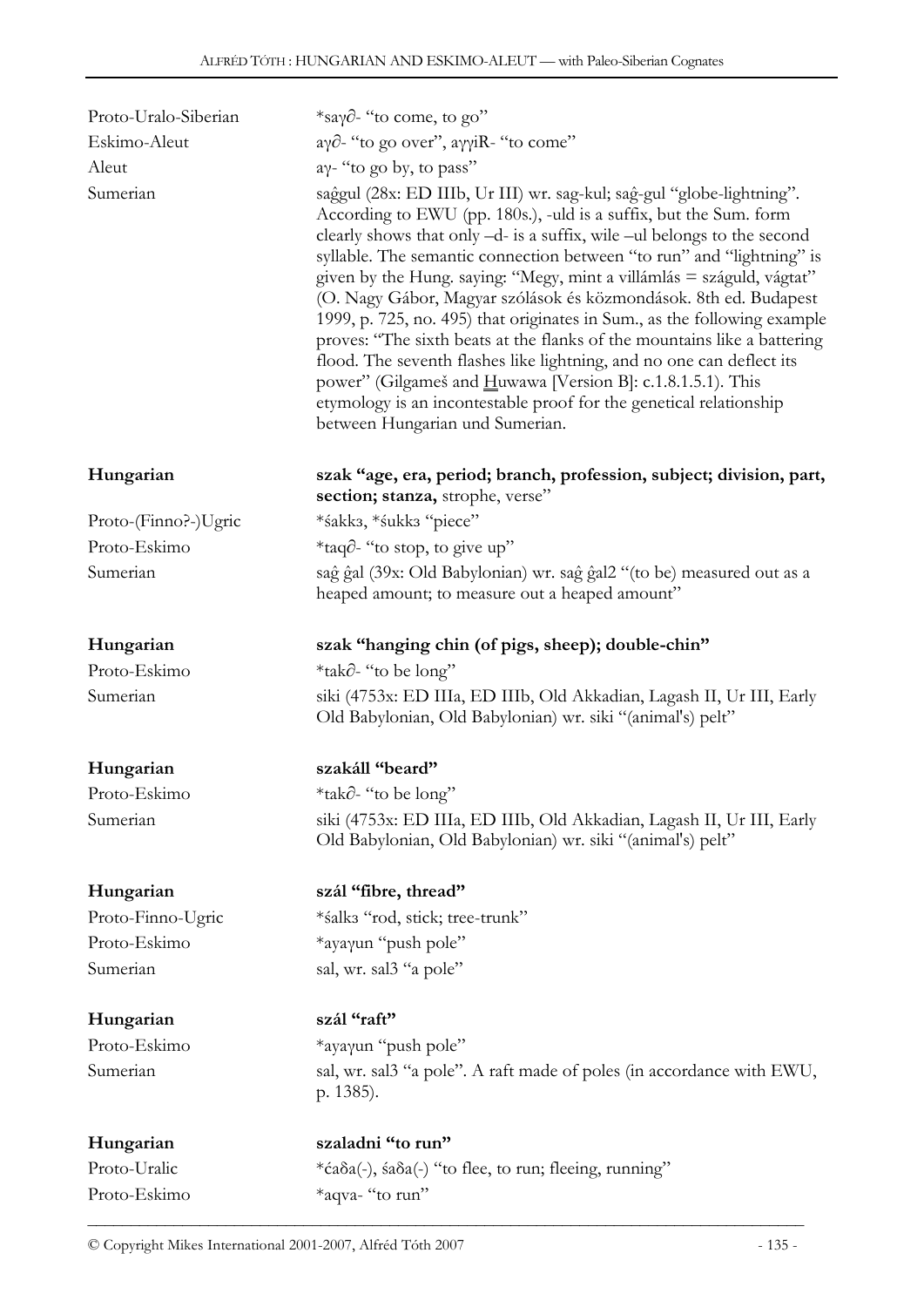| | |
|---|---|
| Proto-Uralo-Siberian | *saγ∂- "to come, to go" |
| Eskimo-Aleut | aγ∂- "to go over", aγγiR- "to come" |
| Aleut | aγ- "to go by, to pass" |
| Sumerian | saĝgul (28x: ED IIIb, Ur III) wr. sag-kul; saĝ-gul "globe-lightning". According to EWU (pp. 180s.), -uld is a suffix, but the Sum. form clearly shows that only –d- is a suffix, wile –ul belongs to the second syllable. The semantic connection between "to run" and "lightning" is given by the Hung. saying: "Megy, mint a villámlás = száguld, vágtat" (O. Nagy Gábor, Magyar szólások és közmondások. 8th ed. Budapest 1999, p. 725, no. 495) that originates in Sum., as the following example proves: "The sixth beats at the flanks of the mountains like a battering flood. The seventh flashes like lightning, and no one can deflect its power" (Gilgameš and Huwawa [Version B]: c.1.8.1.5.1). This etymology is an incontestable proof for the genetical relationship between Hungarian und Sumerian. |

| | |
|---|---|
| **Hungarian** | **szak "age, era, period; branch, profession, subject; division, part, section; stanza,** strophe, verse" |
| Proto-(Finno?-)Ugric | *śakkз, *śukkз "piece" |
| Proto-Eskimo | *taq∂- "to stop, to give up" |
| Sumerian | saĝ ĝal (39x: Old Babylonian) wr. saĝ ĝal2 "(to be) measured out as a heaped amount; to measure out a heaped amount" |

| | |
|---|---|
| **Hungarian** | **szak "hanging chin (of pigs, sheep); double-chin"** |
| Proto-Eskimo | *tak∂- "to be long" |
| Sumerian | siki (4753x: ED IIIa, ED IIIb, Old Akkadian, Lagash II, Ur III, Early Old Babylonian, Old Babylonian) wr. siki "(animal's) pelt" |

| | |
|---|---|
| **Hungarian** | **szakáll "beard"** |
| Proto-Eskimo | *tak∂- "to be long" |
| Sumerian | siki (4753x: ED IIIa, ED IIIb, Old Akkadian, Lagash II, Ur III, Early Old Babylonian, Old Babylonian) wr. siki "(animal's) pelt" |

| | |
|---|---|
| **Hungarian** | **szál "fibre, thread"** |
| Proto-Finno-Ugric | *śalkз "rod, stick; tree-trunk" |
| Proto-Eskimo | *ayaγun "push pole" |
| Sumerian | sal, wr. sal3 "a pole" |

| | |
|---|---|
| **Hungarian** | **szál "raft"** |
| Proto-Eskimo | *ayaγun "push pole" |
| Sumerian | sal, wr. sal3 "a pole". A raft made of poles (in accordance with EWU, p. 1385). |

| | |
|---|---|
| **Hungarian** | **szaladni "to run"** |
| Proto-Uralic | *ćaδa(-), śaδa(-) "to flee, to run; fleeing, running" |
| Proto-Eskimo | *aqva- "to run" |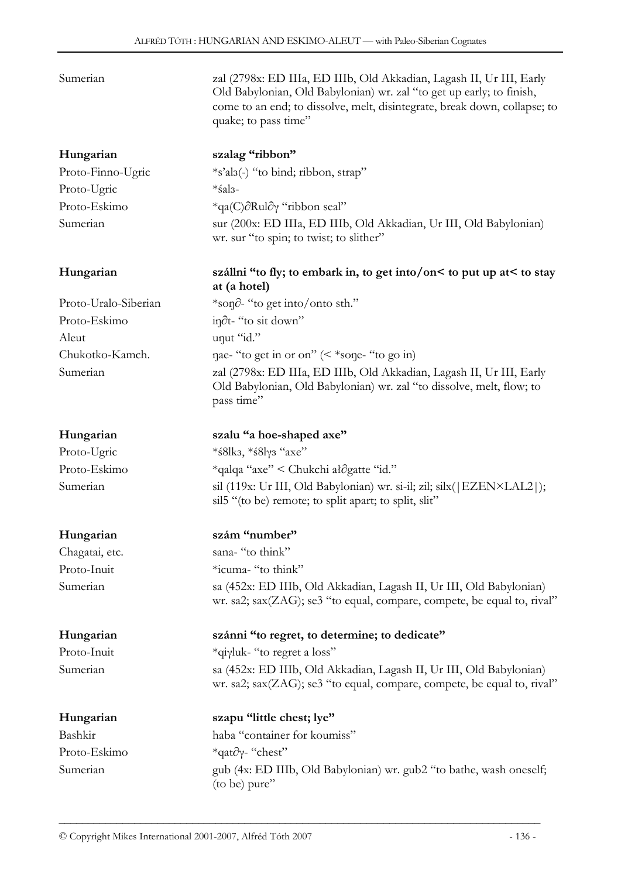| | |
|---|---|
| Sumerian | zal (2798x: ED IIIa, ED IIIb, Old Akkadian, Lagash II, Ur III, Early Old Babylonian, Old Babylonian) wr. zal "to get up early; to finish, come to an end; to dissolve, melt, disintegrate, break down, collapse; to quake; to pass time" |
| | |
| **Hungarian** | **szalag "ribbon"** |
| Proto-Finno-Ugric | *s'alɜ(-) "to bind; ribbon, strap" |
| Proto-Ugric | *śalɜ- |
| Proto-Eskimo | *qa(C)∂Rul∂γ "ribbon seal" |
| Sumerian | sur (200x: ED IIIa, ED IIIb, Old Akkadian, Ur III, Old Babylonian) wr. sur "to spin; to twist; to slither" |
| | |
| **Hungarian** | **szállni "to fly; to embark in, to get into/on< to put up at< to stay at (a hotel)** |
| Proto-Uralo-Siberian | *soŋ∂- "to get into/onto sth." |
| Proto-Eskimo | iŋ∂t- "to sit down" |
| Aleut | uŋut "id." |
| Chukotko-Kamch. | ŋae- "to get in or on" (< *soŋe- "to go in) |
| Sumerian | zal (2798x: ED IIIa, ED IIIb, Old Akkadian, Lagash II, Ur III, Early Old Babylonian, Old Babylonian) wr. zal "to dissolve, melt, flow; to pass time" |
| | |
| **Hungarian** | **szalu "a hoe-shaped axe"** |
| Proto-Ugric | *ś8lkɜ, *ś8lγɜ "axe" |
| Proto-Eskimo | *qalqa "axe" < Chukchi ał∂gatte "id." |
| Sumerian | sil (119x: Ur III, Old Babylonian) wr. si-il; zil; silx(\|EZEN×LAL2\|); sil5 "(to be) remote; to split apart; to split, slit" |
| | |
| **Hungarian** | **szám "number"** |
| Chagatai, etc. | sana- "to think" |
| Proto-Inuit | *icuma- "to think" |
| Sumerian | sa (452x: ED IIIb, Old Akkadian, Lagash II, Ur III, Old Babylonian) wr. sa2; sax(ZAG); se3 "to equal, compare, compete, be equal to, rival" |
| | |
| **Hungarian** | **szánni "to regret, to determine; to dedicate"** |
| Proto-Inuit | *qiγluk- "to regret a loss" |
| Sumerian | sa (452x: ED IIIb, Old Akkadian, Lagash II, Ur III, Old Babylonian) wr. sa2; sax(ZAG); se3 "to equal, compare, compete, be equal to, rival" |
| | |
| **Hungarian** | **szapu "little chest; lye"** |
| Bashkir | haba "container for koumiss" |
| Proto-Eskimo | *qat∂γ- "chest" |
| Sumerian | gub (4x: ED IIIb, Old Babylonian) wr. gub2 "to bathe, wash oneself; (to be) pure" |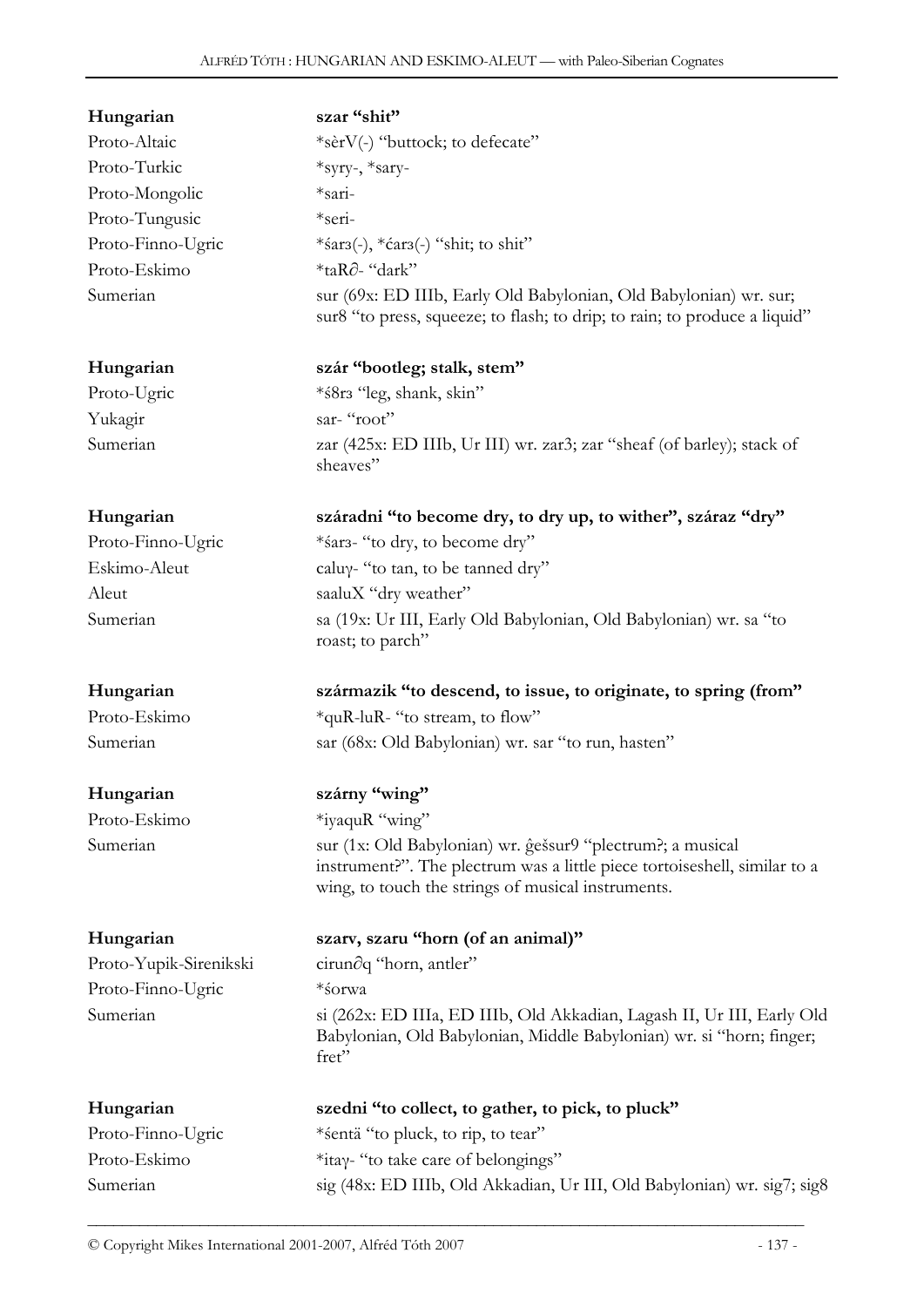| **Hungarian** | **szar "shit"** |
|---|---|
| Proto-Altaic | *sèrV(-) "buttock; to defecate" |
| Proto-Turkic | *syry-, *sary- |
| Proto-Mongolic | *sari- |
| Proto-Tungusic | *seri- |
| Proto-Finno-Ugric | *śarз(-), *ćarз(-) "shit; to shit" |
| Proto-Eskimo | *taR∂- "dark" |
| Sumerian | sur (69x: ED IIIb, Early Old Babylonian, Old Babylonian) wr. sur; sur8 "to press, squeeze; to flash; to drip; to rain; to produce a liquid" |

| **Hungarian** | **szár "bootleg; stalk, stem"** |
|---|---|
| Proto-Ugric | *ś8rз "leg, shank, skin" |
| Yukagir | sar- "root" |
| Sumerian | zar (425x: ED IIIb, Ur III) wr. zar3; zar "sheaf (of barley); stack of sheaves" |

| **Hungarian** | **száradni "to become dry, to dry up, to wither", száraz "dry"** |
|---|---|
| Proto-Finno-Ugric | *śarз- "to dry, to become dry" |
| Eskimo-Aleut | caluγ- "to tan, to be tanned dry" |
| Aleut | saaluX "dry weather" |
| Sumerian | sa (19x: Ur III, Early Old Babylonian, Old Babylonian) wr. sa "to roast; to parch" |

| **Hungarian** | **származik "to descend, to issue, to originate, to spring (from"** |
|---|---|
| Proto-Eskimo | *quR-luR- "to stream, to flow" |
| Sumerian | sar (68x: Old Babylonian) wr. sar "to run, hasten" |

| **Hungarian** | **szárny "wing"** |
|---|---|
| Proto-Eskimo | *iyaquR "wing" |
| Sumerian | sur (1x: Old Babylonian) wr. ĝeššur9 "plectrum?; a musical instrument?". The plectrum was a little piece tortoiseshell, similar to a wing, to touch the strings of musical instruments. |

| **Hungarian** | **szarv, szaru "horn (of an animal)"** |
|---|---|
| Proto-Yupik-Sirenikski | cirun∂q "horn, antler" |
| Proto-Finno-Ugric | *śorwa |
| Sumerian | si (262x: ED IIIa, ED IIIb, Old Akkadian, Lagash II, Ur III, Early Old Babylonian, Old Babylonian, Middle Babylonian) wr. si "horn; finger; fret" |

| **Hungarian** | **szedni "to collect, to gather, to pick, to pluck"** |
|---|---|
| Proto-Finno-Ugric | *śentä "to pluck, to rip, to tear" |
| Proto-Eskimo | *itaγ- "to take care of belongings" |
| Sumerian | sig (48x: ED IIIb, Old Akkadian, Ur III, Old Babylonian) wr. sig7; sig8 |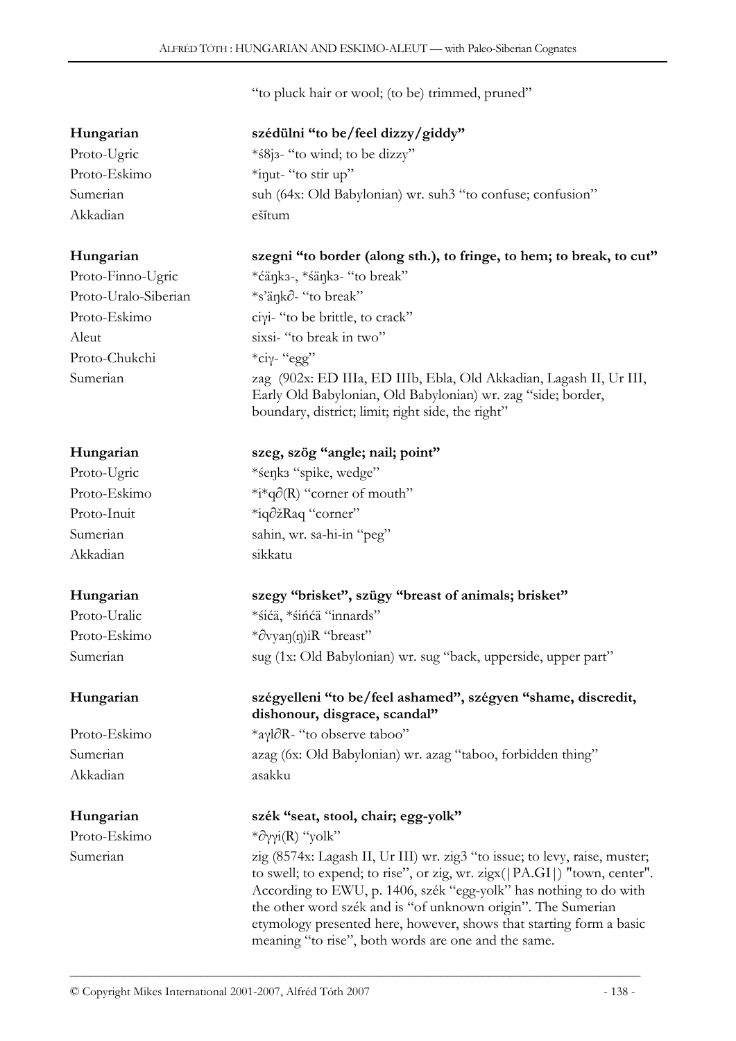"to pluck hair or wool; (to be) trimmed, pruned"

| | |
|---|---|
| **Hungarian** | **szédülni "to be/feel dizzy/giddy"** |
| Proto-Ugric | *ś8jɜ- "to wind; to be dizzy" |
| Proto-Eskimo | *iŋut- "to stir up" |
| Sumerian | suh (64x: Old Babylonian) wr. suh3 "to confuse; confusion" |
| Akkadian | ešītum |

| | |
|---|---|
| **Hungarian** | **szegni "to border (along sth.), to fringe, to hem; to break, to cut"** |
| Proto-Finno-Ugric | *ćäŋkɜ-, *śäŋkɜ- "to break" |
| Proto-Uralo-Siberian | *s'äŋk∂- "to break" |
| Proto-Eskimo | ciγi- "to be brittle, to crack" |
| Aleut | sixsi- "to break in two" |
| Proto-Chukchi | *ciγ- "egg" |
| Sumerian | zag (902x: ED IIIa, ED IIIb, Ebla, Old Akkadian, Lagash II, Ur III, Early Old Babylonian, Old Babylonian) wr. zag "side; border, boundary, district; limit; right side, the right" |

| | |
|---|---|
| **Hungarian** | **szeg, szög "angle; nail; point"** |
| Proto-Ugric | *śeŋkɜ "spike, wedge" |
| Proto-Eskimo | *i*q∂(R) "corner of mouth" |
| Proto-Inuit | *iq∂žRaq "corner" |
| Sumerian | sahin, wr. sa-hi-in "peg" |
| Akkadian | sikkatu |

| | |
|---|---|
| **Hungarian** | **szegy "brisket", szügy "breast of animals; brisket"** |
| Proto-Uralic | *śićä, *śińćä "innards" |
| Proto-Eskimo | *∂vyaŋ(ŋ)iR "breast" |
| Sumerian | sug (1x: Old Babylonian) wr. sug "back, upperside, upper part" |

| | |
|---|---|
| **Hungarian** | **szégyelleni "to be/feel ashamed", szégyen "shame, discredit, dishonour, disgrace, scandal"** |
| Proto-Eskimo | *aγl∂R- "to observe taboo" |
| Sumerian | azag (6x: Old Babylonian) wr. azag "taboo, forbidden thing" |
| Akkadian | asakku |

| | |
|---|---|
| **Hungarian** | **szék "seat, stool, chair; egg-yolk"** |
| Proto-Eskimo | *∂γγi(R) "yolk" |
| Sumerian | zig (8574x: Lagash II, Ur III) wr. zig3 "to issue; to levy, raise, muster; to swell; to expend; to rise", or zig, wr. zigx(\|PA.GI\|) "town, center". According to EWU, p. 1406, szék "egg-yolk" has nothing to do with the other word szék and is "of unknown origin". The Sumerian etymology presented here, however, shows that starting form a basic meaning "to rise", both words are one and the same. |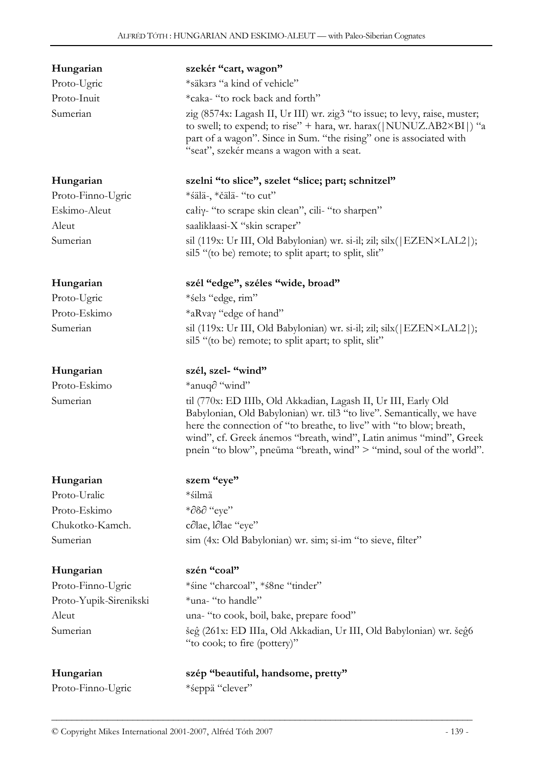**Hungarian** **szekér "cart, wagon"**
Proto-Ugric *säkзrз "a kind of vehicle"
Proto-Inuit *caka- "to rock back and forth"
Sumerian zig (8574x: Lagash II, Ur III) wr. zig3 "to issue; to levy, raise, muster; to swell; to expend; to rise" + hara, wr. harax(|NUNUZ.AB2×BI|) "a part of a wagon". Since in Sum. "the rising" one is associated with "seat", szekér means a wagon with a seat.

**Hungarian** **szelni "to slice", szelet "slice; part; schnitzel"**
Proto-Finno-Ugric *śälä-, *čälä- "to cut"
Eskimo-Aleut całiγ- "to scrape skin clean", cili- "to sharpen"
Aleut saaliklaasi-X "skin scraper"
Sumerian sil (119x: Ur III, Old Babylonian) wr. si-il; zil; silx(|EZEN×LAL2|); sil5 "(to be) remote; to split apart; to split, slit"

**Hungarian** **szél "edge", széles "wide, broad"**
Proto-Ugric *śelз "edge, rim"
Proto-Eskimo *aRvaγ "edge of hand"
Sumerian sil (119x: Ur III, Old Babylonian) wr. si-il; zil; silx(|EZEN×LAL2|); sil5 "(to be) remote; to split apart; to split, slit"

**Hungarian** **szél, szel- "wind"**
Proto-Eskimo *anuq∂ "wind"
Sumerian til (770x: ED IIIb, Old Akkadian, Lagash II, Ur III, Early Old Babylonian, Old Babylonian) wr. til3 "to live". Semantically, we have here the connection of "to breathe, to live" with "to blow; breath, wind", cf. Greek ánemos "breath, wind", Latin animus "mind", Greek pneîn "to blow", pneūma "breath, wind" > "mind, soul of the world".

**Hungarian** **szem "eye"**
Proto-Uralic *śilmä
Proto-Eskimo *∂δ∂ "eye"
Chukotko-Kamch. c∂lae, l∂lae "eye"
Sumerian sim (4x: Old Babylonian) wr. sim; si-im "to sieve, filter"

**Hungarian** **szén "coal"**
Proto-Finno-Ugric *śine "charcoal", *ś8ne "tinder"
Proto-Yupik-Sirenikski *una- "to handle"
Aleut una- "to cook, boil, bake, prepare food"
Sumerian šeĝ (261x: ED IIIa, Old Akkadian, Ur III, Old Babylonian) wr. šeĝ6 "to cook; to fire (pottery)"

**Hungarian** **szép "beautiful, handsome, pretty"**
Proto-Finno-Ugric *śeppä "clever"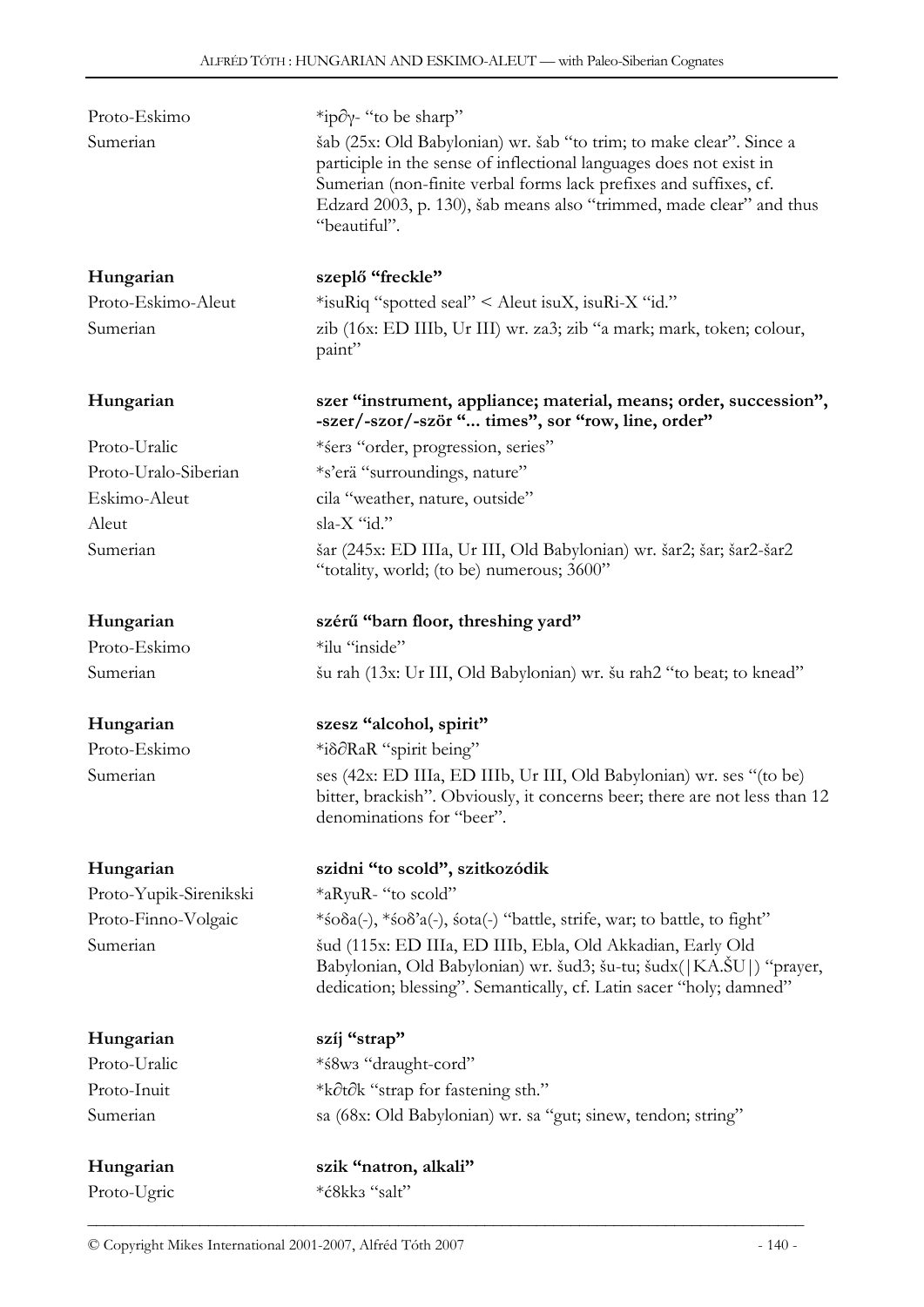| | |
|---|---|
| Proto-Eskimo | *ip∂γ- "to be sharp" |
| Sumerian | šab (25x: Old Babylonian) wr. šab "to trim; to make clear". Since a participle in the sense of inflectional languages does not exist in Sumerian (non-finite verbal forms lack prefixes and suffixes, cf. Edzard 2003, p. 130), šab means also "trimmed, made clear" and thus "beautiful". |

| | |
|---|---|
| **Hungarian** | **szeplő "freckle"** |
| Proto-Eskimo-Aleut | *isuRiq "spotted seal" < Aleut isuX, isuRi-X "id." |
| Sumerian | zib (16x: ED IIIb, Ur III) wr. za3; zib "a mark; mark, token; colour, paint" |

| | |
|---|---|
| **Hungarian** | **szer "instrument, appliance; material, means; order, succession", -szer/-szor/-ször "... times", sor "row, line, order"** |
| Proto-Uralic | *śerз "order, progression, series" |
| Proto-Uralo-Siberian | *s'erä "surroundings, nature" |
| Eskimo-Aleut | cila "weather, nature, outside" |
| Aleut | sla-X "id." |
| Sumerian | šar (245x: ED IIIa, Ur III, Old Babylonian) wr. šar2; šar; šar2-šar2 "totality, world; (to be) numerous; 3600" |

| | |
|---|---|
| **Hungarian** | **szérű "barn floor, threshing yard"** |
| Proto-Eskimo | *ilu "inside" |
| Sumerian | šu rah (13x: Ur III, Old Babylonian) wr. šu rah2 "to beat; to knead" |

| | |
|---|---|
| **Hungarian** | **szesz "alcohol, spirit"** |
| Proto-Eskimo | *iδ∂RaR "spirit being" |
| Sumerian | ses (42x: ED IIIa, ED IIIb, Ur III, Old Babylonian) wr. ses "(to be) bitter, brackish". Obviously, it concerns beer; there are not less than 12 denominations for "beer". |

| | |
|---|---|
| **Hungarian** | **szidni "to scold", szitkozódik** |
| Proto-Yupik-Sirenikski | *aRyuR- "to scold" |
| Proto-Finno-Volgaic | *śoδa(-), *śoδ'a(-), śota(-) "battle, strife, war; to battle, to fight" |
| Sumerian | šud (115x: ED IIIa, ED IIIb, Ebla, Old Akkadian, Early Old Babylonian, Old Babylonian) wr. šud3; šu-tu; šudx(\|KA.ŠU\|) "prayer, dedication; blessing". Semantically, cf. Latin sacer "holy; damned" |

| | |
|---|---|
| **Hungarian** | **szíj "strap"** |
| Proto-Uralic | *ś8wз "draught-cord" |
| Proto-Inuit | *k∂t∂k "strap for fastening sth." |
| Sumerian | sa (68x: Old Babylonian) wr. sa "gut; sinew, tendon; string" |

| | |
|---|---|
| **Hungarian** | **szik "natron, alkali"** |
| Proto-Ugric | *ć8kkз "salt" |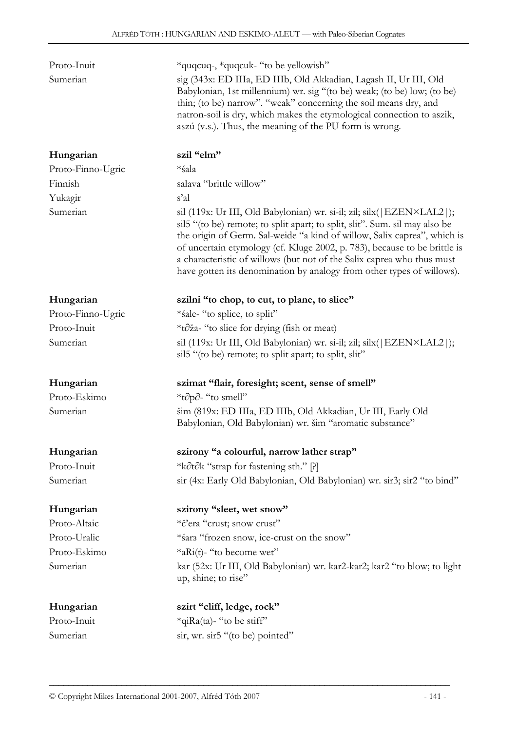| | |
|---|---|
| Proto-Inuit | *quqcuq-, *quqcuk- "to be yellowish" |
| Sumerian | sig (343x: ED IIIa, ED IIIb, Old Akkadian, Lagash II, Ur III, Old Babylonian, 1st millennium) wr. sig "(to be) weak; (to be) low; (to be) thin; (to be) narrow". "weak" concerning the soil means dry, and natron-soil is dry, which makes the etymological connection to aszik, aszú (v.s.). Thus, the meaning of the PU form is wrong. |

| | |
|---|---|
| **Hungarian** | **szil "elm"** |
| Proto-Finno-Ugric | *śala |
| Finnish | salava "brittle willow" |
| Yukagir | s'al |
| Sumerian | sil (119x: Ur III, Old Babylonian) wr. si-il; zil; silx(\|EZEN×LAL2\|); sil5 "(to be) remote; to split apart; to split, slit". Sum. sil may also be the origin of Germ. Sal-weide "a kind of willow, Salix caprea", which is of uncertain etymology (cf. Kluge 2002, p. 783), because to be brittle is a characteristic of willows (but not of the Salix caprea who thus must have gotten its denomination by analogy from other types of willows). |

| | |
|---|---|
| **Hungarian** | **szilni "to chop, to cut, to plane, to slice"** |
| Proto-Finno-Ugric | *śale- "to splice, to split" |
| Proto-Inuit | *t∂ža- "to slice for drying (fish or meat) |
| Sumerian | sil (119x: Ur III, Old Babylonian) wr. si-il; zil; silx(\|EZEN×LAL2\|); sil5 "(to be) remote; to split apart; to split, slit" |

| | |
|---|---|
| **Hungarian** | **szimat "flair, foresight; scent, sense of smell"** |
| Proto-Eskimo | *t∂p∂- "to smell" |
| Sumerian | šim (819x: ED IIIa, ED IIIb, Old Akkadian, Ur III, Early Old Babylonian, Old Babylonian) wr. šim "aromatic substance" |

| | |
|---|---|
| **Hungarian** | **szirony "a colourful, narrow lather strap"** |
| Proto-Inuit | *k∂t∂k "strap for fastening sth." [?] |
| Sumerian | sir (4x: Early Old Babylonian, Old Babylonian) wr. sir3; sir2 "to bind" |

| | |
|---|---|
| **Hungarian** | **szirony "sleet, wet snow"** |
| Proto-Altaic | *č'era "crust; snow crust" |
| Proto-Uralic | *śarз "frozen snow, ice-crust on the snow" |
| Proto-Eskimo | *aRi(t)- "to become wet" |
| Sumerian | kar (52x: Ur III, Old Babylonian) wr. kar2-kar2; kar2 "to blow; to light up, shine; to rise" |

| | |
|---|---|
| **Hungarian** | **szirt "cliff, ledge, rock"** |
| Proto-Inuit | *qiRa(ta)- "to be stiff" |
| Sumerian | sir, wr. sir5 "(to be) pointed" |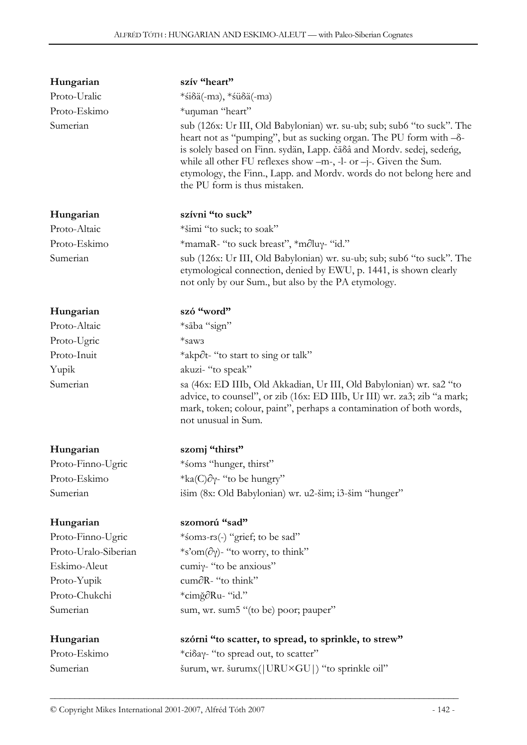| | |
|---|---|
| **Hungarian** | **szív "heart"** |
| Proto-Uralic | *śiδä(-mз), *śüδä(-mз) |
| Proto-Eskimo | *uŋuman "heart" |
| Sumerian | sub (126x: Ur III, Old Babylonian) wr. su-ub; sub; sub6 "to suck". The heart not as "pumping", but as sucking organ. The PU form with –δ- is solely based on Finn. sydän, Lapp. čāδâ and Mordv. sedej, sedeń, while all other FU reflexes show –m-, -l- or –j-. Given the Sum. etymology, the Finn., Lapp. and Mordv. words do not belong here and the PU form is thus mistaken. |

| | |
|---|---|
| **Hungarian** | **szívni "to suck"** |
| Proto-Altaic | *šimi "to suck; to soak" |
| Proto-Eskimo | *mamaR- "to suck breast", *m∂luγ- "id." |
| Sumerian | sub (126x: Ur III, Old Babylonian) wr. su-ub; sub; sub6 "to suck". The etymological connection, denied by EWU, p. 1441, is shown clearly not only by our Sum., but also by the PA etymology. |

| | |
|---|---|
| **Hungarian** | **szó "word"** |
| Proto-Altaic | *sāba "sign" |
| Proto-Ugric | *sawз |
| Proto-Inuit | *akp∂t- "to start to sing or talk" |
| Yupik | akuzi- "to speak" |
| Sumerian | sa (46x: ED IIIb, Old Akkadian, Ur III, Old Babylonian) wr. sa2 "to advice, to counsel", or zib (16x: ED IIIb, Ur III) wr. za3; zib "a mark; mark, token; colour, paint", perhaps a contamination of both words, not unusual in Sum. |

| | |
|---|---|
| **Hungarian** | **szomj "thirst"** |
| Proto-Finno-Ugric | *śomз "hunger, thirst" |
| Proto-Eskimo | *ka(C)∂γ- "to be hungry" |
| Sumerian | išim (8x: Old Babylonian) wr. u2-šim; i3-šim "hunger" |

| | |
|---|---|
| **Hungarian** | **szomorú "sad"** |
| Proto-Finno-Ugric | *śomз-rз(-) "grief; to be sad" |
| Proto-Uralo-Siberian | *s'om(∂γ)- "to worry, to think" |
| Eskimo-Aleut | cumiγ- "to be anxious" |
| Proto-Yupik | cum∂R- "to think" |
| Proto-Chukchi | *cimğ∂Ru- "id." |
| Sumerian | sum, wr. sum5 "(to be) poor; pauper" |

| | |
|---|---|
| **Hungarian** | **szórni "to scatter, to spread, to sprinkle, to strew"** |
| Proto-Eskimo | *ciδaγ- "to spread out, to scatter" |
| Sumerian | šurum, wr. šurumx(\|URU×GU\|) "to sprinkle oil" |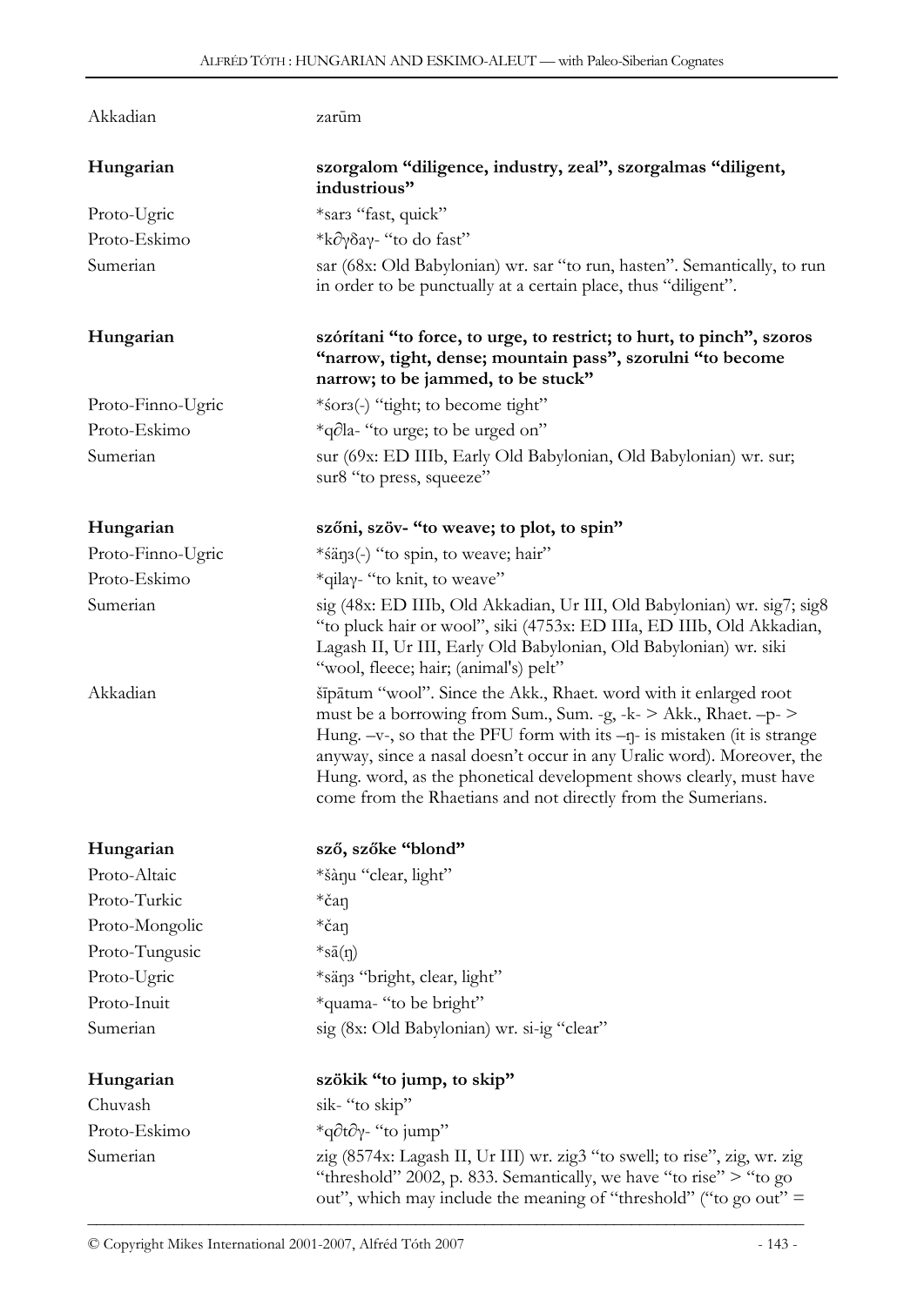| | |
|---|---|
| Akkadian | zarūm |
| **Hungarian** | **szorgalom "diligence, industry, zeal", szorgalmas "diligent, industrious"** |
| Proto-Ugric | *sarз "fast, quick" |
| Proto-Eskimo | *k∂γδaγ- "to do fast" |
| Sumerian | sar (68x: Old Babylonian) wr. sar "to run, hasten". Semantically, to run in order to be punctually at a certain place, thus "diligent". |
| **Hungarian** | **szórítani "to force, to urge, to restrict; to hurt, to pinch", szoros "narrow, tight, dense; mountain pass", szorulni "to become narrow; to be jammed, to be stuck"** |
| Proto-Finno-Ugric | *śorз(-) "tight; to become tight" |
| Proto-Eskimo | *q∂͡la- "to urge; to be urged on" |
| Sumerian | sur (69x: ED IIIb, Early Old Babylonian, Old Babylonian) wr. sur; sur8 "to press, squeeze" |
| **Hungarian** | **szőni, szöv- "to weave; to plot, to spin"** |
| Proto-Finno-Ugric | *śäŋз(-) "to spin, to weave; hair" |
| Proto-Eskimo | *qilaγ- "to knit, to weave" |
| Sumerian | sig (48x: ED IIIb, Old Akkadian, Ur III, Old Babylonian) wr. sig7; sig8 "to pluck hair or wool", siki (4753x: ED IIIa, ED IIIb, Old Akkadian, Lagash II, Ur III, Early Old Babylonian, Old Babylonian) wr. siki "wool, fleece; hair; (animal's) pelt" |
| Akkadian | šīpātum "wool". Since the Akk., Rhaet. word with it enlarged root must be a borrowing from Sum., Sum. -g, -k- > Akk., Rhaet. –p- > Hung. –v-, so that the PFU form with its –ŋ- is mistaken (it is strange anyway, since a nasal doesn't occur in any Uralic word). Moreover, the Hung. word, as the phonetical development shows clearly, must have come from the Rhaetians and not directly from the Sumerians. |
| **Hungarian** | **sző, szőke "blond"** |
| Proto-Altaic | *šàŋu "clear, light" |
| Proto-Turkic | *čaŋ |
| Proto-Mongolic | *čaŋ |
| Proto-Tungusic | *sā(ŋ) |
| Proto-Ugric | *säŋз "bright, clear, light" |
| Proto-Inuit | *quama- "to be bright" |
| Sumerian | sig (8x: Old Babylonian) wr. si-ig "clear" |
| **Hungarian** | **szökik "to jump, to skip"** |
| Chuvash | sik- "to skip" |
| Proto-Eskimo | *q∂͡t∂γ- "to jump" |
| Sumerian | zig (8574x: Lagash II, Ur III) wr. zig3 "to swell; to rise", zig, wr. zig "threshold" 2002, p. 833. Semantically, we have "to rise" > "to go out", which may include the meaning of "threshold" ("to go out" = |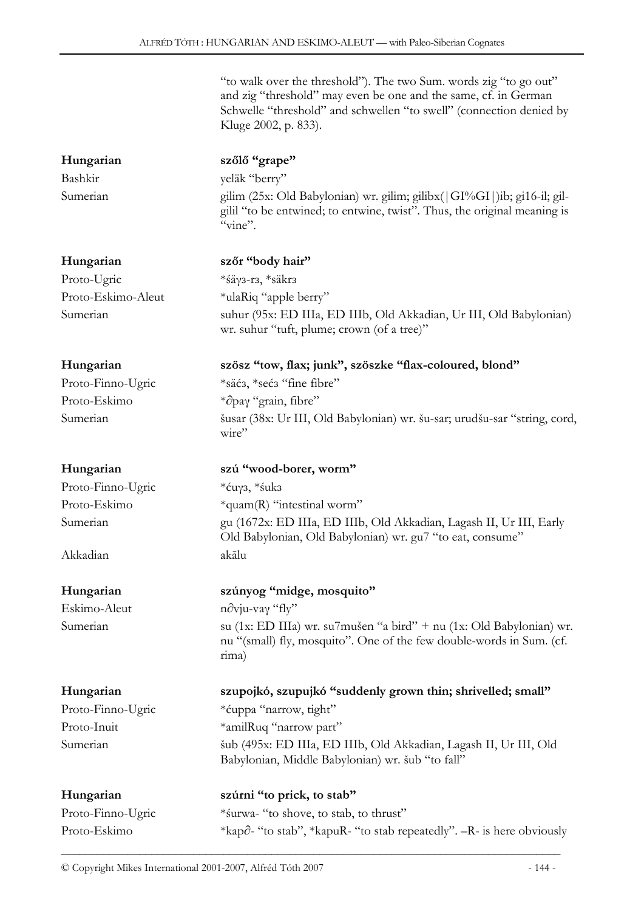"to walk over the threshold"). The two Sum. words zig "to go out" and zig "threshold" may even be one and the same, cf. in German Schwelle "threshold" and schwellen "to swell" (connection denied by Kluge 2002, p. 833).

| | |
|---|---|
| **Hungarian** | **szőlő "grape"** |
| Bashkir | yeläk "berry" |
| Sumerian | gilim (25x: Old Babylonian) wr. gilim; gilibx(\|GI%GI\|)ib; gi16-il; gil-gilil "to be entwined; to entwine, twist". Thus, the original meaning is "vine". |

| | |
|---|---|
| **Hungarian** | **szőr "body hair"** |
| Proto-Ugric | *śäγз-rз, *säkrз |
| Proto-Eskimo-Aleut | *ulaRiq "apple berry" |
| Sumerian | suhur (95x: ED IIIa, ED IIIb, Old Akkadian, Ur III, Old Babylonian) wr. suhur "tuft, plume; crown (of a tree)" |

| | |
|---|---|
| **Hungarian** | **szösz "tow, flax; junk", szöszke "flax-coloured, blond"** |
| Proto-Finno-Ugric | *säćз, *sećз "fine fibre" |
| Proto-Eskimo | *∂paγ "grain, fibre" |
| Sumerian | šusar (38x: Ur III, Old Babylonian) wr. šu-sar; urudšu-sar "string, cord, wire" |

| | |
|---|---|
| **Hungarian** | **szú "wood-borer, worm"** |
| Proto-Finno-Ugric | *ćuγз, *śukз |
| Proto-Eskimo | *quam(R) "intestinal worm" |
| Sumerian | gu (1672x: ED IIIa, ED IIIb, Old Akkadian, Lagash II, Ur III, Early Old Babylonian, Old Babylonian) wr. gu7 "to eat, consume" |
| Akkadian | akālu |

| | |
|---|---|
| **Hungarian** | **szúnyog "midge, mosquito"** |
| Eskimo-Aleut | n∂vju-vaγ "fly" |
| Sumerian | su (1x: ED IIIa) wr. su7mušen "a bird" + nu (1x: Old Babylonian) wr. nu "(small) fly, mosquito". One of the few double-words in Sum. (cf. rima) |

| | |
|---|---|
| **Hungarian** | **szupojkó, szupujkó "suddenly grown thin; shrivelled; small"** |
| Proto-Finno-Ugric | *ćuppa "narrow, tight" |
| Proto-Inuit | *amilRuq "narrow part" |
| Sumerian | šub (495x: ED IIIa, ED IIIb, Old Akkadian, Lagash II, Ur III, Old Babylonian, Middle Babylonian) wr. šub "to fall" |

| | |
|---|---|
| **Hungarian** | **szúrni "to prick, to stab"** |
| Proto-Finno-Ugric | *śurwa- "to shove, to stab, to thrust" |
| Proto-Eskimo | *kap∂- "to stab", *kapuR- "to stab repeatedly". –R- is here obviously |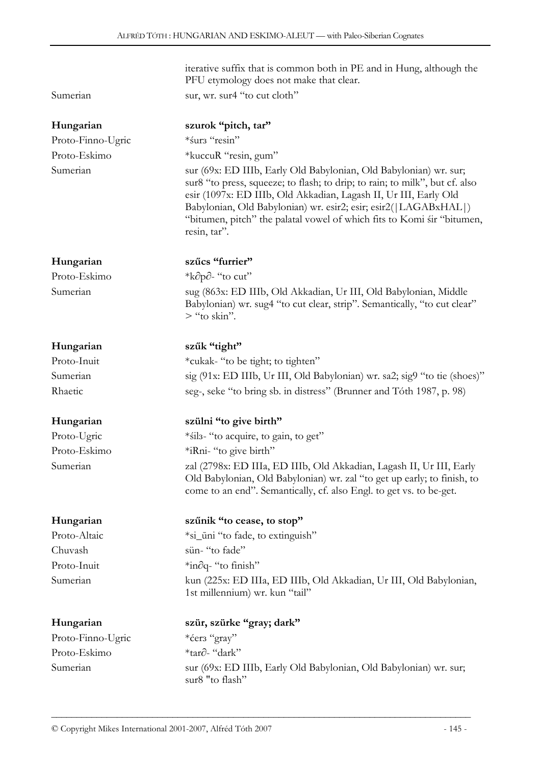| | |
|---|---|
| | iterative suffix that is common both in PE and in Hung, although the PFU etymology does not make that clear. |
| Sumerian | sur, wr. sur4 "to cut cloth" |
| **Hungarian** | **szurok "pitch, tar"** |
| Proto-Finno-Ugric | *śurз "resin" |
| Proto-Eskimo | *kuccuR "resin, gum" |
| Sumerian | sur (69x: ED IIIb, Early Old Babylonian, Old Babylonian) wr. sur; sur8 "to press, squeeze; to flash; to drip; to rain; to milk", but cf. also esir (1097x: ED IIIb, Old Akkadian, Lagash II, Ur III, Early Old Babylonian, Old Babylonian) wr. esir2; esir; esir2(\|LAGABxHAL\|) "bitumen, pitch" the palatal vowel of which fits to Komi śir "bitumen, resin, tar". |
| **Hungarian** | **szűcs "furrier"** |
| Proto-Eskimo | *k∂p∂- "to cut" |
| Sumerian | sug (863x: ED IIIb, Old Akkadian, Ur III, Old Babylonian, Middle Babylonian) wr. sug4 "to cut clear, strip". Semantically, "to cut clear" > "to skin". |
| **Hungarian** | **szűk "tight"** |
| Proto-Inuit | *cukak- "to be tight; to tighten" |
| Sumerian | sig (91x: ED IIIb, Ur III, Old Babylonian) wr. sa2; sig9 "to tie (shoes)" |
| Rhaetic | seg-, seke "to bring sb. in distress" (Brunner and Tóth 1987, p. 98) |
| **Hungarian** | **szülni "to give birth"** |
| Proto-Ugric | *śilз- "to acquire, to gain, to get" |
| Proto-Eskimo | *iRni- "to give birth" |
| Sumerian | zal (2798x: ED IIIa, ED IIIb, Old Akkadian, Lagash II, Ur III, Early Old Babylonian, Old Babylonian) wr. zal "to get up early; to finish, to come to an end". Semantically, cf. also Engl. to get vs. to be-get. |
| **Hungarian** | **szűnik "to cease, to stop"** |
| Proto-Altaic | *si_ūni "to fade, to extinguish" |
| Chuvash | sün- "to fade" |
| Proto-Inuit | *in∂q- "to finish" |
| Sumerian | kun (225x: ED IIIa, ED IIIb, Old Akkadian, Ur III, Old Babylonian, 1st millennium) wr. kun "tail" |
| **Hungarian** | **szür, szürke "gray; dark"** |
| Proto-Finno-Ugric | *ćerз "gray" |
| Proto-Eskimo | *tar∂- "dark" |
| Sumerian | sur (69x: ED IIIb, Early Old Babylonian, Old Babylonian) wr. sur; sur8 "to flash" |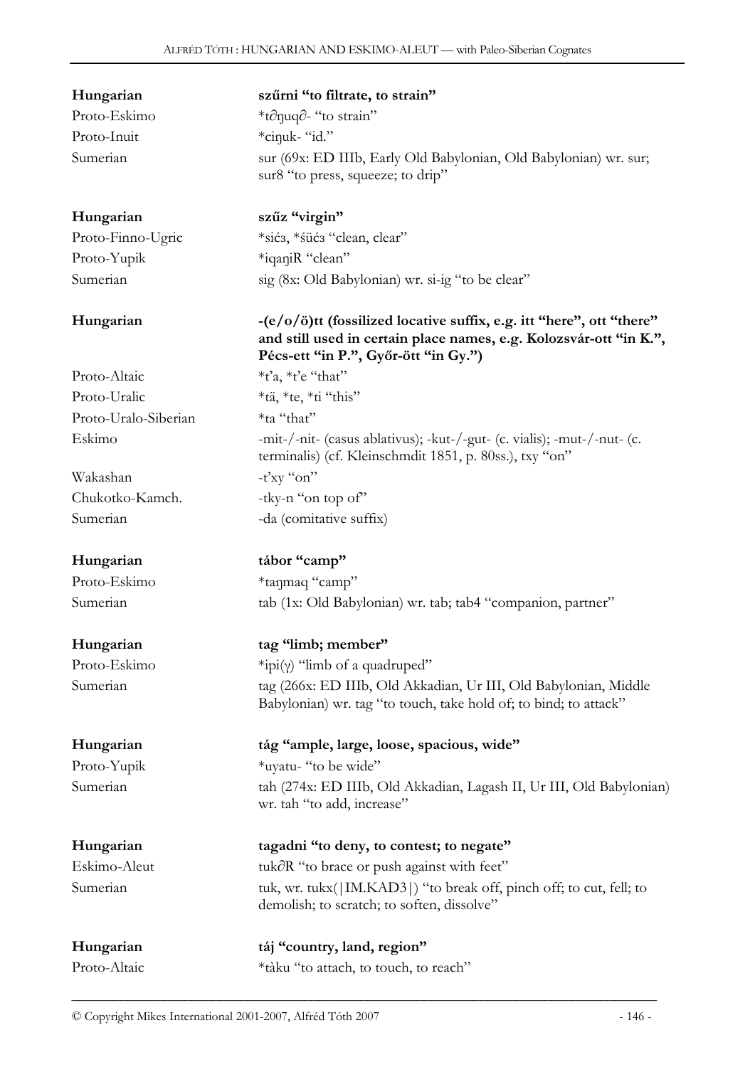| | |
|---|---|
| **Hungarian** | **szűrni "to filtrate, to strain"** |
| Proto-Eskimo | *t∂ŋuq∂- "to strain" |
| Proto-Inuit | *ciŋuk- "id." |
| Sumerian | sur (69x: ED IIIb, Early Old Babylonian, Old Babylonian) wr. sur; sur8 "to press, squeeze; to drip" |
| | |
| **Hungarian** | **szűz "virgin"** |
| Proto-Finno-Ugric | *sićз, *śüćз "clean, clear" |
| Proto-Yupik | *iqaŋiR "clean" |
| Sumerian | sig (8x: Old Babylonian) wr. si-ig "to be clear" |
| | |
| **Hungarian** | **-(e/o/ö)tt (fossilized locative suffix, e.g. itt "here", ott "there" and still used in certain place names, e.g. Kolozsvár-ott "in K.", Pécs-ett "in P.", Győr-ött "in Gy.")** |
| Proto-Altaic | *t'a, *t'e "that" |
| Proto-Uralic | *tä, *te, *ti "this" |
| Proto-Uralo-Siberian | *ta "that" |
| Eskimo | -mit-/-nit- (casus ablativus); -kut-/-gut- (c. vialis); -mut-/-nut- (c. terminalis) (cf. Kleinschmdit 1851, p. 80ss.), txy "on" |
| Wakashan | -t'xy "on" |
| Chukotko-Kamch. | -tky-n "on top of" |
| Sumerian | -da (comitative suffix) |
| | |
| **Hungarian** | **tábor "camp"** |
| Proto-Eskimo | *taŋmaq "camp" |
| Sumerian | tab (1x: Old Babylonian) wr. tab; tab4 "companion, partner" |
| | |
| **Hungarian** | **tag "limb; member"** |
| Proto-Eskimo | *ipi(γ) "limb of a quadruped" |
| Sumerian | tag (266x: ED IIIb, Old Akkadian, Ur III, Old Babylonian, Middle Babylonian) wr. tag "to touch, take hold of; to bind; to attack" |
| | |
| **Hungarian** | **tág "ample, large, loose, spacious, wide"** |
| Proto-Yupik | *uγatu- "to be wide" |
| Sumerian | tah (274x: ED IIIb, Old Akkadian, Lagash II, Ur III, Old Babylonian) wr. tah "to add, increase" |
| | |
| **Hungarian** | **tagadni "to deny, to contest; to negate"** |
| Eskimo-Aleut | tuk∂R "to brace or push against with feet" |
| Sumerian | tuk, wr. tukx(\|IM.KAD3\|) "to break off, pinch off; to cut, fell; to demolish; to scratch; to soften, dissolve" |
| | |
| **Hungarian** | **táj "country, land, region"** |
| Proto-Altaic | *tàku "to attach, to touch, to reach" |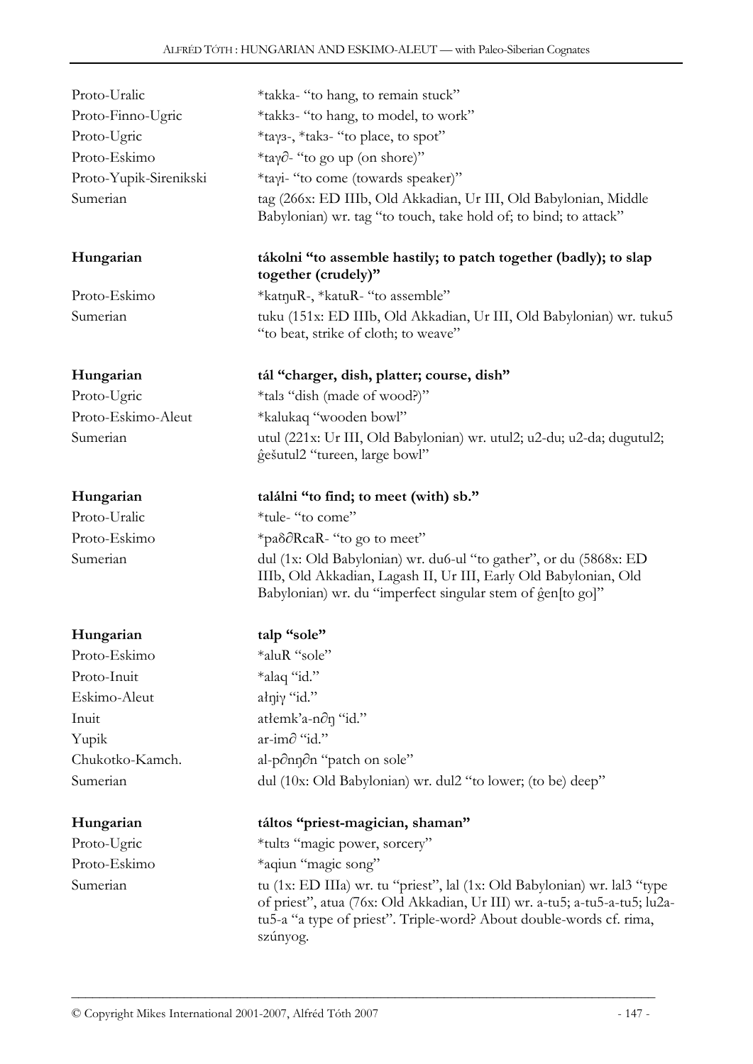| | |
|---|---|
| Proto-Uralic | *takka- "to hang, to remain stuck" |
| Proto-Finno-Ugric | *takkз- "to hang, to model, to work" |
| Proto-Ugric | *taγз-, *takз- "to place, to spot" |
| Proto-Eskimo | *taγ∂- "to go up (on shore)" |
| Proto-Yupik-Sirenikski | *taγi- "to come (towards speaker)" |
| Sumerian | tag (266x: ED IIIb, Old Akkadian, Ur III, Old Babylonian, Middle Babylonian) wr. tag "to touch, take hold of; to bind; to attack" |

| | |
|---|---|
| **Hungarian** | **tákolni "to assemble hastily; to patch together (badly); to slap together (crudely)"** |
| Proto-Eskimo | *katŋuR-, *katuR- "to assemble" |
| Sumerian | tuku (151x: ED IIIb, Old Akkadian, Ur III, Old Babylonian) wr. tuku5 "to beat, strike of cloth; to weave" |

| | |
|---|---|
| **Hungarian** | **tál "charger, dish, platter; course, dish"** |
| Proto-Ugric | *talз "dish (made of wood?)" |
| Proto-Eskimo-Aleut | *kalukaq "wooden bowl" |
| Sumerian | utul (221x: Ur III, Old Babylonian) wr. utul2; u2-du; u2-da; dugutul2; ĝešutul2 "tureen, large bowl" |

| | |
|---|---|
| **Hungarian** | **találni "to find; to meet (with) sb."** |
| Proto-Uralic | *tule- "to come" |
| Proto-Eskimo | *paδ∂RcaR- "to go to meet" |
| Sumerian | dul (1x: Old Babylonian) wr. du6-ul "to gather", or du (5868x: ED IIIb, Old Akkadian, Lagash II, Ur III, Early Old Babylonian, Old Babylonian) wr. du "imperfect singular stem of ĝen[to go]" |

| | |
|---|---|
| **Hungarian** | **talp "sole"** |
| Proto-Eskimo | *aluR "sole" |
| Proto-Inuit | *alaq "id." |
| Eskimo-Aleut | ałŋiγ "id." |
| Inuit | atłemk'a-n∂ŋ "id." |
| Yupik | ar-im∂ "id." |
| Chukotko-Kamch. | al-p∂nŋ∂n "patch on sole" |
| Sumerian | dul (10x: Old Babylonian) wr. dul2 "to lower; (to be) deep" |

| | |
|---|---|
| **Hungarian** | **táltos "priest-magician, shaman"** |
| Proto-Ugric | *tultз "magic power, sorcery" |
| Proto-Eskimo | *aqiun "magic song" |
| Sumerian | tu (1x: ED IIIa) wr. tu "priest", lal (1x: Old Babylonian) wr. lal3 "type of priest", atua (76x: Old Akkadian, Ur III) wr. a-tu5; a-tu5-a-tu5; lu2a-tu5-a "a type of priest". Triple-word? About double-words cf. rima, szúnyog. |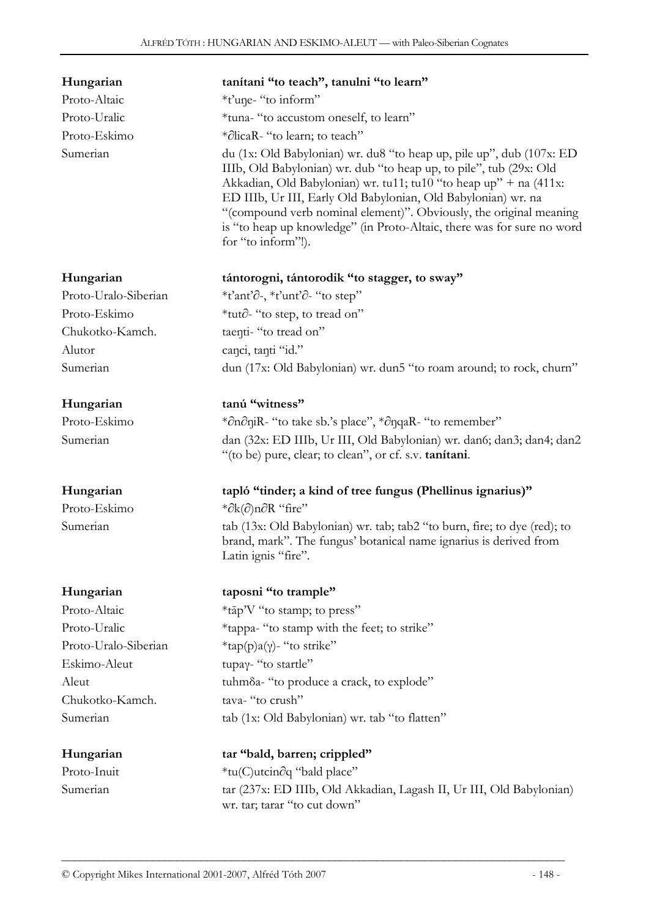| | |
|---|---|
| **Hungarian** | **tanítani "to teach", tanulni "to learn"** |
| Proto-Altaic | *t'uŋe- "to inform" |
| Proto-Uralic | *tuna- "to accustom oneself, to learn" |
| Proto-Eskimo | *∂licaR- "to learn; to teach" |
| Sumerian | du (1x: Old Babylonian) wr. du8 "to heap up, pile up", dub (107x: ED IIIb, Old Babylonian) wr. dub "to heap up, to pile", tub (29x: Old Akkadian, Old Babylonian) wr. tu11; tu10 "to heap up" + na (411x: ED IIIb, Ur III, Early Old Babylonian, Old Babylonian) wr. na "(compound verb nominal element)". Obviously, the original meaning is "to heap up knowledge" (in Proto-Altaic, there was for sure no word for "to inform"!). |

| | |
|---|---|
| **Hungarian** | **tántorogni, tántorodik "to stagger, to sway"** |
| Proto-Uralo-Siberian | *t'ant'∂-, *t'unt'∂- "to step" |
| Proto-Eskimo | *tut∂- "to step, to tread on" |
| Chukotko-Kamch. | taeŋti- "to tread on" |
| Alutor | caŋci, taŋti "id." |
| Sumerian | dun (17x: Old Babylonian) wr. dun5 "to roam around; to rock, churn" |

| | |
|---|---|
| **Hungarian** | **tanú "witness"** |
| Proto-Eskimo | *∂n∂ŋiR- "to take sb.'s place", *∂ŋqaR- "to remember" |
| Sumerian | dan (32x: ED IIIb, Ur III, Old Babylonian) wr. dan6; dan3; dan4; dan2 "(to be) pure, clear; to clean", or cf. s.v. **tanítani**. |

| | |
|---|---|
| **Hungarian** | **tapló "tinder; a kind of tree fungus (Phellinus ignarius)"** |
| Proto-Eskimo | *∂k(∂)n∂R "fire" |
| Sumerian | tab (13x: Old Babylonian) wr. tab; tab2 "to burn, fire; to dye (red); to brand, mark". The fungus' botanical name ignarius is derived from Latin ignis "fire". |

| | |
|---|---|
| **Hungarian** | **taposni "to trample"** |
| Proto-Altaic | *tāp'V "to stamp; to press" |
| Proto-Uralic | *tappa- "to stamp with the feet; to strike" |
| Proto-Uralo-Siberian | *tap(p)a(γ)- "to strike" |
| Eskimo-Aleut | tupaγ- "to startle" |
| Aleut | tuhmδa- "to produce a crack, to explode" |
| Chukotko-Kamch. | tava- "to crush" |
| Sumerian | tab (1x: Old Babylonian) wr. tab "to flatten" |

| | |
|---|---|
| **Hungarian** | **tar "bald, barren; crippled"** |
| Proto-Inuit | *tu(C)utcin∂q "bald place" |
| Sumerian | tar (237x: ED IIIb, Old Akkadian, Lagash II, Ur III, Old Babylonian) wr. tar; tarar "to cut down" |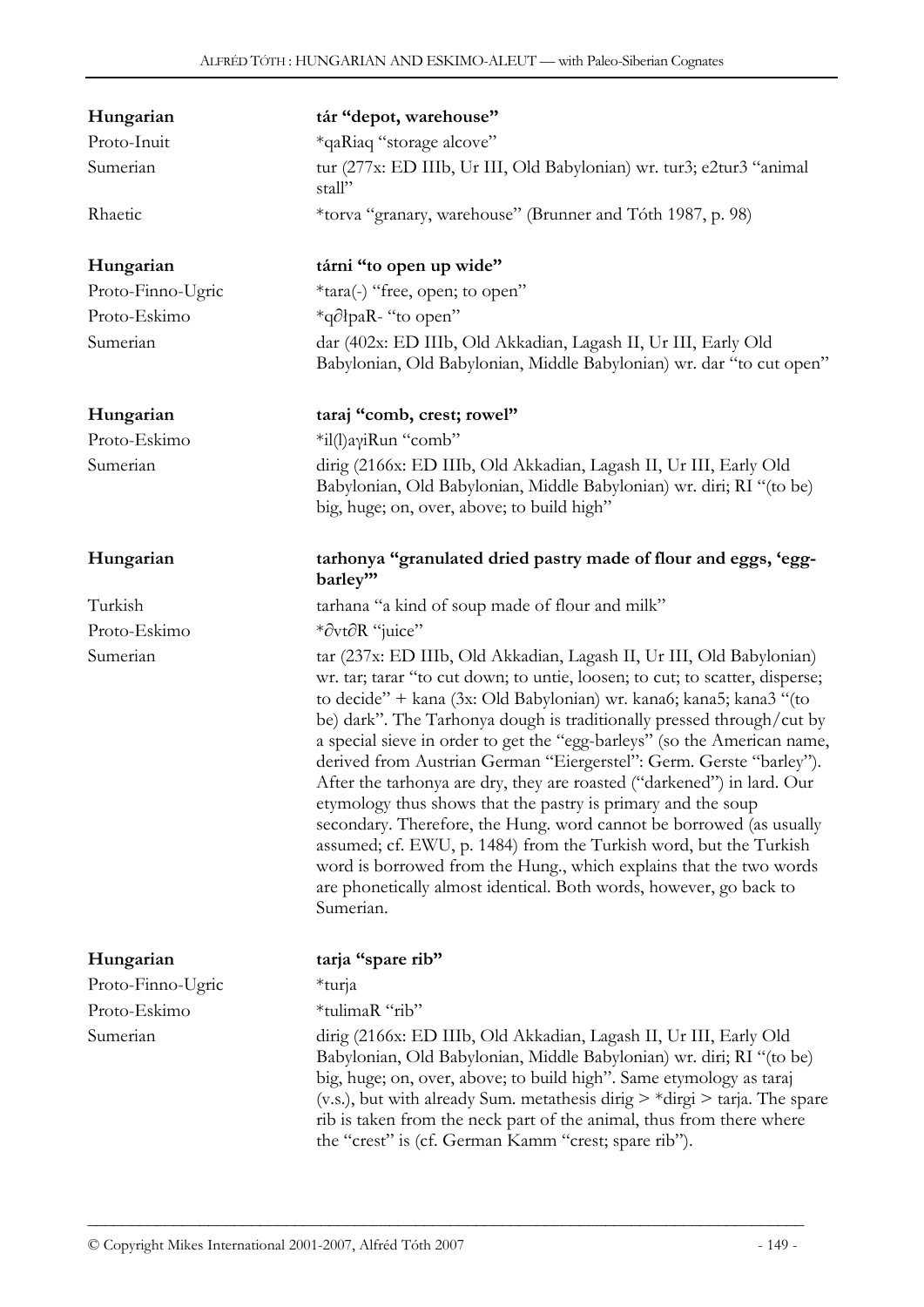| | |
|---|---|
| **Hungarian** | **tár "depot, warehouse"** |
| Proto-Inuit | *qaRiaq "storage alcove" |
| Sumerian | tur (277x: ED IIIb, Ur III, Old Babylonian) wr. tur3; e2tur3 "animal stall" |
| Rhaetic | *torva "granary, warehouse" (Brunner and Tóth 1987, p. 98) |

| | |
|---|---|
| **Hungarian** | **tárni "to open up wide"** |
| Proto-Finno-Ugric | *tara(-) "free, open; to open" |
| Proto-Eskimo | *q∂łpaR- "to open" |
| Sumerian | dar (402x: ED IIIb, Old Akkadian, Lagash II, Ur III, Early Old Babylonian, Old Babylonian, Middle Babylonian) wr. dar "to cut open" |

| | |
|---|---|
| **Hungarian** | **taraj "comb, crest; rowel"** |
| Proto-Eskimo | *il(l)aγiRun "comb" |
| Sumerian | dirig (2166x: ED IIIb, Old Akkadian, Lagash II, Ur III, Early Old Babylonian, Old Babylonian, Middle Babylonian) wr. diri; RI "(to be) big, huge; on, over, above; to build high" |

| | |
|---|---|
| **Hungarian** | **tarhonya "granulated dried pastry made of flour and eggs, 'egg-barley'"** |
| Turkish | tarhana "a kind of soup made of flour and milk" |
| Proto-Eskimo | *∂vt∂R "juice" |
| Sumerian | tar (237x: ED IIIb, Old Akkadian, Lagash II, Ur III, Old Babylonian) wr. tar; tarar "to cut down; to untie, loosen; to cut; to scatter, disperse; to decide" + kana (3x: Old Babylonian) wr. kana6; kana5; kana3 "(to be) dark". The Tarhonya dough is traditionally pressed through/cut by a special sieve in order to get the "egg-barleys" (so the American name, derived from Austrian German "Eiergerstel": Germ. Gerste "barley"). After the tarhonya are dry, they are roasted ("darkened") in lard. Our etymology thus shows that the pastry is primary and the soup secondary. Therefore, the Hung. word cannot be borrowed (as usually assumed; cf. EWU, p. 1484) from the Turkish word, but the Turkish word is borrowed from the Hung., which explains that the two words are phonetically almost identical. Both words, however, go back to Sumerian. |

| | |
|---|---|
| **Hungarian** | **tarja "spare rib"** |
| Proto-Finno-Ugric | *turja |
| Proto-Eskimo | *tulimaR "rib" |
| Sumerian | dirig (2166x: ED IIIb, Old Akkadian, Lagash II, Ur III, Early Old Babylonian, Old Babylonian, Middle Babylonian) wr. diri; RI "(to be) big, huge; on, over, above; to build high". Same etymology as taraj (v.s.), but with already Sum. metathesis dirig > *dirgi > tarja. The spare rib is taken from the neck part of the animal, thus from there where the "crest" is (cf. German Kamm "crest; spare rib"). |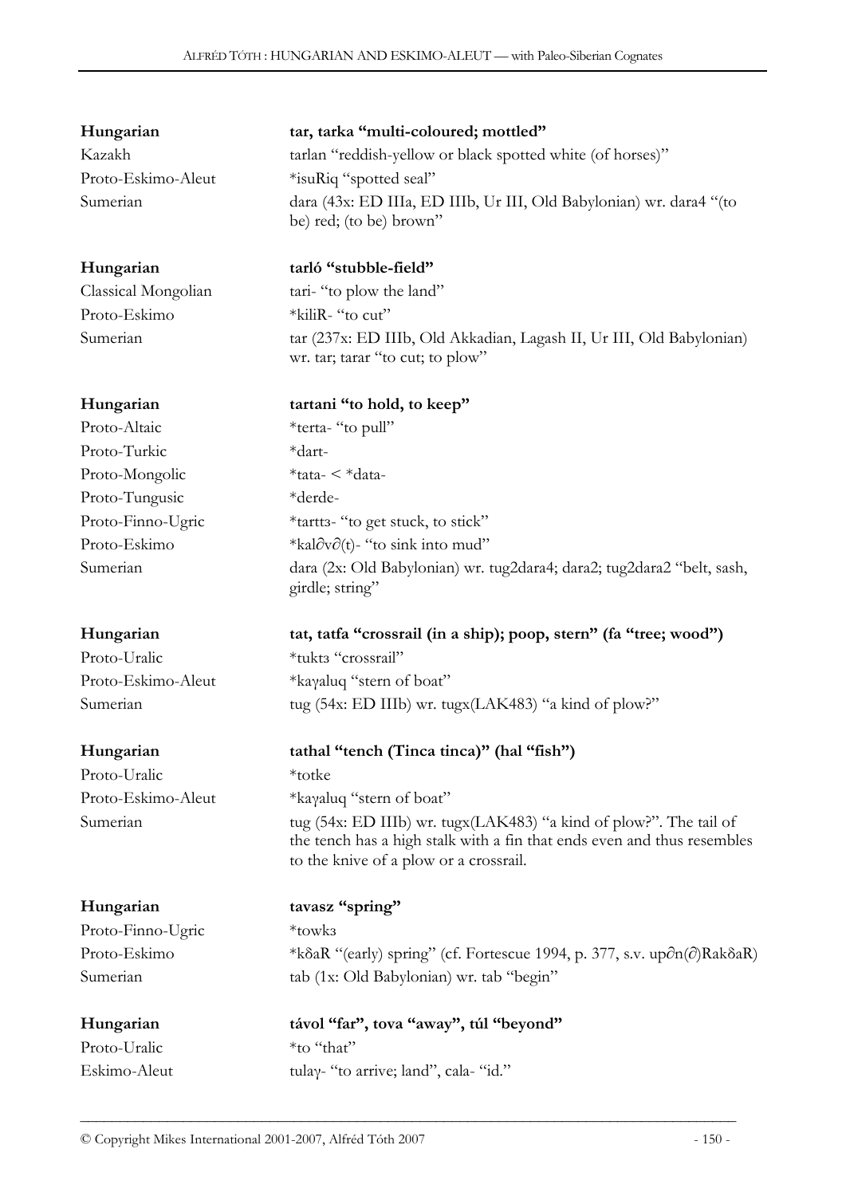| | |
|---|---|
| **Hungarian** | **tar, tarka "multi-coloured; mottled"** |
| Kazakh | tarlan "reddish-yellow or black spotted white (of horses)" |
| Proto-Eskimo-Aleut | *isuRiq "spotted seal" |
| Sumerian | dara (43x: ED IIIa, ED IIIb, Ur III, Old Babylonian) wr. dara4 "(to be) red; (to be) brown" |

| | |
|---|---|
| **Hungarian** | **tarló "stubble-field"** |
| Classical Mongolian | tari- "to plow the land" |
| Proto-Eskimo | *kiliR- "to cut" |
| Sumerian | tar (237x: ED IIIb, Old Akkadian, Lagash II, Ur III, Old Babylonian) wr. tar; tarar "to cut; to plow" |

| | |
|---|---|
| **Hungarian** | **tartani "to hold, to keep"** |
| Proto-Altaic | *terta- "to pull" |
| Proto-Turkic | *dart- |
| Proto-Mongolic | *tata- < *data- |
| Proto-Tungusic | *derde- |
| Proto-Finno-Ugric | *tarttз- "to get stuck, to stick" |
| Proto-Eskimo | *kal∂v∂(t)- "to sink into mud" |
| Sumerian | dara (2x: Old Babylonian) wr. tug2dara4; dara2; tug2dara2 "belt, sash, girdle; string" |

| | |
|---|---|
| **Hungarian** | **tat, tatfa "crossrail (in a ship); poop, stern" (fa "tree; wood")** |
| Proto-Uralic | *tuktз "crossrail" |
| Proto-Eskimo-Aleut | *kaγaluq "stern of boat" |
| Sumerian | tug (54x: ED IIIb) wr. tugx(LAK483) "a kind of plow?" |

| | |
|---|---|
| **Hungarian** | **tathal "tench (Tinca tinca)" (hal "fish")** |
| Proto-Uralic | *totke |
| Proto-Eskimo-Aleut | *kaγaluq "stern of boat" |
| Sumerian | tug (54x: ED IIIb) wr. tugx(LAK483) "a kind of plow?". The tail of the tench has a high stalk with a fin that ends even and thus resembles to the knive of a plow or a crossrail. |

| | |
|---|---|
| **Hungarian** | **tavasz "spring"** |
| Proto-Finno-Ugric | *towkз |
| Proto-Eskimo | *kδaR "(early) spring" (cf. Fortescue 1994, p. 377, s.v. up∂n(∂)RakδaR) |
| Sumerian | tab (1x: Old Babylonian) wr. tab "begin" |

| | |
|---|---|
| **Hungarian** | **távol "far", tova "away", túl "beyond"** |
| Proto-Uralic | *to "that" |
| Eskimo-Aleut | tulaγ- "to arrive; land", cala- "id." |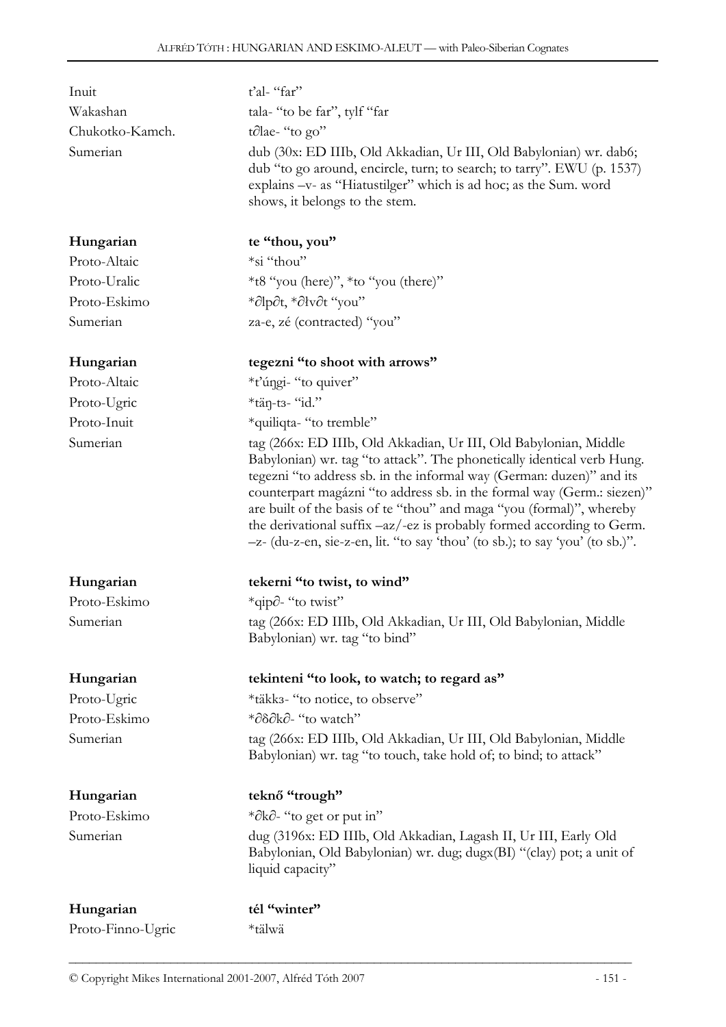| | |
|---|---|
| Inuit | t'al- "far" |
| Wakashan | tala- "to be far", tylf "far |
| Chukotko-Kamch. | t∂lae- "to go" |
| Sumerian | dub (30x: ED IIIb, Old Akkadian, Ur III, Old Babylonian) wr. dab6; dub "to go around, encircle, turn; to search; to tarry". EWU (p. 1537) explains –v- as "Hiatustilger" which is ad hoc; as the Sum. word shows, it belongs to the stem. |

| | |
|---|---|
| **Hungarian** | **te "thou, you"** |
| Proto-Altaic | *si "thou" |
| Proto-Uralic | *t8 "you (here)", *to "you (there)" |
| Proto-Eskimo | *∂lp∂t, *∂łv∂t "you" |
| Sumerian | za-e, zé (contracted) "you" |

| | |
|---|---|
| **Hungarian** | **tegezni "to shoot with arrows"** |
| Proto-Altaic | *t'úŋgi- "to quiver" |
| Proto-Ugric | *täŋ-tз- "id." |
| Proto-Inuit | *quiliqta- "to tremble" |
| Sumerian | tag (266x: ED IIIb, Old Akkadian, Ur III, Old Babylonian, Middle Babylonian) wr. tag "to attack". The phonetically identical verb Hung. tegezni "to address sb. in the informal way (German: duzen)" and its counterpart magázni "to address sb. in the formal way (Germ.: siezen)" are built of the basis of te "thou" and maga "you (formal)", whereby the derivational suffix –az/-ez is probably formed according to Germ. –z- (du-z-en, sie-z-en, lit. "to say 'thou' (to sb.); to say 'you' (to sb.)". |

| | |
|---|---|
| **Hungarian** | **tekerni "to twist, to wind"** |
| Proto-Eskimo | *qip∂- "to twist" |
| Sumerian | tag (266x: ED IIIb, Old Akkadian, Ur III, Old Babylonian, Middle Babylonian) wr. tag "to bind" |

| | |
|---|---|
| **Hungarian** | **tekinteni "to look, to watch; to regard as"** |
| Proto-Ugric | *täkkз- "to notice, to observe" |
| Proto-Eskimo | *∂δ∂k∂- "to watch" |
| Sumerian | tag (266x: ED IIIb, Old Akkadian, Ur III, Old Babylonian, Middle Babylonian) wr. tag "to touch, take hold of; to bind; to attack" |

| | |
|---|---|
| **Hungarian** | **teknő "trough"** |
| Proto-Eskimo | *∂k∂- "to get or put in" |
| Sumerian | dug (3196x: ED IIIb, Old Akkadian, Lagash II, Ur III, Early Old Babylonian, Old Babylonian) wr. dug; dugx(BI) "(clay) pot; a unit of liquid capacity" |

| | |
|---|---|
| **Hungarian** | **tél "winter"** |
| Proto-Finno-Ugric | *tälwä |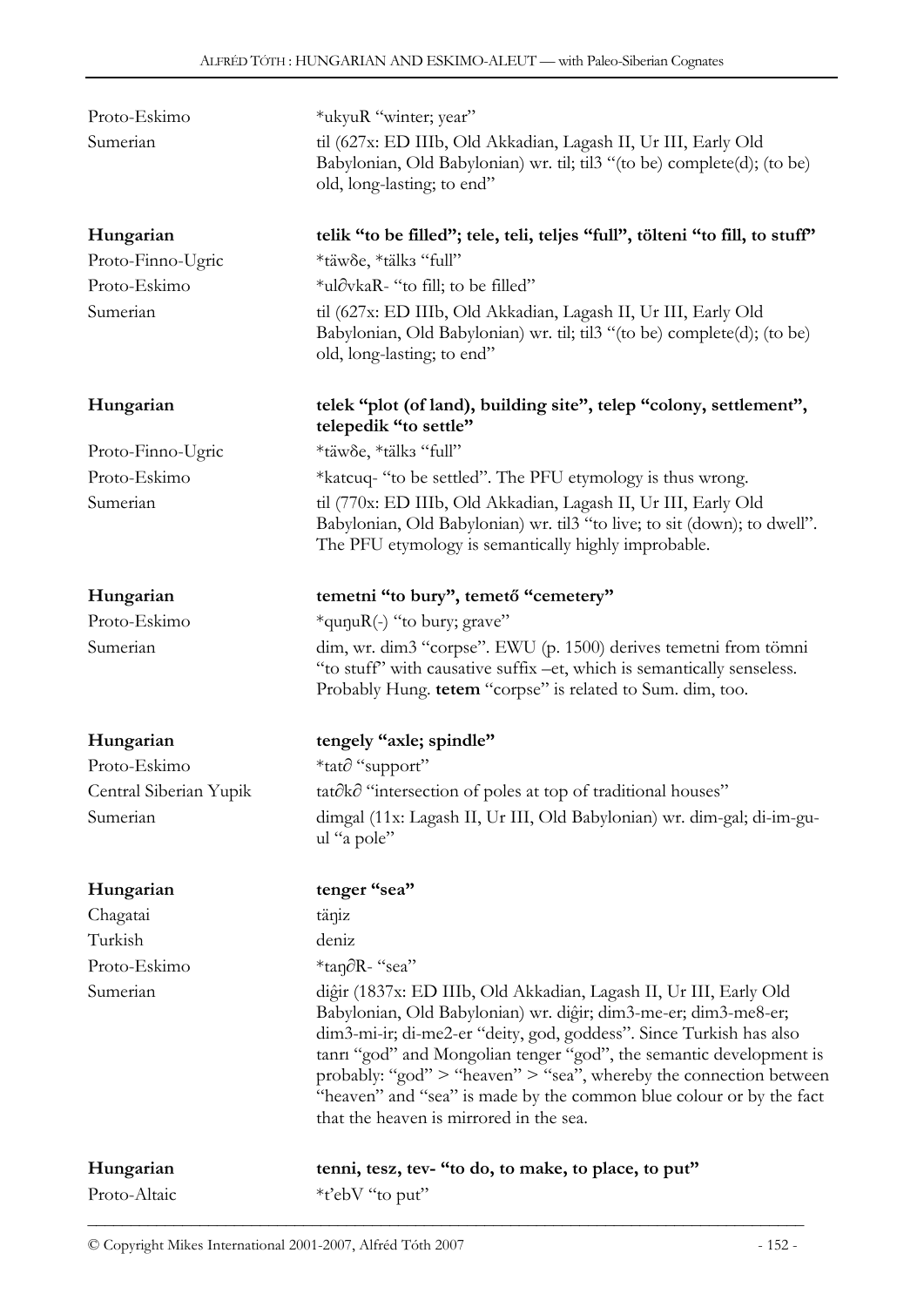| | |
|---|---|
| Proto-Eskimo | *ukyuR "winter; year" |
| Sumerian | til (627x: ED IIIb, Old Akkadian, Lagash II, Ur III, Early Old Babylonian, Old Babylonian) wr. til; til3 "(to be) complete(d); (to be) old, long-lasting; to end" |

| | |
|---|---|
| **Hungarian** | **telik "to be filled"; tele, teli, teljes "full", tölteni "to fill, to stuff"** |
| Proto-Finno-Ugric | *täwδe, *tälkз "full" |
| Proto-Eskimo | *ul∂vkaR- "to fill; to be filled" |
| Sumerian | til (627x: ED IIIb, Old Akkadian, Lagash II, Ur III, Early Old Babylonian, Old Babylonian) wr. til; til3 "(to be) complete(d); (to be) old, long-lasting; to end" |

| | |
|---|---|
| **Hungarian** | **telek "plot (of land), building site", telep "colony, settlement", telepedik "to settle"** |
| Proto-Finno-Ugric | *täwδe, *tälkз "full" |
| Proto-Eskimo | *katcuq- "to be settled". The PFU etymology is thus wrong. |
| Sumerian | til (770x: ED IIIb, Old Akkadian, Lagash II, Ur III, Early Old Babylonian, Old Babylonian) wr. til3 "to live; to sit (down); to dwell". The PFU etymology is semantically highly improbable. |

| | |
|---|---|
| **Hungarian** | **temetni "to bury", temető "cemetery"** |
| Proto-Eskimo | *quŋuR(-) "to bury; grave" |
| Sumerian | dim, wr. dim3 "corpse". EWU (p. 1500) derives temetni from tömni "to stuff" with causative suffix –et, which is semantically senseless. Probably Hung. **tetem** "corpse" is related to Sum. dim, too. |

| | |
|---|---|
| **Hungarian** | **tengely "axle; spindle"** |
| Proto-Eskimo | *tat∂ "support" |
| Central Siberian Yupik | tat∂k∂ "intersection of poles at top of traditional houses" |
| Sumerian | dimgal (11x: Lagash II, Ur III, Old Babylonian) wr. dim-gal; di-im-gu-ul "a pole" |

| | |
|---|---|
| **Hungarian** | **tenger "sea"** |
| Chagatai | täŋiz |
| Turkish | deniz |
| Proto-Eskimo | *taŋ∂R- "sea" |
| Sumerian | diĝir (1837x: ED IIIb, Old Akkadian, Lagash II, Ur III, Early Old Babylonian, Old Babylonian) wr. diĝir; dim3-me-er; dim3-me8-er; dim3-mi-ir; di-me2-er "deity, god, goddess". Since Turkish has also tanrı "god" and Mongolian tenger "god", the semantic development is probably: "god" > "heaven" > "sea", whereby the connection between "heaven" and "sea" is made by the common blue colour or by the fact that the heaven is mirrored in the sea. |

| | |
|---|---|
| **Hungarian** | **tenni, tesz, tev- "to do, to make, to place, to put"** |
| Proto-Altaic | *t'ebV "to put" |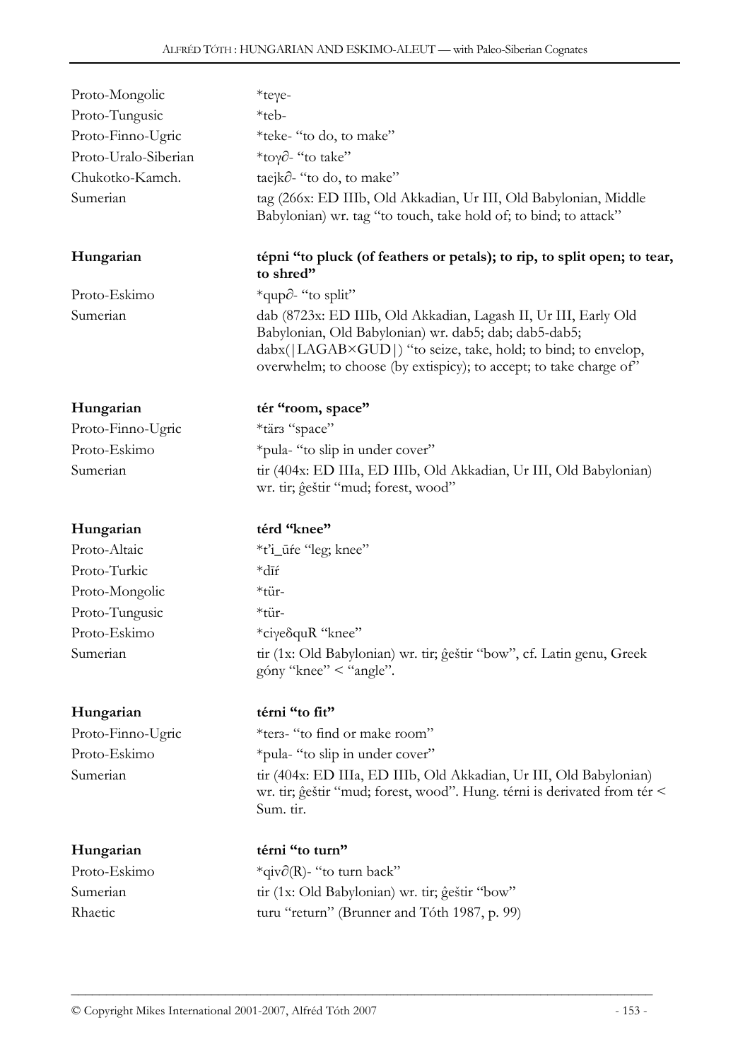| | |
|---|---|
| Proto-Mongolic | *teɣe- |
| Proto-Tungusic | *teb- |
| Proto-Finno-Ugric | *teke- "to do, to make" |
| Proto-Uralo-Siberian | *toɣ∂- "to take" |
| Chukotko-Kamch. | taejk∂- "to do, to make" |
| Sumerian | tag (266x: ED IIIb, Old Akkadian, Ur III, Old Babylonian, Middle Babylonian) wr. tag "to touch, take hold of; to bind; to attack" |

| | |
|---|---|
| **Hungarian** | **tépni "to pluck (of feathers or petals); to rip, to split open; to tear, to shred"** |
| Proto-Eskimo | *qup∂- "to split" |
| Sumerian | dab (8723x: ED IIIb, Old Akkadian, Lagash II, Ur III, Early Old Babylonian, Old Babylonian) wr. dab5; dab; dab5-dab5; dabx(\|LAGAB×GUD\|) "to seize, take, hold; to bind; to envelop, overwhelm; to choose (by extispicy); to accept; to take charge of" |

| | |
|---|---|
| **Hungarian** | **tér "room, space"** |
| Proto-Finno-Ugric | *tärз "space" |
| Proto-Eskimo | *pula- "to slip in under cover" |
| Sumerian | tir (404x: ED IIIa, ED IIIb, Old Akkadian, Ur III, Old Babylonian) wr. tir; ĝeštir "mud; forest, wood" |

| | |
|---|---|
| **Hungarian** | **térd "knee"** |
| Proto-Altaic | *t'i_ūŕe "leg; knee" |
| Proto-Turkic | *dīŕ |
| Proto-Mongolic | *tür- |
| Proto-Tungusic | *tür- |
| Proto-Eskimo | *ciɣeδquR "knee" |
| Sumerian | tir (1x: Old Babylonian) wr. tir; ĝeštir "bow", cf. Latin genu, Greek góny "knee" < "angle". |

| | |
|---|---|
| **Hungarian** | **térni "to fit"** |
| Proto-Finno-Ugric | *terз- "to find or make room" |
| Proto-Eskimo | *pula- "to slip in under cover" |
| Sumerian | tir (404x: ED IIIa, ED IIIb, Old Akkadian, Ur III, Old Babylonian) wr. tir; ĝeštir "mud; forest, wood". Hung. térni is derivated from tér < Sum. tir. |

| | |
|---|---|
| **Hungarian** | **térni "to turn"** |
| Proto-Eskimo | *qiv∂(R)- "to turn back" |
| Sumerian | tir (1x: Old Babylonian) wr. tir; ĝeštir "bow" |
| Rhaetic | turu "return" (Brunner and Tóth 1987, p. 99) |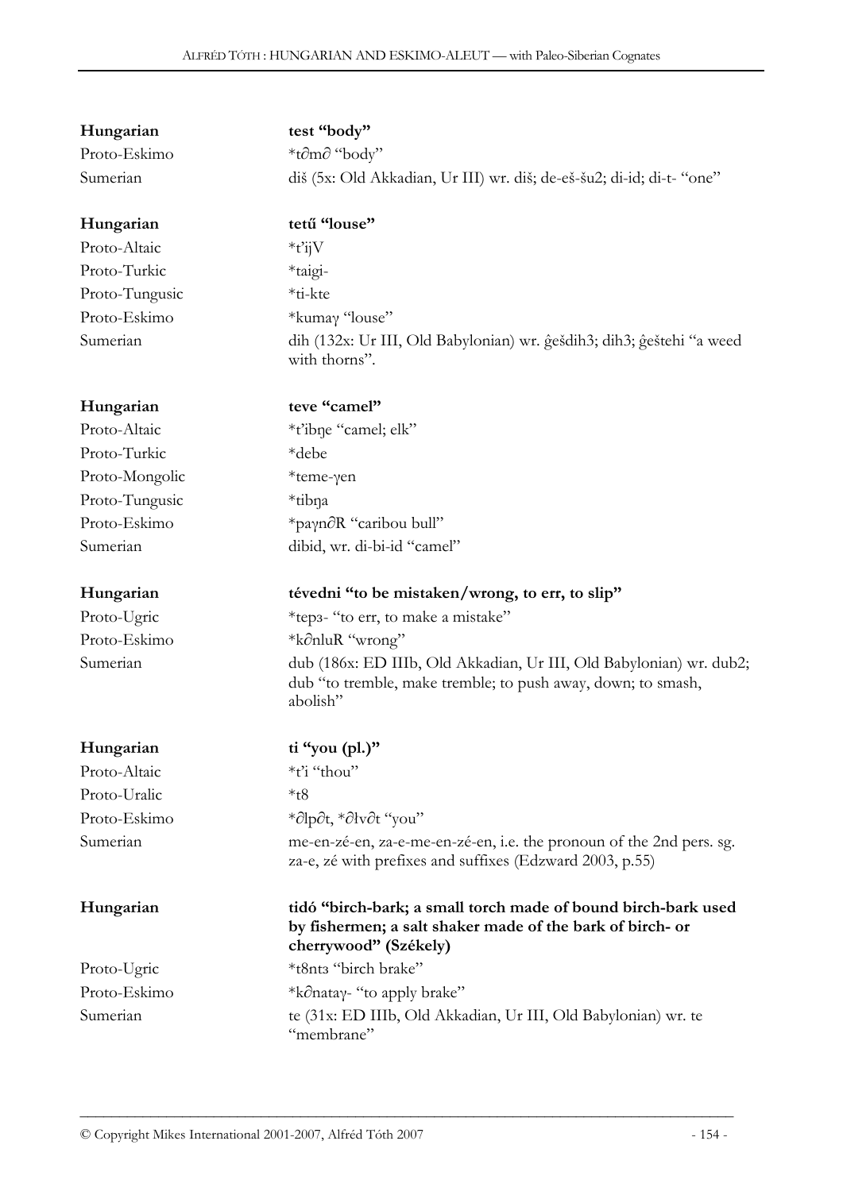| | |
|---|---|
| **Hungarian** | **test "body"** |
| Proto-Eskimo | *t∂m∂ "body" |
| Sumerian | diš (5x: Old Akkadian, Ur III) wr. diš; de-eš-šu2; di-id; di-t- "one" |
| | |
| **Hungarian** | **tetű "louse"** |
| Proto-Altaic | *t'ijV |
| Proto-Turkic | *taigi- |
| Proto-Tungusic | *ti-kte |
| Proto-Eskimo | *kumaγ "louse" |
| Sumerian | dih (132x: Ur III, Old Babylonian) wr. ĝešdih3; dih3; ĝeštehi "a weed with thorns". |
| | |
| **Hungarian** | **teve "camel"** |
| Proto-Altaic | *t'ibŋe "camel; elk" |
| Proto-Turkic | *debe |
| Proto-Mongolic | *teme-γen |
| Proto-Tungusic | *tibŋa |
| Proto-Eskimo | *paγn∂R "caribou bull" |
| Sumerian | dibid, wr. di-bi-id "camel" |
| | |
| **Hungarian** | **tévedni "to be mistaken/wrong, to err, to slip"** |
| Proto-Ugric | *tepз- "to err, to make a mistake" |
| Proto-Eskimo | *k∂nluR "wrong" |
| Sumerian | dub (186x: ED IIIb, Old Akkadian, Ur III, Old Babylonian) wr. dub2; dub "to tremble, make tremble; to push away, down; to smash, abolish" |
| | |
| **Hungarian** | **ti "you (pl.)"** |
| Proto-Altaic | *t'i "thou" |
| Proto-Uralic | *t8 |
| Proto-Eskimo | *∂lp∂t, *∂łv∂t "you" |
| Sumerian | me-en-zé-en, za-e-me-en-zé-en, i.e. the pronoun of the 2nd pers. sg. za-e, zé with prefixes and suffixes (Edzward 2003, p.55) |
| | |
| **Hungarian** | **tidó "birch-bark; a small torch made of bound birch-bark used by fishermen; a salt shaker made of the bark of birch- or cherrywood" (Székely)** |
| Proto-Ugric | *t8ntз "birch brake" |
| Proto-Eskimo | *k∂nataγ- "to apply brake" |
| Sumerian | te (31x: ED IIIb, Old Akkadian, Ur III, Old Babylonian) wr. te "membrane" |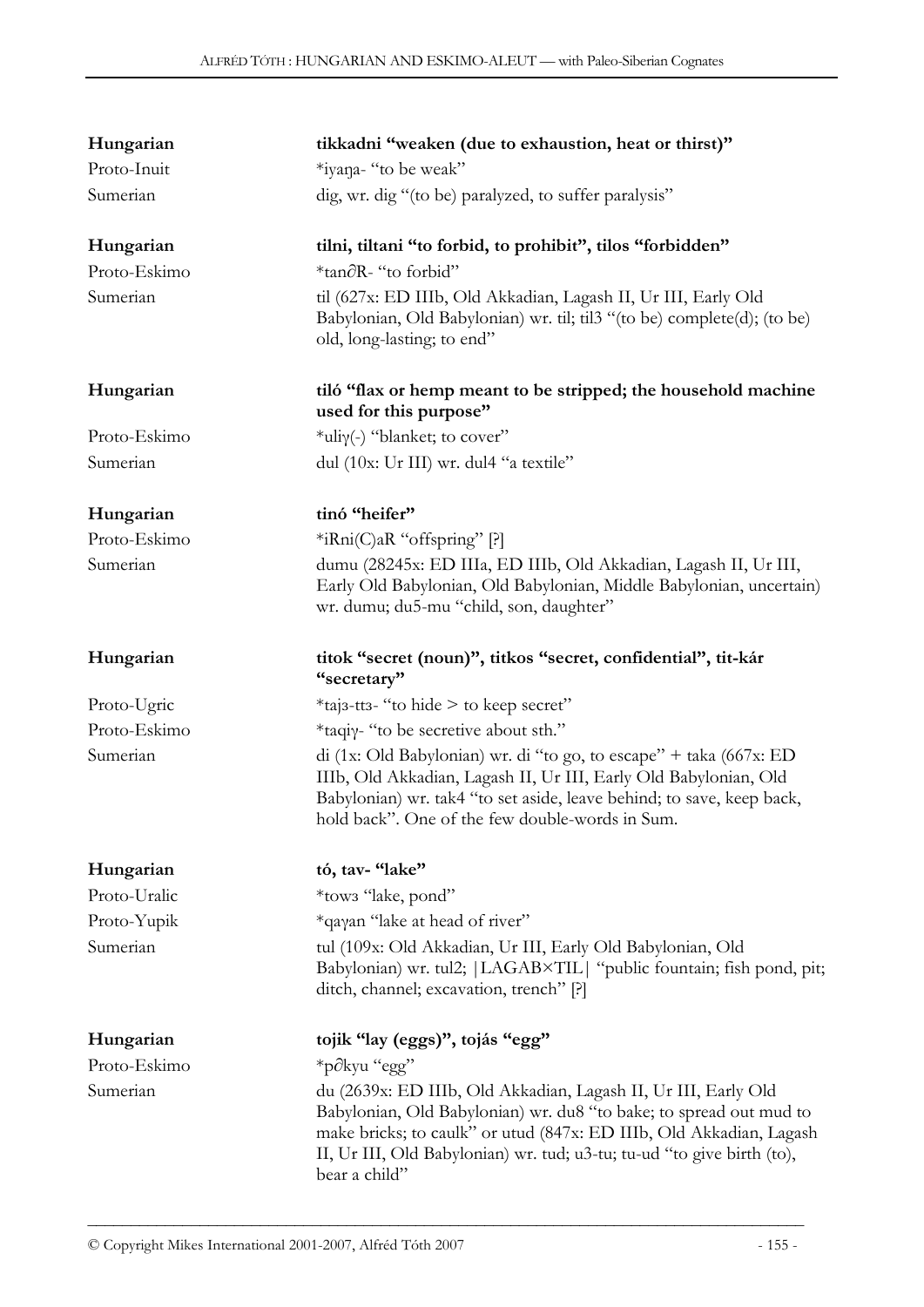| | |
|---|---|
| **Hungarian** | **tikkadni "weaken (due to exhaustion, heat or thirst)"** |
| Proto-Inuit | *iyaŋa- "to be weak" |
| Sumerian | dig, wr. dig "(to be) paralyzed, to suffer paralysis" |
| | |
| **Hungarian** | **tilni, tiltani "to forbid, to prohibit", tilos "forbidden"** |
| Proto-Eskimo | *tan∂R- "to forbid" |
| Sumerian | til (627x: ED IIIb, Old Akkadian, Lagash II, Ur III, Early Old Babylonian, Old Babylonian) wr. til; til3 "(to be) complete(d); (to be) old, long-lasting; to end" |
| | |
| **Hungarian** | **tiló "flax or hemp meant to be stripped; the household machine used for this purpose"** |
| Proto-Eskimo | *uliγ(-) "blanket; to cover" |
| Sumerian | dul (10x: Ur III) wr. dul4 "a textile" |
| | |
| **Hungarian** | **tinó "heifer"** |
| Proto-Eskimo | *iRni(C)aR "offspring" [?] |
| Sumerian | dumu (28245x: ED IIIa, ED IIIb, Old Akkadian, Lagash II, Ur III, Early Old Babylonian, Old Babylonian, Middle Babylonian, uncertain) wr. dumu; du5-mu "child, son, daughter" |
| | |
| **Hungarian** | **titok "secret (noun)", titkos "secret, confidential", tit-kár "secretary"** |
| Proto-Ugric | *tajз-ttз- "to hide > to keep secret" |
| Proto-Eskimo | *taqiγ- "to be secretive about sth." |
| Sumerian | di (1x: Old Babylonian) wr. di "to go, to escape" + taka (667x: ED IIIb, Old Akkadian, Lagash II, Ur III, Early Old Babylonian, Old Babylonian) wr. tak4 "to set aside, leave behind; to save, keep back, hold back". One of the few double-words in Sum. |
| | |
| **Hungarian** | **tó, tav- "lake"** |
| Proto-Uralic | *towз "lake, pond" |
| Proto-Yupik | *qaγan "lake at head of river" |
| Sumerian | tul (109x: Old Akkadian, Ur III, Early Old Babylonian, Old Babylonian) wr. tul2; \|LAGAB×TIL\| "public fountain; fish pond, pit; ditch, channel; excavation, trench" [?] |
| | |
| **Hungarian** | **tojik "lay (eggs)", tojás "egg"** |
| Proto-Eskimo | *p∂kyu "egg" |
| Sumerian | du (2639x: ED IIIb, Old Akkadian, Lagash II, Ur III, Early Old Babylonian, Old Babylonian) wr. du8 "to bake; to spread out mud to make bricks; to caulk" or utud (847x: ED IIIb, Old Akkadian, Lagash II, Ur III, Old Babylonian) wr. tud; u3-tu; tu-ud "to give birth (to), bear a child" |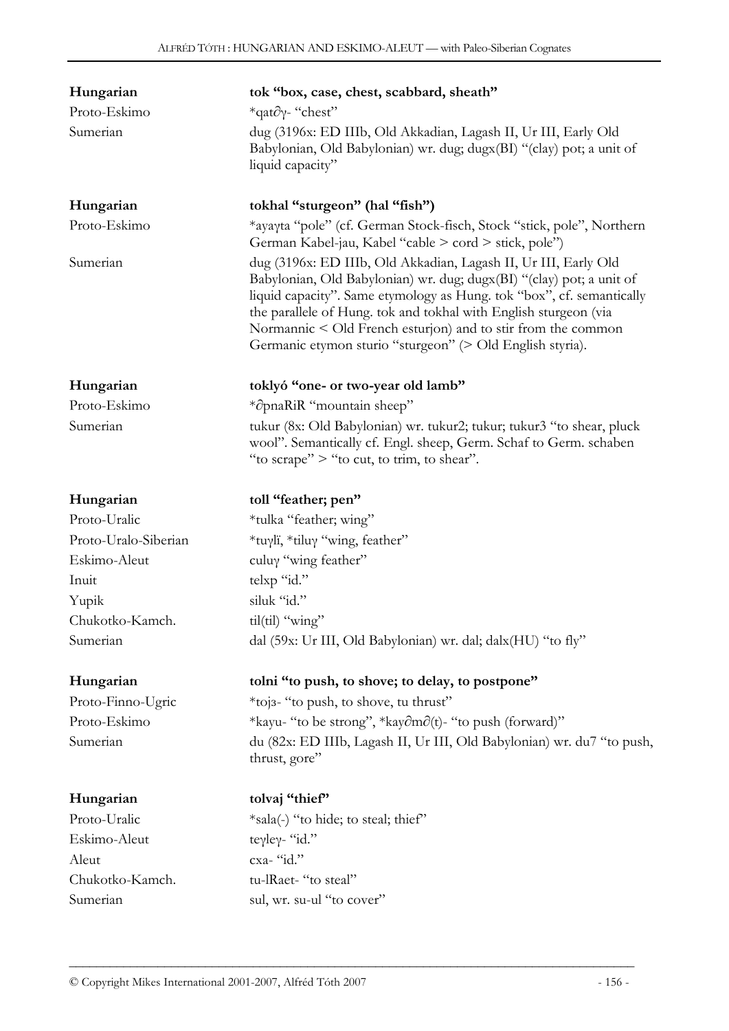| | |
|---|---|
| **Hungarian** | **tok "box, case, chest, scabbard, sheath"** |
| Proto-Eskimo | *qat∂γ- "chest" |
| Sumerian | dug (3196x: ED IIIb, Old Akkadian, Lagash II, Ur III, Early Old Babylonian, Old Babylonian) wr. dug; dugx(BI) "(clay) pot; a unit of liquid capacity" |

| | |
|---|---|
| **Hungarian** | **tokhal "sturgeon" (hal "fish")** |
| Proto-Eskimo | *ayaγta "pole" (cf. German Stock-fisch, Stock "stick, pole", Northern German Kabel-jau, Kabel "cable > cord > stick, pole") |
| Sumerian | dug (3196x: ED IIIb, Old Akkadian, Lagash II, Ur III, Early Old Babylonian, Old Babylonian) wr. dug; dugx(BI) "(clay) pot; a unit of liquid capacity". Same etymology as Hung. tok "box", cf. semantically the parallele of Hung. tok and tokhal with English sturgeon (via Normannic < Old French esturjon) and to stir from the common Germanic etymon sturio "sturgeon" (> Old English styria). |

| | |
|---|---|
| **Hungarian** | **toklyó "one- or two-year old lamb"** |
| Proto-Eskimo | *∂pnaRiR "mountain sheep" |
| Sumerian | tukur (8x: Old Babylonian) wr. tukur2; tukur; tukur3 "to shear, pluck wool". Semantically cf. Engl. sheep, Germ. Schaf to Germ. schaben "to scrape" > "to cut, to trim, to shear". |

| | |
|---|---|
| **Hungarian** | **toll "feather; pen"** |
| Proto-Uralic | *tulka "feather; wing" |
| Proto-Uralo-Siberian | *tuγlï, *tiluγ "wing, feather" |
| Eskimo-Aleut | culuγ "wing feather" |
| Inuit | telxp "id." |
| Yupik | siluk "id." |
| Chukotko-Kamch. | til(til) "wing" |
| Sumerian | dal (59x: Ur III, Old Babylonian) wr. dal; dalx(HU) "to fly" |

| | |
|---|---|
| **Hungarian** | **tolni "to push, to shove; to delay, to postpone"** |
| Proto-Finno-Ugric | *tojз- "to push, to shove, tu thrust" |
| Proto-Eskimo | *kayu- "to be strong", *kay∂m∂(t)- "to push (forward)" |
| Sumerian | du (82x: ED IIIb, Lagash II, Ur III, Old Babylonian) wr. du7 "to push, thrust, gore" |

| | |
|---|---|
| **Hungarian** | **tolvaj "thief"** |
| Proto-Uralic | *sala(-) "to hide; to steal; thief" |
| Eskimo-Aleut | teγleγ- "id." |
| Aleut | cxa- "id." |
| Chukotko-Kamch. | tu-lRaet- "to steal" |
| Sumerian | sul, wr. su-ul "to cover" |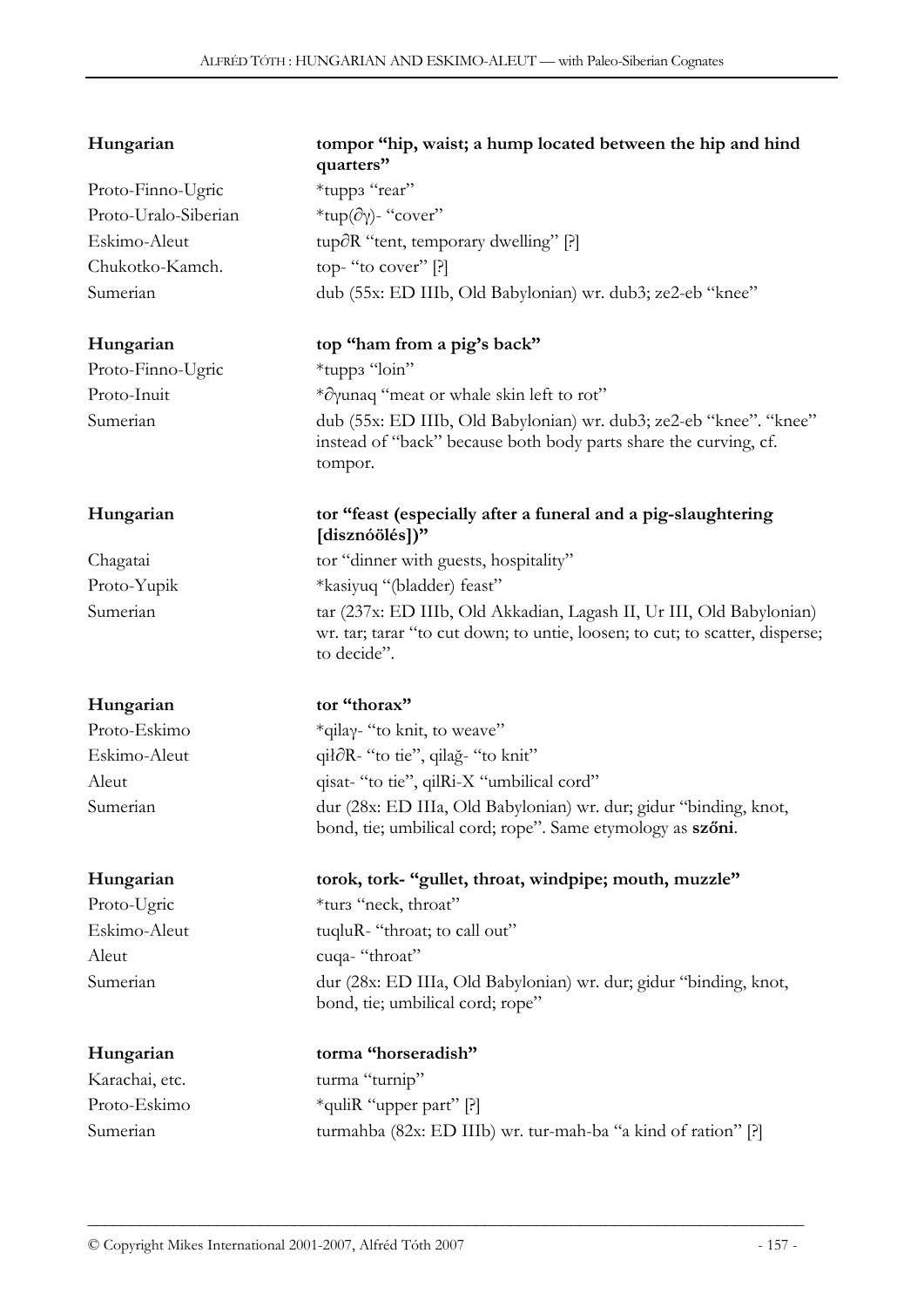| Hungarian | **tompor "hip, waist; a hump located between the hip and hind quarters"** |
|---|---|
| Proto-Finno-Ugric | *tuppɜ "rear" |
| Proto-Uralo-Siberian | *tup(∂γ)- "cover" |
| Eskimo-Aleut | tup∂R "tent, temporary dwelling" [?] |
| Chukotko-Kamch. | top- "to cover" [?] |
| Sumerian | dub (55x: ED IIIb, Old Babylonian) wr. dub3; ze2-eb "knee" |

| Hungarian | **top "ham from a pig's back"** |
|---|---|
| Proto-Finno-Ugric | *tuppɜ "loin" |
| Proto-Inuit | *∂γunaq "meat or whale skin left to rot" |
| Sumerian | dub (55x: ED IIIb, Old Babylonian) wr. dub3; ze2-eb "knee". "knee" instead of "back" because both body parts share the curving, cf. tompor. |

| Hungarian | **tor "feast (especially after a funeral and a pig-slaughtering [disznóölés])"** |
|---|---|
| Chagatai | tor "dinner with guests, hospitality" |
| Proto-Yupik | *kasiyuq "(bladder) feast" |
| Sumerian | tar (237x: ED IIIb, Old Akkadian, Lagash II, Ur III, Old Babylonian) wr. tar; tarar "to cut down; to untie, loosen; to cut; to scatter, disperse; to decide". |

| Hungarian | **tor "thorax"** |
|---|---|
| Proto-Eskimo | *qilaγ- "to knit, to weave" |
| Eskimo-Aleut | qił∂R- "to tie", qilağ- "to knit" |
| Aleut | qisat- "to tie", qilRi-X "umbilical cord" |
| Sumerian | dur (28x: ED IIIa, Old Babylonian) wr. dur; gidur "binding, knot, bond, tie; umbilical cord; rope". Same etymology as **szőni**. |

| Hungarian | **torok, tork- "gullet, throat, windpipe; mouth, muzzle"** |
|---|---|
| Proto-Ugric | *turɜ "neck, throat" |
| Eskimo-Aleut | tuqluR- "throat; to call out" |
| Aleut | cuqa- "throat" |
| Sumerian | dur (28x: ED IIIa, Old Babylonian) wr. dur; gidur "binding, knot, bond, tie; umbilical cord; rope" |

| Hungarian | **torma "horseradish"** |
|---|---|
| Karachai, etc. | turma "turnip" |
| Proto-Eskimo | *quliR "upper part" [?] |
| Sumerian | turmahba (82x: ED IIIb) wr. tur-mah-ba "a kind of ration" [?] |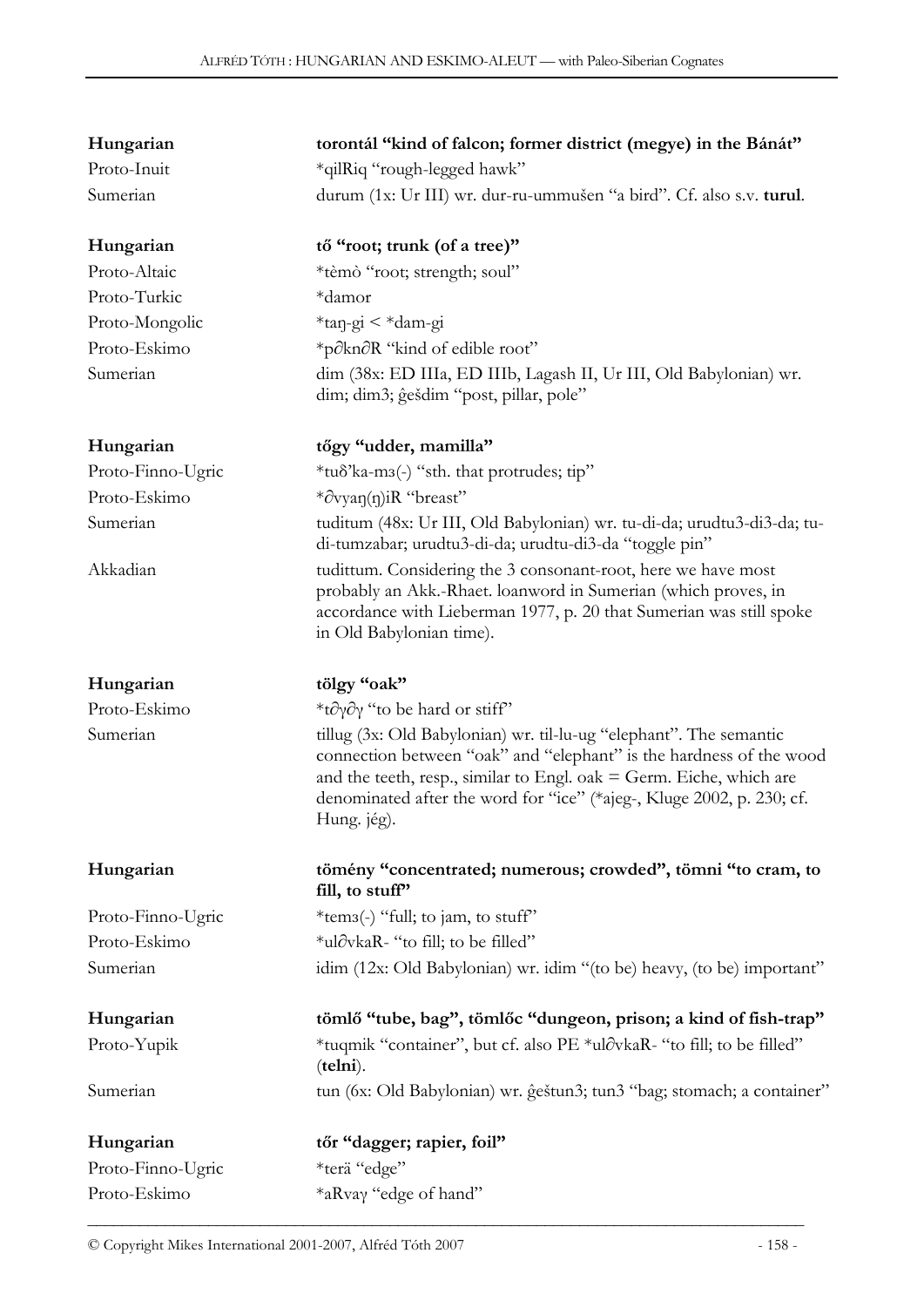| | |
|---|---|
| **Hungarian** | **torontál "kind of falcon; former district (megye) in the Bánát"** |
| Proto-Inuit | *qilRiq "rough-legged hawk" |
| Sumerian | durum (1x: Ur III) wr. dur-ru-ummušen "a bird". Cf. also s.v. **turul**. |
| | |
| **Hungarian** | **tő "root; trunk (of a tree)"** |
| Proto-Altaic | *tèmò "root; strength; soul" |
| Proto-Turkic | *damor |
| Proto-Mongolic | *taŋ-gi < *dam-gi |
| Proto-Eskimo | *p∂kn∂R "kind of edible root" |
| Sumerian | dim (38x: ED IIIa, ED IIIb, Lagash II, Ur III, Old Babylonian) wr. dim; dim3; ĝešdim "post, pillar, pole" |
| | |
| **Hungarian** | **tőgy "udder, mamilla"** |
| Proto-Finno-Ugric | *tuδ'ka-mз(-) "sth. that protrudes; tip" |
| Proto-Eskimo | *∂vyaŋ(ŋ)iR "breast" |
| Sumerian | tuditum (48x: Ur III, Old Babylonian) wr. tu-di-da; urudtu3-di3-da; tu-di-tumzabar; urudtu3-di-da; urudtu-di3-da "toggle pin" |
| Akkadian | tudittum. Considering the 3 consonant-root, here we have most probably an Akk.-Rhaet. loanword in Sumerian (which proves, in accordance with Lieberman 1977, p. 20 that Sumerian was still spoke in Old Babylonian time). |
| | |
| **Hungarian** | **tölgy "oak"** |
| Proto-Eskimo | *t∂γ∂γ "to be hard or stiff" |
| Sumerian | tillug (3x: Old Babylonian) wr. til-lu-ug "elephant". The semantic connection between "oak" and "elephant" is the hardness of the wood and the teeth, resp., similar to Engl. oak = Germ. Eiche, which are denominated after the word for "ice" (*ajeg-, Kluge 2002, p. 230; cf. Hung. jég). |
| | |
| **Hungarian** | **tömény "concentrated; numerous; crowded", tömni "to cram, to fill, to stuff"** |
| Proto-Finno-Ugric | *temз(-) "full; to jam, to stuff" |
| Proto-Eskimo | *ul∂vkaR- "to fill; to be filled" |
| Sumerian | idim (12x: Old Babylonian) wr. idim "(to be) heavy, (to be) important" |
| | |
| **Hungarian** | **tömlő "tube, bag", tömlőc "dungeon, prison; a kind of fish-trap"** |
| Proto-Yupik | *tuqmik "container", but cf. also PE *ul∂vkaR- "to fill; to be filled" (**telni**). |
| Sumerian | tun (6x: Old Babylonian) wr. ĝeštun3; tun3 "bag; stomach; a container" |
| | |
| **Hungarian** | **tőr "dagger; rapier, foil"** |
| Proto-Finno-Ugric | *terä "edge" |
| Proto-Eskimo | *aRvaγ "edge of hand" |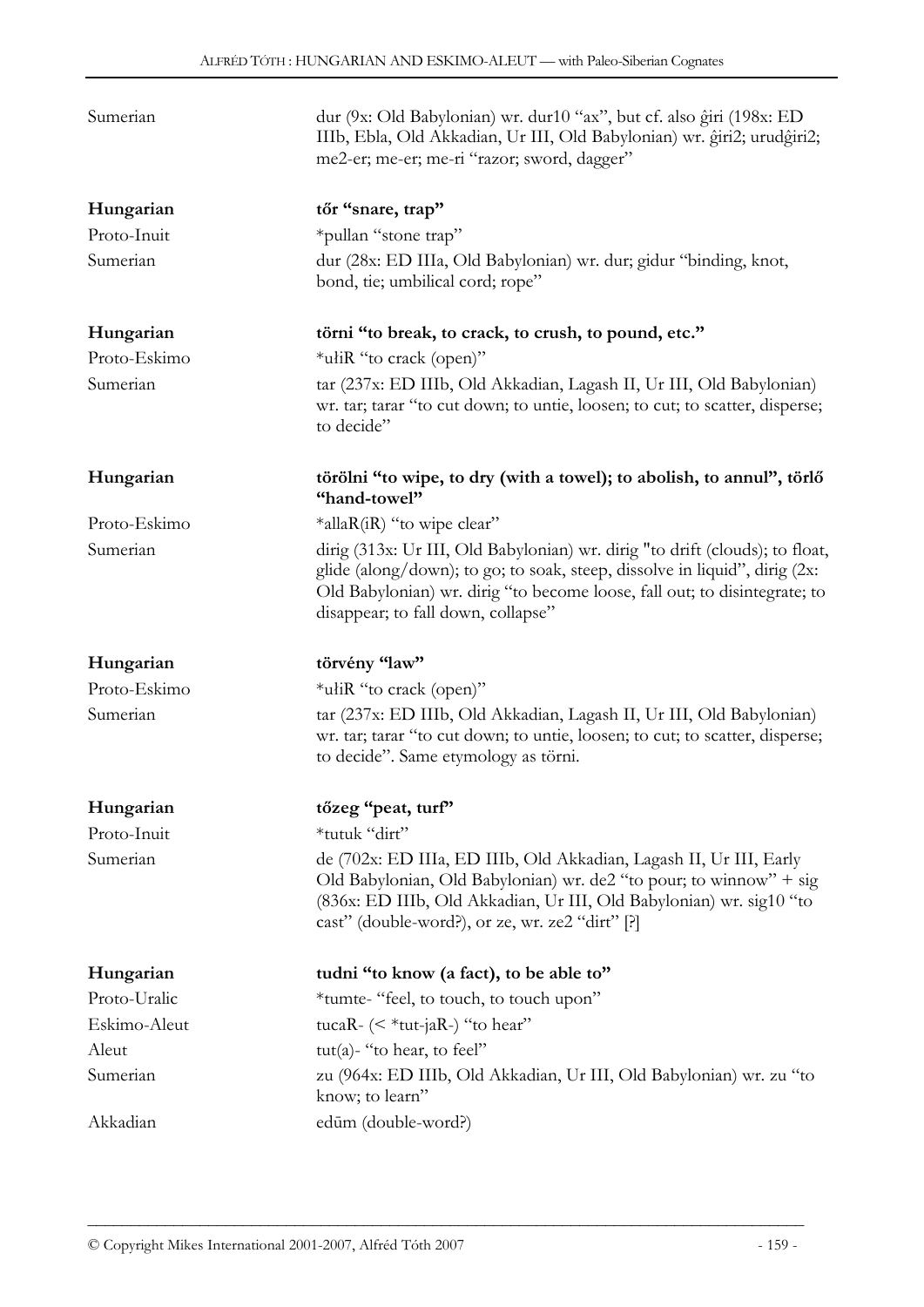| | |
|---|---|
| Sumerian | dur (9x: Old Babylonian) wr. dur10 "ax", but cf. also ĝiri (198x: ED IIIb, Ebla, Old Akkadian, Ur III, Old Babylonian) wr. ĝiri2; urudĝiri2; me2-er; me-er; me-ri "razor; sword, dagger" |
| **Hungarian** | **tőr "snare, trap"** |
| Proto-Inuit | *pullan "stone trap" |
| Sumerian | dur (28x: ED IIIa, Old Babylonian) wr. dur; gidur "binding, knot, bond, tie; umbilical cord; rope" |
| **Hungarian** | **törni "to break, to crack, to crush, to pound, etc."** |
| Proto-Eskimo | *ułiR "to crack (open)" |
| Sumerian | tar (237x: ED IIIb, Old Akkadian, Lagash II, Ur III, Old Babylonian) wr. tar; tarar "to cut down; to untie, loosen; to cut; to scatter, disperse; to decide" |
| **Hungarian** | **törölni "to wipe, to dry (with a towel); to abolish, to annul", törlő "hand-towel"** |
| Proto-Eskimo | *allaR(iR) "to wipe clear" |
| Sumerian | dirig (313x: Ur III, Old Babylonian) wr. dirig "to drift (clouds); to float, glide (along/down); to go; to soak, steep, dissolve in liquid", dirig (2x: Old Babylonian) wr. dirig "to become loose, fall out; to disintegrate; to disappear; to fall down, collapse" |
| **Hungarian** | **törvény "law"** |
| Proto-Eskimo | *ułiR "to crack (open)" |
| Sumerian | tar (237x: ED IIIb, Old Akkadian, Lagash II, Ur III, Old Babylonian) wr. tar; tarar "to cut down; to untie, loosen; to cut; to scatter, disperse; to decide". Same etymology as törni. |
| **Hungarian** | **tőzeg "peat, turf"** |
| Proto-Inuit | *tutuk "dirt" |
| Sumerian | de (702x: ED IIIa, ED IIIb, Old Akkadian, Lagash II, Ur III, Early Old Babylonian, Old Babylonian) wr. de2 "to pour; to winnow" + sig (836x: ED IIIb, Old Akkadian, Ur III, Old Babylonian) wr. sig10 "to cast" (double-word?), or ze, wr. ze2 "dirt" [?] |
| **Hungarian** | **tudni "to know (a fact), to be able to"** |
| Proto-Uralic | *tumte- "feel, to touch, to touch upon" |
| Eskimo-Aleut | tucaR- (< *tut-jaR-) "to hear" |
| Aleut | tut(a)- "to hear, to feel" |
| Sumerian | zu (964x: ED IIIb, Old Akkadian, Ur III, Old Babylonian) wr. zu "to know; to learn" |
| Akkadian | edūm (double-word?) |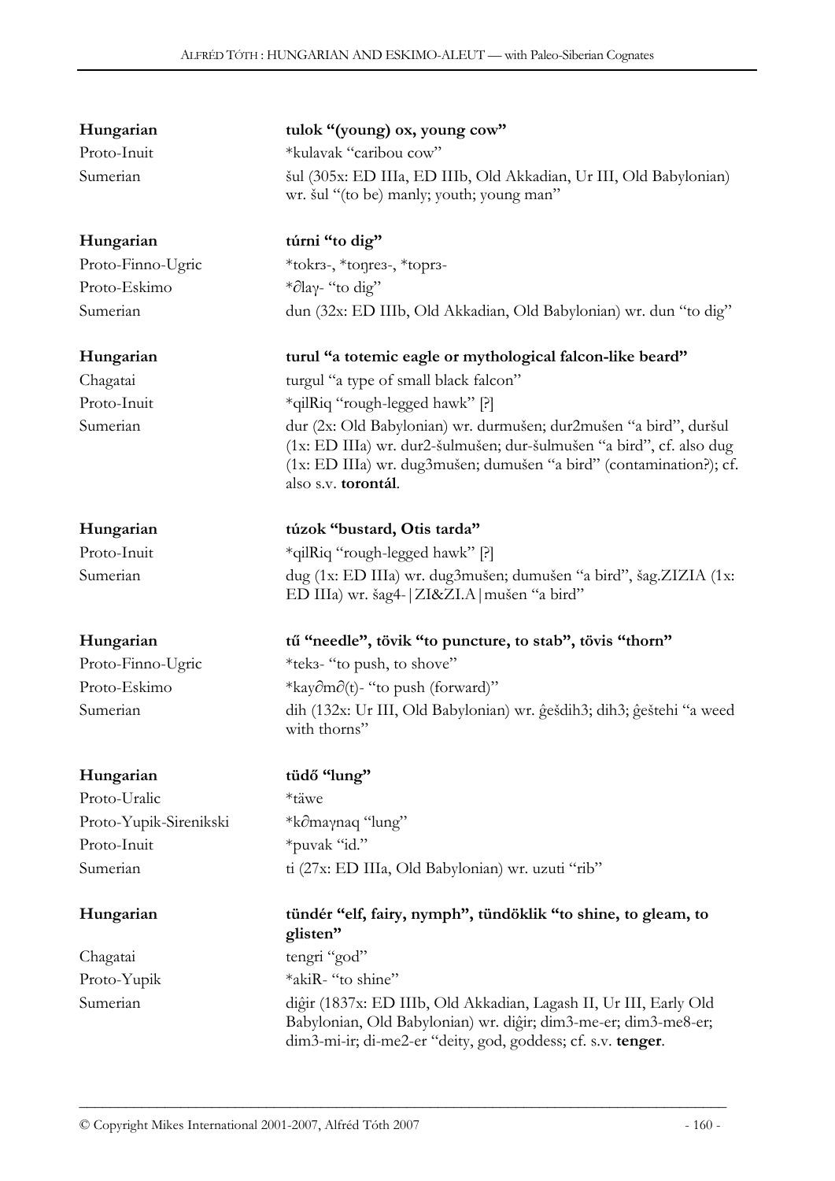| | |
|---|---|
| **Hungarian** | **tulok "(young) ox, young cow"** |
| Proto-Inuit | *kulavak "caribou cow" |
| Sumerian | šul (305x: ED IIIa, ED IIIb, Old Akkadian, Ur III, Old Babylonian) wr. šul "(to be) manly; youth; young man" |

| | |
|---|---|
| **Hungarian** | **túrni "to dig"** |
| Proto-Finno-Ugric | *tokrз-, *toŋreз-, *toprз- |
| Proto-Eskimo | *∂laγ- "to dig" |
| Sumerian | dun (32x: ED IIIb, Old Akkadian, Old Babylonian) wr. dun "to dig" |

| | |
|---|---|
| **Hungarian** | **turul "a totemic eagle or mythological falcon-like beard"** |
| Chagatai | turgul "a type of small black falcon" |
| Proto-Inuit | *qilRiq "rough-legged hawk" [?] |
| Sumerian | dur (2x: Old Babylonian) wr. durmušen; dur2mušen "a bird", duršul (1x: ED IIIa) wr. dur2-šulmušen; dur-šulmušen "a bird", cf. also dug (1x: ED IIIa) wr. dug3mušen; dumušen "a bird" (contamination?); cf. also s.v. **torontál**. |

| | |
|---|---|
| **Hungarian** | **túzok "bustard, Otis tarda"** |
| Proto-Inuit | *qilRiq "rough-legged hawk" [?] |
| Sumerian | dug (1x: ED IIIa) wr. dug3mušen; dumušen "a bird", šag.ZIZIA (1x: ED IIIa) wr. šag4-\|ZI&ZI.A\|mušen "a bird" |

| | |
|---|---|
| **Hungarian** | **tű "needle", tövik "to puncture, to stab", tövis "thorn"** |
| Proto-Finno-Ugric | *tekз- "to push, to shove" |
| Proto-Eskimo | *kay∂m∂(t)- "to push (forward)" |
| Sumerian | dih (132x: Ur III, Old Babylonian) wr. ĝešdih3; dih3; ĝeštehi "a weed with thorns" |

| | |
|---|---|
| **Hungarian** | **tüdő "lung"** |
| Proto-Uralic | *täwe |
| Proto-Yupik-Sirenikski | *k∂maγnaq "lung" |
| Proto-Inuit | *puvak "id." |
| Sumerian | ti (27x: ED IIIa, Old Babylonian) wr. uzuti "rib" |

| | |
|---|---|
| **Hungarian** | **tündér "elf, fairy, nymph", tündöklik "to shine, to gleam, to glisten"** |
| Chagatai | tengri "god" |
| Proto-Yupik | *akiR- "to shine" |
| Sumerian | diĝir (1837x: ED IIIb, Old Akkadian, Lagash II, Ur III, Early Old Babylonian, Old Babylonian) wr. diĝir; dim3-me-er; dim3-me8-er; dim3-mi-ir; di-me2-er "deity, god, goddess; cf. s.v. **tenger**. |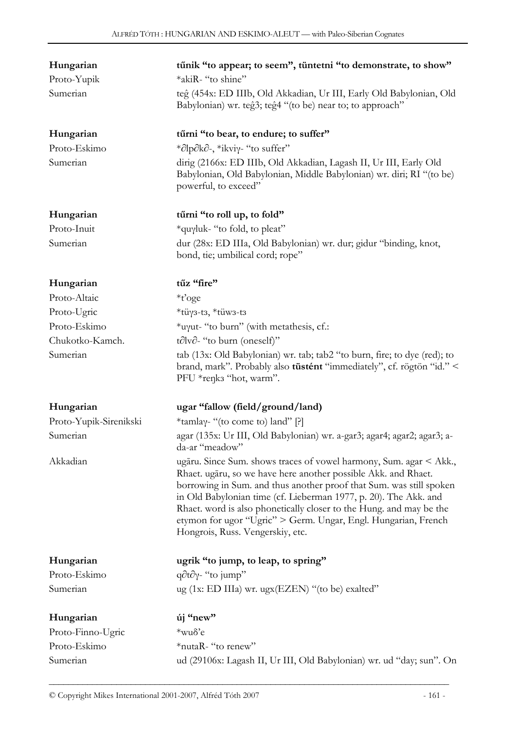| | |
|---|---|
| **Hungarian** | **tűnik "to appear; to seem", tüntetni "to demonstrate, to show"** |
| Proto-Yupik | *akiR- "to shine" |
| Sumerian | teĝ (454x: ED IIIb, Old Akkadian, Ur III, Early Old Babylonian, Old Babylonian) wr. teĝ3; teĝ4 "(to be) near to; to approach" |
| | |
| **Hungarian** | **tűrni "to bear, to endure; to suffer"** |
| Proto-Eskimo | *∂lp∂k∂-, *ikviγ- "to suffer" |
| Sumerian | dirig (2166x: ED IIIb, Old Akkadian, Lagash II, Ur III, Early Old Babylonian, Old Babylonian, Middle Babylonian) wr. diri; RI "(to be) powerful, to exceed" |
| | |
| **Hungarian** | **tűrni "to roll up, to fold"** |
| Proto-Inuit | *quγluk- "to fold, to pleat" |
| Sumerian | dur (28x: ED IIIa, Old Babylonian) wr. dur; gidur "binding, knot, bond, tie; umbilical cord; rope" |
| | |
| **Hungarian** | **tűz "fire"** |
| Proto-Altaic | *t'oge |
| Proto-Ugric | *tüγз-tз, *tüwз-tз |
| Proto-Eskimo | *uγut- "to burn" (with metathesis, cf.: |
| Chukotko-Kamch. | t∂lv∂- "to burn (oneself)" |
| Sumerian | tab (13x: Old Babylonian) wr. tab; tab2 "to burn, fire; to dye (red); to brand, mark". Probably also **tüstént** "immediately", cf. rögtön "id." < PFU *reŋkз "hot, warm". |
| | |
| **Hungarian** | **ugar "fallow (field/ground/land)** |
| Proto-Yupik-Sirenikski | *tamlaγ- "(to come to) land" [?] |
| Sumerian | agar (135x: Ur III, Old Babylonian) wr. a-gar3; agar4; agar2; agar3; a-da-ar "meadow" |
| Akkadian | ugāru. Since Sum. shows traces of vowel harmony, Sum. agar < Akk., Rhaet. ugāru, so we have here another possible Akk. and Rhaet. borrowing in Sum. and thus another proof that Sum. was still spoken in Old Babylonian time (cf. Lieberman 1977, p. 20). The Akk. and Rhaet. word is also phonetically closer to the Hung. and may be the etymon for ugor "Ugric" > Germ. Ungar, Engl. Hungarian, French Hongrois, Russ. Vengerskiy, etc. |
| | |
| **Hungarian** | **ugrik "to jump, to leap, to spring"** |
| Proto-Eskimo | q∂t∂γ- "to jump" |
| Sumerian | ug (1x: ED IIIa) wr. ugx(EZEN) "(to be) exalted" |
| | |
| **Hungarian** | **új "new"** |
| Proto-Finno-Ugric | *wuδ'e |
| Proto-Eskimo | *nutaR- "to renew" |
| Sumerian | ud (29106x: Lagash II, Ur III, Old Babylonian) wr. ud "day; sun". On |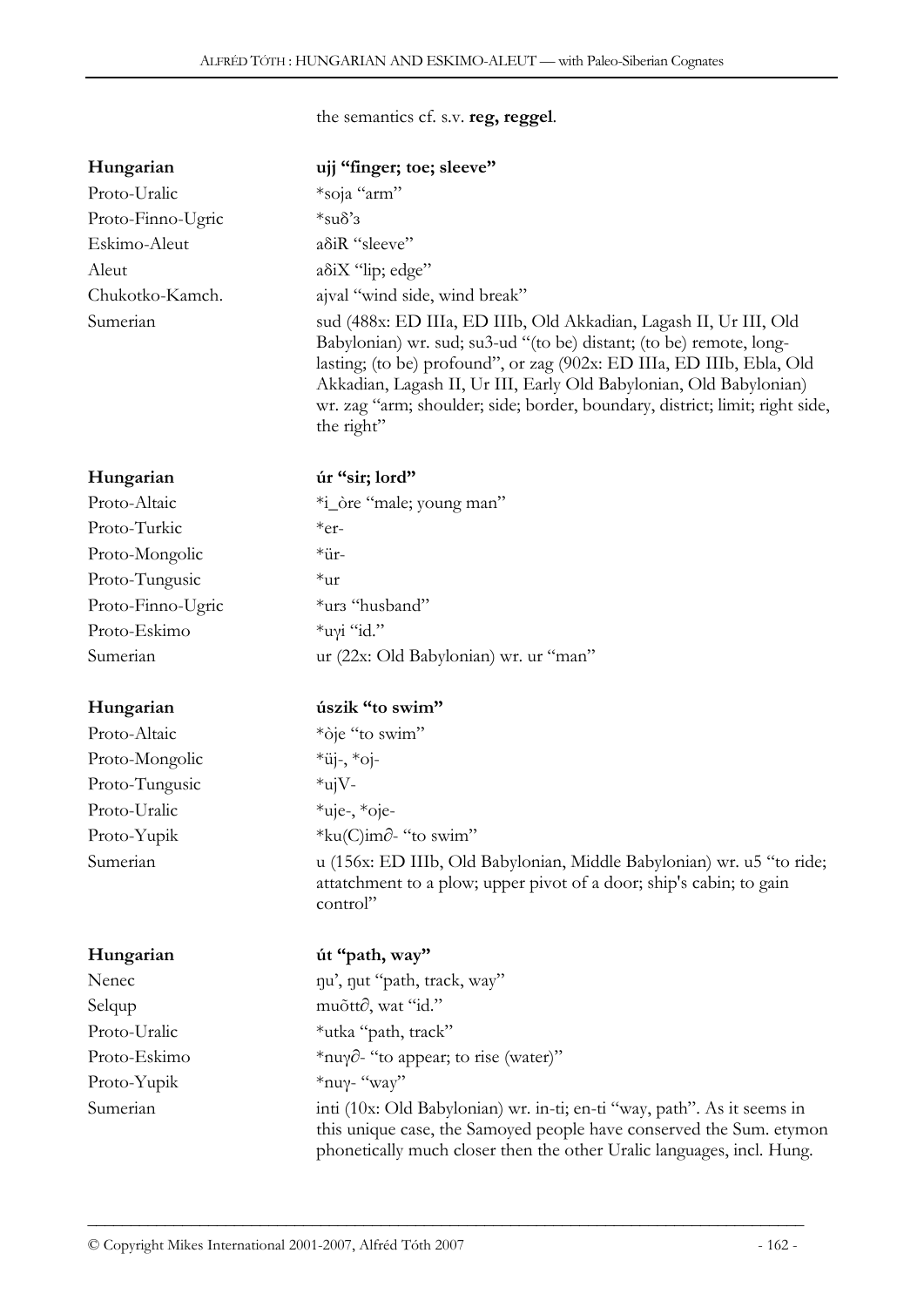the semantics cf. s.v. **reg, reggel**.

| | |
|---|---|
| **Hungarian** | **ujj "finger; toe; sleeve"** |
| Proto-Uralic | *soja "arm" |
| Proto-Finno-Ugric | *suδ'з |
| Eskimo-Aleut | aδiR "sleeve" |
| Aleut | aδiX "lip; edge" |
| Chukotko-Kamch. | ajval "wind side, wind break" |
| Sumerian | sud (488x: ED IIIa, ED IIIb, Old Akkadian, Lagash II, Ur III, Old Babylonian) wr. sud; su3-ud "(to be) distant; (to be) remote, long-lasting; (to be) profound", or zag (902x: ED IIIa, ED IIIb, Ebla, Old Akkadian, Lagash II, Ur III, Early Old Babylonian, Old Babylonian) wr. zag "arm; shoulder; side; border, boundary, district; limit; right side, the right" |

| | |
|---|---|
| **Hungarian** | **úr "sir; lord"** |
| Proto-Altaic | *i_òre "male; young man" |
| Proto-Turkic | *er- |
| Proto-Mongolic | *ür- |
| Proto-Tungusic | *ur |
| Proto-Finno-Ugric | *urз "husband" |
| Proto-Eskimo | *uγi "id." |
| Sumerian | ur (22x: Old Babylonian) wr. ur "man" |

| | |
|---|---|
| **Hungarian** | **úszik "to swim"** |
| Proto-Altaic | *òje "to swim" |
| Proto-Mongolic | *üj-, *oj- |
| Proto-Tungusic | *ujV- |
| Proto-Uralic | *uje-, *oje- |
| Proto-Yupik | *ku(C)im∂- "to swim" |
| Sumerian | u (156x: ED IIIb, Old Babylonian, Middle Babylonian) wr. u5 "to ride; attachment to a plow; upper pivot of a door; ship's cabin; to gain control" |

| | |
|---|---|
| **Hungarian** | **út "path, way"** |
| Nenec | ŋu', ŋut "path, track, way" |
| Selqup | muõtt∂, wat "id." |
| Proto-Uralic | *utka "path, track" |
| Proto-Eskimo | *nuγ∂- "to appear; to rise (water)" |
| Proto-Yupik | *nuγ- "way" |
| Sumerian | inti (10x: Old Babylonian) wr. in-ti; en-ti "way, path". As it seems in this unique case, the Samoyed people have conserved the Sum. etymon phonetically much closer then the other Uralic languages, incl. Hung. |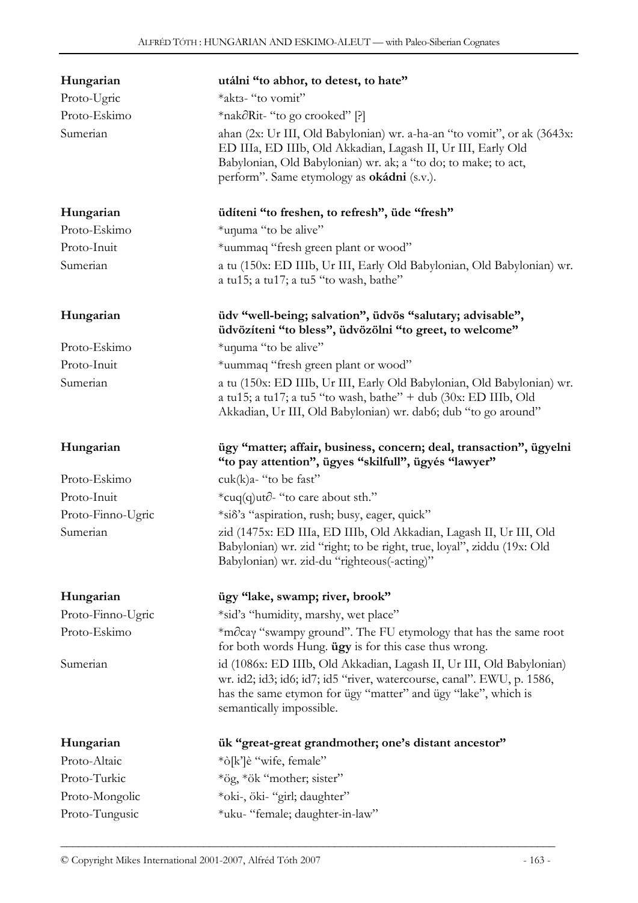| | |
|---|---|
| **Hungarian** | **utálni "to abhor, to detest, to hate"** |
| Proto-Ugric | *aktз- "to vomit" |
| Proto-Eskimo | *nak∂Rit- "to go crooked" [?] |
| Sumerian | ahan (2x: Ur III, Old Babylonian) wr. a-ha-an "to vomit", or ak (3643x: ED IIIa, ED IIIb, Old Akkadian, Lagash II, Ur III, Early Old Babylonian, Old Babylonian) wr. ak; a "to do; to make; to act, perform". Same etymology as **okádni** (s.v.). |

| | |
|---|---|
| **Hungarian** | **üdíteni "to freshen, to refresh", üde "fresh"** |
| Proto-Eskimo | *uŋuma "to be alive" |
| Proto-Inuit | *uummaq "fresh green plant or wood" |
| Sumerian | a tu (150x: ED IIIb, Ur III, Early Old Babylonian, Old Babylonian) wr. a tu15; a tu17; a tu5 "to wash, bathe" |

| | |
|---|---|
| **Hungarian** | **üdv "well-being; salvation", üdvös "salutary; advisable", üdvözíteni "to bless", üdvözölni "to greet, to welcome"** |
| Proto-Eskimo | *uŋuma "to be alive" |
| Proto-Inuit | *uummaq "fresh green plant or wood" |
| Sumerian | a tu (150x: ED IIIb, Ur III, Early Old Babylonian, Old Babylonian) wr. a tu15; a tu17; a tu5 "to wash, bathe" + dub (30x: ED IIIb, Old Akkadian, Ur III, Old Babylonian) wr. dab6; dub "to go around" |

| | |
|---|---|
| **Hungarian** | **ügy "matter; affair, business, concern; deal, transaction", ügyelni "to pay attention", ügyes "skilfull", ügyés "lawyer"** |
| Proto-Eskimo | cuk(k)a- "to be fast" |
| Proto-Inuit | *cuq(q)ut∂- "to care about sth." |
| Proto-Finno-Ugric | *siδ'з "aspiration, rush; busy, eager, quick" |
| Sumerian | zid (1475x: ED IIIa, ED IIIb, Old Akkadian, Lagash II, Ur III, Old Babylonian) wr. zid "right; to be right, true, loyal", ziddu (19x: Old Babylonian) wr. zid-du "righteous(-acting)" |

| | |
|---|---|
| **Hungarian** | **ügy "lake, swamp; river, brook"** |
| Proto-Finno-Ugric | *sid'з "humidity, marshy, wet place" |
| Proto-Eskimo | *m∂caγ "swampy ground". The FU etymology that has the same root for both words Hung. **ügy** is for this case thus wrong. |
| Sumerian | id (1086x: ED IIIb, Old Akkadian, Lagash II, Ur III, Old Babylonian) wr. id2; id3; id6; id7; id5 "river, watercourse, canal". EWU, p. 1586, has the same etymon for ügy "matter" and ügy "lake", which is semantically impossible. |

| | |
|---|---|
| **Hungarian** | **ük "great-great grandmother; one's distant ancestor"** |
| Proto-Altaic | *ò[k']è "wife, female" |
| Proto-Turkic | *ög, *ök "mother; sister" |
| Proto-Mongolic | *oki-, öki- "girl; daughter" |
| Proto-Tungusic | *uku- "female; daughter-in-law" |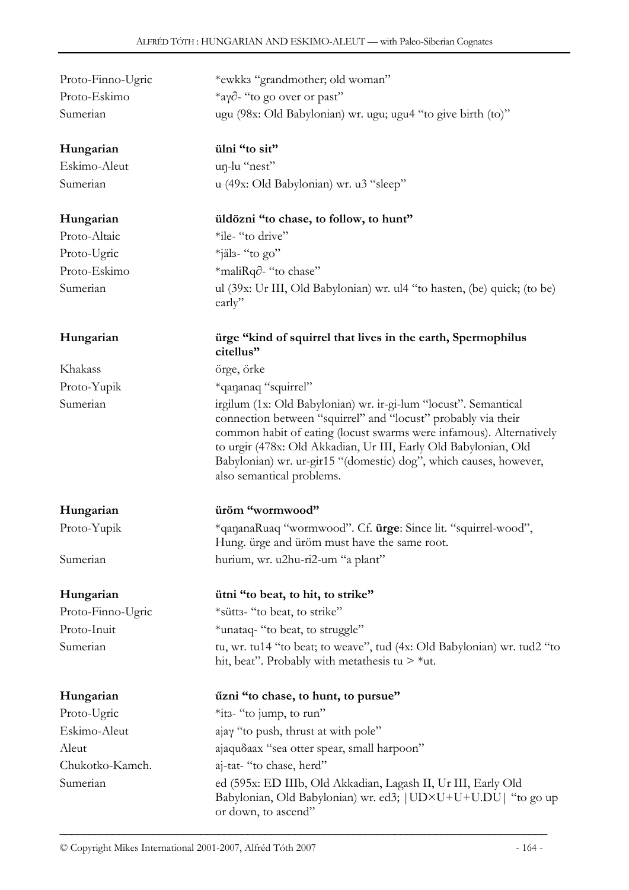| | |
|---|---|
| Proto-Finno-Ugric | *ewkkз "grandmother; old woman" |
| Proto-Eskimo | *aγ∂- "to go over or past" |
| Sumerian | ugu (98x: Old Babylonian) wr. ugu; ugu4 "to give birth (to)" |

| | |
|---|---|
| **Hungarian** | **ülni "to sit"** |
| Eskimo-Aleut | uŋ-lu "nest" |
| Sumerian | u (49x: Old Babylonian) wr. u3 "sleep" |

| | |
|---|---|
| **Hungarian** | **üldözni "to chase, to follow, to hunt"** |
| Proto-Altaic | *ile- "to drive" |
| Proto-Ugric | *jälз- "to go" |
| Proto-Eskimo | *maliRq∂- "to chase" |
| Sumerian | ul (39x: Ur III, Old Babylonian) wr. ul4 "to hasten, (be) quick; (to be) early" |

| | |
|---|---|
| **Hungarian** | **ürge "kind of squirrel that lives in the earth, Spermophilus citellus"** |
| Khakass | örge, örke |
| Proto-Yupik | *qaŋanaq "squirrel" |
| Sumerian | irgilum (1x: Old Babylonian) wr. ir-gi-lum "locust". Semantical connection between "squirrel" and "locust" probably via their common habit of eating (locust swarms were infamous). Alternatively to urgir (478x: Old Akkadian, Ur III, Early Old Babylonian, Old Babylonian) wr. ur-gir15 "(domestic) dog", which causes, however, also semantical problems. |

| | |
|---|---|
| **Hungarian** | **üröm "wormwood"** |
| Proto-Yupik | *qaŋanaRuaq "wormwood". Cf. **ürge**: Since lit. "squirrel-wood", Hung. ürge and üröm must have the same root. |
| Sumerian | hurium, wr. u2hu-ri2-um "a plant" |

| | |
|---|---|
| **Hungarian** | **ütni "to beat, to hit, to strike"** |
| Proto-Finno-Ugric | *süttз- "to beat, to strike" |
| Proto-Inuit | *unataq- "to beat, to struggle" |
| Sumerian | tu, wr. tu14 "to beat; to weave", tud (4x: Old Babylonian) wr. tud2 "to hit, beat". Probably with metathesis tu > *ut. |

| | |
|---|---|
| **Hungarian** | **űzni "to chase, to hunt, to pursue"** |
| Proto-Ugric | *itз- "to jump, to run" |
| Eskimo-Aleut | ajaγ "to push, thrust at with pole" |
| Aleut | ajaquδaax "sea otter spear, small harpoon" |
| Chukotko-Kamch. | aj-tat- "to chase, herd" |
| Sumerian | ed (595x: ED IIIb, Old Akkadian, Lagash II, Ur III, Early Old Babylonian, Old Babylonian) wr. ed3; \|UD×U+U+U.DU\| "to go up or down, to ascend" |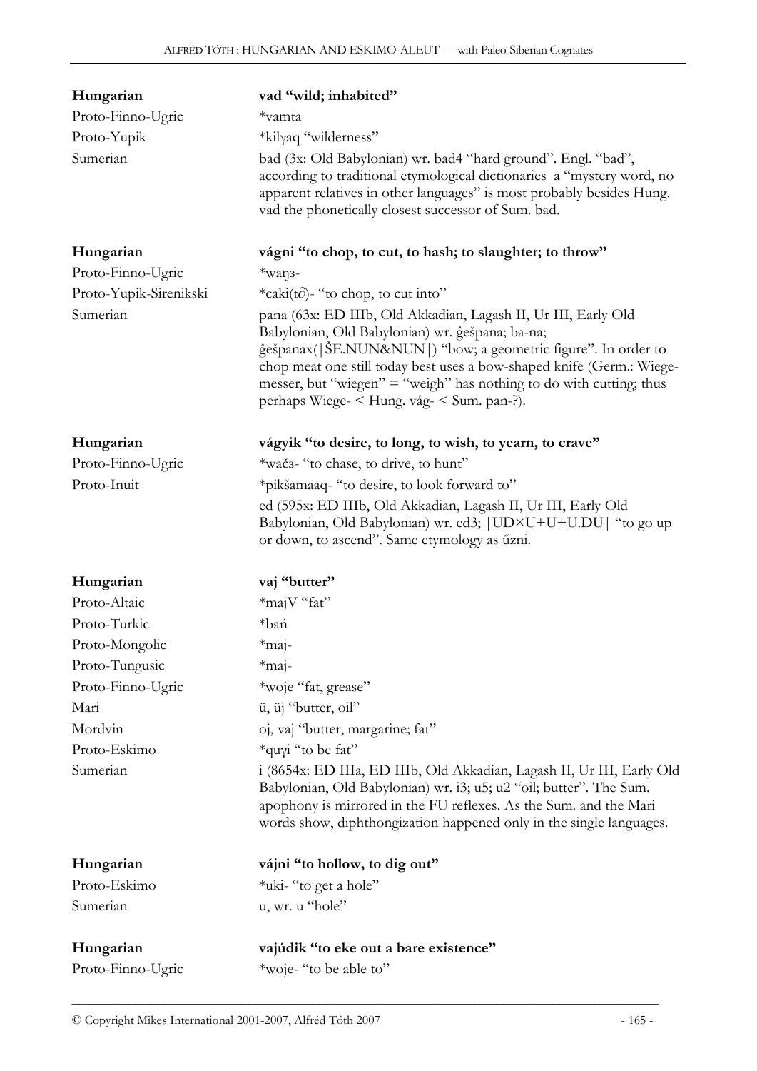| | |
|---|---|
| **Hungarian** | **vad "wild; inhabited"** |
| Proto-Finno-Ugric | *vamta |
| Proto-Yupik | *kilγaq "wilderness" |
| Sumerian | bad (3x: Old Babylonian) wr. bad4 "hard ground". Engl. "bad", according to traditional etymological dictionaries a "mystery word, no apparent relatives in other languages" is most probably besides Hung. vad the phonetically closest successor of Sum. bad. |

| | |
|---|---|
| **Hungarian** | **vágni "to chop, to cut, to hash; to slaughter; to throw"** |
| Proto-Finno-Ugric | *waŋз- |
| Proto-Yupik-Sirenikski | *caki(tə̑)- "to chop, to cut into" |
| Sumerian | pana (63x: ED IIIb, Old Akkadian, Lagash II, Ur III, Early Old Babylonian, Old Babylonian) wr. ĝešpana; ba-na; ĝešpanax(\|ŠE.NUN&NUN\|) "bow; a geometric figure". In order to chop meat one still today best uses a bow-shaped knife (Germ.: Wiegemesser, but "wiegen" = "weigh" has nothing to do with cutting; thus perhaps Wiege- < Hung. vág- < Sum. pan-?). |

| | |
|---|---|
| **Hungarian** | **vágyik "to desire, to long, to wish, to yearn, to crave"** |
| Proto-Finno-Ugric | *wačз- "to chase, to drive, to hunt" |
| Proto-Inuit | *pikšamaaq- "to desire, to look forward to" |
| | ed (595x: ED IIIb, Old Akkadian, Lagash II, Ur III, Early Old Babylonian, Old Babylonian) wr. ed3; \|UD×U+U+U.DU\| "to go up or down, to ascend". Same etymology as űzni. |

| | |
|---|---|
| **Hungarian** | **vaj "butter"** |
| Proto-Altaic | *majV "fat" |
| Proto-Turkic | *bań |
| Proto-Mongolic | *maj- |
| Proto-Tungusic | *maj- |
| Proto-Finno-Ugric | *woje "fat, grease" |
| Mari | ü, üj "butter, oil" |
| Mordvin | oj, vaj "butter, margarine; fat" |
| Proto-Eskimo | *quγi "to be fat" |
| Sumerian | i (8654x: ED IIIa, ED IIIb, Old Akkadian, Lagash II, Ur III, Early Old Babylonian, Old Babylonian) wr. i3; u5; u2 "oil; butter". The Sum. apophony is mirrored in the FU reflexes. As the Sum. and the Mari words show, diphthongization happened only in the single languages. |

| | |
|---|---|
| **Hungarian** | **vájni "to hollow, to dig out"** |
| Proto-Eskimo | *uki- "to get a hole" |
| Sumerian | u, wr. u "hole" |

| | |
|---|---|
| **Hungarian** | **vajúdik "to eke out a bare existence"** |
| Proto-Finno-Ugric | *woje- "to be able to" |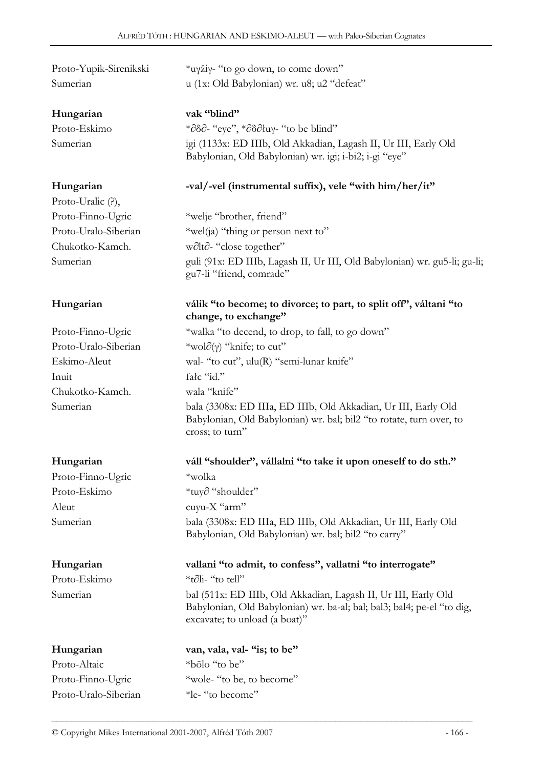| | |
|---|---|
| Proto-Yupik-Sirenikski | *uγžiγ- "to go down, to come down" |
| Sumerian | u (1x: Old Babylonian) wr. u8; u2 "defeat" |

| | |
|---|---|
| **Hungarian** | **vak "blind"** |
| Proto-Eskimo | *∂δ∂- "eye", *∂δ∂łuγ- "to be blind" |
| Sumerian | igi (1133x: ED IIIb, Old Akkadian, Lagash II, Ur III, Early Old Babylonian, Old Babylonian) wr. igi; i-bi2; i-gi "eye" |

| | |
|---|---|
| **Hungarian** | **-val/-vel (instrumental suffix), vele "with him/her/it"** |
| Proto-Uralic (?), | |
| Proto-Finno-Ugric | *welje "brother, friend" |
| Proto-Uralo-Siberian | *wel(ja) "thing or person next to" |
| Chukotko-Kamch. | w∂lt∂- "close together" |
| Sumerian | guli (91x: ED IIIb, Lagash II, Ur III, Old Babylonian) wr. gu5-li; gu-li; gu7-li "friend, comrade" |

| | |
|---|---|
| **Hungarian** | **válik "to become; to divorce; to part, to split off", váltani "to change, to exchange"** |
| Proto-Finno-Ugric | *walka "to decend, to drop, to fall, to go down" |
| Proto-Uralo-Siberian | *wol∂(γ) "knife; to cut" |
| Eskimo-Aleut | wal- "to cut", ulu(R) "semi-lunar knife" |
| Inuit | fałc "id." |
| Chukotko-Kamch. | wala "knife" |
| Sumerian | bala (3308x: ED IIIa, ED IIIb, Old Akkadian, Ur III, Early Old Babylonian, Old Babylonian) wr. bal; bil2 "to rotate, turn over, to cross; to turn" |

| | |
|---|---|
| **Hungarian** | **váll "shoulder", vállalni "to take it upon oneself to do sth."** |
| Proto-Finno-Ugric | *wolka |
| Proto-Eskimo | *tuy∂ "shoulder" |
| Aleut | cuyu-X "arm" |
| Sumerian | bala (3308x: ED IIIa, ED IIIb, Old Akkadian, Ur III, Early Old Babylonian, Old Babylonian) wr. bal; bil2 "to carry" |

| | |
|---|---|
| **Hungarian** | **vallani "to admit, to confess", vallatni "to interrogate"** |
| Proto-Eskimo | *t∂li- "to tell" |
| Sumerian | bal (511x: ED IIIb, Old Akkadian, Lagash II, Ur III, Early Old Babylonian, Old Babylonian) wr. ba-al; bal; bal3; bal4; pe-el "to dig, excavate; to unload (a boat)" |

| | |
|---|---|
| **Hungarian** | **van, vala, val- "is; to be"** |
| Proto-Altaic | *bōlo "to be" |
| Proto-Finno-Ugric | *wole- "to be, to become" |
| Proto-Uralo-Siberian | *le- "to become" |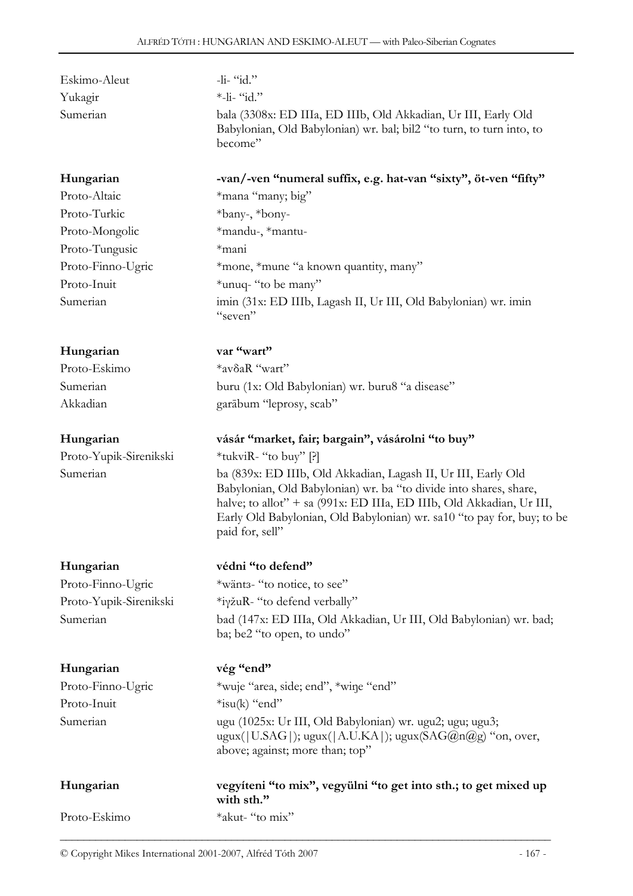| | |
|---|---|
| Eskimo-Aleut | -li- "id." |
| Yukagir | *-li- "id." |
| Sumerian | bala (3308x: ED IIIa, ED IIIb, Old Akkadian, Ur III, Early Old Babylonian, Old Babylonian) wr. bal; bil2 "to turn, to turn into, to become" |

| | |
|---|---|
| **Hungarian** | **-van/-ven "numeral suffix, e.g. hat-van "sixty", öt-ven "fifty"** |
| Proto-Altaic | *mana "many; big" |
| Proto-Turkic | *bany-, *bony- |
| Proto-Mongolic | *mandu-, *mantu- |
| Proto-Tungusic | *mani |
| Proto-Finno-Ugric | *mone, *mune "a known quantity, many" |
| Proto-Inuit | *unuq- "to be many" |
| Sumerian | imin (31x: ED IIIb, Lagash II, Ur III, Old Babylonian) wr. imin "seven" |

| | |
|---|---|
| **Hungarian** | **var "wart"** |
| Proto-Eskimo | *avδaR "wart" |
| Sumerian | buru (1x: Old Babylonian) wr. buru8 "a disease" |
| Akkadian | garābum "leprosy, scab" |

| | |
|---|---|
| **Hungarian** | **vásár "market, fair; bargain", vásárolni "to buy"** |
| Proto-Yupik-Sirenikski | *tukviR- "to buy" [?] |
| Sumerian | ba (839x: ED IIIb, Old Akkadian, Lagash II, Ur III, Early Old Babylonian, Old Babylonian) wr. ba "to divide into shares, share, halve; to allot" + sa (991x: ED IIIa, ED IIIb, Old Akkadian, Ur III, Early Old Babylonian, Old Babylonian) wr. sa10 "to pay for, buy; to be paid for, sell" |

| | |
|---|---|
| **Hungarian** | **védni "to defend"** |
| Proto-Finno-Ugric | *wäntɜ- "to notice, to see" |
| Proto-Yupik-Sirenikski | *iγžuR- "to defend verbally" |
| Sumerian | bad (147x: ED IIIa, Old Akkadian, Ur III, Old Babylonian) wr. bad; ba; be2 "to open, to undo" |

| | |
|---|---|
| **Hungarian** | **vég "end"** |
| Proto-Finno-Ugric | *wuje "area, side; end", *wiŋe "end" |
| Proto-Inuit | *isu(k) "end" |
| Sumerian | ugu (1025x: Ur III, Old Babylonian) wr. ugu2; ugu; ugu3; ugux(\|U.SAG\|); ugux(\|A.U.KA\|); ugux(SAG@n@g) "on, over, above; against; more than; top" |

| | |
|---|---|
| **Hungarian** | **vegyíteni "to mix", vegyülni "to get into sth.; to get mixed up with sth."** |
| Proto-Eskimo | *akut- "to mix" |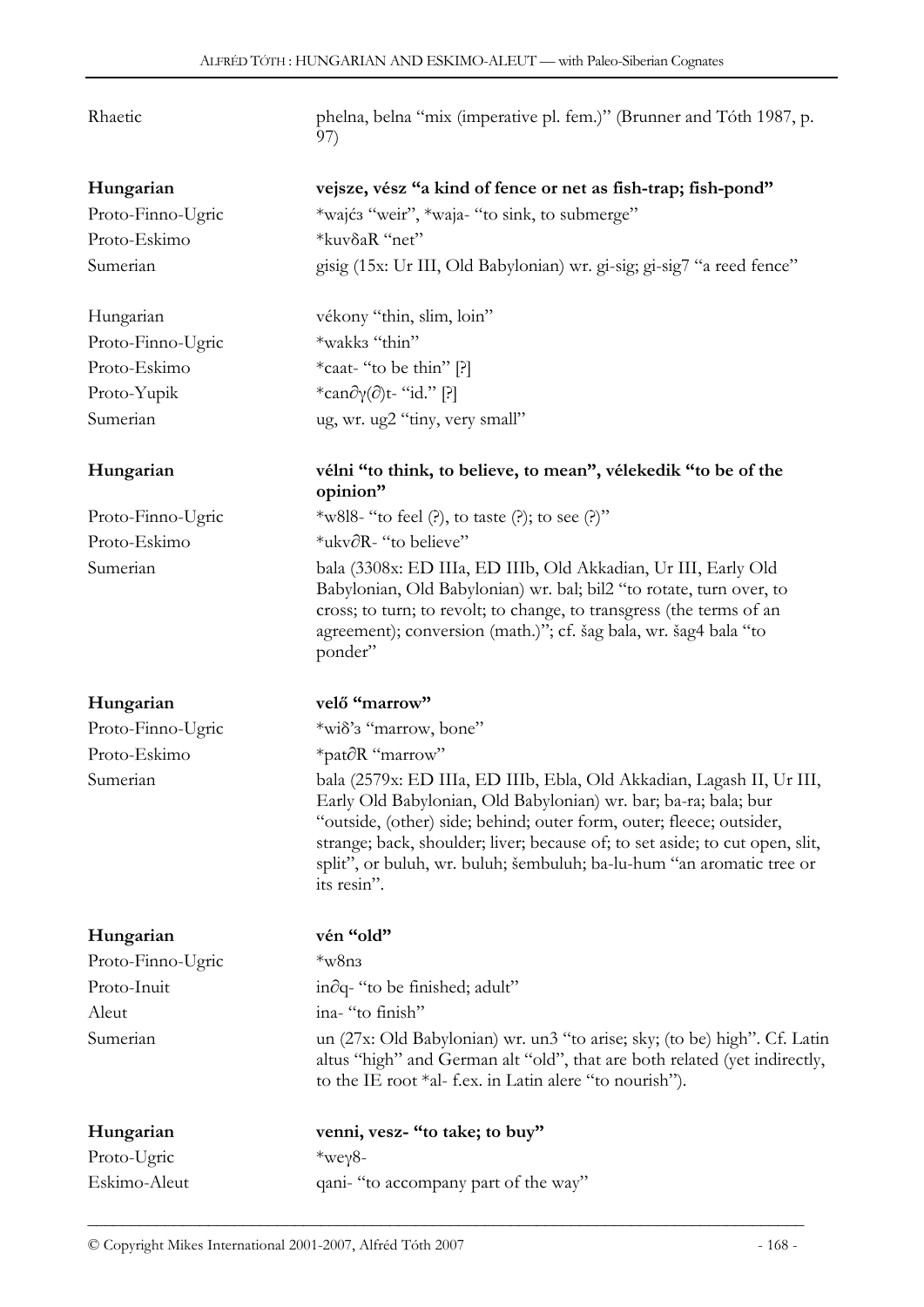| | |
|---|---|
| Rhaetic | phelna, belna "mix (imperative pl. fem.)" (Brunner and Tóth 1987, p. 97) |
| **Hungarian** | **vejsze, vész "a kind of fence or net as fish-trap; fish-pond"** |
| Proto-Finno-Ugric | *wajćз "weir", *waja- "to sink, to submerge" |
| Proto-Eskimo | *kuvδaR "net" |
| Sumerian | gisig (15x: Ur III, Old Babylonian) wr. gi-sig; gi-sig7 "a reed fence" |
| Hungarian | vékony "thin, slim, loin" |
| Proto-Finno-Ugric | *wakkз "thin" |
| Proto-Eskimo | *caat- "to be thin" [?] |
| Proto-Yupik | *can∂γ(∂)t- "id." [?] |
| Sumerian | ug, wr. ug2 "tiny, very small" |
| **Hungarian** | **vélni "to think, to believe, to mean", vélekedik "to be of the opinion"** |
| Proto-Finno-Ugric | *w8l8- "to feel (?), to taste (?); to see (?)" |
| Proto-Eskimo | *ukv∂R- "to believe" |
| Sumerian | bala (3308x: ED IIIa, ED IIIb, Old Akkadian, Ur III, Early Old Babylonian, Old Babylonian) wr. bal; bil2 "to rotate, turn over, to cross; to turn; to revolt; to change, to transgress (the terms of an agreement); conversion (math.)"; cf. šag bala, wr. šag4 bala "to ponder" |
| **Hungarian** | **velő "marrow"** |
| Proto-Finno-Ugric | *wiδ'з "marrow, bone" |
| Proto-Eskimo | *pat∂R "marrow" |
| Sumerian | bala (2579x: ED IIIa, ED IIIb, Ebla, Old Akkadian, Lagash II, Ur III, Early Old Babylonian, Old Babylonian) wr. bar; ba-ra; bala; bur "outside, (other) side; behind; outer form, outer; fleece; outsider, strange; back, shoulder; liver; because of; to set aside; to cut open, slit, split", or buluh, wr. buluh; šembuluh; ba-lu-hum "an aromatic tree or its resin". |
| **Hungarian** | **vén "old"** |
| Proto-Finno-Ugric | *w8nз |
| Proto-Inuit | in∂q- "to be finished; adult" |
| Aleut | ina- "to finish" |
| Sumerian | un (27x: Old Babylonian) wr. un3 "to arise; sky; (to be) high". Cf. Latin altus "high" and German alt "old", that are both related (yet indirectly, to the IE root *al- f.ex. in Latin alere "to nourish"). |
| **Hungarian** | **venni, vesz- "to take; to buy"** |
| Proto-Ugric | *weγ8- |
| Eskimo-Aleut | qani- "to accompany part of the way" |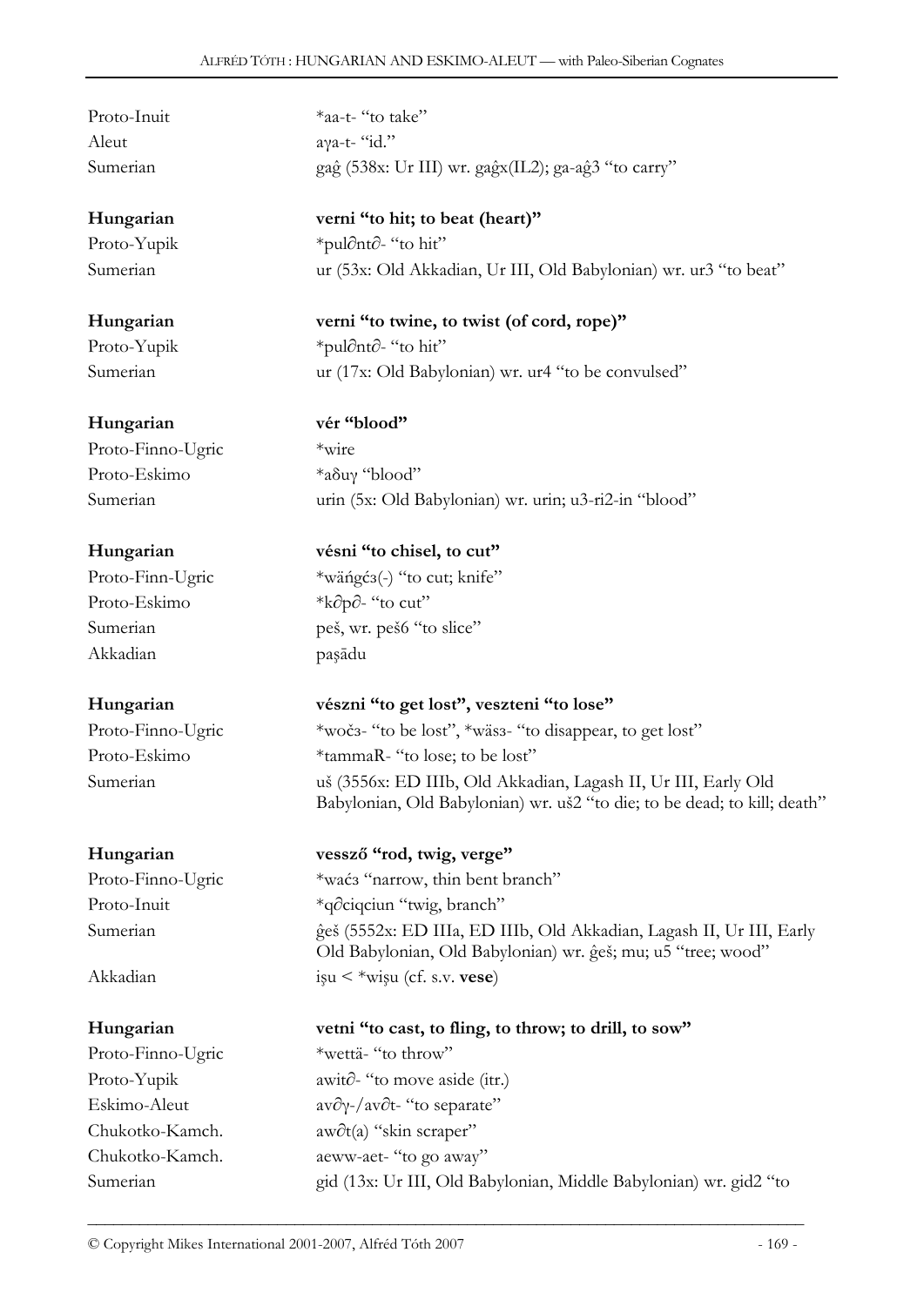Proto-Inuit *aa-t- "to take"
Aleut aγa-t- "id."
Sumerian gaĝ (538x: Ur III) wr. gaĝx(IL2); ga-aĝ3 "to carry"

**Hungarian** **verni "to hit; to beat (heart)"**
Proto-Yupik *pul∂nt∂- "to hit"
Sumerian ur (53x: Old Akkadian, Ur III, Old Babylonian) wr. ur3 "to beat"

**Hungarian** **verni "to twine, to twist (of cord, rope)"**
Proto-Yupik *pul∂nt∂- "to hit"
Sumerian ur (17x: Old Babylonian) wr. ur4 "to be convulsed"

**Hungarian** **vér "blood"**
Proto-Finno-Ugric *wire
Proto-Eskimo *aδuγ "blood"
Sumerian urin (5x: Old Babylonian) wr. urin; u3-ri2-in "blood"

**Hungarian** **vésni "to chisel, to cut"**
Proto-Finn-Ugric *wäńgćз(-) "to cut; knife"
Proto-Eskimo *k∂p∂- "to cut"
Sumerian peš, wr. peš6 "to slice"
Akkadian paṣādu

**Hungarian** **vészni "to get lost", veszteni "to lose"**
Proto-Finno-Ugric *wočз- "to be lost", *wäsз- "to disappear, to get lost"
Proto-Eskimo *tammaR- "to lose; to be lost"
Sumerian uš (3556x: ED IIIb, Old Akkadian, Lagash II, Ur III, Early Old Babylonian, Old Babylonian) wr. uš2 "to die; to be dead; to kill; death"

**Hungarian** **vessző "rod, twig, verge"**
Proto-Finno-Ugric *waćз "narrow, thin bent branch"
Proto-Inuit *q∂ciqciun "twig, branch"
Sumerian ĝeš (5552x: ED IIIa, ED IIIb, Old Akkadian, Lagash II, Ur III, Early Old Babylonian, Old Babylonian) wr. ĝeš; mu; u5 "tree; wood"
Akkadian iṣu < *wiṣu (cf. s.v. **vese**)

**Hungarian** **vetni "to cast, to fling, to throw; to drill, to sow"**
Proto-Finno-Ugric *wettä- "to throw"
Proto-Yupik awit∂- "to move aside (itr.)
Eskimo-Aleut av∂γ-/av∂t- "to separate"
Chukotko-Kamch. aw∂t(a) "skin scraper"
Chukotko-Kamch. aeww-aet- "to go away"
Sumerian gid (13x: Ur III, Old Babylonian, Middle Babylonian) wr. gid2 "to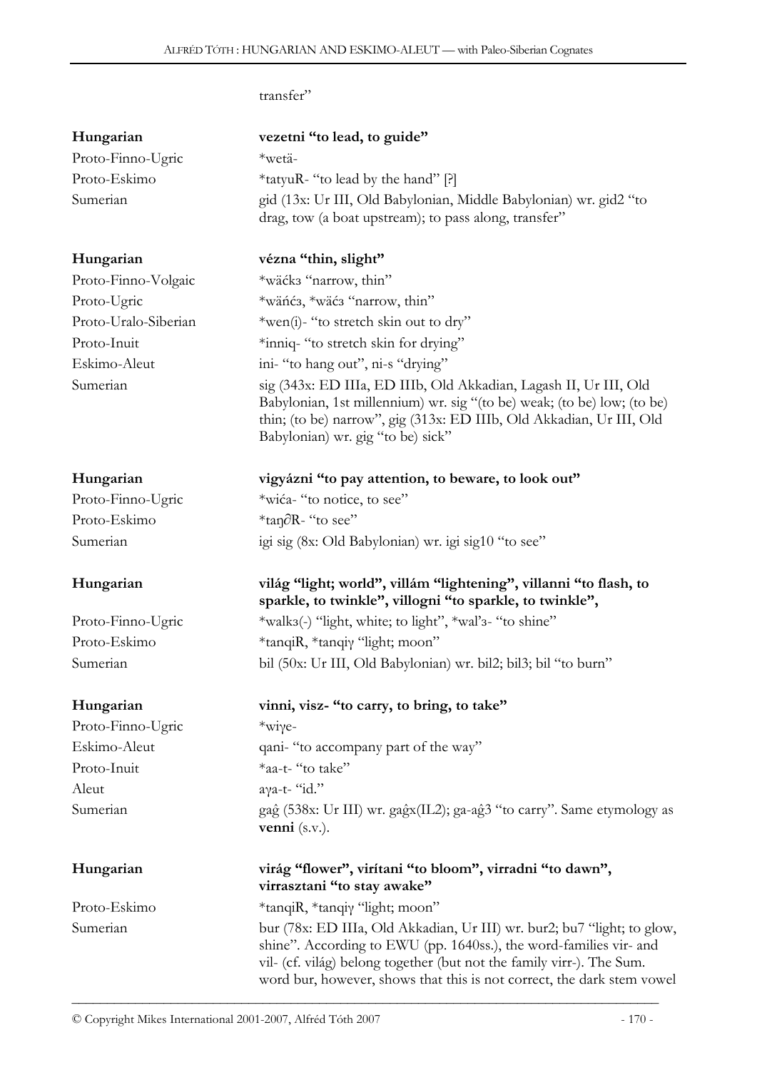transfer"

| | |
|---|---|
| **Hungarian** | **vezetni "to lead, to guide"** |
| Proto-Finno-Ugric | *wetä- |
| Proto-Eskimo | *tatyuR- "to lead by the hand" [?] |
| Sumerian | gid (13x: Ur III, Old Babylonian, Middle Babylonian) wr. gid2 "to drag, tow (a boat upstream); to pass along, transfer" |

| | |
|---|---|
| **Hungarian** | **vézna "thin, slight"** |
| Proto-Finno-Volgaic | *wäćkз "narrow, thin" |
| Proto-Ugric | *wäńćз, *wäćз "narrow, thin" |
| Proto-Uralo-Siberian | *wen(i)- "to stretch skin out to dry" |
| Proto-Inuit | *inniq- "to stretch skin for drying" |
| Eskimo-Aleut | ini- "to hang out", ni-s "drying" |
| Sumerian | sig (343x: ED IIIa, ED IIIb, Old Akkadian, Lagash II, Ur III, Old Babylonian, 1st millennium) wr. sig "(to be) weak; (to be) low; (to be) thin; (to be) narrow", gig (313x: ED IIIb, Old Akkadian, Ur III, Old Babylonian) wr. gig "to be) sick" |

| | |
|---|---|
| **Hungarian** | **vigyázni "to pay attention, to beware, to look out"** |
| Proto-Finno-Ugric | *wića- "to notice, to see" |
| Proto-Eskimo | *taŋ∂R- "to see" |
| Sumerian | igi sig (8x: Old Babylonian) wr. igi sig10 "to see" |

| | |
|---|---|
| **Hungarian** | **világ "light; world", villám "lightening", villanni "to flash, to sparkle, to twinkle", villogni "to sparkle, to twinkle",** |
| Proto-Finno-Ugric | *walkз(-) "light, white; to light", *wal'з- "to shine" |
| Proto-Eskimo | *tanqiR, *tanqiγ "light; moon" |
| Sumerian | bil (50x: Ur III, Old Babylonian) wr. bil2; bil3; bil "to burn" |

| | |
|---|---|
| **Hungarian** | **vinni, visz- "to carry, to bring, to take"** |
| Proto-Finno-Ugric | *wiγe- |
| Eskimo-Aleut | qani- "to accompany part of the way" |
| Proto-Inuit | *aa-t- "to take" |
| Aleut | aγa-t- "id." |
| Sumerian | gaĝ (538x: Ur III) wr. gaĝx(IL2); ga-aĝ3 "to carry". Same etymology as **venni** (s.v.). |

| | |
|---|---|
| **Hungarian** | **virág "flower", virítani "to bloom", virradni "to dawn", virrasztani "to stay awake"** |
| Proto-Eskimo | *tanqiR, *tanqiγ "light; moon" |
| Sumerian | bur (78x: ED IIIa, Old Akkadian, Ur III) wr. bur2; bu7 "light; to glow, shine". According to EWU (pp. 1640ss.), the word-families vir- and vil- (cf. világ) belong together (but not the family virr-). The Sum. word bur, however, shows that this is not correct, the dark stem vowel |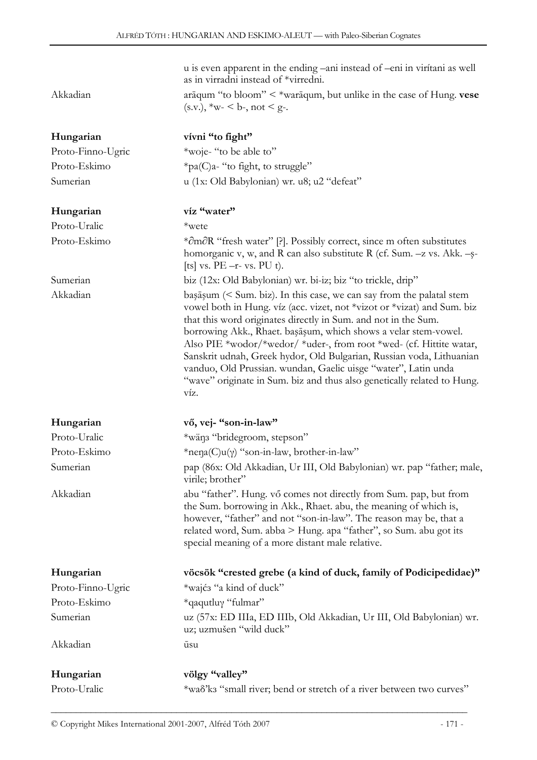| | |
|---|---|
| | u is even apparent in the ending –ani instead of –eni in virítani as well as in virradni instead of *virredni. |
| Akkadian | arāqum "to bloom" < *warāqum, but unlike in the case of Hung. **vese** (s.v.), *w- < b-, not < g-. |
| **Hungarian** | **vívni "to fight"** |
| Proto-Finno-Ugric | *woje- "to be able to" |
| Proto-Eskimo | *pa(C)a- "to fight, to struggle" |
| Sumerian | u (1x: Old Babylonian) wr. u8; u2 "defeat" |
| **Hungarian** | **víz "water"** |
| Proto-Uralic | *wete |
| Proto-Eskimo | *∂m∂R "fresh water" [?]. Possibly correct, since m often substitutes homorganic v, w, and R can also substitute R (cf. Sum. –z vs. Akk. –ṣ- [ts] vs. PE –r- vs. PU t). |
| Sumerian | biz (12x: Old Babylonian) wr. bi-iz; biz "to trickle, drip" |
| Akkadian | baṣāṣum (< Sum. biz). In this case, we can say from the palatal stem vowel both in Hung. víz (acc. vizet, not *vizot or *vizat) and Sum. biz that this word originates directly in Sum. and not in the Sum. borrowing Akk., Rhaet. baṣāṣum, which shows a velar stem-vowel. Also PIE *wodor/*wedor/ *uder-, from root *wed- (cf. Hittite watar, Sanskrit udnah, Greek hydor, Old Bulgarian, Russian voda, Lithuanian vanduo, Old Prussian. wundan, Gaelic uisge "water", Latin unda "wave" originate in Sum. biz and thus also genetically related to Hung. víz. |
| **Hungarian** | **vő, vej- "son-in-law"** |
| Proto-Uralic | *wäŋɜ "bridegroom, stepson" |
| Proto-Eskimo | *neŋa(C)u(γ) "son-in-law, brother-in-law" |
| Sumerian | pap (86x: Old Akkadian, Ur III, Old Babylonian) wr. pap "father; male, virile; brother" |
| Akkadian | abu "father". Hung. vő comes not directly from Sum. pap, but from the Sum. borrowing in Akk., Rhaet. abu, the meaning of which is, however, "father" and not "son-in-law". The reason may be, that a related word, Sum. abba > Hung. apa "father", so Sum. abu got its special meaning of a more distant male relative. |
| **Hungarian** | **vöcsök "crested grebe (a kind of duck, family of Podicipedidae)"** |
| Proto-Finno-Ugric | *wajćɜ "a kind of duck" |
| Proto-Eskimo | *qaqutluγ "fulmar" |
| Sumerian | uz (57x: ED IIIa, ED IIIb, Old Akkadian, Ur III, Old Babylonian) wr. uz; uzmušen "wild duck" |
| Akkadian | ūsu |
| **Hungarian** | **völgy "valley"** |
| Proto-Uralic | *waδ'kɜ "small river; bend or stretch of a river between two curves" |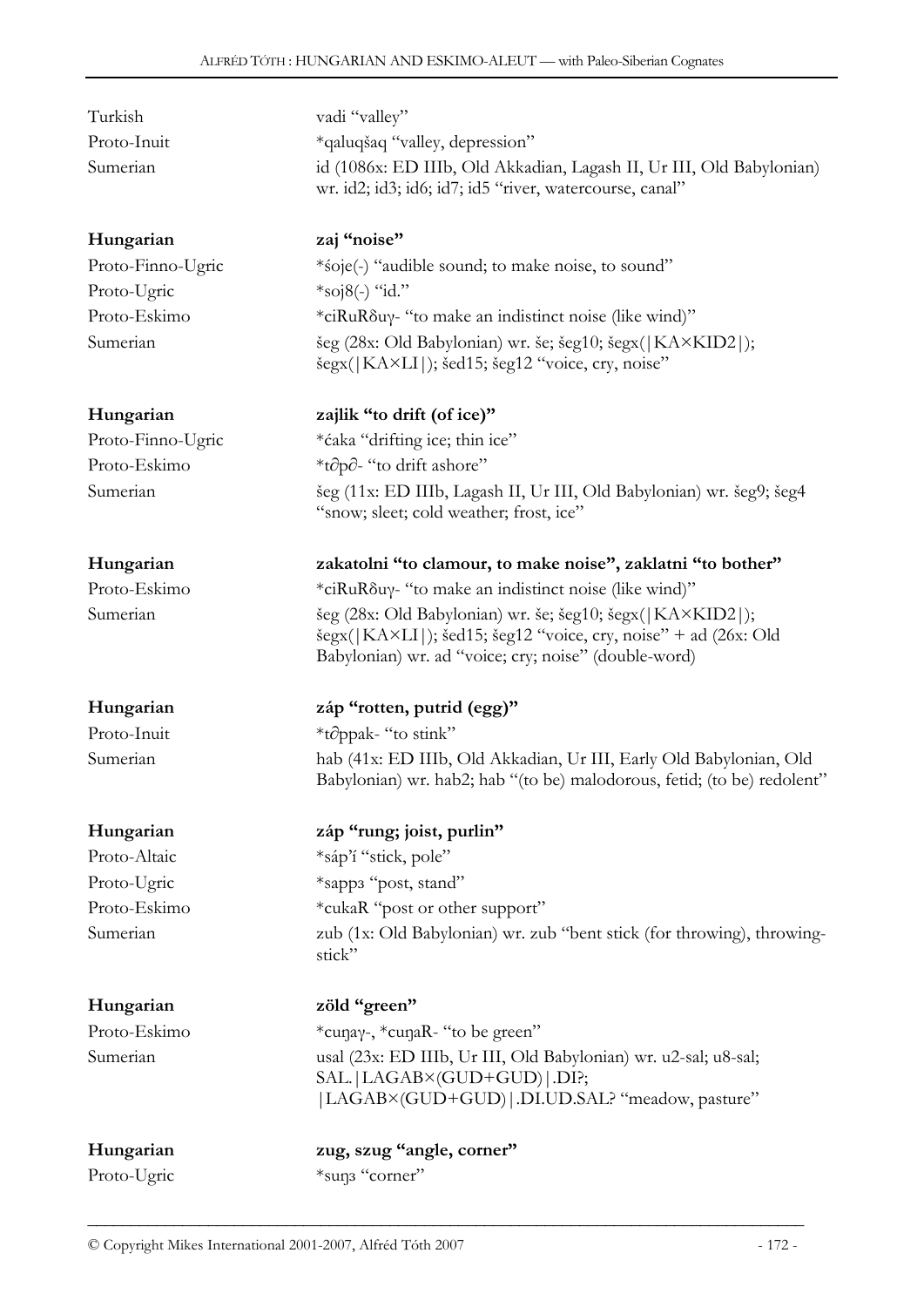| | |
|---|---|
| Turkish | vadi "valley" |
| Proto-Inuit | *qaluqšaq "valley, depression" |
| Sumerian | id (1086x: ED IIIb, Old Akkadian, Lagash II, Ur III, Old Babylonian) wr. id2; id3; id6; id7; id5 "river, watercourse, canal" |

| | |
|---|---|
| **Hungarian** | **zaj "noise"** |
| Proto-Finno-Ugric | *śoje(-) "audible sound; to make noise, to sound" |
| Proto-Ugric | *soj8(-) "id." |
| Proto-Eskimo | *ciRuRδuγ- "to make an indistinct noise (like wind)" |
| Sumerian | šeg (28x: Old Babylonian) wr. še; šeg10; šegx(\|KA×KID2\|); šegx(\|KA×LI\|); šed15; šeg12 "voice, cry, noise" |

| | |
|---|---|
| **Hungarian** | **zajlik "to drift (of ice)"** |
| Proto-Finno-Ugric | *ćaka "drifting ice; thin ice" |
| Proto-Eskimo | *t∂p∂- "to drift ashore" |
| Sumerian | šeg (11x: ED IIIb, Lagash II, Ur III, Old Babylonian) wr. šeg9; šeg4 "snow; sleet; cold weather; frost, ice" |

| | |
|---|---|
| **Hungarian** | **zakatolni "to clamour, to make noise", zaklatni "to bother"** |
| Proto-Eskimo | *ciRuRδuγ- "to make an indistinct noise (like wind)" |
| Sumerian | šeg (28x: Old Babylonian) wr. še; šeg10; šegx(\|KA×KID2\|); šegx(\|KA×LI\|); šed15; šeg12 "voice, cry, noise" + ad (26x: Old Babylonian) wr. ad "voice; cry; noise" (double-word) |

| | |
|---|---|
| **Hungarian** | **záp "rotten, putrid (egg)"** |
| Proto-Inuit | *t∂ppak- "to stink" |
| Sumerian | hab (41x: ED IIIb, Old Akkadian, Ur III, Early Old Babylonian, Old Babylonian) wr. hab2; hab "(to be) malodorous, fetid; (to be) redolent" |

| | |
|---|---|
| **Hungarian** | **záp "rung; joist, purlin"** |
| Proto-Altaic | *sáp'í "stick, pole" |
| Proto-Ugric | *sappз "post, stand" |
| Proto-Eskimo | *cukaR "post or other support" |
| Sumerian | zub (1x: Old Babylonian) wr. zub "bent stick (for throwing), throwing-stick" |

| | |
|---|---|
| **Hungarian** | **zöld "green"** |
| Proto-Eskimo | *cuŋaγ-, *cuŋaR- "to be green" |
| Sumerian | usal (23x: ED IIIb, Ur III, Old Babylonian) wr. u2-sal; u8-sal; SAL.\|LAGAB×(GUD+GUD)\|.DI?; \|LAGAB×(GUD+GUD)\|.DI.UD.SAL? "meadow, pasture" |

| | |
|---|---|
| **Hungarian** | **zug, szug "angle, corner"** |
| Proto-Ugric | *suŋз "corner" |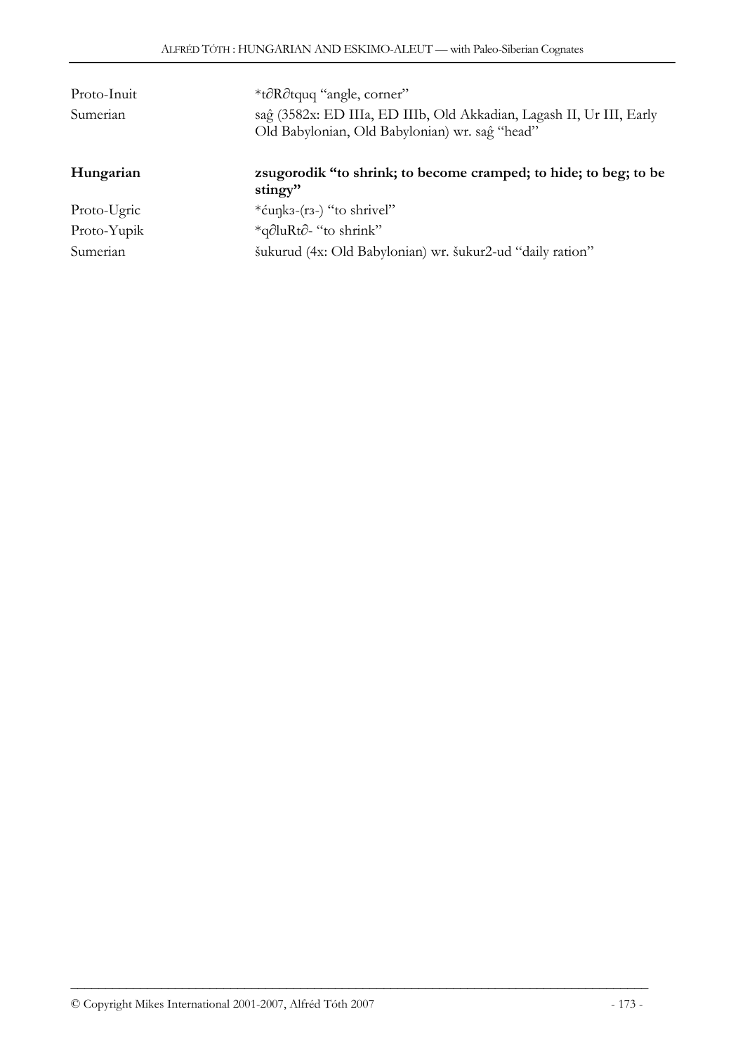| | |
|---|---|
| Proto-Inuit | *t∂R∂tquq "angle, corner" |
| Sumerian | saĝ (3582x: ED IIIa, ED IIIb, Old Akkadian, Lagash II, Ur III, Early Old Babylonian, Old Babylonian) wr. saĝ "head" |

| | |
|---|---|
| **Hungarian** | **zsugorodik "to shrink; to become cramped; to hide; to beg; to be stingy"** |
| Proto-Ugric | *ćuŋkз-(rз-) "to shrivel" |
| Proto-Yupik | *q∂luRt∂- "to shrink" |
| Sumerian | šukurud (4x: Old Babylonian) wr. šukur2-ud "daily ration" |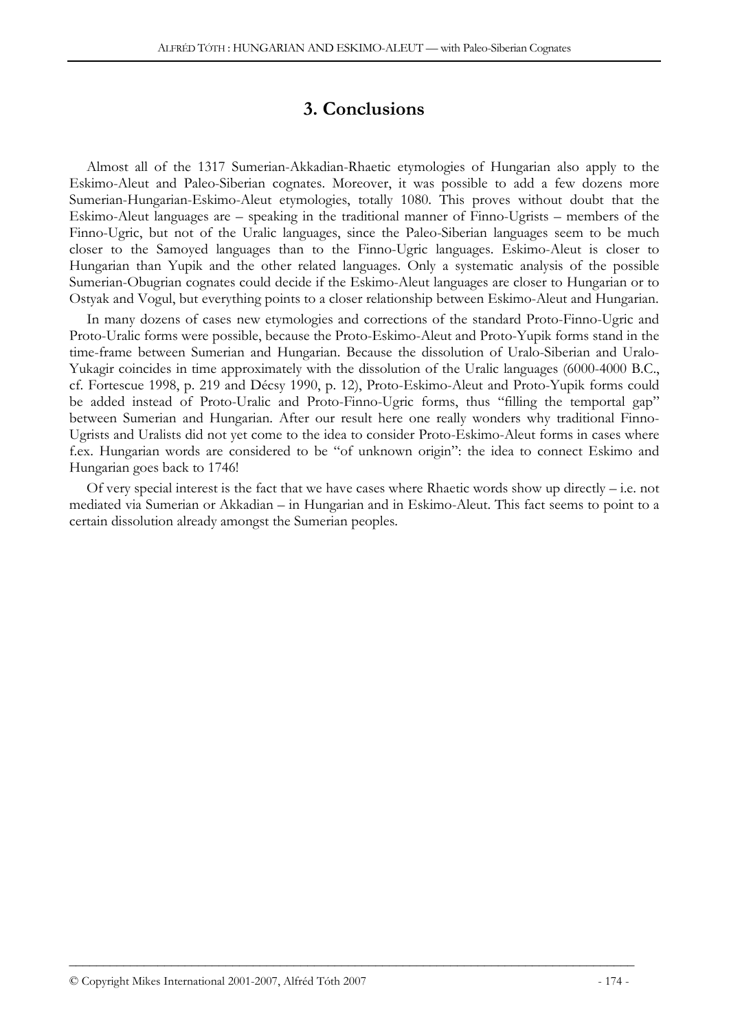## 3. Conclusions

Almost all of the 1317 Sumerian-Akkadian-Rhaetic etymologies of Hungarian also apply to the Eskimo-Aleut and Paleo-Siberian cognates. Moreover, it was possible to add a few dozens more Sumerian-Hungarian-Eskimo-Aleut etymologies, totally 1080. This proves without doubt that the Eskimo-Aleut languages are – speaking in the traditional manner of Finno-Ugrists – members of the Finno-Ugric, but not of the Uralic languages, since the Paleo-Siberian languages seem to be much closer to the Samoyed languages than to the Finno-Ugric languages. Eskimo-Aleut is closer to Hungarian than Yupik and the other related languages. Only a systematic analysis of the possible Sumerian-Obugrian cognates could decide if the Eskimo-Aleut languages are closer to Hungarian or to Ostyak and Vogul, but everything points to a closer relationship between Eskimo-Aleut and Hungarian.

In many dozens of cases new etymologies and corrections of the standard Proto-Finno-Ugric and Proto-Uralic forms were possible, because the Proto-Eskimo-Aleut and Proto-Yupik forms stand in the time-frame between Sumerian and Hungarian. Because the dissolution of Uralo-Siberian and Uralo-Yukagir coincides in time approximately with the dissolution of the Uralic languages (6000-4000 B.C., cf. Fortescue 1998, p. 219 and Décsy 1990, p. 12), Proto-Eskimo-Aleut and Proto-Yupik forms could be added instead of Proto-Uralic and Proto-Finno-Ugric forms, thus "filling the temportal gap" between Sumerian and Hungarian. After our result here one really wonders why traditional Finno-Ugrists and Uralists did not yet come to the idea to consider Proto-Eskimo-Aleut forms in cases where f.ex. Hungarian words are considered to be "of unknown origin": the idea to connect Eskimo and Hungarian goes back to 1746!

Of very special interest is the fact that we have cases where Rhaetic words show up directly – i.e. not mediated via Sumerian or Akkadian – in Hungarian and in Eskimo-Aleut. This fact seems to point to a certain dissolution already amongst the Sumerian peoples.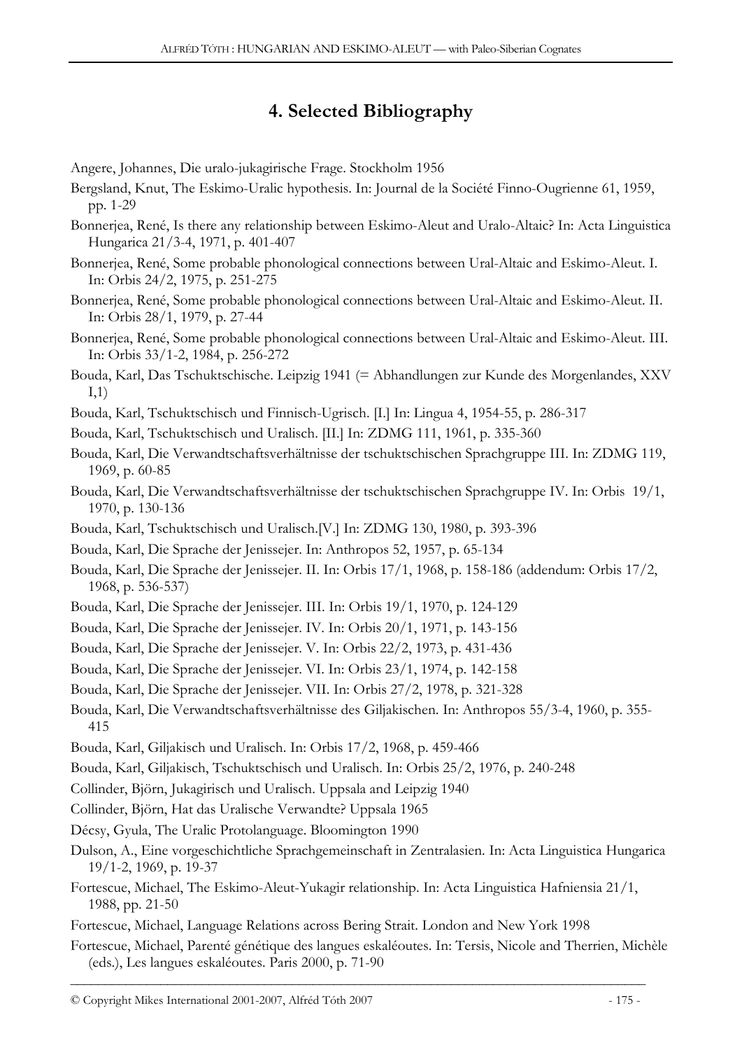## 4. Selected Bibliography

Angere, Johannes, Die uralo-jukagirische Frage. Stockholm 1956

Bergsland, Knut, The Eskimo-Uralic hypothesis. In: Journal de la Société Finno-Ougrienne 61, 1959, pp. 1-29

Bonnerjea, René, Is there any relationship between Eskimo-Aleut and Uralo-Altaic? In: Acta Linguistica Hungarica 21/3-4, 1971, p. 401-407

Bonnerjea, René, Some probable phonological connections between Ural-Altaic and Eskimo-Aleut. I. In: Orbis 24/2, 1975, p. 251-275

Bonnerjea, René, Some probable phonological connections between Ural-Altaic and Eskimo-Aleut. II. In: Orbis 28/1, 1979, p. 27-44

Bonnerjea, René, Some probable phonological connections between Ural-Altaic and Eskimo-Aleut. III. In: Orbis 33/1-2, 1984, p. 256-272

Bouda, Karl, Das Tschuktschische. Leipzig 1941 (= Abhandlungen zur Kunde des Morgenlandes, XXV I,1)

Bouda, Karl, Tschuktschisch und Finnisch-Ugrisch. [I.] In: Lingua 4, 1954-55, p. 286-317

Bouda, Karl, Tschuktschisch und Uralisch. [II.] In: ZDMG 111, 1961, p. 335-360

Bouda, Karl, Die Verwandtschaftsverhältnisse der tschuktschischen Sprachgruppe III. In: ZDMG 119, 1969, p. 60-85

Bouda, Karl, Die Verwandtschaftsverhältnisse der tschuktschischen Sprachgruppe IV. In: Orbis 19/1, 1970, p. 130-136

Bouda, Karl, Tschuktschisch und Uralisch.[V.] In: ZDMG 130, 1980, p. 393-396

Bouda, Karl, Die Sprache der Jenissejer. In: Anthropos 52, 1957, p. 65-134

Bouda, Karl, Die Sprache der Jenissejer. II. In: Orbis 17/1, 1968, p. 158-186 (addendum: Orbis 17/2, 1968, p. 536-537)

Bouda, Karl, Die Sprache der Jenissejer. III. In: Orbis 19/1, 1970, p. 124-129

Bouda, Karl, Die Sprache der Jenissejer. IV. In: Orbis 20/1, 1971, p. 143-156

Bouda, Karl, Die Sprache der Jenissejer. V. In: Orbis 22/2, 1973, p. 431-436

Bouda, Karl, Die Sprache der Jenissejer. VI. In: Orbis 23/1, 1974, p. 142-158

Bouda, Karl, Die Sprache der Jenissejer. VII. In: Orbis 27/2, 1978, p. 321-328

Bouda, Karl, Die Verwandtschaftsverhältnisse des Giljakischen. In: Anthropos 55/3-4, 1960, p. 355-415

Bouda, Karl, Giljakisch und Uralisch. In: Orbis 17/2, 1968, p. 459-466

Bouda, Karl, Giljakisch, Tschuktschisch und Uralisch. In: Orbis 25/2, 1976, p. 240-248

Collinder, Björn, Jukagirisch und Uralisch. Uppsala and Leipzig 1940

Collinder, Björn, Hat das Uralische Verwandte? Uppsala 1965

Décsy, Gyula, The Uralic Protolanguage. Bloomington 1990

Dulson, A., Eine vorgeschichtliche Sprachgemeinschaft in Zentralasien. In: Acta Linguistica Hungarica 19/1-2, 1969, p. 19-37

Fortescue, Michael, The Eskimo-Aleut-Yukagir relationship. In: Acta Linguistica Hafniensia 21/1, 1988, pp. 21-50

Fortescue, Michael, Language Relations across Bering Strait. London and New York 1998

Fortescue, Michael, Parenté génétique des langues eskaléoutes. In: Tersis, Nicole and Therrien, Michèle (eds.), Les langues eskaléoutes. Paris 2000, p. 71-90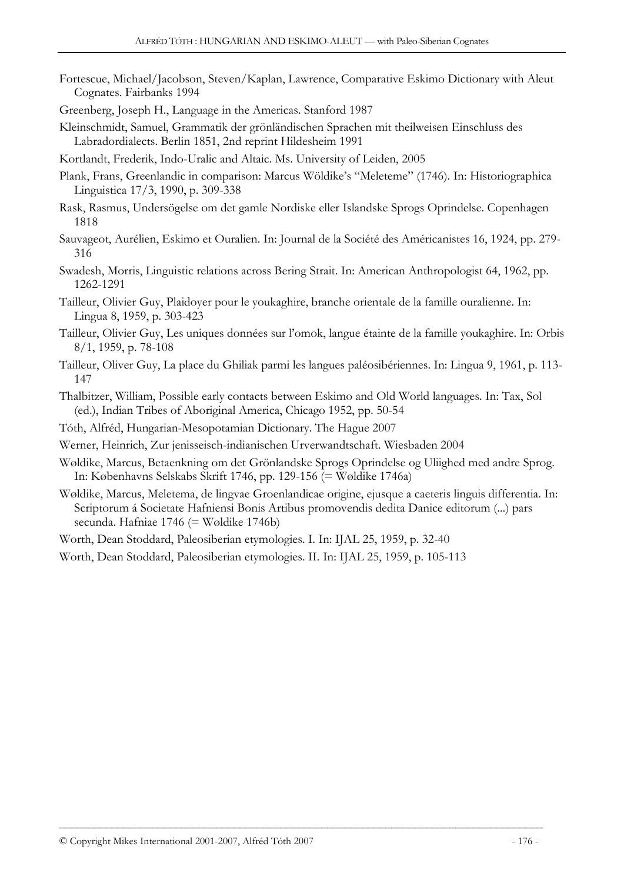Fortescue, Michael/Jacobson, Steven/Kaplan, Lawrence, Comparative Eskimo Dictionary with Aleut Cognates. Fairbanks 1994

Greenberg, Joseph H., Language in the Americas. Stanford 1987

Kleinschmidt, Samuel, Grammatik der grönländischen Sprachen mit theilweisen Einschluss des Labradordialects. Berlin 1851, 2nd reprint Hildesheim 1991

Kortlandt, Frederik, Indo-Uralic and Altaic. Ms. University of Leiden, 2005

Plank, Frans, Greenlandic in comparison: Marcus Wöldike's "Meleteme" (1746). In: Historiographica Linguistica 17/3, 1990, p. 309-338

Rask, Rasmus, Undersögelse om det gamle Nordiske eller Islandske Sprogs Oprindelse. Copenhagen 1818

Sauvageot, Aurélien, Eskimo et Ouralien. In: Journal de la Société des Américanistes 16, 1924, pp. 279-316

Swadesh, Morris, Linguistic relations across Bering Strait. In: American Anthropologist 64, 1962, pp. 1262-1291

Tailleur, Olivier Guy, Plaidoyer pour le youkaghire, branche orientale de la famille ouralienne. In: Lingua 8, 1959, p. 303-423

Tailleur, Olivier Guy, Les uniques données sur l'omok, langue étainte de la famille youkaghire. In: Orbis 8/1, 1959, p. 78-108

Tailleur, Oliver Guy, La place du Ghiliak parmi les langues paléosibériennes. In: Lingua 9, 1961, p. 113-147

Thalbitzer, William, Possible early contacts between Eskimo and Old World languages. In: Tax, Sol (ed.), Indian Tribes of Aboriginal America, Chicago 1952, pp. 50-54

Tóth, Alfréd, Hungarian-Mesopotamian Dictionary. The Hague 2007

Werner, Heinrich, Zur jenisseisch-indianischen Urverwandtschaft. Wiesbaden 2004

Wøldike, Marcus, Betaenkning om det Grönlandske Sprogs Oprindelse og Uliighed med andre Sprog. In: Københavns Selskabs Skrift 1746, pp. 129-156 (= Wøldike 1746a)

Wøldike, Marcus, Meletema, de lingvae Groenlandicae origine, ejusque a caeteris linguis differentia. In: Scriptorum á Societate Hafniensi Bonis Artibus promovendis dedita Danice editorum (...) pars secunda. Hafniae 1746 (= Wøldike 1746b)

Worth, Dean Stoddard, Paleosiberian etymologies. I. In: IJAL 25, 1959, p. 32-40

Worth, Dean Stoddard, Paleosiberian etymologies. II. In: IJAL 25, 1959, p. 105-113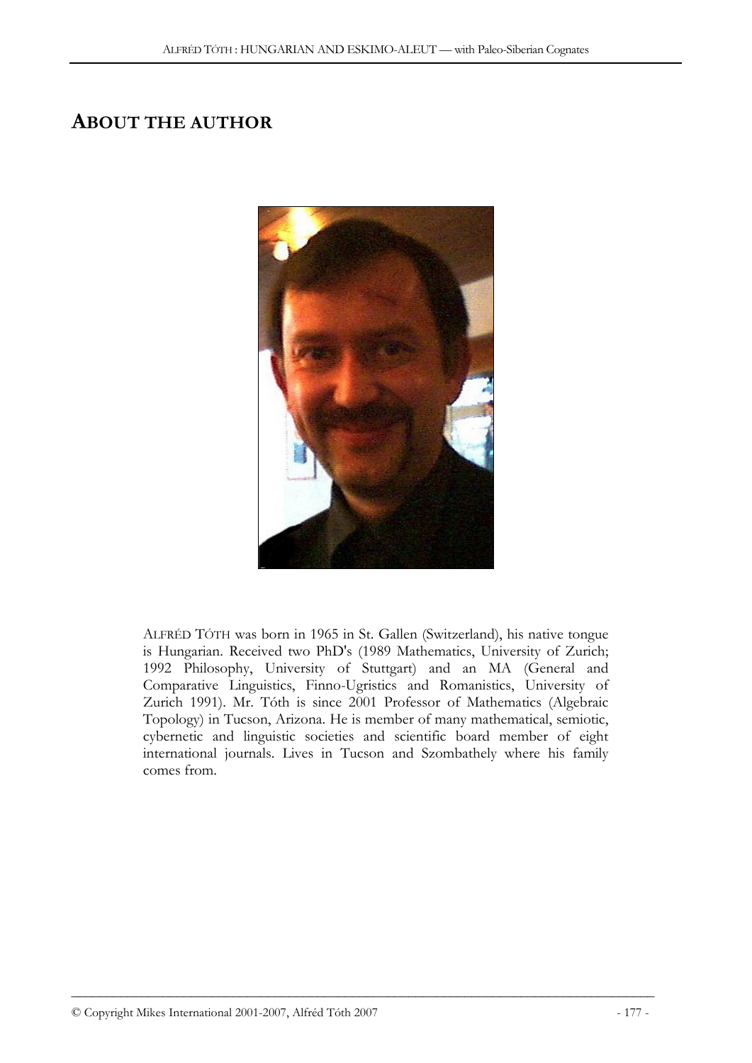## ABOUT THE AUTHOR

ALFRÉD TÓTH was born in 1965 in St. Gallen (Switzerland), his native tongue is Hungarian. Received two PhD's (1989 Mathematics, University of Zurich; 1992 Philosophy, University of Stuttgart) and an MA (General and Comparative Linguistics, Finno-Ugristics and Romanistics, University of Zurich 1991). Mr. Tóth is since 2001 Professor of Mathematics (Algebraic Topology) in Tucson, Arizona. He is member of many mathematical, semiotic, cybernetic and linguistic societies and scientific board member of eight international journals. Lives in Tucson and Szombathely where his family comes from.